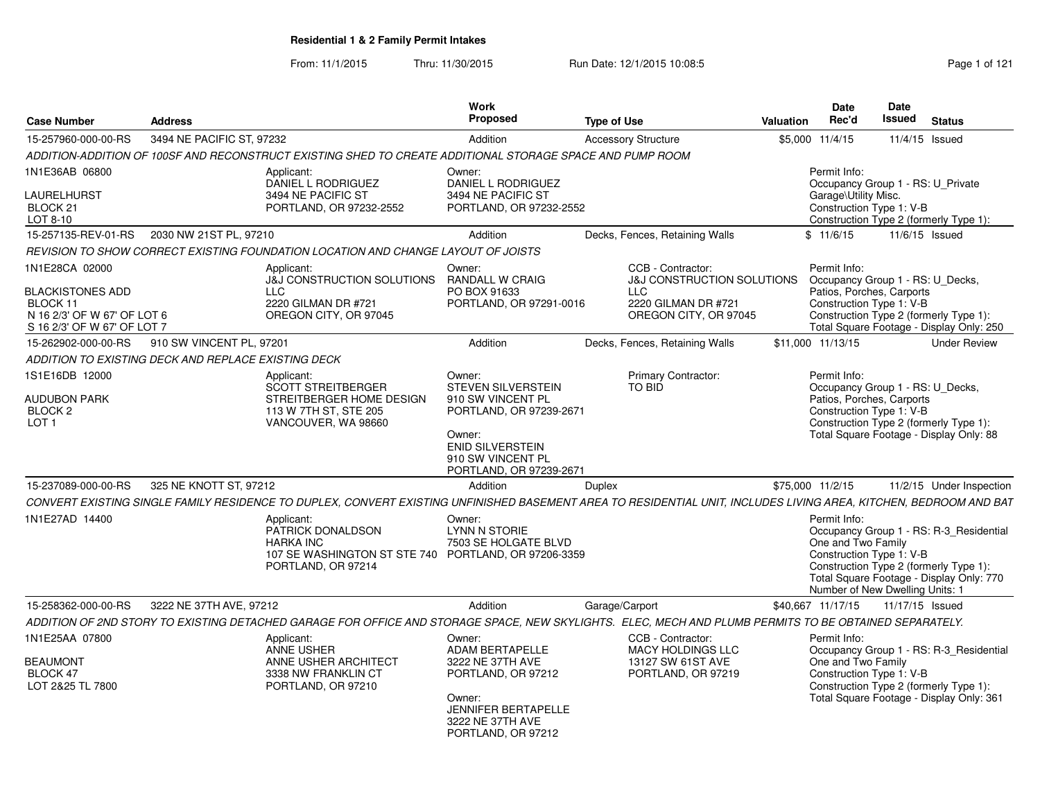# Residential 1 & 2 Family Permit Intakes

From: 11/1/2015 Thru: 11/30/2015 Run Date: 12/1/2015 10:08:5

| Case Number | Address | Work Proposed | Type of Use | Valuation | Date Rec'd | Date Issued | Status |
|---|---|---|---|---|---|---|---|
| 15-257960-000-00-RS | 3494 NE PACIFIC ST, 97232 | Addition | Accessory Structure | $5,000 | 11/4/15 | 11/4/15 | Issued |

ADDITION-ADDITION OF 100SF AND RECONSTRUCT EXISTING SHED TO CREATE ADDITIONAL STORAGE SPACE AND PUMP ROOM

1N1E36AB 06800
LAURELHURST
BLOCK 21
LOT 8-10

Applicant:
DANIEL L RODRIGUEZ
3494 NE PACIFIC ST
PORTLAND, OR 97232-2552

Owner:
DANIEL L RODRIGUEZ
3494 NE PACIFIC ST
PORTLAND, OR 97232-2552

Permit Info:
Occupancy Group 1 - RS: U_Private Garage\Utility Misc.
Construction Type 1: V-B
Construction Type 2 (formerly Type 1):

| Case Number | Address | Work Proposed | Type of Use | Valuation | Date Rec'd | Date Issued | Status |
|---|---|---|---|---|---|---|---|
| 15-257135-REV-01-RS | 2030 NW 21ST PL, 97210 | Addition | Decks, Fences, Retaining Walls | $ | 11/6/15 | 11/6/15 | Issued |

REVISION TO SHOW CORRECT EXISTING FOUNDATION LOCATION AND CHANGE LAYOUT OF JOISTS

1N1E28CA 02000
BLACKISTONES ADD
BLOCK 11
N 16 2/3' OF W 67' OF LOT 6
S 16 2/3' OF W 67' OF LOT 7

Applicant:
J&J CONSTRUCTION SOLUTIONS LLC
2220 GILMAN DR #721
OREGON CITY, OR 97045

Owner:
RANDALL W CRAIG
PO BOX 91633
PORTLAND, OR 97291-0016

CCB - Contractor:
J&J CONSTRUCTION SOLUTIONS LLC
2220 GILMAN DR #721
OREGON CITY, OR 97045

Permit Info:
Occupancy Group 1 - RS: U_Decks, Patios, Porches, Carports
Construction Type 1: V-B
Construction Type 2 (formerly Type 1):
Total Square Footage - Display Only: 250

| Case Number | Address | Work Proposed | Type of Use | Valuation | Date Rec'd | Date Issued | Status |
|---|---|---|---|---|---|---|---|
| 15-262902-000-00-RS | 910 SW VINCENT PL, 97201 | Addition | Decks, Fences, Retaining Walls | $11,000 | 11/13/15 | | Under Review |

ADDITION TO EXISTING DECK AND REPLACE EXISTING DECK

1S1E16DB 12000
AUDUBON PARK
BLOCK 2
LOT 1

Applicant:
SCOTT STREITBERGER
STREITBERGER HOME DESIGN
113 W 7TH ST, STE 205
VANCOUVER, WA 98660

Owner:
STEVEN SILVERSTEIN
910 SW VINCENT PL
PORTLAND, OR 97239-2671

Owner:
ENID SILVERSTEIN
910 SW VINCENT PL
PORTLAND, OR 97239-2671

Primary Contractor:
TO BID

Permit Info:
Occupancy Group 1 - RS: U_Decks, Patios, Porches, Carports
Construction Type 1: V-B
Construction Type 2 (formerly Type 1):
Total Square Footage - Display Only: 88

| Case Number | Address | Work Proposed | Type of Use | Valuation | Date Rec'd | Date Issued | Status |
|---|---|---|---|---|---|---|---|
| 15-237089-000-00-RS | 325 NE KNOTT ST, 97212 | Addition | Duplex | $75,000 | 11/2/15 | 11/2/15 | Under Inspection |

CONVERT EXISTING SINGLE FAMILY RESIDENCE TO DUPLEX, CONVERT EXISTING UNFINISHED BASEMENT AREA TO RESIDENTIAL UNIT, INCLUDES LIVING AREA, KITCHEN, BEDROOM AND BAT

1N1E27AD 14400

Applicant:
PATRICK DONALDSON
HARKA INC
107 SE WASHINGTON ST STE 740
PORTLAND, OR 97214

Owner:
LYNN N STORIE
7503 SE HOLGATE BLVD
PORTLAND, OR 97206-3359

Permit Info:
Occupancy Group 1 - RS: R-3_Residential One and Two Family
Construction Type 1: V-B
Construction Type 2 (formerly Type 1):
Total Square Footage - Display Only: 770
Number of New Dwelling Units: 1

| Case Number | Address | Work Proposed | Type of Use | Valuation | Date Rec'd | Date Issued | Status |
|---|---|---|---|---|---|---|---|
| 15-258362-000-00-RS | 3222 NE 37TH AVE, 97212 | Addition | Garage/Carport | $40,667 | 11/17/15 | 11/17/15 | Issued |

ADDITION OF 2ND STORY TO EXISTING DETACHED GARAGE FOR OFFICE AND STORAGE SPACE, NEW SKYLIGHTS. ELEC, MECH AND PLUMB PERMITS TO BE OBTAINED SEPARATELY.

1N1E25AA 07800
BEAUMONT
BLOCK 47
LOT 2&25 TL 7800

Applicant:
ANNE USHER
ANNE USHER ARCHITECT
3338 NW FRANKLIN CT
PORTLAND, OR 97210

Owner:
ADAM BERTAPELLE
3222 NE 37TH AVE
PORTLAND, OR 97212

Owner:
JENNIFER BERTAPELLE
3222 NE 37TH AVE
PORTLAND, OR 97212

CCB - Contractor:
MACY HOLDINGS LLC
13127 SW 61ST AVE
PORTLAND, OR 97219

Permit Info:
Occupancy Group 1 - RS: R-3_Residential One and Two Family
Construction Type 1: V-B
Construction Type 2 (formerly Type 1):
Total Square Footage - Display Only: 361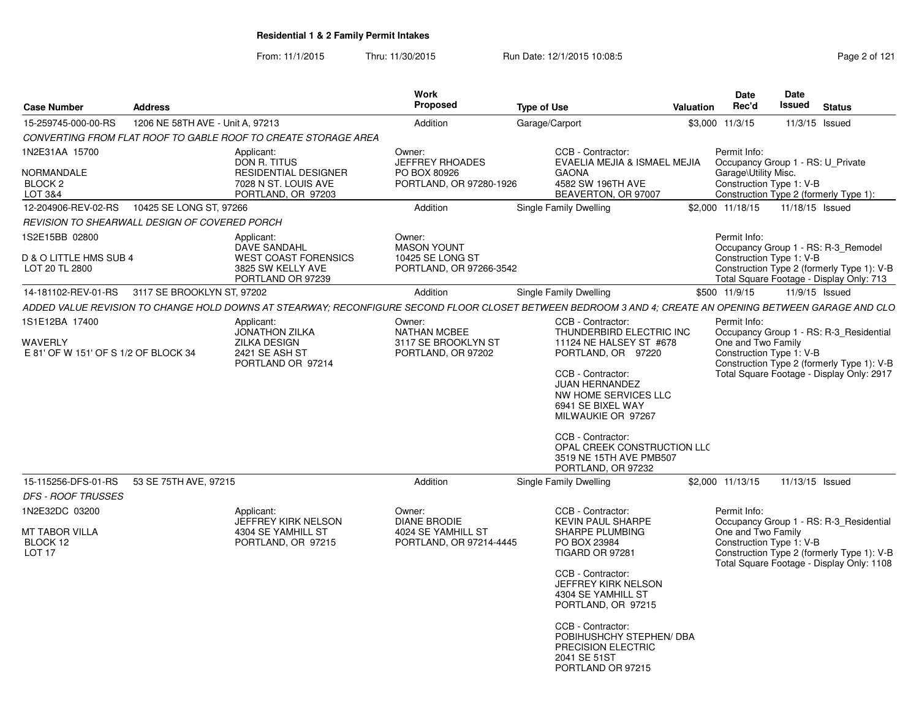**Residential 1 & 2 Family Permit Intakes**

From: 11/1/2015 Thru: 11/30/2015 Run Date: 12/1/2015 10:08:5

| Case Number | Address | Work Proposed | Type of Use | Valuation | Date Rec'd | Date Issued | Status |
|---|---|---|---|---|---|---|---|
| 15-259745-000-00-RS | 1206 NE 58TH AVE - Unit A, 97213 | Addition | Garage/Carport | $3,000 | 11/3/15 | 11/3/15 | Issued |

*CONVERTING FROM FLAT ROOF TO GABLE ROOF TO CREATE STORAGE AREA*

1N2E31AA 15700
NORMANDALE
BLOCK 2
LOT 3&4

Applicant: DON R. TITUS, RESIDENTIAL DESIGNER, 7028 N ST. LOUIS AVE, PORTLAND, OR 97203

Owner: JEFFREY RHOADES, PO BOX 80926, PORTLAND, OR 97280-1926

CCB - Contractor: EVAELIA MEJIA & ISMAEL MEJIA GAONA, 4582 SW 196TH AVE, BEAVERTON, OR 97007

Permit Info: Occupancy Group 1 - RS: U_Private Garage\Utility Misc.; Construction Type 1: V-B; Construction Type 2 (formerly Type 1):

| Case Number | Address | Work Proposed | Type of Use | Valuation | Date Rec'd | Date Issued | Status |
|---|---|---|---|---|---|---|---|
| 12-204906-REV-02-RS | 10425 SE LONG ST, 97266 | Addition | Single Family Dwelling | $2,000 | 11/18/15 | 11/18/15 | Issued |

*REVISION TO SHEARWALL DESIGN OF COVERED PORCH*

1S2E15BB 02800
D & O LITTLE HMS SUB 4
LOT 20 TL 2800

Applicant: DAVE SANDAHL, WEST COAST FORENSICS, 3825 SW KELLY AVE, PORTLAND OR 97239

Owner: MASON YOUNT, 10425 SE LONG ST, PORTLAND, OR 97266-3542

Permit Info: Occupancy Group 1 - RS: R-3_Remodel; Construction Type 1: V-B; Construction Type 2 (formerly Type 1): V-B; Total Square Footage - Display Only: 713

| Case Number | Address | Work Proposed | Type of Use | Valuation | Date Rec'd | Date Issued | Status |
|---|---|---|---|---|---|---|---|
| 14-181102-REV-01-RS | 3117 SE BROOKLYN ST, 97202 | Addition | Single Family Dwelling | $500 | 11/9/15 | 11/9/15 | Issued |

*ADDED VALUE REVISION TO CHANGE HOLD DOWNS AT STEARWAY; RECONFIGURE SECOND FLOOR CLOSET BETWEEN BEDROOM 3 AND 4; CREATE AN OPENING BETWEEN GARAGE AND CLO*

1S1E12BA 17400
WAVERLY
E 81' OF W 151' OF S 1/2 OF BLOCK 34

Applicant: JONATHON ZILKA, ZILKA DESIGN, 2421 SE ASH ST, PORTLAND OR 97214

Owner: NATHAN MCBEE, 3117 SE BROOKLYN ST, PORTLAND, OR 97202

CCB - Contractor: THUNDERBIRD ELECTRIC INC, 11124 NE HALSEY ST #678, PORTLAND, OR 97220

CCB - Contractor: JUAN HERNANDEZ, NW HOME SERVICES LLC, 6941 SE BIXEL WAY, MILWAUKIE OR 97267

CCB - Contractor: OPAL CREEK CONSTRUCTION LLC, 3519 NE 15TH AVE PMB507, PORTLAND, OR 97232

Permit Info: Occupancy Group 1 - RS: R-3_Residential One and Two Family; Construction Type 1: V-B; Construction Type 2 (formerly Type 1): V-B; Total Square Footage - Display Only: 2917

| Case Number | Address | Work Proposed | Type of Use | Valuation | Date Rec'd | Date Issued | Status |
|---|---|---|---|---|---|---|---|
| 15-115256-DFS-01-RS | 53 SE 75TH AVE, 97215 | Addition | Single Family Dwelling | $2,000 | 11/13/15 | 11/13/15 | Issued |

*DFS - ROOF TRUSSES*

1N2E32DC 03200
MT TABOR VILLA
BLOCK 12
LOT 17

Applicant: JEFFREY KIRK NELSON, 4304 SE YAMHILL ST, PORTLAND, OR 97215

Owner: DIANE BRODIE, 4024 SE YAMHILL ST, PORTLAND, OR 97214-4445

CCB - Contractor: KEVIN PAUL SHARPE, SHARPE PLUMBING, PO BOX 23984, TIGARD OR 97281

CCB - Contractor: JEFFREY KIRK NELSON, 4304 SE YAMHILL ST, PORTLAND, OR 97215

CCB - Contractor: POBIHUSHCHY STEPHEN/ DBA PRECISION ELECTRIC, 2041 SE 51ST, PORTLAND OR 97215

Permit Info: Occupancy Group 1 - RS: R-3_Residential One and Two Family; Construction Type 1: V-B; Construction Type 2 (formerly Type 1): V-B; Total Square Footage - Display Only: 1108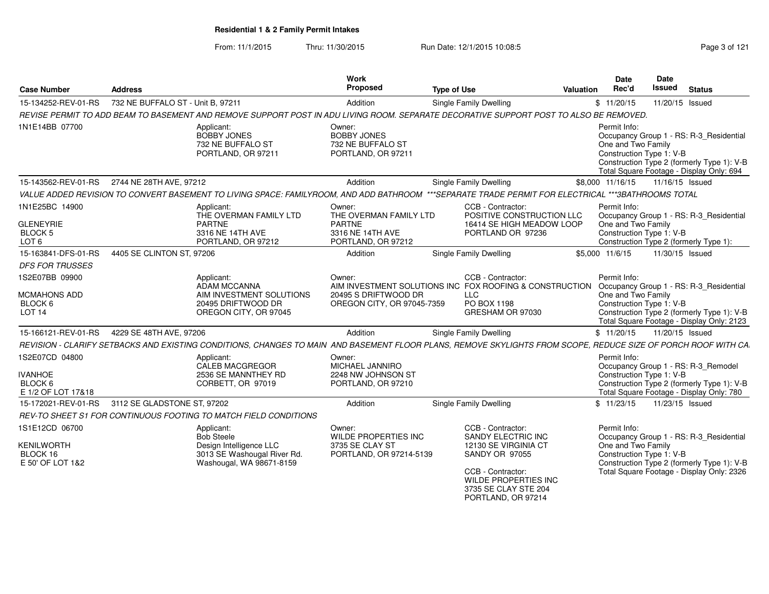## Residential 1 & 2 Family Permit Intakes

From: 11/1/2015 Thru: 11/30/2015 Run Date: 12/1/2015 10:08:5

| Case Number | Address | Work Proposed | Type of Use | Valuation | Date Rec'd | Date Issued | Status |
|---|---|---|---|---|---|---|---|
| 15-134252-REV-01-RS | 732 NE BUFFALO ST - Unit B, 97211 | Addition | Single Family Dwelling | $ | 11/20/15 | 11/20/15 | Issued |

*REVISE PERMIT TO ADD BEAM TO BASEMENT AND REMOVE SUPPORT POST IN ADU LIVING ROOM. SEPARATE DECORATIVE SUPPORT POST TO ALSO BE REMOVED.*

1N1E14BB 07700

Applicant: BOBBY JONES, 732 NE BUFFALO ST, PORTLAND, OR 97211

Owner: BOBBY JONES, 732 NE BUFFALO ST, PORTLAND, OR 97211

Permit Info: Occupancy Group 1 - RS: R-3_Residential One and Two Family; Construction Type 1: V-B; Construction Type 2 (formerly Type 1): V-B; Total Square Footage - Display Only: 694

---

| Case Number | Address | Work Proposed | Type of Use | Valuation | Date Rec'd | Date Issued | Status |
|---|---|---|---|---|---|---|---|
| 15-143562-REV-01-RS | 2744 NE 28TH AVE, 97212 | Addition | Single Family Dwelling | $8,000 | 11/16/15 | 11/16/15 | Issued |

*VALUE ADDED REVISION TO CONVERT BASEMENT TO LIVING SPACE: FAMILYROOM, AND ADD BATHROOM ***SEPARATE TRADE PERMIT FOR ELECTRICAL ***3BATHROOMS TOTAL*

1N1E25BC 14900

GLENEYRIE
BLOCK 5
LOT 6

Applicant: THE OVERMAN FAMILY LTD PARTNE, 3316 NE 14TH AVE, PORTLAND, OR 97212

Owner: THE OVERMAN FAMILY LTD PARTNE, 3316 NE 14TH AVE, PORTLAND, OR 97212

CCB - Contractor: POSITIVE CONSTRUCTION LLC, 16414 SE HIGH MEADOW LOOP, PORTLAND OR 97236

Permit Info: Occupancy Group 1 - RS: R-3_Residential One and Two Family; Construction Type 1: V-B; Construction Type 2 (formerly Type 1):

---

| Case Number | Address | Work Proposed | Type of Use | Valuation | Date Rec'd | Date Issued | Status |
|---|---|---|---|---|---|---|---|
| 15-163841-DFS-01-RS | 4405 SE CLINTON ST, 97206 | Addition | Single Family Dwelling | $5,000 | 11/6/15 | 11/30/15 | Issued |

*DFS FOR TRUSSES*

1S2E07BB 09900

MCMAHONS ADD
BLOCK 6
LOT 14

Applicant: ADAM MCCANNA, AIM INVESTMENT SOLUTIONS, 20495 DRIFTWOOD DR, OREGON CITY, OR 97045

Owner: AIM INVESTMENT SOLUTIONS INC, 20495 S DRIFTWOOD DR, OREGON CITY, OR 97045-7359

CCB - Contractor: FOX ROOFING & CONSTRUCTION LLC, PO BOX 1198, GRESHAM OR 97030

Permit Info: Occupancy Group 1 - RS: R-3_Residential One and Two Family; Construction Type 1: V-B; Construction Type 2 (formerly Type 1): V-B; Total Square Footage - Display Only: 2123

---

| Case Number | Address | Work Proposed | Type of Use | Valuation | Date Rec'd | Date Issued | Status |
|---|---|---|---|---|---|---|---|
| 15-166121-REV-01-RS | 4229 SE 48TH AVE, 97206 | Addition | Single Family Dwelling | $ | 11/20/15 | 11/20/15 | Issued |

*REVISION - CLARIFY SETBACKS AND EXISTING CONDITIONS, CHANGES TO MAIN AND BASEMENT FLOOR PLANS, REMOVE SKYLIGHTS FROM SCOPE, REDUCE SIZE OF PORCH ROOF WITH CA*

1S2E07CD 04800

IVANHOE
BLOCK 6
E 1/2 OF LOT 17&18

Applicant: CALEB MACGREGOR, 2536 SE MANNTHEY RD, CORBETT, OR 97019

Owner: MICHAEL JANNIRO, 2248 NW JOHNSON ST, PORTLAND, OR 97210

Permit Info: Occupancy Group 1 - RS: R-3_Remodel; Construction Type 1: V-B; Construction Type 2 (formerly Type 1): V-B; Total Square Footage - Display Only: 780

---

| Case Number | Address | Work Proposed | Type of Use | Valuation | Date Rec'd | Date Issued | Status |
|---|---|---|---|---|---|---|---|
| 15-172021-REV-01-RS | 3112 SE GLADSTONE ST, 97202 | Addition | Single Family Dwelling | $ | 11/23/15 | 11/23/15 | Issued |

*REV-TO SHEET S1 FOR CONTINUOUS FOOTING TO MATCH FIELD CONDITIONS*

1S1E12CD 06700

KENILWORTH
BLOCK 16
E 50' OF LOT 1&2

Applicant: Bob Steele, Design Intelligence LLC, 3013 SE Washougal River Rd., Washougal, WA 98671-8159

Owner: WILDE PROPERTIES INC, 3735 SE CLAY ST, PORTLAND, OR 97214-5139

CCB - Contractor: SANDY ELECTRIC INC, 12130 SE VIRGINIA CT, SANDY OR 97055

CCB - Contractor: WILDE PROPERTIES INC, 3735 SE CLAY STE 204, PORTLAND, OR 97214

Permit Info: Occupancy Group 1 - RS: R-3_Residential One and Two Family; Construction Type 1: V-B; Construction Type 2 (formerly Type 1): V-B; Total Square Footage - Display Only: 2326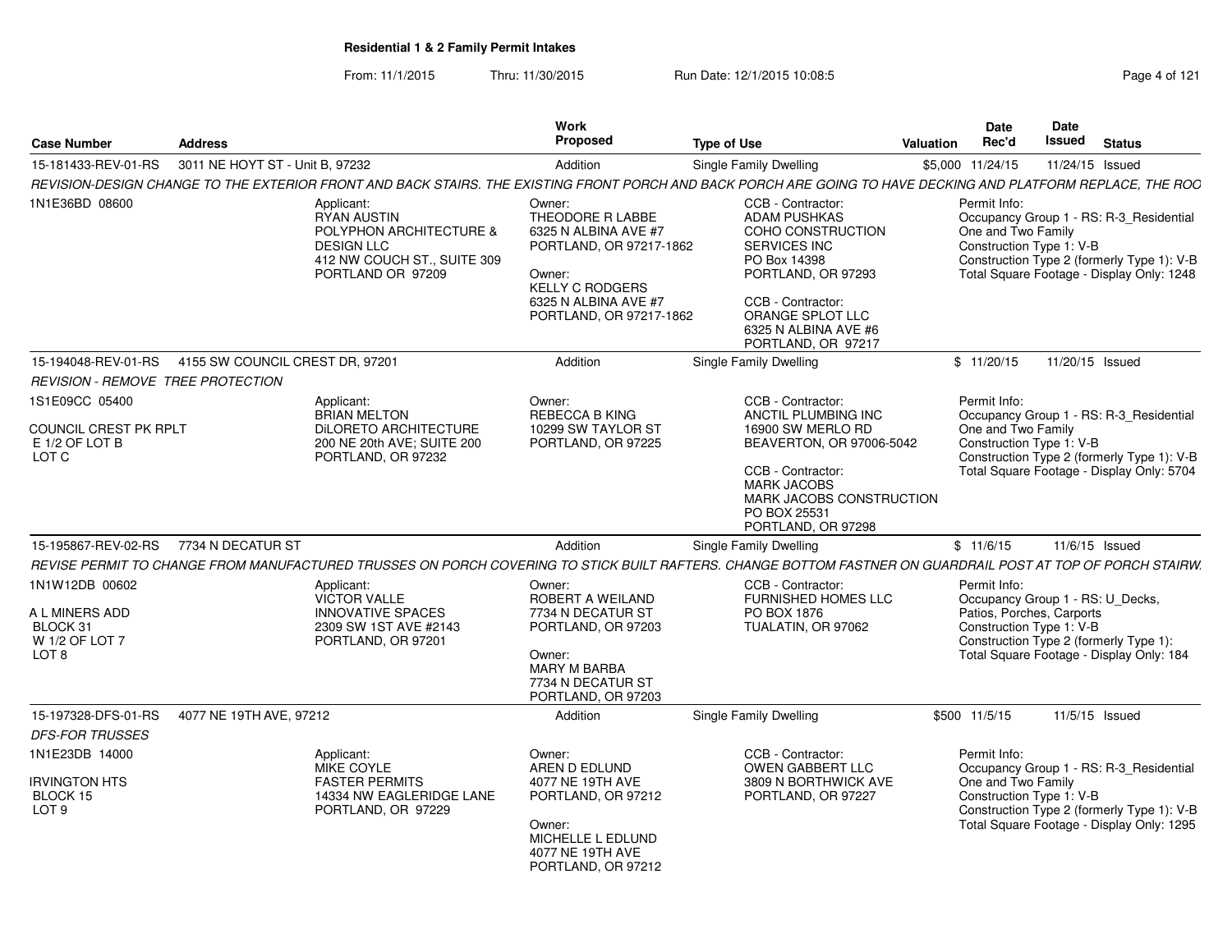**Residential 1 & 2 Family Permit Intakes**

From: 11/1/2015 Thru: 11/30/2015 Run Date: 12/1/2015 10:08:5

| Case Number | Address | Work Proposed | Type of Use | Valuation | Date Rec'd | Date Issued | Status |
|---|---|---|---|---|---|---|---|
| 15-181433-REV-01-RS | 3011 NE HOYT ST - Unit B, 97232 | Addition | Single Family Dwelling | $5,000 | 11/24/15 | 11/24/15 | Issued |

*REVISION-DESIGN CHANGE TO THE EXTERIOR FRONT AND BACK STAIRS. THE EXISTING FRONT PORCH AND BACK PORCH ARE GOING TO HAVE DECKING AND PLATFORM REPLACE, THE ROO*

1N1E36BD 08600

Applicant:
RYAN AUSTIN
POLYPHON ARCHITECTURE & DESIGN LLC
412 NW COUCH ST., SUITE 309
PORTLAND OR 97209

Owner:
THEODORE R LABBE
6325 N ALBINA AVE #7
PORTLAND, OR 97217-1862

Owner:
KELLY C RODGERS
6325 N ALBINA AVE #7
PORTLAND, OR 97217-1862

CCB - Contractor:
ADAM PUSHKAS
COHO CONSTRUCTION SERVICES INC
PO Box 14398
PORTLAND, OR 97293

CCB - Contractor:
ORANGE SPLOT LLC
6325 N ALBINA AVE #6
PORTLAND, OR 97217

Permit Info:
Occupancy Group 1 - RS: R-3_Residential One and Two Family
Construction Type 1: V-B
Construction Type 2 (formerly Type 1): V-B
Total Square Footage - Display Only: 1248

| Case Number | Address | Work Proposed | Type of Use | Valuation | Date Rec'd | Date Issued | Status |
|---|---|---|---|---|---|---|---|
| 15-194048-REV-01-RS | 4155 SW COUNCIL CREST DR, 97201 | Addition | Single Family Dwelling | $ | 11/20/15 | 11/20/15 | Issued |

*REVISION - REMOVE TREE PROTECTION*

1S1E09CC 05400

COUNCIL CREST PK RPLT
E 1/2 OF LOT B
LOT C

Applicant:
BRIAN MELTON
DiLORETO ARCHITECTURE
200 NE 20th AVE; SUITE 200
PORTLAND, OR 97232

Owner:
REBECCA B KING
10299 SW TAYLOR ST
PORTLAND, OR 97225

CCB - Contractor:
ANCTIL PLUMBING INC
16900 SW MERLO RD
BEAVERTON, OR 97006-5042

CCB - Contractor:
MARK JACOBS
MARK JACOBS CONSTRUCTION
PO BOX 25531
PORTLAND, OR 97298

Permit Info:
Occupancy Group 1 - RS: R-3_Residential One and Two Family
Construction Type 1: V-B
Construction Type 2 (formerly Type 1): V-B
Total Square Footage - Display Only: 5704

| Case Number | Address | Work Proposed | Type of Use | Valuation | Date Rec'd | Date Issued | Status |
|---|---|---|---|---|---|---|---|
| 15-195867-REV-02-RS | 7734 N DECATUR ST | Addition | Single Family Dwelling | $ | 11/6/15 | 11/6/15 | Issued |

*REVISE PERMIT TO CHANGE FROM MANUFACTURED TRUSSES ON PORCH COVERING TO STICK BUILT RAFTERS. CHANGE BOTTOM FASTNER ON GUARDRAIL POST AT TOP OF PORCH STAIRW.*

1N1W12DB 00602

A L MINERS ADD
BLOCK 31
W 1/2 OF LOT 7
LOT 8

Applicant:
VICTOR VALLE
INNOVATIVE SPACES
2309 SW 1ST AVE #2143
PORTLAND, OR 97201

Owner:
ROBERT A WEILAND
7734 N DECATUR ST
PORTLAND, OR 97203

Owner:
MARY M BARBA
7734 N DECATUR ST
PORTLAND, OR 97203

CCB - Contractor:
FURNISHED HOMES LLC
PO BOX 1876
TUALATIN, OR 97062

Permit Info:
Occupancy Group 1 - RS: U_Decks, Patios, Porches, Carports
Construction Type 1: V-B
Construction Type 2 (formerly Type 1):
Total Square Footage - Display Only: 184

| Case Number | Address | Work Proposed | Type of Use | Valuation | Date Rec'd | Date Issued | Status |
|---|---|---|---|---|---|---|---|
| 15-197328-DFS-01-RS | 4077 NE 19TH AVE, 97212 | Addition | Single Family Dwelling | $500 | 11/5/15 | 11/5/15 | Issued |

*DFS-FOR TRUSSES*

1N1E23DB 14000

IRVINGTON HTS
BLOCK 15
LOT 9

Applicant:
MIKE COYLE
FASTER PERMITS
14334 NW EAGLERIDGE LANE
PORTLAND, OR 97229

Owner:
AREN D EDLUND
4077 NE 19TH AVE
PORTLAND, OR 97212

Owner:
MICHELLE L EDLUND
4077 NE 19TH AVE
PORTLAND, OR 97212

CCB - Contractor:
OWEN GABBERT LLC
3809 N BORTHWICK AVE
PORTLAND, OR 97227

Permit Info:
Occupancy Group 1 - RS: R-3_Residential One and Two Family
Construction Type 1: V-B
Construction Type 2 (formerly Type 1): V-B
Total Square Footage - Display Only: 1295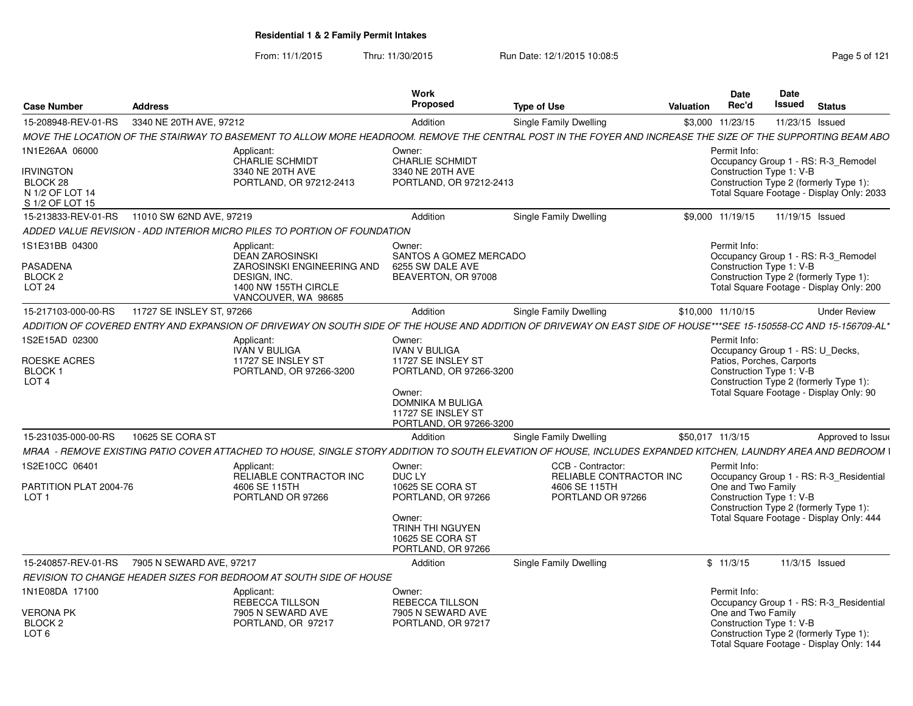**Residential 1 & 2 Family Permit Intakes**

From: 11/1/2015 Thru: 11/30/2015 Run Date: 12/1/2015 10:08:5

| Case Number | Address | | Work Proposed | Type of Use | Valuation | Date Rec'd | Date Issued | Status |
|---|---|---|---|---|---|---|---|---|
| 15-208948-REV-01-RS | 3340 NE 20TH AVE, 97212 | | Addition | Single Family Dwelling | $3,000 | 11/23/15 | 11/23/15 | Issued |

*MOVE THE LOCATION OF THE STAIRWAY TO BASEMENT TO ALLOW MORE HEADROOM. REMOVE THE CENTRAL POST IN THE FOYER AND INCREASE THE SIZE OF THE SUPPORTING BEAM ABO*

1N1E26AA 06000
IRVINGTON
BLOCK 28
N 1/2 OF LOT 14
S 1/2 OF LOT 15

Applicant:
CHARLIE SCHMIDT
3340 NE 20TH AVE
PORTLAND, OR 97212-2413

Owner:
CHARLIE SCHMIDT
3340 NE 20TH AVE
PORTLAND, OR 97212-2413

Permit Info:
Occupancy Group 1 - RS: R-3_Remodel
Construction Type 1: V-B
Construction Type 2 (formerly Type 1):
Total Square Footage - Display Only: 2033

| Case Number | Address | | Work Proposed | Type of Use | Valuation | Date Rec'd | Date Issued | Status |
|---|---|---|---|---|---|---|---|---|
| 15-213833-REV-01-RS | 11010 SW 62ND AVE, 97219 | | Addition | Single Family Dwelling | $9,000 | 11/19/15 | 11/19/15 | Issued |

*ADDED VALUE REVISION - ADD INTERIOR MICRO PILES TO PORTION OF FOUNDATION*

1S1E31BB 04300
PASADENA
BLOCK 2
LOT 24

Applicant:
DEAN ZAROSINSKI
ZAROSINSKI ENGINEERING AND DESIGN, INC.
1400 NW 155TH CIRCLE
VANCOUVER, WA 98685

Owner:
SANTOS A GOMEZ MERCADO
6255 SW DALE AVE
BEAVERTON, OR 97008

Permit Info:
Occupancy Group 1 - RS: R-3_Remodel
Construction Type 1: V-B
Construction Type 2 (formerly Type 1):
Total Square Footage - Display Only: 200

| Case Number | Address | | Work Proposed | Type of Use | Valuation | Date Rec'd | Date Issued | Status |
|---|---|---|---|---|---|---|---|---|
| 15-217103-000-00-RS | 11727 SE INSLEY ST, 97266 | | Addition | Single Family Dwelling | $10,000 | 11/10/15 | | Under Review |

*ADDITION OF COVERED ENTRY AND EXPANSION OF DRIVEWAY ON SOUTH SIDE OF THE HOUSE AND ADDITION OF DRIVEWAY ON EAST SIDE OF HOUSE***SEE 15-150558-CC AND 15-156709-AL*

1S2E15AD 02300
ROESKE ACRES
BLOCK 1
LOT 4

Applicant:
IVAN V BULIGA
11727 SE INSLEY ST
PORTLAND, OR 97266-3200

Owner:
IVAN V BULIGA
11727 SE INSLEY ST
PORTLAND, OR 97266-3200

Owner:
DOMNIKA M BULIGA
11727 SE INSLEY ST
PORTLAND, OR 97266-3200

Permit Info:
Occupancy Group 1 - RS: U_Decks, Patios, Porches, Carports
Construction Type 1: V-B
Construction Type 2 (formerly Type 1):
Total Square Footage - Display Only: 90

| Case Number | Address | | Work Proposed | Type of Use | Valuation | Date Rec'd | Date Issued | Status |
|---|---|---|---|---|---|---|---|---|
| 15-231035-000-00-RS | 10625 SE CORA ST | | Addition | Single Family Dwelling | $50,017 | 11/3/15 | | Approved to Issue |

*MRAA - REMOVE EXISTING PATIO COVER ATTACHED TO HOUSE, SINGLE STORY ADDITION TO SOUTH ELEVATION OF HOUSE, INCLUDES EXPANDED KITCHEN, LAUNDRY AREA AND BEDROOM I*

1S2E10CC 06401
PARTITION PLAT 2004-76
LOT 1

Applicant:
RELIABLE CONTRACTOR INC
4606 SE 115TH
PORTLAND OR 97266

Owner:
DUC LY
10625 SE CORA ST
PORTLAND, OR 97266

Owner:
TRINH THI NGUYEN
10625 SE CORA ST
PORTLAND, OR 97266

CCB - Contractor:
RELIABLE CONTRACTOR INC
4606 SE 115TH
PORTLAND OR 97266

Permit Info:
Occupancy Group 1 - RS: R-3_Residential One and Two Family
Construction Type 1: V-B
Construction Type 2 (formerly Type 1):
Total Square Footage - Display Only: 444

| Case Number | Address | | Work Proposed | Type of Use | Valuation | Date Rec'd | Date Issued | Status |
|---|---|---|---|---|---|---|---|---|
| 15-240857-REV-01-RS | 7905 N SEWARD AVE, 97217 | | Addition | Single Family Dwelling | $ | 11/3/15 | 11/3/15 | Issued |

*REVISION TO CHANGE HEADER SIZES FOR BEDROOM AT SOUTH SIDE OF HOUSE*

1N1E08DA 17100
VERONA PK
BLOCK 2
LOT 6

Applicant:
REBECCA TILLSON
7905 N SEWARD AVE
PORTLAND, OR 97217

Owner:
REBECCA TILLSON
7905 N SEWARD AVE
PORTLAND, OR 97217

Permit Info:
Occupancy Group 1 - RS: R-3_Residential One and Two Family
Construction Type 1: V-B
Construction Type 2 (formerly Type 1):
Total Square Footage - Display Only: 144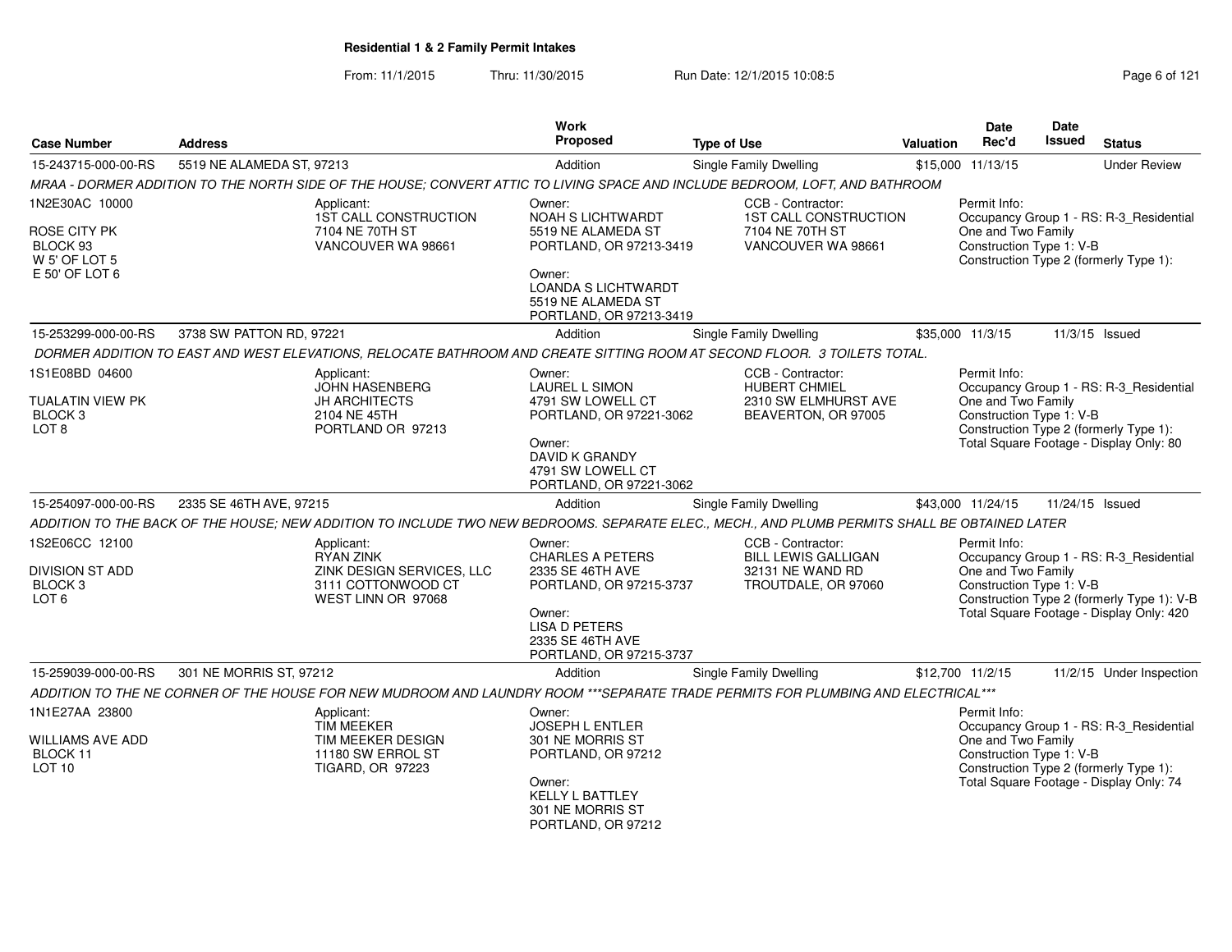## Residential 1 & 2 Family Permit Intakes

From: 11/1/2015 Thru: 11/30/2015 Run Date: 12/1/2015 10:08:5

| Case Number | Address | Work Proposed | Type of Use | Valuation | Date Rec'd | Date Issued | Status |
|---|---|---|---|---|---|---|---|
| 15-243715-000-00-RS | 5519 NE ALAMEDA ST, 97213 | Addition | Single Family Dwelling | $15,000 | 11/13/15 | | Under Review |

MRAA - DORMER ADDITION TO THE NORTH SIDE OF THE HOUSE; CONVERT ATTIC TO LIVING SPACE AND INCLUDE BEDROOM, LOFT, AND BATHROOM

1N2E30AC 10000
ROSE CITY PK
BLOCK 93
W 5' OF LOT 5
E 50' OF LOT 6

Applicant:
1ST CALL CONSTRUCTION
7104 NE 70TH ST
VANCOUVER WA 98661

Owner:
NOAH S LICHTWARDT
5519 NE ALAMEDA ST
PORTLAND, OR 97213-3419

Owner:
LOANDA S LICHTWARDT
5519 NE ALAMEDA ST
PORTLAND, OR 97213-3419

CCB - Contractor:
1ST CALL CONSTRUCTION
7104 NE 70TH ST
VANCOUVER WA 98661

Permit Info:
Occupancy Group 1 - RS: R-3_Residential One and Two Family
Construction Type 1: V-B
Construction Type 2 (formerly Type 1):

---

| Case Number | Address | Work Proposed | Type of Use | Valuation | Date Rec'd | Date Issued | Status |
|---|---|---|---|---|---|---|---|
| 15-253299-000-00-RS | 3738 SW PATTON RD, 97221 | Addition | Single Family Dwelling | $35,000 | 11/3/15 | 11/3/15 | Issued |

DORMER ADDITION TO EAST AND WEST ELEVATIONS, RELOCATE BATHROOM AND CREATE SITTING ROOM AT SECOND FLOOR. 3 TOILETS TOTAL.

1S1E08BD 04600
TUALATIN VIEW PK
BLOCK 3
LOT 8

Applicant:
JOHN HASENBERG
JH ARCHITECTS
2104 NE 45TH
PORTLAND OR 97213

Owner:
LAUREL L SIMON
4791 SW LOWELL CT
PORTLAND, OR 97221-3062

Owner:
DAVID K GRANDY
4791 SW LOWELL CT
PORTLAND, OR 97221-3062

CCB - Contractor:
HUBERT CHMIEL
2310 SW ELMHURST AVE
BEAVERTON, OR 97005

Permit Info:
Occupancy Group 1 - RS: R-3_Residential One and Two Family
Construction Type 1: V-B
Construction Type 2 (formerly Type 1):
Total Square Footage - Display Only: 80

---

| Case Number | Address | Work Proposed | Type of Use | Valuation | Date Rec'd | Date Issued | Status |
|---|---|---|---|---|---|---|---|
| 15-254097-000-00-RS | 2335 SE 46TH AVE, 97215 | Addition | Single Family Dwelling | $43,000 | 11/24/15 | 11/24/15 | Issued |

ADDITION TO THE BACK OF THE HOUSE; NEW ADDITION TO INCLUDE TWO NEW BEDROOMS. SEPARATE ELEC., MECH., AND PLUMB PERMITS SHALL BE OBTAINED LATER

1S2E06CC 12100
DIVISION ST ADD
BLOCK 3
LOT 6

Applicant:
RYAN ZINK
ZINK DESIGN SERVICES, LLC
3111 COTTONWOOD CT
WEST LINN OR 97068

Owner:
CHARLES A PETERS
2335 SE 46TH AVE
PORTLAND, OR 97215-3737

Owner:
LISA D PETERS
2335 SE 46TH AVE
PORTLAND, OR 97215-3737

CCB - Contractor:
BILL LEWIS GALLIGAN
32131 NE WAND RD
TROUTDALE, OR 97060

Permit Info:
Occupancy Group 1 - RS: R-3_Residential One and Two Family
Construction Type 1: V-B
Construction Type 2 (formerly Type 1): V-B
Total Square Footage - Display Only: 420

---

| Case Number | Address | Work Proposed | Type of Use | Valuation | Date Rec'd | Date Issued | Status |
|---|---|---|---|---|---|---|---|
| 15-259039-000-00-RS | 301 NE MORRIS ST, 97212 | Addition | Single Family Dwelling | $12,700 | 11/2/15 | 11/2/15 | Under Inspection |

ADDITION TO THE NE CORNER OF THE HOUSE FOR NEW MUDROOM AND LAUNDRY ROOM ***SEPARATE TRADE PERMITS FOR PLUMBING AND ELECTRICAL***

1N1E27AA 23800
WILLIAMS AVE ADD
BLOCK 11
LOT 10

Applicant:
TIM MEEKER
TIM MEEKER DESIGN
11180 SW ERROL ST
TIGARD, OR 97223

Owner:
JOSEPH L ENTLER
301 NE MORRIS ST
PORTLAND, OR 97212

Owner:
KELLY L BATTLEY
301 NE MORRIS ST
PORTLAND, OR 97212

Permit Info:
Occupancy Group 1 - RS: R-3_Residential One and Two Family
Construction Type 1: V-B
Construction Type 2 (formerly Type 1):
Total Square Footage - Display Only: 74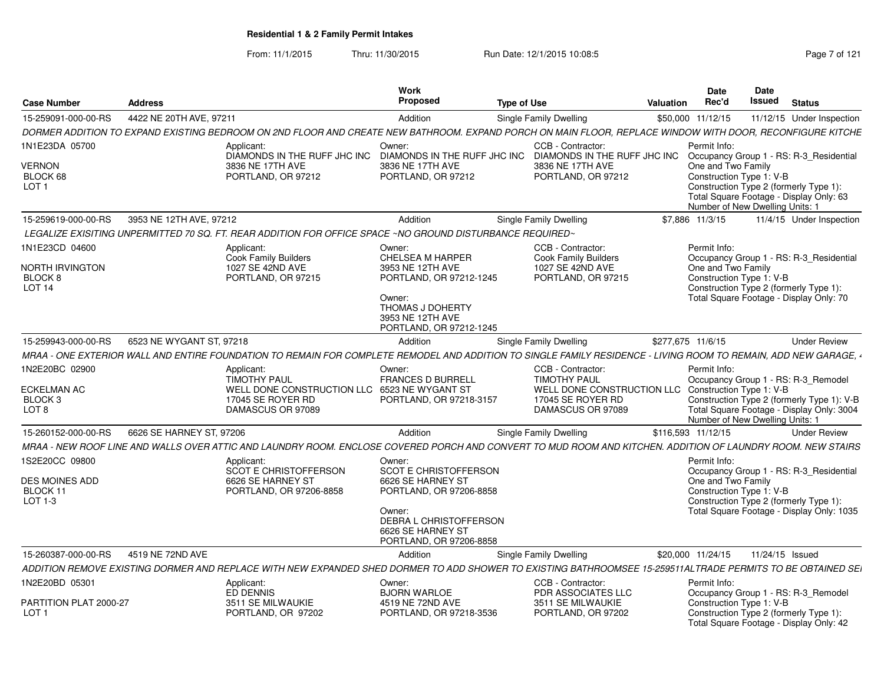# Residential 1 & 2 Family Permit Intakes

From: 11/1/2015 Thru: 11/30/2015 Run Date: 12/1/2015 10:08:5

| Case Number | Address | Work Proposed | Type of Use | Valuation | Date Rec'd | Date Issued | Status |
|---|---|---|---|---|---|---|---|
| 15-259091-000-00-RS | 4422 NE 20TH AVE, 97211 | Addition | Single Family Dwelling | $50,000 | 11/12/15 | 11/12/15 | Under Inspection |

DORMER ADDITION TO EXPAND EXISTING BEDROOM ON 2ND FLOOR AND CREATE NEW BATHROOM. EXPAND PORCH ON MAIN FLOOR, REPLACE WINDOW WITH DOOR, RECONFIGURE KITCHE

1N1E23DA 05700
VERNON
BLOCK 68
LOT 1

Applicant:
DIAMONDS IN THE RUFF JHC INC
3836 NE 17TH AVE
PORTLAND, OR 97212

Owner:
DIAMONDS IN THE RUFF JHC INC
3836 NE 17TH AVE
PORTLAND, OR 97212

CCB - Contractor:
DIAMONDS IN THE RUFF JHC INC
3836 NE 17TH AVE
PORTLAND, OR 97212

Permit Info:
Occupancy Group 1 - RS: R-3_Residential One and Two Family
Construction Type 1: V-B
Construction Type 2 (formerly Type 1):
Total Square Footage - Display Only: 63
Number of New Dwelling Units: 1

| Case Number | Address | Work Proposed | Type of Use | Valuation | Date Rec'd | Date Issued | Status |
|---|---|---|---|---|---|---|---|
| 15-259619-000-00-RS | 3953 NE 12TH AVE, 97212 | Addition | Single Family Dwelling | $7,886 | 11/3/15 | 11/4/15 | Under Inspection |

LEGALIZE EXISITING UNPERMITTED 70 SQ. FT. REAR ADDITION FOR OFFICE SPACE ~NO GROUND DISTURBANCE REQUIRED~

1N1E23CD 04600
NORTH IRVINGTON
BLOCK 8
LOT 14

Applicant:
Cook Family Builders
1027 SE 42ND AVE
PORTLAND, OR 97215

Owner:
CHELSEA M HARPER
3953 NE 12TH AVE
PORTLAND, OR 97212-1245

Owner:
THOMAS J DOHERTY
3953 NE 12TH AVE
PORTLAND, OR 97212-1245

CCB - Contractor:
Cook Family Builders
1027 SE 42ND AVE
PORTLAND, OR 97215

Permit Info:
Occupancy Group 1 - RS: R-3_Residential One and Two Family
Construction Type 1: V-B
Construction Type 2 (formerly Type 1):
Total Square Footage - Display Only: 70

| Case Number | Address | Work Proposed | Type of Use | Valuation | Date Rec'd | Date Issued | Status |
|---|---|---|---|---|---|---|---|
| 15-259943-000-00-RS | 6523 NE WYGANT ST, 97218 | Addition | Single Family Dwelling | $277,675 | 11/6/15 | | Under Review |

MRAA - ONE EXTERIOR WALL AND ENTIRE FOUNDATION TO REMAIN FOR COMPLETE REMODEL AND ADDITION TO SINGLE FAMILY RESIDENCE - LIVING ROOM TO REMAIN, ADD NEW GARAGE, 4

1N2E20BC 02900
ECKELMAN AC
BLOCK 3
LOT 8

Applicant:
TIMOTHY PAUL
WELL DONE CONSTRUCTION LLC
17045 SE ROYER RD
DAMASCUS OR 97089

Owner:
FRANCES D BURRELL
6523 NE WYGANT ST
PORTLAND, OR 97218-3157

CCB - Contractor:
TIMOTHY PAUL
WELL DONE CONSTRUCTION LLC
17045 SE ROYER RD
DAMASCUS OR 97089

Permit Info:
Occupancy Group 1 - RS: R-3_Remodel
Construction Type 1: V-B
Construction Type 2 (formerly Type 1): V-B
Total Square Footage - Display Only: 3004
Number of New Dwelling Units: 1

| Case Number | Address | Work Proposed | Type of Use | Valuation | Date Rec'd | Date Issued | Status |
|---|---|---|---|---|---|---|---|
| 15-260152-000-00-RS | 6626 SE HARNEY ST, 97206 | Addition | Single Family Dwelling | $116,593 | 11/12/15 | | Under Review |

MRAA - NEW ROOF LINE AND WALLS OVER ATTIC AND LAUNDRY ROOM. ENCLOSE COVERED PORCH AND CONVERT TO MUD ROOM AND KITCHEN. ADDITION OF LAUNDRY ROOM. NEW STAIRS

1S2E20CC 09800
DES MOINES ADD
BLOCK 11
LOT 1-3

Applicant:
SCOT E CHRISTOFFERSON
6626 SE HARNEY ST
PORTLAND, OR 97206-8858

Owner:
SCOT E CHRISTOFFERSON
6626 SE HARNEY ST
PORTLAND, OR 97206-8858

Owner:
DEBRA L CHRISTOFFERSON
6626 SE HARNEY ST
PORTLAND, OR 97206-8858

Permit Info:
Occupancy Group 1 - RS: R-3_Residential One and Two Family
Construction Type 1: V-B
Construction Type 2 (formerly Type 1):
Total Square Footage - Display Only: 1035

| Case Number | Address | Work Proposed | Type of Use | Valuation | Date Rec'd | Date Issued | Status |
|---|---|---|---|---|---|---|---|
| 15-260387-000-00-RS | 4519 NE 72ND AVE | Addition | Single Family Dwelling | $20,000 | 11/24/15 | 11/24/15 | Issued |

ADDITION REMOVE EXISTING DORMER AND REPLACE WITH NEW EXPANDED SHED DORMER TO ADD SHOWER TO EXISTING BATHROOMSEE 15-259511ALTRADE PERMITS TO BE OBTAINED SEI

1N2E20BD 05301
PARTITION PLAT 2000-27
LOT 1

Applicant:
ED DENNIS
3511 SE MILWAUKIE
PORTLAND, OR 97202

Owner:
BJORN WARLOE
4519 NE 72ND AVE
PORTLAND, OR 97218-3536

CCB - Contractor:
PDR ASSOCIATES LLC
3511 SE MILWAUKIE
PORTLAND, OR 97202

Permit Info:
Occupancy Group 1 - RS: R-3_Remodel
Construction Type 1: V-B
Construction Type 2 (formerly Type 1):
Total Square Footage - Display Only: 42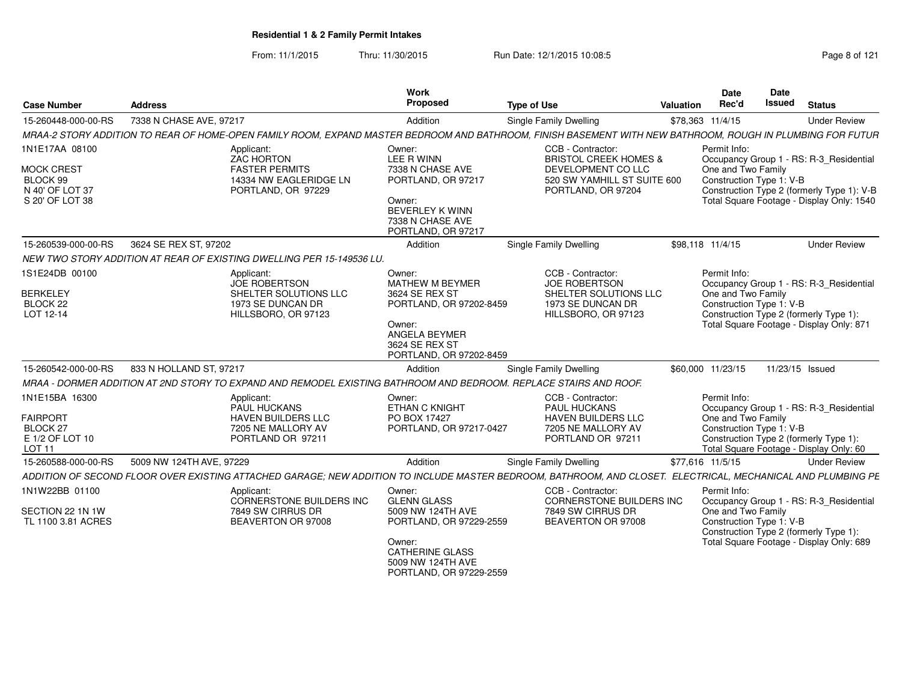# Residential 1 & 2 Family Permit Intakes

From: 11/1/2015 Thru: 11/30/2015 Run Date: 12/1/2015 10:08:5

| Case Number | Address | Work Proposed | Type of Use | Valuation | Date Rec'd | Date Issued | Status |
|---|---|---|---|---|---|---|---|
| 15-260448-000-00-RS | 7338 N CHASE AVE, 97217 | Addition | Single Family Dwelling | $78,363 | 11/4/15 | | Under Review |

MRAA-2 STORY ADDITION TO REAR OF HOME-OPEN FAMILY ROOM, EXPAND MASTER BEDROOM AND BATHROOM, FINISH BASEMENT WITH NEW BATHROOM, ROUGH IN PLUMBING FOR FUTUR

1N1E17AA 08100
MOCK CREST
BLOCK 99
N 40' OF LOT 37
S 20' OF LOT 38

Applicant:
ZAC HORTON
FASTER PERMITS
14334 NW EAGLERIDGE LN
PORTLAND, OR 97229

Owner:
LEE R WINN
7338 N CHASE AVE
PORTLAND, OR 97217

Owner:
BEVERLEY K WINN
7338 N CHASE AVE
PORTLAND, OR 97217

CCB - Contractor:
BRISTOL CREEK HOMES & DEVELOPMENT CO LLC
520 SW YAMHILL ST SUITE 600
PORTLAND, OR 97204

Permit Info:
Occupancy Group 1 - RS: R-3_Residential One and Two Family
Construction Type 1: V-B
Construction Type 2 (formerly Type 1): V-B
Total Square Footage - Display Only: 1540

| Case Number | Address | Work Proposed | Type of Use | Valuation | Date Rec'd | Date Issued | Status |
|---|---|---|---|---|---|---|---|
| 15-260539-000-00-RS | 3624 SE REX ST, 97202 | Addition | Single Family Dwelling | $98,118 | 11/4/15 | | Under Review |

NEW TWO STORY ADDITION AT REAR OF EXISTING DWELLING PER 15-149536 LU.

1S1E24DB 00100
BERKELEY
BLOCK 22
LOT 12-14

Applicant:
JOE ROBERTSON
SHELTER SOLUTIONS LLC
1973 SE DUNCAN DR
HILLSBORO, OR 97123

Owner:
MATHEW M BEYMER
3624 SE REX ST
PORTLAND, OR 97202-8459

Owner:
ANGELA BEYMER
3624 SE REX ST
PORTLAND, OR 97202-8459

CCB - Contractor:
JOE ROBERTSON
SHELTER SOLUTIONS LLC
1973 SE DUNCAN DR
HILLSBORO, OR 97123

Permit Info:
Occupancy Group 1 - RS: R-3_Residential One and Two Family
Construction Type 1: V-B
Construction Type 2 (formerly Type 1):
Total Square Footage - Display Only: 871

| Case Number | Address | Work Proposed | Type of Use | Valuation | Date Rec'd | Date Issued | Status |
|---|---|---|---|---|---|---|---|
| 15-260542-000-00-RS | 833 N HOLLAND ST, 97217 | Addition | Single Family Dwelling | $60,000 | 11/23/15 | 11/23/15 | Issued |

MRAA - DORMER ADDITION AT 2ND STORY TO EXPAND AND REMODEL EXISTING BATHROOM AND BEDROOM. REPLACE STAIRS AND ROOF.

1N1E15BA 16300
FAIRPORT
BLOCK 27
E 1/2 OF LOT 10
LOT 11

Applicant:
PAUL HUCKANS
HAVEN BUILDERS LLC
7205 NE MALLORY AV
PORTLAND OR 97211

Owner:
ETHAN C KNIGHT
PO BOX 17427
PORTLAND, OR 97217-0427

CCB - Contractor:
PAUL HUCKANS
HAVEN BUILDERS LLC
7205 NE MALLORY AV
PORTLAND OR 97211

Permit Info:
Occupancy Group 1 - RS: R-3_Residential One and Two Family
Construction Type 1: V-B
Construction Type 2 (formerly Type 1):
Total Square Footage - Display Only: 60

| Case Number | Address | Work Proposed | Type of Use | Valuation | Date Rec'd | Date Issued | Status |
|---|---|---|---|---|---|---|---|
| 15-260588-000-00-RS | 5009 NW 124TH AVE, 97229 | Addition | Single Family Dwelling | $77,616 | 11/5/15 | | Under Review |

ADDITION OF SECOND FLOOR OVER EXISTING ATTACHED GARAGE; NEW ADDITION TO INCLUDE MASTER BEDROOM, BATHROOM, AND CLOSET. ELECTRICAL, MECHANICAL AND PLUMBING PE

1N1W22BB 01100
SECTION 22 1N 1W
TL 1100 3.81 ACRES

Applicant:
CORNERSTONE BUILDERS INC
7849 SW CIRRUS DR
BEAVERTON OR 97008

Owner:
GLENN GLASS
5009 NW 124TH AVE
PORTLAND, OR 97229-2559

Owner:
CATHERINE GLASS
5009 NW 124TH AVE
PORTLAND, OR 97229-2559

CCB - Contractor:
CORNERSTONE BUILDERS INC
7849 SW CIRRUS DR
BEAVERTON OR 97008

Permit Info:
Occupancy Group 1 - RS: R-3_Residential One and Two Family
Construction Type 1: V-B
Construction Type 2 (formerly Type 1):
Total Square Footage - Display Only: 689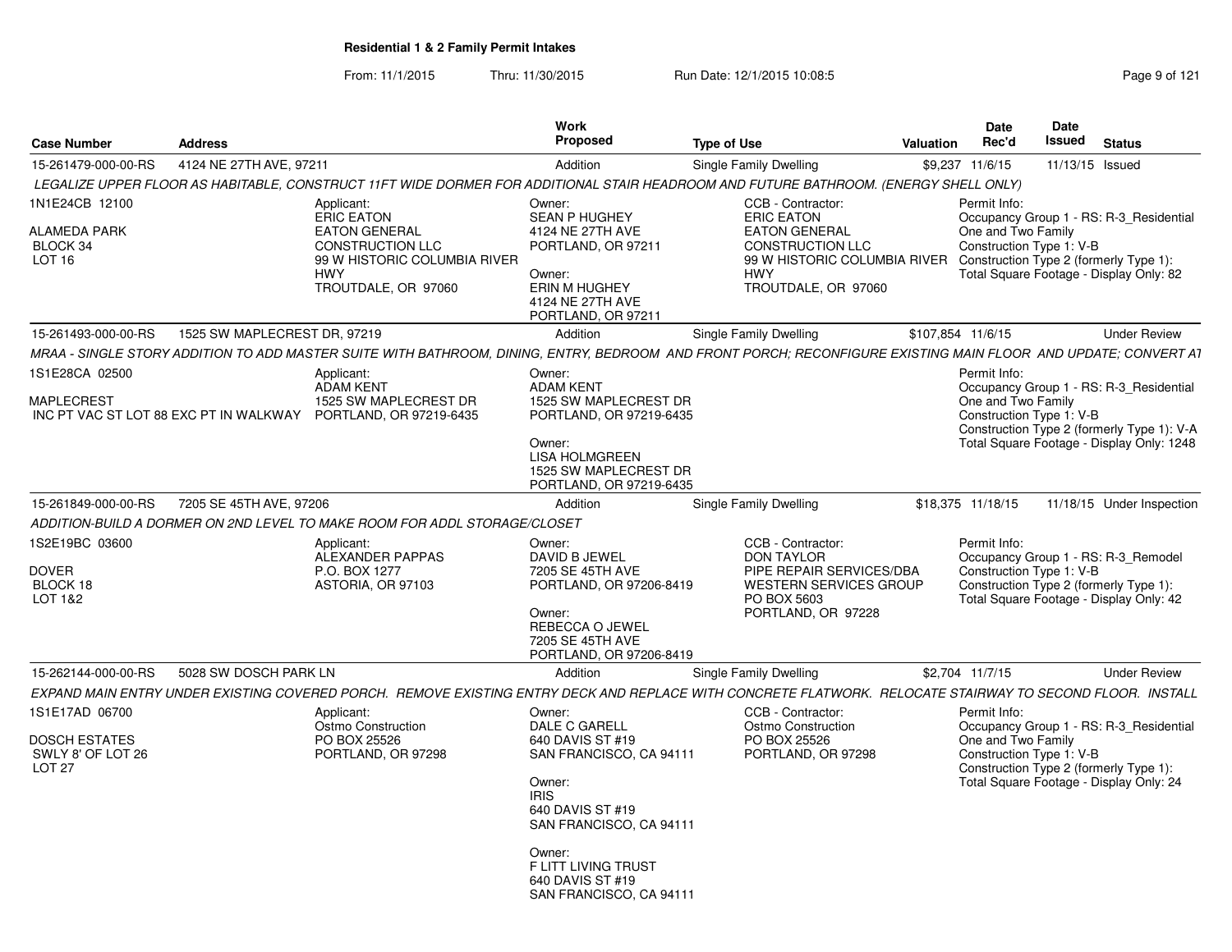# Residential 1 & 2 Family Permit Intakes

From: 11/1/2015 Thru: 11/30/2015 Run Date: 12/1/2015 10:08:5

| Case Number | Address | Work Proposed | Type of Use | Valuation | Date Rec'd | Date Issued | Status |
|---|---|---|---|---|---|---|---|
| 15-261479-000-00-RS | 4124 NE 27TH AVE, 97211 | Addition | Single Family Dwelling | $9,237 | 11/6/15 | 11/13/15 | Issued |

*LEGALIZE UPPER FLOOR AS HABITABLE, CONSTRUCT 11FT WIDE DORMER FOR ADDITIONAL STAIR HEADROOM AND FUTURE BATHROOM. (ENERGY SHELL ONLY)*

1N1E24CB 12100
ALAMEDA PARK
BLOCK 34
LOT 16

Applicant:
ERIC EATON
EATON GENERAL CONSTRUCTION LLC
99 W HISTORIC COLUMBIA RIVER HWY
TROUTDALE, OR 97060

Owner:
SEAN P HUGHEY
4124 NE 27TH AVE
PORTLAND, OR 97211

Owner:
ERIN M HUGHEY
4124 NE 27TH AVE
PORTLAND, OR 97211

CCB - Contractor:
ERIC EATON
EATON GENERAL CONSTRUCTION LLC
99 W HISTORIC COLUMBIA RIVER HWY
TROUTDALE, OR 97060

Permit Info:
Occupancy Group 1 - RS: R-3_Residential One and Two Family
Construction Type 1: V-B
Construction Type 2 (formerly Type 1):
Total Square Footage - Display Only: 82

| Case Number | Address | Work Proposed | Type of Use | Valuation | Date Rec'd | Date Issued | Status |
|---|---|---|---|---|---|---|---|
| 15-261493-000-00-RS | 1525 SW MAPLECREST DR, 97219 | Addition | Single Family Dwelling | $107,854 | 11/6/15 | | Under Review |

*MRAA - SINGLE STORY ADDITION TO ADD MASTER SUITE WITH BATHROOM, DINING, ENTRY, BEDROOM AND FRONT PORCH; RECONFIGURE EXISTING MAIN FLOOR AND UPDATE; CONVERT AT*

1S1E28CA 02500
MAPLECREST
INC PT VAC ST LOT 88 EXC PT IN WALKWAY

Applicant:
ADAM KENT
1525 SW MAPLECREST DR
PORTLAND, OR 97219-6435

Owner:
ADAM KENT
1525 SW MAPLECREST DR
PORTLAND, OR 97219-6435

Owner:
LISA HOLMGREEN
1525 SW MAPLECREST DR
PORTLAND, OR 97219-6435

Permit Info:
Occupancy Group 1 - RS: R-3_Residential One and Two Family
Construction Type 1: V-B
Construction Type 2 (formerly Type 1): V-A
Total Square Footage - Display Only: 1248

| Case Number | Address | Work Proposed | Type of Use | Valuation | Date Rec'd | Date Issued | Status |
|---|---|---|---|---|---|---|---|
| 15-261849-000-00-RS | 7205 SE 45TH AVE, 97206 | Addition | Single Family Dwelling | $18,375 | 11/18/15 | 11/18/15 | Under Inspection |

*ADDITION-BUILD A DORMER ON 2ND LEVEL TO MAKE ROOM FOR ADDL STORAGE/CLOSET*

1S2E19BC 03600
DOVER
BLOCK 18
LOT 1&2

Applicant:
ALEXANDER PAPPAS
P.O. BOX 1277
ASTORIA, OR 97103

Owner:
DAVID B JEWEL
7205 SE 45TH AVE
PORTLAND, OR 97206-8419

Owner:
REBECCA O JEWEL
7205 SE 45TH AVE
PORTLAND, OR 97206-8419

CCB - Contractor:
DON TAYLOR
PIPE REPAIR SERVICES/DBA WESTERN SERVICES GROUP
PO BOX 5603
PORTLAND, OR 97228

Permit Info:
Occupancy Group 1 - RS: R-3_Remodel
Construction Type 1: V-B
Construction Type 2 (formerly Type 1):
Total Square Footage - Display Only: 42

| Case Number | Address | Work Proposed | Type of Use | Valuation | Date Rec'd | Date Issued | Status |
|---|---|---|---|---|---|---|---|
| 15-262144-000-00-RS | 5028 SW DOSCH PARK LN | Addition | Single Family Dwelling | $2,704 | 11/7/15 | | Under Review |

*EXPAND MAIN ENTRY UNDER EXISTING COVERED PORCH. REMOVE EXISTING ENTRY DECK AND REPLACE WITH CONCRETE FLATWORK. RELOCATE STAIRWAY TO SECOND FLOOR. INSTALL*

1S1E17AD 06700
DOSCH ESTATES
SWLY 8' OF LOT 26
LOT 27

Applicant:
Ostmo Construction
PO BOX 25526
PORTLAND, OR 97298

Owner:
DALE C GARELL
640 DAVIS ST #19
SAN FRANCISCO, CA 94111

Owner:
IRIS
640 DAVIS ST #19
SAN FRANCISCO, CA 94111

Owner:
F LITT LIVING TRUST
640 DAVIS ST #19
SAN FRANCISCO, CA 94111

CCB - Contractor:
Ostmo Construction
PO BOX 25526
PORTLAND, OR 97298

Permit Info:
Occupancy Group 1 - RS: R-3_Residential One and Two Family
Construction Type 1: V-B
Construction Type 2 (formerly Type 1):
Total Square Footage - Display Only: 24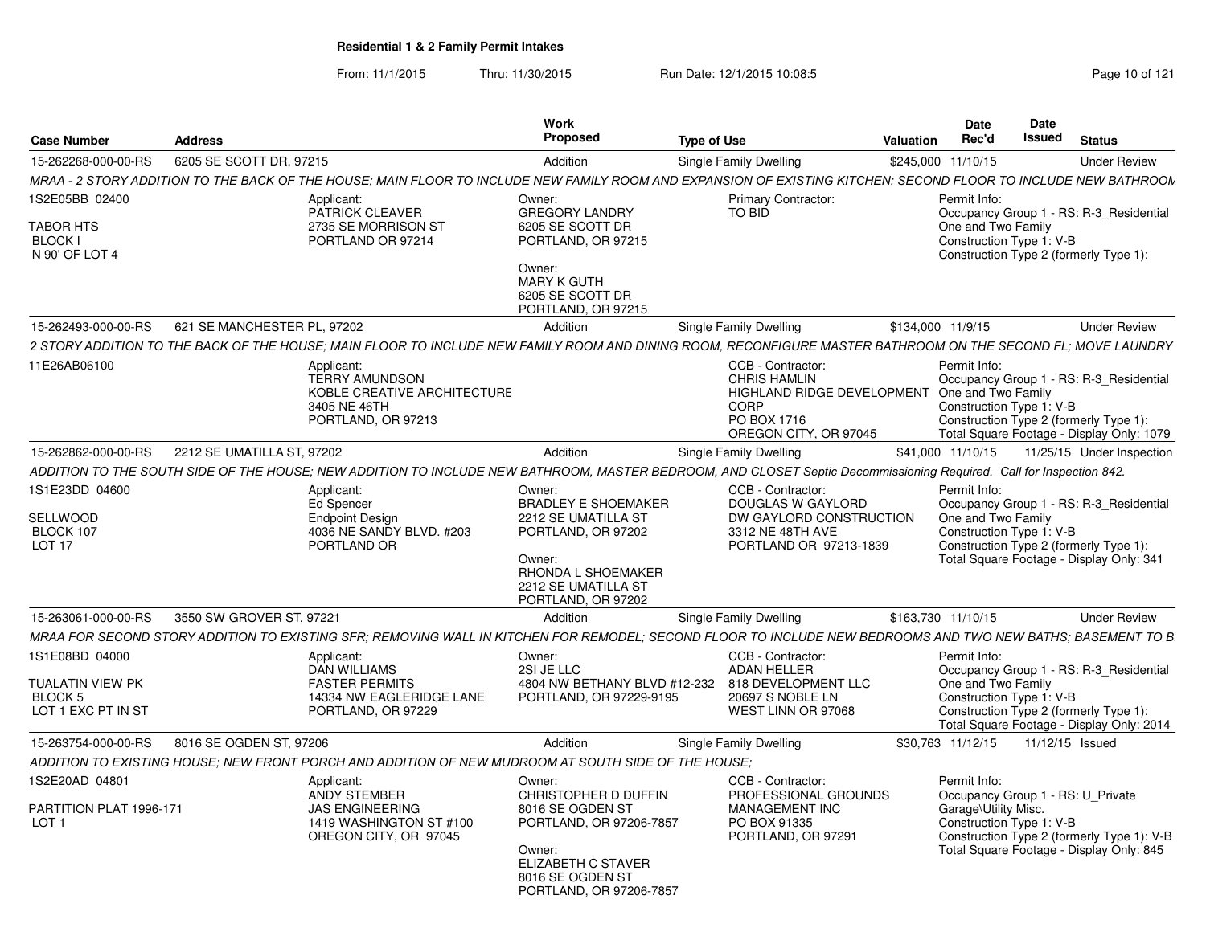## Residential 1 & 2 Family Permit Intakes

From: 11/1/2015 Thru: 11/30/2015 Run Date: 12/1/2015 10:08:5

| Case Number | Address | Work Proposed | Type of Use | Valuation | Date Rec'd | Date Issued | Status |
|---|---|---|---|---|---|---|---|
| 15-262268-000-00-RS | 6205 SE SCOTT DR, 97215 | Addition | Single Family Dwelling | $245,000 | 11/10/15 | | Under Review |

*MRAA - 2 STORY ADDITION TO THE BACK OF THE HOUSE; MAIN FLOOR TO INCLUDE NEW FAMILY ROOM AND EXPANSION OF EXISTING KITCHEN; SECOND FLOOR TO INCLUDE NEW BATHROOM*

1S2E05BB 02400
TABOR HTS
BLOCK I
N 90' OF LOT 4

Applicant:
PATRICK CLEAVER
2735 SE MORRISON ST
PORTLAND OR 97214

Owner:
GREGORY LANDRY
6205 SE SCOTT DR
PORTLAND, OR 97215

Owner:
MARY K GUTH
6205 SE SCOTT DR
PORTLAND, OR 97215

Primary Contractor:
TO BID

Permit Info:
Occupancy Group 1 - RS: R-3_Residential One and Two Family
Construction Type 1: V-B
Construction Type 2 (formerly Type 1):

---

| Case Number | Address | Work Proposed | Type of Use | Valuation | Date Rec'd | Date Issued | Status |
|---|---|---|---|---|---|---|---|
| 15-262493-000-00-RS | 621 SE MANCHESTER PL, 97202 | Addition | Single Family Dwelling | $134,000 | 11/9/15 | | Under Review |

*2 STORY ADDITION TO THE BACK OF THE HOUSE; MAIN FLOOR TO INCLUDE NEW FAMILY ROOM AND DINING ROOM, RECONFIGURE MASTER BATHROOM ON THE SECOND FL; MOVE LAUNDRY*

11E26AB06100

Applicant:
TERRY AMUNDSON
KOBLE CREATIVE ARCHITECTURE
3405 NE 46TH
PORTLAND, OR 97213

CCB - Contractor:
CHRIS HAMLIN
HIGHLAND RIDGE DEVELOPMENT CORP
PO BOX 1716
OREGON CITY, OR 97045

Permit Info:
Occupancy Group 1 - RS: R-3_Residential One and Two Family
Construction Type 1: V-B
Construction Type 2 (formerly Type 1):
Total Square Footage - Display Only: 1079

---

| Case Number | Address | Work Proposed | Type of Use | Valuation | Date Rec'd | Date Issued | Status |
|---|---|---|---|---|---|---|---|
| 15-262862-000-00-RS | 2212 SE UMATILLA ST, 97202 | Addition | Single Family Dwelling | $41,000 | 11/10/15 | 11/25/15 | Under Inspection |

*ADDITION TO THE SOUTH SIDE OF THE HOUSE; NEW ADDITION TO INCLUDE NEW BATHROOM, MASTER BEDROOM, AND CLOSET Septic Decommissioning Required. Call for Inspection 842.*

1S1E23DD 04600
SELLWOOD
BLOCK 107
LOT 17

Applicant:
Ed Spencer
Endpoint Design
4036 NE SANDY BLVD. #203
PORTLAND OR

Owner:
BRADLEY E SHOEMAKER
2212 SE UMATILLA ST
PORTLAND, OR 97202

Owner:
RHONDA L SHOEMAKER
2212 SE UMATILLA ST
PORTLAND, OR 97202

CCB - Contractor:
DOUGLAS W GAYLORD
DW GAYLORD CONSTRUCTION
3312 NE 48TH AVE
PORTLAND OR 97213-1839

Permit Info:
Occupancy Group 1 - RS: R-3_Residential One and Two Family
Construction Type 1: V-B
Construction Type 2 (formerly Type 1):
Total Square Footage - Display Only: 341

---

| Case Number | Address | Work Proposed | Type of Use | Valuation | Date Rec'd | Date Issued | Status |
|---|---|---|---|---|---|---|---|
| 15-263061-000-00-RS | 3550 SW GROVER ST, 97221 | Addition | Single Family Dwelling | $163,730 | 11/10/15 | | Under Review |

*MRAA FOR SECOND STORY ADDITION TO EXISTING SFR; REMOVING WALL IN KITCHEN FOR REMODEL; SECOND FLOOR TO INCLUDE NEW BEDROOMS AND TWO NEW BATHS; BASEMENT TO B*

1S1E08BD 04000
TUALATIN VIEW PK
BLOCK 5
LOT 1 EXC PT IN ST

Applicant:
DAN WILLIAMS
FASTER PERMITS
14334 NW EAGLERIDGE LANE
PORTLAND, OR 97229

Owner:
2SI JE LLC
4804 NW BETHANY BLVD #12-232
PORTLAND, OR 97229-9195

CCB - Contractor:
ADAN HELLER
818 DEVELOPMENT LLC
20697 S NOBLE LN
WEST LINN OR 97068

Permit Info:
Occupancy Group 1 - RS: R-3_Residential One and Two Family
Construction Type 1: V-B
Construction Type 2 (formerly Type 1):
Total Square Footage - Display Only: 2014

---

| Case Number | Address | Work Proposed | Type of Use | Valuation | Date Rec'd | Date Issued | Status |
|---|---|---|---|---|---|---|---|
| 15-263754-000-00-RS | 8016 SE OGDEN ST, 97206 | Addition | Single Family Dwelling | $30,763 | 11/12/15 | 11/12/15 | Issued |

*ADDITION TO EXISTING HOUSE; NEW FRONT PORCH AND ADDITION OF NEW MUDROOM AT SOUTH SIDE OF THE HOUSE;*

1S2E20AD 04801
PARTITION PLAT 1996-171
LOT 1

Applicant:
ANDY STEMBER
JAS ENGINEERING
1419 WASHINGTON ST #100
OREGON CITY, OR 97045

Owner:
CHRISTOPHER D DUFFIN
8016 SE OGDEN ST
PORTLAND, OR 97206-7857

Owner:
ELIZABETH C STAVER
8016 SE OGDEN ST
PORTLAND, OR 97206-7857

CCB - Contractor:
PROFESSIONAL GROUNDS MANAGEMENT INC
PO BOX 91335
PORTLAND, OR 97291

Permit Info:
Occupancy Group 1 - RS: U_Private Garage\Utility Misc.
Construction Type 1: V-B
Construction Type 2 (formerly Type 1): V-B
Total Square Footage - Display Only: 845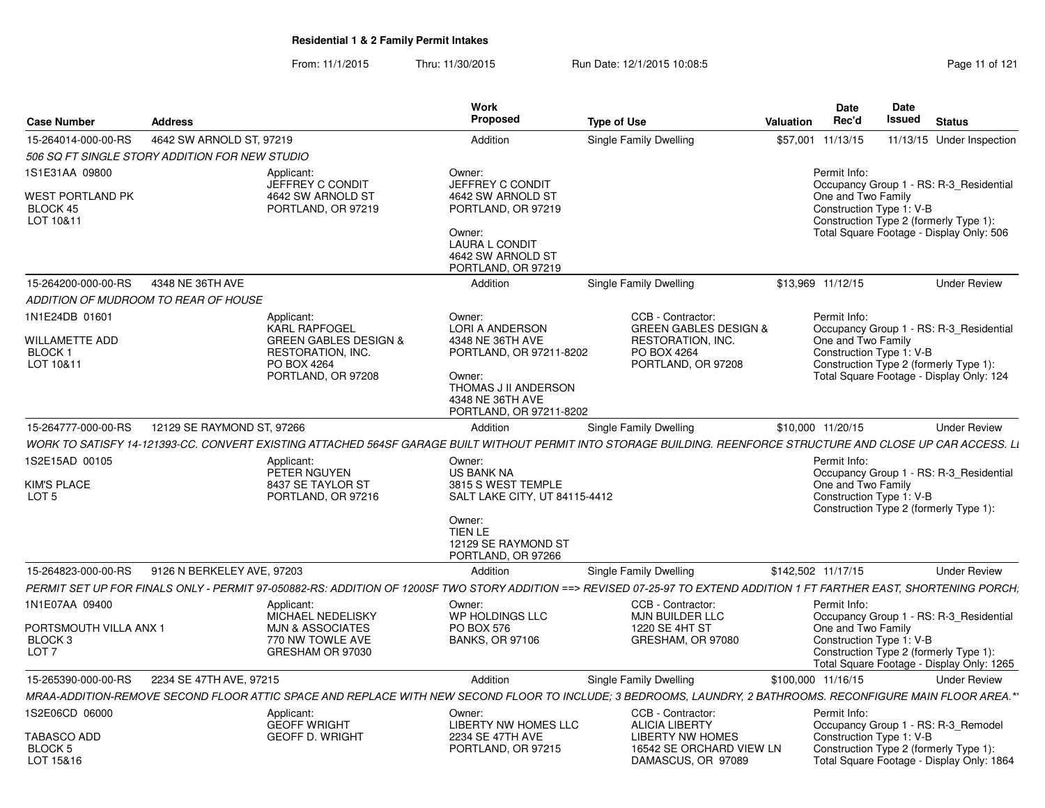## Residential 1 & 2 Family Permit Intakes

From: 11/1/2015 Thru: 11/30/2015 Run Date: 12/1/2015 10:08:5

| Case Number | Address | Work Proposed | Type of Use | Valuation | Date Rec'd | Date Issued | Status |
|---|---|---|---|---|---|---|---|
| 15-264014-000-00-RS | 4642 SW ARNOLD ST, 97219 | Addition | Single Family Dwelling | $57,001 | 11/13/15 | 11/13/15 | Under Inspection |
| 15-264200-000-00-RS | 4348 NE 36TH AVE | Addition | Single Family Dwelling | $13,969 | 11/12/15 | | Under Review |
| 15-264777-000-00-RS | 12129 SE RAYMOND ST, 97266 | Addition | Single Family Dwelling | $10,000 | 11/20/15 | | Under Review |
| 15-264823-000-00-RS | 9126 N BERKELEY AVE, 97203 | Addition | Single Family Dwelling | $142,502 | 11/17/15 | | Under Review |
| 15-265390-000-00-RS | 2234 SE 47TH AVE, 97215 | Addition | Single Family Dwelling | $100,000 | 11/16/15 | | Under Review |

**15-264014-000-00-RS** — 4642 SW ARNOLD ST, 97219

*506 SQ FT SINGLE STORY ADDITION FOR NEW STUDIO*

1S1E31AA 09800
WEST PORTLAND PK
BLOCK 45
LOT 10&11

Applicant:
JEFFREY C CONDIT
4642 SW ARNOLD ST
PORTLAND, OR 97219

Owner:
JEFFREY C CONDIT
4642 SW ARNOLD ST
PORTLAND, OR 97219

Owner:
LAURA L CONDIT
4642 SW ARNOLD ST
PORTLAND, OR 97219

Permit Info:
Occupancy Group 1 - RS: R-3_Residential One and Two Family
Construction Type 1: V-B
Construction Type 2 (formerly Type 1):
Total Square Footage - Display Only: 506

**15-264200-000-00-RS** — 4348 NE 36TH AVE

*ADDITION OF MUDROOM TO REAR OF HOUSE*

1N1E24DB 01601
WILLAMETTE ADD
BLOCK 1
LOT 10&11

Applicant:
KARL RAPFOGEL
GREEN GABLES DESIGN & RESTORATION, INC.
PO BOX 4264
PORTLAND, OR 97208

Owner:
LORI A ANDERSON
4348 NE 36TH AVE
PORTLAND, OR 97211-8202

Owner:
THOMAS J II ANDERSON
4348 NE 36TH AVE
PORTLAND, OR 97211-8202

CCB - Contractor:
GREEN GABLES DESIGN & RESTORATION, INC.
PO BOX 4264
PORTLAND, OR 97208

Permit Info:
Occupancy Group 1 - RS: R-3_Residential One and Two Family
Construction Type 1: V-B
Construction Type 2 (formerly Type 1):
Total Square Footage - Display Only: 124

**15-264777-000-00-RS** — 12129 SE RAYMOND ST, 97266

*WORK TO SATISFY 14-121393-CC. CONVERT EXISTING ATTACHED 564SF GARAGE BUILT WITHOUT PERMIT INTO STORAGE BUILDING. REENFORCE STRUCTURE AND CLOSE UP CAR ACCESS. LI*

1S2E15AD 00105
KIM'S PLACE
LOT 5

Applicant:
PETER NGUYEN
8437 SE TAYLOR ST
PORTLAND, OR 97216

Owner:
US BANK NA
3815 S WEST TEMPLE
SALT LAKE CITY, UT 84115-4412

Owner:
TIEN LE
12129 SE RAYMOND ST
PORTLAND, OR 97266

Permit Info:
Occupancy Group 1 - RS: R-3_Residential One and Two Family
Construction Type 1: V-B
Construction Type 2 (formerly Type 1):

**15-264823-000-00-RS** — 9126 N BERKELEY AVE, 97203

*PERMIT SET UP FOR FINALS ONLY - PERMIT 97-050882-RS: ADDITION OF 1200SF TWO STORY ADDITION ==> REVISED 07-25-97 TO EXTEND ADDITION 1 FT FARTHER EAST, SHORTENING PORCH;*

1N1E07AA 09400
PORTSMOUTH VILLA ANX 1
BLOCK 3
LOT 7

Applicant:
MICHAEL NEDELISKY
MJN & ASSOCIATES
770 NW TOWLE AVE
GRESHAM OR 97030

Owner:
WP HOLDINGS LLC
PO BOX 576
BANKS, OR 97106

CCB - Contractor:
MJN BUILDER LLC
1220 SE 4HT ST
GRESHAM, OR 97080

Permit Info:
Occupancy Group 1 - RS: R-3_Residential One and Two Family
Construction Type 1: V-B
Construction Type 2 (formerly Type 1):
Total Square Footage - Display Only: 1265

**15-265390-000-00-RS** — 2234 SE 47TH AVE, 97215

*MRAA-ADDITION-REMOVE SECOND FLOOR ATTIC SPACE AND REPLACE WITH NEW SECOND FLOOR TO INCLUDE; 3 BEDROOMS, LAUNDRY, 2 BATHROOMS. RECONFIGURE MAIN FLOOR AREA.*'*

1S2E06CD 06000
TABASCO ADD
BLOCK 5
LOT 15&16

Applicant:
GEOFF WRIGHT
GEOFF D. WRIGHT

Owner:
LIBERTY NW HOMES LLC
2234 SE 47TH AVE
PORTLAND, OR 97215

CCB - Contractor:
ALICIA LIBERTY
LIBERTY NW HOMES
16542 SE ORCHARD VIEW LN
DAMASCUS, OR 97089

Permit Info:
Occupancy Group 1 - RS: R-3_Remodel
Construction Type 1: V-B
Construction Type 2 (formerly Type 1):
Total Square Footage - Display Only: 1864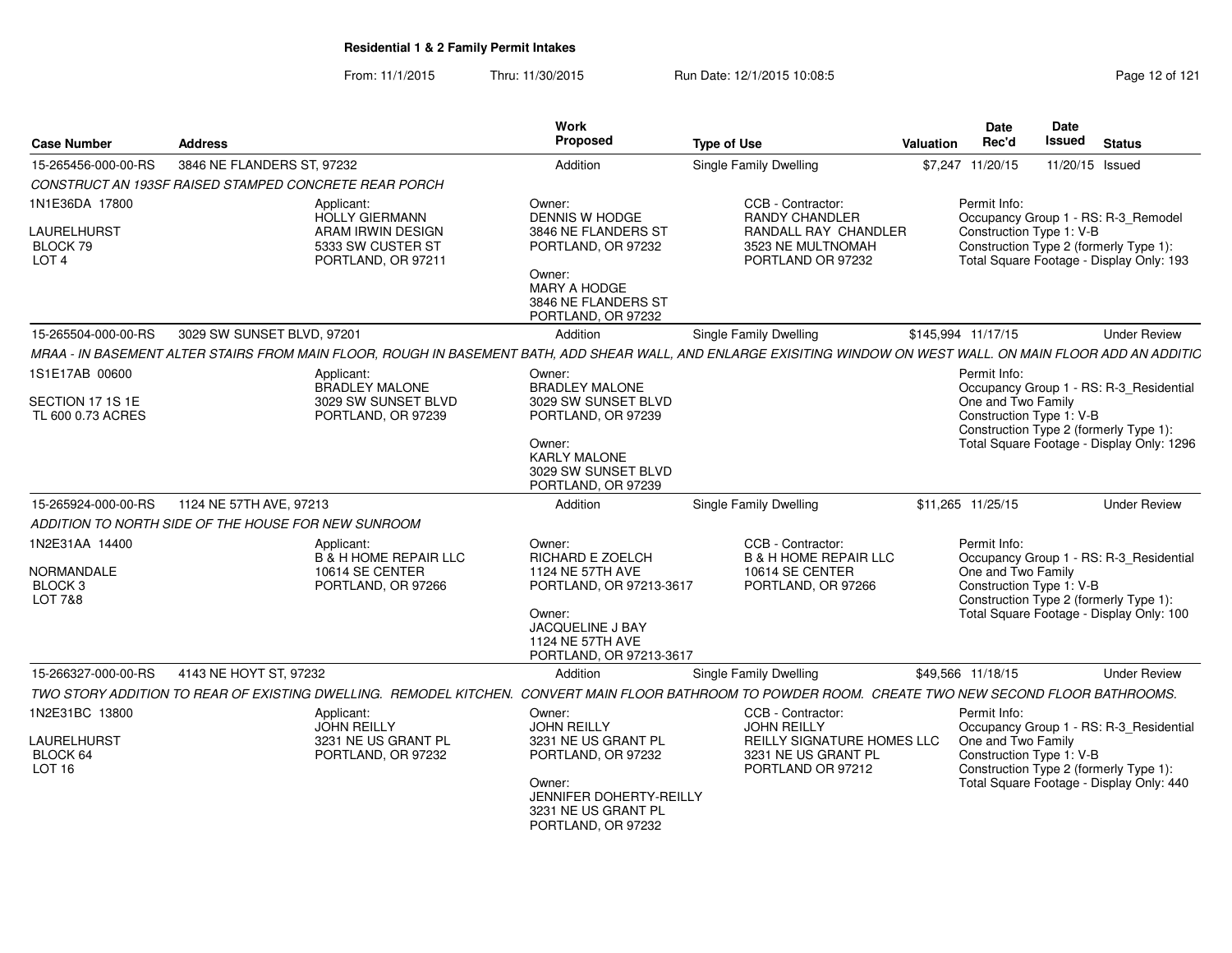## Residential 1 & 2 Family Permit Intakes

From: 11/1/2015 Thru: 11/30/2015 Run Date: 12/1/2015 10:08:5

| Case Number | Address | Work Proposed | Type of Use | Valuation | Date Rec'd | Date Issued | Status |
|---|---|---|---|---|---|---|---|
| 15-265456-000-00-RS | 3846 NE FLANDERS ST, 97232 | Addition | Single Family Dwelling | $7,247 | 11/20/15 | 11/20/15 | Issued |

*CONSTRUCT AN 193SF RAISED STAMPED CONCRETE REAR PORCH*

1N1E36DA 17800
LAURELHURST
BLOCK 79
LOT 4

Applicant:
HOLLY GIERMANN
ARAM IRWIN DESIGN
5333 SW CUSTER ST
PORTLAND, OR 97211

Owner:
DENNIS W HODGE
3846 NE FLANDERS ST
PORTLAND, OR 97232

Owner:
MARY A HODGE
3846 NE FLANDERS ST
PORTLAND, OR 97232

CCB - Contractor:
RANDY CHANDLER
RANDALL RAY CHANDLER
3523 NE MULTNOMAH
PORTLAND OR 97232

Permit Info:
Occupancy Group 1 - RS: R-3_Remodel
Construction Type 1: V-B
Construction Type 2 (formerly Type 1):
Total Square Footage - Display Only: 193

| Case Number | Address | Work Proposed | Type of Use | Valuation | Date Rec'd | Date Issued | Status |
|---|---|---|---|---|---|---|---|
| 15-265504-000-00-RS | 3029 SW SUNSET BLVD, 97201 | Addition | Single Family Dwelling | $145,994 | 11/17/15 | | Under Review |

*MRAA - IN BASEMENT ALTER STAIRS FROM MAIN FLOOR, ROUGH IN BASEMENT BATH, ADD SHEAR WALL, AND ENLARGE EXISITING WINDOW ON WEST WALL. ON MAIN FLOOR ADD AN ADDITIC*

1S1E17AB 00600
SECTION 17 1S 1E
TL 600 0.73 ACRES

Applicant:
BRADLEY MALONE
3029 SW SUNSET BLVD
PORTLAND, OR 97239

Owner:
BRADLEY MALONE
3029 SW SUNSET BLVD
PORTLAND, OR 97239

Owner:
KARLY MALONE
3029 SW SUNSET BLVD
PORTLAND, OR 97239

Permit Info:
Occupancy Group 1 - RS: R-3_Residential One and Two Family
Construction Type 1: V-B
Construction Type 2 (formerly Type 1):
Total Square Footage - Display Only: 1296

| Case Number | Address | Work Proposed | Type of Use | Valuation | Date Rec'd | Date Issued | Status |
|---|---|---|---|---|---|---|---|
| 15-265924-000-00-RS | 1124 NE 57TH AVE, 97213 | Addition | Single Family Dwelling | $11,265 | 11/25/15 | | Under Review |

*ADDITION TO NORTH SIDE OF THE HOUSE FOR NEW SUNROOM*

1N2E31AA 14400
NORMANDALE
BLOCK 3
LOT 7&8

Applicant:
B & H HOME REPAIR LLC
10614 SE CENTER
PORTLAND, OR 97266

Owner:
RICHARD E ZOELCH
1124 NE 57TH AVE
PORTLAND, OR 97213-3617

Owner:
JACQUELINE J BAY
1124 NE 57TH AVE
PORTLAND, OR 97213-3617

CCB - Contractor:
B & H HOME REPAIR LLC
10614 SE CENTER
PORTLAND, OR 97266

Permit Info:
Occupancy Group 1 - RS: R-3_Residential One and Two Family
Construction Type 1: V-B
Construction Type 2 (formerly Type 1):
Total Square Footage - Display Only: 100

| Case Number | Address | Work Proposed | Type of Use | Valuation | Date Rec'd | Date Issued | Status |
|---|---|---|---|---|---|---|---|
| 15-266327-000-00-RS | 4143 NE HOYT ST, 97232 | Addition | Single Family Dwelling | $49,566 | 11/18/15 | | Under Review |

*TWO STORY ADDITION TO REAR OF EXISTING DWELLING. REMODEL KITCHEN. CONVERT MAIN FLOOR BATHROOM TO POWDER ROOM. CREATE TWO NEW SECOND FLOOR BATHROOMS.*

1N2E31BC 13800
LAURELHURST
BLOCK 64
LOT 16

Applicant:
JOHN REILLY
3231 NE US GRANT PL
PORTLAND, OR 97232

Owner:
JOHN REILLY
3231 NE US GRANT PL
PORTLAND, OR 97232

Owner:
JENNIFER DOHERTY-REILLY
3231 NE US GRANT PL
PORTLAND, OR 97232

CCB - Contractor:
JOHN REILLY
REILLY SIGNATURE HOMES LLC
3231 NE US GRANT PL
PORTLAND OR 97212

Permit Info:
Occupancy Group 1 - RS: R-3_Residential One and Two Family
Construction Type 1: V-B
Construction Type 2 (formerly Type 1):
Total Square Footage - Display Only: 440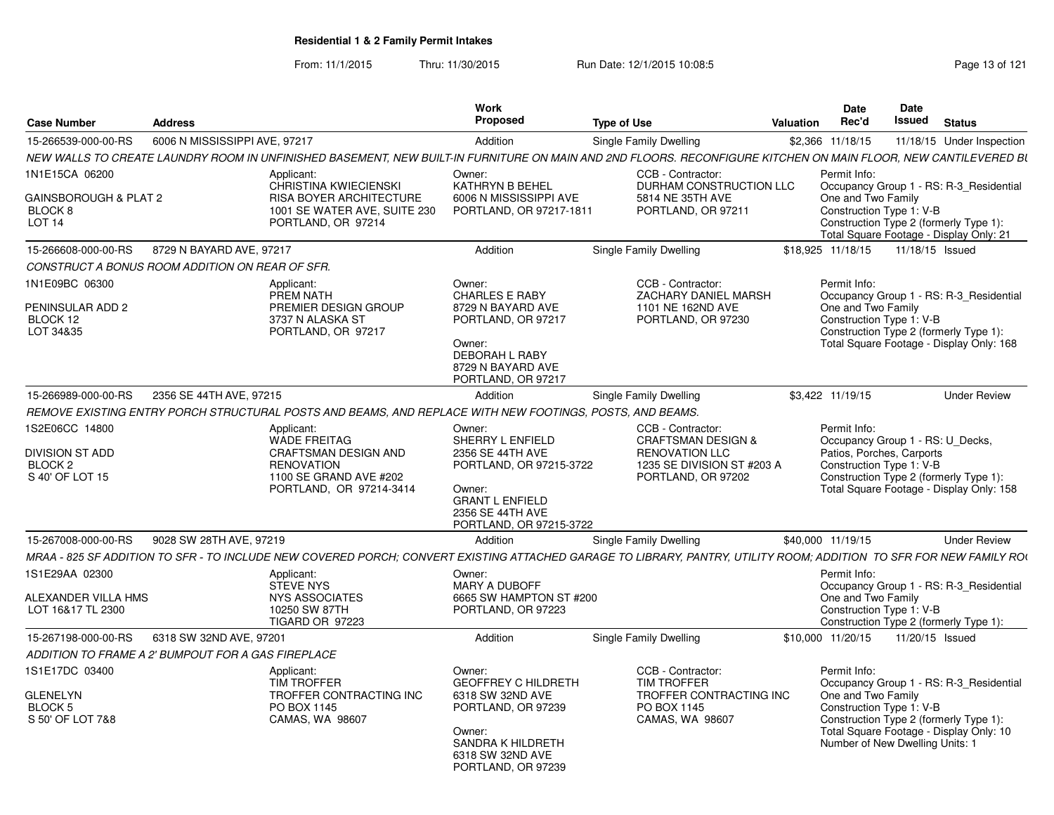## Residential 1 & 2 Family Permit Intakes

From: 11/1/2015 Thru: 11/30/2015 Run Date: 12/1/2015 10:08:5

| Case Number | Address | Work Proposed | Type of Use | Valuation | Date Rec'd | Date Issued | Status |
|---|---|---|---|---|---|---|---|
| 15-266539-000-00-RS | 6006 N MISSISSIPPI AVE, 97217 | Addition | Single Family Dwelling | $2,366 | 11/18/15 | 11/18/15 | Under Inspection |

NEW WALLS TO CREATE LAUNDRY ROOM IN UNFINISHED BASEMENT, NEW BUILT-IN FURNITURE ON MAIN AND 2ND FLOORS. RECONFIGURE KITCHEN ON MAIN FLOOR, NEW CANTILEVERED BU

1N1E15CA 06200
GAINSBOROUGH & PLAT 2
BLOCK 8
LOT 14

Applicant:
CHRISTINA KWIECIENSKI
RISA BOYER ARCHITECTURE
1001 SE WATER AVE, SUITE 230
PORTLAND, OR 97214

Owner:
KATHRYN B BEHEL
6006 N MISSISSIPPI AVE
PORTLAND, OR 97217-1811

CCB - Contractor:
DURHAM CONSTRUCTION LLC
5814 NE 35TH AVE
PORTLAND, OR 97211

Permit Info:
Occupancy Group 1 - RS: R-3_Residential One and Two Family
Construction Type 1: V-B
Construction Type 2 (formerly Type 1):
Total Square Footage - Display Only: 21

| Case Number | Address | Work Proposed | Type of Use | Valuation | Date Rec'd | Date Issued | Status |
|---|---|---|---|---|---|---|---|
| 15-266608-000-00-RS | 8729 N BAYARD AVE, 97217 | Addition | Single Family Dwelling | $18,925 | 11/18/15 | 11/18/15 | Issued |

CONSTRUCT A BONUS ROOM ADDITION ON REAR OF SFR.

1N1E09BC 06300
PENINSULAR ADD 2
BLOCK 12
LOT 34&35

Applicant:
PREM NATH
PREMIER DESIGN GROUP
3737 N ALASKA ST
PORTLAND, OR 97217

Owner:
CHARLES E RABY
8729 N BAYARD AVE
PORTLAND, OR 97217

Owner:
DEBORAH L RABY
8729 N BAYARD AVE
PORTLAND, OR 97217

CCB - Contractor:
ZACHARY DANIEL MARSH
1101 NE 162ND AVE
PORTLAND, OR 97230

Permit Info:
Occupancy Group 1 - RS: R-3_Residential One and Two Family
Construction Type 1: V-B
Construction Type 2 (formerly Type 1):
Total Square Footage - Display Only: 168

| Case Number | Address | Work Proposed | Type of Use | Valuation | Date Rec'd | Date Issued | Status |
|---|---|---|---|---|---|---|---|
| 15-266989-000-00-RS | 2356 SE 44TH AVE, 97215 | Addition | Single Family Dwelling | $3,422 | 11/19/15 | | Under Review |

REMOVE EXISTING ENTRY PORCH STRUCTURAL POSTS AND BEAMS, AND REPLACE WITH NEW FOOTINGS, POSTS, AND BEAMS.

1S2E06CC 14800
DIVISION ST ADD
BLOCK 2
S 40' OF LOT 15

Applicant:
WADE FREITAG
CRAFTSMAN DESIGN AND RENOVATION
1100 SE GRAND AVE #202
PORTLAND, OR 97214-3414

Owner:
SHERRY L ENFIELD
2356 SE 44TH AVE
PORTLAND, OR 97215-3722

Owner:
GRANT L ENFIELD
2356 SE 44TH AVE
PORTLAND, OR 97215-3722

CCB - Contractor:
CRAFTSMAN DESIGN & RENOVATION LLC
1235 SE DIVISION ST #203 A
PORTLAND, OR 97202

Permit Info:
Occupancy Group 1 - RS: U_Decks, Patios, Porches, Carports
Construction Type 1: V-B
Construction Type 2 (formerly Type 1):
Total Square Footage - Display Only: 158

| Case Number | Address | Work Proposed | Type of Use | Valuation | Date Rec'd | Date Issued | Status |
|---|---|---|---|---|---|---|---|
| 15-267008-000-00-RS | 9028 SW 28TH AVE, 97219 | Addition | Single Family Dwelling | $40,000 | 11/19/15 | | Under Review |

MRAA - 825 SF ADDITION TO SFR - TO INCLUDE NEW COVERED PORCH; CONVERT EXISTING ATTACHED GARAGE TO LIBRARY, PANTRY, UTILITY ROOM; ADDITION TO SFR FOR NEW FAMILY RO(

1S1E29AA 02300
ALEXANDER VILLA HMS
LOT 16&17 TL 2300

Applicant:
STEVE NYS
NYS ASSOCIATES
10250 SW 87TH
TIGARD OR 97223

Owner:
MARY A DUBOFF
6665 SW HAMPTON ST #200
PORTLAND, OR 97223

Permit Info:
Occupancy Group 1 - RS: R-3_Residential One and Two Family
Construction Type 1: V-B
Construction Type 2 (formerly Type 1):

| Case Number | Address | Work Proposed | Type of Use | Valuation | Date Rec'd | Date Issued | Status |
|---|---|---|---|---|---|---|---|
| 15-267198-000-00-RS | 6318 SW 32ND AVE, 97201 | Addition | Single Family Dwelling | $10,000 | 11/20/15 | 11/20/15 | Issued |

ADDITION TO FRAME A 2' BUMPOUT FOR A GAS FIREPLACE

1S1E17DC 03400
GLENELYN
BLOCK 5
S 50' OF LOT 7&8

Applicant:
TIM TROFFER
TROFFER CONTRACTING INC
PO BOX 1145
CAMAS, WA 98607

Owner:
GEOFFREY C HILDRETH
6318 SW 32ND AVE
PORTLAND, OR 97239

Owner:
SANDRA K HILDRETH
6318 SW 32ND AVE
PORTLAND, OR 97239

CCB - Contractor:
TIM TROFFER
TROFFER CONTRACTING INC
PO BOX 1145
CAMAS, WA 98607

Permit Info:
Occupancy Group 1 - RS: R-3_Residential One and Two Family
Construction Type 1: V-B
Construction Type 2 (formerly Type 1):
Total Square Footage - Display Only: 10
Number of New Dwelling Units: 1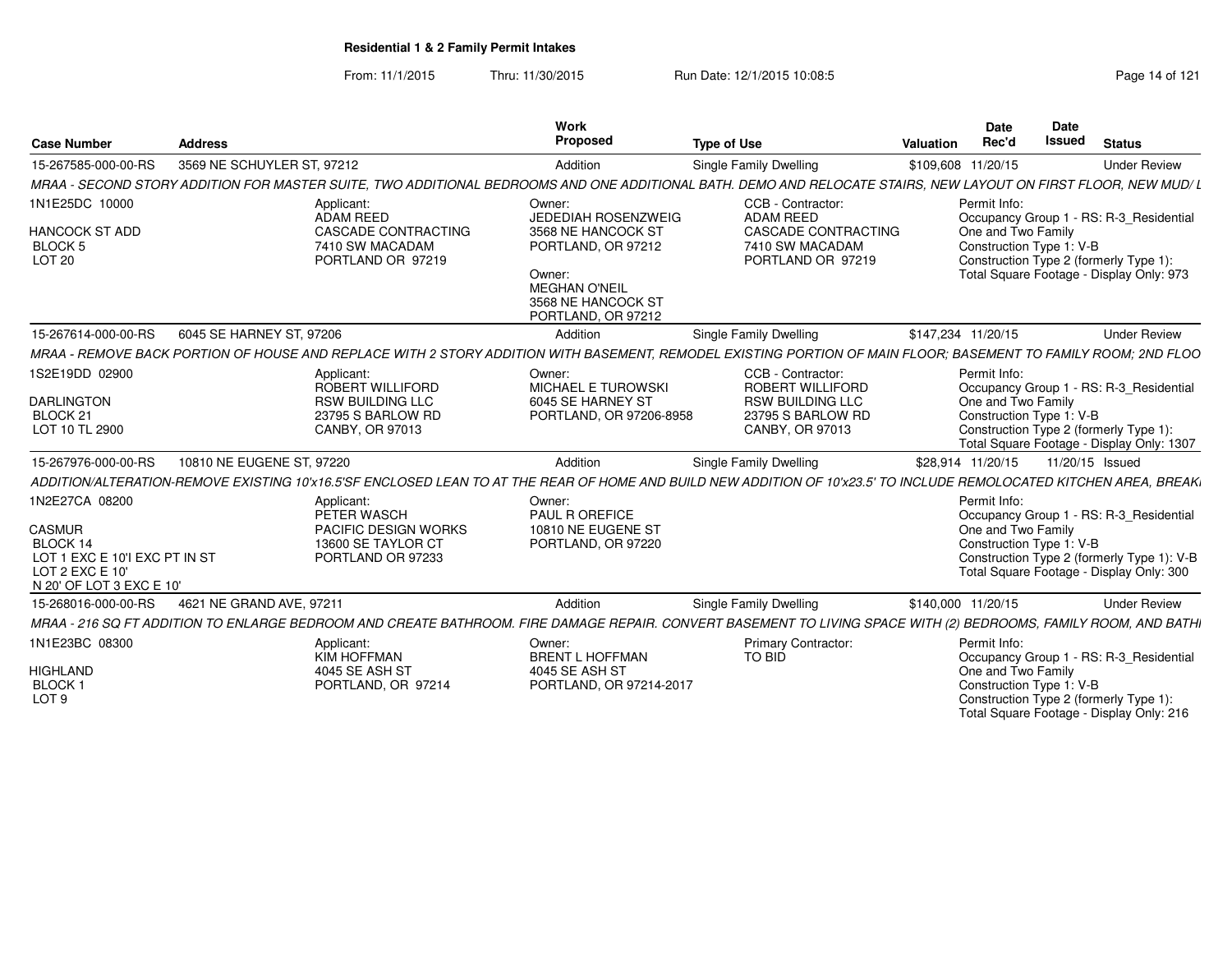# Residential 1 & 2 Family Permit Intakes

From: 11/1/2015 Thru: 11/30/2015 Run Date: 12/1/2015 10:08:5

| Case Number | Address | Work Proposed | Type of Use | Valuation | Date Rec'd | Date Issued | Status |
|---|---|---|---|---|---|---|---|
| 15-267585-000-00-RS | 3569 NE SCHUYLER ST, 97212 | Addition | Single Family Dwelling | $109,608 | 11/20/15 | | Under Review |

MRAA - SECOND STORY ADDITION FOR MASTER SUITE, TWO ADDITIONAL BEDROOMS AND ONE ADDITIONAL BATH. DEMO AND RELOCATE STAIRS, NEW LAYOUT ON FIRST FLOOR, NEW MUD/ L

1N1E25DC 10000
HANCOCK ST ADD
BLOCK 5
LOT 20

Applicant:
ADAM REED
CASCADE CONTRACTING
7410 SW MACADAM
PORTLAND OR 97219

Owner:
JEDEDIAH ROSENZWEIG
3568 NE HANCOCK ST
PORTLAND, OR 97212

Owner:
MEGHAN O'NEIL
3568 NE HANCOCK ST
PORTLAND, OR 97212

CCB - Contractor:
ADAM REED
CASCADE CONTRACTING
7410 SW MACADAM
PORTLAND OR 97219

Permit Info:
Occupancy Group 1 - RS: R-3_Residential One and Two Family
Construction Type 1: V-B
Construction Type 2 (formerly Type 1):
Total Square Footage - Display Only: 973

| Case Number | Address | Work Proposed | Type of Use | Valuation | Date Rec'd | Date Issued | Status |
|---|---|---|---|---|---|---|---|
| 15-267614-000-00-RS | 6045 SE HARNEY ST, 97206 | Addition | Single Family Dwelling | $147,234 | 11/20/15 | | Under Review |

MRAA - REMOVE BACK PORTION OF HOUSE AND REPLACE WITH 2 STORY ADDITION WITH BASEMENT, REMODEL EXISTING PORTION OF MAIN FLOOR; BASEMENT TO FAMILY ROOM; 2ND FLOO

1S2E19DD 02900
DARLINGTON
BLOCK 21
LOT 10 TL 2900

Applicant:
ROBERT WILLIFORD
RSW BUILDING LLC
23795 S BARLOW RD
CANBY, OR 97013

Owner:
MICHAEL E TUROWSKI
6045 SE HARNEY ST
PORTLAND, OR 97206-8958

CCB - Contractor:
ROBERT WILLIFORD
RSW BUILDING LLC
23795 S BARLOW RD
CANBY, OR 97013

Permit Info:
Occupancy Group 1 - RS: R-3_Residential One and Two Family
Construction Type 1: V-B
Construction Type 2 (formerly Type 1):
Total Square Footage - Display Only: 1307

| Case Number | Address | Work Proposed | Type of Use | Valuation | Date Rec'd | Date Issued | Status |
|---|---|---|---|---|---|---|---|
| 15-267976-000-00-RS | 10810 NE EUGENE ST, 97220 | Addition | Single Family Dwelling | $28,914 | 11/20/15 | 11/20/15 | Issued |

ADDITION/ALTERATION-REMOVE EXISTING 10'x16.5'SF ENCLOSED LEAN TO AT THE REAR OF HOME AND BUILD NEW ADDITION OF 10'x23.5' TO INCLUDE REMOLOCATED KITCHEN AREA, BREAK

1N2E27CA 08200
CASMUR
BLOCK 14
LOT 1 EXC E 10'I EXC PT IN ST
LOT 2 EXC E 10'
N 20' OF LOT 3 EXC E 10'

Applicant:
PETER WASCH
PACIFIC DESIGN WORKS
13600 SE TAYLOR CT
PORTLAND OR 97233

Owner:
PAUL R OREFICE
10810 NE EUGENE ST
PORTLAND, OR 97220

Permit Info:
Occupancy Group 1 - RS: R-3_Residential One and Two Family
Construction Type 1: V-B
Construction Type 2 (formerly Type 1): V-B
Total Square Footage - Display Only: 300

| Case Number | Address | Work Proposed | Type of Use | Valuation | Date Rec'd | Date Issued | Status |
|---|---|---|---|---|---|---|---|
| 15-268016-000-00-RS | 4621 NE GRAND AVE, 97211 | Addition | Single Family Dwelling | $140,000 | 11/20/15 | | Under Review |

MRAA - 216 SQ FT ADDITION TO ENLARGE BEDROOM AND CREATE BATHROOM. FIRE DAMAGE REPAIR. CONVERT BASEMENT TO LIVING SPACE WITH (2) BEDROOMS, FAMILY ROOM, AND BATHI

1N1E23BC 08300
HIGHLAND
BLOCK 1
LOT 9

Applicant:
KIM HOFFMAN
4045 SE ASH ST
PORTLAND, OR 97214

Owner:
BRENT L HOFFMAN
4045 SE ASH ST
PORTLAND, OR 97214-2017

Primary Contractor:
TO BID

Permit Info:
Occupancy Group 1 - RS: R-3_Residential One and Two Family
Construction Type 1: V-B
Construction Type 2 (formerly Type 1):
Total Square Footage - Display Only: 216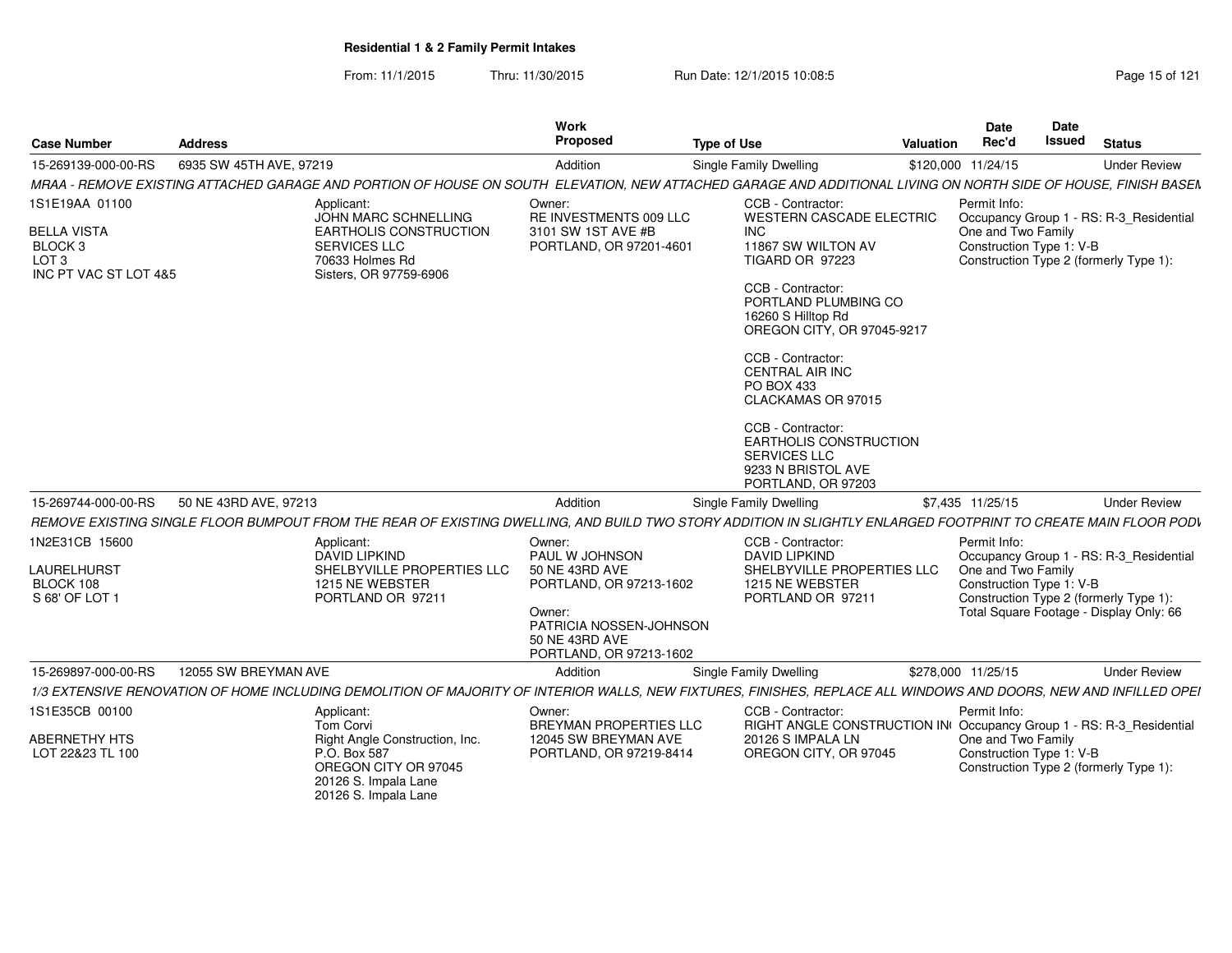**Residential 1 & 2 Family Permit Intakes**

From: 11/1/2015 Thru: 11/30/2015 Run Date: 12/1/2015 10:08:5

| Case Number | Address | Work Proposed | Type of Use | Valuation | Date Rec'd | Date Issued | Status |
|---|---|---|---|---|---|---|---|
| 15-269139-000-00-RS | 6935 SW 45TH AVE, 97219 | Addition | Single Family Dwelling | $120,000 | 11/24/15 | | Under Review |

*MRAA - REMOVE EXISTING ATTACHED GARAGE AND PORTION OF HOUSE ON SOUTH ELEVATION, NEW ATTACHED GARAGE AND ADDITIONAL LIVING ON NORTH SIDE OF HOUSE, FINISH BASEM*

1S1E19AA 01100

BELLA VISTA
BLOCK 3
LOT 3
INC PT VAC ST LOT 4&5

Applicant:
JOHN MARC SCHNELLING
EARTHOLIS CONSTRUCTION SERVICES LLC
70633 Holmes Rd
Sisters, OR 97759-6906

Owner:
RE INVESTMENTS 009 LLC
3101 SW 1ST AVE #B
PORTLAND, OR 97201-4601

CCB - Contractor:
WESTERN CASCADE ELECTRIC INC
11867 SW WILTON AV
TIGARD OR 97223

CCB - Contractor:
PORTLAND PLUMBING CO
16260 S Hilltop Rd
OREGON CITY, OR 97045-9217

CCB - Contractor:
CENTRAL AIR INC
PO BOX 433
CLACKAMAS OR 97015

CCB - Contractor:
EARTHOLIS CONSTRUCTION SERVICES LLC
9233 N BRISTOL AVE
PORTLAND, OR 97203

Permit Info:
Occupancy Group 1 - RS: R-3_Residential One and Two Family
Construction Type 1: V-B
Construction Type 2 (formerly Type 1):

| Case Number | Address | Work Proposed | Type of Use | Valuation | Date Rec'd | Date Issued | Status |
|---|---|---|---|---|---|---|---|
| 15-269744-000-00-RS | 50 NE 43RD AVE, 97213 | Addition | Single Family Dwelling | $7,435 | 11/25/15 | | Under Review |

*REMOVE EXISTING SINGLE FLOOR BUMPOUT FROM THE REAR OF EXISTING DWELLING, AND BUILD TWO STORY ADDITION IN SLIGHTLY ENLARGED FOOTPRINT TO CREATE MAIN FLOOR PODI*

1N2E31CB 15600

LAURELHURST
BLOCK 108
S 68' OF LOT 1

Applicant:
DAVID LIPKIND
SHELBYVILLE PROPERTIES LLC
1215 NE WEBSTER
PORTLAND OR 97211

Owner:
PAUL W JOHNSON
50 NE 43RD AVE
PORTLAND, OR 97213-1602

Owner:
PATRICIA NOSSEN-JOHNSON
50 NE 43RD AVE
PORTLAND, OR 97213-1602

CCB - Contractor:
DAVID LIPKIND
SHELBYVILLE PROPERTIES LLC
1215 NE WEBSTER
PORTLAND OR 97211

Permit Info:
Occupancy Group 1 - RS: R-3_Residential One and Two Family
Construction Type 1: V-B
Construction Type 2 (formerly Type 1):
Total Square Footage - Display Only: 66

| Case Number | Address | Work Proposed | Type of Use | Valuation | Date Rec'd | Date Issued | Status |
|---|---|---|---|---|---|---|---|
| 15-269897-000-00-RS | 12055 SW BREYMAN AVE | Addition | Single Family Dwelling | $278,000 | 11/25/15 | | Under Review |

*1/3 EXTENSIVE RENOVATION OF HOME INCLUDING DEMOLITION OF MAJORITY OF INTERIOR WALLS, NEW FIXTURES, FINISHES, REPLACE ALL WINDOWS AND DOORS, NEW AND INFILLED OPEI*

1S1E35CB 00100

ABERNETHY HTS
LOT 22&23 TL 100

Applicant:
Tom Corvi
Right Angle Construction, Inc.
P.O. Box 587
OREGON CITY OR 97045
20126 S. Impala Lane
20126 S. Impala Lane

Owner:
BREYMAN PROPERTIES LLC
12045 SW BREYMAN AVE
PORTLAND, OR 97219-8414

CCB - Contractor:
RIGHT ANGLE CONSTRUCTION IN(
20126 S IMPALA LN
OREGON CITY, OR 97045

Permit Info:
Occupancy Group 1 - RS: R-3_Residential One and Two Family
Construction Type 1: V-B
Construction Type 2 (formerly Type 1):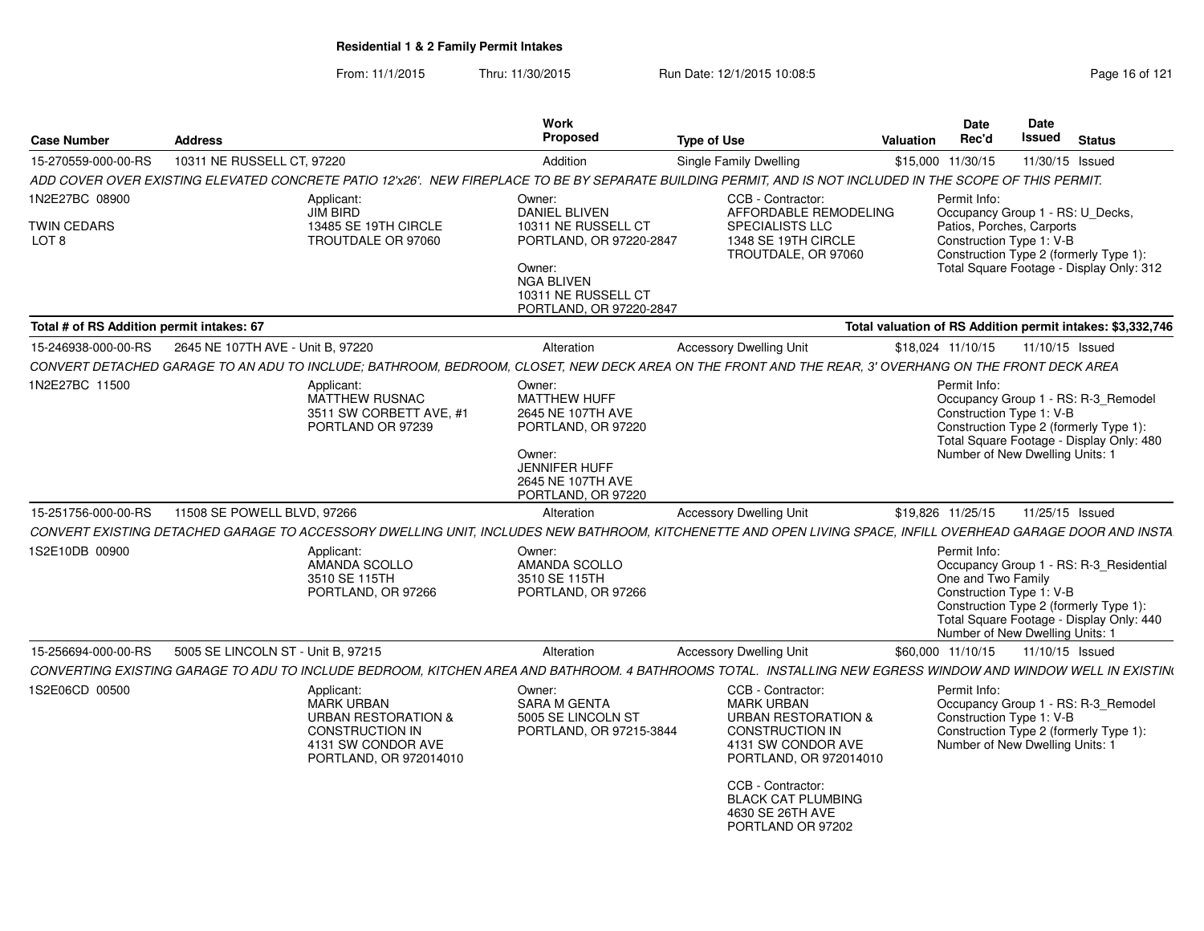**Residential 1 & 2 Family Permit Intakes**

From: 11/1/2015 Thru: 11/30/2015 Run Date: 12/1/2015 10:08:5

| Case Number | Address | Work Proposed | Type of Use | Valuation | Date Rec'd | Date Issued | Status |
|---|---|---|---|---|---|---|---|
| 15-270559-000-00-RS | 10311 NE RUSSELL CT, 97220 | Addition | Single Family Dwelling | $15,000 | 11/30/15 | 11/30/15 | Issued |

*ADD COVER OVER EXISTING ELEVATED CONCRETE PATIO 12'x26'. NEW FIREPLACE TO BE BY SEPARATE BUILDING PERMIT, AND IS NOT INCLUDED IN THE SCOPE OF THIS PERMIT.*

1N2E27BC 08900

TWIN CEDARS
LOT 8

Applicant:
JIM BIRD
13485 SE 19TH CIRCLE
TROUTDALE OR 97060

Owner:
DANIEL BLIVEN
10311 NE RUSSELL CT
PORTLAND, OR 97220-2847

Owner:
NGA BLIVEN
10311 NE RUSSELL CT
PORTLAND, OR 97220-2847

CCB - Contractor:
AFFORDABLE REMODELING SPECIALISTS LLC
1348 SE 19TH CIRCLE
TROUTDALE, OR 97060

Permit Info:
Occupancy Group 1 - RS: U_Decks, Patios, Porches, Carports
Construction Type 1: V-B
Construction Type 2 (formerly Type 1):
Total Square Footage - Display Only: 312

**Total # of RS Addition permit intakes: 67** — **Total valuation of RS Addition permit intakes: $3,332,746**

| Case Number | Address | Work Proposed | Type of Use | Valuation | Date Rec'd | Date Issued | Status |
|---|---|---|---|---|---|---|---|
| 15-246938-000-00-RS | 2645 NE 107TH AVE - Unit B, 97220 | Alteration | Accessory Dwelling Unit | $18,024 | 11/10/15 | 11/10/15 | Issued |

*CONVERT DETACHED GARAGE TO AN ADU TO INCLUDE; BATHROOM, BEDROOM, CLOSET, NEW DECK AREA ON THE FRONT AND THE REAR, 3' OVERHANG ON THE FRONT DECK AREA*

1N2E27BC 11500

Applicant:
MATTHEW RUSNAC
3511 SW CORBETT AVE, #1
PORTLAND OR 97239

Owner:
MATTHEW HUFF
2645 NE 107TH AVE
PORTLAND, OR 97220

Owner:
JENNIFER HUFF
2645 NE 107TH AVE
PORTLAND, OR 97220

Permit Info:
Occupancy Group 1 - RS: R-3_Remodel
Construction Type 1: V-B
Construction Type 2 (formerly Type 1):
Total Square Footage - Display Only: 480
Number of New Dwelling Units: 1

| Case Number | Address | Work Proposed | Type of Use | Valuation | Date Rec'd | Date Issued | Status |
|---|---|---|---|---|---|---|---|
| 15-251756-000-00-RS | 11508 SE POWELL BLVD, 97266 | Alteration | Accessory Dwelling Unit | $19,826 | 11/25/15 | 11/25/15 | Issued |

*CONVERT EXISTING DETACHED GARAGE TO ACCESSORY DWELLING UNIT, INCLUDES NEW BATHROOM, KITCHENETTE AND OPEN LIVING SPACE, INFILL OVERHEAD GARAGE DOOR AND INSTA*

1S2E10DB 00900

Applicant:
AMANDA SCOLLO
3510 SE 115TH
PORTLAND, OR 97266

Owner:
AMANDA SCOLLO
3510 SE 115TH
PORTLAND, OR 97266

Permit Info:
Occupancy Group 1 - RS: R-3_Residential One and Two Family
Construction Type 1: V-B
Construction Type 2 (formerly Type 1):
Total Square Footage - Display Only: 440
Number of New Dwelling Units: 1

| Case Number | Address | Work Proposed | Type of Use | Valuation | Date Rec'd | Date Issued | Status |
|---|---|---|---|---|---|---|---|
| 15-256694-000-00-RS | 5005 SE LINCOLN ST - Unit B, 97215 | Alteration | Accessory Dwelling Unit | $60,000 | 11/10/15 | 11/10/15 | Issued |

*CONVERTING EXISTING GARAGE TO ADU TO INCLUDE BEDROOM, KITCHEN AREA AND BATHROOM. 4 BATHROOMS TOTAL. INSTALLING NEW EGRESS WINDOW AND WINDOW WELL IN EXISTIN*

1S2E06CD 00500

Applicant:
MARK URBAN
URBAN RESTORATION & CONSTRUCTION IN
4131 SW CONDOR AVE
PORTLAND, OR 972014010

Owner:
SARA M GENTA
5005 SE LINCOLN ST
PORTLAND, OR 97215-3844

CCB - Contractor:
MARK URBAN
URBAN RESTORATION & CONSTRUCTION IN
4131 SW CONDOR AVE
PORTLAND, OR 972014010

CCB - Contractor:
BLACK CAT PLUMBING
4630 SE 26TH AVE
PORTLAND OR 97202

Permit Info:
Occupancy Group 1 - RS: R-3_Remodel
Construction Type 1: V-B
Construction Type 2 (formerly Type 1):
Number of New Dwelling Units: 1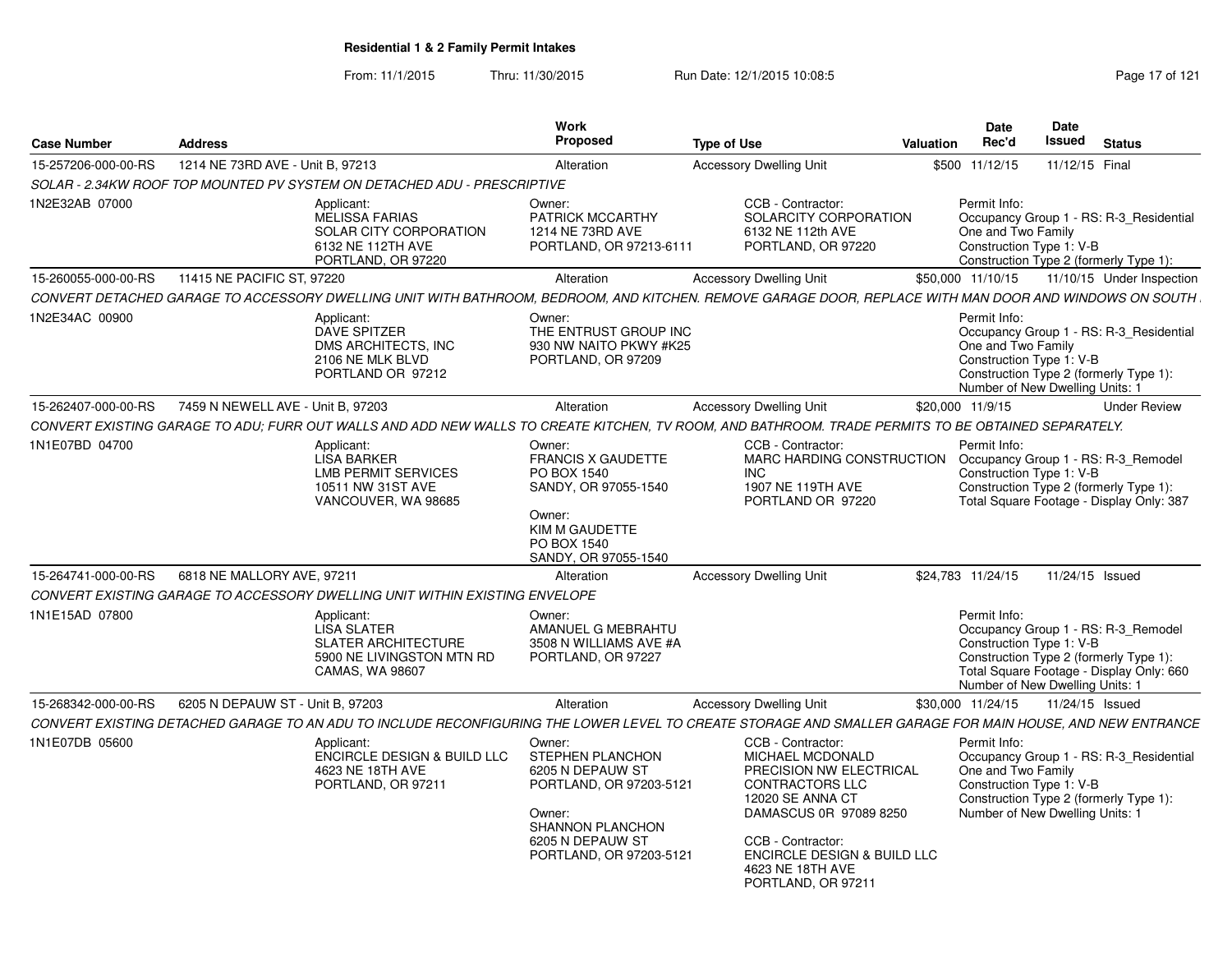## Residential 1 & 2 Family Permit Intakes

From: 11/1/2015 Thru: 11/30/2015 Run Date: 12/1/2015 10:08:5

| Case Number | Address | Work Proposed | Type of Use | Valuation | Date Rec'd | Date Issued | Status |
|---|---|---|---|---|---|---|---|
| 15-257206-000-00-RS | 1214 NE 73RD AVE - Unit B, 97213 | Alteration | Accessory Dwelling Unit | $500 | 11/12/15 | 11/12/15 | Final |
| 15-260055-000-00-RS | 11415 NE PACIFIC ST, 97220 | Alteration | Accessory Dwelling Unit | $50,000 | 11/10/15 | 11/10/15 | Under Inspection |
| 15-262407-000-00-RS | 7459 N NEWELL AVE - Unit B, 97203 | Alteration | Accessory Dwelling Unit | $20,000 | 11/9/15 | | Under Review |
| 15-264741-000-00-RS | 6818 NE MALLORY AVE, 97211 | Alteration | Accessory Dwelling Unit | $24,783 | 11/24/15 | 11/24/15 | Issued |
| 15-268342-000-00-RS | 6205 N DEPAUW ST - Unit B, 97203 | Alteration | Accessory Dwelling Unit | $30,000 | 11/24/15 | 11/24/15 | Issued |

### 15-257206-000-00-RS

*SOLAR - 2.34KW ROOF TOP MOUNTED PV SYSTEM ON DETACHED ADU - PRESCRIPTIVE*

1N2E32AB 07000

Applicant:
MELISSA FARIAS
SOLAR CITY CORPORATION
6132 NE 112TH AVE
PORTLAND, OR 97220

Owner:
PATRICK MCCARTHY
1214 NE 73RD AVE
PORTLAND, OR 97213-6111

CCB - Contractor:
SOLARCITY CORPORATION
6132 NE 112th AVE
PORTLAND, OR 97220

Permit Info:
Occupancy Group 1 - RS: R-3_Residential One and Two Family
Construction Type 1: V-B
Construction Type 2 (formerly Type 1):

### 15-260055-000-00-RS

*CONVERT DETACHED GARAGE TO ACCESSORY DWELLING UNIT WITH BATHROOM, BEDROOM, AND KITCHEN. REMOVE GARAGE DOOR, REPLACE WITH MAN DOOR AND WINDOWS ON SOUTH*

1N2E34AC 00900

Applicant:
DAVE SPITZER
DMS ARCHITECTS, INC
2106 NE MLK BLVD
PORTLAND OR 97212

Owner:
THE ENTRUST GROUP INC
930 NW NAITO PKWY #K25
PORTLAND, OR 97209

Permit Info:
Occupancy Group 1 - RS: R-3_Residential One and Two Family
Construction Type 1: V-B
Construction Type 2 (formerly Type 1):
Number of New Dwelling Units: 1

### 15-262407-000-00-RS

*CONVERT EXISTING GARAGE TO ADU; FURR OUT WALLS AND ADD NEW WALLS TO CREATE KITCHEN, TV ROOM, AND BATHROOM. TRADE PERMITS TO BE OBTAINED SEPARATELY.*

1N1E07BD 04700

Applicant:
LISA BARKER
LMB PERMIT SERVICES
10511 NW 31ST AVE
VANCOUVER, WA 98685

Owner:
FRANCIS X GAUDETTE
PO BOX 1540
SANDY, OR 97055-1540

Owner:
KIM M GAUDETTE
PO BOX 1540
SANDY, OR 97055-1540

CCB - Contractor:
MARC HARDING CONSTRUCTION INC
1907 NE 119TH AVE
PORTLAND OR 97220

Permit Info:
Occupancy Group 1 - RS: R-3_Remodel
Construction Type 1: V-B
Construction Type 2 (formerly Type 1):
Total Square Footage - Display Only: 387

### 15-264741-000-00-RS

*CONVERT EXISTING GARAGE TO ACCESSORY DWELLING UNIT WITHIN EXISTING ENVELOPE*

1N1E15AD 07800

Applicant:
LISA SLATER
SLATER ARCHITECTURE
5900 NE LIVINGSTON MTN RD
CAMAS, WA 98607

Owner:
AMANUEL G MEBRAHTU
3508 N WILLIAMS AVE #A
PORTLAND, OR 97227

Permit Info:
Occupancy Group 1 - RS: R-3_Remodel
Construction Type 1: V-B
Construction Type 2 (formerly Type 1):
Total Square Footage - Display Only: 660
Number of New Dwelling Units: 1

### 15-268342-000-00-RS

*CONVERT EXISTING DETACHED GARAGE TO AN ADU TO INCLUDE RECONFIGURING THE LOWER LEVEL TO CREATE STORAGE AND SMALLER GARAGE FOR MAIN HOUSE, AND NEW ENTRANCE*

1N1E07DB 05600

Applicant:
ENCIRCLE DESIGN & BUILD LLC
4623 NE 18TH AVE
PORTLAND, OR 97211

Owner:
STEPHEN PLANCHON
6205 N DEPAUW ST
PORTLAND, OR 97203-5121

Owner:
SHANNON PLANCHON
6205 N DEPAUW ST
PORTLAND, OR 97203-5121

CCB - Contractor:
MICHAEL MCDONALD
PRECISION NW ELECTRICAL CONTRACTORS LLC
12020 SE ANNA CT
DAMASCUS 0R 97089 8250

CCB - Contractor:
ENCIRCLE DESIGN & BUILD LLC
4623 NE 18TH AVE
PORTLAND, OR 97211

Permit Info:
Occupancy Group 1 - RS: R-3_Residential One and Two Family
Construction Type 1: V-B
Construction Type 2 (formerly Type 1):
Number of New Dwelling Units: 1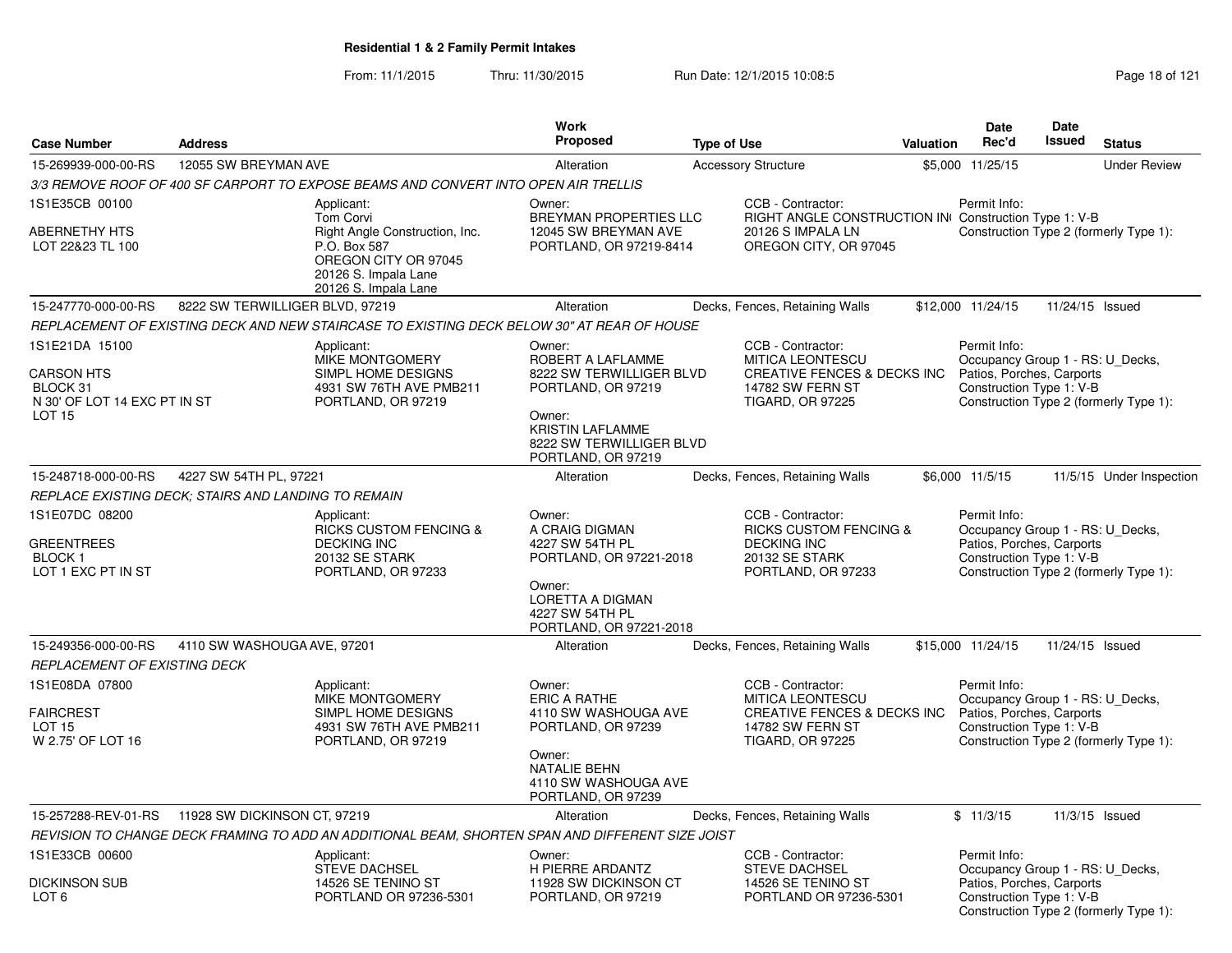**Residential 1 & 2 Family Permit Intakes**

From: 11/1/2015 Thru: 11/30/2015 Run Date: 12/1/2015 10:08:5

| Case Number | Address | Work Proposed | Type of Use | Valuation | Date Rec'd | Date Issued | Status |
|---|---|---|---|---|---|---|---|
| 15-269939-000-00-RS | 12055 SW BREYMAN AVE | Alteration | Accessory Structure | $5,000 | 11/25/15 | | Under Review |
| *3/3 REMOVE ROOF OF 400 SF CARPORT TO EXPOSE BEAMS AND CONVERT INTO OPEN AIR TRELLIS* | | | | | | | |
| 1S1E35CB 00100<br><br>ABERNETHY HTS<br>LOT 22&23 TL 100 | Applicant:<br>Tom Corvi<br>Right Angle Construction, Inc.<br>P.O. Box 587<br>OREGON CITY OR 97045<br>20126 S. Impala Lane<br>20126 S. Impala Lane | Owner:<br>BREYMAN PROPERTIES LLC<br>12045 SW BREYMAN AVE<br>PORTLAND, OR 97219-8414 | CCB - Contractor:<br>RIGHT ANGLE CONSTRUCTION IN(<br>20126 S IMPALA LN<br>OREGON CITY, OR 97045 | | Permit Info:<br>Construction Type 1: V-B<br>Construction Type 2 (formerly Type 1): | | |
| 15-247770-000-00-RS | 8222 SW TERWILLIGER BLVD, 97219 | Alteration | Decks, Fences, Retaining Walls | $12,000 | 11/24/15 | 11/24/15 | Issued |
| *REPLACEMENT OF EXISTING DECK AND NEW STAIRCASE TO EXISTING DECK BELOW 30" AT REAR OF HOUSE* | | | | | | | |
| 1S1E21DA 15100<br><br>CARSON HTS<br>BLOCK 31<br>N 30' OF LOT 14 EXC PT IN ST<br>LOT 15 | Applicant:<br>MIKE MONTGOMERY<br>SIMPL HOME DESIGNS<br>4931 SW 76TH AVE PMB211<br>PORTLAND, OR 97219 | Owner:<br>ROBERT A LAFLAMME<br>8222 SW TERWILLIGER BLVD<br>PORTLAND, OR 97219<br><br>Owner:<br>KRISTIN LAFLAMME<br>8222 SW TERWILLIGER BLVD<br>PORTLAND, OR 97219 | CCB - Contractor:<br>MITICA LEONTESCU<br>CREATIVE FENCES & DECKS INC<br>14782 SW FERN ST<br>TIGARD, OR 97225 | | Permit Info:<br>Occupancy Group 1 - RS: U_Decks, Patios, Porches, Carports<br>Construction Type 1: V-B<br>Construction Type 2 (formerly Type 1): | | |
| 15-248718-000-00-RS | 4227 SW 54TH PL, 97221 | Alteration | Decks, Fences, Retaining Walls | $6,000 | 11/5/15 | 11/5/15 | Under Inspection |
| *REPLACE EXISTING DECK; STAIRS AND LANDING TO REMAIN* | | | | | | | |
| 1S1E07DC 08200<br><br>GREENTREES<br>BLOCK 1<br>LOT 1 EXC PT IN ST | Applicant:<br>RICKS CUSTOM FENCING & DECKING INC<br>20132 SE STARK<br>PORTLAND, OR 97233 | Owner:<br>A CRAIG DIGMAN<br>4227 SW 54TH PL<br>PORTLAND, OR 97221-2018<br><br>Owner:<br>LORETTA A DIGMAN<br>4227 SW 54TH PL<br>PORTLAND, OR 97221-2018 | CCB - Contractor:<br>RICKS CUSTOM FENCING & DECKING INC<br>20132 SE STARK<br>PORTLAND, OR 97233 | | Permit Info:<br>Occupancy Group 1 - RS: U_Decks, Patios, Porches, Carports<br>Construction Type 1: V-B<br>Construction Type 2 (formerly Type 1): | | |
| 15-249356-000-00-RS | 4110 SW WASHOUGA AVE, 97201 | Alteration | Decks, Fences, Retaining Walls | $15,000 | 11/24/15 | 11/24/15 | Issued |
| *REPLACEMENT OF EXISTING DECK* | | | | | | | |
| 1S1E08DA 07800<br><br>FAIRCREST<br>LOT 15<br>W 2.75' OF LOT 16 | Applicant:<br>MIKE MONTGOMERY<br>SIMPL HOME DESIGNS<br>4931 SW 76TH AVE PMB211<br>PORTLAND, OR 97219 | Owner:<br>ERIC A RATHE<br>4110 SW WASHOUGA AVE<br>PORTLAND, OR 97239<br><br>Owner:<br>NATALIE BEHN<br>4110 SW WASHOUGA AVE<br>PORTLAND, OR 97239 | CCB - Contractor:<br>MITICA LEONTESCU<br>CREATIVE FENCES & DECKS INC<br>14782 SW FERN ST<br>TIGARD, OR 97225 | | Permit Info:<br>Occupancy Group 1 - RS: U_Decks, Patios, Porches, Carports<br>Construction Type 1: V-B<br>Construction Type 2 (formerly Type 1): | | |
| 15-257288-REV-01-RS | 11928 SW DICKINSON CT, 97219 | Alteration | Decks, Fences, Retaining Walls | $ | 11/3/15 | 11/3/15 | Issued |
| *REVISION TO CHANGE DECK FRAMING TO ADD AN ADDITIONAL BEAM, SHORTEN SPAN AND DIFFERENT SIZE JOIST* | | | | | | | |
| 1S1E33CB 00600<br><br>DICKINSON SUB<br>LOT 6 | Applicant:<br>STEVE DACHSEL<br>14526 SE TENINO ST<br>PORTLAND OR 97236-5301 | Owner:<br>H PIERRE ARDANTZ<br>11928 SW DICKINSON CT<br>PORTLAND, OR 97219 | CCB - Contractor:<br>STEVE DACHSEL<br>14526 SE TENINO ST<br>PORTLAND OR 97236-5301 | | Permit Info:<br>Occupancy Group 1 - RS: U_Decks, Patios, Porches, Carports<br>Construction Type 1: V-B<br>Construction Type 2 (formerly Type 1): | | |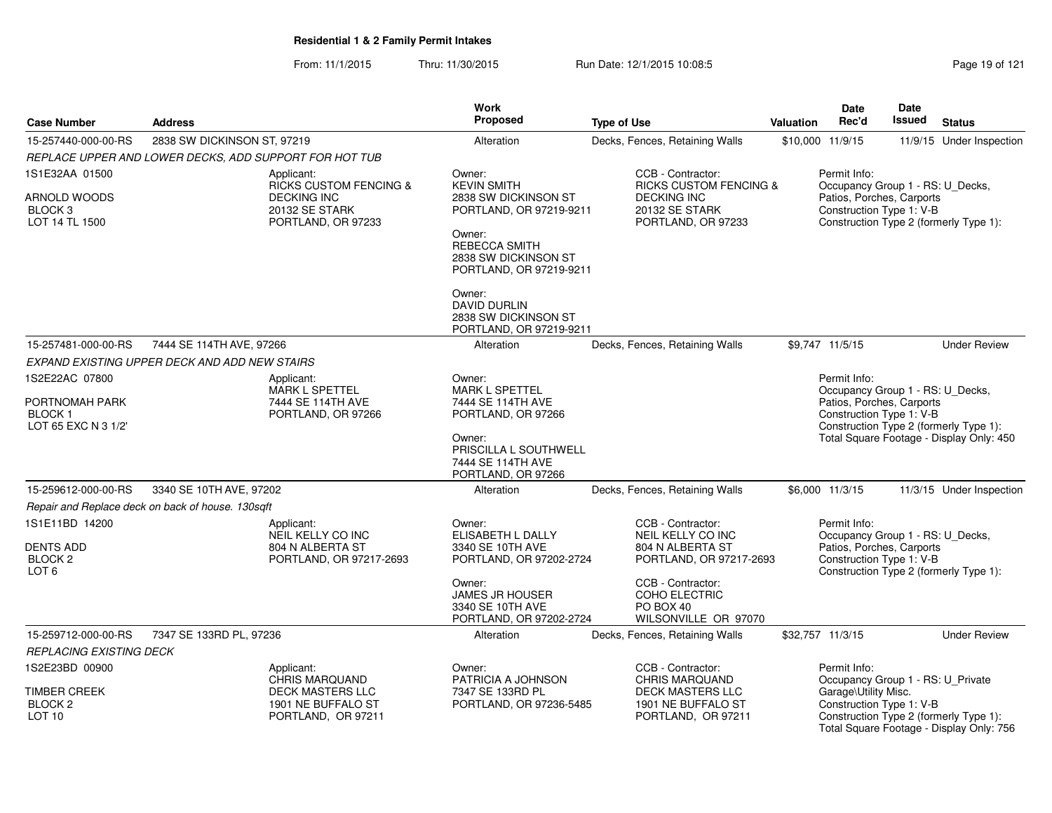**Residential 1 & 2 Family Permit Intakes**

From: 11/1/2015 Thru: 11/30/2015 Run Date: 12/1/2015 10:08:5

| Case Number | Address | Work Proposed | Type of Use | Valuation | Date Rec'd | Date Issued | Status |
|---|---|---|---|---|---|---|---|
| 15-257440-000-00-RS | 2838 SW DICKINSON ST, 97219 | Alteration | Decks, Fences, Retaining Walls | $10,000 | 11/9/15 | 11/9/15 | Under Inspection |

*REPLACE UPPER AND LOWER DECKS, ADD SUPPORT FOR HOT TUB*

1S1E32AA 01500
ARNOLD WOODS
BLOCK 3
LOT 14 TL 1500

Applicant:
RICKS CUSTOM FENCING & DECKING INC
20132 SE STARK
PORTLAND, OR 97233

Owner:
KEVIN SMITH
2838 SW DICKINSON ST
PORTLAND, OR 97219-9211

Owner:
REBECCA SMITH
2838 SW DICKINSON ST
PORTLAND, OR 97219-9211

Owner:
DAVID DURLIN
2838 SW DICKINSON ST
PORTLAND, OR 97219-9211

CCB - Contractor:
RICKS CUSTOM FENCING & DECKING INC
20132 SE STARK
PORTLAND, OR 97233

Permit Info:
Occupancy Group 1 - RS: U_Decks, Patios, Porches, Carports
Construction Type 1: V-B
Construction Type 2 (formerly Type 1):

| Case Number | Address | Work Proposed | Type of Use | Valuation | Date Rec'd | Date Issued | Status |
|---|---|---|---|---|---|---|---|
| 15-257481-000-00-RS | 7444 SE 114TH AVE, 97266 | Alteration | Decks, Fences, Retaining Walls | $9,747 | 11/5/15 | | Under Review |

*EXPAND EXISTING UPPER DECK AND ADD NEW STAIRS*

1S2E22AC 07800
PORTNOMAH PARK
BLOCK 1
LOT 65 EXC N 3 1/2'

Applicant:
MARK L SPETTEL
7444 SE 114TH AVE
PORTLAND, OR 97266

Owner:
MARK L SPETTEL
7444 SE 114TH AVE
PORTLAND, OR 97266

Owner:
PRISCILLA L SOUTHWELL
7444 SE 114TH AVE
PORTLAND, OR 97266

Permit Info:
Occupancy Group 1 - RS: U_Decks, Patios, Porches, Carports
Construction Type 1: V-B
Construction Type 2 (formerly Type 1):
Total Square Footage - Display Only: 450

| Case Number | Address | Work Proposed | Type of Use | Valuation | Date Rec'd | Date Issued | Status |
|---|---|---|---|---|---|---|---|
| 15-259612-000-00-RS | 3340 SE 10TH AVE, 97202 | Alteration | Decks, Fences, Retaining Walls | $6,000 | 11/3/15 | 11/3/15 | Under Inspection |

*Repair and Replace deck on back of house. 130sqft*

1S1E11BD 14200
DENTS ADD
BLOCK 2
LOT 6

Applicant:
NEIL KELLY CO INC
804 N ALBERTA ST
PORTLAND, OR 97217-2693

Owner:
ELISABETH L DALLY
3340 SE 10TH AVE
PORTLAND, OR 97202-2724

Owner:
JAMES JR HOUSER
3340 SE 10TH AVE
PORTLAND, OR 97202-2724

CCB - Contractor:
NEIL KELLY CO INC
804 N ALBERTA ST
PORTLAND, OR 97217-2693

CCB - Contractor:
COHO ELECTRIC
PO BOX 40
WILSONVILLE OR 97070

Permit Info:
Occupancy Group 1 - RS: U_Decks, Patios, Porches, Carports
Construction Type 1: V-B
Construction Type 2 (formerly Type 1):

| Case Number | Address | Work Proposed | Type of Use | Valuation | Date Rec'd | Date Issued | Status |
|---|---|---|---|---|---|---|---|
| 15-259712-000-00-RS | 7347 SE 133RD PL, 97236 | Alteration | Decks, Fences, Retaining Walls | $32,757 | 11/3/15 | | Under Review |

*REPLACING EXISTING DECK*

1S2E23BD 00900
TIMBER CREEK
BLOCK 2
LOT 10

Applicant:
CHRIS MARQUAND
DECK MASTERS LLC
1901 NE BUFFALO ST
PORTLAND, OR 97211

Owner:
PATRICIA A JOHNSON
7347 SE 133RD PL
PORTLAND, OR 97236-5485

CCB - Contractor:
CHRIS MARQUAND
DECK MASTERS LLC
1901 NE BUFFALO ST
PORTLAND, OR 97211

Permit Info:
Occupancy Group 1 - RS: U_Private Garage\Utility Misc.
Construction Type 1: V-B
Construction Type 2 (formerly Type 1):
Total Square Footage - Display Only: 756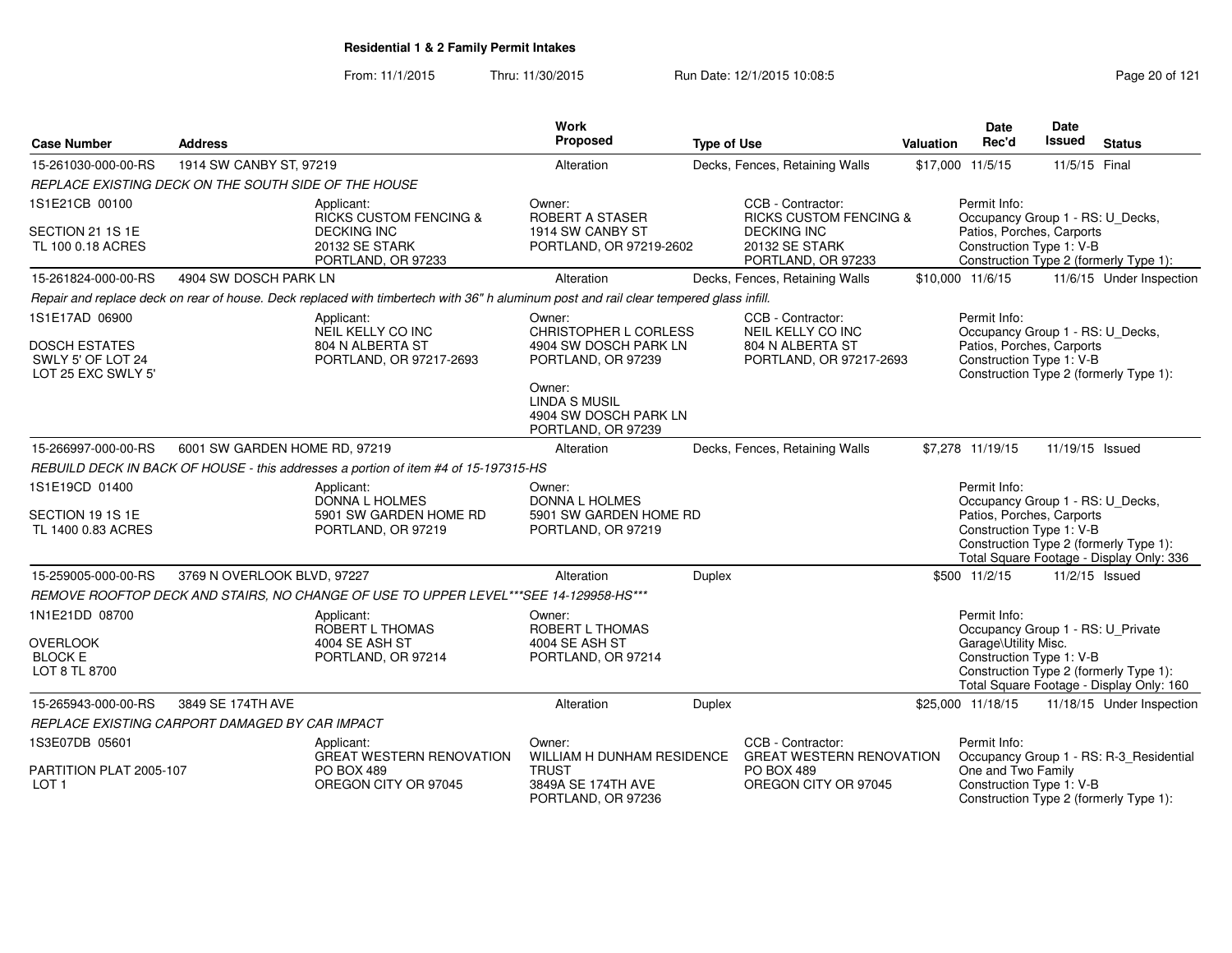**Residential 1 & 2 Family Permit Intakes**

From: 11/1/2015 Thru: 11/30/2015 Run Date: 12/1/2015 10:08:5

| Case Number | Address | Work Proposed | Type of Use | Valuation | Date Rec'd | Date Issued | Status |
|---|---|---|---|---|---|---|---|
| 15-261030-000-00-RS | 1914 SW CANBY ST, 97219 | Alteration | Decks, Fences, Retaining Walls | $17,000 | 11/5/15 | 11/5/15 | Final |

*REPLACE EXISTING DECK ON THE SOUTH SIDE OF THE HOUSE*

1S1E21CB 00100
SECTION 21 1S 1E
TL 100 0.18 ACRES

Applicant:
RICKS CUSTOM FENCING & DECKING INC
20132 SE STARK
PORTLAND, OR 97233

Owner:
ROBERT A STASER
1914 SW CANBY ST
PORTLAND, OR 97219-2602

CCB - Contractor:
RICKS CUSTOM FENCING & DECKING INC
20132 SE STARK
PORTLAND, OR 97233

Permit Info:
Occupancy Group 1 - RS: U_Decks, Patios, Porches, Carports
Construction Type 1: V-B
Construction Type 2 (formerly Type 1):

| Case Number | Address | Work Proposed | Type of Use | Valuation | Date Rec'd | Date Issued | Status |
|---|---|---|---|---|---|---|---|
| 15-261824-000-00-RS | 4904 SW DOSCH PARK LN | Alteration | Decks, Fences, Retaining Walls | $10,000 | 11/6/15 | 11/6/15 | Under Inspection |

*Repair and replace deck on rear of house. Deck replaced with timbertech with 36" h aluminum post and rail clear tempered glass infill.*

1S1E17AD 06900
DOSCH ESTATES
SWLY 5' OF LOT 24
LOT 25 EXC SWLY 5'

Applicant:
NEIL KELLY CO INC
804 N ALBERTA ST
PORTLAND, OR 97217-2693

Owner:
CHRISTOPHER L CORLESS
4904 SW DOSCH PARK LN
PORTLAND, OR 97239

Owner:
LINDA S MUSIL
4904 SW DOSCH PARK LN
PORTLAND, OR 97239

CCB - Contractor:
NEIL KELLY CO INC
804 N ALBERTA ST
PORTLAND, OR 97217-2693

Permit Info:
Occupancy Group 1 - RS: U_Decks, Patios, Porches, Carports
Construction Type 1: V-B
Construction Type 2 (formerly Type 1):

| Case Number | Address | Work Proposed | Type of Use | Valuation | Date Rec'd | Date Issued | Status |
|---|---|---|---|---|---|---|---|
| 15-266997-000-00-RS | 6001 SW GARDEN HOME RD, 97219 | Alteration | Decks, Fences, Retaining Walls | $7,278 | 11/19/15 | 11/19/15 | Issued |

*REBUILD DECK IN BACK OF HOUSE - this addresses a portion of item #4 of 15-197315-HS*

1S1E19CD 01400
SECTION 19 1S 1E
TL 1400 0.83 ACRES

Applicant:
DONNA L HOLMES
5901 SW GARDEN HOME RD
PORTLAND, OR 97219

Owner:
DONNA L HOLMES
5901 SW GARDEN HOME RD
PORTLAND, OR 97219

Permit Info:
Occupancy Group 1 - RS: U_Decks, Patios, Porches, Carports
Construction Type 1: V-B
Construction Type 2 (formerly Type 1):
Total Square Footage - Display Only: 336

| Case Number | Address | Work Proposed | Type of Use | Valuation | Date Rec'd | Date Issued | Status |
|---|---|---|---|---|---|---|---|
| 15-259005-000-00-RS | 3769 N OVERLOOK BLVD, 97227 | Alteration | Duplex | $500 | 11/2/15 | 11/2/15 | Issued |

*REMOVE ROOFTOP DECK AND STAIRS, NO CHANGE OF USE TO UPPER LEVEL***SEE 14-129958-HS****

1N1E21DD 08700
OVERLOOK
BLOCK E
LOT 8 TL 8700

Applicant:
ROBERT L THOMAS
4004 SE ASH ST
PORTLAND, OR 97214

Owner:
ROBERT L THOMAS
4004 SE ASH ST
PORTLAND, OR 97214

Permit Info:
Occupancy Group 1 - RS: U_Private Garage\Utility Misc.
Construction Type 1: V-B
Construction Type 2 (formerly Type 1):
Total Square Footage - Display Only: 160

| Case Number | Address | Work Proposed | Type of Use | Valuation | Date Rec'd | Date Issued | Status |
|---|---|---|---|---|---|---|---|
| 15-265943-000-00-RS | 3849 SE 174TH AVE | Alteration | Duplex | $25,000 | 11/18/15 | 11/18/15 | Under Inspection |

*REPLACE EXISTING CARPORT DAMAGED BY CAR IMPACT*

1S3E07DB 05601
PARTITION PLAT 2005-107
LOT 1

Applicant:
GREAT WESTERN RENOVATION
PO BOX 489
OREGON CITY OR 97045

Owner:
WILLIAM H DUNHAM RESIDENCE TRUST
3849A SE 174TH AVE
PORTLAND, OR 97236

CCB - Contractor:
GREAT WESTERN RENOVATION
PO BOX 489
OREGON CITY OR 97045

Permit Info:
Occupancy Group 1 - RS: R-3_Residential One and Two Family
Construction Type 1: V-B
Construction Type 2 (formerly Type 1):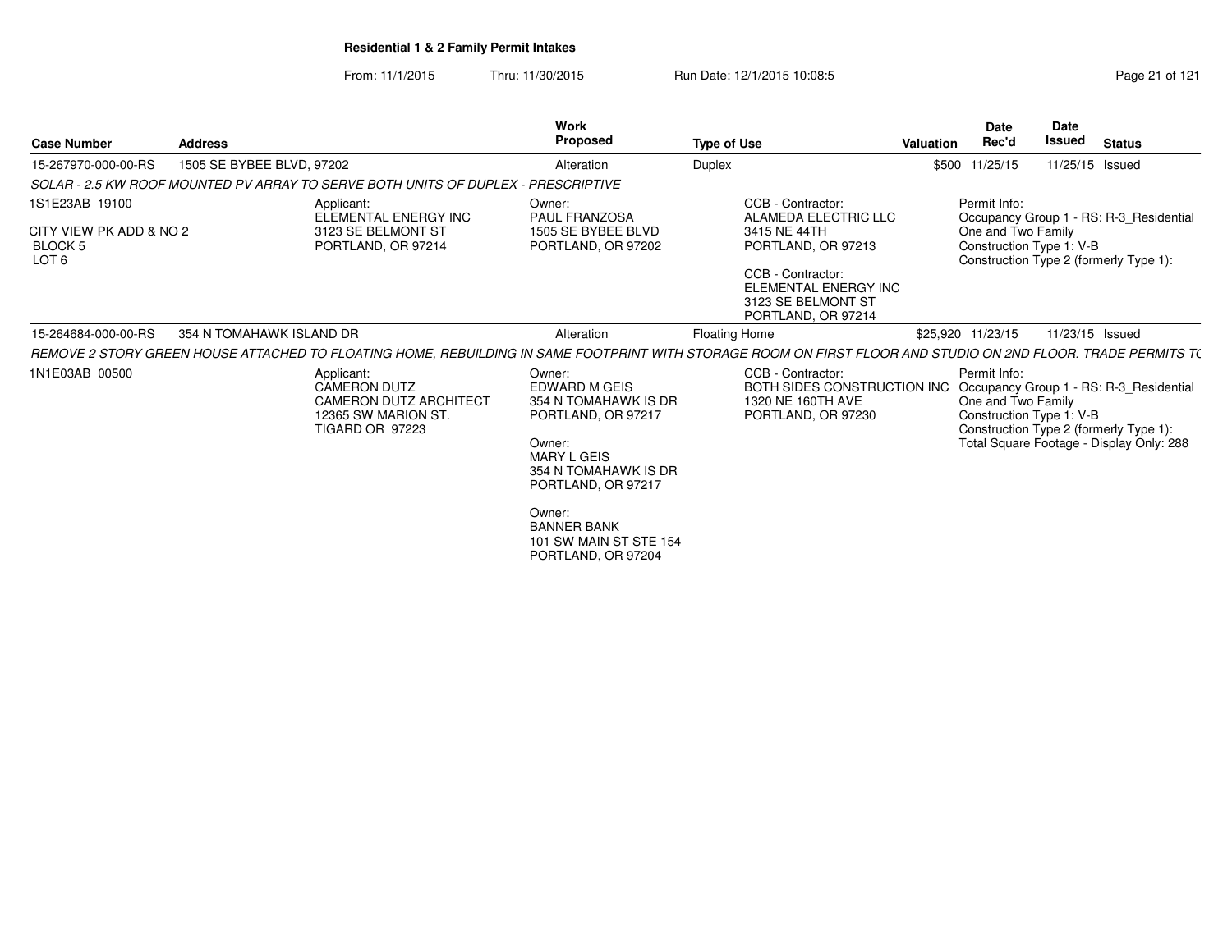**Residential 1 & 2 Family Permit Intakes**

From: 11/1/2015 Thru: 11/30/2015 Run Date: 12/1/2015 10:08:5

| Case Number | Address | Work Proposed | Type of Use | Valuation | Date Rec'd | Date Issued | Status |
|---|---|---|---|---|---|---|---|
| 15-267970-000-00-RS | 1505 SE BYBEE BLVD, 97202 | Alteration | Duplex | $500 | 11/25/15 | 11/25/15 | Issued |

*SOLAR - 2.5 KW ROOF MOUNTED PV ARRAY TO SERVE BOTH UNITS OF DUPLEX - PRESCRIPTIVE*

1S1E23AB 19100

CITY VIEW PK ADD & NO 2
BLOCK 5
LOT 6

Applicant:
ELEMENTAL ENERGY INC
3123 SE BELMONT ST
PORTLAND, OR 97214

Owner:
PAUL FRANZOSA
1505 SE BYBEE BLVD
PORTLAND, OR 97202

CCB - Contractor:
ALAMEDA ELECTRIC LLC
3415 NE 44TH
PORTLAND, OR 97213

CCB - Contractor:
ELEMENTAL ENERGY INC
3123 SE BELMONT ST
PORTLAND, OR 97214

Permit Info:
Occupancy Group 1 - RS: R-3_Residential One and Two Family
Construction Type 1: V-B
Construction Type 2 (formerly Type 1):

| Case Number | Address | Work Proposed | Type of Use | Valuation | Date Rec'd | Date Issued | Status |
|---|---|---|---|---|---|---|---|
| 15-264684-000-00-RS | 354 N TOMAHAWK ISLAND DR | Alteration | Floating Home | $25,920 | 11/23/15 | 11/23/15 | Issued |

*REMOVE 2 STORY GREEN HOUSE ATTACHED TO FLOATING HOME, REBUILDING IN SAME FOOTPRINT WITH STORAGE ROOM ON FIRST FLOOR AND STUDIO ON 2ND FLOOR. TRADE PERMITS TO*

1N1E03AB 00500

Applicant:
CAMERON DUTZ
CAMERON DUTZ ARCHITECT
12365 SW MARION ST.
TIGARD OR 97223

Owner:
EDWARD M GEIS
354 N TOMAHAWK IS DR
PORTLAND, OR 97217

Owner:
MARY L GEIS
354 N TOMAHAWK IS DR
PORTLAND, OR 97217

Owner:
BANNER BANK
101 SW MAIN ST STE 154
PORTLAND, OR 97204

CCB - Contractor:
BOTH SIDES CONSTRUCTION INC
1320 NE 160TH AVE
PORTLAND, OR 97230

Permit Info:
Occupancy Group 1 - RS: R-3_Residential One and Two Family
Construction Type 1: V-B
Construction Type 2 (formerly Type 1):
Total Square Footage - Display Only: 288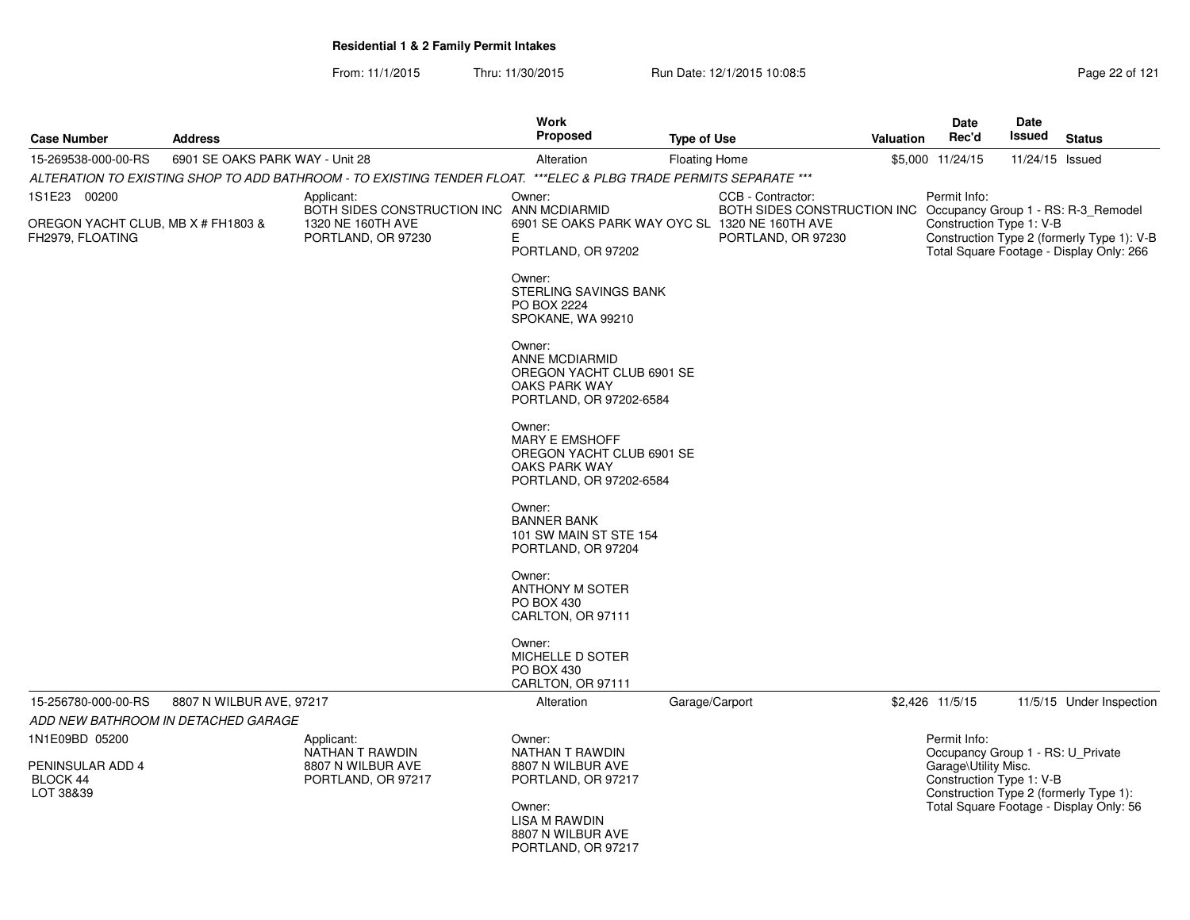# Residential 1 & 2 Family Permit Intakes

From: 11/1/2015 Thru: 11/30/2015 Run Date: 12/1/2015 10:08:5

| Case Number | Address | Work Proposed | Type of Use | Valuation | Date Rec'd | Date Issued | Status |
|---|---|---|---|---|---|---|---|
| 15-269538-000-00-RS | 6901 SE OAKS PARK WAY - Unit 28 | Alteration | Floating Home | $5,000 | 11/24/15 | 11/24/15 | Issued |

*ALTERATION TO EXISTING SHOP TO ADD BATHROOM - TO EXISTING TENDER FLOAT. ***ELEC & PLBG TRADE PERMITS SEPARATE ****

1S1E23 00200

OREGON YACHT CLUB, MB X # FH1803 & FH2979, FLOATING

Applicant:
BOTH SIDES CONSTRUCTION INC
1320 NE 160TH AVE
PORTLAND, OR 97230

Owner:
ANN MCDIARMID
6901 SE OAKS PARK WAY OYC SL E
PORTLAND, OR 97202

Owner:
STERLING SAVINGS BANK
PO BOX 2224
SPOKANE, WA 99210

Owner:
ANNE MCDIARMID
OREGON YACHT CLUB 6901 SE OAKS PARK WAY
PORTLAND, OR 97202-6584

Owner:
MARY E EMSHOFF
OREGON YACHT CLUB 6901 SE OAKS PARK WAY
PORTLAND, OR 97202-6584

Owner:
BANNER BANK
101 SW MAIN ST STE 154
PORTLAND, OR 97204

Owner:
ANTHONY M SOTER
PO BOX 430
CARLTON, OR 97111

Owner:
MICHELLE D SOTER
PO BOX 430
CARLTON, OR 97111

CCB - Contractor:
BOTH SIDES CONSTRUCTION INC
1320 NE 160TH AVE
PORTLAND, OR 97230

Permit Info:
Occupancy Group 1 - RS: R-3_Remodel
Construction Type 1: V-B
Construction Type 2 (formerly Type 1): V-B
Total Square Footage - Display Only: 266

| Case Number | Address | Work Proposed | Type of Use | Valuation | Date Rec'd | Date Issued | Status |
|---|---|---|---|---|---|---|---|
| 15-256780-000-00-RS | 8807 N WILBUR AVE, 97217 | Alteration | Garage/Carport | $2,426 | 11/5/15 | 11/5/15 | Under Inspection |

*ADD NEW BATHROOM IN DETACHED GARAGE*

1N1E09BD 05200

PENINSULAR ADD 4
BLOCK 44
LOT 38&39

Applicant:
NATHAN T RAWDIN
8807 N WILBUR AVE
PORTLAND, OR 97217

Owner:
NATHAN T RAWDIN
8807 N WILBUR AVE
PORTLAND, OR 97217

Owner:
LISA M RAWDIN
8807 N WILBUR AVE
PORTLAND, OR 97217

Permit Info:
Occupancy Group 1 - RS: U_Private Garage\Utility Misc.
Construction Type 1: V-B
Construction Type 2 (formerly Type 1):
Total Square Footage - Display Only: 56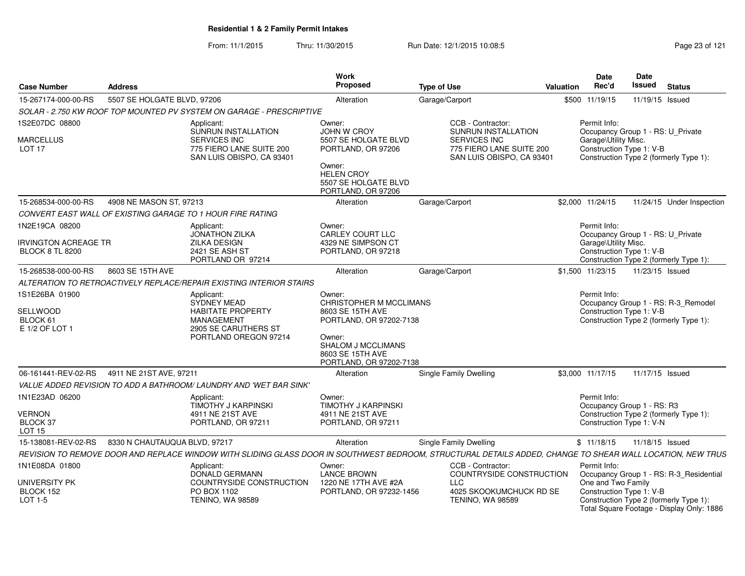## Residential 1 & 2 Family Permit Intakes

From: 11/1/2015 Thru: 11/30/2015 Run Date: 12/1/2015 10:08:5

| Case Number | Address | Work Proposed | Type of Use | Valuation | Date Rec'd | Date Issued | Status |
|---|---|---|---|---|---|---|---|
| 15-267174-000-00-RS | 5507 SE HOLGATE BLVD, 97206 | Alteration | Garage/Carport | $500 | 11/19/15 | 11/19/15 | Issued |

SOLAR - 2.750 KW ROOF TOP MOUNTED PV SYSTEM ON GARAGE - PRESCRIPTIVE

1S2E07DC 08800
MARCELLUS
LOT 17

Applicant:
SUNRUN INSTALLATION SERVICES INC
775 FIERO LANE SUITE 200
SAN LUIS OBISPO, CA 93401

Owner:
JOHN W CROY
5507 SE HOLGATE BLVD
PORTLAND, OR 97206

Owner:
HELEN CROY
5507 SE HOLGATE BLVD
PORTLAND, OR 97206

CCB - Contractor:
SUNRUN INSTALLATION SERVICES INC
775 FIERO LANE SUITE 200
SAN LUIS OBISPO, CA 93401

Permit Info:
Occupancy Group 1 - RS: U_Private Garage\Utility Misc.
Construction Type 1: V-B
Construction Type 2 (formerly Type 1):

---

| Case Number | Address | Work Proposed | Type of Use | Valuation | Date Rec'd | Date Issued | Status |
|---|---|---|---|---|---|---|---|
| 15-268534-000-00-RS | 4908 NE MASON ST, 97213 | Alteration | Garage/Carport | $2,000 | 11/24/15 | 11/24/15 | Under Inspection |

CONVERT EAST WALL OF EXISTING GARAGE TO 1 HOUR FIRE RATING

1N2E19CA 08200
IRVINGTON ACREAGE TR
BLOCK 8 TL 8200

Applicant:
JONATHON ZILKA
ZILKA DESIGN
2421 SE ASH ST
PORTLAND OR 97214

Owner:
CARLEY COURT LLC
4329 NE SIMPSON CT
PORTLAND, OR 97218

Permit Info:
Occupancy Group 1 - RS: U_Private Garage\Utility Misc.
Construction Type 1: V-B
Construction Type 2 (formerly Type 1):

---

| Case Number | Address | Work Proposed | Type of Use | Valuation | Date Rec'd | Date Issued | Status |
|---|---|---|---|---|---|---|---|
| 15-268538-000-00-RS | 8603 SE 15TH AVE | Alteration | Garage/Carport | $1,500 | 11/23/15 | 11/23/15 | Issued |

ALTERATION TO RETROACTIVELY REPLACE/REPAIR EXISTING INTERIOR STAIRS

1S1E26BA 01900
SELLWOOD
BLOCK 61
E 1/2 OF LOT 1

Applicant:
SYDNEY MEAD
HABITATE PROPERTY MANAGEMENT
2905 SE CARUTHERS ST
PORTLAND OREGON 97214

Owner:
CHRISTOPHER M MCCLIMANS
8603 SE 15TH AVE
PORTLAND, OR 97202-7138

Owner:
SHALOM J MCCLIMANS
8603 SE 15TH AVE
PORTLAND, OR 97202-7138

Permit Info:
Occupancy Group 1 - RS: R-3_Remodel
Construction Type 1: V-B
Construction Type 2 (formerly Type 1):

---

| Case Number | Address | Work Proposed | Type of Use | Valuation | Date Rec'd | Date Issued | Status |
|---|---|---|---|---|---|---|---|
| 06-161441-REV-02-RS | 4911 NE 21ST AVE, 97211 | Alteration | Single Family Dwelling | $3,000 | 11/17/15 | 11/17/15 | Issued |

VALUE ADDED REVISION TO ADD A BATHROOM/ LAUNDRY AND 'WET BAR SINK'

1N1E23AD 06200
VERNON
BLOCK 37
LOT 15

Applicant:
TIMOTHY J KARPINSKI
4911 NE 21ST AVE
PORTLAND, OR 97211

Owner:
TIMOTHY J KARPINSKI
4911 NE 21ST AVE
PORTLAND, OR 97211

Permit Info:
Occupancy Group 1 - RS: R3
Construction Type 2 (formerly Type 1):
Construction Type 1: V-N

---

| Case Number | Address | Work Proposed | Type of Use | Valuation | Date Rec'd | Date Issued | Status |
|---|---|---|---|---|---|---|---|
| 15-138081-REV-02-RS | 8330 N CHAUTAUQUA BLVD, 97217 | Alteration | Single Family Dwelling | $ | 11/18/15 | 11/18/15 | Issued |

REVISION TO REMOVE DOOR AND REPLACE WINDOW WITH SLIDING GLASS DOOR IN SOUTHWEST BEDROOM, STRUCTURAL DETAILS ADDED, CHANGE TO SHEAR WALL LOCATION, NEW TRUS

1N1E08DA 01800
UNIVERSITY PK
BLOCK 152
LOT 1-5

Applicant:
DONALD GERMANN
COUNTRYSIDE CONSTRUCTION
PO BOX 1102
TENINO, WA 98589

Owner:
LANCE BROWN
1220 NE 17TH AVE #2A
PORTLAND, OR 97232-1456

CCB - Contractor:
COUNTRYSIDE CONSTRUCTION LLC
4025 SKOOKUMCHUCK RD SE
TENINO, WA 98589

Permit Info:
Occupancy Group 1 - RS: R-3_Residential One and Two Family
Construction Type 1: V-B
Construction Type 2 (formerly Type 1):
Total Square Footage - Display Only: 1886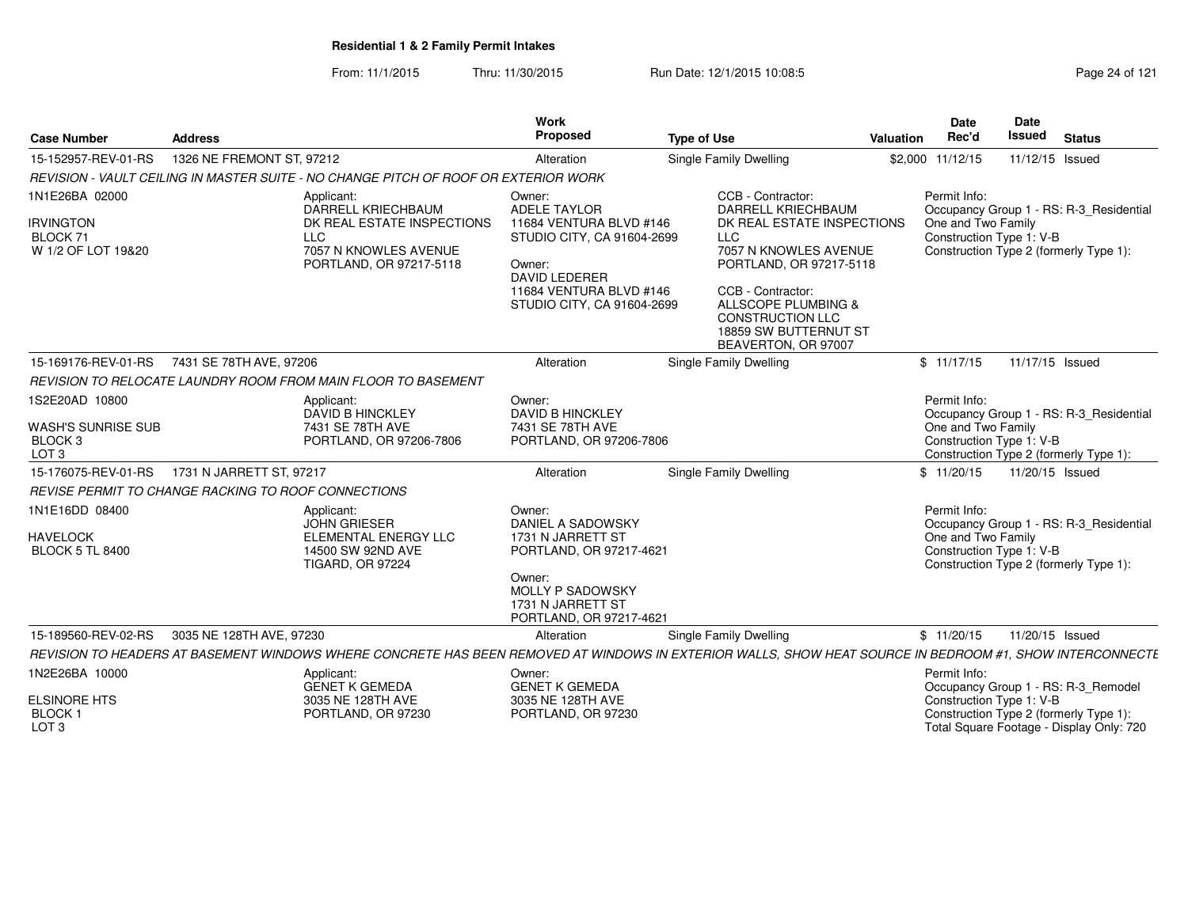## Residential 1 & 2 Family Permit Intakes

From: 11/1/2015 Thru: 11/30/2015 Run Date: 12/1/2015 10:08:5

| Case Number | Address | Work Proposed | Type of Use | Valuation | Date Rec'd | Date Issued | Status |
|---|---|---|---|---|---|---|---|
| 15-152957-REV-01-RS | 1326 NE FREMONT ST, 97212 | Alteration | Single Family Dwelling | $2,000 | 11/12/15 | 11/12/15 | Issued |

*REVISION - VAULT CEILING IN MASTER SUITE - NO CHANGE PITCH OF ROOF OR EXTERIOR WORK*

1N1E26BA 02000
IRVINGTON
BLOCK 71
W 1/2 OF LOT 19&20

Applicant:
DARRELL KRIECHBAUM
DK REAL ESTATE INSPECTIONS LLC
7057 N KNOWLES AVENUE
PORTLAND, OR 97217-5118

Owner:
ADELE TAYLOR
11684 VENTURA BLVD #146
STUDIO CITY, CA 91604-2699

Owner:
DAVID LEDERER
11684 VENTURA BLVD #146
STUDIO CITY, CA 91604-2699

CCB - Contractor:
DARRELL KRIECHBAUM
DK REAL ESTATE INSPECTIONS LLC
7057 N KNOWLES AVENUE
PORTLAND, OR 97217-5118

CCB - Contractor:
ALLSCOPE PLUMBING & CONSTRUCTION LLC
18859 SW BUTTERNUT ST
BEAVERTON, OR 97007

Permit Info:
Occupancy Group 1 - RS: R-3_Residential One and Two Family
Construction Type 1: V-B
Construction Type 2 (formerly Type 1):

| Case Number | Address | Work Proposed | Type of Use | Valuation | Date Rec'd | Date Issued | Status |
|---|---|---|---|---|---|---|---|
| 15-169176-REV-01-RS | 7431 SE 78TH AVE, 97206 | Alteration | Single Family Dwelling | $ | 11/17/15 | 11/17/15 | Issued |

*REVISION TO RELOCATE LAUNDRY ROOM FROM MAIN FLOOR TO BASEMENT*

1S2E20AD 10800
WASH'S SUNRISE SUB
BLOCK 3
LOT 3

Applicant:
DAVID B HINCKLEY
7431 SE 78TH AVE
PORTLAND, OR 97206-7806

Owner:
DAVID B HINCKLEY
7431 SE 78TH AVE
PORTLAND, OR 97206-7806

Permit Info:
Occupancy Group 1 - RS: R-3_Residential One and Two Family
Construction Type 1: V-B
Construction Type 2 (formerly Type 1):

| Case Number | Address | Work Proposed | Type of Use | Valuation | Date Rec'd | Date Issued | Status |
|---|---|---|---|---|---|---|---|
| 15-176075-REV-01-RS | 1731 N JARRETT ST, 97217 | Alteration | Single Family Dwelling | $ | 11/20/15 | 11/20/15 | Issued |

*REVISE PERMIT TO CHANGE RACKING TO ROOF CONNECTIONS*

1N1E16DD 08400
HAVELOCK
BLOCK 5 TL 8400

Applicant:
JOHN GRIESER
ELEMENTAL ENERGY LLC
14500 SW 92ND AVE
TIGARD, OR 97224

Owner:
DANIEL A SADOWSKY
1731 N JARRETT ST
PORTLAND, OR 97217-4621

Owner:
MOLLY P SADOWSKY
1731 N JARRETT ST
PORTLAND, OR 97217-4621

Permit Info:
Occupancy Group 1 - RS: R-3_Residential One and Two Family
Construction Type 1: V-B
Construction Type 2 (formerly Type 1):

| Case Number | Address | Work Proposed | Type of Use | Valuation | Date Rec'd | Date Issued | Status |
|---|---|---|---|---|---|---|---|
| 15-189560-REV-02-RS | 3035 NE 128TH AVE, 97230 | Alteration | Single Family Dwelling | $ | 11/20/15 | 11/20/15 | Issued |

*REVISION TO HEADERS AT BASEMENT WINDOWS WHERE CONCRETE HAS BEEN REMOVED AT WINDOWS IN EXTERIOR WALLS, SHOW HEAT SOURCE IN BEDROOM #1, SHOW INTERCONNECTE*

1N2E26BA 10000
ELSINORE HTS
BLOCK 1
LOT 3

Applicant:
GENET K GEMEDA
3035 NE 128TH AVE
PORTLAND, OR 97230

Owner:
GENET K GEMEDA
3035 NE 128TH AVE
PORTLAND, OR 97230

Permit Info:
Occupancy Group 1 - RS: R-3_Remodel
Construction Type 1: V-B
Construction Type 2 (formerly Type 1):
Total Square Footage - Display Only: 720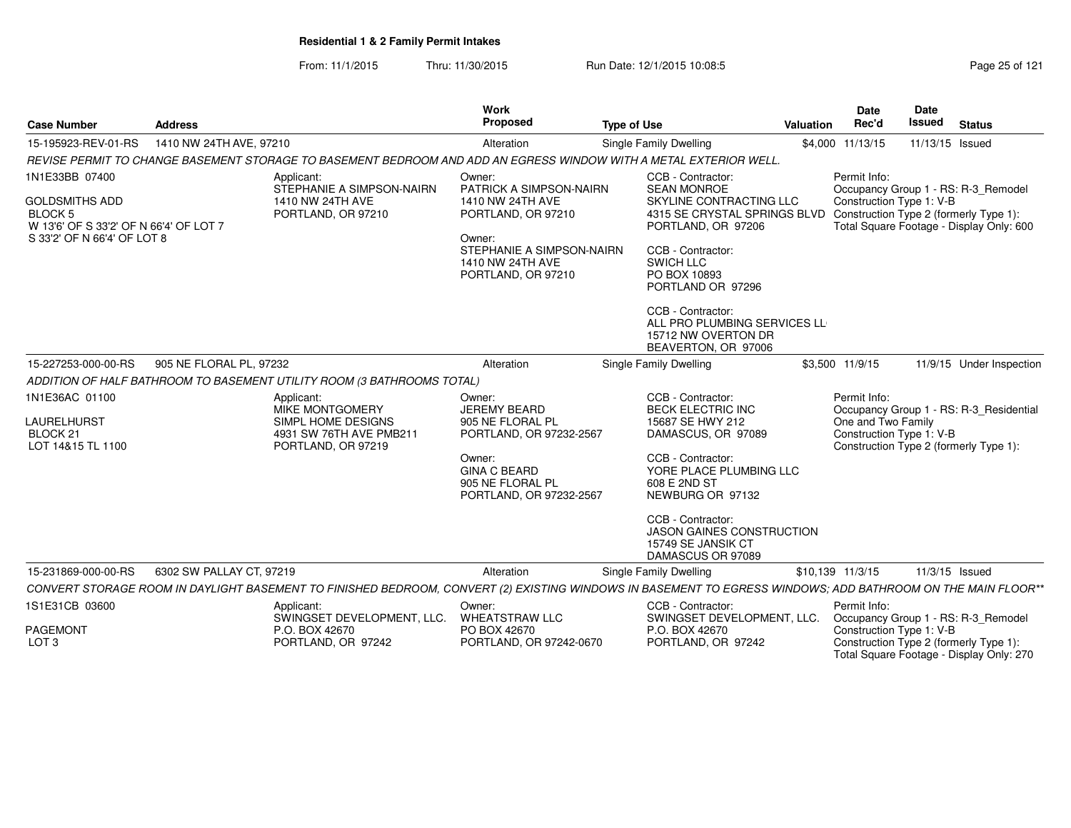**Residential 1 & 2 Family Permit Intakes**

From: 11/1/2015 Thru: 11/30/2015 Run Date: 12/1/2015 10:08:5

| Case Number | Address | Work Proposed | Type of Use | Valuation | Date Rec'd | Date Issued | Status |
|---|---|---|---|---|---|---|---|
| 15-195923-REV-01-RS | 1410 NW 24TH AVE, 97210 | Alteration | Single Family Dwelling | $4,000 | 11/13/15 | 11/13/15 | Issued |

*REVISE PERMIT TO CHANGE BASEMENT STORAGE TO BASEMENT BEDROOM AND ADD AN EGRESS WINDOW WITH A METAL EXTERIOR WELL.*

1N1E33BB 07400

GOLDSMITHS ADD
BLOCK 5
W 13'6' OF S 33'2' OF N 66'4' OF LOT 7
S 33'2' OF N 66'4' OF LOT 8

Applicant:
STEPHANIE A SIMPSON-NAIRN
1410 NW 24TH AVE
PORTLAND, OR 97210

Owner:
PATRICK A SIMPSON-NAIRN
1410 NW 24TH AVE
PORTLAND, OR 97210

Owner:
STEPHANIE A SIMPSON-NAIRN
1410 NW 24TH AVE
PORTLAND, OR 97210

CCB - Contractor:
SEAN MONROE
SKYLINE CONTRACTING LLC
4315 SE CRYSTAL SPRINGS BLVD
PORTLAND, OR 97206

CCB - Contractor:
SWICH LLC
PO BOX 10893
PORTLAND OR 97296

CCB - Contractor:
ALL PRO PLUMBING SERVICES LL
15712 NW OVERTON DR
BEAVERTON, OR 97006

Permit Info:
Occupancy Group 1 - RS: R-3_Remodel
Construction Type 1: V-B
Construction Type 2 (formerly Type 1):
Total Square Footage - Display Only: 600

| Case Number | Address | Work Proposed | Type of Use | Valuation | Date Rec'd | Date Issued | Status |
|---|---|---|---|---|---|---|---|
| 15-227253-000-00-RS | 905 NE FLORAL PL, 97232 | Alteration | Single Family Dwelling | $3,500 | 11/9/15 | 11/9/15 | Under Inspection |

*ADDITION OF HALF BATHROOM TO BASEMENT UTILITY ROOM (3 BATHROOMS TOTAL)*

1N1E36AC 01100

LAURELHURST
BLOCK 21
LOT 14&15 TL 1100

Applicant:
MIKE MONTGOMERY
SIMPL HOME DESIGNS
4931 SW 76TH AVE PMB211
PORTLAND, OR 97219

Owner:
JEREMY BEARD
905 NE FLORAL PL
PORTLAND, OR 97232-2567

Owner:
GINA C BEARD
905 NE FLORAL PL
PORTLAND, OR 97232-2567

CCB - Contractor:
BECK ELECTRIC INC
15687 SE HWY 212
DAMASCUS, OR 97089

CCB - Contractor:
YORE PLACE PLUMBING LLC
608 E 2ND ST
NEWBURG OR 97132

CCB - Contractor:
JASON GAINES CONSTRUCTION
15749 SE JANSIK CT
DAMASCUS OR 97089

Permit Info:
Occupancy Group 1 - RS: R-3_Residential One and Two Family
Construction Type 1: V-B
Construction Type 2 (formerly Type 1):

| Case Number | Address | Work Proposed | Type of Use | Valuation | Date Rec'd | Date Issued | Status |
|---|---|---|---|---|---|---|---|
| 15-231869-000-00-RS | 6302 SW PALLAY CT, 97219 | Alteration | Single Family Dwelling | $10,139 | 11/3/15 | 11/3/15 | Issued |

*CONVERT STORAGE ROOM IN DAYLIGHT BASEMENT TO FINISHED BEDROOM, CONVERT (2) EXISTING WINDOWS IN BASEMENT TO EGRESS WINDOWS; ADD BATHROOM ON THE MAIN FLOOR**

1S1E31CB 03600

PAGEMONT
LOT 3

Applicant:
SWINGSET DEVELOPMENT, LLC.
P.O. BOX 42670
PORTLAND, OR 97242

Owner:
WHEATSTRAW LLC
PO BOX 42670
PORTLAND, OR 97242-0670

CCB - Contractor:
SWINGSET DEVELOPMENT, LLC.
P.O. BOX 42670
PORTLAND, OR 97242

Permit Info:
Occupancy Group 1 - RS: R-3_Remodel
Construction Type 1: V-B
Construction Type 2 (formerly Type 1):
Total Square Footage - Display Only: 270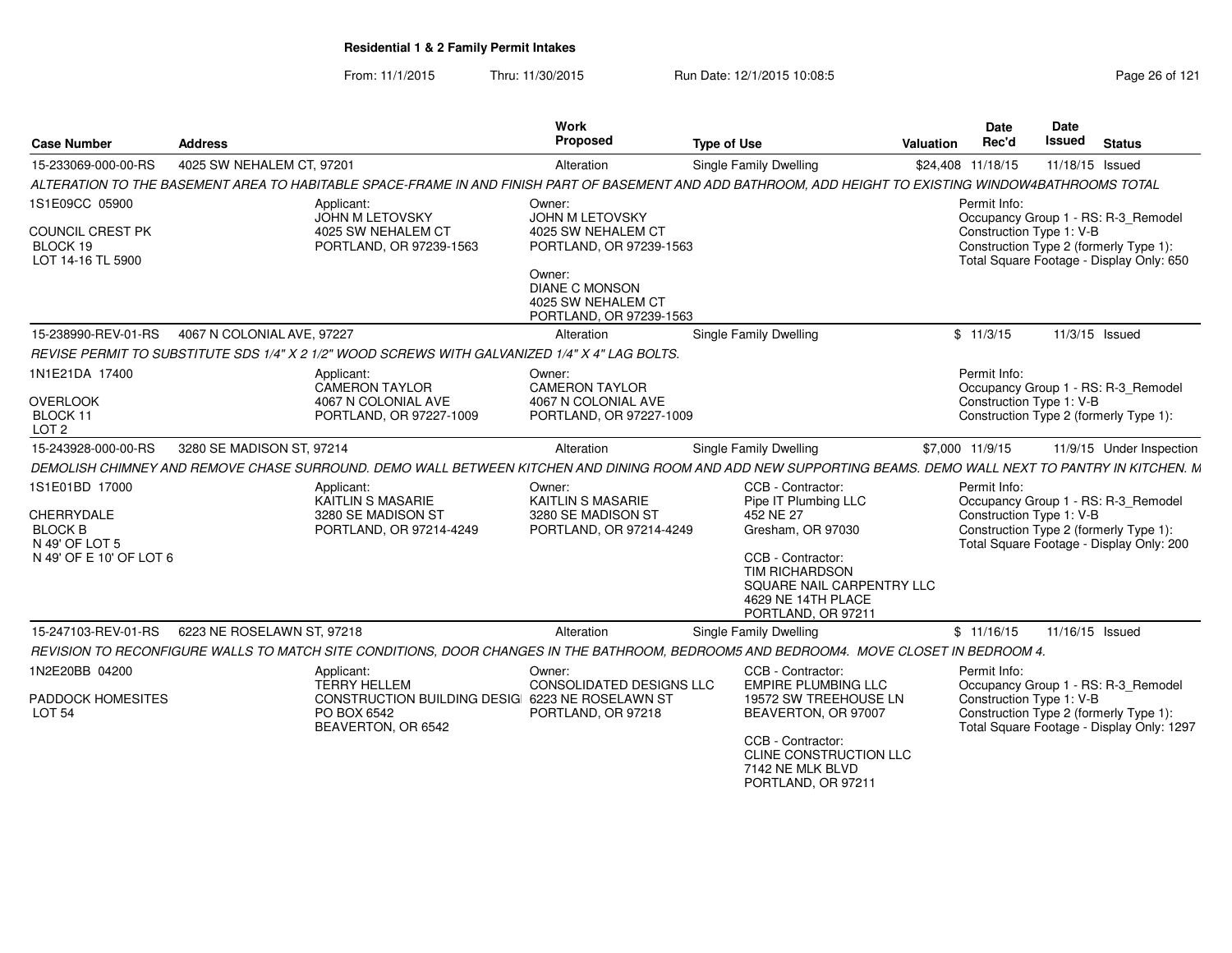**Residential 1 & 2 Family Permit Intakes**

From: 11/1/2015 Thru: 11/30/2015 Run Date: 12/1/2015 10:08:5

| Case Number | Address | Work Proposed | Type of Use | Valuation | Date Rec'd | Date Issued | Status |
|---|---|---|---|---|---|---|---|
| 15-233069-000-00-RS | 4025 SW NEHALEM CT, 97201 | Alteration | Single Family Dwelling | $24,408 | 11/18/15 | 11/18/15 | Issued |

*ALTERATION TO THE BASEMENT AREA TO HABITABLE SPACE-FRAME IN AND FINISH PART OF BASEMENT AND ADD BATHROOM, ADD HEIGHT TO EXISTING WINDOW4BATHROOMS TOTAL*

1S1E09CC 05900
COUNCIL CREST PK
BLOCK 19
LOT 14-16 TL 5900

Applicant:
JOHN M LETOVSKY
4025 SW NEHALEM CT
PORTLAND, OR 97239-1563

Owner:
JOHN M LETOVSKY
4025 SW NEHALEM CT
PORTLAND, OR 97239-1563

Owner:
DIANE C MONSON
4025 SW NEHALEM CT
PORTLAND, OR 97239-1563

Permit Info:
Occupancy Group 1 - RS: R-3_Remodel
Construction Type 1: V-B
Construction Type 2 (formerly Type 1):
Total Square Footage - Display Only: 650

| Case Number | Address | Work Proposed | Type of Use | Valuation | Date Rec'd | Date Issued | Status |
|---|---|---|---|---|---|---|---|
| 15-238990-REV-01-RS | 4067 N COLONIAL AVE, 97227 | Alteration | Single Family Dwelling | $ | 11/3/15 | 11/3/15 | Issued |

*REVISE PERMIT TO SUBSTITUTE SDS 1/4" X 2 1/2" WOOD SCREWS WITH GALVANIZED 1/4" X 4" LAG BOLTS.*

1N1E21DA 17400
OVERLOOK
BLOCK 11
LOT 2

Applicant:
CAMERON TAYLOR
4067 N COLONIAL AVE
PORTLAND, OR 97227-1009

Owner:
CAMERON TAYLOR
4067 N COLONIAL AVE
PORTLAND, OR 97227-1009

Permit Info:
Occupancy Group 1 - RS: R-3_Remodel
Construction Type 1: V-B
Construction Type 2 (formerly Type 1):

| Case Number | Address | Work Proposed | Type of Use | Valuation | Date Rec'd | Date Issued | Status |
|---|---|---|---|---|---|---|---|
| 15-243928-000-00-RS | 3280 SE MADISON ST, 97214 | Alteration | Single Family Dwelling | $7,000 | 11/9/15 | 11/9/15 | Under Inspection |

*DEMOLISH CHIMNEY AND REMOVE CHASE SURROUND. DEMO WALL BETWEEN KITCHEN AND DINING ROOM AND ADD NEW SUPPORTING BEAMS. DEMO WALL NEXT TO PANTRY IN KITCHEN. M*

1S1E01BD 17000
CHERRYDALE
BLOCK B
N 49' OF LOT 5
N 49' OF E 10' OF LOT 6

Applicant:
KAITLIN S MASARIE
3280 SE MADISON ST
PORTLAND, OR 97214-4249

Owner:
KAITLIN S MASARIE
3280 SE MADISON ST
PORTLAND, OR 97214-4249

CCB - Contractor:
Pipe IT Plumbing LLC
452 NE 27
Gresham, OR 97030

CCB - Contractor:
TIM RICHARDSON
SQUARE NAIL CARPENTRY LLC
4629 NE 14TH PLACE
PORTLAND, OR 97211

Permit Info:
Occupancy Group 1 - RS: R-3_Remodel
Construction Type 1: V-B
Construction Type 2 (formerly Type 1):
Total Square Footage - Display Only: 200

| Case Number | Address | Work Proposed | Type of Use | Valuation | Date Rec'd | Date Issued | Status |
|---|---|---|---|---|---|---|---|
| 15-247103-REV-01-RS | 6223 NE ROSELAWN ST, 97218 | Alteration | Single Family Dwelling | $ | 11/16/15 | 11/16/15 | Issued |

*REVISION TO RECONFIGURE WALLS TO MATCH SITE CONDITIONS, DOOR CHANGES IN THE BATHROOM, BEDROOM5 AND BEDROOM4. MOVE CLOSET IN BEDROOM 4.*

1N2E20BB 04200
PADDOCK HOMESITES
LOT 54

Applicant:
TERRY HELLEM
CONSTRUCTION BUILDING DESIG
PO BOX 6542
BEAVERTON, OR 6542

Owner:
CONSOLIDATED DESIGNS LLC
6223 NE ROSELAWN ST
PORTLAND, OR 97218

CCB - Contractor:
EMPIRE PLUMBING LLC
19572 SW TREEHOUSE LN
BEAVERTON, OR 97007

CCB - Contractor:
CLINE CONSTRUCTION LLC
7142 NE MLK BLVD
PORTLAND, OR 97211

Permit Info:
Occupancy Group 1 - RS: R-3_Remodel
Construction Type 1: V-B
Construction Type 2 (formerly Type 1):
Total Square Footage - Display Only: 1297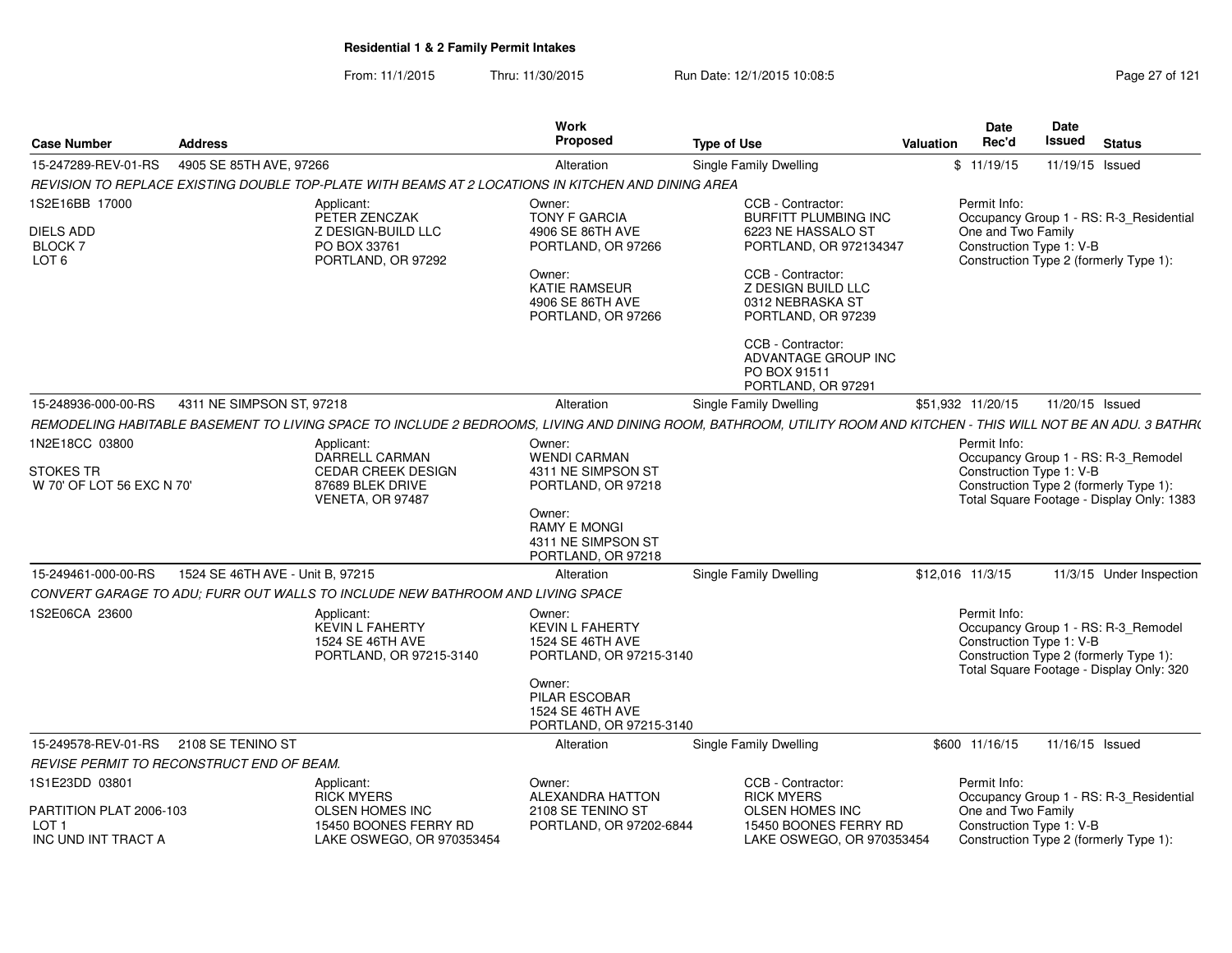## Residential 1 & 2 Family Permit Intakes

From: 11/1/2015 Thru: 11/30/2015 Run Date: 12/1/2015 10:08:5

| Case Number | Address | Work Proposed | Type of Use | Valuation | Date Rec'd | Date Issued | Status |
|---|---|---|---|---|---|---|---|
| 15-247289-REV-01-RS | 4905 SE 85TH AVE, 97266 | Alteration | Single Family Dwelling | $ | 11/19/15 | 11/19/15 | Issued |

*REVISION TO REPLACE EXISTING DOUBLE TOP-PLATE WITH BEAMS AT 2 LOCATIONS IN KITCHEN AND DINING AREA*

1S2E16BB 17000
DIELS ADD
BLOCK 7
LOT 6

Applicant:
PETER ZENCZAK
Z DESIGN-BUILD LLC
PO BOX 33761
PORTLAND, OR 97292

Owner:
TONY F GARCIA
4906 SE 86TH AVE
PORTLAND, OR 97266

Owner:
KATIE RAMSEUR
4906 SE 86TH AVE
PORTLAND, OR 97266

CCB - Contractor:
BURFITT PLUMBING INC
6223 NE HASSALO ST
PORTLAND, OR 972134347

CCB - Contractor:
Z DESIGN BUILD LLC
0312 NEBRASKA ST
PORTLAND, OR 97239

CCB - Contractor:
ADVANTAGE GROUP INC
PO BOX 91511
PORTLAND, OR 97291

Permit Info:
Occupancy Group 1 - RS: R-3_Residential One and Two Family
Construction Type 1: V-B
Construction Type 2 (formerly Type 1):

| Case Number | Address | Work Proposed | Type of Use | Valuation | Date Rec'd | Date Issued | Status |
|---|---|---|---|---|---|---|---|
| 15-248936-000-00-RS | 4311 NE SIMPSON ST, 97218 | Alteration | Single Family Dwelling | $51,932 | 11/20/15 | 11/20/15 | Issued |

*REMODELING HABITABLE BASEMENT TO LIVING SPACE TO INCLUDE 2 BEDROOMS, LIVING AND DINING ROOM, BATHROOM, UTILITY ROOM AND KITCHEN - THIS WILL NOT BE AN ADU. 3 BATHR*

1N2E18CC 03800
STOKES TR
W 70' OF LOT 56 EXC N 70'

Applicant:
DARRELL CARMAN
CEDAR CREEK DESIGN
87689 BLEK DRIVE
VENETA, OR 97487

Owner:
WENDI CARMAN
4311 NE SIMPSON ST
PORTLAND, OR 97218

Owner:
RAMY E MONGI
4311 NE SIMPSON ST
PORTLAND, OR 97218

Permit Info:
Occupancy Group 1 - RS: R-3_Remodel
Construction Type 1: V-B
Construction Type 2 (formerly Type 1):
Total Square Footage - Display Only: 1383

| Case Number | Address | Work Proposed | Type of Use | Valuation | Date Rec'd | Date Issued | Status |
|---|---|---|---|---|---|---|---|
| 15-249461-000-00-RS | 1524 SE 46TH AVE - Unit B, 97215 | Alteration | Single Family Dwelling | $12,016 | 11/3/15 | 11/3/15 | Under Inspection |

*CONVERT GARAGE TO ADU; FURR OUT WALLS TO INCLUDE NEW BATHROOM AND LIVING SPACE*

1S2E06CA 23600

Applicant:
KEVIN L FAHERTY
1524 SE 46TH AVE
PORTLAND, OR 97215-3140

Owner:
KEVIN L FAHERTY
1524 SE 46TH AVE
PORTLAND, OR 97215-3140

Owner:
PILAR ESCOBAR
1524 SE 46TH AVE
PORTLAND, OR 97215-3140

Permit Info:
Occupancy Group 1 - RS: R-3_Remodel
Construction Type 1: V-B
Construction Type 2 (formerly Type 1):
Total Square Footage - Display Only: 320

| Case Number | Address | Work Proposed | Type of Use | Valuation | Date Rec'd | Date Issued | Status |
|---|---|---|---|---|---|---|---|
| 15-249578-REV-01-RS | 2108 SE TENINO ST | Alteration | Single Family Dwelling | $600 | 11/16/15 | 11/16/15 | Issued |

*REVISE PERMIT TO RECONSTRUCT END OF BEAM.*

1S1E23DD 03801
PARTITION PLAT 2006-103
LOT 1
INC UND INT TRACT A

Applicant:
RICK MYERS
OLSEN HOMES INC
15450 BOONES FERRY RD
LAKE OSWEGO, OR 970353454

Owner:
ALEXANDRA HATTON
2108 SE TENINO ST
PORTLAND, OR 97202-6844

CCB - Contractor:
RICK MYERS
OLSEN HOMES INC
15450 BOONES FERRY RD
LAKE OSWEGO, OR 970353454

Permit Info:
Occupancy Group 1 - RS: R-3_Residential One and Two Family
Construction Type 1: V-B
Construction Type 2 (formerly Type 1):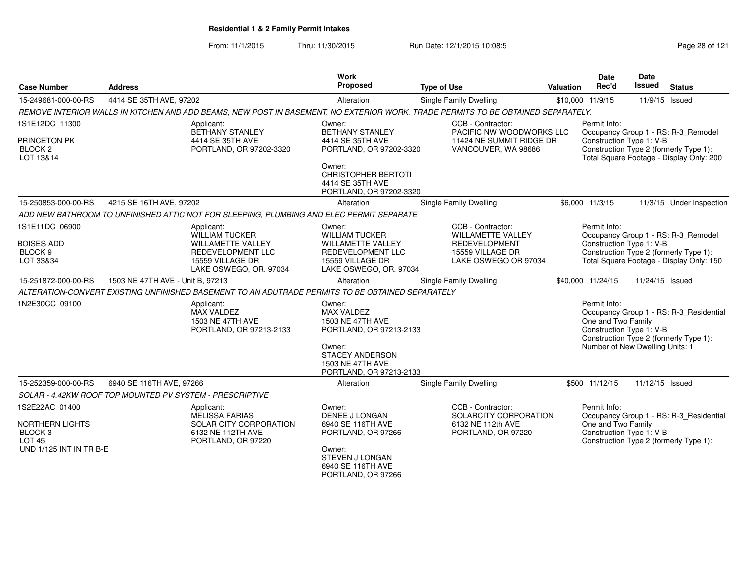**Residential 1 & 2 Family Permit Intakes**

From: 11/1/2015 Thru: 11/30/2015 Run Date: 12/1/2015 10:08:5

| Case Number | Address | Work Proposed | Type of Use | Valuation | Date Rec'd | Date Issued | Status |
|---|---|---|---|---|---|---|---|
| 15-249681-000-00-RS | 4414 SE 35TH AVE, 97202 | Alteration | Single Family Dwelling | $10,000 | 11/9/15 | 11/9/15 | Issued |

REMOVE INTERIOR WALLS IN KITCHEN AND ADD BEAMS, NEW POST IN BASEMENT. NO EXTERIOR WORK. TRADE PERMITS TO BE OBTAINED SEPARATELY.

1S1E12DC 11300
PRINCETON PK
BLOCK 2
LOT 13&14

Applicant:
BETHANY STANLEY
4414 SE 35TH AVE
PORTLAND, OR 97202-3320

Owner:
BETHANY STANLEY
4414 SE 35TH AVE
PORTLAND, OR 97202-3320

Owner:
CHRISTOPHER BERTOTI
4414 SE 35TH AVE
PORTLAND, OR 97202-3320

CCB - Contractor:
PACIFIC NW WOODWORKS LLC
11424 NE SUMMIT RIDGE DR
VANCOUVER, WA 98686

Permit Info:
Occupancy Group 1 - RS: R-3_Remodel
Construction Type 1: V-B
Construction Type 2 (formerly Type 1):
Total Square Footage - Display Only: 200

| Case Number | Address | Work Proposed | Type of Use | Valuation | Date Rec'd | Date Issued | Status |
|---|---|---|---|---|---|---|---|
| 15-250853-000-00-RS | 4215 SE 16TH AVE, 97202 | Alteration | Single Family Dwelling | $6,000 | 11/3/15 | 11/3/15 | Under Inspection |

ADD NEW BATHROOM TO UNFINISHED ATTIC NOT FOR SLEEPING, PLUMBING AND ELEC PERMIT SEPARATE

1S1E11DC 06900
BOISES ADD
BLOCK 9
LOT 33&34

Applicant:
WILLIAM TUCKER
WILLAMETTE VALLEY
REDEVELOPMENT LLC
15559 VILLAGE DR
LAKE OSWEGO, OR. 97034

Owner:
WILLIAM TUCKER
WILLAMETTE VALLEY
REDEVELOPMENT LLC
15559 VILLAGE DR
LAKE OSWEGO, OR. 97034

CCB - Contractor:
WILLAMETTE VALLEY
REDEVELOPMENT
15559 VILLAGE DR
LAKE OSWEGO OR 97034

Permit Info:
Occupancy Group 1 - RS: R-3_Remodel
Construction Type 1: V-B
Construction Type 2 (formerly Type 1):
Total Square Footage - Display Only: 150

| Case Number | Address | Work Proposed | Type of Use | Valuation | Date Rec'd | Date Issued | Status |
|---|---|---|---|---|---|---|---|
| 15-251872-000-00-RS | 1503 NE 47TH AVE - Unit B, 97213 | Alteration | Single Family Dwelling | $40,000 | 11/24/15 | 11/24/15 | Issued |

ALTERATION-CONVERT EXISTING UNFINISHED BASEMENT TO AN ADUTRADE PERMITS TO BE OBTAINED SEPARATELY

1N2E30CC 09100

Applicant:
MAX VALDEZ
1503 NE 47TH AVE
PORTLAND, OR 97213-2133

Owner:
MAX VALDEZ
1503 NE 47TH AVE
PORTLAND, OR 97213-2133

Owner:
STACEY ANDERSON
1503 NE 47TH AVE
PORTLAND, OR 97213-2133

Permit Info:
Occupancy Group 1 - RS: R-3_Residential One and Two Family
Construction Type 1: V-B
Construction Type 2 (formerly Type 1):
Number of New Dwelling Units: 1

| Case Number | Address | Work Proposed | Type of Use | Valuation | Date Rec'd | Date Issued | Status |
|---|---|---|---|---|---|---|---|
| 15-252359-000-00-RS | 6940 SE 116TH AVE, 97266 | Alteration | Single Family Dwelling | $500 | 11/12/15 | 11/12/15 | Issued |

SOLAR - 4.42KW ROOF TOP MOUNTED PV SYSTEM - PRESCRIPTIVE

1S2E22AC 01400
NORTHERN LIGHTS
BLOCK 3
LOT 45
UND 1/125 INT IN TR B-E

Applicant:
MELISSA FARIAS
SOLAR CITY CORPORATION
6132 NE 112TH AVE
PORTLAND, OR 97220

Owner:
DENEE J LONGAN
6940 SE 116TH AVE
PORTLAND, OR 97266

Owner:
STEVEN J LONGAN
6940 SE 116TH AVE
PORTLAND, OR 97266

CCB - Contractor:
SOLARCITY CORPORATION
6132 NE 112th AVE
PORTLAND, OR 97220

Permit Info:
Occupancy Group 1 - RS: R-3_Residential One and Two Family
Construction Type 1: V-B
Construction Type 2 (formerly Type 1):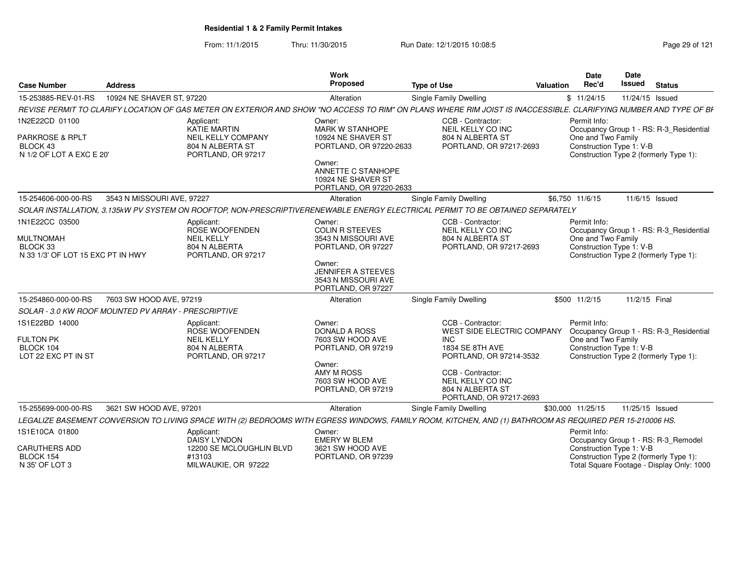**Residential 1 & 2 Family Permit Intakes**

From: 11/1/2015 Thru: 11/30/2015 Run Date: 12/1/2015 10:08:5

| Case Number | Address | Work Proposed | Type of Use | Valuation | Date Rec'd | Date Issued | Status |
|---|---|---|---|---|---|---|---|
| 15-253885-REV-01-RS | 10924 NE SHAVER ST, 97220 | Alteration | Single Family Dwelling | $ | 11/24/15 | 11/24/15 | Issued |

*REVISE PERMIT TO CLARIFY LOCATION OF GAS METER ON EXTERIOR AND SHOW "NO ACCESS TO RIM" ON PLANS WHERE RIM JOIST IS INACCESSIBLE. CLARIFYING NUMBER AND TYPE OF BI*

1N2E22CD 01100
PARKROSE & RPLT
BLOCK 43
N 1/2 OF LOT A EXC E 20'

Applicant:
KATIE MARTIN
NEIL KELLY COMPANY
804 N ALBERTA ST
PORTLAND, OR 97217

Owner:
MARK W STANHOPE
10924 NE SHAVER ST
PORTLAND, OR 97220-2633

Owner:
ANNETTE C STANHOPE
10924 NE SHAVER ST
PORTLAND, OR 97220-2633

CCB - Contractor:
NEIL KELLY CO INC
804 N ALBERTA ST
PORTLAND, OR 97217-2693

Permit Info:
Occupancy Group 1 - RS: R-3_Residential One and Two Family
Construction Type 1: V-B
Construction Type 2 (formerly Type 1):

| Case Number | Address | Work Proposed | Type of Use | Valuation | Date Rec'd | Date Issued | Status |
|---|---|---|---|---|---|---|---|
| 15-254606-000-00-RS | 3543 N MISSOURI AVE, 97227 | Alteration | Single Family Dwelling | $6,750 | 11/6/15 | 11/6/15 | Issued |

*SOLAR INSTALLATION, 3.135kW PV SYSTEM ON ROOFTOP, NON-PRESCRIPTIVERENEWABLE ENERGY ELECTRICAL PERMIT TO BE OBTAINED SEPARATELY*

1N1E22CC 03500
MULTNOMAH
BLOCK 33
N 33 1/3' OF LOT 15 EXC PT IN HWY

Applicant:
ROSE WOOFENDEN
NEIL KELLY
804 N ALBERTA
PORTLAND, OR 97217

Owner:
COLIN R STEEVES
3543 N MISSOURI AVE
PORTLAND, OR 97227

Owner:
JENNIFER A STEEVES
3543 N MISSOURI AVE
PORTLAND, OR 97227

CCB - Contractor:
NEIL KELLY CO INC
804 N ALBERTA ST
PORTLAND, OR 97217-2693

Permit Info:
Occupancy Group 1 - RS: R-3_Residential One and Two Family
Construction Type 1: V-B
Construction Type 2 (formerly Type 1):

| Case Number | Address | Work Proposed | Type of Use | Valuation | Date Rec'd | Date Issued | Status |
|---|---|---|---|---|---|---|---|
| 15-254860-000-00-RS | 7603 SW HOOD AVE, 97219 | Alteration | Single Family Dwelling | $500 | 11/2/15 | 11/2/15 | Final |

*SOLAR - 3.0 KW ROOF MOUNTED PV ARRAY - PRESCRIPTIVE*

1S1E22BD 14000
FULTON PK
BLOCK 104
LOT 22 EXC PT IN ST

Applicant:
ROSE WOOFENDEN
NEIL KELLY
804 N ALBERTA
PORTLAND, OR 97217

Owner:
DONALD A ROSS
7603 SW HOOD AVE
PORTLAND, OR 97219

Owner:
AMY M ROSS
7603 SW HOOD AVE
PORTLAND, OR 97219

CCB - Contractor:
WEST SIDE ELECTRIC COMPANY INC
1834 SE 8TH AVE
PORTLAND, OR 97214-3532

CCB - Contractor:
NEIL KELLY CO INC
804 N ALBERTA ST
PORTLAND, OR 97217-2693

Permit Info:
Occupancy Group 1 - RS: R-3_Residential One and Two Family
Construction Type 1: V-B
Construction Type 2 (formerly Type 1):

| Case Number | Address | Work Proposed | Type of Use | Valuation | Date Rec'd | Date Issued | Status |
|---|---|---|---|---|---|---|---|
| 15-255699-000-00-RS | 3621 SW HOOD AVE, 97201 | Alteration | Single Family Dwelling | $30,000 | 11/25/15 | 11/25/15 | Issued |

*LEGALIZE BASEMENT CONVERSION TO LIVING SPACE WITH (2) BEDROOMS WITH EGRESS WINDOWS, FAMILY ROOM, KITCHEN, AND (1) BATHROOM AS REQUIRED PER 15-210006 HS.*

1S1E10CA 01800
CARUTHERS ADD
BLOCK 154
N 35' OF LOT 3

Applicant:
DAISY LYNDON
12200 SE MCLOUGHLIN BLVD #13103
MILWAUKIE, OR 97222

Owner:
EMERY W BLEM
3621 SW HOOD AVE
PORTLAND, OR 97239

Permit Info:
Occupancy Group 1 - RS: R-3_Remodel
Construction Type 1: V-B
Construction Type 2 (formerly Type 1):
Total Square Footage - Display Only: 1000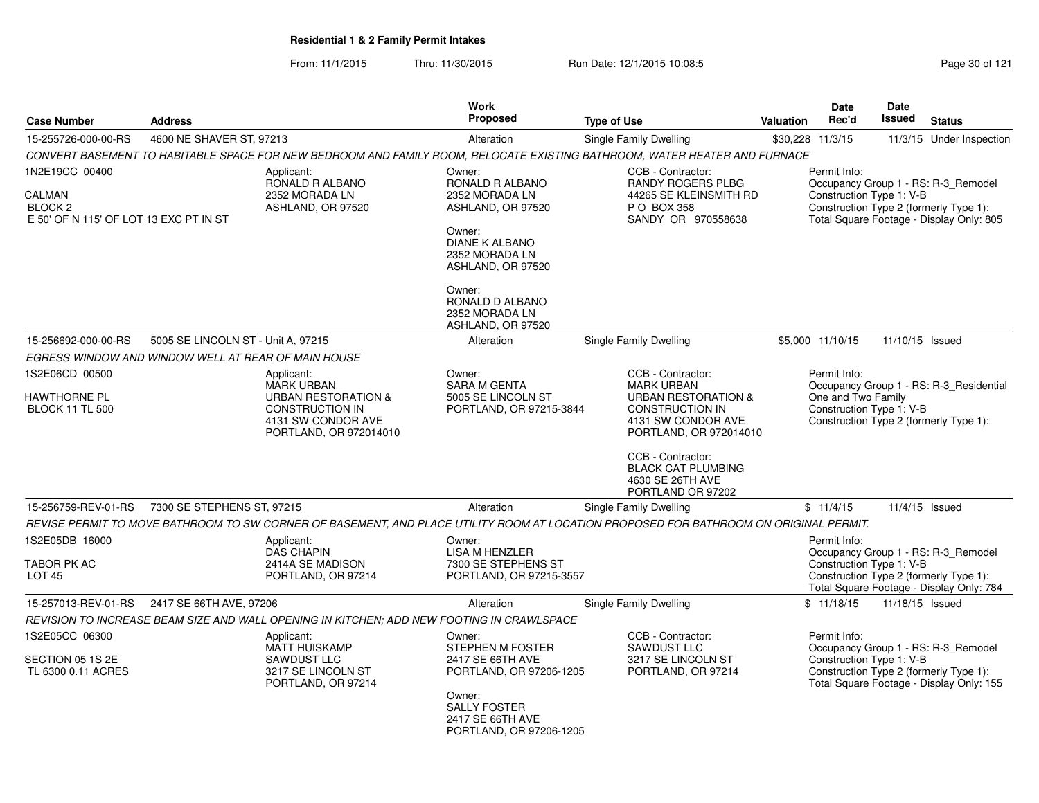## Residential 1 & 2 Family Permit Intakes

From: 11/1/2015 Thru: 11/30/2015 Run Date: 12/1/2015 10:08:5

| Case Number | Address | Work Proposed | Type of Use | Valuation | Date Rec'd | Date Issued | Status |
|---|---|---|---|---|---|---|---|
| 15-255726-000-00-RS | 4600 NE SHAVER ST, 97213 | Alteration | Single Family Dwelling | $30,228 | 11/3/15 | 11/3/15 | Under Inspection |

*CONVERT BASEMENT TO HABITABLE SPACE FOR NEW BEDROOM AND FAMILY ROOM, RELOCATE EXISTING BATHROOM, WATER HEATER AND FURNACE*

1N2E19CC 00400
CALMAN
BLOCK 2
E 50' OF N 115' OF LOT 13 EXC PT IN ST

Applicant:
RONALD R ALBANO
2352 MORADA LN
ASHLAND, OR 97520

Owner:
RONALD R ALBANO
2352 MORADA LN
ASHLAND, OR 97520

Owner:
DIANE K ALBANO
2352 MORADA LN
ASHLAND, OR 97520

Owner:
RONALD D ALBANO
2352 MORADA LN
ASHLAND, OR 97520

CCB - Contractor:
RANDY ROGERS PLBG
44265 SE KLEINSMITH RD
P O BOX 358
SANDY OR 970558638

Permit Info:
Occupancy Group 1 - RS: R-3_Remodel
Construction Type 1: V-B
Construction Type 2 (formerly Type 1):
Total Square Footage - Display Only: 805

| Case Number | Address | Work Proposed | Type of Use | Valuation | Date Rec'd | Date Issued | Status |
|---|---|---|---|---|---|---|---|
| 15-256692-000-00-RS | 5005 SE LINCOLN ST - Unit A, 97215 | Alteration | Single Family Dwelling | $5,000 | 11/10/15 | 11/10/15 | Issued |

*EGRESS WINDOW AND WINDOW WELL AT REAR OF MAIN HOUSE*

1S2E06CD 00500
HAWTHORNE PL
BLOCK 11 TL 500

Applicant:
MARK URBAN
URBAN RESTORATION &
CONSTRUCTION IN
4131 SW CONDOR AVE
PORTLAND, OR 972014010

Owner:
SARA M GENTA
5005 SE LINCOLN ST
PORTLAND, OR 97215-3844

CCB - Contractor:
MARK URBAN
URBAN RESTORATION &
CONSTRUCTION IN
4131 SW CONDOR AVE
PORTLAND, OR 972014010

CCB - Contractor:
BLACK CAT PLUMBING
4630 SE 26TH AVE
PORTLAND OR 97202

Permit Info:
Occupancy Group 1 - RS: R-3_Residential One and Two Family
Construction Type 1: V-B
Construction Type 2 (formerly Type 1):

| Case Number | Address | Work Proposed | Type of Use | Valuation | Date Rec'd | Date Issued | Status |
|---|---|---|---|---|---|---|---|
| 15-256759-REV-01-RS | 7300 SE STEPHENS ST, 97215 | Alteration | Single Family Dwelling | $ | 11/4/15 | 11/4/15 | Issued |

*REVISE PERMIT TO MOVE BATHROOM TO SW CORNER OF BASEMENT, AND PLACE UTILITY ROOM AT LOCATION PROPOSED FOR BATHROOM ON ORIGINAL PERMIT.*

1S2E05DB 16000
TABOR PK AC
LOT 45

Applicant:
DAS CHAPIN
2414A SE MADISON
PORTLAND, OR 97214

Owner:
LISA M HENZLER
7300 SE STEPHENS ST
PORTLAND, OR 97215-3557

Permit Info:
Occupancy Group 1 - RS: R-3_Remodel
Construction Type 1: V-B
Construction Type 2 (formerly Type 1):
Total Square Footage - Display Only: 784

| Case Number | Address | Work Proposed | Type of Use | Valuation | Date Rec'd | Date Issued | Status |
|---|---|---|---|---|---|---|---|
| 15-257013-REV-01-RS | 2417 SE 66TH AVE, 97206 | Alteration | Single Family Dwelling | $ | 11/18/15 | 11/18/15 | Issued |

*REVISION TO INCREASE BEAM SIZE AND WALL OPENING IN KITCHEN; ADD NEW FOOTING IN CRAWLSPACE*

1S2E05CC 06300
SECTION 05 1S 2E
TL 6300 0.11 ACRES

Applicant:
MATT HUISKAMP
SAWDUST LLC
3217 SE LINCOLN ST
PORTLAND, OR 97214

Owner:
STEPHEN M FOSTER
2417 SE 66TH AVE
PORTLAND, OR 97206-1205

Owner:
SALLY FOSTER
2417 SE 66TH AVE
PORTLAND, OR 97206-1205

CCB - Contractor:
SAWDUST LLC
3217 SE LINCOLN ST
PORTLAND, OR 97214

Permit Info:
Occupancy Group 1 - RS: R-3_Remodel
Construction Type 1: V-B
Construction Type 2 (formerly Type 1):
Total Square Footage - Display Only: 155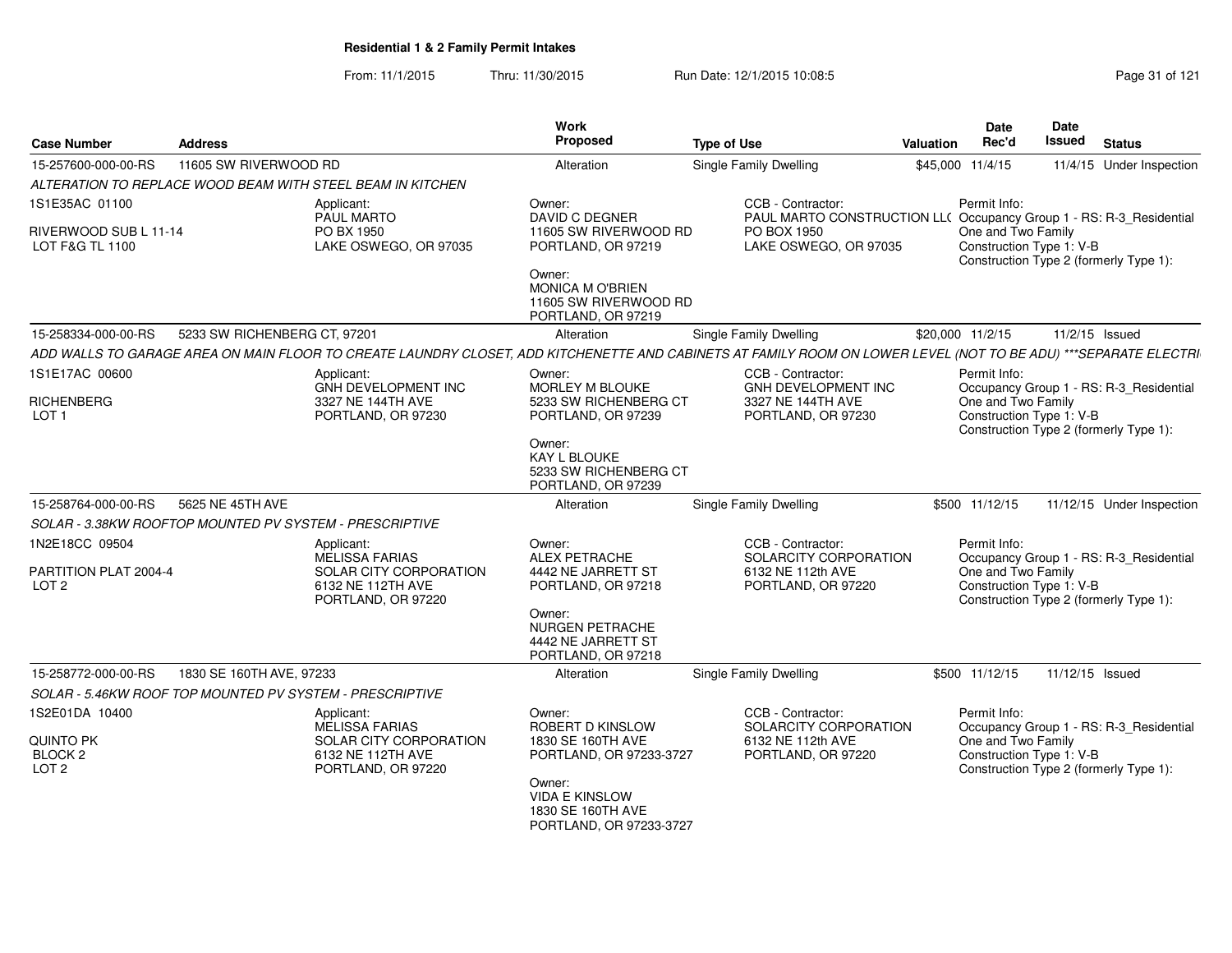**Residential 1 & 2 Family Permit Intakes**

From: 11/1/2015 Thru: 11/30/2015 Run Date: 12/1/2015 10:08:5

| Case Number | Address | Work Proposed | Type of Use | Valuation | Date Rec'd | Date Issued | Status |
|---|---|---|---|---|---|---|---|
| 15-257600-000-00-RS | 11605 SW RIVERWOOD RD | Alteration | Single Family Dwelling | $45,000 | 11/4/15 | 11/4/15 | Under Inspection |

*ALTERATION TO REPLACE WOOD BEAM WITH STEEL BEAM IN KITCHEN*

1S1E35AC 01100
RIVERWOOD SUB L 11-14
LOT F&G TL 1100

Applicant:
PAUL MARTO
PO BX 1950
LAKE OSWEGO, OR 97035

Owner:
DAVID C DEGNER
11605 SW RIVERWOOD RD
PORTLAND, OR 97219

Owner:
MONICA M O'BRIEN
11605 SW RIVERWOOD RD
PORTLAND, OR 97219

CCB - Contractor:
PAUL MARTO CONSTRUCTION LL(
PO BOX 1950
LAKE OSWEGO, OR 97035

Permit Info:
Occupancy Group 1 - RS: R-3_Residential One and Two Family
Construction Type 1: V-B
Construction Type 2 (formerly Type 1):

| Case Number | Address | Work Proposed | Type of Use | Valuation | Date Rec'd | Date Issued | Status |
|---|---|---|---|---|---|---|---|
| 15-258334-000-00-RS | 5233 SW RICHENBERG CT, 97201 | Alteration | Single Family Dwelling | $20,000 | 11/2/15 | 11/2/15 | Issued |

*ADD WALLS TO GARAGE AREA ON MAIN FLOOR TO CREATE LAUNDRY CLOSET, ADD KITCHENETTE AND CABINETS AT FAMILY ROOM ON LOWER LEVEL (NOT TO BE ADU) ***SEPARATE ELECTRI*

1S1E17AC 00600
RICHENBERG
LOT 1

Applicant:
GNH DEVELOPMENT INC
3327 NE 144TH AVE
PORTLAND, OR 97230

Owner:
MORLEY M BLOUKE
5233 SW RICHENBERG CT
PORTLAND, OR 97239

Owner:
KAY L BLOUKE
5233 SW RICHENBERG CT
PORTLAND, OR 97239

CCB - Contractor:
GNH DEVELOPMENT INC
3327 NE 144TH AVE
PORTLAND, OR 97230

Permit Info:
Occupancy Group 1 - RS: R-3_Residential One and Two Family
Construction Type 1: V-B
Construction Type 2 (formerly Type 1):

| Case Number | Address | Work Proposed | Type of Use | Valuation | Date Rec'd | Date Issued | Status |
|---|---|---|---|---|---|---|---|
| 15-258764-000-00-RS | 5625 NE 45TH AVE | Alteration | Single Family Dwelling | $500 | 11/12/15 | 11/12/15 | Under Inspection |

*SOLAR - 3.38KW ROOFTOP MOUNTED PV SYSTEM - PRESCRIPTIVE*

1N2E18CC 09504
PARTITION PLAT 2004-4
LOT 2

Applicant:
MELISSA FARIAS
SOLAR CITY CORPORATION
6132 NE 112TH AVE
PORTLAND, OR 97220

Owner:
ALEX PETRACHE
4442 NE JARRETT ST
PORTLAND, OR 97218

Owner:
NURGEN PETRACHE
4442 NE JARRETT ST
PORTLAND, OR 97218

CCB - Contractor:
SOLARCITY CORPORATION
6132 NE 112th AVE
PORTLAND, OR 97220

Permit Info:
Occupancy Group 1 - RS: R-3_Residential One and Two Family
Construction Type 1: V-B
Construction Type 2 (formerly Type 1):

| Case Number | Address | Work Proposed | Type of Use | Valuation | Date Rec'd | Date Issued | Status |
|---|---|---|---|---|---|---|---|
| 15-258772-000-00-RS | 1830 SE 160TH AVE, 97233 | Alteration | Single Family Dwelling | $500 | 11/12/15 | 11/12/15 | Issued |

*SOLAR - 5.46KW ROOF TOP MOUNTED PV SYSTEM - PRESCRIPTIVE*

1S2E01DA 10400
QUINTO PK
BLOCK 2
LOT 2

Applicant:
MELISSA FARIAS
SOLAR CITY CORPORATION
6132 NE 112TH AVE
PORTLAND, OR 97220

Owner:
ROBERT D KINSLOW
1830 SE 160TH AVE
PORTLAND, OR 97233-3727

Owner:
VIDA E KINSLOW
1830 SE 160TH AVE
PORTLAND, OR 97233-3727

CCB - Contractor:
SOLARCITY CORPORATION
6132 NE 112th AVE
PORTLAND, OR 97220

Permit Info:
Occupancy Group 1 - RS: R-3_Residential One and Two Family
Construction Type 1: V-B
Construction Type 2 (formerly Type 1):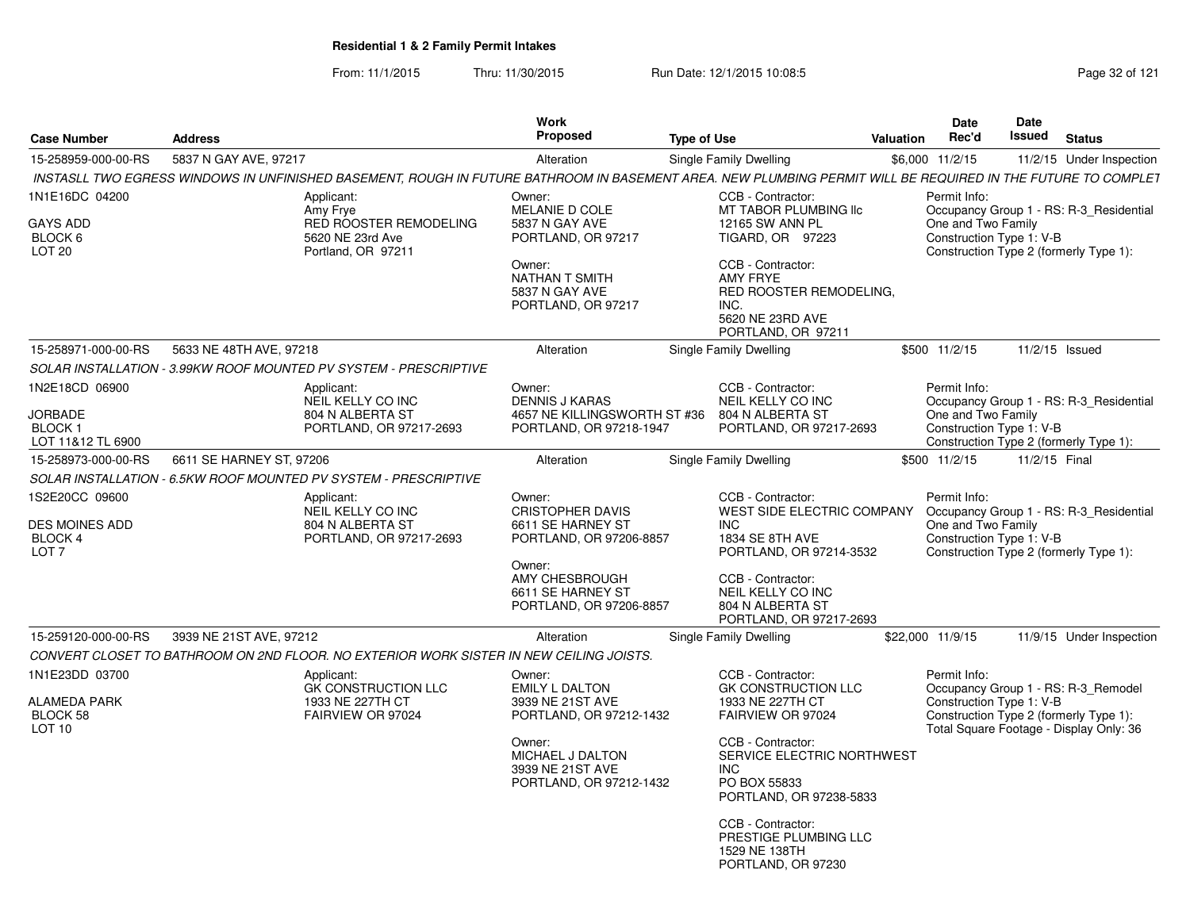## Residential 1 & 2 Family Permit Intakes

From: 11/1/2015 Thru: 11/30/2015 Run Date: 12/1/2015 10:08:5

| Case Number | Address | Work Proposed | Type of Use | Valuation | Date Rec'd | Date Issued | Status |
|---|---|---|---|---|---|---|---|
| 15-258959-000-00-RS | 5837 N GAY AVE, 97217 | Alteration | Single Family Dwelling | $6,000 | 11/2/15 | 11/2/15 | Under Inspection |

*INSTASLL TWO EGRESS WINDOWS IN UNFINISHED BASEMENT, ROUGH IN FUTURE BATHROOM IN BASEMENT AREA. NEW PLUMBING PERMIT WILL BE REQUIRED IN THE FUTURE TO COMPLET*

1N1E16DC 04200
GAYS ADD
BLOCK 6
LOT 20

Applicant:
Amy Frye
RED ROOSTER REMODELING
5620 NE 23rd Ave
Portland, OR 97211

Owner:
MELANIE D COLE
5837 N GAY AVE
PORTLAND, OR 97217

Owner:
NATHAN T SMITH
5837 N GAY AVE
PORTLAND, OR 97217

CCB - Contractor:
MT TABOR PLUMBING llc
12165 SW ANN PL
TIGARD, OR 97223

CCB - Contractor:
AMY FRYE
RED ROOSTER REMODELING, INC.
5620 NE 23RD AVE
PORTLAND, OR 97211

Permit Info:
Occupancy Group 1 - RS: R-3_Residential One and Two Family
Construction Type 1: V-B
Construction Type 2 (formerly Type 1):

| Case Number | Address | Work Proposed | Type of Use | Valuation | Date Rec'd | Date Issued | Status |
|---|---|---|---|---|---|---|---|
| 15-258971-000-00-RS | 5633 NE 48TH AVE, 97218 | Alteration | Single Family Dwelling | $500 | 11/2/15 | 11/2/15 | Issued |

*SOLAR INSTALLATION - 3.99KW ROOF MOUNTED PV SYSTEM - PRESCRIPTIVE*

1N2E18CD 06900
JORBADE
BLOCK 1
LOT 11&12 TL 6900

Applicant:
NEIL KELLY CO INC
804 N ALBERTA ST
PORTLAND, OR 97217-2693

Owner:
DENNIS J KARAS
4657 NE KILLINGSWORTH ST #36
PORTLAND, OR 97218-1947

CCB - Contractor:
NEIL KELLY CO INC
804 N ALBERTA ST
PORTLAND, OR 97217-2693

Permit Info:
Occupancy Group 1 - RS: R-3_Residential One and Two Family
Construction Type 1: V-B
Construction Type 2 (formerly Type 1):

| Case Number | Address | Work Proposed | Type of Use | Valuation | Date Rec'd | Date Issued | Status |
|---|---|---|---|---|---|---|---|
| 15-258973-000-00-RS | 6611 SE HARNEY ST, 97206 | Alteration | Single Family Dwelling | $500 | 11/2/15 | 11/2/15 | Final |

*SOLAR INSTALLATION - 6.5KW ROOF MOUNTED PV SYSTEM - PRESCRIPTIVE*

1S2E20CC 09600
DES MOINES ADD
BLOCK 4
LOT 7

Applicant:
NEIL KELLY CO INC
804 N ALBERTA ST
PORTLAND, OR 97217-2693

Owner:
CRISTOPHER DAVIS
6611 SE HARNEY ST
PORTLAND, OR 97206-8857

Owner:
AMY CHESBROUGH
6611 SE HARNEY ST
PORTLAND, OR 97206-8857

CCB - Contractor:
WEST SIDE ELECTRIC COMPANY INC
1834 SE 8TH AVE
PORTLAND, OR 97214-3532

CCB - Contractor:
NEIL KELLY CO INC
804 N ALBERTA ST
PORTLAND, OR 97217-2693

Permit Info:
Occupancy Group 1 - RS: R-3_Residential One and Two Family
Construction Type 1: V-B
Construction Type 2 (formerly Type 1):

| Case Number | Address | Work Proposed | Type of Use | Valuation | Date Rec'd | Date Issued | Status |
|---|---|---|---|---|---|---|---|
| 15-259120-000-00-RS | 3939 NE 21ST AVE, 97212 | Alteration | Single Family Dwelling | $22,000 | 11/9/15 | 11/9/15 | Under Inspection |

*CONVERT CLOSET TO BATHROOM ON 2ND FLOOR. NO EXTERIOR WORK SISTER IN NEW CEILING JOISTS.*

1N1E23DD 03700
ALAMEDA PARK
BLOCK 58
LOT 10

Applicant:
GK CONSTRUCTION LLC
1933 NE 227TH CT
FAIRVIEW OR 97024

Owner:
EMILY L DALTON
3939 NE 21ST AVE
PORTLAND, OR 97212-1432

Owner:
MICHAEL J DALTON
3939 NE 21ST AVE
PORTLAND, OR 97212-1432

CCB - Contractor:
GK CONSTRUCTION LLC
1933 NE 227TH CT
FAIRVIEW OR 97024

CCB - Contractor:
SERVICE ELECTRIC NORTHWEST INC
PO BOX 55833
PORTLAND, OR 97238-5833

CCB - Contractor:
PRESTIGE PLUMBING LLC
1529 NE 138TH
PORTLAND, OR 97230

Permit Info:
Occupancy Group 1 - RS: R-3_Remodel
Construction Type 1: V-B
Construction Type 2 (formerly Type 1):
Total Square Footage - Display Only: 36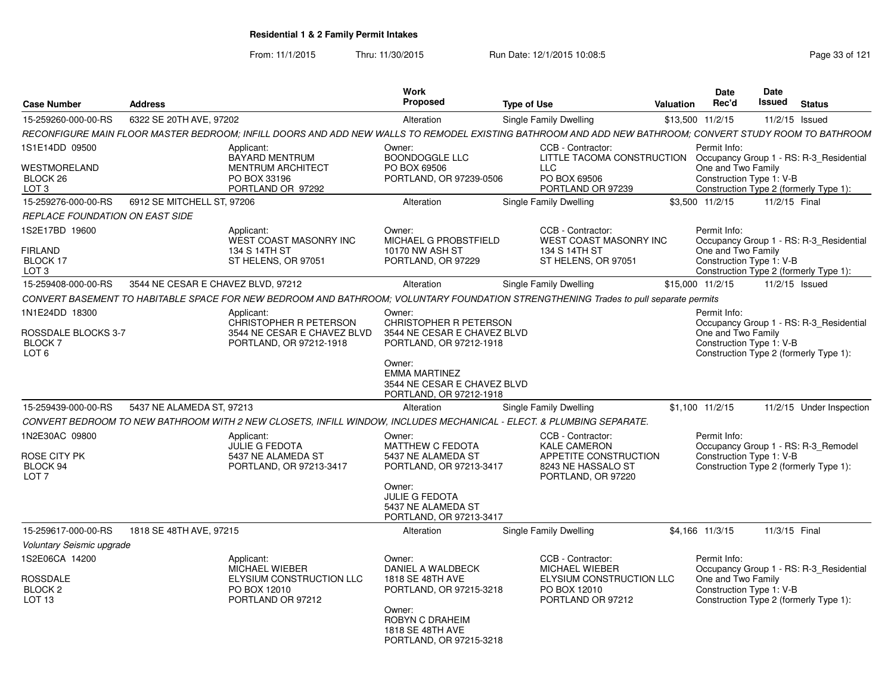**Residential 1 & 2 Family Permit Intakes**

From: 11/1/2015 Thru: 11/30/2015 Run Date: 12/1/2015 10:08:5

| Case Number | Address | Work Proposed | Type of Use | Valuation | Date Rec'd | Date Issued | Status |
|---|---|---|---|---|---|---|---|
| 15-259260-000-00-RS | 6322 SE 20TH AVE, 97202 | Alteration | Single Family Dwelling | $13,500 | 11/2/15 | 11/2/15 | Issued |

*RECONFIGURE MAIN FLOOR MASTER BEDROOM; INFILL DOORS AND ADD NEW WALLS TO REMODEL EXISTING BATHROOM AND ADD NEW BATHROOM; CONVERT STUDY ROOM TO BATHROOM*

1S1E14DD 09500
WESTMORELAND
BLOCK 26
LOT 3

Applicant:
BAYARD MENTRUM
MENTRUM ARCHITECT
PO BOX 33196
PORTLAND OR 97292

Owner:
BOONDOGGLE LLC
PO BOX 69506
PORTLAND, OR 97239-0506

CCB - Contractor:
LITTLE TACOMA CONSTRUCTION LLC
PO BOX 69506
PORTLAND OR 97239

Permit Info:
Occupancy Group 1 - RS: R-3_Residential One and Two Family
Construction Type 1: V-B
Construction Type 2 (formerly Type 1):

---

| Case Number | Address | Work Proposed | Type of Use | Valuation | Date Rec'd | Date Issued | Status |
|---|---|---|---|---|---|---|---|
| 15-259276-000-00-RS | 6912 SE MITCHELL ST, 97206 | Alteration | Single Family Dwelling | $3,500 | 11/2/15 | 11/2/15 | Final |

*REPLACE FOUNDATION ON EAST SIDE*

1S2E17BD 19600
FIRLAND
BLOCK 17
LOT 3

Applicant:
WEST COAST MASONRY INC
134 S 14TH ST
ST HELENS, OR 97051

Owner:
MICHAEL G PROBSTFIELD
10170 NW ASH ST
PORTLAND, OR 97229

CCB - Contractor:
WEST COAST MASONRY INC
134 S 14TH ST
ST HELENS, OR 97051

Permit Info:
Occupancy Group 1 - RS: R-3_Residential One and Two Family
Construction Type 1: V-B
Construction Type 2 (formerly Type 1):

---

| Case Number | Address | Work Proposed | Type of Use | Valuation | Date Rec'd | Date Issued | Status |
|---|---|---|---|---|---|---|---|
| 15-259408-000-00-RS | 3544 NE CESAR E CHAVEZ BLVD, 97212 | Alteration | Single Family Dwelling | $15,000 | 11/2/15 | 11/2/15 | Issued |

*CONVERT BASEMENT TO HABITABLE SPACE FOR NEW BEDROOM AND BATHROOM; VOLUNTARY FOUNDATION STRENGTHENING Trades to pull separate permits*

1N1E24DD 18300
ROSSDALE BLOCKS 3-7
BLOCK 7
LOT 6

Applicant:
CHRISTOPHER R PETERSON
3544 NE CESAR E CHAVEZ BLVD
PORTLAND, OR 97212-1918

Owner:
CHRISTOPHER R PETERSON
3544 NE CESAR E CHAVEZ BLVD
PORTLAND, OR 97212-1918

Owner:
EMMA MARTINEZ
3544 NE CESAR E CHAVEZ BLVD
PORTLAND, OR 97212-1918

Permit Info:
Occupancy Group 1 - RS: R-3_Residential One and Two Family
Construction Type 1: V-B
Construction Type 2 (formerly Type 1):

---

| Case Number | Address | Work Proposed | Type of Use | Valuation | Date Rec'd | Date Issued | Status |
|---|---|---|---|---|---|---|---|
| 15-259439-000-00-RS | 5437 NE ALAMEDA ST, 97213 | Alteration | Single Family Dwelling | $1,100 | 11/2/15 | 11/2/15 | Under Inspection |

*CONVERT BEDROOM TO NEW BATHROOM WITH 2 NEW CLOSETS, INFILL WINDOW, INCLUDES MECHANICAL - ELECT. & PLUMBING SEPARATE.*

1N2E30AC 09800
ROSE CITY PK
BLOCK 94
LOT 7

Applicant:
JULIE G FEDOTA
5437 NE ALAMEDA ST
PORTLAND, OR 97213-3417

Owner:
MATTHEW C FEDOTA
5437 NE ALAMEDA ST
PORTLAND, OR 97213-3417

Owner:
JULIE G FEDOTA
5437 NE ALAMEDA ST
PORTLAND, OR 97213-3417

CCB - Contractor:
KALE CAMERON
APPETITE CONSTRUCTION
8243 NE HASSALO ST
PORTLAND, OR 97220

Permit Info:
Occupancy Group 1 - RS: R-3_Remodel
Construction Type 1: V-B
Construction Type 2 (formerly Type 1):

---

| Case Number | Address | Work Proposed | Type of Use | Valuation | Date Rec'd | Date Issued | Status |
|---|---|---|---|---|---|---|---|
| 15-259617-000-00-RS | 1818 SE 48TH AVE, 97215 | Alteration | Single Family Dwelling | $4,166 | 11/3/15 | 11/3/15 | Final |

*Voluntary Seismic upgrade*

1S2E06CA 14200
ROSSDALE
BLOCK 2
LOT 13

Applicant:
MICHAEL WIEBER
ELYSIUM CONSTRUCTION LLC
PO BOX 12010
PORTLAND OR 97212

Owner:
DANIEL A WALDBECK
1818 SE 48TH AVE
PORTLAND, OR 97215-3218

Owner:
ROBYN C DRAHEIM
1818 SE 48TH AVE
PORTLAND, OR 97215-3218

CCB - Contractor:
MICHAEL WIEBER
ELYSIUM CONSTRUCTION LLC
PO BOX 12010
PORTLAND OR 97212

Permit Info:
Occupancy Group 1 - RS: R-3_Residential One and Two Family
Construction Type 1: V-B
Construction Type 2 (formerly Type 1):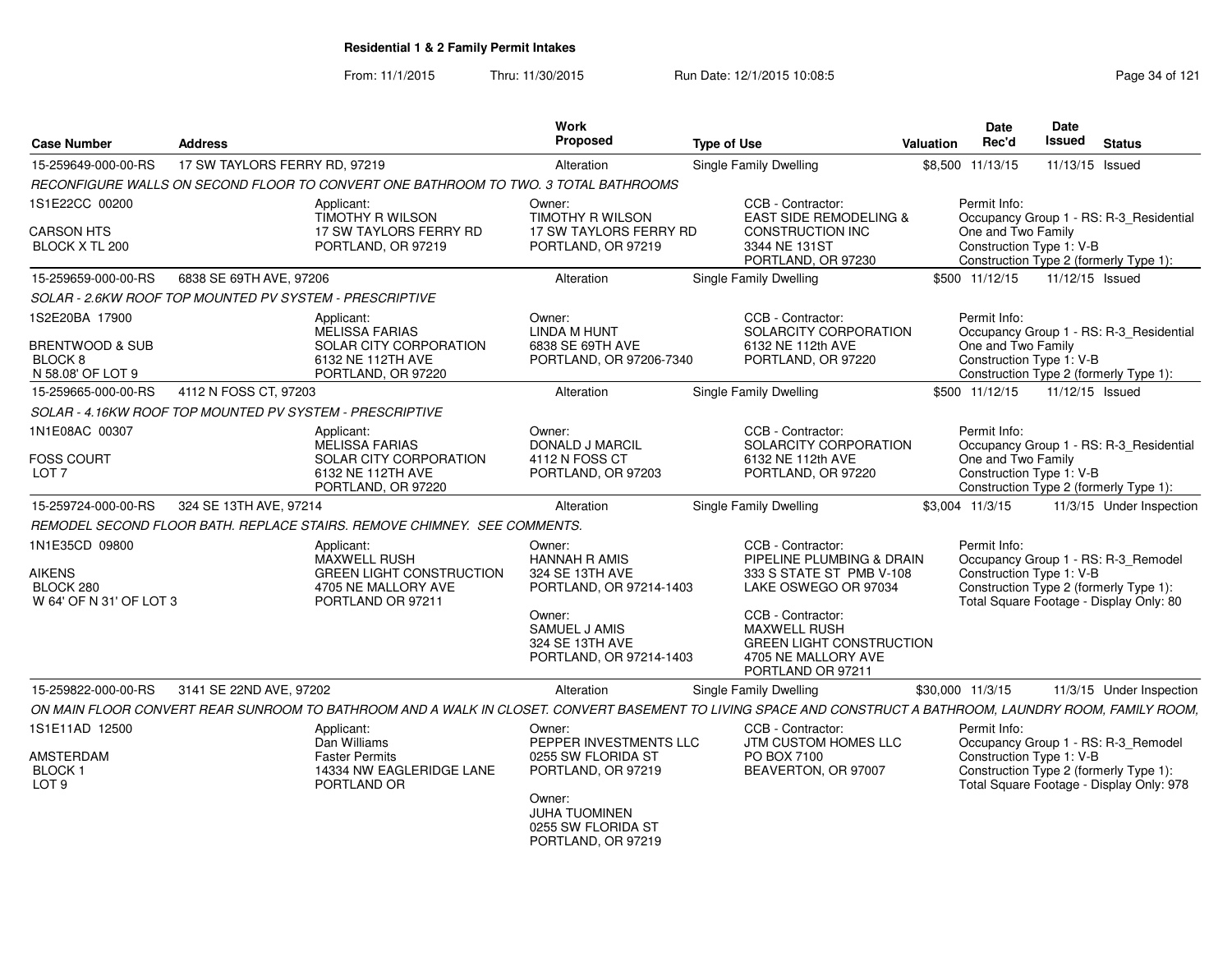# Residential 1 & 2 Family Permit Intakes

From: 11/1/2015 Thru: 11/30/2015 Run Date: 12/1/2015 10:08:5

| Case Number | Address | Work Proposed | Type of Use | Valuation | Date Rec'd | Date Issued | Status |
|---|---|---|---|---|---|---|---|
| 15-259649-000-00-RS | 17 SW TAYLORS FERRY RD, 97219 | Alteration | Single Family Dwelling | $8,500 | 11/13/15 | 11/13/15 | Issued |

*RECONFIGURE WALLS ON SECOND FLOOR TO CONVERT ONE BATHROOM TO TWO. 3 TOTAL BATHROOMS*

1S1E22CC 00200
CARSON HTS
BLOCK X TL 200

Applicant: TIMOTHY R WILSON, 17 SW TAYLORS FERRY RD, PORTLAND, OR 97219

Owner: TIMOTHY R WILSON, 17 SW TAYLORS FERRY RD, PORTLAND, OR 97219

CCB - Contractor: EAST SIDE REMODELING & CONSTRUCTION INC, 3344 NE 131ST, PORTLAND, OR 97230

Permit Info: Occupancy Group 1 - RS: R-3_Residential One and Two Family; Construction Type 1: V-B; Construction Type 2 (formerly Type 1):

---

| Case Number | Address | Work Proposed | Type of Use | Valuation | Date Rec'd | Date Issued | Status |
|---|---|---|---|---|---|---|---|
| 15-259659-000-00-RS | 6838 SE 69TH AVE, 97206 | Alteration | Single Family Dwelling | $500 | 11/12/15 | 11/12/15 | Issued |

*SOLAR - 2.6KW ROOF TOP MOUNTED PV SYSTEM - PRESCRIPTIVE*

1S2E20BA 17900
BRENTWOOD & SUB
BLOCK 8
N 58.08' OF LOT 9

Applicant: MELISSA FARIAS, SOLAR CITY CORPORATION, 6132 NE 112TH AVE, PORTLAND, OR 97220

Owner: LINDA M HUNT, 6838 SE 69TH AVE, PORTLAND, OR 97206-7340

CCB - Contractor: SOLARCITY CORPORATION, 6132 NE 112th AVE, PORTLAND, OR 97220

Permit Info: Occupancy Group 1 - RS: R-3_Residential One and Two Family; Construction Type 1: V-B; Construction Type 2 (formerly Type 1):

---

| Case Number | Address | Work Proposed | Type of Use | Valuation | Date Rec'd | Date Issued | Status |
|---|---|---|---|---|---|---|---|
| 15-259665-000-00-RS | 4112 N FOSS CT, 97203 | Alteration | Single Family Dwelling | $500 | 11/12/15 | 11/12/15 | Issued |

*SOLAR - 4.16KW ROOF TOP MOUNTED PV SYSTEM - PRESCRIPTIVE*

1N1E08AC 00307
FOSS COURT
LOT 7

Applicant: MELISSA FARIAS, SOLAR CITY CORPORATION, 6132 NE 112TH AVE, PORTLAND, OR 97220

Owner: DONALD J MARCIL, 4112 N FOSS CT, PORTLAND, OR 97203

CCB - Contractor: SOLARCITY CORPORATION, 6132 NE 112th AVE, PORTLAND, OR 97220

Permit Info: Occupancy Group 1 - RS: R-3_Residential One and Two Family; Construction Type 1: V-B; Construction Type 2 (formerly Type 1):

---

| Case Number | Address | Work Proposed | Type of Use | Valuation | Date Rec'd | Date Issued | Status |
|---|---|---|---|---|---|---|---|
| 15-259724-000-00-RS | 324 SE 13TH AVE, 97214 | Alteration | Single Family Dwelling | $3,004 | 11/3/15 | 11/3/15 | Under Inspection |

*REMODEL SECOND FLOOR BATH. REPLACE STAIRS. REMOVE CHIMNEY. SEE COMMENTS.*

1N1E35CD 09800
AIKENS
BLOCK 280
W 64' OF N 31' OF LOT 3

Applicant: MAXWELL RUSH, GREEN LIGHT CONSTRUCTION, 4705 NE MALLORY AVE, PORTLAND OR 97211

Owner: HANNAH R AMIS, 324 SE 13TH AVE, PORTLAND, OR 97214-1403

Owner: SAMUEL J AMIS, 324 SE 13TH AVE, PORTLAND, OR 97214-1403

CCB - Contractor: PIPELINE PLUMBING & DRAIN, 333 S STATE ST PMB V-108, LAKE OSWEGO OR 97034

CCB - Contractor: MAXWELL RUSH, GREEN LIGHT CONSTRUCTION, 4705 NE MALLORY AVE, PORTLAND OR 97211

Permit Info: Occupancy Group 1 - RS: R-3_Remodel; Construction Type 1: V-B; Construction Type 2 (formerly Type 1): Total Square Footage - Display Only: 80

---

| Case Number | Address | Work Proposed | Type of Use | Valuation | Date Rec'd | Date Issued | Status |
|---|---|---|---|---|---|---|---|
| 15-259822-000-00-RS | 3141 SE 22ND AVE, 97202 | Alteration | Single Family Dwelling | $30,000 | 11/3/15 | 11/3/15 | Under Inspection |

*ON MAIN FLOOR CONVERT REAR SUNROOM TO BATHROOM AND A WALK IN CLOSET. CONVERT BASEMENT TO LIVING SPACE AND CONSTRUCT A BATHROOM, LAUNDRY ROOM, FAMILY ROOM,*

1S1E11AD 12500
AMSTERDAM
BLOCK 1
LOT 9

Applicant: Dan Williams, Faster Permits, 14334 NW EAGLERIDGE LANE, PORTLAND OR

Owner: PEPPER INVESTMENTS LLC, 0255 SW FLORIDA ST, PORTLAND, OR 97219

Owner: JUHA TUOMINEN, 0255 SW FLORIDA ST, PORTLAND, OR 97219

CCB - Contractor: JTM CUSTOM HOMES LLC, PO BOX 7100, BEAVERTON, OR 97007

Permit Info: Occupancy Group 1 - RS: R-3_Remodel; Construction Type 1: V-B; Construction Type 2 (formerly Type 1): Total Square Footage - Display Only: 978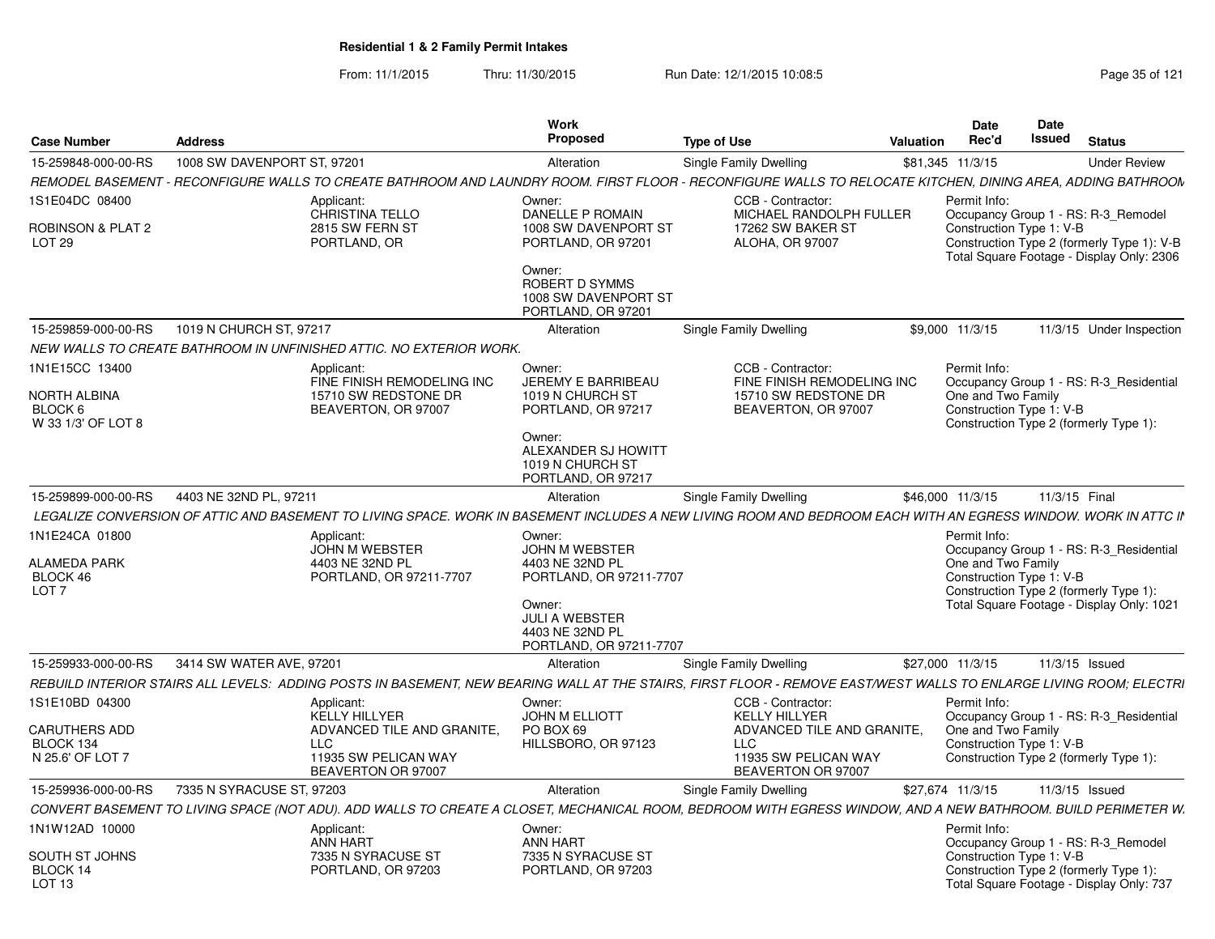**Residential 1 & 2 Family Permit Intakes**

From: 11/1/2015 Thru: 11/30/2015 Run Date: 12/1/2015 10:08:5

| Case Number | Address | Work Proposed | Type of Use | Valuation | Date Rec'd | Date Issued | Status |
|---|---|---|---|---|---|---|---|
| 15-259848-000-00-RS | 1008 SW DAVENPORT ST, 97201 | Alteration | Single Family Dwelling | $81,345 | 11/3/15 | | Under Review |

*REMODEL BASEMENT - RECONFIGURE WALLS TO CREATE BATHROOM AND LAUNDRY ROOM. FIRST FLOOR - RECONFIGURE WALLS TO RELOCATE KITCHEN, DINING AREA, ADDING BATHROOM*

1S1E04DC 08400
ROBINSON & PLAT 2
LOT 29

Applicant:
CHRISTINA TELLO
2815 SW FERN ST
PORTLAND, OR

Owner:
DANELLE P ROMAIN
1008 SW DAVENPORT ST
PORTLAND, OR 97201

Owner:
ROBERT D SYMMS
1008 SW DAVENPORT ST
PORTLAND, OR 97201

CCB - Contractor:
MICHAEL RANDOLPH FULLER
17262 SW BAKER ST
ALOHA, OR 97007

Permit Info:
Occupancy Group 1 - RS: R-3_Remodel
Construction Type 1: V-B
Construction Type 2 (formerly Type 1): V-B
Total Square Footage - Display Only: 2306

| Case Number | Address | Work Proposed | Type of Use | Valuation | Date Rec'd | Date Issued | Status |
|---|---|---|---|---|---|---|---|
| 15-259859-000-00-RS | 1019 N CHURCH ST, 97217 | Alteration | Single Family Dwelling | $9,000 | 11/3/15 | 11/3/15 | Under Inspection |

*NEW WALLS TO CREATE BATHROOM IN UNFINISHED ATTIC. NO EXTERIOR WORK.*

1N1E15CC 13400
NORTH ALBINA
BLOCK 6
W 33 1/3' OF LOT 8

Applicant:
FINE FINISH REMODELING INC
15710 SW REDSTONE DR
BEAVERTON, OR 97007

Owner:
JEREMY E BARRIBEAU
1019 N CHURCH ST
PORTLAND, OR 97217

Owner:
ALEXANDER SJ HOWITT
1019 N CHURCH ST
PORTLAND, OR 97217

CCB - Contractor:
FINE FINISH REMODELING INC
15710 SW REDSTONE DR
BEAVERTON, OR 97007

Permit Info:
Occupancy Group 1 - RS: R-3_Residential One and Two Family
Construction Type 1: V-B
Construction Type 2 (formerly Type 1):

| Case Number | Address | Work Proposed | Type of Use | Valuation | Date Rec'd | Date Issued | Status |
|---|---|---|---|---|---|---|---|
| 15-259899-000-00-RS | 4403 NE 32ND PL, 97211 | Alteration | Single Family Dwelling | $46,000 | 11/3/15 | 11/3/15 | Final |

*LEGALIZE CONVERSION OF ATTIC AND BASEMENT TO LIVING SPACE. WORK IN BASEMENT INCLUDES A NEW LIVING ROOM AND BEDROOM EACH WITH AN EGRESS WINDOW. WORK IN ATTC IN*

1N1E24CA 01800
ALAMEDA PARK
BLOCK 46
LOT 7

Applicant:
JOHN M WEBSTER
4403 NE 32ND PL
PORTLAND, OR 97211-7707

Owner:
JOHN M WEBSTER
4403 NE 32ND PL
PORTLAND, OR 97211-7707

Owner:
JULI A WEBSTER
4403 NE 32ND PL
PORTLAND, OR 97211-7707

Permit Info:
Occupancy Group 1 - RS: R-3_Residential One and Two Family
Construction Type 1: V-B
Construction Type 2 (formerly Type 1):
Total Square Footage - Display Only: 1021

| Case Number | Address | Work Proposed | Type of Use | Valuation | Date Rec'd | Date Issued | Status |
|---|---|---|---|---|---|---|---|
| 15-259933-000-00-RS | 3414 SW WATER AVE, 97201 | Alteration | Single Family Dwelling | $27,000 | 11/3/15 | 11/3/15 | Issued |

*REBUILD INTERIOR STAIRS ALL LEVELS: ADDING POSTS IN BASEMENT, NEW BEARING WALL AT THE STAIRS, FIRST FLOOR - REMOVE EAST/WEST WALLS TO ENLARGE LIVING ROOM; ELECTRI*

1S1E10BD 04300
CARUTHERS ADD
BLOCK 134
N 25.6' OF LOT 7

Applicant:
KELLY HILLYER
ADVANCED TILE AND GRANITE, LLC
11935 SW PELICAN WAY
BEAVERTON OR 97007

Owner:
JOHN M ELLIOTT
PO BOX 69
HILLSBORO, OR 97123

CCB - Contractor:
KELLY HILLYER
ADVANCED TILE AND GRANITE, LLC
11935 SW PELICAN WAY
BEAVERTON OR 97007

Permit Info:
Occupancy Group 1 - RS: R-3_Residential One and Two Family
Construction Type 1: V-B
Construction Type 2 (formerly Type 1):

| Case Number | Address | Work Proposed | Type of Use | Valuation | Date Rec'd | Date Issued | Status |
|---|---|---|---|---|---|---|---|
| 15-259936-000-00-RS | 7335 N SYRACUSE ST, 97203 | Alteration | Single Family Dwelling | $27,674 | 11/3/15 | 11/3/15 | Issued |

*CONVERT BASEMENT TO LIVING SPACE (NOT ADU). ADD WALLS TO CREATE A CLOSET, MECHANICAL ROOM, BEDROOM WITH EGRESS WINDOW, AND A NEW BATHROOM. BUILD PERIMETER W.*

1N1W12AD 10000
SOUTH ST JOHNS
BLOCK 14
LOT 13

Applicant:
ANN HART
7335 N SYRACUSE ST
PORTLAND, OR 97203

Owner:
ANN HART
7335 N SYRACUSE ST
PORTLAND, OR 97203

Permit Info:
Occupancy Group 1 - RS: R-3_Remodel
Construction Type 1: V-B
Construction Type 2 (formerly Type 1):
Total Square Footage - Display Only: 737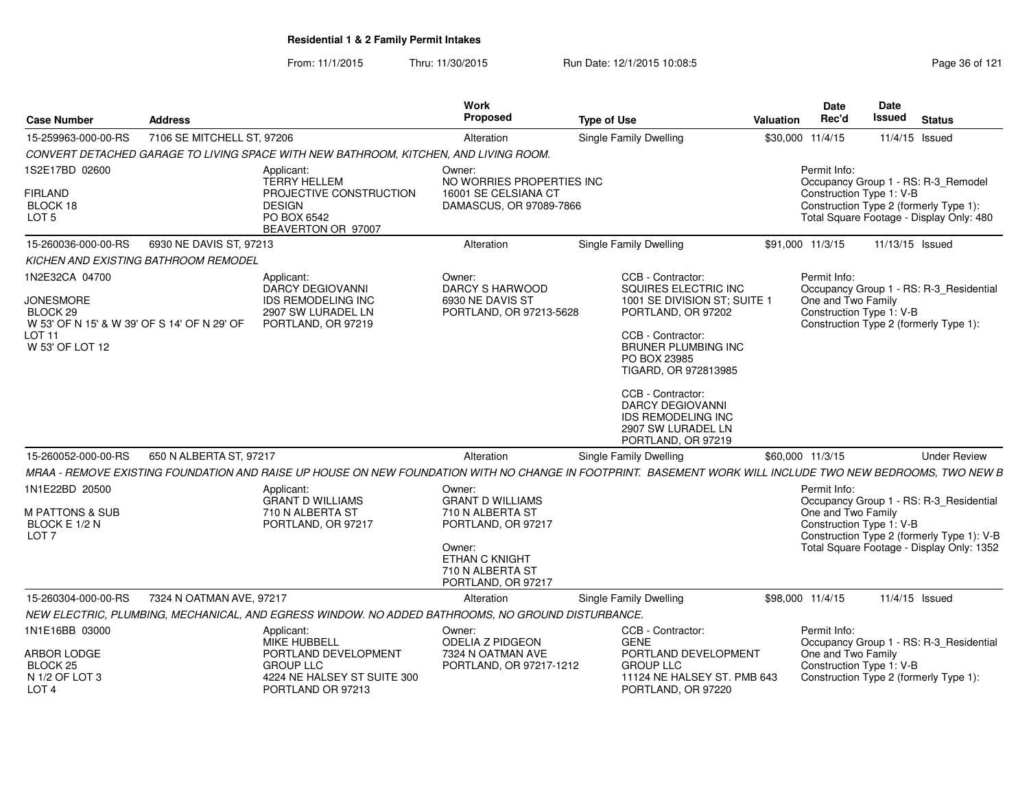**Residential 1 & 2 Family Permit Intakes**

From: 11/1/2015 Thru: 11/30/2015 Run Date: 12/1/2015 10:08:5

| Case Number | Address | Work Proposed | Type of Use | Valuation | Date Rec'd | Date Issued | Status |
|---|---|---|---|---|---|---|---|
| 15-259963-000-00-RS | 7106 SE MITCHELL ST, 97206 | Alteration | Single Family Dwelling | $30,000 | 11/4/15 | 11/4/15 | Issued |

CONVERT DETACHED GARAGE TO LIVING SPACE WITH NEW BATHROOM, KITCHEN, AND LIVING ROOM.

1S2E17BD 02600
FIRLAND
BLOCK 18
LOT 5

Applicant:
TERRY HELLEM
PROJECTIVE CONSTRUCTION DESIGN
PO BOX 6542
BEAVERTON OR 97007

Owner:
NO WORRIES PROPERTIES INC
16001 SE CELSIANA CT
DAMASCUS, OR 97089-7866

Permit Info:
Occupancy Group 1 - RS: R-3_Remodel
Construction Type 1: V-B
Construction Type 2 (formerly Type 1):
Total Square Footage - Display Only: 480

| Case Number | Address | Work Proposed | Type of Use | Valuation | Date Rec'd | Date Issued | Status |
|---|---|---|---|---|---|---|---|
| 15-260036-000-00-RS | 6930 NE DAVIS ST, 97213 | Alteration | Single Family Dwelling | $91,000 | 11/3/15 | 11/13/15 | Issued |

KICHEN AND EXISTING BATHROOM REMODEL

1N2E32CA 04700
JONESMORE
BLOCK 29
W 53' OF N 15' & W 39' OF S 14' OF N 29' OF LOT 11
W 53' OF LOT 12

Applicant:
DARCY DEGIOVANNI
IDS REMODELING INC
2907 SW LURADEL LN
PORTLAND, OR 97219

Owner:
DARCY S HARWOOD
6930 NE DAVIS ST
PORTLAND, OR 97213-5628

CCB - Contractor:
SQUIRES ELECTRIC INC
1001 SE DIVISION ST; SUITE 1
PORTLAND, OR 97202

CCB - Contractor:
BRUNER PLUMBING INC
PO BOX 23985
TIGARD, OR 972813985

CCB - Contractor:
DARCY DEGIOVANNI
IDS REMODELING INC
2907 SW LURADEL LN
PORTLAND, OR 97219

Permit Info:
Occupancy Group 1 - RS: R-3_Residential One and Two Family
Construction Type 1: V-B
Construction Type 2 (formerly Type 1):

| Case Number | Address | Work Proposed | Type of Use | Valuation | Date Rec'd | Date Issued | Status |
|---|---|---|---|---|---|---|---|
| 15-260052-000-00-RS | 650 N ALBERTA ST, 97217 | Alteration | Single Family Dwelling | $60,000 | 11/3/15 | | Under Review |

MRAA - REMOVE EXISTING FOUNDATION AND RAISE UP HOUSE ON NEW FOUNDATION WITH NO CHANGE IN FOOTPRINT. BASEMENT WORK WILL INCLUDE TWO NEW BEDROOMS, TWO NEW B

1N1E22BD 20500
M PATTONS & SUB
BLOCK E 1/2 N
LOT 7

Applicant:
GRANT D WILLIAMS
710 N ALBERTA ST
PORTLAND, OR 97217

Owner:
GRANT D WILLIAMS
710 N ALBERTA ST
PORTLAND, OR 97217

Owner:
ETHAN C KNIGHT
710 N ALBERTA ST
PORTLAND, OR 97217

Permit Info:
Occupancy Group 1 - RS: R-3_Residential One and Two Family
Construction Type 1: V-B
Construction Type 2 (formerly Type 1): V-B
Total Square Footage - Display Only: 1352

| Case Number | Address | Work Proposed | Type of Use | Valuation | Date Rec'd | Date Issued | Status |
|---|---|---|---|---|---|---|---|
| 15-260304-000-00-RS | 7324 N OATMAN AVE, 97217 | Alteration | Single Family Dwelling | $98,000 | 11/4/15 | 11/4/15 | Issued |

NEW ELECTRIC, PLUMBING, MECHANICAL, AND EGRESS WINDOW. NO ADDED BATHROOMS, NO GROUND DISTURBANCE.

1N1E16BB 03000
ARBOR LODGE
BLOCK 25
N 1/2 OF LOT 3
LOT 4

Applicant:
MIKE HUBBELL
PORTLAND DEVELOPMENT GROUP LLC
4224 NE HALSEY ST SUITE 300
PORTLAND OR 97213

Owner:
ODELIA Z PIDGEON
7324 N OATMAN AVE
PORTLAND, OR 97217-1212

CCB - Contractor:
GENE
PORTLAND DEVELOPMENT GROUP LLC
11124 NE HALSEY ST. PMB 643
PORTLAND, OR 97220

Permit Info:
Occupancy Group 1 - RS: R-3_Residential One and Two Family
Construction Type 1: V-B
Construction Type 2 (formerly Type 1):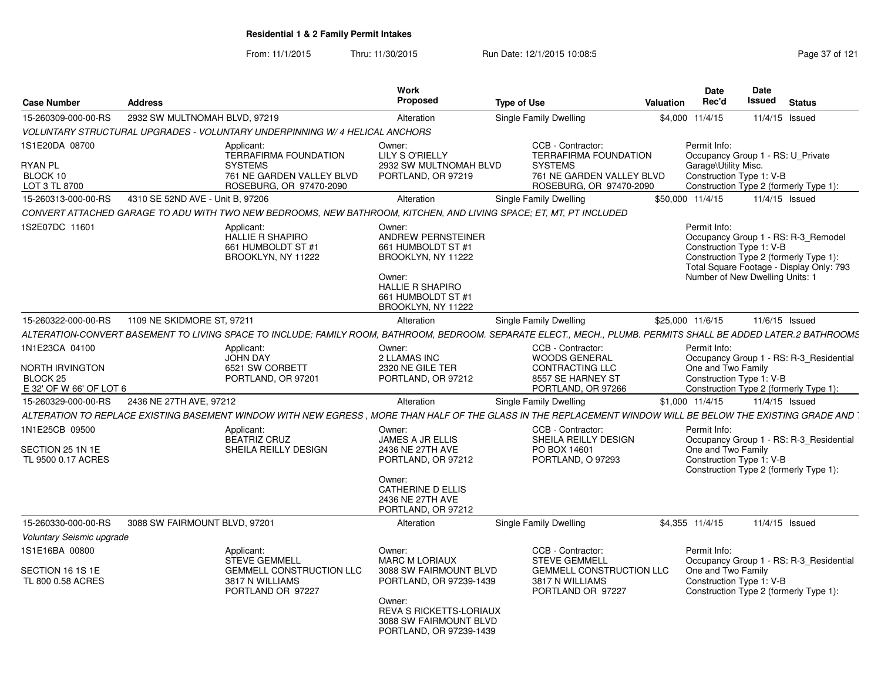# Residential 1 & 2 Family Permit Intakes

From: 11/1/2015 Thru: 11/30/2015 Run Date: 12/1/2015 10:08:5

| Case Number | Address | | Work Proposed | Type of Use | Valuation | Date Rec'd | Date Issued | Status |
|---|---|---|---|---|---|---|---|---|
| 15-260309-000-00-RS | 2932 SW MULTNOMAH BLVD, 97219 | | Alteration | Single Family Dwelling | $4,000 | 11/4/15 | 11/4/15 | Issued |

*VOLUNTARY STRUCTURAL UPGRADES - VOLUNTARY UNDERPINNING W/ 4 HELICAL ANCHORS*

| | | | | |
|---|---|---|---|---|
| 1S1E20DA 08700<br><br>RYAN PL<br>BLOCK 10<br>LOT 3 TL 8700 | Applicant:<br>TERRAFIRMA FOUNDATION SYSTEMS<br>761 NE GARDEN VALLEY BLVD<br>ROSEBURG, OR 97470-2090 | Owner:<br>LILY S O'RIELLY<br>2932 SW MULTNOMAH BLVD<br>PORTLAND, OR 97219 | CCB - Contractor:<br>TERRAFIRMA FOUNDATION SYSTEMS<br>761 NE GARDEN VALLEY BLVD<br>ROSEBURG, OR 97470-2090 | Permit Info:<br>Occupancy Group 1 - RS: U_Private Garage\Utility Misc.<br>Construction Type 1: V-B<br>Construction Type 2 (formerly Type 1): |

| Case Number | Address | | Work Proposed | Type of Use | Valuation | Date Rec'd | Date Issued | Status |
|---|---|---|---|---|---|---|---|---|
| 15-260313-000-00-RS | 4310 SE 52ND AVE - Unit B, 97206 | | Alteration | Single Family Dwelling | $50,000 | 11/4/15 | 11/4/15 | Issued |

*CONVERT ATTACHED GARAGE TO ADU WITH TWO NEW BEDROOMS, NEW BATHROOM, KITCHEN, AND LIVING SPACE; ET, MT, PT INCLUDED*

| | | | | |
|---|---|---|---|---|
| 1S2E07DC 11601 | Applicant:<br>HALLIE R SHAPIRO<br>661 HUMBOLDT ST #1<br>BROOKLYN, NY 11222 | Owner:<br>ANDREW PERNSTEINER<br>661 HUMBOLDT ST #1<br>BROOKLYN, NY 11222<br><br>Owner:<br>HALLIE R SHAPIRO<br>661 HUMBOLDT ST #1<br>BROOKLYN, NY 11222 | | Permit Info:<br>Occupancy Group 1 - RS: R-3_Remodel<br>Construction Type 1: V-B<br>Construction Type 2 (formerly Type 1):<br>Total Square Footage - Display Only: 793<br>Number of New Dwelling Units: 1 |

| Case Number | Address | | Work Proposed | Type of Use | Valuation | Date Rec'd | Date Issued | Status |
|---|---|---|---|---|---|---|---|---|
| 15-260322-000-00-RS | 1109 NE SKIDMORE ST, 97211 | | Alteration | Single Family Dwelling | $25,000 | 11/6/15 | 11/6/15 | Issued |

*ALTERATION-CONVERT BASEMENT TO LIVING SPACE TO INCLUDE; FAMILY ROOM, BATHROOM, BEDROOM. SEPARATE ELECT., MECH., PLUMB. PERMITS SHALL BE ADDED LATER.2 BATHROOMS*

| | | | | |
|---|---|---|---|---|
| 1N1E23CA 04100<br><br>NORTH IRVINGTON<br>BLOCK 25<br>E 32' OF W 66' OF LOT 6 | Applicant:<br>JOHN DAY<br>6521 SW CORBETT<br>PORTLAND, OR 97201 | Owner:<br>2 LLAMAS INC<br>2320 NE GILE TER<br>PORTLAND, OR 97212 | CCB - Contractor:<br>WOODS GENERAL CONTRACTING LLC<br>8557 SE HARNEY ST<br>PORTLAND, OR 97266 | Permit Info:<br>Occupancy Group 1 - RS: R-3_Residential One and Two Family<br>Construction Type 1: V-B<br>Construction Type 2 (formerly Type 1): |

| Case Number | Address | | Work Proposed | Type of Use | Valuation | Date Rec'd | Date Issued | Status |
|---|---|---|---|---|---|---|---|---|
| 15-260329-000-00-RS | 2436 NE 27TH AVE, 97212 | | Alteration | Single Family Dwelling | $1,000 | 11/4/15 | 11/4/15 | Issued |

*ALTERATION TO REPLACE EXISTING BASEMENT WINDOW WITH NEW EGRESS , MORE THAN HALF OF THE GLASS IN THE REPLACEMENT WINDOW WILL BE BELOW THE EXISTING GRADE AND*

| | | | | |
|---|---|---|---|---|
| 1N1E25CB 09500<br><br>SECTION 25 1N 1E<br>TL 9500 0.17 ACRES | Applicant:<br>BEATRIZ CRUZ<br>SHEILA REILLY DESIGN | Owner:<br>JAMES A JR ELLIS<br>2436 NE 27TH AVE<br>PORTLAND, OR 97212<br><br>Owner:<br>CATHERINE D ELLIS<br>2436 NE 27TH AVE<br>PORTLAND, OR 97212 | CCB - Contractor:<br>SHEILA REILLY DESIGN<br>PO BOX 14601<br>PORTLAND, O 97293 | Permit Info:<br>Occupancy Group 1 - RS: R-3_Residential One and Two Family<br>Construction Type 1: V-B<br>Construction Type 2 (formerly Type 1): |

| Case Number | Address | | Work Proposed | Type of Use | Valuation | Date Rec'd | Date Issued | Status |
|---|---|---|---|---|---|---|---|---|
| 15-260330-000-00-RS | 3088 SW FAIRMOUNT BLVD, 97201 | | Alteration | Single Family Dwelling | $4,355 | 11/4/15 | 11/4/15 | Issued |

*Voluntary Seismic upgrade*

| | | | | |
|---|---|---|---|---|
| 1S1E16BA 00800<br><br>SECTION 16 1S 1E<br>TL 800 0.58 ACRES | Applicant:<br>STEVE GEMMELL<br>GEMMELL CONSTRUCTION LLC<br>3817 N WILLIAMS<br>PORTLAND OR 97227 | Owner:<br>MARC M LORIAUX<br>3088 SW FAIRMOUNT BLVD<br>PORTLAND, OR 97239-1439<br><br>Owner:<br>REVA S RICKETTS-LORIAUX<br>3088 SW FAIRMOUNT BLVD<br>PORTLAND, OR 97239-1439 | CCB - Contractor:<br>STEVE GEMMELL<br>GEMMELL CONSTRUCTION LLC<br>3817 N WILLIAMS<br>PORTLAND OR 97227 | Permit Info:<br>Occupancy Group 1 - RS: R-3_Residential One and Two Family<br>Construction Type 1: V-B<br>Construction Type 2 (formerly Type 1): |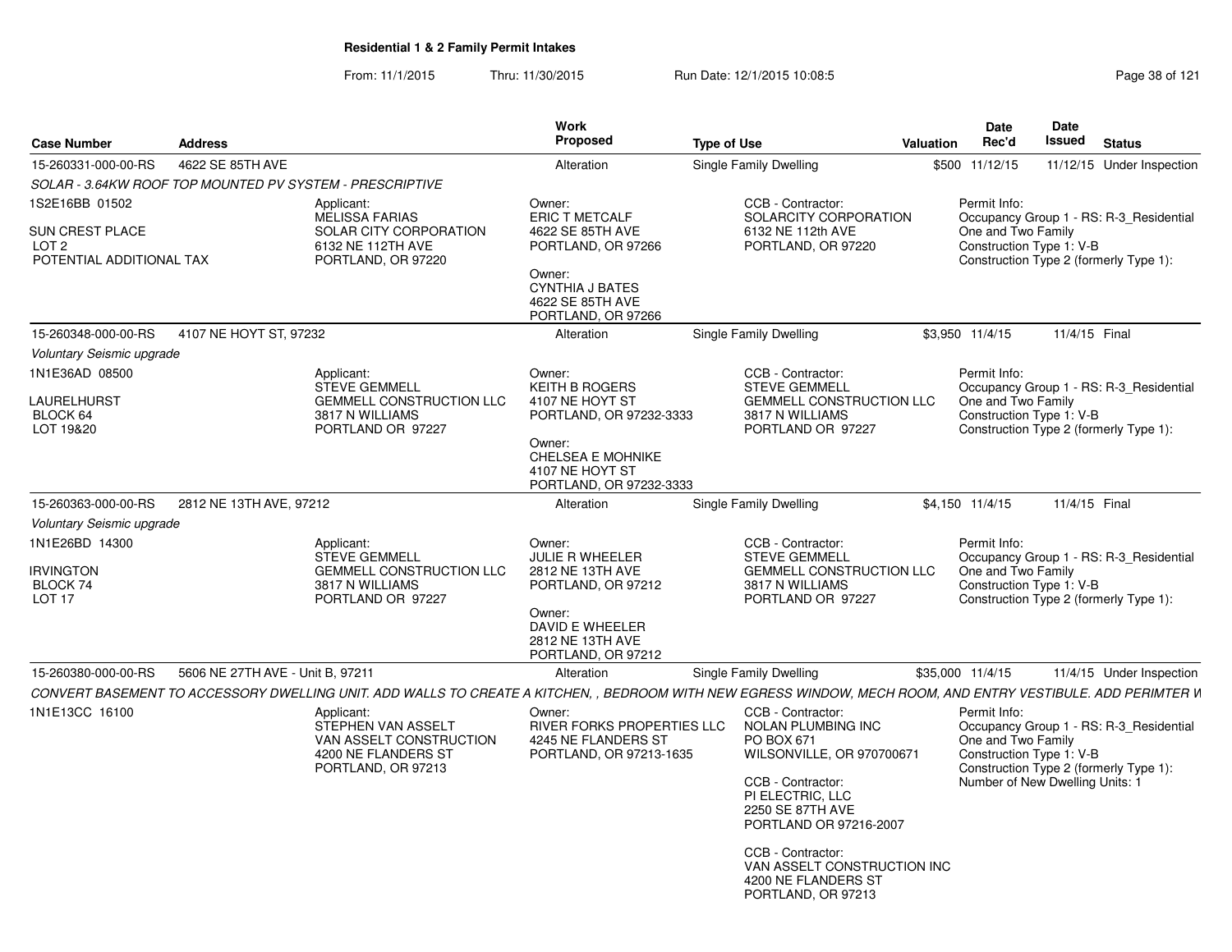**Residential 1 & 2 Family Permit Intakes**

From: 11/1/2015 Thru: 11/30/2015 Run Date: 12/1/2015 10:08:5

| Case Number | Address | Work Proposed | Type of Use | Valuation | Date Rec'd | Date Issued | Status |
|---|---|---|---|---|---|---|---|
| 15-260331-000-00-RS | 4622 SE 85TH AVE | Alteration | Single Family Dwelling | $500 | 11/12/15 | 11/12/15 | Under Inspection |
| 15-260348-000-00-RS | 4107 NE HOYT ST, 97232 | Alteration | Single Family Dwelling | $3,950 | 11/4/15 | 11/4/15 | Final |
| 15-260363-000-00-RS | 2812 NE 13TH AVE, 97212 | Alteration | Single Family Dwelling | $4,150 | 11/4/15 | 11/4/15 | Final |
| 15-260380-000-00-RS | 5606 NE 27TH AVE - Unit B, 97211 | Alteration | Single Family Dwelling | $35,000 | 11/4/15 | 11/4/15 | Under Inspection |

**15-260331-000-00-RS** — 4622 SE 85TH AVE

*SOLAR - 3.64KW ROOF TOP MOUNTED PV SYSTEM - PRESCRIPTIVE*

1S2E16BB 01502
SUN CREST PLACE
LOT 2
POTENTIAL ADDITIONAL TAX

Applicant:
MELISSA FARIAS
SOLAR CITY CORPORATION
6132 NE 112TH AVE
PORTLAND, OR 97220

Owner:
ERIC T METCALF
4622 SE 85TH AVE
PORTLAND, OR 97266

Owner:
CYNTHIA J BATES
4622 SE 85TH AVE
PORTLAND, OR 97266

CCB - Contractor:
SOLARCITY CORPORATION
6132 NE 112th AVE
PORTLAND, OR 97220

Permit Info:
Occupancy Group 1 - RS: R-3_Residential One and Two Family
Construction Type 1: V-B
Construction Type 2 (formerly Type 1):

**15-260348-000-00-RS** — 4107 NE HOYT ST, 97232

*Voluntary Seismic upgrade*

1N1E36AD 08500
LAURELHURST
BLOCK 64
LOT 19&20

Applicant:
STEVE GEMMELL
GEMMELL CONSTRUCTION LLC
3817 N WILLIAMS
PORTLAND OR 97227

Owner:
KEITH B ROGERS
4107 NE HOYT ST
PORTLAND, OR 97232-3333

Owner:
CHELSEA E MOHNIKE
4107 NE HOYT ST
PORTLAND, OR 97232-3333

CCB - Contractor:
STEVE GEMMELL
GEMMELL CONSTRUCTION LLC
3817 N WILLIAMS
PORTLAND OR 97227

Permit Info:
Occupancy Group 1 - RS: R-3_Residential One and Two Family
Construction Type 1: V-B
Construction Type 2 (formerly Type 1):

**15-260363-000-00-RS** — 2812 NE 13TH AVE, 97212

*Voluntary Seismic upgrade*

1N1E26BD 14300
IRVINGTON
BLOCK 74
LOT 17

Applicant:
STEVE GEMMELL
GEMMELL CONSTRUCTION LLC
3817 N WILLIAMS
PORTLAND OR 97227

Owner:
JULIE R WHEELER
2812 NE 13TH AVE
PORTLAND, OR 97212

Owner:
DAVID E WHEELER
2812 NE 13TH AVE
PORTLAND, OR 97212

CCB - Contractor:
STEVE GEMMELL
GEMMELL CONSTRUCTION LLC
3817 N WILLIAMS
PORTLAND OR 97227

Permit Info:
Occupancy Group 1 - RS: R-3_Residential One and Two Family
Construction Type 1: V-B
Construction Type 2 (formerly Type 1):

**15-260380-000-00-RS** — 5606 NE 27TH AVE - Unit B, 97211

*CONVERT BASEMENT TO ACCESSORY DWELLING UNIT. ADD WALLS TO CREATE A KITCHEN, , BEDROOM WITH NEW EGRESS WINDOW, MECH ROOM, AND ENTRY VESTIBULE. ADD PERIMTER W*

1N1E13CC 16100

Applicant:
STEPHEN VAN ASSELT
VAN ASSELT CONSTRUCTION
4200 NE FLANDERS ST
PORTLAND, OR 97213

Owner:
RIVER FORKS PROPERTIES LLC
4245 NE FLANDERS ST
PORTLAND, OR 97213-1635

CCB - Contractor:
NOLAN PLUMBING INC
PO BOX 671
WILSONVILLE, OR 970700671

CCB - Contractor:
PI ELECTRIC, LLC
2250 SE 87TH AVE
PORTLAND OR 97216-2007

CCB - Contractor:
VAN ASSELT CONSTRUCTION INC
4200 NE FLANDERS ST
PORTLAND, OR 97213

Permit Info:
Occupancy Group 1 - RS: R-3_Residential One and Two Family
Construction Type 1: V-B
Construction Type 2 (formerly Type 1):
Number of New Dwelling Units: 1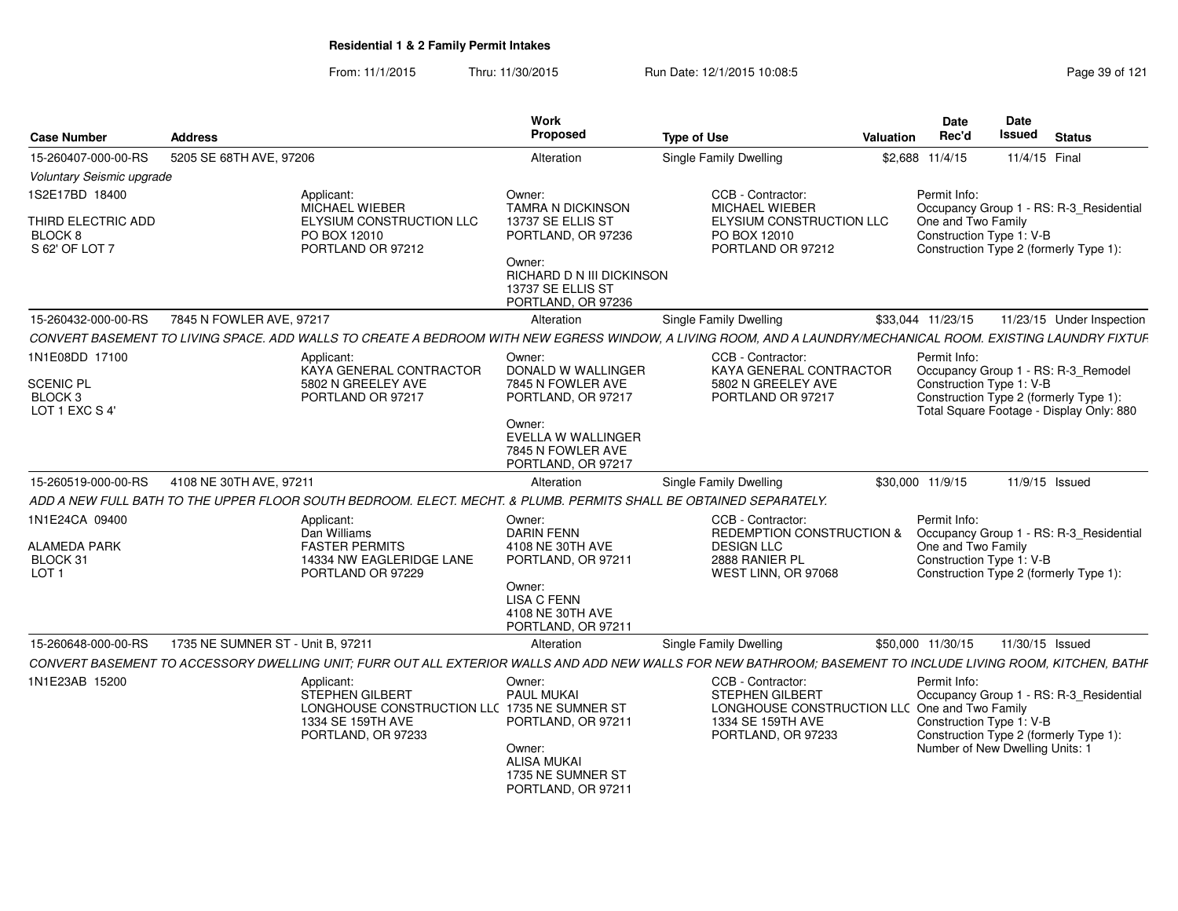**Residential 1 & 2 Family Permit Intakes**

From: 11/1/2015 Thru: 11/30/2015 Run Date: 12/1/2015 10:08:5

| Case Number | Address | Work Proposed | Type of Use | Valuation | Date Rec'd | Date Issued | Status |
|---|---|---|---|---|---|---|---|
| 15-260407-000-00-RS | 5205 SE 68TH AVE, 97206 | Alteration | Single Family Dwelling | $2,688 | 11/4/15 | 11/4/15 | Final |

*Voluntary Seismic upgrade*

1S2E17BD 18400
THIRD ELECTRIC ADD
BLOCK 8
S 62' OF LOT 7

Applicant: MICHAEL WIEBER, ELYSIUM CONSTRUCTION LLC, PO BOX 12010, PORTLAND OR 97212

Owner: TAMRA N DICKINSON, 13737 SE ELLIS ST, PORTLAND, OR 97236

Owner: RICHARD D N III DICKINSON, 13737 SE ELLIS ST, PORTLAND, OR 97236

CCB - Contractor: MICHAEL WIEBER, ELYSIUM CONSTRUCTION LLC, PO BOX 12010, PORTLAND OR 97212

Permit Info: Occupancy Group 1 - RS: R-3_Residential One and Two Family; Construction Type 1: V-B; Construction Type 2 (formerly Type 1):

| Case Number | Address | Work Proposed | Type of Use | Valuation | Date Rec'd | Date Issued | Status |
|---|---|---|---|---|---|---|---|
| 15-260432-000-00-RS | 7845 N FOWLER AVE, 97217 | Alteration | Single Family Dwelling | $33,044 | 11/23/15 | 11/23/15 | Under Inspection |

*CONVERT BASEMENT TO LIVING SPACE. ADD WALLS TO CREATE A BEDROOM WITH NEW EGRESS WINDOW, A LIVING ROOM, AND A LAUNDRY/MECHANICAL ROOM. EXISTING LAUNDRY FIXTUR*

1N1E08DD 17100
SCENIC PL
BLOCK 3
LOT 1 EXC S 4'

Applicant: KAYA GENERAL CONTRACTOR, 5802 N GREELEY AVE, PORTLAND OR 97217

Owner: DONALD W WALLINGER, 7845 N FOWLER AVE, PORTLAND, OR 97217

Owner: EVELLA W WALLINGER, 7845 N FOWLER AVE, PORTLAND, OR 97217

CCB - Contractor: KAYA GENERAL CONTRACTOR, 5802 N GREELEY AVE, PORTLAND OR 97217

Permit Info: Occupancy Group 1 - RS: R-3_Remodel; Construction Type 1: V-B; Construction Type 2 (formerly Type 1):; Total Square Footage - Display Only: 880

| Case Number | Address | Work Proposed | Type of Use | Valuation | Date Rec'd | Date Issued | Status |
|---|---|---|---|---|---|---|---|
| 15-260519-000-00-RS | 4108 NE 30TH AVE, 97211 | Alteration | Single Family Dwelling | $30,000 | 11/9/15 | 11/9/15 | Issued |

*ADD A NEW FULL BATH TO THE UPPER FLOOR SOUTH BEDROOM. ELECT. MECHT. & PLUMB. PERMITS SHALL BE OBTAINED SEPARATELY.*

1N1E24CA 09400
ALAMEDA PARK
BLOCK 31
LOT 1

Applicant: Dan Williams, FASTER PERMITS, 14334 NW EAGLERIDGE LANE, PORTLAND OR 97229

Owner: DARIN FENN, 4108 NE 30TH AVE, PORTLAND, OR 97211

Owner: LISA C FENN, 4108 NE 30TH AVE, PORTLAND, OR 97211

CCB - Contractor: REDEMPTION CONSTRUCTION & DESIGN LLC, 2888 RANIER PL, WEST LINN, OR 97068

Permit Info: Occupancy Group 1 - RS: R-3_Residential One and Two Family; Construction Type 1: V-B; Construction Type 2 (formerly Type 1):

| Case Number | Address | Work Proposed | Type of Use | Valuation | Date Rec'd | Date Issued | Status |
|---|---|---|---|---|---|---|---|
| 15-260648-000-00-RS | 1735 NE SUMNER ST - Unit B, 97211 | Alteration | Single Family Dwelling | $50,000 | 11/30/15 | 11/30/15 | Issued |

*CONVERT BASEMENT TO ACCESSORY DWELLING UNIT; FURR OUT ALL EXTERIOR WALLS AND ADD NEW WALLS FOR NEW BATHROOM; BASEMENT TO INCLUDE LIVING ROOM, KITCHEN, BATHF*

1N1E23AB 15200

Applicant: STEPHEN GILBERT, LONGHOUSE CONSTRUCTION LLC, 1334 SE 159TH AVE, PORTLAND, OR 97233

Owner: PAUL MUKAI, 1735 NE SUMNER ST, PORTLAND, OR 97211

Owner: ALISA MUKAI, 1735 NE SUMNER ST, PORTLAND, OR 97211

CCB - Contractor: STEPHEN GILBERT, LONGHOUSE CONSTRUCTION LLC, 1334 SE 159TH AVE, PORTLAND, OR 97233

Permit Info: Occupancy Group 1 - RS: R-3_Residential One and Two Family; Construction Type 1: V-B; Construction Type 2 (formerly Type 1):; Number of New Dwelling Units: 1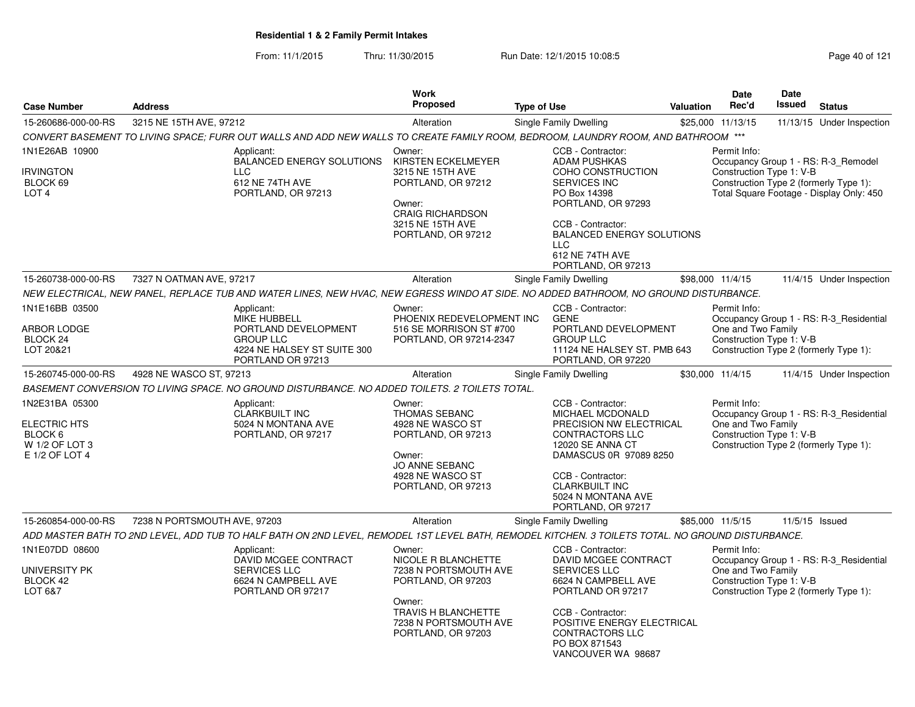**Residential 1 & 2 Family Permit Intakes**

From: 11/1/2015 Thru: 11/30/2015 Run Date: 12/1/2015 10:08:5

| Case Number | Address | Work Proposed | Type of Use | Valuation | Date Rec'd | Date Issued | Status |
|---|---|---|---|---|---|---|---|
| 15-260686-000-00-RS | 3215 NE 15TH AVE, 97212 | Alteration | Single Family Dwelling | $25,000 | 11/13/15 | 11/13/15 | Under Inspection |

*CONVERT BASEMENT TO LIVING SPACE; FURR OUT WALLS AND ADD NEW WALLS TO CREATE FAMILY ROOM, BEDROOM, LAUNDRY ROOM, AND BATHROOM \*\*\**

1N1E26AB 10900
IRVINGTON
BLOCK 69
LOT 4

Applicant:
BALANCED ENERGY SOLUTIONS LLC
612 NE 74TH AVE
PORTLAND, OR 97213

Owner:
KIRSTEN ECKELMEYER
3215 NE 15TH AVE
PORTLAND, OR 97212

Owner:
CRAIG RICHARDSON
3215 NE 15TH AVE
PORTLAND, OR 97212

CCB - Contractor:
ADAM PUSHKAS
COHO CONSTRUCTION SERVICES INC
PO Box 14398
PORTLAND, OR 97293

CCB - Contractor:
BALANCED ENERGY SOLUTIONS LLC
612 NE 74TH AVE
PORTLAND, OR 97213

Permit Info:
Occupancy Group 1 - RS: R-3_Remodel
Construction Type 1: V-B
Construction Type 2 (formerly Type 1):
Total Square Footage - Display Only: 450

| Case Number | Address | Work Proposed | Type of Use | Valuation | Date Rec'd | Date Issued | Status |
|---|---|---|---|---|---|---|---|
| 15-260738-000-00-RS | 7327 N OATMAN AVE, 97217 | Alteration | Single Family Dwelling | $98,000 | 11/4/15 | 11/4/15 | Under Inspection |

*NEW ELECTRICAL, NEW PANEL, REPLACE TUB AND WATER LINES, NEW HVAC, NEW EGRESS WINDO AT SIDE. NO ADDED BATHROOM, NO GROUND DISTURBANCE.*

1N1E16BB 03500
ARBOR LODGE
BLOCK 24
LOT 20&21

Applicant:
MIKE HUBBELL
PORTLAND DEVELOPMENT GROUP LLC
4224 NE HALSEY ST SUITE 300
PORTLAND OR 97213

Owner:
PHOENIX REDEVELOPMENT INC
516 SE MORRISON ST #700
PORTLAND, OR 97214-2347

CCB - Contractor:
GENE
PORTLAND DEVELOPMENT GROUP LLC
11124 NE HALSEY ST. PMB 643
PORTLAND, OR 97220

Permit Info:
Occupancy Group 1 - RS: R-3_Residential One and Two Family
Construction Type 1: V-B
Construction Type 2 (formerly Type 1):

| Case Number | Address | Work Proposed | Type of Use | Valuation | Date Rec'd | Date Issued | Status |
|---|---|---|---|---|---|---|---|
| 15-260745-000-00-RS | 4928 NE WASCO ST, 97213 | Alteration | Single Family Dwelling | $30,000 | 11/4/15 | 11/4/15 | Under Inspection |

*BASEMENT CONVERSION TO LIVING SPACE. NO GROUND DISTURBANCE. NO ADDED TOILETS. 2 TOILETS TOTAL.*

1N2E31BA 05300
ELECTRIC HTS
BLOCK 6
W 1/2 OF LOT 3
E 1/2 OF LOT 4

Applicant:
CLARKBUILT INC
5024 N MONTANA AVE
PORTLAND, OR 97217

Owner:
THOMAS SEBANC
4928 NE WASCO ST
PORTLAND, OR 97213

Owner:
JO ANNE SEBANC
4928 NE WASCO ST
PORTLAND, OR 97213

CCB - Contractor:
MICHAEL MCDONALD
PRECISION NW ELECTRICAL CONTRACTORS LLC
12020 SE ANNA CT
DAMASCUS 0R 97089 8250

CCB - Contractor:
CLARKBUILT INC
5024 N MONTANA AVE
PORTLAND, OR 97217

Permit Info:
Occupancy Group 1 - RS: R-3_Residential One and Two Family
Construction Type 1: V-B
Construction Type 2 (formerly Type 1):

| Case Number | Address | Work Proposed | Type of Use | Valuation | Date Rec'd | Date Issued | Status |
|---|---|---|---|---|---|---|---|
| 15-260854-000-00-RS | 7238 N PORTSMOUTH AVE, 97203 | Alteration | Single Family Dwelling | $85,000 | 11/5/15 | 11/5/15 | Issued |

*ADD MASTER BATH TO 2ND LEVEL, ADD TUB TO HALF BATH ON 2ND LEVEL, REMODEL 1ST LEVEL BATH, REMODEL KITCHEN. 3 TOILETS TOTAL. NO GROUND DISTURBANCE.*

1N1E07DD 08600
UNIVERSITY PK
BLOCK 42
LOT 6&7

Applicant:
DAVID MCGEE CONTRACT SERVICES LLC
6624 N CAMPBELL AVE
PORTLAND OR 97217

Owner:
NICOLE R BLANCHETTE
7238 N PORTSMOUTH AVE
PORTLAND, OR 97203

Owner:
TRAVIS H BLANCHETTE
7238 N PORTSMOUTH AVE
PORTLAND, OR 97203

CCB - Contractor:
DAVID MCGEE CONTRACT SERVICES LLC
6624 N CAMPBELL AVE
PORTLAND OR 97217

CCB - Contractor:
POSITIVE ENERGY ELECTRICAL CONTRACTORS LLC
PO BOX 871543
VANCOUVER WA 98687

Permit Info:
Occupancy Group 1 - RS: R-3_Residential One and Two Family
Construction Type 1: V-B
Construction Type 2 (formerly Type 1):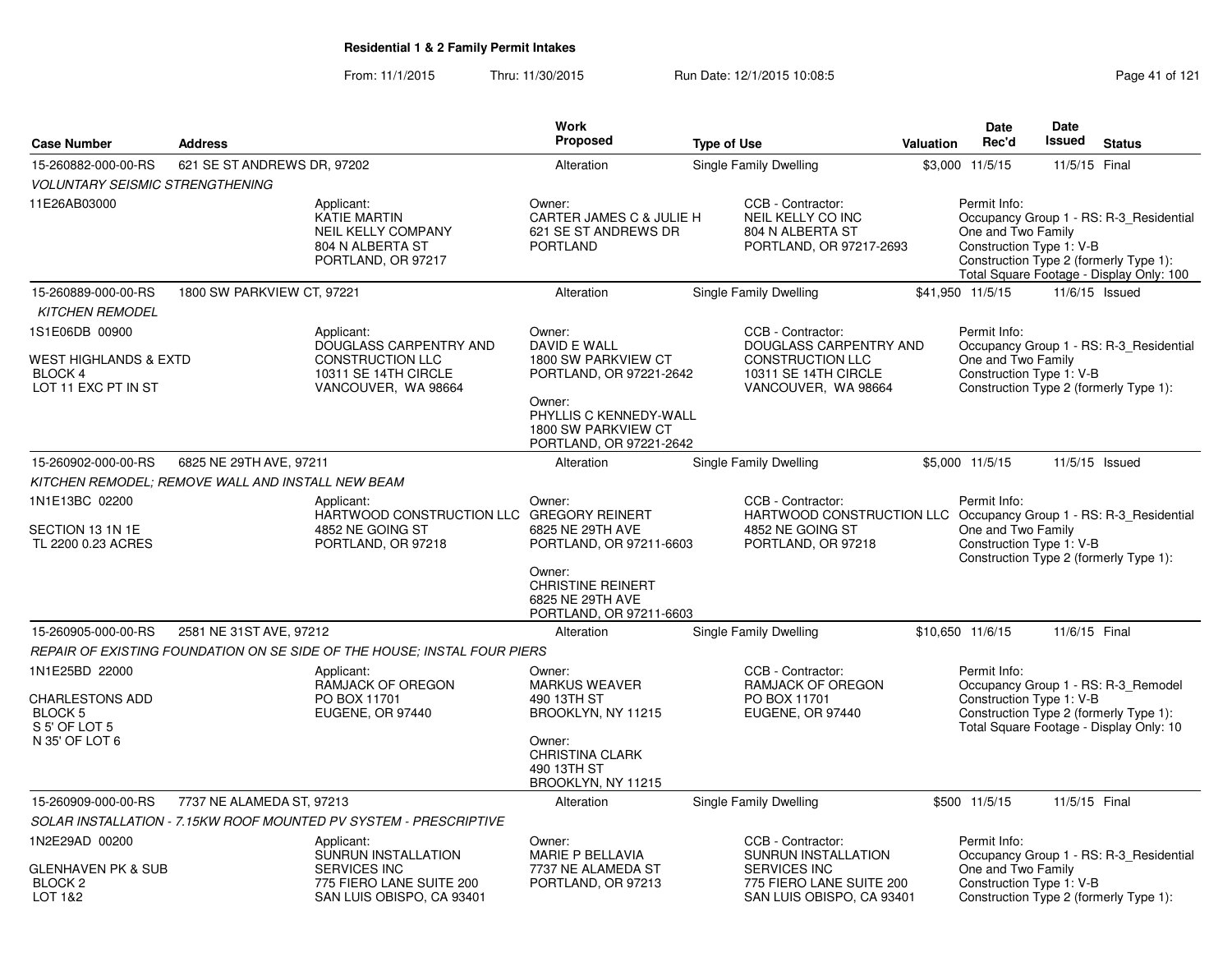# Residential 1 & 2 Family Permit Intakes

From: 11/1/2015 Thru: 11/30/2015 Run Date: 12/1/2015 10:08:5

| Case Number | Address | | Work Proposed | Type of Use | Valuation | Date Rec'd | Date Issued | Status |
|---|---|---|---|---|---|---|---|---|
| 15-260882-000-00-RS | 621 SE ST ANDREWS DR, 97202 | | Alteration | Single Family Dwelling | $3,000 | 11/5/15 | 11/5/15 | Final |
| *VOLUNTARY SEISMIC STRENGTHENING* | | | | | | | | |
| 11E26AB03000 | | Applicant: KATIE MARTIN NEIL KELLY COMPANY 804 N ALBERTA ST PORTLAND, OR 97217 | Owner: CARTER JAMES C & JULIE H 621 SE ST ANDREWS DR PORTLAND | CCB - Contractor: NEIL KELLY CO INC 804 N ALBERTA ST PORTLAND, OR 97217-2693 | | Permit Info: Occupancy Group 1 - RS: R-3_Residential One and Two Family Construction Type 1: V-B Construction Type 2 (formerly Type 1): Total Square Footage - Display Only: 100 | | |
| 15-260889-000-00-RS | 1800 SW PARKVIEW CT, 97221 | | Alteration | Single Family Dwelling | $41,950 | 11/5/15 | 11/6/15 | Issued |
| *KITCHEN REMODEL* | | | | | | | | |
| 1S1E06DB 00900 WEST HIGHLANDS & EXTD BLOCK 4 LOT 11 EXC PT IN ST | | Applicant: DOUGLASS CARPENTRY AND CONSTRUCTION LLC 10311 SE 14TH CIRCLE VANCOUVER, WA 98664 | Owner: DAVID E WALL 1800 SW PARKVIEW CT PORTLAND, OR 97221-2642 Owner: PHYLLIS C KENNEDY-WALL 1800 SW PARKVIEW CT PORTLAND, OR 97221-2642 | CCB - Contractor: DOUGLASS CARPENTRY AND CONSTRUCTION LLC 10311 SE 14TH CIRCLE VANCOUVER, WA 98664 | | Permit Info: Occupancy Group 1 - RS: R-3_Residential One and Two Family Construction Type 1: V-B Construction Type 2 (formerly Type 1): | | |
| 15-260902-000-00-RS | 6825 NE 29TH AVE, 97211 | | Alteration | Single Family Dwelling | $5,000 | 11/5/15 | 11/5/15 | Issued |
| *KITCHEN REMODEL; REMOVE WALL AND INSTALL NEW BEAM* | | | | | | | | |
| 1N1E13BC 02200 SECTION 13 1N 1E TL 2200 0.23 ACRES | | Applicant: HARTWOOD CONSTRUCTION LLC 4852 NE GOING ST PORTLAND, OR 97218 | Owner: GREGORY REINERT 6825 NE 29TH AVE PORTLAND, OR 97211-6603 Owner: CHRISTINE REINERT 6825 NE 29TH AVE PORTLAND, OR 97211-6603 | CCB - Contractor: HARTWOOD CONSTRUCTION LLC 4852 NE GOING ST PORTLAND, OR 97218 | | Permit Info: Occupancy Group 1 - RS: R-3_Residential One and Two Family Construction Type 1: V-B Construction Type 2 (formerly Type 1): | | |
| 15-260905-000-00-RS | 2581 NE 31ST AVE, 97212 | | Alteration | Single Family Dwelling | $10,650 | 11/6/15 | 11/6/15 | Final |
| *REPAIR OF EXISTING FOUNDATION ON SE SIDE OF THE HOUSE; INSTAL FOUR PIERS* | | | | | | | | |
| 1N1E25BD 22000 CHARLESTONS ADD BLOCK 5 S 5' OF LOT 5 N 35' OF LOT 6 | | Applicant: RAMJACK OF OREGON PO BOX 11701 EUGENE, OR 97440 | Owner: MARKUS WEAVER 490 13TH ST BROOKLYN, NY 11215 Owner: CHRISTINA CLARK 490 13TH ST BROOKLYN, NY 11215 | CCB - Contractor: RAMJACK OF OREGON PO BOX 11701 EUGENE, OR 97440 | | Permit Info: Occupancy Group 1 - RS: R-3_Remodel Construction Type 1: V-B Construction Type 2 (formerly Type 1): Total Square Footage - Display Only: 10 | | |
| 15-260909-000-00-RS | 7737 NE ALAMEDA ST, 97213 | | Alteration | Single Family Dwelling | $500 | 11/5/15 | 11/5/15 | Final |
| *SOLAR INSTALLATION - 7.15KW ROOF MOUNTED PV SYSTEM - PRESCRIPTIVE* | | | | | | | | |
| 1N2E29AD 00200 GLENHAVEN PK & SUB BLOCK 2 LOT 1&2 | | Applicant: SUNRUN INSTALLATION SERVICES INC 775 FIERO LANE SUITE 200 SAN LUIS OBISPO, CA 93401 | Owner: MARIE P BELLAVIA 7737 NE ALAMEDA ST PORTLAND, OR 97213 | CCB - Contractor: SUNRUN INSTALLATION SERVICES INC 775 FIERO LANE SUITE 200 SAN LUIS OBISPO, CA 93401 | | Permit Info: Occupancy Group 1 - RS: R-3_Residential One and Two Family Construction Type 1: V-B Construction Type 2 (formerly Type 1): | | |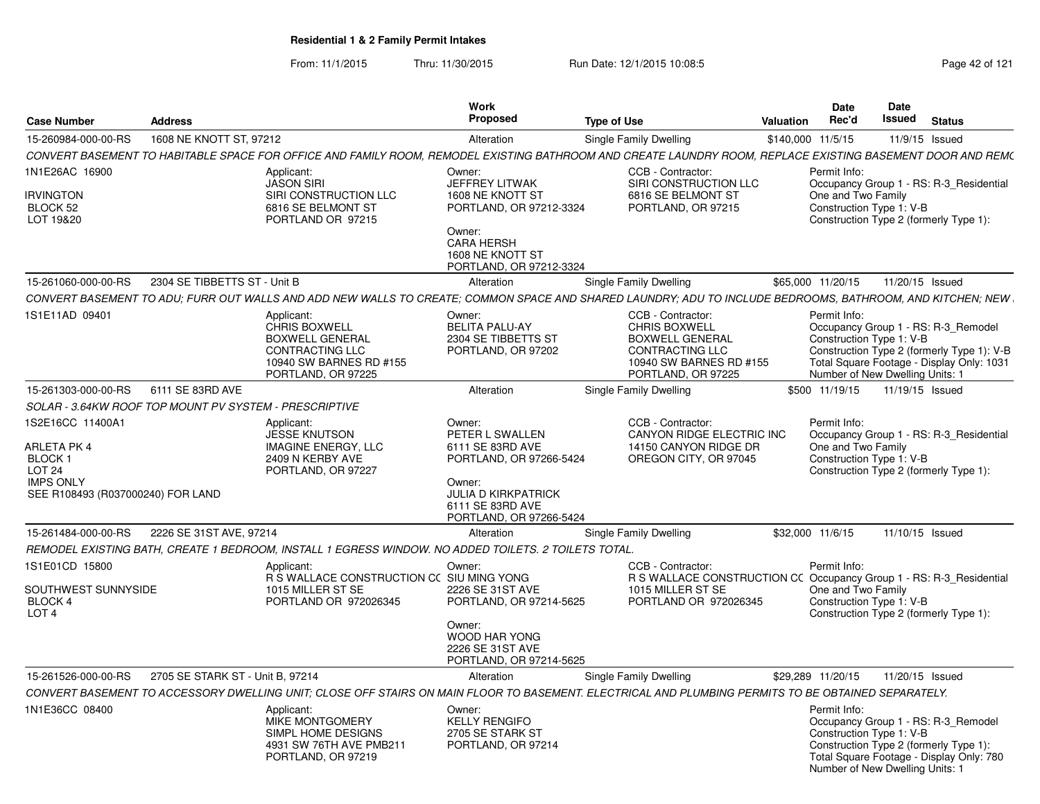**Residential 1 & 2 Family Permit Intakes**

From: 11/1/2015 Thru: 11/30/2015 Run Date: 12/1/2015 10:08:5

| Case Number | Address | Work Proposed | Type of Use | Valuation | Date Rec'd | Date Issued | Status |
|---|---|---|---|---|---|---|---|
| 15-260984-000-00-RS | 1608 NE KNOTT ST, 97212 | Alteration | Single Family Dwelling | $140,000 | 11/5/15 | 11/9/15 | Issued |

*CONVERT BASEMENT TO HABITABLE SPACE FOR OFFICE AND FAMILY ROOM, REMODEL EXISTING BATHROOM AND CREATE LAUNDRY ROOM, REPLACE EXISTING BASEMENT DOOR AND REMC*

1N1E26AC 16900
IRVINGTON
BLOCK 52
LOT 19&20

Applicant: JASON SIRI, SIRI CONSTRUCTION LLC, 6816 SE BELMONT ST, PORTLAND OR 97215

Owner: JEFFREY LITWAK, 1608 NE KNOTT ST, PORTLAND, OR 97212-3324

Owner: CARA HERSH, 1608 NE KNOTT ST, PORTLAND, OR 97212-3324

CCB - Contractor: SIRI CONSTRUCTION LLC, 6816 SE BELMONT ST, PORTLAND, OR 97215

Permit Info: Occupancy Group 1 - RS: R-3_Residential One and Two Family; Construction Type 1: V-B; Construction Type 2 (formerly Type 1):

| Case Number | Address | Work Proposed | Type of Use | Valuation | Date Rec'd | Date Issued | Status |
|---|---|---|---|---|---|---|---|
| 15-261060-000-00-RS | 2304 SE TIBBETTS ST - Unit B | Alteration | Single Family Dwelling | $65,000 | 11/20/15 | 11/20/15 | Issued |

*CONVERT BASEMENT TO ADU; FURR OUT WALLS AND ADD NEW WALLS TO CREATE; COMMON SPACE AND SHARED LAUNDRY; ADU TO INCLUDE BEDROOMS, BATHROOM, AND KITCHEN; NEW*

1S1E11AD 09401

Applicant: CHRIS BOXWELL, BOXWELL GENERAL CONTRACTING LLC, 10940 SW BARNES RD #155, PORTLAND, OR 97225

Owner: BELITA PALU-AY, 2304 SE TIBBETTS ST, PORTLAND, OR 97202

CCB - Contractor: CHRIS BOXWELL, BOXWELL GENERAL CONTRACTING LLC, 10940 SW BARNES RD #155, PORTLAND, OR 97225

Permit Info: Occupancy Group 1 - RS: R-3_Remodel; Construction Type 1: V-B; Construction Type 2 (formerly Type 1): V-B; Total Square Footage - Display Only: 1031; Number of New Dwelling Units: 1

| Case Number | Address | Work Proposed | Type of Use | Valuation | Date Rec'd | Date Issued | Status |
|---|---|---|---|---|---|---|---|
| 15-261303-000-00-RS | 6111 SE 83RD AVE | Alteration | Single Family Dwelling | $500 | 11/19/15 | 11/19/15 | Issued |

*SOLAR - 3.64KW ROOF TOP MOUNT PV SYSTEM - PRESCRIPTIVE*

1S2E16CC 11400A1
ARLETA PK 4
BLOCK 1
LOT 24
IMPS ONLY
SEE R108493 (R037000240) FOR LAND

Applicant: JESSE KNUTSON, IMAGINE ENERGY, LLC, 2409 N KERBY AVE, PORTLAND, OR 97227

Owner: PETER L SWALLEN, 6111 SE 83RD AVE, PORTLAND, OR 97266-5424

Owner: JULIA D KIRKPATRICK, 6111 SE 83RD AVE, PORTLAND, OR 97266-5424

CCB - Contractor: CANYON RIDGE ELECTRIC INC, 14150 CANYON RIDGE DR, OREGON CITY, OR 97045

Permit Info: Occupancy Group 1 - RS: R-3_Residential One and Two Family; Construction Type 1: V-B; Construction Type 2 (formerly Type 1):

| Case Number | Address | Work Proposed | Type of Use | Valuation | Date Rec'd | Date Issued | Status |
|---|---|---|---|---|---|---|---|
| 15-261484-000-00-RS | 2226 SE 31ST AVE, 97214 | Alteration | Single Family Dwelling | $32,000 | 11/6/15 | 11/10/15 | Issued |

*REMODEL EXISTING BATH, CREATE 1 BEDROOM, INSTALL 1 EGRESS WINDOW. NO ADDED TOILETS. 2 TOILETS TOTAL.*

1S1E01CD 15800
SOUTHWEST SUNNYSIDE
BLOCK 4
LOT 4

Applicant: R S WALLACE CONSTRUCTION CC, 1015 MILLER ST SE, PORTLAND OR 972026345

Owner: SIU MING YONG, 2226 SE 31ST AVE, PORTLAND, OR 97214-5625

Owner: WOOD HAR YONG, 2226 SE 31ST AVE, PORTLAND, OR 97214-5625

CCB - Contractor: R S WALLACE CONSTRUCTION CC, 1015 MILLER ST SE, PORTLAND OR 972026345

Permit Info: Occupancy Group 1 - RS: R-3_Residential One and Two Family; Construction Type 1: V-B; Construction Type 2 (formerly Type 1):

| Case Number | Address | Work Proposed | Type of Use | Valuation | Date Rec'd | Date Issued | Status |
|---|---|---|---|---|---|---|---|
| 15-261526-000-00-RS | 2705 SE STARK ST - Unit B, 97214 | Alteration | Single Family Dwelling | $29,289 | 11/20/15 | 11/20/15 | Issued |

*CONVERT BASEMENT TO ACCESSORY DWELLING UNIT; CLOSE OFF STAIRS ON MAIN FLOOR TO BASEMENT. ELECTRICAL AND PLUMBING PERMITS TO BE OBTAINED SEPARATELY.*

1N1E36CC 08400

Applicant: MIKE MONTGOMERY, SIMPL HOME DESIGNS, 4931 SW 76TH AVE PMB211, PORTLAND, OR 97219

Owner: KELLY RENGIFO, 2705 SE STARK ST, PORTLAND, OR 97214

Permit Info: Occupancy Group 1 - RS: R-3_Remodel; Construction Type 1: V-B; Construction Type 2 (formerly Type 1):; Total Square Footage - Display Only: 780; Number of New Dwelling Units: 1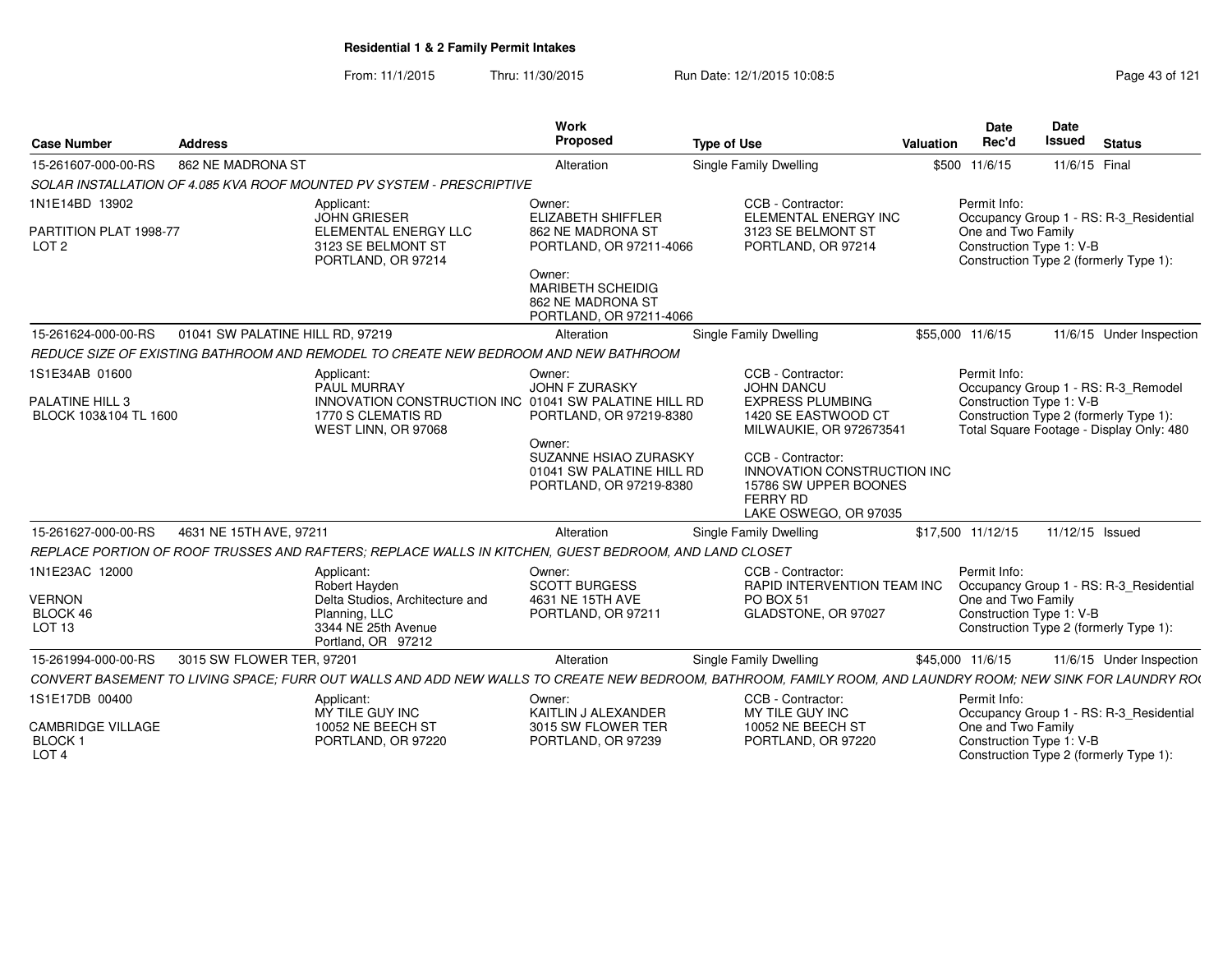**Residential 1 & 2 Family Permit Intakes**

From: 11/1/2015 Thru: 11/30/2015 Run Date: 12/1/2015 10:08:5

| Case Number | Address | Work Proposed | Type of Use | Valuation | Date Rec'd | Date Issued | Status |
|---|---|---|---|---|---|---|---|
| 15-261607-000-00-RS | 862 NE MADRONA ST | Alteration | Single Family Dwelling | $500 | 11/6/15 | 11/6/15 | Final |

SOLAR INSTALLATION OF 4.085 KVA ROOF MOUNTED PV SYSTEM - PRESCRIPTIVE

1N1E14BD 13902

PARTITION PLAT 1998-77
LOT 2

Applicant:
JOHN GRIESER
ELEMENTAL ENERGY LLC
3123 SE BELMONT ST
PORTLAND, OR 97214

Owner:
ELIZABETH SHIFFLER
862 NE MADRONA ST
PORTLAND, OR 97211-4066

Owner:
MARIBETH SCHEIDIG
862 NE MADRONA ST
PORTLAND, OR 97211-4066

CCB - Contractor:
ELEMENTAL ENERGY INC
3123 SE BELMONT ST
PORTLAND, OR 97214

Permit Info:
Occupancy Group 1 - RS: R-3_Residential One and Two Family
Construction Type 1: V-B
Construction Type 2 (formerly Type 1):

| Case Number | Address | Work Proposed | Type of Use | Valuation | Date Rec'd | Date Issued | Status |
|---|---|---|---|---|---|---|---|
| 15-261624-000-00-RS | 01041 SW PALATINE HILL RD, 97219 | Alteration | Single Family Dwelling | $55,000 | 11/6/15 | 11/6/15 | Under Inspection |

REDUCE SIZE OF EXISTING BATHROOM AND REMODEL TO CREATE NEW BEDROOM AND NEW BATHROOM

1S1E34AB 01600

PALATINE HILL 3
BLOCK 103&104 TL 1600

Applicant:
PAUL MURRAY
INNOVATION CONSTRUCTION INC
1770 S CLEMATIS RD
WEST LINN, OR 97068

Owner:
JOHN F ZURASKY
01041 SW PALATINE HILL RD
PORTLAND, OR 97219-8380

Owner:
SUZANNE HSIAO ZURASKY
01041 SW PALATINE HILL RD
PORTLAND, OR 97219-8380

CCB - Contractor:
JOHN DANCU
EXPRESS PLUMBING
1420 SE EASTWOOD CT
MILWAUKIE, OR 972673541

CCB - Contractor:
INNOVATION CONSTRUCTION INC
15786 SW UPPER BOONES FERRY RD
LAKE OSWEGO, OR 97035

Permit Info:
Occupancy Group 1 - RS: R-3_Remodel
Construction Type 1: V-B
Construction Type 2 (formerly Type 1):
Total Square Footage - Display Only: 480

| Case Number | Address | Work Proposed | Type of Use | Valuation | Date Rec'd | Date Issued | Status |
|---|---|---|---|---|---|---|---|
| 15-261627-000-00-RS | 4631 NE 15TH AVE, 97211 | Alteration | Single Family Dwelling | $17,500 | 11/12/15 | 11/12/15 | Issued |

REPLACE PORTION OF ROOF TRUSSES AND RAFTERS; REPLACE WALLS IN KITCHEN, GUEST BEDROOM, AND LAND CLOSET

1N1E23AC 12000

VERNON
BLOCK 46
LOT 13

Applicant:
Robert Hayden
Delta Studios, Architecture and Planning, LLC
3344 NE 25th Avenue
Portland, OR 97212

Owner:
SCOTT BURGESS
4631 NE 15TH AVE
PORTLAND, OR 97211

CCB - Contractor:
RAPID INTERVENTION TEAM INC
PO BOX 51
GLADSTONE, OR 97027

Permit Info:
Occupancy Group 1 - RS: R-3_Residential One and Two Family
Construction Type 1: V-B
Construction Type 2 (formerly Type 1):

| Case Number | Address | Work Proposed | Type of Use | Valuation | Date Rec'd | Date Issued | Status |
|---|---|---|---|---|---|---|---|
| 15-261994-000-00-RS | 3015 SW FLOWER TER, 97201 | Alteration | Single Family Dwelling | $45,000 | 11/6/15 | 11/6/15 | Under Inspection |

CONVERT BASEMENT TO LIVING SPACE; FURR OUT WALLS AND ADD NEW WALLS TO CREATE NEW BEDROOM, BATHROOM, FAMILY ROOM, AND LAUNDRY ROOM; NEW SINK FOR LAUNDRY RO(

1S1E17DB 00400

CAMBRIDGE VILLAGE
BLOCK 1
LOT 4

Applicant:
MY TILE GUY INC
10052 NE BEECH ST
PORTLAND, OR 97220

Owner:
KAITLIN J ALEXANDER
3015 SW FLOWER TER
PORTLAND, OR 97239

CCB - Contractor:
MY TILE GUY INC
10052 NE BEECH ST
PORTLAND, OR 97220

Permit Info:
Occupancy Group 1 - RS: R-3_Residential One and Two Family
Construction Type 1: V-B
Construction Type 2 (formerly Type 1):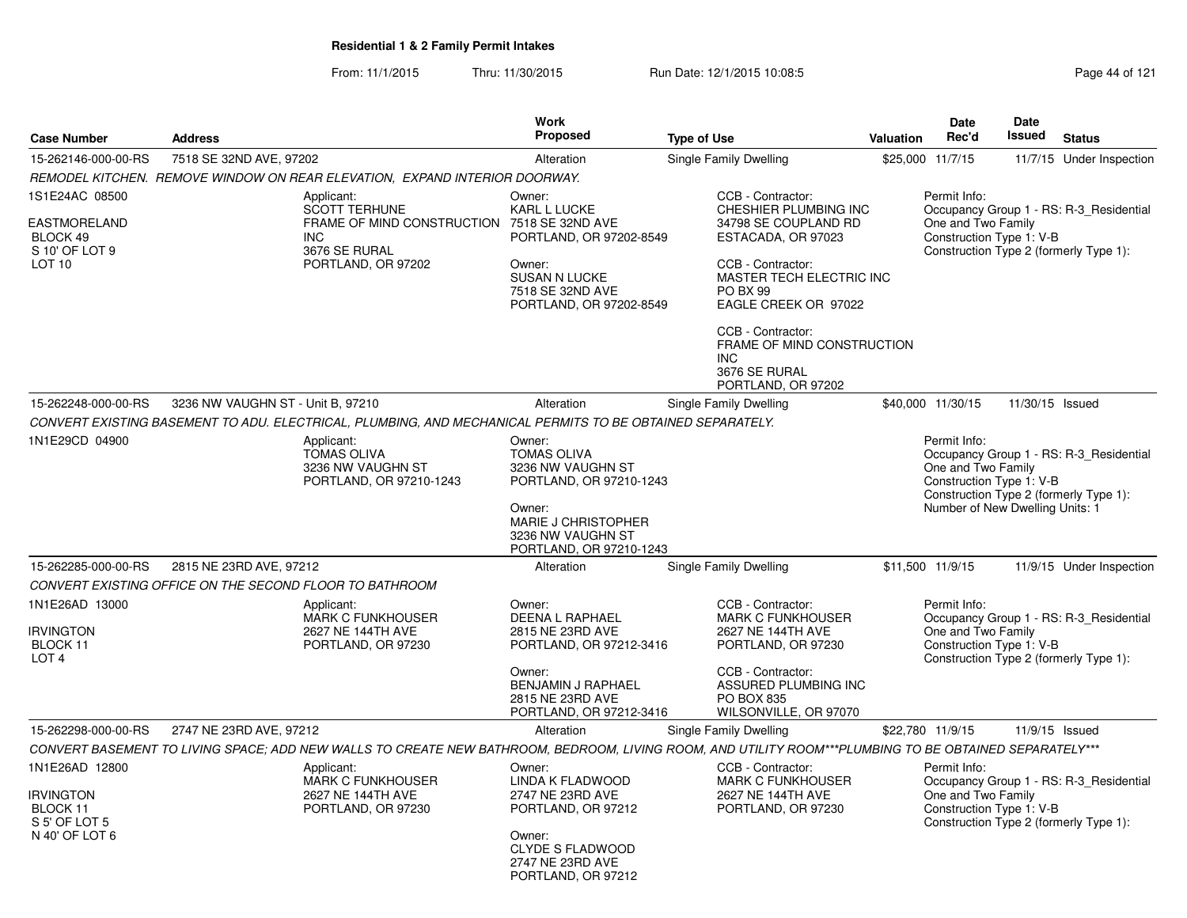# Residential 1 & 2 Family Permit Intakes

From: 11/1/2015 Thru: 11/30/2015 Run Date: 12/1/2015 10:08:5

| Case Number | Address | Work Proposed | Type of Use | Valuation | Date Rec'd | Date Issued | Status |
|---|---|---|---|---|---|---|---|
| 15-262146-000-00-RS | 7518 SE 32ND AVE, 97202 | Alteration | Single Family Dwelling | $25,000 | 11/7/15 | 11/7/15 | Under Inspection |

*REMODEL KITCHEN. REMOVE WINDOW ON REAR ELEVATION, EXPAND INTERIOR DOORWAY.*

1S1E24AC 08500
EASTMORELAND
BLOCK 49
S 10' OF LOT 9
LOT 10

Applicant:
SCOTT TERHUNE
FRAME OF MIND CONSTRUCTION INC
3676 SE RURAL
PORTLAND, OR 97202

Owner:
KARL L LUCKE
7518 SE 32ND AVE
PORTLAND, OR 97202-8549

Owner:
SUSAN N LUCKE
7518 SE 32ND AVE
PORTLAND, OR 97202-8549

CCB - Contractor:
CHESHIER PLUMBING INC
34798 SE COUPLAND RD
ESTACADA, OR 97023

CCB - Contractor:
MASTER TECH ELECTRIC INC
PO BX 99
EAGLE CREEK OR 97022

CCB - Contractor:
FRAME OF MIND CONSTRUCTION INC
3676 SE RURAL
PORTLAND, OR 97202

Permit Info:
Occupancy Group 1 - RS: R-3_Residential One and Two Family
Construction Type 1: V-B
Construction Type 2 (formerly Type 1):

| Case Number | Address | Work Proposed | Type of Use | Valuation | Date Rec'd | Date Issued | Status |
|---|---|---|---|---|---|---|---|
| 15-262248-000-00-RS | 3236 NW VAUGHN ST - Unit B, 97210 | Alteration | Single Family Dwelling | $40,000 | 11/30/15 | 11/30/15 | Issued |

*CONVERT EXISTING BASEMENT TO ADU. ELECTRICAL, PLUMBING, AND MECHANICAL PERMITS TO BE OBTAINED SEPARATELY.*

1N1E29CD 04900

Applicant:
TOMAS OLIVA
3236 NW VAUGHN ST
PORTLAND, OR 97210-1243

Owner:
TOMAS OLIVA
3236 NW VAUGHN ST
PORTLAND, OR 97210-1243

Owner:
MARIE J CHRISTOPHER
3236 NW VAUGHN ST
PORTLAND, OR 97210-1243

Permit Info:
Occupancy Group 1 - RS: R-3_Residential One and Two Family
Construction Type 1: V-B
Construction Type 2 (formerly Type 1):
Number of New Dwelling Units: 1

| Case Number | Address | Work Proposed | Type of Use | Valuation | Date Rec'd | Date Issued | Status |
|---|---|---|---|---|---|---|---|
| 15-262285-000-00-RS | 2815 NE 23RD AVE, 97212 | Alteration | Single Family Dwelling | $11,500 | 11/9/15 | 11/9/15 | Under Inspection |

*CONVERT EXISTING OFFICE ON THE SECOND FLOOR TO BATHROOM*

1N1E26AD 13000
IRVINGTON
BLOCK 11
LOT 4

Applicant:
MARK C FUNKHOUSER
2627 NE 144TH AVE
PORTLAND, OR 97230

Owner:
DEENA L RAPHAEL
2815 NE 23RD AVE
PORTLAND, OR 97212-3416

Owner:
BENJAMIN J RAPHAEL
2815 NE 23RD AVE
PORTLAND, OR 97212-3416

CCB - Contractor:
MARK C FUNKHOUSER
2627 NE 144TH AVE
PORTLAND, OR 97230

CCB - Contractor:
ASSURED PLUMBING INC
PO BOX 835
WILSONVILLE, OR 97070

Permit Info:
Occupancy Group 1 - RS: R-3_Residential One and Two Family
Construction Type 1: V-B
Construction Type 2 (formerly Type 1):

| Case Number | Address | Work Proposed | Type of Use | Valuation | Date Rec'd | Date Issued | Status |
|---|---|---|---|---|---|---|---|
| 15-262298-000-00-RS | 2747 NE 23RD AVE, 97212 | Alteration | Single Family Dwelling | $22,780 | 11/9/15 | 11/9/15 | Issued |

*CONVERT BASEMENT TO LIVING SPACE; ADD NEW WALLS TO CREATE NEW BATHROOM, BEDROOM, LIVING ROOM, AND UTILITY ROOM***PLUMBING TO BE OBTAINED SEPARATELY****

1N1E26AD 12800
IRVINGTON
BLOCK 11
S 5' OF LOT 5
N 40' OF LOT 6

Applicant:
MARK C FUNKHOUSER
2627 NE 144TH AVE
PORTLAND, OR 97230

Owner:
LINDA K FLADWOOD
2747 NE 23RD AVE
PORTLAND, OR 97212

Owner:
CLYDE S FLADWOOD
2747 NE 23RD AVE
PORTLAND, OR 97212

CCB - Contractor:
MARK C FUNKHOUSER
2627 NE 144TH AVE
PORTLAND, OR 97230

Permit Info:
Occupancy Group 1 - RS: R-3_Residential One and Two Family
Construction Type 1: V-B
Construction Type 2 (formerly Type 1):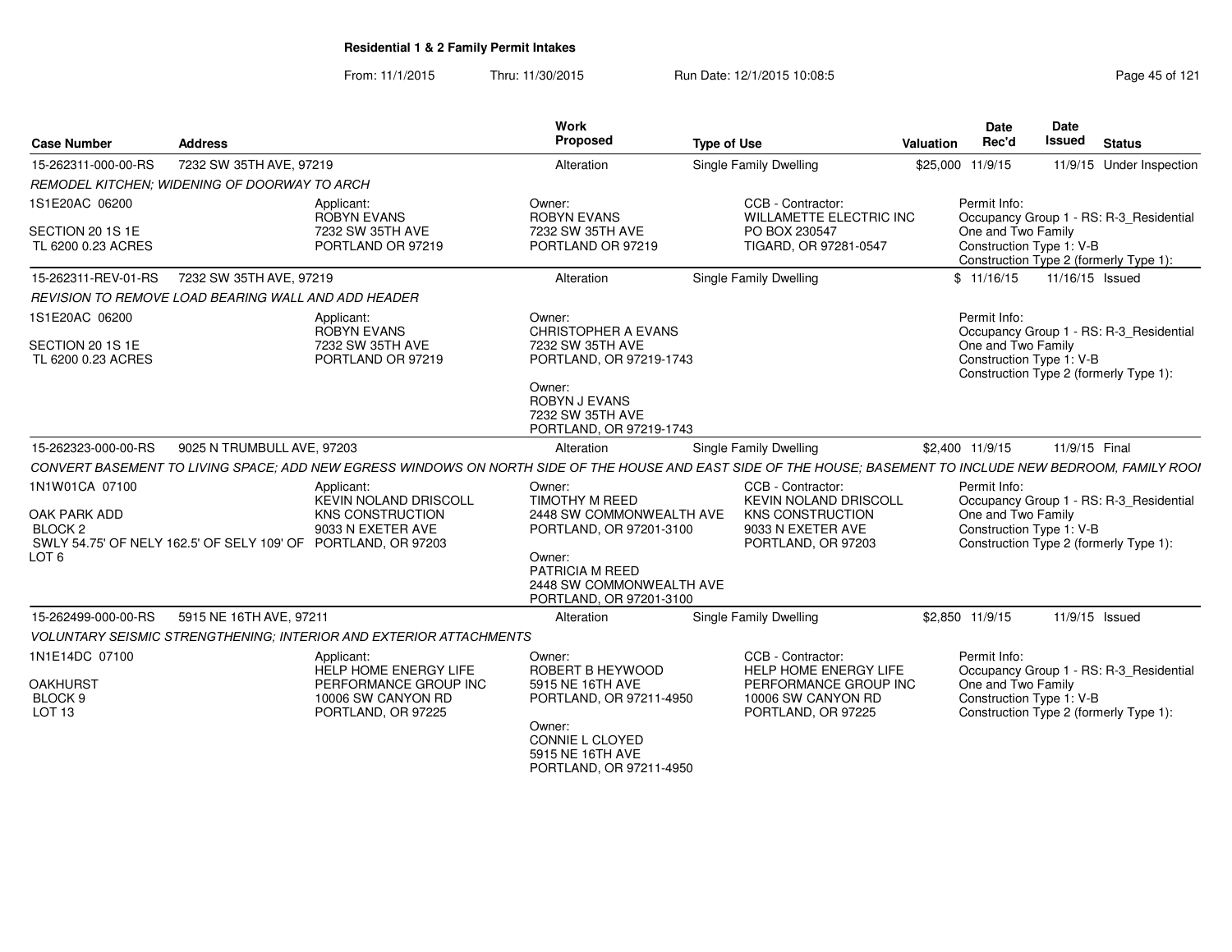# Residential 1 & 2 Family Permit Intakes

From: 11/1/2015 Thru: 11/30/2015 Run Date: 12/1/2015 10:08:5

| Case Number | Address | Work Proposed | Type of Use | Valuation | Date Rec'd | Date Issued | Status |
|---|---|---|---|---|---|---|---|
| 15-262311-000-00-RS | 7232 SW 35TH AVE, 97219 | Alteration | Single Family Dwelling | $25,000 | 11/9/15 | 11/9/15 | Under Inspection |

REMODEL KITCHEN; WIDENING OF DOORWAY TO ARCH

1S1E20AC 06200

SECTION 20 1S 1E
TL 6200 0.23 ACRES

Applicant:
ROBYN EVANS
7232 SW 35TH AVE
PORTLAND OR 97219

Owner:
ROBYN EVANS
7232 SW 35TH AVE
PORTLAND OR 97219

CCB - Contractor:
WILLAMETTE ELECTRIC INC
PO BOX 230547
TIGARD, OR 97281-0547

Permit Info:
Occupancy Group 1 - RS: R-3_Residential One and Two Family
Construction Type 1: V-B
Construction Type 2 (formerly Type 1):

| Case Number | Address | Work Proposed | Type of Use | Valuation | Date Rec'd | Date Issued | Status |
|---|---|---|---|---|---|---|---|
| 15-262311-REV-01-RS | 7232 SW 35TH AVE, 97219 | Alteration | Single Family Dwelling | $ | 11/16/15 | 11/16/15 | Issued |

REVISION TO REMOVE LOAD BEARING WALL AND ADD HEADER

1S1E20AC 06200

SECTION 20 1S 1E
TL 6200 0.23 ACRES

Applicant:
ROBYN EVANS
7232 SW 35TH AVE
PORTLAND OR 97219

Owner:
CHRISTOPHER A EVANS
7232 SW 35TH AVE
PORTLAND, OR 97219-1743

Owner:
ROBYN J EVANS
7232 SW 35TH AVE
PORTLAND, OR 97219-1743

Permit Info:
Occupancy Group 1 - RS: R-3_Residential One and Two Family
Construction Type 1: V-B
Construction Type 2 (formerly Type 1):

| Case Number | Address | Work Proposed | Type of Use | Valuation | Date Rec'd | Date Issued | Status |
|---|---|---|---|---|---|---|---|
| 15-262323-000-00-RS | 9025 N TRUMBULL AVE, 97203 | Alteration | Single Family Dwelling | $2,400 | 11/9/15 | 11/9/15 | Final |

CONVERT BASEMENT TO LIVING SPACE; ADD NEW EGRESS WINDOWS ON NORTH SIDE OF THE HOUSE AND EAST SIDE OF THE HOUSE; BASEMENT TO INCLUDE NEW BEDROOM, FAMILY ROOI

1N1W01CA 07100

OAK PARK ADD
BLOCK 2
SWLY 54.75' OF NELY 162.5' OF SELY 109' OF LOT 6

Applicant:
KEVIN NOLAND DRISCOLL
KNS CONSTRUCTION
9033 N EXETER AVE
PORTLAND, OR 97203

Owner:
TIMOTHY M REED
2448 SW COMMONWEALTH AVE
PORTLAND, OR 97201-3100

Owner:
PATRICIA M REED
2448 SW COMMONWEALTH AVE
PORTLAND, OR 97201-3100

CCB - Contractor:
KEVIN NOLAND DRISCOLL
KNS CONSTRUCTION
9033 N EXETER AVE
PORTLAND, OR 97203

Permit Info:
Occupancy Group 1 - RS: R-3_Residential One and Two Family
Construction Type 1: V-B
Construction Type 2 (formerly Type 1):

| Case Number | Address | Work Proposed | Type of Use | Valuation | Date Rec'd | Date Issued | Status |
|---|---|---|---|---|---|---|---|
| 15-262499-000-00-RS | 5915 NE 16TH AVE, 97211 | Alteration | Single Family Dwelling | $2,850 | 11/9/15 | 11/9/15 | Issued |

VOLUNTARY SEISMIC STRENGTHENING; INTERIOR AND EXTERIOR ATTACHMENTS

1N1E14DC 07100

OAKHURST
BLOCK 9
LOT 13

Applicant:
HELP HOME ENERGY LIFE PERFORMANCE GROUP INC
10006 SW CANYON RD
PORTLAND, OR 97225

Owner:
ROBERT B HEYWOOD
5915 NE 16TH AVE
PORTLAND, OR 97211-4950

Owner:
CONNIE L CLOYED
5915 NE 16TH AVE
PORTLAND, OR 97211-4950

CCB - Contractor:
HELP HOME ENERGY LIFE PERFORMANCE GROUP INC
10006 SW CANYON RD
PORTLAND, OR 97225

Permit Info:
Occupancy Group 1 - RS: R-3_Residential One and Two Family
Construction Type 1: V-B
Construction Type 2 (formerly Type 1):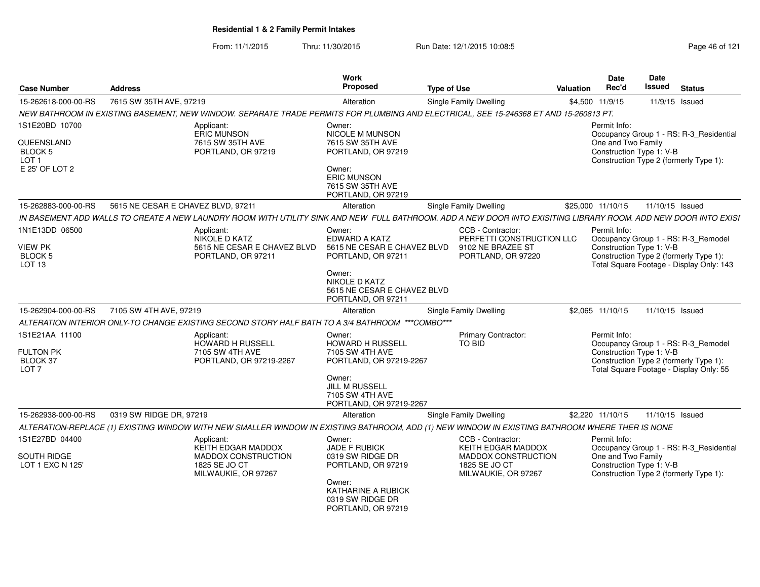**Residential 1 & 2 Family Permit Intakes**

From: 11/1/2015 Thru: 11/30/2015 Run Date: 12/1/2015 10:08:5

| Case Number | Address | Work Proposed | Type of Use | Valuation | Date Rec'd | Date Issued | Status |
|---|---|---|---|---|---|---|---|
| 15-262618-000-00-RS | 7615 SW 35TH AVE, 97219 | Alteration | Single Family Dwelling | $4,500 | 11/9/15 | 11/9/15 | Issued |

*NEW BATHROOM IN EXISTING BASEMENT, NEW WINDOW. SEPARATE TRADE PERMITS FOR PLUMBING AND ELECTRICAL, SEE 15-246368 ET AND 15-260813 PT.*

1S1E20BD 10700
QUEENSLAND
BLOCK 5
LOT 1
E 25' OF LOT 2

Applicant:
ERIC MUNSON
7615 SW 35TH AVE
PORTLAND, OR 97219

Owner:
NICOLE M MUNSON
7615 SW 35TH AVE
PORTLAND, OR 97219

Owner:
ERIC MUNSON
7615 SW 35TH AVE
PORTLAND, OR 97219

Permit Info:
Occupancy Group 1 - RS: R-3_Residential One and Two Family
Construction Type 1: V-B
Construction Type 2 (formerly Type 1):

| Case Number | Address | Work Proposed | Type of Use | Valuation | Date Rec'd | Date Issued | Status |
|---|---|---|---|---|---|---|---|
| 15-262883-000-00-RS | 5615 NE CESAR E CHAVEZ BLVD, 97211 | Alteration | Single Family Dwelling | $25,000 | 11/10/15 | 11/10/15 | Issued |

*IN BASEMENT ADD WALLS TO CREATE A NEW LAUNDRY ROOM WITH UTILITY SINK AND NEW FULL BATHROOM. ADD A NEW DOOR INTO EXISITING LIBRARY ROOM. ADD NEW DOOR INTO EXISI*

1N1E13DD 06500
VIEW PK
BLOCK 5
LOT 13

Applicant:
NIKOLE D KATZ
5615 NE CESAR E CHAVEZ BLVD
PORTLAND, OR 97211

Owner:
EDWARD A KATZ
5615 NE CESAR E CHAVEZ BLVD
PORTLAND, OR 97211

Owner:
NIKOLE D KATZ
5615 NE CESAR E CHAVEZ BLVD
PORTLAND, OR 97211

CCB - Contractor:
PERFETTI CONSTRUCTION LLC
9102 NE BRAZEE ST
PORTLAND, OR 97220

Permit Info:
Occupancy Group 1 - RS: R-3_Remodel
Construction Type 1: V-B
Construction Type 2 (formerly Type 1):
Total Square Footage - Display Only: 143

| Case Number | Address | Work Proposed | Type of Use | Valuation | Date Rec'd | Date Issued | Status |
|---|---|---|---|---|---|---|---|
| 15-262904-000-00-RS | 7105 SW 4TH AVE, 97219 | Alteration | Single Family Dwelling | $2,065 | 11/10/15 | 11/10/15 | Issued |

*ALTERATION INTERIOR ONLY-TO CHANGE EXISTING SECOND STORY HALF BATH TO A 3/4 BATHROOM \*\*\*COMBO\*\*\**

1S1E21AA 11100
FULTON PK
BLOCK 37
LOT 7

Applicant:
HOWARD H RUSSELL
7105 SW 4TH AVE
PORTLAND, OR 97219-2267

Owner:
HOWARD H RUSSELL
7105 SW 4TH AVE
PORTLAND, OR 97219-2267

Owner:
JILL M RUSSELL
7105 SW 4TH AVE
PORTLAND, OR 97219-2267

Primary Contractor:
TO BID

Permit Info:
Occupancy Group 1 - RS: R-3_Remodel
Construction Type 1: V-B
Construction Type 2 (formerly Type 1):
Total Square Footage - Display Only: 55

| Case Number | Address | Work Proposed | Type of Use | Valuation | Date Rec'd | Date Issued | Status |
|---|---|---|---|---|---|---|---|
| 15-262938-000-00-RS | 0319 SW RIDGE DR, 97219 | Alteration | Single Family Dwelling | $2,220 | 11/10/15 | 11/10/15 | Issued |

*ALTERATION-REPLACE (1) EXISTING WINDOW WITH NEW SMALLER WINDOW IN EXISTING BATHROOM, ADD (1) NEW WINDOW IN EXISTING BATHROOM WHERE THER IS NONE*

1S1E27BD 04400
SOUTH RIDGE
LOT 1 EXC N 125'

Applicant:
KEITH EDGAR MADDOX
MADDOX CONSTRUCTION
1825 SE JO CT
MILWAUKIE, OR 97267

Owner:
JADE F RUBICK
0319 SW RIDGE DR
PORTLAND, OR 97219

Owner:
KATHARINE A RUBICK
0319 SW RIDGE DR
PORTLAND, OR 97219

CCB - Contractor:
KEITH EDGAR MADDOX
MADDOX CONSTRUCTION
1825 SE JO CT
MILWAUKIE, OR 97267

Permit Info:
Occupancy Group 1 - RS: R-3_Residential One and Two Family
Construction Type 1: V-B
Construction Type 2 (formerly Type 1):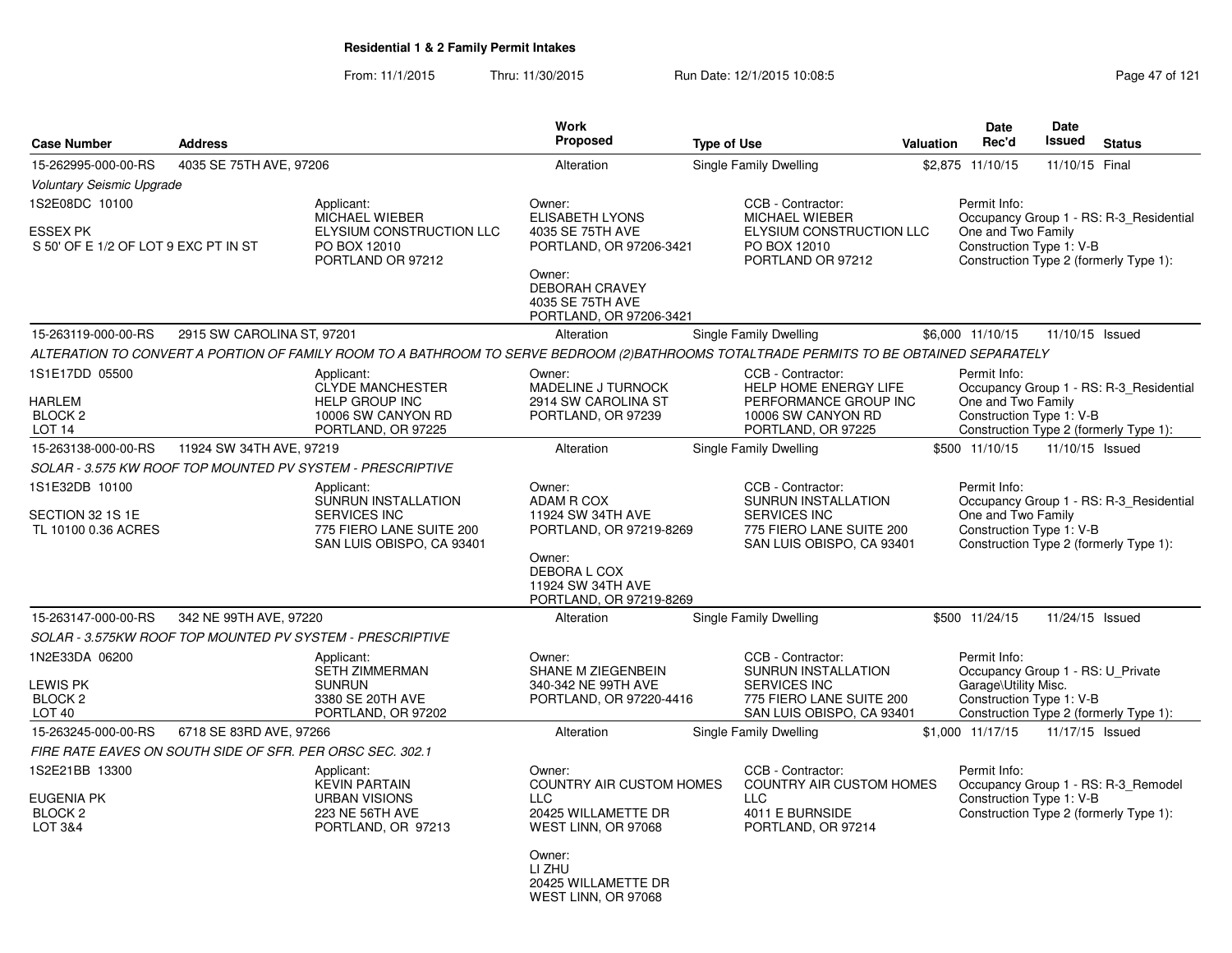# Residential 1 & 2 Family Permit Intakes

From: 11/1/2015 Thru: 11/30/2015 Run Date: 12/1/2015 10:08:5

| Case Number | Address | Work Proposed | Type of Use | Valuation | Date Rec'd | Date Issued | Status |
|---|---|---|---|---|---|---|---|
| 15-262995-000-00-RS | 4035 SE 75TH AVE, 97206 | Alteration | Single Family Dwelling | $2,875 | 11/10/15 | 11/10/15 | Final |
| 15-263119-000-00-RS | 2915 SW CAROLINA ST, 97201 | Alteration | Single Family Dwelling | $6,000 | 11/10/15 | 11/10/15 | Issued |
| 15-263138-000-00-RS | 11924 SW 34TH AVE, 97219 | Alteration | Single Family Dwelling | $500 | 11/10/15 | 11/10/15 | Issued |
| 15-263147-000-00-RS | 342 NE 99TH AVE, 97220 | Alteration | Single Family Dwelling | $500 | 11/24/15 | 11/24/15 | Issued |
| 15-263245-000-00-RS | 6718 SE 83RD AVE, 97266 | Alteration | Single Family Dwelling | $1,000 | 11/17/15 | 11/17/15 | Issued |

## 15-262995-000-00-RS — 4035 SE 75TH AVE, 97206

*Voluntary Seismic Upgrade*

1S2E08DC 10100
ESSEX PK
S 50' OF E 1/2 OF LOT 9 EXC PT IN ST

Applicant:
MICHAEL WIEBER
ELYSIUM CONSTRUCTION LLC
PO BOX 12010
PORTLAND OR 97212

Owner:
ELISABETH LYONS
4035 SE 75TH AVE
PORTLAND, OR 97206-3421

Owner:
DEBORAH CRAVEY
4035 SE 75TH AVE
PORTLAND, OR 97206-3421

CCB - Contractor:
MICHAEL WIEBER
ELYSIUM CONSTRUCTION LLC
PO BOX 12010
PORTLAND OR 97212

Permit Info:
Occupancy Group 1 - RS: R-3_Residential One and Two Family
Construction Type 1: V-B
Construction Type 2 (formerly Type 1):

## 15-263119-000-00-RS — 2915 SW CAROLINA ST, 97201

*ALTERATION TO CONVERT A PORTION OF FAMILY ROOM TO A BATHROOM TO SERVE BEDROOM (2)BATHROOMS TOTALTRADE PERMITS TO BE OBTAINED SEPARATELY*

1S1E17DD 05500
HARLEM
BLOCK 2
LOT 14

Applicant:
CLYDE MANCHESTER
HELP GROUP INC
10006 SW CANYON RD
PORTLAND, OR 97225

Owner:
MADELINE J TURNOCK
2914 SW CAROLINA ST
PORTLAND, OR 97239

CCB - Contractor:
HELP HOME ENERGY LIFE PERFORMANCE GROUP INC
10006 SW CANYON RD
PORTLAND, OR 97225

Permit Info:
Occupancy Group 1 - RS: R-3_Residential One and Two Family
Construction Type 1: V-B
Construction Type 2 (formerly Type 1):

## 15-263138-000-00-RS — 11924 SW 34TH AVE, 97219

*SOLAR - 3.575 KW ROOF TOP MOUNTED PV SYSTEM - PRESCRIPTIVE*

1S1E32DB 10100
SECTION 32 1S 1E
TL 10100 0.36 ACRES

Applicant:
SUNRUN INSTALLATION SERVICES INC
775 FIERO LANE SUITE 200
SAN LUIS OBISPO, CA 93401

Owner:
ADAM R COX
11924 SW 34TH AVE
PORTLAND, OR 97219-8269

Owner:
DEBORA L COX
11924 SW 34TH AVE
PORTLAND, OR 97219-8269

CCB - Contractor:
SUNRUN INSTALLATION SERVICES INC
775 FIERO LANE SUITE 200
SAN LUIS OBISPO, CA 93401

Permit Info:
Occupancy Group 1 - RS: R-3_Residential One and Two Family
Construction Type 1: V-B
Construction Type 2 (formerly Type 1):

## 15-263147-000-00-RS — 342 NE 99TH AVE, 97220

*SOLAR - 3.575KW ROOF TOP MOUNTED PV SYSTEM - PRESCRIPTIVE*

1N2E33DA 06200
LEWIS PK
BLOCK 2
LOT 40

Applicant:
SETH ZIMMERMAN
SUNRUN
3380 SE 20TH AVE
PORTLAND, OR 97202

Owner:
SHANE M ZIEGENBEIN
340-342 NE 99TH AVE
PORTLAND, OR 97220-4416

CCB - Contractor:
SUNRUN INSTALLATION SERVICES INC
775 FIERO LANE SUITE 200
SAN LUIS OBISPO, CA 93401

Permit Info:
Occupancy Group 1 - RS: U_Private Garage\Utility Misc.
Construction Type 1: V-B
Construction Type 2 (formerly Type 1):

## 15-263245-000-00-RS — 6718 SE 83RD AVE, 97266

*FIRE RATE EAVES ON SOUTH SIDE OF SFR. PER ORSC SEC. 302.1*

1S2E21BB 13300
EUGENIA PK
BLOCK 2
LOT 3&4

Applicant:
KEVIN PARTAIN
URBAN VISIONS
223 NE 56TH AVE
PORTLAND, OR 97213

Owner:
COUNTRY AIR CUSTOM HOMES LLC
20425 WILLAMETTE DR
WEST LINN, OR 97068

Owner:
LI ZHU
20425 WILLAMETTE DR
WEST LINN, OR 97068

CCB - Contractor:
COUNTRY AIR CUSTOM HOMES LLC
4011 E BURNSIDE
PORTLAND, OR 97214

Permit Info:
Occupancy Group 1 - RS: R-3_Remodel
Construction Type 1: V-B
Construction Type 2 (formerly Type 1):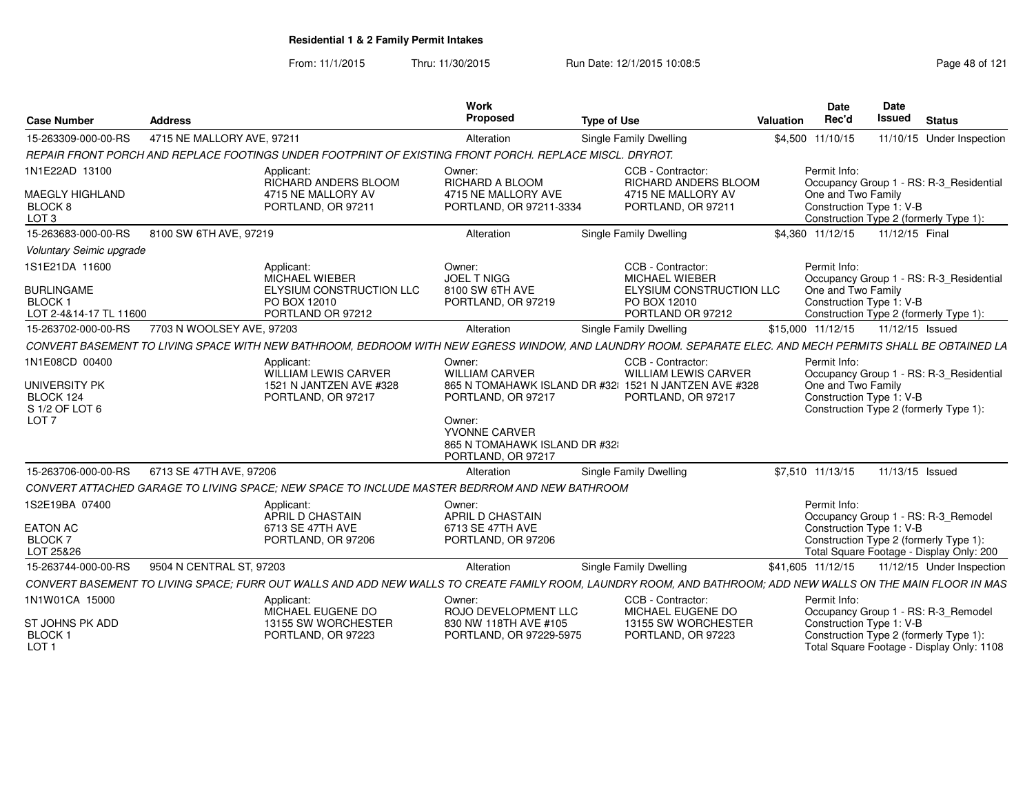# Residential 1 & 2 Family Permit Intakes

From: 11/1/2015 Thru: 11/30/2015 Run Date: 12/1/2015 10:08:5

| Case Number | Address | Work Proposed | Type of Use | Valuation | Date Rec'd | Date Issued | Status |
|---|---|---|---|---|---|---|---|
| 15-263309-000-00-RS | 4715 NE MALLORY AVE, 97211 | Alteration | Single Family Dwelling | $4,500 | 11/10/15 | 11/10/15 | Under Inspection |

*REPAIR FRONT PORCH AND REPLACE FOOTINGS UNDER FOOTPRINT OF EXISTING FRONT PORCH. REPLACE MISCL. DRYROT.*

1N1E22AD 13100
MAEGLY HIGHLAND
BLOCK 8
LOT 3

Applicant: RICHARD ANDERS BLOOM, 4715 NE MALLORY AV, PORTLAND, OR 97211

Owner: RICHARD A BLOOM, 4715 NE MALLORY AVE, PORTLAND, OR 97211-3334

CCB - Contractor: RICHARD ANDERS BLOOM, 4715 NE MALLORY AV, PORTLAND, OR 97211

Permit Info: Occupancy Group 1 - RS: R-3_Residential One and Two Family; Construction Type 1: V-B; Construction Type 2 (formerly Type 1):

| Case Number | Address | Work Proposed | Type of Use | Valuation | Date Rec'd | Date Issued | Status |
|---|---|---|---|---|---|---|---|
| 15-263683-000-00-RS | 8100 SW 6TH AVE, 97219 | Alteration | Single Family Dwelling | $4,360 | 11/12/15 | 11/12/15 | Final |

*Voluntary Seimic upgrade*

1S1E21DA 11600
BURLINGAME
BLOCK 1
LOT 2-4&14-17 TL 11600

Applicant: MICHAEL WIEBER, ELYSIUM CONSTRUCTION LLC, PO BOX 12010, PORTLAND OR 97212

Owner: JOEL T NIGG, 8100 SW 6TH AVE, PORTLAND, OR 97219

CCB - Contractor: MICHAEL WIEBER, ELYSIUM CONSTRUCTION LLC, PO BOX 12010, PORTLAND OR 97212

Permit Info: Occupancy Group 1 - RS: R-3_Residential One and Two Family; Construction Type 1: V-B; Construction Type 2 (formerly Type 1):

| Case Number | Address | Work Proposed | Type of Use | Valuation | Date Rec'd | Date Issued | Status |
|---|---|---|---|---|---|---|---|
| 15-263702-000-00-RS | 7703 N WOOLSEY AVE, 97203 | Alteration | Single Family Dwelling | $15,000 | 11/12/15 | 11/12/15 | Issued |

*CONVERT BASEMENT TO LIVING SPACE WITH NEW BATHROOM, BEDROOM WITH NEW EGRESS WINDOW, AND LAUNDRY ROOM. SEPARATE ELEC. AND MECH PERMITS SHALL BE OBTAINED LA*

1N1E08CD 00400
UNIVERSITY PK
BLOCK 124
S 1/2 OF LOT 6
LOT 7

Applicant: WILLIAM LEWIS CARVER, 1521 N JANTZEN AVE #328, PORTLAND, OR 97217

Owner: WILLIAM CARVER, 865 N TOMAHAWK ISLAND DR #32, PORTLAND, OR 97217

Owner: YVONNE CARVER, 865 N TOMAHAWK ISLAND DR #32, PORTLAND, OR 97217

CCB - Contractor: WILLIAM LEWIS CARVER, 1521 N JANTZEN AVE #328, PORTLAND, OR 97217

Permit Info: Occupancy Group 1 - RS: R-3_Residential One and Two Family; Construction Type 1: V-B; Construction Type 2 (formerly Type 1):

| Case Number | Address | Work Proposed | Type of Use | Valuation | Date Rec'd | Date Issued | Status |
|---|---|---|---|---|---|---|---|
| 15-263706-000-00-RS | 6713 SE 47TH AVE, 97206 | Alteration | Single Family Dwelling | $7,510 | 11/13/15 | 11/13/15 | Issued |

*CONVERT ATTACHED GARAGE TO LIVING SPACE; NEW SPACE TO INCLUDE MASTER BEDRROM AND NEW BATHROOM*

1S2E19BA 07400
EATON AC
BLOCK 7
LOT 25&26

Applicant: APRIL D CHASTAIN, 6713 SE 47TH AVE, PORTLAND, OR 97206

Owner: APRIL D CHASTAIN, 6713 SE 47TH AVE, PORTLAND, OR 97206

Permit Info: Occupancy Group 1 - RS: R-3_Remodel; Construction Type 1: V-B; Construction Type 2 (formerly Type 1):; Total Square Footage - Display Only: 200

| Case Number | Address | Work Proposed | Type of Use | Valuation | Date Rec'd | Date Issued | Status |
|---|---|---|---|---|---|---|---|
| 15-263744-000-00-RS | 9504 N CENTRAL ST, 97203 | Alteration | Single Family Dwelling | $41,605 | 11/12/15 | 11/12/15 | Under Inspection |

*CONVERT BASEMENT TO LIVING SPACE; FURR OUT WALLS AND ADD NEW WALLS TO CREATE FAMILY ROOM, LAUNDRY ROOM, AND BATHROOM; ADD NEW WALLS ON THE MAIN FLOOR IN MAS*

1N1W01CA 15000
ST JOHNS PK ADD
BLOCK 1
LOT 1

Applicant: MICHAEL EUGENE DO, 13155 SW WORCHESTER, PORTLAND, OR 97223

Owner: ROJO DEVELOPMENT LLC, 830 NW 118TH AVE #105, PORTLAND, OR 97229-5975

CCB - Contractor: MICHAEL EUGENE DO, 13155 SW WORCHESTER, PORTLAND, OR 97223

Permit Info: Occupancy Group 1 - RS: R-3_Remodel; Construction Type 1: V-B; Construction Type 2 (formerly Type 1):; Total Square Footage - Display Only: 1108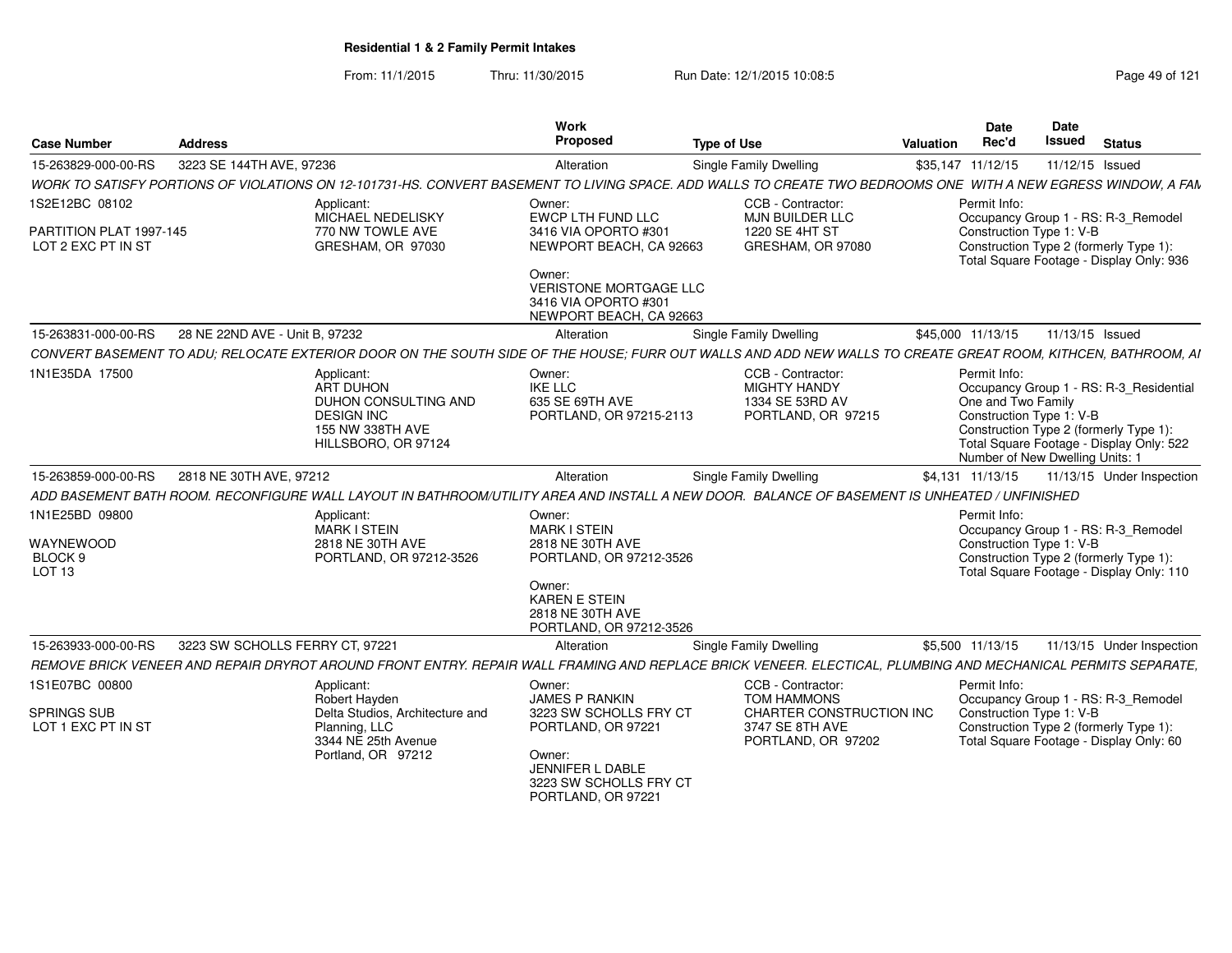**Residential 1 & 2 Family Permit Intakes**

From: 11/1/2015 Thru: 11/30/2015 Run Date: 12/1/2015 10:08:5

| Case Number | Address | Work Proposed | Type of Use | Valuation | Date Rec'd | Date Issued | Status |
|---|---|---|---|---|---|---|---|
| 15-263829-000-00-RS | 3223 SE 144TH AVE, 97236 | Alteration | Single Family Dwelling | $35,147 | 11/12/15 | 11/12/15 | Issued |

*WORK TO SATISFY PORTIONS OF VIOLATIONS ON 12-101731-HS. CONVERT BASEMENT TO LIVING SPACE. ADD WALLS TO CREATE TWO BEDROOMS ONE WITH A NEW EGRESS WINDOW, A FAM*

1S2E12BC 08102
PARTITION PLAT 1997-145
LOT 2 EXC PT IN ST

Applicant:
MICHAEL NEDELISKY
770 NW TOWLE AVE
GRESHAM, OR 97030

Owner:
EWCP LTH FUND LLC
3416 VIA OPORTO #301
NEWPORT BEACH, CA 92663

Owner:
VERISTONE MORTGAGE LLC
3416 VIA OPORTO #301
NEWPORT BEACH, CA 92663

CCB - Contractor:
MJN BUILDER LLC
1220 SE 4HT ST
GRESHAM, OR 97080

Permit Info:
Occupancy Group 1 - RS: R-3_Remodel
Construction Type 1: V-B
Construction Type 2 (formerly Type 1):
Total Square Footage - Display Only: 936

| Case Number | Address | Work Proposed | Type of Use | Valuation | Date Rec'd | Date Issued | Status |
|---|---|---|---|---|---|---|---|
| 15-263831-000-00-RS | 28 NE 22ND AVE - Unit B, 97232 | Alteration | Single Family Dwelling | $45,000 | 11/13/15 | 11/13/15 | Issued |

*CONVERT BASEMENT TO ADU; RELOCATE EXTERIOR DOOR ON THE SOUTH SIDE OF THE HOUSE; FURR OUT WALLS AND ADD NEW WALLS TO CREATE GREAT ROOM, KITHCEN, BATHROOM, AI*

1N1E35DA 17500

Applicant:
ART DUHON
DUHON CONSULTING AND DESIGN INC
155 NW 338TH AVE
HILLSBORO, OR 97124

Owner:
IKE LLC
635 SE 69TH AVE
PORTLAND, OR 97215-2113

CCB - Contractor:
MIGHTY HANDY
1334 SE 53RD AV
PORTLAND, OR 97215

Permit Info:
Occupancy Group 1 - RS: R-3_Residential One and Two Family
Construction Type 1: V-B
Construction Type 2 (formerly Type 1):
Total Square Footage - Display Only: 522
Number of New Dwelling Units: 1

| Case Number | Address | Work Proposed | Type of Use | Valuation | Date Rec'd | Date Issued | Status |
|---|---|---|---|---|---|---|---|
| 15-263859-000-00-RS | 2818 NE 30TH AVE, 97212 | Alteration | Single Family Dwelling | $4,131 | 11/13/15 | 11/13/15 | Under Inspection |

*ADD BASEMENT BATH ROOM. RECONFIGURE WALL LAYOUT IN BATHROOM/UTILITY AREA AND INSTALL A NEW DOOR. BALANCE OF BASEMENT IS UNHEATED / UNFINISHED*

1N1E25BD 09800
WAYNEWOOD
BLOCK 9
LOT 13

Applicant:
MARK I STEIN
2818 NE 30TH AVE
PORTLAND, OR 97212-3526

Owner:
MARK I STEIN
2818 NE 30TH AVE
PORTLAND, OR 97212-3526

Owner:
KAREN E STEIN
2818 NE 30TH AVE
PORTLAND, OR 97212-3526

Permit Info:
Occupancy Group 1 - RS: R-3_Remodel
Construction Type 1: V-B
Construction Type 2 (formerly Type 1):
Total Square Footage - Display Only: 110

| Case Number | Address | Work Proposed | Type of Use | Valuation | Date Rec'd | Date Issued | Status |
|---|---|---|---|---|---|---|---|
| 15-263933-000-00-RS | 3223 SW SCHOLLS FERRY CT, 97221 | Alteration | Single Family Dwelling | $5,500 | 11/13/15 | 11/13/15 | Under Inspection |

*REMOVE BRICK VENEER AND REPAIR DRYROT AROUND FRONT ENTRY. REPAIR WALL FRAMING AND REPLACE BRICK VENEER. ELECTICAL, PLUMBING AND MECHANICAL PERMITS SEPARATE,*

1S1E07BC 00800
SPRINGS SUB
LOT 1 EXC PT IN ST

Applicant:
Robert Hayden
Delta Studios, Architecture and Planning, LLC
3344 NE 25th Avenue
Portland, OR 97212

Owner:
JAMES P RANKIN
3223 SW SCHOLLS FRY CT
PORTLAND, OR 97221

Owner:
JENNIFER L DABLE
3223 SW SCHOLLS FRY CT
PORTLAND, OR 97221

CCB - Contractor:
TOM HAMMONS
CHARTER CONSTRUCTION INC
3747 SE 8TH AVE
PORTLAND, OR 97202

Permit Info:
Occupancy Group 1 - RS: R-3_Remodel
Construction Type 1: V-B
Construction Type 2 (formerly Type 1):
Total Square Footage - Display Only: 60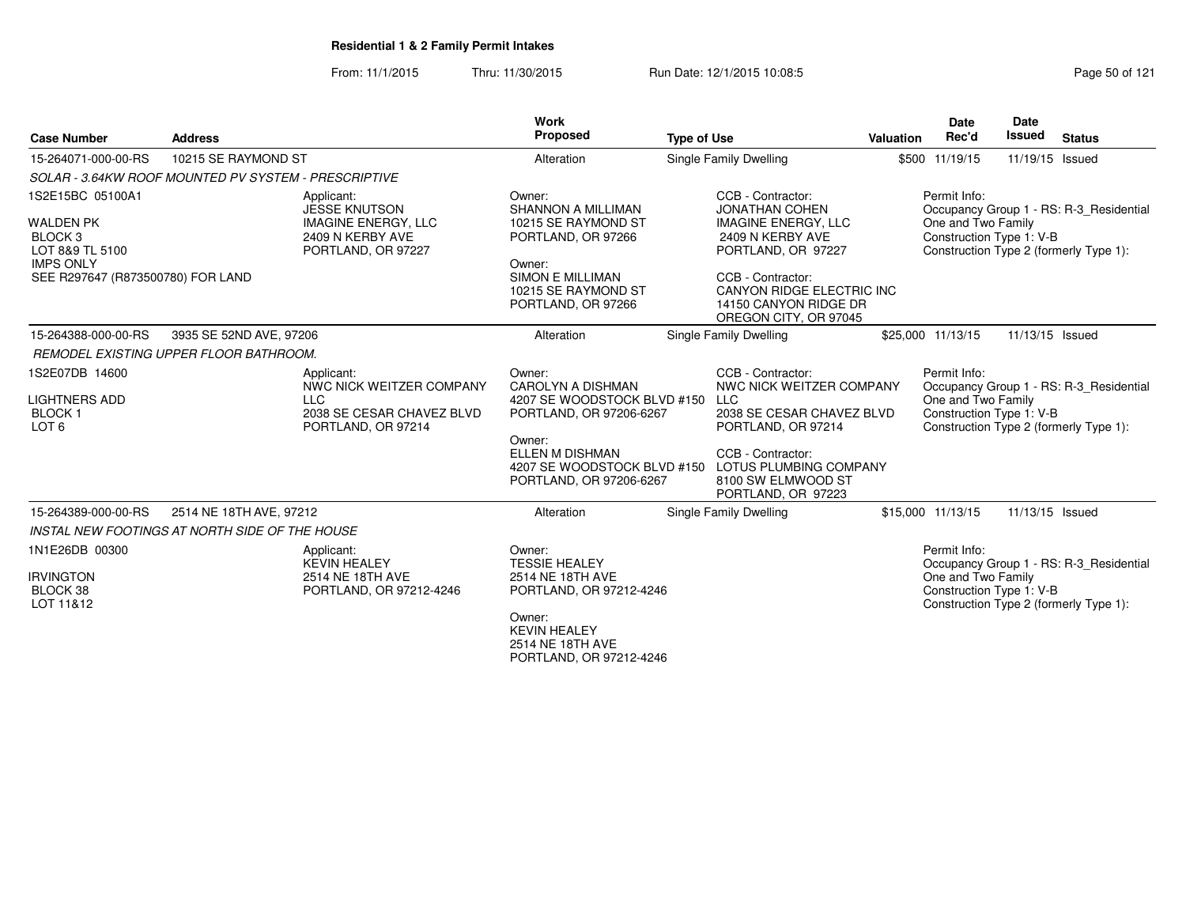**Residential 1 & 2 Family Permit Intakes**

From: 11/1/2015 Thru: 11/30/2015 Run Date: 12/1/2015 10:08:5

| Case Number | Address | Work Proposed | Type of Use | Valuation | Date Rec'd | Date Issued | Status |
|---|---|---|---|---|---|---|---|
| 15-264071-000-00-RS | 10215 SE RAYMOND ST | Alteration | Single Family Dwelling | $500 | 11/19/15 | 11/19/15 | Issued |

SOLAR - 3.64KW ROOF MOUNTED PV SYSTEM - PRESCRIPTIVE

1S2E15BC 05100A1
WALDEN PK
BLOCK 3
LOT 8&9 TL 5100
IMPS ONLY
SEE R297647 (R873500780) FOR LAND

Applicant:
JESSE KNUTSON
IMAGINE ENERGY, LLC
2409 N KERBY AVE
PORTLAND, OR 97227

Owner:
SHANNON A MILLIMAN
10215 SE RAYMOND ST
PORTLAND, OR 97266

Owner:
SIMON E MILLIMAN
10215 SE RAYMOND ST
PORTLAND, OR 97266

CCB - Contractor:
JONATHAN COHEN
IMAGINE ENERGY, LLC
2409 N KERBY AVE
PORTLAND, OR 97227

CCB - Contractor:
CANYON RIDGE ELECTRIC INC
14150 CANYON RIDGE DR
OREGON CITY, OR 97045

Permit Info:
Occupancy Group 1 - RS: R-3_Residential One and Two Family
Construction Type 1: V-B
Construction Type 2 (formerly Type 1):

| Case Number | Address | Work Proposed | Type of Use | Valuation | Date Rec'd | Date Issued | Status |
|---|---|---|---|---|---|---|---|
| 15-264388-000-00-RS | 3935 SE 52ND AVE, 97206 | Alteration | Single Family Dwelling | $25,000 | 11/13/15 | 11/13/15 | Issued |

REMODEL EXISTING UPPER FLOOR BATHROOM.

1S2E07DB 14600
LIGHTNERS ADD
BLOCK 1
LOT 6

Applicant:
NWC NICK WEITZER COMPANY LLC
2038 SE CESAR CHAVEZ BLVD
PORTLAND, OR 97214

Owner:
CAROLYN A DISHMAN
4207 SE WOODSTOCK BLVD #150
PORTLAND, OR 97206-6267

Owner:
ELLEN M DISHMAN
4207 SE WOODSTOCK BLVD #150
PORTLAND, OR 97206-6267

CCB - Contractor:
NWC NICK WEITZER COMPANY LLC
2038 SE CESAR CHAVEZ BLVD
PORTLAND, OR 97214

CCB - Contractor:
LOTUS PLUMBING COMPANY
8100 SW ELMWOOD ST
PORTLAND, OR 97223

Permit Info:
Occupancy Group 1 - RS: R-3_Residential One and Two Family
Construction Type 1: V-B
Construction Type 2 (formerly Type 1):

| Case Number | Address | Work Proposed | Type of Use | Valuation | Date Rec'd | Date Issued | Status |
|---|---|---|---|---|---|---|---|
| 15-264389-000-00-RS | 2514 NE 18TH AVE, 97212 | Alteration | Single Family Dwelling | $15,000 | 11/13/15 | 11/13/15 | Issued |

INSTAL NEW FOOTINGS AT NORTH SIDE OF THE HOUSE

1N1E26DB 00300
IRVINGTON
BLOCK 38
LOT 11&12

Applicant:
KEVIN HEALEY
2514 NE 18TH AVE
PORTLAND, OR 97212-4246

Owner:
TESSIE HEALEY
2514 NE 18TH AVE
PORTLAND, OR 97212-4246

Owner:
KEVIN HEALEY
2514 NE 18TH AVE
PORTLAND, OR 97212-4246

Permit Info:
Occupancy Group 1 - RS: R-3_Residential One and Two Family
Construction Type 1: V-B
Construction Type 2 (formerly Type 1):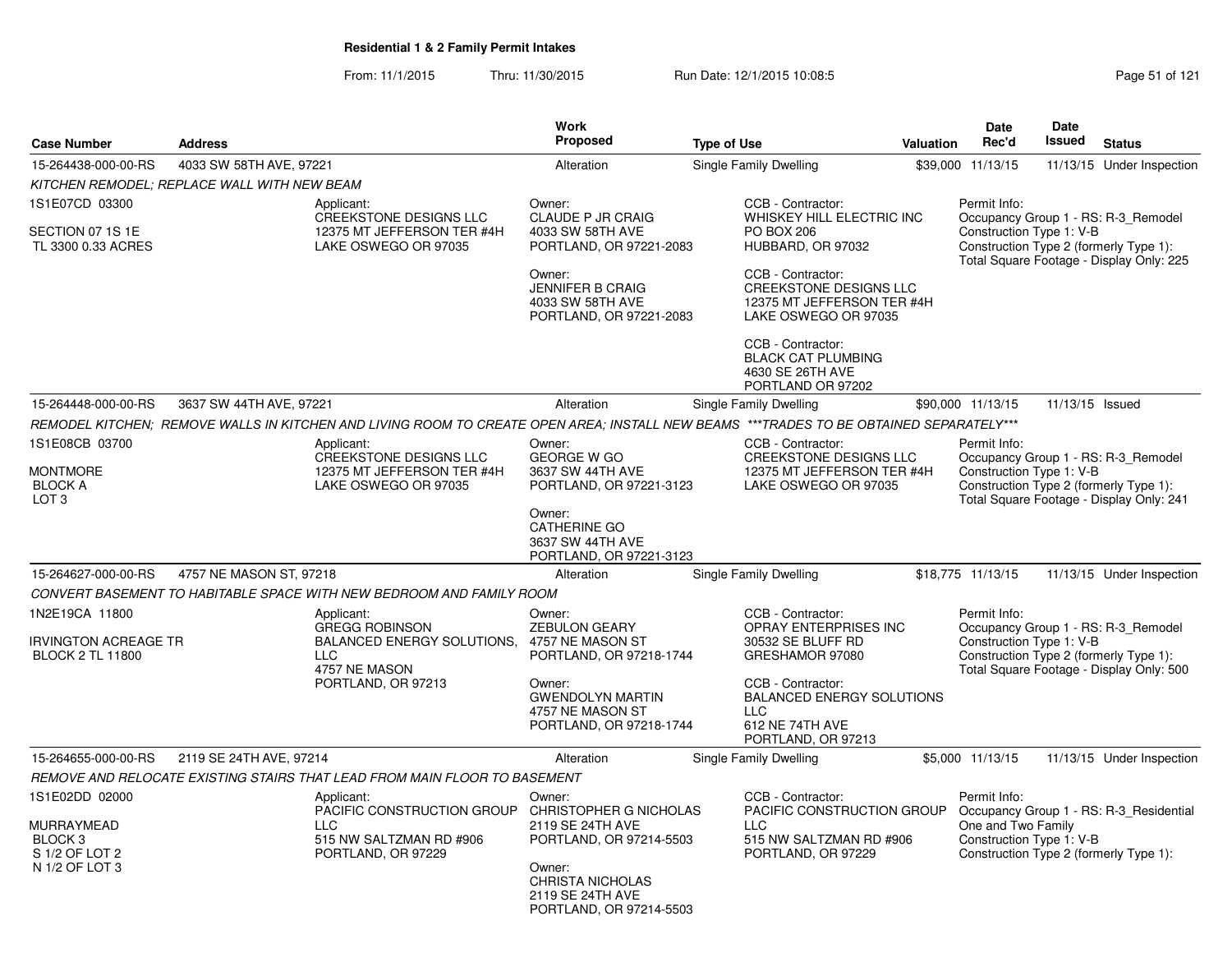# Residential 1 & 2 Family Permit Intakes

From: 11/1/2015 Thru: 11/30/2015 Run Date: 12/1/2015 10:08:5

| Case Number | Address | Work Proposed | Type of Use | Valuation | Date Rec'd | Date Issued | Status |
|---|---|---|---|---|---|---|---|
| 15-264438-000-00-RS | 4033 SW 58TH AVE, 97221 | Alteration | Single Family Dwelling | $39,000 | 11/13/15 | 11/13/15 | Under Inspection |

*KITCHEN REMODEL; REPLACE WALL WITH NEW BEAM*

1S1E07CD 03300

SECTION 07 1S 1E
TL 3300 0.33 ACRES

Applicant:
CREEKSTONE DESIGNS LLC
12375 MT JEFFERSON TER #4H
LAKE OSWEGO OR 97035

Owner:
CLAUDE P JR CRAIG
4033 SW 58TH AVE
PORTLAND, OR 97221-2083

Owner:
JENNIFER B CRAIG
4033 SW 58TH AVE
PORTLAND, OR 97221-2083

CCB - Contractor:
WHISKEY HILL ELECTRIC INC
PO BOX 206
HUBBARD, OR 97032

CCB - Contractor:
CREEKSTONE DESIGNS LLC
12375 MT JEFFERSON TER #4H
LAKE OSWEGO OR 97035

CCB - Contractor:
BLACK CAT PLUMBING
4630 SE 26TH AVE
PORTLAND OR 97202

Permit Info:
Occupancy Group 1 - RS: R-3_Remodel
Construction Type 1: V-B
Construction Type 2 (formerly Type 1):
Total Square Footage - Display Only: 225

| Case Number | Address | Work Proposed | Type of Use | Valuation | Date Rec'd | Date Issued | Status |
|---|---|---|---|---|---|---|---|
| 15-264448-000-00-RS | 3637 SW 44TH AVE, 97221 | Alteration | Single Family Dwelling | $90,000 | 11/13/15 | 11/13/15 | Issued |

*REMODEL KITCHEN; REMOVE WALLS IN KITCHEN AND LIVING ROOM TO CREATE OPEN AREA; INSTALL NEW BEAMS \*\*\*TRADES TO BE OBTAINED SEPARATELY\*\*\**

1S1E08CB 03700

MONTMORE
BLOCK A
LOT 3

Applicant:
CREEKSTONE DESIGNS LLC
12375 MT JEFFERSON TER #4H
LAKE OSWEGO OR 97035

Owner:
GEORGE W GO
3637 SW 44TH AVE
PORTLAND, OR 97221-3123

Owner:
CATHERINE GO
3637 SW 44TH AVE
PORTLAND, OR 97221-3123

CCB - Contractor:
CREEKSTONE DESIGNS LLC
12375 MT JEFFERSON TER #4H
LAKE OSWEGO OR 97035

Permit Info:
Occupancy Group 1 - RS: R-3_Remodel
Construction Type 1: V-B
Construction Type 2 (formerly Type 1):
Total Square Footage - Display Only: 241

| Case Number | Address | Work Proposed | Type of Use | Valuation | Date Rec'd | Date Issued | Status |
|---|---|---|---|---|---|---|---|
| 15-264627-000-00-RS | 4757 NE MASON ST, 97218 | Alteration | Single Family Dwelling | $18,775 | 11/13/15 | 11/13/15 | Under Inspection |

*CONVERT BASEMENT TO HABITABLE SPACE WITH NEW BEDROOM AND FAMILY ROOM*

1N2E19CA 11800

IRVINGTON ACREAGE TR
BLOCK 2 TL 11800

Applicant:
GREGG ROBINSON
BALANCED ENERGY SOLUTIONS, LLC
4757 NE MASON
PORTLAND, OR 97213

Owner:
ZEBULON GEARY
4757 NE MASON ST
PORTLAND, OR 97218-1744

Owner:
GWENDOLYN MARTIN
4757 NE MASON ST
PORTLAND, OR 97218-1744

CCB - Contractor:
OPRAY ENTERPRISES INC
30532 SE BLUFF RD
GRESHAMOR 97080

CCB - Contractor:
BALANCED ENERGY SOLUTIONS LLC
612 NE 74TH AVE
PORTLAND, OR 97213

Permit Info:
Occupancy Group 1 - RS: R-3_Remodel
Construction Type 1: V-B
Construction Type 2 (formerly Type 1):
Total Square Footage - Display Only: 500

| Case Number | Address | Work Proposed | Type of Use | Valuation | Date Rec'd | Date Issued | Status |
|---|---|---|---|---|---|---|---|
| 15-264655-000-00-RS | 2119 SE 24TH AVE, 97214 | Alteration | Single Family Dwelling | $5,000 | 11/13/15 | 11/13/15 | Under Inspection |

*REMOVE AND RELOCATE EXISTING STAIRS THAT LEAD FROM MAIN FLOOR TO BASEMENT*

1S1E02DD 02000

MURRAYMEAD
BLOCK 3
S 1/2 OF LOT 2
N 1/2 OF LOT 3

Applicant:
PACIFIC CONSTRUCTION GROUP LLC
515 NW SALTZMAN RD #906
PORTLAND, OR 97229

Owner:
CHRISTOPHER G NICHOLAS
2119 SE 24TH AVE
PORTLAND, OR 97214-5503

Owner:
CHRISTA NICHOLAS
2119 SE 24TH AVE
PORTLAND, OR 97214-5503

CCB - Contractor:
PACIFIC CONSTRUCTION GROUP LLC
515 NW SALTZMAN RD #906
PORTLAND, OR 97229

Permit Info:
Occupancy Group 1 - RS: R-3_Residential One and Two Family
Construction Type 1: V-B
Construction Type 2 (formerly Type 1):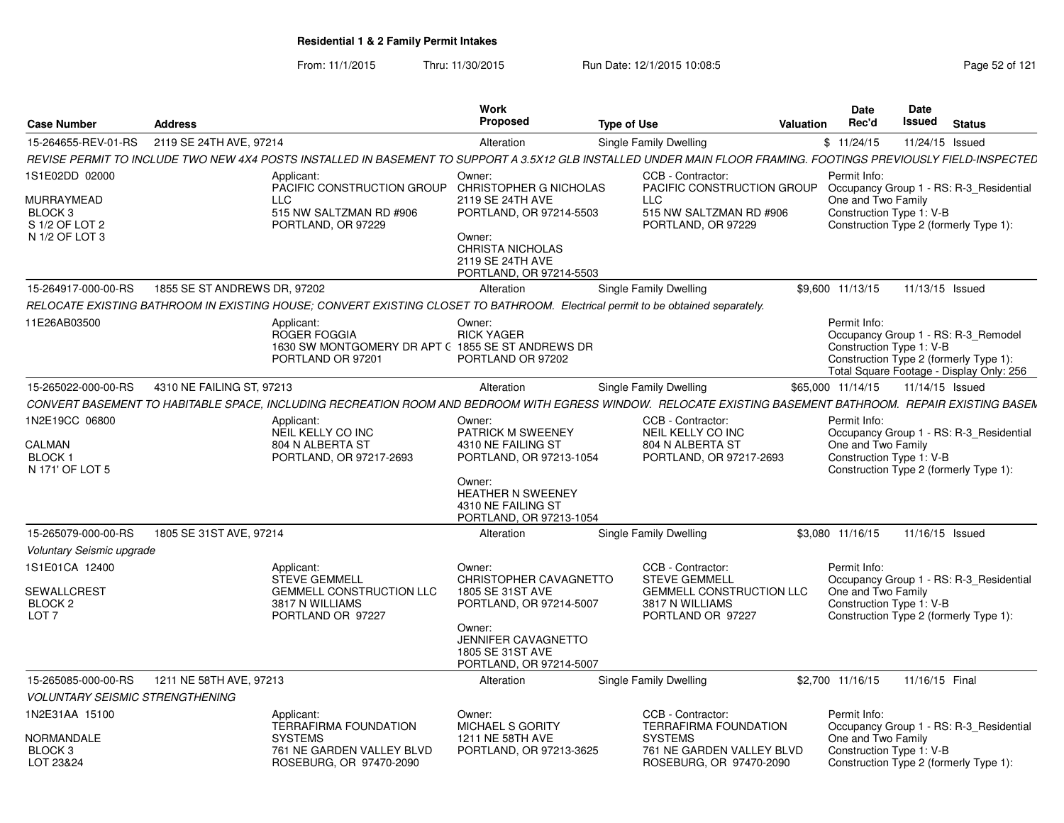**Residential 1 & 2 Family Permit Intakes**

From: 11/1/2015 Thru: 11/30/2015 Run Date: 12/1/2015 10:08:5

| Case Number | Address | Work Proposed | Type of Use | Valuation | Date Rec'd | Date Issued | Status |
|---|---|---|---|---|---|---|---|
| 15-264655-REV-01-RS | 2119 SE 24TH AVE, 97214 | Alteration | Single Family Dwelling | $ | 11/24/15 | 11/24/15 | Issued |

REVISE PERMIT TO INCLUDE TWO NEW 4X4 POSTS INSTALLED IN BASEMENT TO SUPPORT A 3.5X12 GLB INSTALLED UNDER MAIN FLOOR FRAMING. FOOTINGS PREVIOUSLY FIELD-INSPECTED

1S1E02DD 02000
MURRAYMEAD
BLOCK 3
S 1/2 OF LOT 2
N 1/2 OF LOT 3

Applicant: PACIFIC CONSTRUCTION GROUP LLC, 515 NW SALTZMAN RD #906, PORTLAND, OR 97229

Owner: CHRISTOPHER G NICHOLAS, 2119 SE 24TH AVE, PORTLAND, OR 97214-5503

Owner: CHRISTA NICHOLAS, 2119 SE 24TH AVE, PORTLAND, OR 97214-5503

CCB - Contractor: PACIFIC CONSTRUCTION GROUP LLC, 515 NW SALTZMAN RD #906, PORTLAND, OR 97229

Permit Info:
Occupancy Group 1 - RS: R-3_Residential One and Two Family
Construction Type 1: V-B
Construction Type 2 (formerly Type 1):

| Case Number | Address | Work Proposed | Type of Use | Valuation | Date Rec'd | Date Issued | Status |
|---|---|---|---|---|---|---|---|
| 15-264917-000-00-RS | 1855 SE ST ANDREWS DR, 97202 | Alteration | Single Family Dwelling | $9,600 | 11/13/15 | 11/13/15 | Issued |

RELOCATE EXISTING BATHROOM IN EXISTING HOUSE; CONVERT EXISTING CLOSET TO BATHROOM. Electrical permit to be obtained separately.

11E26AB03500

Applicant: ROGER FOGGIA, 1630 SW MONTGOMERY DR APT C, PORTLAND OR 97201

Owner: RICK YAGER, 1855 SE ST ANDREWS DR, PORTLAND OR 97202

Permit Info:
Occupancy Group 1 - RS: R-3_Remodel
Construction Type 1: V-B
Construction Type 2 (formerly Type 1):
Total Square Footage - Display Only: 256

| Case Number | Address | Work Proposed | Type of Use | Valuation | Date Rec'd | Date Issued | Status |
|---|---|---|---|---|---|---|---|
| 15-265022-000-00-RS | 4310 NE FAILING ST, 97213 | Alteration | Single Family Dwelling | $65,000 | 11/14/15 | 11/14/15 | Issued |

CONVERT BASEMENT TO HABITABLE SPACE, INCLUDING RECREATION ROOM AND BEDROOM WITH EGRESS WINDOW. RELOCATE EXISTING BASEMENT BATHROOM. REPAIR EXISTING BASEM

1N2E19CC 06800
CALMAN
BLOCK 1
N 171' OF LOT 5

Applicant: NEIL KELLY CO INC, 804 N ALBERTA ST, PORTLAND, OR 97217-2693

Owner: PATRICK M SWEENEY, 4310 NE FAILING ST, PORTLAND, OR 97213-1054

Owner: HEATHER N SWEENEY, 4310 NE FAILING ST, PORTLAND, OR 97213-1054

CCB - Contractor: NEIL KELLY CO INC, 804 N ALBERTA ST, PORTLAND, OR 97217-2693

Permit Info:
Occupancy Group 1 - RS: R-3_Residential One and Two Family
Construction Type 1: V-B
Construction Type 2 (formerly Type 1):

| Case Number | Address | Work Proposed | Type of Use | Valuation | Date Rec'd | Date Issued | Status |
|---|---|---|---|---|---|---|---|
| 15-265079-000-00-RS | 1805 SE 31ST AVE, 97214 | Alteration | Single Family Dwelling | $3,080 | 11/16/15 | 11/16/15 | Issued |

Voluntary Seismic upgrade

1S1E01CA 12400
SEWALLCREST
BLOCK 2
LOT 7

Applicant: STEVE GEMMELL, GEMMELL CONSTRUCTION LLC, 3817 N WILLIAMS, PORTLAND OR 97227

Owner: CHRISTOPHER CAVAGNETTO, 1805 SE 31ST AVE, PORTLAND, OR 97214-5007

Owner: JENNIFER CAVAGNETTO, 1805 SE 31ST AVE, PORTLAND, OR 97214-5007

CCB - Contractor: STEVE GEMMELL, GEMMELL CONSTRUCTION LLC, 3817 N WILLIAMS, PORTLAND OR 97227

Permit Info:
Occupancy Group 1 - RS: R-3_Residential One and Two Family
Construction Type 1: V-B
Construction Type 2 (formerly Type 1):

| Case Number | Address | Work Proposed | Type of Use | Valuation | Date Rec'd | Date Issued | Status |
|---|---|---|---|---|---|---|---|
| 15-265085-000-00-RS | 1211 NE 58TH AVE, 97213 | Alteration | Single Family Dwelling | $2,700 | 11/16/15 | 11/16/15 | Final |

VOLUNTARY SEISMIC STRENGTHENING

1N2E31AA 15100
NORMANDALE
BLOCK 3
LOT 23&24

Applicant: TERRAFIRMA FOUNDATION SYSTEMS, 761 NE GARDEN VALLEY BLVD, ROSEBURG, OR 97470-2090

Owner: MICHAEL S GORITY, 1211 NE 58TH AVE, PORTLAND, OR 97213-3625

CCB - Contractor: TERRAFIRMA FOUNDATION SYSTEMS, 761 NE GARDEN VALLEY BLVD, ROSEBURG, OR 97470-2090

Permit Info:
Occupancy Group 1 - RS: R-3_Residential One and Two Family
Construction Type 1: V-B
Construction Type 2 (formerly Type 1):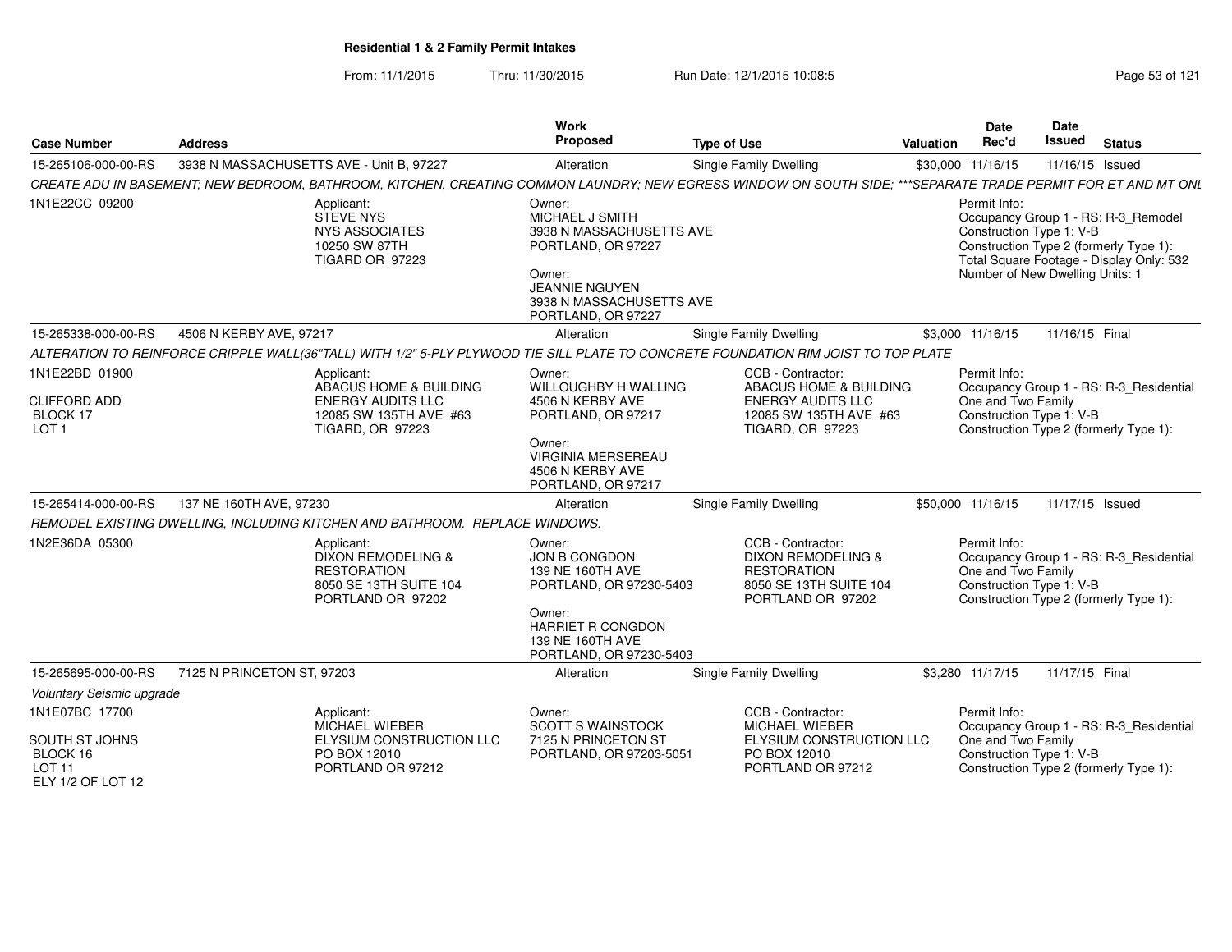## Residential 1 & 2 Family Permit Intakes

From: 11/1/2015 Thru: 11/30/2015 Run Date: 12/1/2015 10:08:5

| Case Number | Address | Work Proposed | Type of Use | Valuation | Date Rec'd | Date Issued | Status |
|---|---|---|---|---|---|---|---|
| 15-265106-000-00-RS | 3938 N MASSACHUSETTS AVE - Unit B, 97227 | Alteration | Single Family Dwelling | $30,000 | 11/16/15 | 11/16/15 | Issued |

*CREATE ADU IN BASEMENT; NEW BEDROOM, BATHROOM, KITCHEN, CREATING COMMON LAUNDRY; NEW EGRESS WINDOW ON SOUTH SIDE; ***SEPARATE TRADE PERMIT FOR ET AND MT ONL*

1N1E22CC 09200

Applicant:
STEVE NYS
NYS ASSOCIATES
10250 SW 87TH
TIGARD OR 97223

Owner:
MICHAEL J SMITH
3938 N MASSACHUSETTS AVE
PORTLAND, OR 97227

Owner:
JEANNIE NGUYEN
3938 N MASSACHUSETTS AVE
PORTLAND, OR 97227

Permit Info:
Occupancy Group 1 - RS: R-3_Remodel
Construction Type 1: V-B
Construction Type 2 (formerly Type 1):
Total Square Footage - Display Only: 532
Number of New Dwelling Units: 1

| Case Number | Address | Work Proposed | Type of Use | Valuation | Date Rec'd | Date Issued | Status |
|---|---|---|---|---|---|---|---|
| 15-265338-000-00-RS | 4506 N KERBY AVE, 97217 | Alteration | Single Family Dwelling | $3,000 | 11/16/15 | 11/16/15 | Final |

*ALTERATION TO REINFORCE CRIPPLE WALL(36"TALL) WITH 1/2" 5-PLY PLYWOOD TIE SILL PLATE TO CONCRETE FOUNDATION RIM JOIST TO TOP PLATE*

1N1E22BD 01900
CLIFFORD ADD
BLOCK 17
LOT 1

Applicant:
ABACUS HOME & BUILDING
ENERGY AUDITS LLC
12085 SW 135TH AVE #63
TIGARD, OR 97223

Owner:
WILLOUGHBY H WALLING
4506 N KERBY AVE
PORTLAND, OR 97217

Owner:
VIRGINIA MERSEREAU
4506 N KERBY AVE
PORTLAND, OR 97217

CCB - Contractor:
ABACUS HOME & BUILDING
ENERGY AUDITS LLC
12085 SW 135TH AVE #63
TIGARD, OR 97223

Permit Info:
Occupancy Group 1 - RS: R-3_Residential
One and Two Family
Construction Type 1: V-B
Construction Type 2 (formerly Type 1):

| Case Number | Address | Work Proposed | Type of Use | Valuation | Date Rec'd | Date Issued | Status |
|---|---|---|---|---|---|---|---|
| 15-265414-000-00-RS | 137 NE 160TH AVE, 97230 | Alteration | Single Family Dwelling | $50,000 | 11/16/15 | 11/17/15 | Issued |

*REMODEL EXISTING DWELLING, INCLUDING KITCHEN AND BATHROOM. REPLACE WINDOWS.*

1N2E36DA 05300

Applicant:
DIXON REMODELING &
RESTORATION
8050 SE 13TH SUITE 104
PORTLAND OR 97202

Owner:
JON B CONGDON
139 NE 160TH AVE
PORTLAND, OR 97230-5403

Owner:
HARRIET R CONGDON
139 NE 160TH AVE
PORTLAND, OR 97230-5403

CCB - Contractor:
DIXON REMODELING &
RESTORATION
8050 SE 13TH SUITE 104
PORTLAND OR 97202

Permit Info:
Occupancy Group 1 - RS: R-3_Residential
One and Two Family
Construction Type 1: V-B
Construction Type 2 (formerly Type 1):

| Case Number | Address | Work Proposed | Type of Use | Valuation | Date Rec'd | Date Issued | Status |
|---|---|---|---|---|---|---|---|
| 15-265695-000-00-RS | 7125 N PRINCETON ST, 97203 | Alteration | Single Family Dwelling | $3,280 | 11/17/15 | 11/17/15 | Final |

*Voluntary Seismic upgrade*

1N1E07BC 17700
SOUTH ST JOHNS
BLOCK 16
LOT 11
ELY 1/2 OF LOT 12

Applicant:
MICHAEL WIEBER
ELYSIUM CONSTRUCTION LLC
PO BOX 12010
PORTLAND OR 97212

Owner:
SCOTT S WAINSTOCK
7125 N PRINCETON ST
PORTLAND, OR 97203-5051

CCB - Contractor:
MICHAEL WIEBER
ELYSIUM CONSTRUCTION LLC
PO BOX 12010
PORTLAND OR 97212

Permit Info:
Occupancy Group 1 - RS: R-3_Residential
One and Two Family
Construction Type 1: V-B
Construction Type 2 (formerly Type 1):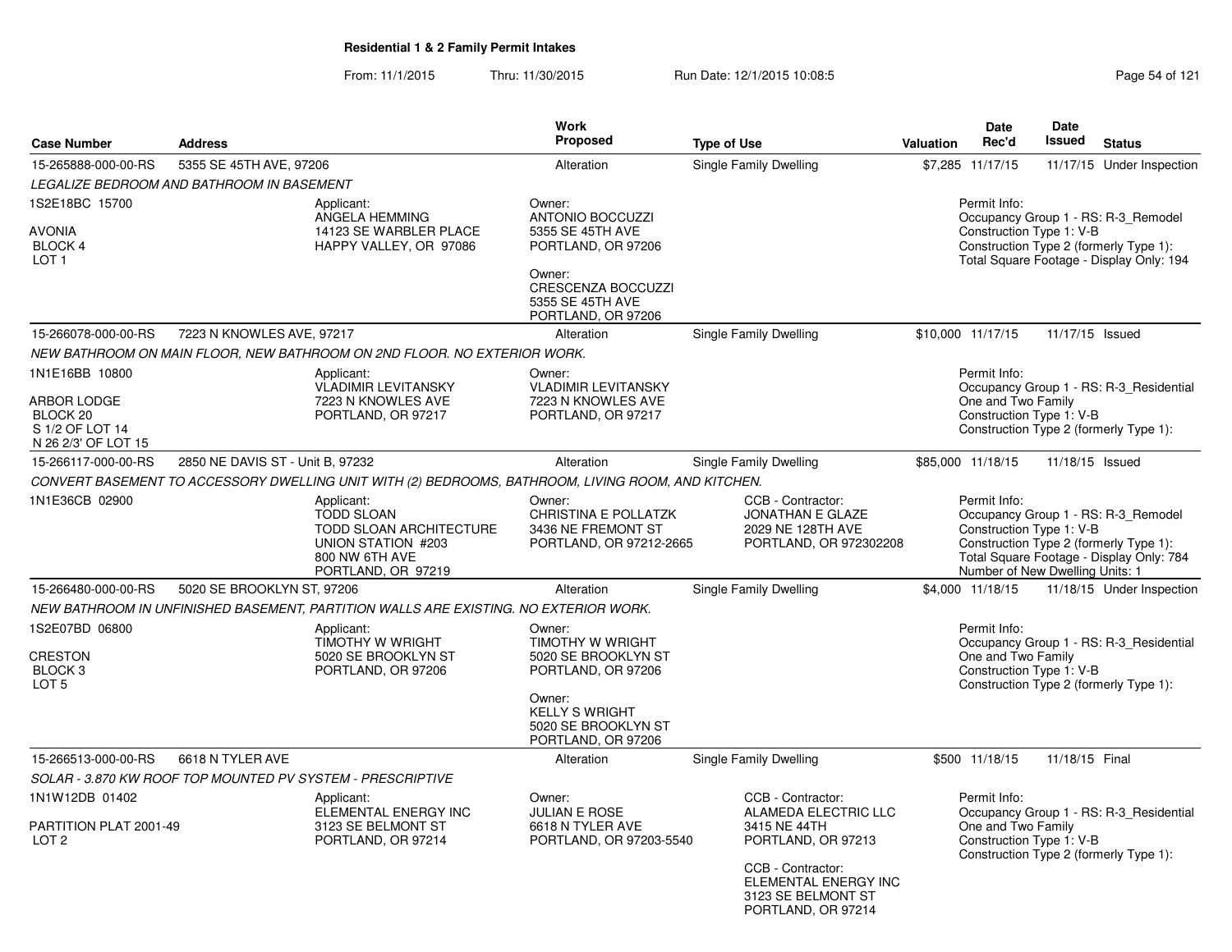**Residential 1 & 2 Family Permit Intakes**

From: 11/1/2015 Thru: 11/30/2015 Run Date: 12/1/2015 10:08:5

| Case Number | Address | Work Proposed | Type of Use | Valuation | Date Rec'd | Date Issued | Status |
|---|---|---|---|---|---|---|---|
| 15-265888-000-00-RS | 5355 SE 45TH AVE, 97206 | Alteration | Single Family Dwelling | $7,285 | 11/17/15 | 11/17/15 | Under Inspection |

*LEGALIZE BEDROOM AND BATHROOM IN BASEMENT*

1S2E18BC 15700
AVONIA
BLOCK 4
LOT 1

Applicant:
ANGELA HEMMING
14123 SE WARBLER PLACE
HAPPY VALLEY, OR 97086

Owner:
ANTONIO BOCCUZZI
5355 SE 45TH AVE
PORTLAND, OR 97206

Owner:
CRESCENZA BOCCUZZI
5355 SE 45TH AVE
PORTLAND, OR 97206

Permit Info:
Occupancy Group 1 - RS: R-3_Remodel
Construction Type 1: V-B
Construction Type 2 (formerly Type 1):
Total Square Footage - Display Only: 194

| Case Number | Address | Work Proposed | Type of Use | Valuation | Date Rec'd | Date Issued | Status |
|---|---|---|---|---|---|---|---|
| 15-266078-000-00-RS | 7223 N KNOWLES AVE, 97217 | Alteration | Single Family Dwelling | $10,000 | 11/17/15 | 11/17/15 | Issued |

*NEW BATHROOM ON MAIN FLOOR, NEW BATHROOM ON 2ND FLOOR. NO EXTERIOR WORK.*

1N1E16BB 10800
ARBOR LODGE
BLOCK 20
S 1/2 OF LOT 14
N 26 2/3' OF LOT 15

Applicant:
VLADIMIR LEVITANSKY
7223 N KNOWLES AVE
PORTLAND, OR 97217

Owner:
VLADIMIR LEVITANSKY
7223 N KNOWLES AVE
PORTLAND, OR 97217

Permit Info:
Occupancy Group 1 - RS: R-3_Residential One and Two Family
Construction Type 1: V-B
Construction Type 2 (formerly Type 1):

| Case Number | Address | Work Proposed | Type of Use | Valuation | Date Rec'd | Date Issued | Status |
|---|---|---|---|---|---|---|---|
| 15-266117-000-00-RS | 2850 NE DAVIS ST - Unit B, 97232 | Alteration | Single Family Dwelling | $85,000 | 11/18/15 | 11/18/15 | Issued |

*CONVERT BASEMENT TO ACCESSORY DWELLING UNIT WITH (2) BEDROOMS, BATHROOM, LIVING ROOM, AND KITCHEN.*

1N1E36CB 02900

Applicant:
TODD SLOAN
TODD SLOAN ARCHITECTURE
UNION STATION #203
800 NW 6TH AVE
PORTLAND, OR 97219

Owner:
CHRISTINA E POLLATZK
3436 NE FREMONT ST
PORTLAND, OR 97212-2665

CCB - Contractor:
JONATHAN E GLAZE
2029 NE 128TH AVE
PORTLAND, OR 972302208

Permit Info:
Occupancy Group 1 - RS: R-3_Remodel
Construction Type 1: V-B
Construction Type 2 (formerly Type 1):
Total Square Footage - Display Only: 784
Number of New Dwelling Units: 1

| Case Number | Address | Work Proposed | Type of Use | Valuation | Date Rec'd | Date Issued | Status |
|---|---|---|---|---|---|---|---|
| 15-266480-000-00-RS | 5020 SE BROOKLYN ST, 97206 | Alteration | Single Family Dwelling | $4,000 | 11/18/15 | 11/18/15 | Under Inspection |

*NEW BATHROOM IN UNFINISHED BASEMENT, PARTITION WALLS ARE EXISTING. NO EXTERIOR WORK.*

1S2E07BD 06800
CRESTON
BLOCK 3
LOT 5

Applicant:
TIMOTHY W WRIGHT
5020 SE BROOKLYN ST
PORTLAND, OR 97206

Owner:
TIMOTHY W WRIGHT
5020 SE BROOKLYN ST
PORTLAND, OR 97206

Owner:
KELLY S WRIGHT
5020 SE BROOKLYN ST
PORTLAND, OR 97206

Permit Info:
Occupancy Group 1 - RS: R-3_Residential One and Two Family
Construction Type 1: V-B
Construction Type 2 (formerly Type 1):

| Case Number | Address | Work Proposed | Type of Use | Valuation | Date Rec'd | Date Issued | Status |
|---|---|---|---|---|---|---|---|
| 15-266513-000-00-RS | 6618 N TYLER AVE | Alteration | Single Family Dwelling | $500 | 11/18/15 | 11/18/15 | Final |

*SOLAR - 3.870 KW ROOF TOP MOUNTED PV SYSTEM - PRESCRIPTIVE*

1N1W12DB 01402
PARTITION PLAT 2001-49
LOT 2

Applicant:
ELEMENTAL ENERGY INC
3123 SE BELMONT ST
PORTLAND, OR 97214

Owner:
JULIAN E ROSE
6618 N TYLER AVE
PORTLAND, OR 97203-5540

CCB - Contractor:
ALAMEDA ELECTRIC LLC
3415 NE 44TH
PORTLAND, OR 97213

CCB - Contractor:
ELEMENTAL ENERGY INC
3123 SE BELMONT ST
PORTLAND, OR 97214

Permit Info:
Occupancy Group 1 - RS: R-3_Residential One and Two Family
Construction Type 1: V-B
Construction Type 2 (formerly Type 1):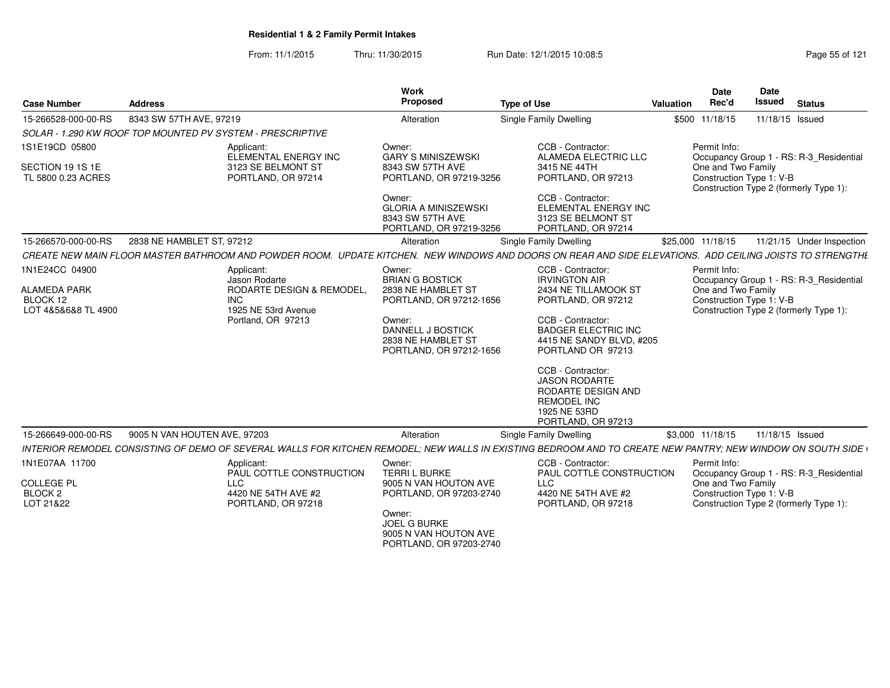**Residential 1 & 2 Family Permit Intakes**

From: 11/1/2015 Thru: 11/30/2015 Run Date: 12/1/2015 10:08:5

| Case Number | Address | Work Proposed | Type of Use | Valuation | Date Rec'd | Date Issued | Status |
|---|---|---|---|---|---|---|---|
| 15-266528-000-00-RS | 8343 SW 57TH AVE, 97219 | Alteration | Single Family Dwelling | $500 | 11/18/15 | 11/18/15 | Issued |

SOLAR - 1.290 KW ROOF TOP MOUNTED PV SYSTEM - PRESCRIPTIVE

1S1E19CD 05800
SECTION 19 1S 1E
TL 5800 0.23 ACRES

Applicant:
ELEMENTAL ENERGY INC
3123 SE BELMONT ST
PORTLAND, OR 97214

Owner:
GARY S MINISZEWSKI
8343 SW 57TH AVE
PORTLAND, OR 97219-3256

Owner:
GLORIA A MINISZEWSKI
8343 SW 57TH AVE
PORTLAND, OR 97219-3256

CCB - Contractor:
ALAMEDA ELECTRIC LLC
3415 NE 44TH
PORTLAND, OR 97213

CCB - Contractor:
ELEMENTAL ENERGY INC
3123 SE BELMONT ST
PORTLAND, OR 97214

Permit Info:
Occupancy Group 1 - RS: R-3_Residential One and Two Family
Construction Type 1: V-B
Construction Type 2 (formerly Type 1):

| Case Number | Address | Work Proposed | Type of Use | Valuation | Date Rec'd | Date Issued | Status |
|---|---|---|---|---|---|---|---|
| 15-266570-000-00-RS | 2838 NE HAMBLET ST, 97212 | Alteration | Single Family Dwelling | $25,000 | 11/18/15 | 11/21/15 | Under Inspection |

CREATE NEW MAIN FLOOR MASTER BATHROOM AND POWDER ROOM. UPDATE KITCHEN. NEW WINDOWS AND DOORS ON REAR AND SIDE ELEVATIONS. ADD CEILING JOISTS TO STRENGTHE

1N1E24CC 04900
ALAMEDA PARK
BLOCK 12
LOT 4&5&6&8 TL 4900

Applicant:
Jason Rodarte
RODARTE DESIGN & REMODEL, INC
1925 NE 53rd Avenue
Portland, OR 97213

Owner:
BRIAN G BOSTICK
2838 NE HAMBLET ST
PORTLAND, OR 97212-1656

Owner:
DANNELL J BOSTICK
2838 NE HAMBLET ST
PORTLAND, OR 97212-1656

CCB - Contractor:
IRVINGTON AIR
2434 NE TILLAMOOK ST
PORTLAND, OR 97212

CCB - Contractor:
BADGER ELECTRIC INC
4415 NE SANDY BLVD, #205
PORTLAND OR 97213

CCB - Contractor:
JASON RODARTE
RODARTE DESIGN AND REMODEL INC
1925 NE 53RD
PORTLAND, OR 97213

Permit Info:
Occupancy Group 1 - RS: R-3_Residential One and Two Family
Construction Type 1: V-B
Construction Type 2 (formerly Type 1):

| Case Number | Address | Work Proposed | Type of Use | Valuation | Date Rec'd | Date Issued | Status |
|---|---|---|---|---|---|---|---|
| 15-266649-000-00-RS | 9005 N VAN HOUTEN AVE, 97203 | Alteration | Single Family Dwelling | $3,000 | 11/18/15 | 11/18/15 | Issued |

INTERIOR REMODEL CONSISTING OF DEMO OF SEVERAL WALLS FOR KITCHEN REMODEL; NEW WALLS IN EXISTING BEDROOM AND TO CREATE NEW PANTRY; NEW WINDOW ON SOUTH SIDE (

1N1E07AA 11700
COLLEGE PL
BLOCK 2
LOT 21&22

Applicant:
PAUL COTTLE CONSTRUCTION LLC
4420 NE 54TH AVE #2
PORTLAND, OR 97218

Owner:
TERRI L BURKE
9005 N VAN HOUTON AVE
PORTLAND, OR 97203-2740

Owner:
JOEL G BURKE
9005 N VAN HOUTON AVE
PORTLAND, OR 97203-2740

CCB - Contractor:
PAUL COTTLE CONSTRUCTION LLC
4420 NE 54TH AVE #2
PORTLAND, OR 97218

Permit Info:
Occupancy Group 1 - RS: R-3_Residential One and Two Family
Construction Type 1: V-B
Construction Type 2 (formerly Type 1):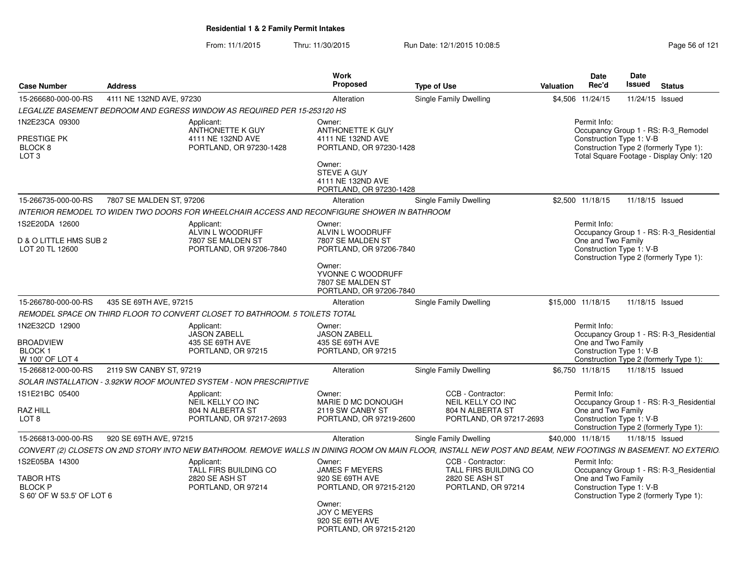# Residential 1 & 2 Family Permit Intakes

From: 11/1/2015 Thru: 11/30/2015 Run Date: 12/1/2015 10:08:5

| Case Number | Address | Work Proposed | Type of Use | Valuation | Date Rec'd | Date Issued | Status |
|---|---|---|---|---|---|---|---|
| 15-266680-000-00-RS | 4111 NE 132ND AVE, 97230 | Alteration | Single Family Dwelling | $4,506 | 11/24/15 | 11/24/15 | Issued |

LEGALIZE BASEMENT BEDROOM AND EGRESS WINDOW AS REQUIRED PER 15-253120 HS

1N2E23CA 09300
PRESTIGE PK
BLOCK 8
LOT 3

Applicant:
ANTHONETTE K GUY
4111 NE 132ND AVE
PORTLAND, OR 97230-1428

Owner:
ANTHONETTE K GUY
4111 NE 132ND AVE
PORTLAND, OR 97230-1428

Owner:
STEVE A GUY
4111 NE 132ND AVE
PORTLAND, OR 97230-1428

Permit Info:
Occupancy Group 1 - RS: R-3_Remodel
Construction Type 1: V-B
Construction Type 2 (formerly Type 1):
Total Square Footage - Display Only: 120

| Case Number | Address | Work Proposed | Type of Use | Valuation | Date Rec'd | Date Issued | Status |
|---|---|---|---|---|---|---|---|
| 15-266735-000-00-RS | 7807 SE MALDEN ST, 97206 | Alteration | Single Family Dwelling | $2,500 | 11/18/15 | 11/18/15 | Issued |

INTERIOR REMODEL TO WIDEN TWO DOORS FOR WHEELCHAIR ACCESS AND RECONFIGURE SHOWER IN BATHROOM

1S2E20DA 12600
D & O LITTLE HMS SUB 2
LOT 20 TL 12600

Applicant:
ALVIN L WOODRUFF
7807 SE MALDEN ST
PORTLAND, OR 97206-7840

Owner:
ALVIN L WOODRUFF
7807 SE MALDEN ST
PORTLAND, OR 97206-7840

Owner:
YVONNE C WOODRUFF
7807 SE MALDEN ST
PORTLAND, OR 97206-7840

Permit Info:
Occupancy Group 1 - RS: R-3_Residential One and Two Family
Construction Type 1: V-B
Construction Type 2 (formerly Type 1):

| Case Number | Address | Work Proposed | Type of Use | Valuation | Date Rec'd | Date Issued | Status |
|---|---|---|---|---|---|---|---|
| 15-266780-000-00-RS | 435 SE 69TH AVE, 97215 | Alteration | Single Family Dwelling | $15,000 | 11/18/15 | 11/18/15 | Issued |

REMODEL SPACE ON THIRD FLOOR TO CONVERT CLOSET TO BATHROOM. 5 TOILETS TOTAL

1N2E32CD 12900
BROADVIEW
BLOCK 1
W 100' OF LOT 4

Applicant:
JASON ZABELL
435 SE 69TH AVE
PORTLAND, OR 97215

Owner:
JASON ZABELL
435 SE 69TH AVE
PORTLAND, OR 97215

Permit Info:
Occupancy Group 1 - RS: R-3_Residential One and Two Family
Construction Type 1: V-B
Construction Type 2 (formerly Type 1):

| Case Number | Address | Work Proposed | Type of Use | Valuation | Date Rec'd | Date Issued | Status |
|---|---|---|---|---|---|---|---|
| 15-266812-000-00-RS | 2119 SW CANBY ST, 97219 | Alteration | Single Family Dwelling | $6,750 | 11/18/15 | 11/18/15 | Issued |

SOLAR INSTALLATION - 3.92KW ROOF MOUNTED SYSTEM - NON PRESCRIPTIVE

1S1E21BC 05400
RAZ HILL
LOT 8

Applicant:
NEIL KELLY CO INC
804 N ALBERTA ST
PORTLAND, OR 97217-2693

Owner:
MARIE D MC DONOUGH
2119 SW CANBY ST
PORTLAND, OR 97219-2600

CCB - Contractor:
NEIL KELLY CO INC
804 N ALBERTA ST
PORTLAND, OR 97217-2693

Permit Info:
Occupancy Group 1 - RS: R-3_Residential One and Two Family
Construction Type 1: V-B
Construction Type 2 (formerly Type 1):

| Case Number | Address | Work Proposed | Type of Use | Valuation | Date Rec'd | Date Issued | Status |
|---|---|---|---|---|---|---|---|
| 15-266813-000-00-RS | 920 SE 69TH AVE, 97215 | Alteration | Single Family Dwelling | $40,000 | 11/18/15 | 11/18/15 | Issued |

CONVERT (2) CLOSETS ON 2ND STORY INTO NEW BATHROOM. REMOVE WALLS IN DINING ROOM ON MAIN FLOOR, INSTALL NEW POST AND BEAM, NEW FOOTINGS IN BASEMENT. NO EXTERIO

1S2E05BA 14300
TABOR HTS
BLOCK P
S 60' OF W 53.5' OF LOT 6

Applicant:
TALL FIRS BUILDING CO
2820 SE ASH ST
PORTLAND, OR 97214

Owner:
JAMES F MEYERS
920 SE 69TH AVE
PORTLAND, OR 97215-2120

Owner:
JOY C MEYERS
920 SE 69TH AVE
PORTLAND, OR 97215-2120

CCB - Contractor:
TALL FIRS BUILDING CO
2820 SE ASH ST
PORTLAND, OR 97214

Permit Info:
Occupancy Group 1 - RS: R-3_Residential One and Two Family
Construction Type 1: V-B
Construction Type 2 (formerly Type 1):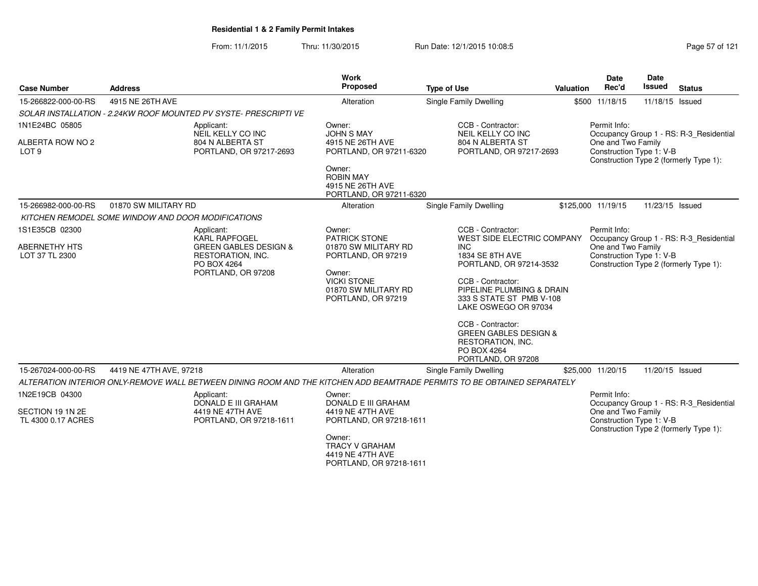**Residential 1 & 2 Family Permit Intakes**

From: 11/1/2015 Thru: 11/30/2015 Run Date: 12/1/2015 10:08:5

| Case Number | Address | Work Proposed | Type of Use | Valuation | Date Rec'd | Date Issued | Status |
|---|---|---|---|---|---|---|---|
| 15-266822-000-00-RS | 4915 NE 26TH AVE | Alteration | Single Family Dwelling | $500 | 11/18/15 | 11/18/15 | Issued |

*SOLAR INSTALLATION - 2.24KW ROOF MOUNTED PV SYSTE- PRESCRIPTI VE*

1N1E24BC 05805
ALBERTA ROW NO 2
LOT 9

Applicant:
NEIL KELLY CO INC
804 N ALBERTA ST
PORTLAND, OR 97217-2693

Owner:
JOHN S MAY
4915 NE 26TH AVE
PORTLAND, OR 97211-6320

Owner:
ROBIN MAY
4915 NE 26TH AVE
PORTLAND, OR 97211-6320

CCB - Contractor:
NEIL KELLY CO INC
804 N ALBERTA ST
PORTLAND, OR 97217-2693

Permit Info:
Occupancy Group 1 - RS: R-3_Residential One and Two Family
Construction Type 1: V-B
Construction Type 2 (formerly Type 1):

| Case Number | Address | Work Proposed | Type of Use | Valuation | Date Rec'd | Date Issued | Status |
|---|---|---|---|---|---|---|---|
| 15-266982-000-00-RS | 01870 SW MILITARY RD | Alteration | Single Family Dwelling | $125,000 | 11/19/15 | 11/23/15 | Issued |

*KITCHEN REMODEL SOME WINDOW AND DOOR MODIFICATIONS*

1S1E35CB 02300
ABERNETHY HTS
LOT 37 TL 2300

Applicant:
KARL RAPFOGEL
GREEN GABLES DESIGN & RESTORATION, INC.
PO BOX 4264
PORTLAND, OR 97208

Owner:
PATRICK STONE
01870 SW MILITARY RD
PORTLAND, OR 97219

Owner:
VICKI STONE
01870 SW MILITARY RD
PORTLAND, OR 97219

CCB - Contractor:
WEST SIDE ELECTRIC COMPANY INC
1834 SE 8TH AVE
PORTLAND, OR 97214-3532

CCB - Contractor:
PIPELINE PLUMBING & DRAIN
333 S STATE ST PMB V-108
LAKE OSWEGO OR 97034

CCB - Contractor:
GREEN GABLES DESIGN & RESTORATION, INC.
PO BOX 4264
PORTLAND, OR 97208

Permit Info:
Occupancy Group 1 - RS: R-3_Residential One and Two Family
Construction Type 1: V-B
Construction Type 2 (formerly Type 1):

| Case Number | Address | Work Proposed | Type of Use | Valuation | Date Rec'd | Date Issued | Status |
|---|---|---|---|---|---|---|---|
| 15-267024-000-00-RS | 4419 NE 47TH AVE, 97218 | Alteration | Single Family Dwelling | $25,000 | 11/20/15 | 11/20/15 | Issued |

*ALTERATION INTERIOR ONLY-REMOVE WALL BETWEEN DINING ROOM AND THE KITCHEN ADD BEAMTRADE PERMITS TO BE OBTAINED SEPARATELY*

1N2E19CB 04300
SECTION 19 1N 2E
TL 4300 0.17 ACRES

Applicant:
DONALD E III GRAHAM
4419 NE 47TH AVE
PORTLAND, OR 97218-1611

Owner:
DONALD E III GRAHAM
4419 NE 47TH AVE
PORTLAND, OR 97218-1611

Owner:
TRACY V GRAHAM
4419 NE 47TH AVE
PORTLAND, OR 97218-1611

Permit Info:
Occupancy Group 1 - RS: R-3_Residential One and Two Family
Construction Type 1: V-B
Construction Type 2 (formerly Type 1):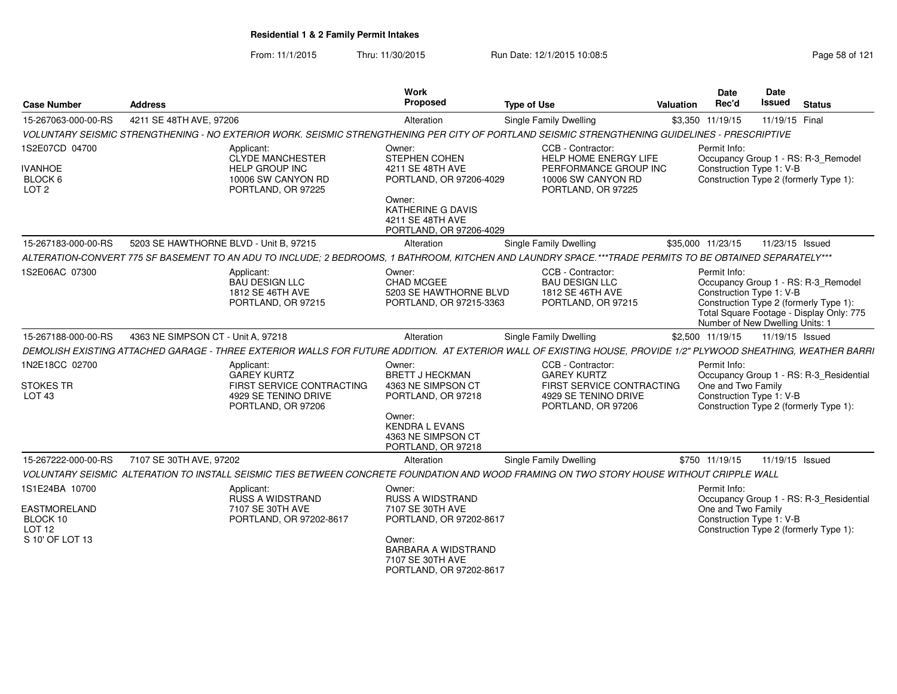**Residential 1 & 2 Family Permit Intakes**

From: 11/1/2015 Thru: 11/30/2015 Run Date: 12/1/2015 10:08:5

| Case Number | Address | Work Proposed | Type of Use | Valuation | Date Rec'd | Date Issued | Status |
|---|---|---|---|---|---|---|---|
| 15-267063-000-00-RS | 4211 SE 48TH AVE, 97206 | Alteration | Single Family Dwelling | $3,350 | 11/19/15 | 11/19/15 | Final |

VOLUNTARY SEISMIC STRENGTHENING - NO EXTERIOR WORK. SEISMIC STRENGTHENING PER CITY OF PORTLAND SEISMIC STRENGTHENING GUIDELINES - PRESCRIPTIVE

1S2E07CD 04700
IVANHOE
BLOCK 6
LOT 2

Applicant: CLYDE MANCHESTER, HELP GROUP INC, 10006 SW CANYON RD, PORTLAND, OR 97225

Owner: STEPHEN COHEN, 4211 SE 48TH AVE, PORTLAND, OR 97206-4029

Owner: KATHERINE G DAVIS, 4211 SE 48TH AVE, PORTLAND, OR 97206-4029

CCB - Contractor: HELP HOME ENERGY LIFE PERFORMANCE GROUP INC, 10006 SW CANYON RD, PORTLAND, OR 97225

Permit Info:
Occupancy Group 1 - RS: R-3_Remodel
Construction Type 1: V-B
Construction Type 2 (formerly Type 1):

| Case Number | Address | Work Proposed | Type of Use | Valuation | Date Rec'd | Date Issued | Status |
|---|---|---|---|---|---|---|---|
| 15-267183-000-00-RS | 5203 SE HAWTHORNE BLVD - Unit B, 97215 | Alteration | Single Family Dwelling | $35,000 | 11/23/15 | 11/23/15 | Issued |

ALTERATION-CONVERT 775 SF BASEMENT TO AN ADU TO INCLUDE; 2 BEDROOMS, 1 BATHROOM, KITCHEN AND LAUNDRY SPACE.***TRADE PERMITS TO BE OBTAINED SEPARATELY***

1S2E06AC 07300

Applicant: BAU DESIGN LLC, 1812 SE 46TH AVE, PORTLAND, OR 97215

Owner: CHAD MCGEE, 5203 SE HAWTHORNE BLVD, PORTLAND, OR 97215-3363

CCB - Contractor: BAU DESIGN LLC, 1812 SE 46TH AVE, PORTLAND, OR 97215

Permit Info:
Occupancy Group 1 - RS: R-3_Remodel
Construction Type 1: V-B
Construction Type 2 (formerly Type 1):
Total Square Footage - Display Only: 775
Number of New Dwelling Units: 1

| Case Number | Address | Work Proposed | Type of Use | Valuation | Date Rec'd | Date Issued | Status |
|---|---|---|---|---|---|---|---|
| 15-267188-000-00-RS | 4363 NE SIMPSON CT - Unit A, 97218 | Alteration | Single Family Dwelling | $2,500 | 11/19/15 | 11/19/15 | Issued |

DEMOLISH EXISTING ATTACHED GARAGE - THREE EXTERIOR WALLS FOR FUTURE ADDITION. AT EXTERIOR WALL OF EXISTING HOUSE, PROVIDE 1/2" PLYWOOD SHEATHING, WEATHER BARRI

1N2E18CC 02700
STOKES TR
LOT 43

Applicant: GAREY KURTZ, FIRST SERVICE CONTRACTING, 4929 SE TENINO DRIVE, PORTLAND, OR 97206

Owner: BRETT J HECKMAN, 4363 NE SIMPSON CT, PORTLAND, OR 97218

Owner: KENDRA L EVANS, 4363 NE SIMPSON CT, PORTLAND, OR 97218

CCB - Contractor: GAREY KURTZ, FIRST SERVICE CONTRACTING, 4929 SE TENINO DRIVE, PORTLAND, OR 97206

Permit Info:
Occupancy Group 1 - RS: R-3_Residential One and Two Family
Construction Type 1: V-B
Construction Type 2 (formerly Type 1):

| Case Number | Address | Work Proposed | Type of Use | Valuation | Date Rec'd | Date Issued | Status |
|---|---|---|---|---|---|---|---|
| 15-267222-000-00-RS | 7107 SE 30TH AVE, 97202 | Alteration | Single Family Dwelling | $750 | 11/19/15 | 11/19/15 | Issued |

VOLUNTARY SEISMIC ALTERATION TO INSTALL SEISMIC TIES BETWEEN CONCRETE FOUNDATION AND WOOD FRAMING ON TWO STORY HOUSE WITHOUT CRIPPLE WALL

1S1E24BA 10700
EASTMORELAND
BLOCK 10
LOT 12
S 10' OF LOT 13

Applicant: RUSS A WIDSTRAND, 7107 SE 30TH AVE, PORTLAND, OR 97202-8617

Owner: RUSS A WIDSTRAND, 7107 SE 30TH AVE, PORTLAND, OR 97202-8617

Owner: BARBARA A WIDSTRAND, 7107 SE 30TH AVE, PORTLAND, OR 97202-8617

Permit Info:
Occupancy Group 1 - RS: R-3_Residential One and Two Family
Construction Type 1: V-B
Construction Type 2 (formerly Type 1):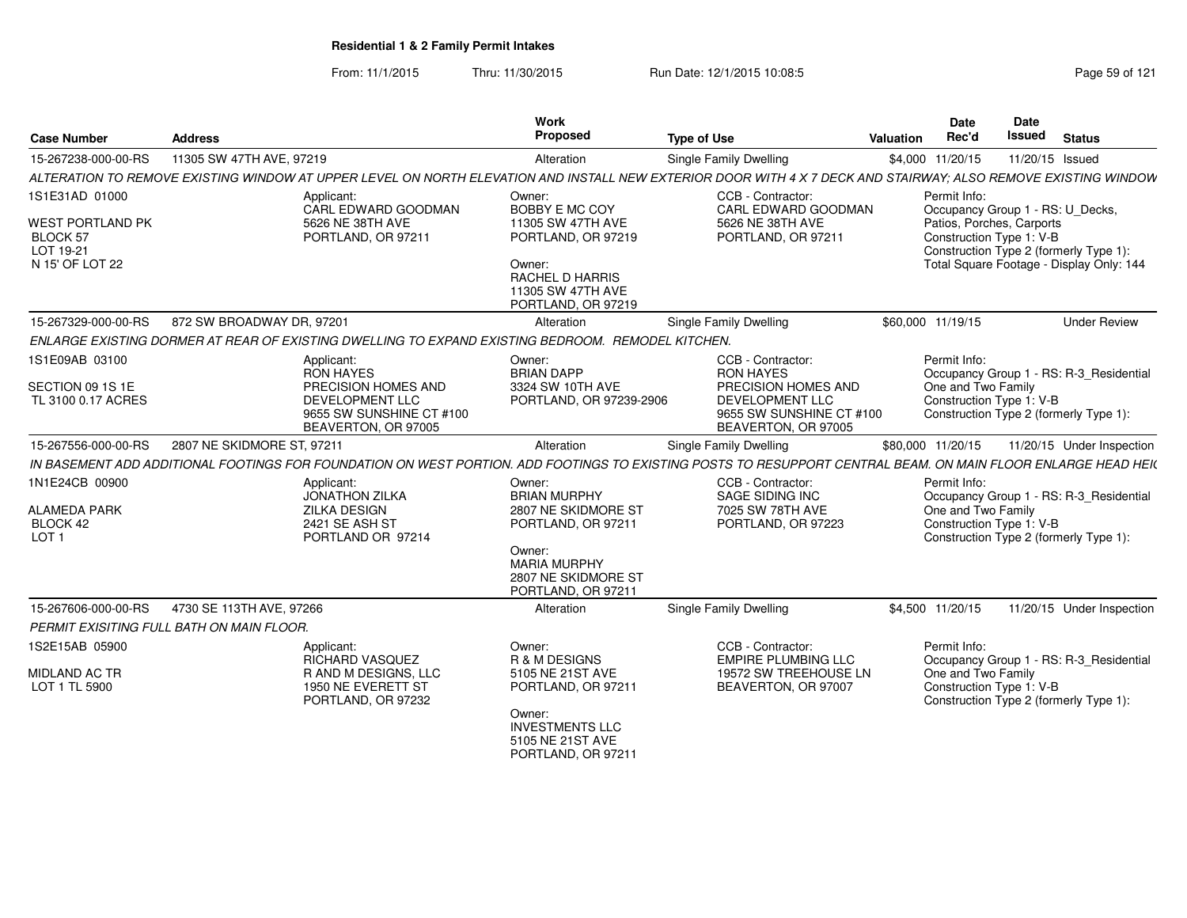**Residential 1 & 2 Family Permit Intakes**

From: 11/1/2015 Thru: 11/30/2015 Run Date: 12/1/2015 10:08:5

| Case Number | Address | Work Proposed | Type of Use | Valuation | Date Rec'd | Date Issued | Status |
|---|---|---|---|---|---|---|---|
| 15-267238-000-00-RS | 11305 SW 47TH AVE, 97219 | Alteration | Single Family Dwelling | $4,000 | 11/20/15 | 11/20/15 | Issued |

*ALTERATION TO REMOVE EXISTING WINDOW AT UPPER LEVEL ON NORTH ELEVATION AND INSTALL NEW EXTERIOR DOOR WITH 4 X 7 DECK AND STAIRWAY; ALSO REMOVE EXISTING WINDOW*

1S1E31AD 01000
WEST PORTLAND PK
BLOCK 57
LOT 19-21
N 15' OF LOT 22

Applicant:
CARL EDWARD GOODMAN
5626 NE 38TH AVE
PORTLAND, OR 97211

Owner:
BOBBY E MC COY
11305 SW 47TH AVE
PORTLAND, OR 97219

Owner:
RACHEL D HARRIS
11305 SW 47TH AVE
PORTLAND, OR 97219

CCB - Contractor:
CARL EDWARD GOODMAN
5626 NE 38TH AVE
PORTLAND, OR 97211

Permit Info:
Occupancy Group 1 - RS: U_Decks, Patios, Porches, Carports
Construction Type 1: V-B
Construction Type 2 (formerly Type 1):
Total Square Footage - Display Only: 144

| Case Number | Address | Work Proposed | Type of Use | Valuation | Date Rec'd | Date Issued | Status |
|---|---|---|---|---|---|---|---|
| 15-267329-000-00-RS | 872 SW BROADWAY DR, 97201 | Alteration | Single Family Dwelling | $60,000 | 11/19/15 | | Under Review |

*ENLARGE EXISTING DORMER AT REAR OF EXISTING DWELLING TO EXPAND EXISTING BEDROOM. REMODEL KITCHEN.*

1S1E09AB 03100
SECTION 09 1S 1E
TL 3100 0.17 ACRES

Applicant:
RON HAYES
PRECISION HOMES AND DEVELOPMENT LLC
9655 SW SUNSHINE CT #100
BEAVERTON, OR 97005

Owner:
BRIAN DAPP
3324 SW 10TH AVE
PORTLAND, OR 97239-2906

CCB - Contractor:
RON HAYES
PRECISION HOMES AND DEVELOPMENT LLC
9655 SW SUNSHINE CT #100
BEAVERTON, OR 97005

Permit Info:
Occupancy Group 1 - RS: R-3_Residential One and Two Family
Construction Type 1: V-B
Construction Type 2 (formerly Type 1):

| Case Number | Address | Work Proposed | Type of Use | Valuation | Date Rec'd | Date Issued | Status |
|---|---|---|---|---|---|---|---|
| 15-267556-000-00-RS | 2807 NE SKIDMORE ST, 97211 | Alteration | Single Family Dwelling | $80,000 | 11/20/15 | 11/20/15 | Under Inspection |

*IN BASEMENT ADD ADDITIONAL FOOTINGS FOR FOUNDATION ON WEST PORTION. ADD FOOTINGS TO EXISTING POSTS TO RESUPPORT CENTRAL BEAM. ON MAIN FLOOR ENLARGE HEAD HEI*

1N1E24CB 00900
ALAMEDA PARK
BLOCK 42
LOT 1

Applicant:
JONATHON ZILKA
ZILKA DESIGN
2421 SE ASH ST
PORTLAND OR 97214

Owner:
BRIAN MURPHY
2807 NE SKIDMORE ST
PORTLAND, OR 97211

Owner:
MARIA MURPHY
2807 NE SKIDMORE ST
PORTLAND, OR 97211

CCB - Contractor:
SAGE SIDING INC
7025 SW 78TH AVE
PORTLAND, OR 97223

Permit Info:
Occupancy Group 1 - RS: R-3_Residential One and Two Family
Construction Type 1: V-B
Construction Type 2 (formerly Type 1):

| Case Number | Address | Work Proposed | Type of Use | Valuation | Date Rec'd | Date Issued | Status |
|---|---|---|---|---|---|---|---|
| 15-267606-000-00-RS | 4730 SE 113TH AVE, 97266 | Alteration | Single Family Dwelling | $4,500 | 11/20/15 | 11/20/15 | Under Inspection |

*PERMIT EXISITING FULL BATH ON MAIN FLOOR.*

1S2E15AB 05900
MIDLAND AC TR
LOT 1 TL 5900

Applicant:
RICHARD VASQUEZ
R AND M DESIGNS, LLC
1950 NE EVERETT ST
PORTLAND, OR 97232

Owner:
R & M DESIGNS
5105 NE 21ST AVE
PORTLAND, OR 97211

Owner:
INVESTMENTS LLC
5105 NE 21ST AVE
PORTLAND, OR 97211

CCB - Contractor:
EMPIRE PLUMBING LLC
19572 SW TREEHOUSE LN
BEAVERTON, OR 97007

Permit Info:
Occupancy Group 1 - RS: R-3_Residential One and Two Family
Construction Type 1: V-B
Construction Type 2 (formerly Type 1):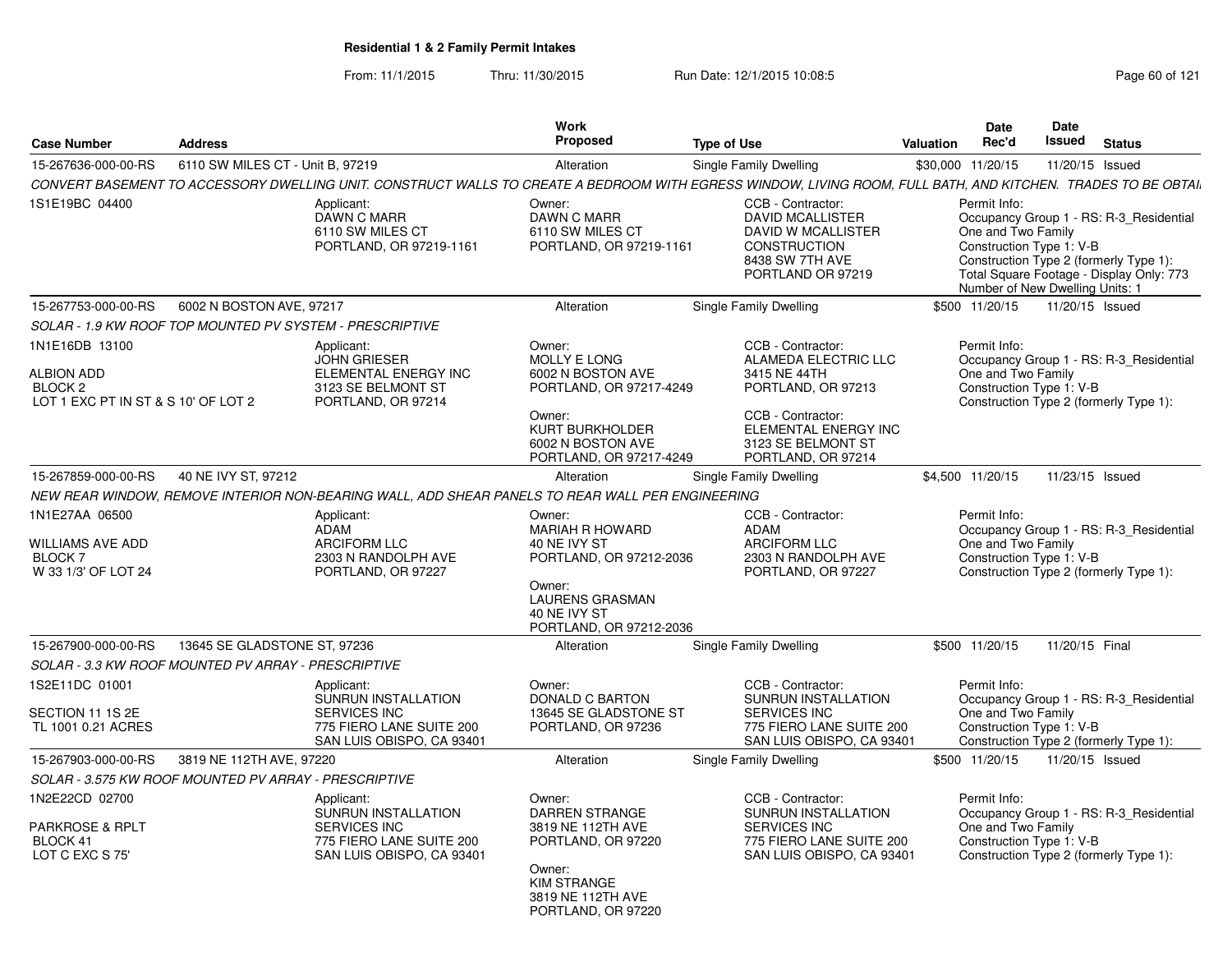**Residential 1 & 2 Family Permit Intakes**

From: 11/1/2015 Thru: 11/30/2015 Run Date: 12/1/2015 10:08:5

| Case Number | Address | Work Proposed | Type of Use | Valuation | Date Rec'd | Date Issued | Status |
|---|---|---|---|---|---|---|---|
| 15-267636-000-00-RS | 6110 SW MILES CT - Unit B, 97219 | Alteration | Single Family Dwelling | $30,000 | 11/20/15 | 11/20/15 | Issued |

*CONVERT BASEMENT TO ACCESSORY DWELLING UNIT. CONSTRUCT WALLS TO CREATE A BEDROOM WITH EGRESS WINDOW, LIVING ROOM, FULL BATH, AND KITCHEN. TRADES TO BE OBTAI*

1S1E19BC 04400

Applicant: DAWN C MARR, 6110 SW MILES CT, PORTLAND, OR 97219-1161

Owner: DAWN C MARR, 6110 SW MILES CT, PORTLAND, OR 97219-1161

CCB - Contractor: DAVID MCALLISTER, DAVID W MCALLISTER CONSTRUCTION, 8438 SW 7TH AVE, PORTLAND OR 97219

Permit Info: Occupancy Group 1 - RS: R-3_Residential One and Two Family; Construction Type 1: V-B; Construction Type 2 (formerly Type 1):; Total Square Footage - Display Only: 773; Number of New Dwelling Units: 1

| Case Number | Address | Work Proposed | Type of Use | Valuation | Date Rec'd | Date Issued | Status |
|---|---|---|---|---|---|---|---|
| 15-267753-000-00-RS | 6002 N BOSTON AVE, 97217 | Alteration | Single Family Dwelling | $500 | 11/20/15 | 11/20/15 | Issued |

*SOLAR - 1.9 KW ROOF TOP MOUNTED PV SYSTEM - PRESCRIPTIVE*

1N1E16DB 13100; ALBION ADD; BLOCK 2; LOT 1 EXC PT IN ST & S 10' OF LOT 2

Applicant: JOHN GRIESER, ELEMENTAL ENERGY INC, 3123 SE BELMONT ST, PORTLAND, OR 97214

Owner: MOLLY E LONG, 6002 N BOSTON AVE, PORTLAND, OR 97217-4249

Owner: KURT BURKHOLDER, 6002 N BOSTON AVE, PORTLAND, OR 97217-4249

CCB - Contractor: ALAMEDA ELECTRIC LLC, 3415 NE 44TH, PORTLAND, OR 97213

CCB - Contractor: ELEMENTAL ENERGY INC, 3123 SE BELMONT ST, PORTLAND, OR 97214

Permit Info: Occupancy Group 1 - RS: R-3_Residential One and Two Family; Construction Type 1: V-B; Construction Type 2 (formerly Type 1):

| Case Number | Address | Work Proposed | Type of Use | Valuation | Date Rec'd | Date Issued | Status |
|---|---|---|---|---|---|---|---|
| 15-267859-000-00-RS | 40 NE IVY ST, 97212 | Alteration | Single Family Dwelling | $4,500 | 11/20/15 | 11/23/15 | Issued |

*NEW REAR WINDOW, REMOVE INTERIOR NON-BEARING WALL, ADD SHEAR PANELS TO REAR WALL PER ENGINEERING*

1N1E27AA 06500; WILLIAMS AVE ADD; BLOCK 7; W 33 1/3' OF LOT 24

Applicant: ADAM, ARCIFORM LLC, 2303 N RANDOLPH AVE, PORTLAND, OR 97227

Owner: MARIAH R HOWARD, 40 NE IVY ST, PORTLAND, OR 97212-2036

Owner: LAURENS GRASMAN, 40 NE IVY ST, PORTLAND, OR 97212-2036

CCB - Contractor: ADAM, ARCIFORM LLC, 2303 N RANDOLPH AVE, PORTLAND, OR 97227

Permit Info: Occupancy Group 1 - RS: R-3_Residential One and Two Family; Construction Type 1: V-B; Construction Type 2 (formerly Type 1):

| Case Number | Address | Work Proposed | Type of Use | Valuation | Date Rec'd | Date Issued | Status |
|---|---|---|---|---|---|---|---|
| 15-267900-000-00-RS | 13645 SE GLADSTONE ST, 97236 | Alteration | Single Family Dwelling | $500 | 11/20/15 | 11/20/15 | Final |

*SOLAR - 3.3 KW ROOF MOUNTED PV ARRAY - PRESCRIPTIVE*

1S2E11DC 01001; SECTION 11 1S 2E; TL 1001 0.21 ACRES

Applicant: SUNRUN INSTALLATION SERVICES INC, 775 FIERO LANE SUITE 200, SAN LUIS OBISPO, CA 93401

Owner: DONALD C BARTON, 13645 SE GLADSTONE ST, PORTLAND, OR 97236

CCB - Contractor: SUNRUN INSTALLATION SERVICES INC, 775 FIERO LANE SUITE 200, SAN LUIS OBISPO, CA 93401

Permit Info: Occupancy Group 1 - RS: R-3_Residential One and Two Family; Construction Type 1: V-B; Construction Type 2 (formerly Type 1):

| Case Number | Address | Work Proposed | Type of Use | Valuation | Date Rec'd | Date Issued | Status |
|---|---|---|---|---|---|---|---|
| 15-267903-000-00-RS | 3819 NE 112TH AVE, 97220 | Alteration | Single Family Dwelling | $500 | 11/20/15 | 11/20/15 | Issued |

*SOLAR - 3.575 KW ROOF MOUNTED PV ARRAY - PRESCRIPTIVE*

1N2E22CD 02700; PARKROSE & RPLT; BLOCK 41; LOT C EXC S 75'

Applicant: SUNRUN INSTALLATION SERVICES INC, 775 FIERO LANE SUITE 200, SAN LUIS OBISPO, CA 93401

Owner: DARREN STRANGE, 3819 NE 112TH AVE, PORTLAND, OR 97220

Owner: KIM STRANGE, 3819 NE 112TH AVE, PORTLAND, OR 97220

CCB - Contractor: SUNRUN INSTALLATION SERVICES INC, 775 FIERO LANE SUITE 200, SAN LUIS OBISPO, CA 93401

Permit Info: Occupancy Group 1 - RS: R-3_Residential One and Two Family; Construction Type 1: V-B; Construction Type 2 (formerly Type 1):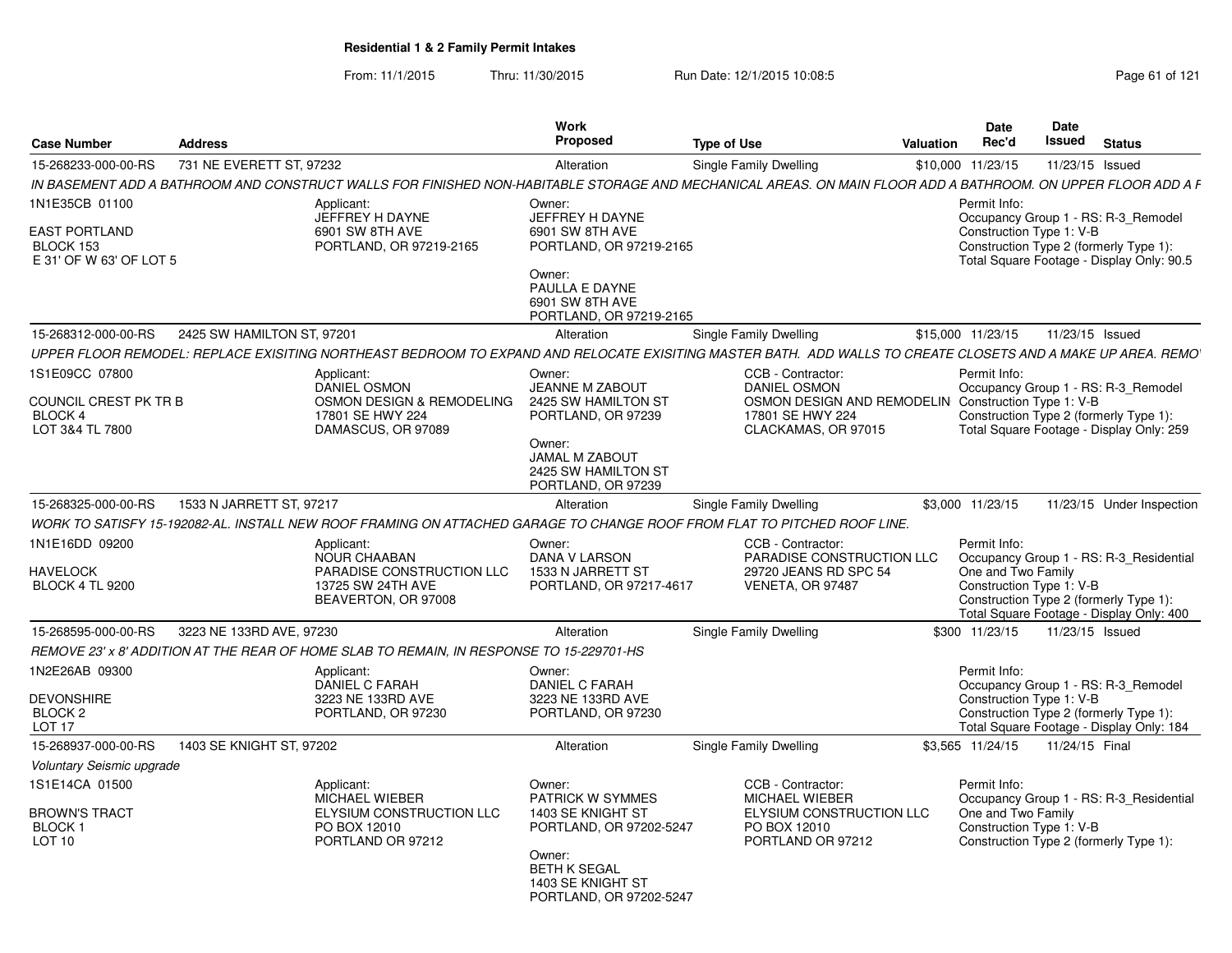## Residential 1 & 2 Family Permit Intakes

From: 11/1/2015 Thru: 11/30/2015 Run Date: 12/1/2015 10:08:5

| Case Number | Address | Work Proposed | Type of Use | Valuation | Date Rec'd | Date Issued | Status |
|---|---|---|---|---|---|---|---|
| 15-268233-000-00-RS | 731 NE EVERETT ST, 97232 | Alteration | Single Family Dwelling | $10,000 | 11/23/15 | 11/23/15 | Issued |

*IN BASEMENT ADD A BATHROOM AND CONSTRUCT WALLS FOR FINISHED NON-HABITABLE STORAGE AND MECHANICAL AREAS. ON MAIN FLOOR ADD A BATHROOM. ON UPPER FLOOR ADD A F*

1N1E35CB 01100
EAST PORTLAND
BLOCK 153
E 31' OF W 63' OF LOT 5

Applicant:
JEFFREY H DAYNE
6901 SW 8TH AVE
PORTLAND, OR 97219-2165

Owner:
JEFFREY H DAYNE
6901 SW 8TH AVE
PORTLAND, OR 97219-2165

Owner:
PAULLA E DAYNE
6901 SW 8TH AVE
PORTLAND, OR 97219-2165

Permit Info:
Occupancy Group 1 - RS: R-3_Remodel
Construction Type 1: V-B
Construction Type 2 (formerly Type 1):
Total Square Footage - Display Only: 90.5

| Case Number | Address | Work Proposed | Type of Use | Valuation | Date Rec'd | Date Issued | Status |
|---|---|---|---|---|---|---|---|
| 15-268312-000-00-RS | 2425 SW HAMILTON ST, 97201 | Alteration | Single Family Dwelling | $15,000 | 11/23/15 | 11/23/15 | Issued |

*UPPER FLOOR REMODEL: REPLACE EXISITING NORTHEAST BEDROOM TO EXPAND AND RELOCATE EXISITING MASTER BATH. ADD WALLS TO CREATE CLOSETS AND A MAKE UP AREA. REMO*

1S1E09CC 07800
COUNCIL CREST PK TR B
BLOCK 4
LOT 3&4 TL 7800

Applicant:
DANIEL OSMON
OSMON DESIGN & REMODELING
17801 SE HWY 224
DAMASCUS, OR 97089

Owner:
JEANNE M ZABOUT
2425 SW HAMILTON ST
PORTLAND, OR 97239

Owner:
JAMAL M ZABOUT
2425 SW HAMILTON ST
PORTLAND, OR 97239

CCB - Contractor:
DANIEL OSMON
OSMON DESIGN AND REMODELIN
17801 SE HWY 224
CLACKAMAS, OR 97015

Permit Info:
Occupancy Group 1 - RS: R-3_Remodel
Construction Type 1: V-B
Construction Type 2 (formerly Type 1):
Total Square Footage - Display Only: 259

| Case Number | Address | Work Proposed | Type of Use | Valuation | Date Rec'd | Date Issued | Status |
|---|---|---|---|---|---|---|---|
| 15-268325-000-00-RS | 1533 N JARRETT ST, 97217 | Alteration | Single Family Dwelling | $3,000 | 11/23/15 | 11/23/15 | Under Inspection |

*WORK TO SATISFY 15-192082-AL. INSTALL NEW ROOF FRAMING ON ATTACHED GARAGE TO CHANGE ROOF FROM FLAT TO PITCHED ROOF LINE.*

1N1E16DD 09200
HAVELOCK
BLOCK 4 TL 9200

Applicant:
NOUR CHAABAN
PARADISE CONSTRUCTION LLC
13725 SW 24TH AVE
BEAVERTON, OR 97008

Owner:
DANA V LARSON
1533 N JARRETT ST
PORTLAND, OR 97217-4617

CCB - Contractor:
PARADISE CONSTRUCTION LLC
29720 JEANS RD SPC 54
VENETA, OR 97487

Permit Info:
Occupancy Group 1 - RS: R-3_Residential One and Two Family
Construction Type 1: V-B
Construction Type 2 (formerly Type 1):
Total Square Footage - Display Only: 400

| Case Number | Address | Work Proposed | Type of Use | Valuation | Date Rec'd | Date Issued | Status |
|---|---|---|---|---|---|---|---|
| 15-268595-000-00-RS | 3223 NE 133RD AVE, 97230 | Alteration | Single Family Dwelling | $300 | 11/23/15 | 11/23/15 | Issued |

*REMOVE 23' x 8' ADDITION AT THE REAR OF HOME SLAB TO REMAIN, IN RESPONSE TO 15-229701-HS*

1N2E26AB 09300
DEVONSHIRE
BLOCK 2
LOT 17

Applicant:
DANIEL C FARAH
3223 NE 133RD AVE
PORTLAND, OR 97230

Owner:
DANIEL C FARAH
3223 NE 133RD AVE
PORTLAND, OR 97230

Permit Info:
Occupancy Group 1 - RS: R-3_Remodel
Construction Type 1: V-B
Construction Type 2 (formerly Type 1):
Total Square Footage - Display Only: 184

| Case Number | Address | Work Proposed | Type of Use | Valuation | Date Rec'd | Date Issued | Status |
|---|---|---|---|---|---|---|---|
| 15-268937-000-00-RS | 1403 SE KNIGHT ST, 97202 | Alteration | Single Family Dwelling | $3,565 | 11/24/15 | 11/24/15 | Final |

*Voluntary Seismic upgrade*

1S1E14CA 01500
BROWN'S TRACT
BLOCK 1
LOT 10

Applicant:
MICHAEL WIEBER
ELYSIUM CONSTRUCTION LLC
PO BOX 12010
PORTLAND OR 97212

Owner:
PATRICK W SYMMES
1403 SE KNIGHT ST
PORTLAND, OR 97202-5247

Owner:
BETH K SEGAL
1403 SE KNIGHT ST
PORTLAND, OR 97202-5247

CCB - Contractor:
MICHAEL WIEBER
ELYSIUM CONSTRUCTION LLC
PO BOX 12010
PORTLAND OR 97212

Permit Info:
Occupancy Group 1 - RS: R-3_Residential One and Two Family
Construction Type 1: V-B
Construction Type 2 (formerly Type 1):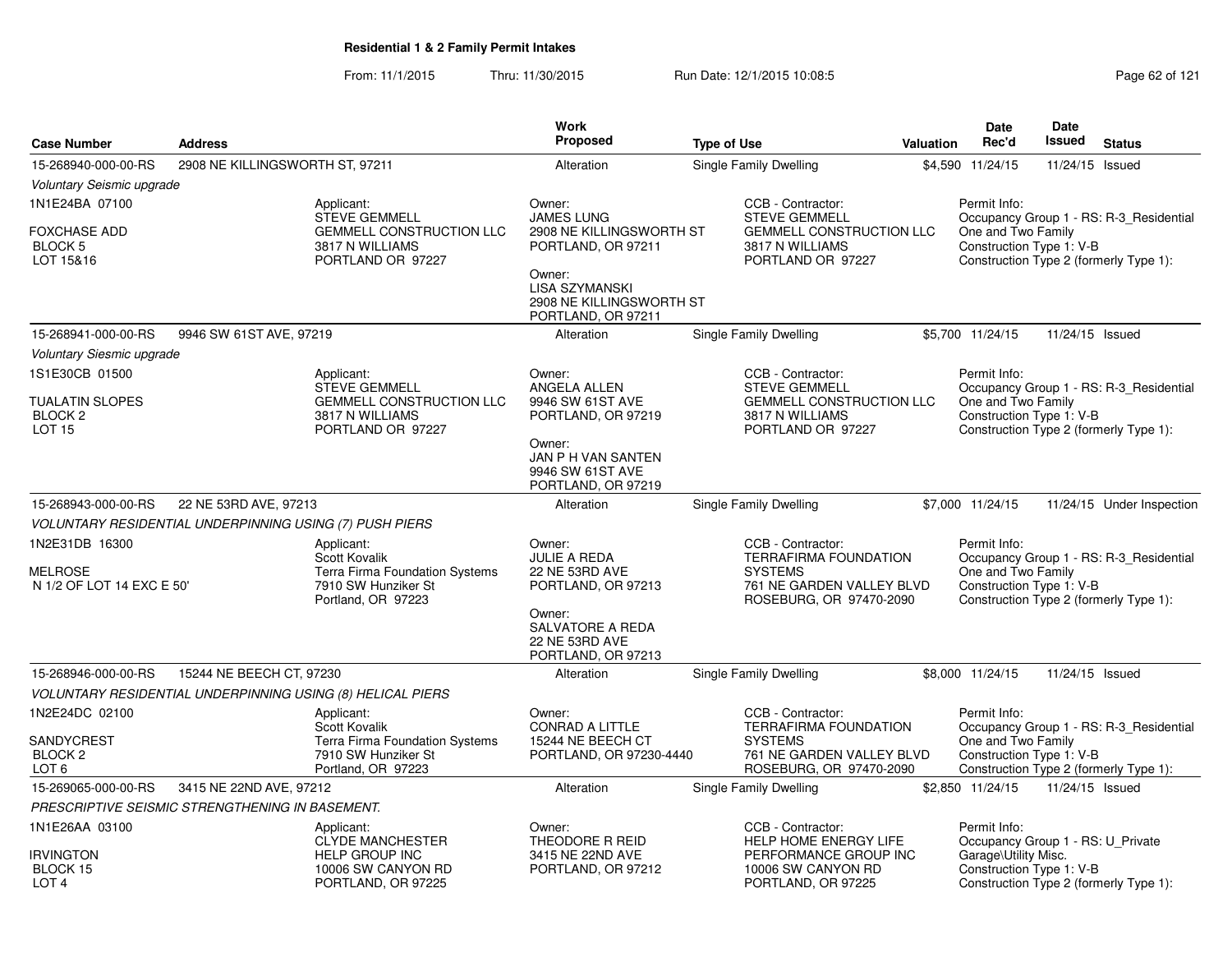## Residential 1 & 2 Family Permit Intakes

From: 11/1/2015 Thru: 11/30/2015 Run Date: 12/1/2015 10:08:5

| Case Number | Address | Work Proposed | Type of Use | Valuation | Date Rec'd | Date Issued | Status |
|---|---|---|---|---|---|---|---|
| 15-268940-000-00-RS | 2908 NE KILLINGSWORTH ST, 97211 | Alteration | Single Family Dwelling | $4,590 | 11/24/15 | 11/24/15 | Issued |

*Voluntary Seismic upgrade*

1N1E24BA 07100
FOXCHASE ADD
BLOCK 5
LOT 15&16

Applicant:
STEVE GEMMELL
GEMMELL CONSTRUCTION LLC
3817 N WILLIAMS
PORTLAND OR 97227

Owner:
JAMES LUNG
2908 NE KILLINGSWORTH ST
PORTLAND, OR 97211

Owner:
LISA SZYMANSKI
2908 NE KILLINGSWORTH ST
PORTLAND, OR 97211

CCB - Contractor:
STEVE GEMMELL
GEMMELL CONSTRUCTION LLC
3817 N WILLIAMS
PORTLAND OR 97227

Permit Info:
Occupancy Group 1 - RS: R-3_Residential One and Two Family
Construction Type 1: V-B
Construction Type 2 (formerly Type 1):

| Case Number | Address | Work Proposed | Type of Use | Valuation | Date Rec'd | Date Issued | Status |
|---|---|---|---|---|---|---|---|
| 15-268941-000-00-RS | 9946 SW 61ST AVE, 97219 | Alteration | Single Family Dwelling | $5,700 | 11/24/15 | 11/24/15 | Issued |

*Voluntary Siesmic upgrade*

1S1E30CB 01500
TUALATIN SLOPES
BLOCK 2
LOT 15

Applicant:
STEVE GEMMELL
GEMMELL CONSTRUCTION LLC
3817 N WILLIAMS
PORTLAND OR 97227

Owner:
ANGELA ALLEN
9946 SW 61ST AVE
PORTLAND, OR 97219

Owner:
JAN P H VAN SANTEN
9946 SW 61ST AVE
PORTLAND, OR 97219

CCB - Contractor:
STEVE GEMMELL
GEMMELL CONSTRUCTION LLC
3817 N WILLIAMS
PORTLAND OR 97227

Permit Info:
Occupancy Group 1 - RS: R-3_Residential One and Two Family
Construction Type 1: V-B
Construction Type 2 (formerly Type 1):

| Case Number | Address | Work Proposed | Type of Use | Valuation | Date Rec'd | Date Issued | Status |
|---|---|---|---|---|---|---|---|
| 15-268943-000-00-RS | 22 NE 53RD AVE, 97213 | Alteration | Single Family Dwelling | $7,000 | 11/24/15 | 11/24/15 | Under Inspection |

*VOLUNTARY RESIDENTIAL UNDERPINNING USING (7) PUSH PIERS*

1N2E31DB 16300
MELROSE
N 1/2 OF LOT 14 EXC E 50'

Applicant:
Scott Kovalik
Terra Firma Foundation Systems
7910 SW Hunziker St
Portland, OR 97223

Owner:
JULIE A REDA
22 NE 53RD AVE
PORTLAND, OR 97213

Owner:
SALVATORE A REDA
22 NE 53RD AVE
PORTLAND, OR 97213

CCB - Contractor:
TERRAFIRMA FOUNDATION SYSTEMS
761 NE GARDEN VALLEY BLVD
ROSEBURG, OR 97470-2090

Permit Info:
Occupancy Group 1 - RS: R-3_Residential One and Two Family
Construction Type 1: V-B
Construction Type 2 (formerly Type 1):

| Case Number | Address | Work Proposed | Type of Use | Valuation | Date Rec'd | Date Issued | Status |
|---|---|---|---|---|---|---|---|
| 15-268946-000-00-RS | 15244 NE BEECH CT, 97230 | Alteration | Single Family Dwelling | $8,000 | 11/24/15 | 11/24/15 | Issued |

*VOLUNTARY RESIDENTIAL UNDERPINNING USING (8) HELICAL PIERS*

1N2E24DC 02100
SANDYCREST
BLOCK 2
LOT 6

Applicant:
Scott Kovalik
Terra Firma Foundation Systems
7910 SW Hunziker St
Portland, OR 97223

Owner:
CONRAD A LITTLE
15244 NE BEECH CT
PORTLAND, OR 97230-4440

CCB - Contractor:
TERRAFIRMA FOUNDATION SYSTEMS
761 NE GARDEN VALLEY BLVD
ROSEBURG, OR 97470-2090

Permit Info:
Occupancy Group 1 - RS: R-3_Residential One and Two Family
Construction Type 1: V-B
Construction Type 2 (formerly Type 1):

| Case Number | Address | Work Proposed | Type of Use | Valuation | Date Rec'd | Date Issued | Status |
|---|---|---|---|---|---|---|---|
| 15-269065-000-00-RS | 3415 NE 22ND AVE, 97212 | Alteration | Single Family Dwelling | $2,850 | 11/24/15 | 11/24/15 | Issued |

*PRESCRIPTIVE SEISMIC STRENGTHENING IN BASEMENT.*

1N1E26AA 03100
IRVINGTON
BLOCK 15
LOT 4

Applicant:
CLYDE MANCHESTER
HELP GROUP INC
10006 SW CANYON RD
PORTLAND, OR 97225

Owner:
THEODORE R REID
3415 NE 22ND AVE
PORTLAND, OR 97212

CCB - Contractor:
HELP HOME ENERGY LIFE PERFORMANCE GROUP INC
10006 SW CANYON RD
PORTLAND, OR 97225

Permit Info:
Occupancy Group 1 - RS: U_Private Garage\Utility Misc.
Construction Type 1: V-B
Construction Type 2 (formerly Type 1):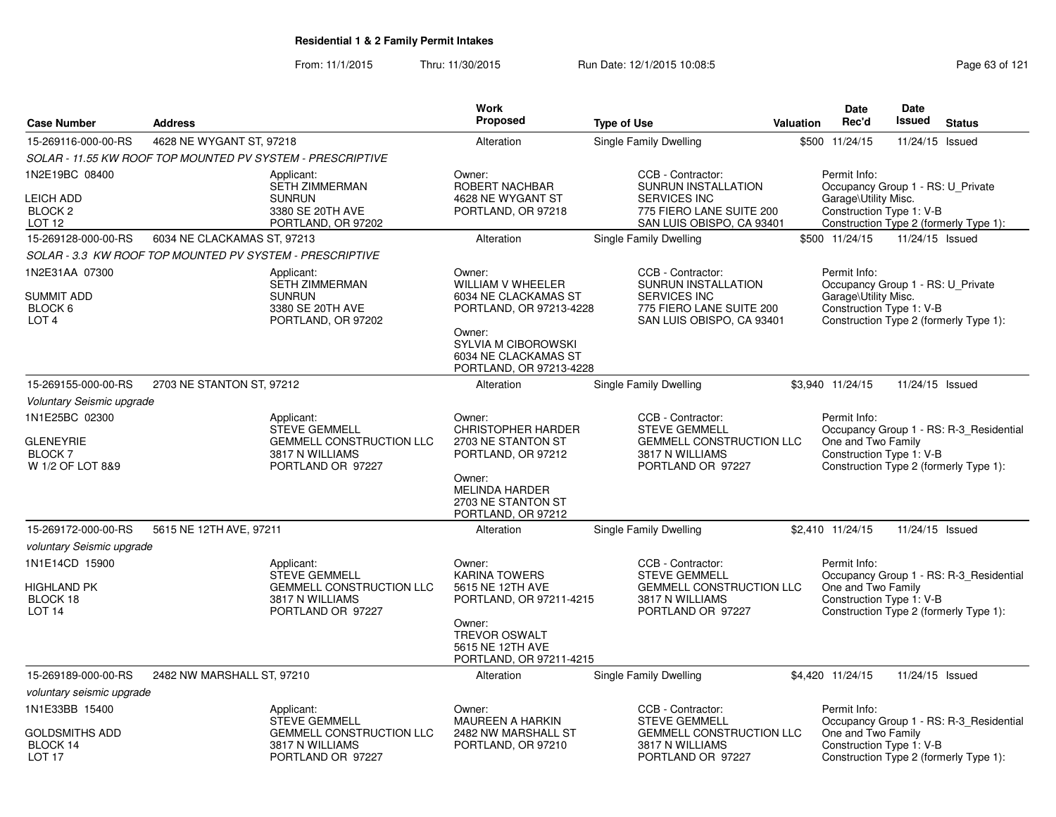## Residential 1 & 2 Family Permit Intakes

From: 11/1/2015 Thru: 11/30/2015 Run Date: 12/1/2015 10:08:5

| Case Number | Address | Work Proposed | Type of Use | Valuation | Date Rec'd | Date Issued | Status |
|---|---|---|---|---|---|---|---|
| 15-269116-000-00-RS | 4628 NE WYGANT ST, 97218 | Alteration | Single Family Dwelling | $500 | 11/24/15 | 11/24/15 | Issued |

SOLAR - 11.55 KW ROOF TOP MOUNTED PV SYSTEM - PRESCRIPTIVE

1N2E19BC 08400
LEICH ADD
BLOCK 2
LOT 12

Applicant: SETH ZIMMERMAN, SUNRUN, 3380 SE 20TH AVE, PORTLAND, OR 97202

Owner: ROBERT NACHBAR, 4628 NE WYGANT ST, PORTLAND, OR 97218

CCB - Contractor: SUNRUN INSTALLATION SERVICES INC, 775 FIERO LANE SUITE 200, SAN LUIS OBISPO, CA 93401

Permit Info: Occupancy Group 1 - RS: U_Private Garage\Utility Misc. Construction Type 1: V-B Construction Type 2 (formerly Type 1):

| Case Number | Address | Work Proposed | Type of Use | Valuation | Date Rec'd | Date Issued | Status |
|---|---|---|---|---|---|---|---|
| 15-269128-000-00-RS | 6034 NE CLACKAMAS ST, 97213 | Alteration | Single Family Dwelling | $500 | 11/24/15 | 11/24/15 | Issued |

SOLAR - 3.3 KW ROOF TOP MOUNTED PV SYSTEM - PRESCRIPTIVE

1N2E31AA 07300
SUMMIT ADD
BLOCK 6
LOT 4

Applicant: SETH ZIMMERMAN, SUNRUN, 3380 SE 20TH AVE, PORTLAND, OR 97202

Owner: WILLIAM V WHEELER, 6034 NE CLACKAMAS ST, PORTLAND, OR 97213-4228

Owner: SYLVIA M CIBOROWSKI, 6034 NE CLACKAMAS ST, PORTLAND, OR 97213-4228

CCB - Contractor: SUNRUN INSTALLATION SERVICES INC, 775 FIERO LANE SUITE 200, SAN LUIS OBISPO, CA 93401

Permit Info: Occupancy Group 1 - RS: U_Private Garage\Utility Misc. Construction Type 1: V-B Construction Type 2 (formerly Type 1):

| Case Number | Address | Work Proposed | Type of Use | Valuation | Date Rec'd | Date Issued | Status |
|---|---|---|---|---|---|---|---|
| 15-269155-000-00-RS | 2703 NE STANTON ST, 97212 | Alteration | Single Family Dwelling | $3,940 | 11/24/15 | 11/24/15 | Issued |

Voluntary Seismic upgrade

1N1E25BC 02300
GLENEYRIE
BLOCK 7
W 1/2 OF LOT 8&9

Applicant: STEVE GEMMELL, GEMMELL CONSTRUCTION LLC, 3817 N WILLIAMS, PORTLAND OR 97227

Owner: CHRISTOPHER HARDER, 2703 NE STANTON ST, PORTLAND, OR 97212

Owner: MELINDA HARDER, 2703 NE STANTON ST, PORTLAND, OR 97212

CCB - Contractor: STEVE GEMMELL, GEMMELL CONSTRUCTION LLC, 3817 N WILLIAMS, PORTLAND OR 97227

Permit Info: Occupancy Group 1 - RS: R-3_Residential One and Two Family Construction Type 1: V-B Construction Type 2 (formerly Type 1):

| Case Number | Address | Work Proposed | Type of Use | Valuation | Date Rec'd | Date Issued | Status |
|---|---|---|---|---|---|---|---|
| 15-269172-000-00-RS | 5615 NE 12TH AVE, 97211 | Alteration | Single Family Dwelling | $2,410 | 11/24/15 | 11/24/15 | Issued |

voluntary Seismic upgrade

1N1E14CD 15900
HIGHLAND PK
BLOCK 18
LOT 14

Applicant: STEVE GEMMELL, GEMMELL CONSTRUCTION LLC, 3817 N WILLIAMS, PORTLAND OR 97227

Owner: KARINA TOWERS, 5615 NE 12TH AVE, PORTLAND, OR 97211-4215

Owner: TREVOR OSWALT, 5615 NE 12TH AVE, PORTLAND, OR 97211-4215

CCB - Contractor: STEVE GEMMELL, GEMMELL CONSTRUCTION LLC, 3817 N WILLIAMS, PORTLAND OR 97227

Permit Info: Occupancy Group 1 - RS: R-3_Residential One and Two Family Construction Type 1: V-B Construction Type 2 (formerly Type 1):

| Case Number | Address | Work Proposed | Type of Use | Valuation | Date Rec'd | Date Issued | Status |
|---|---|---|---|---|---|---|---|
| 15-269189-000-00-RS | 2482 NW MARSHALL ST, 97210 | Alteration | Single Family Dwelling | $4,420 | 11/24/15 | 11/24/15 | Issued |

voluntary seismic upgrade

1N1E33BB 15400
GOLDSMITHS ADD
BLOCK 14
LOT 17

Applicant: STEVE GEMMELL, GEMMELL CONSTRUCTION LLC, 3817 N WILLIAMS, PORTLAND OR 97227

Owner: MAUREEN A HARKIN, 2482 NW MARSHALL ST, PORTLAND, OR 97210

CCB - Contractor: STEVE GEMMELL, GEMMELL CONSTRUCTION LLC, 3817 N WILLIAMS, PORTLAND OR 97227

Permit Info: Occupancy Group 1 - RS: R-3_Residential One and Two Family Construction Type 1: V-B Construction Type 2 (formerly Type 1):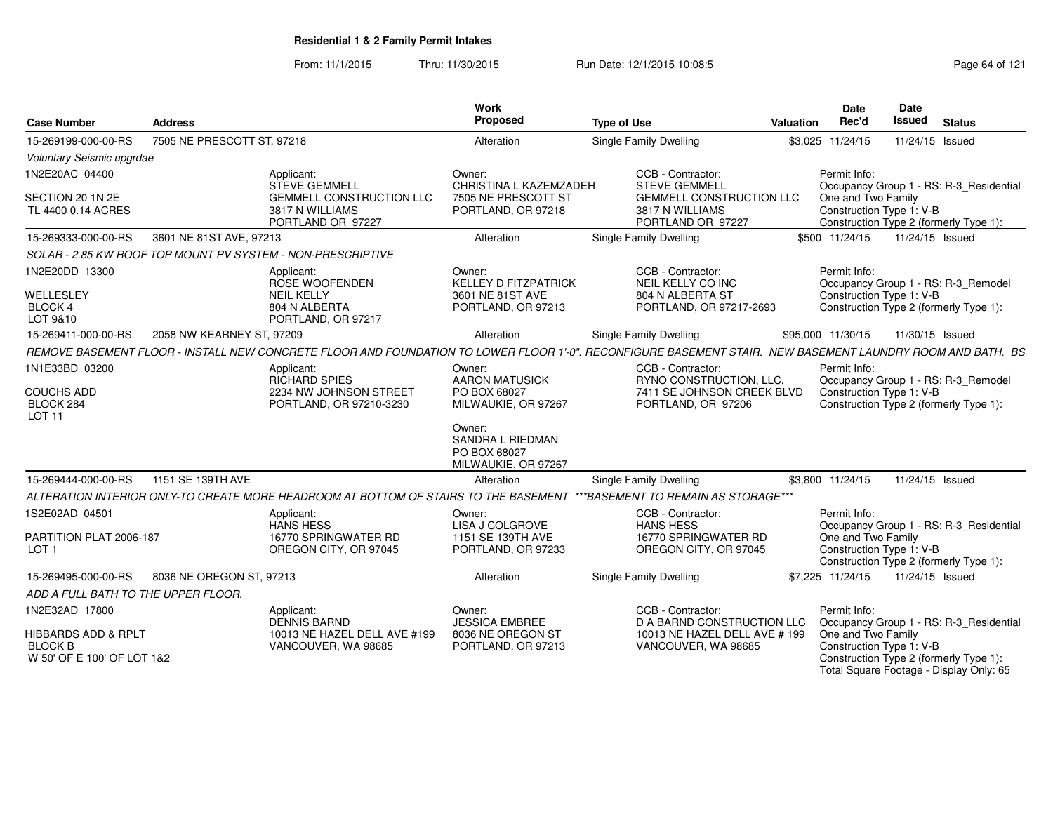## Residential 1 & 2 Family Permit Intakes

From: 11/1/2015 Thru: 11/30/2015 Run Date: 12/1/2015 10:08:5

| Case Number | Address | Work Proposed | Type of Use | Valuation | Date Rec'd | Date Issued | Status |
|---|---|---|---|---|---|---|---|
| 15-269199-000-00-RS | 7505 NE PRESCOTT ST, 97218 | Alteration | Single Family Dwelling | $3,025 | 11/24/15 | 11/24/15 | Issued |

*Voluntary Seismic upgrdae*

1N2E20AC 04400

SECTION 20 1N 2E
TL 4400 0.14 ACRES

Applicant:
STEVE GEMMELL
GEMMELL CONSTRUCTION LLC
3817 N WILLIAMS
PORTLAND OR 97227

Owner:
CHRISTINA L KAZEMZADEH
7505 NE PRESCOTT ST
PORTLAND, OR 97218

CCB - Contractor:
STEVE GEMMELL
GEMMELL CONSTRUCTION LLC
3817 N WILLIAMS
PORTLAND OR 97227

Permit Info:
Occupancy Group 1 - RS: R-3_Residential
One and Two Family
Construction Type 1: V-B
Construction Type 2 (formerly Type 1):

| Case Number | Address | Work Proposed | Type of Use | Valuation | Date Rec'd | Date Issued | Status |
|---|---|---|---|---|---|---|---|
| 15-269333-000-00-RS | 3601 NE 81ST AVE, 97213 | Alteration | Single Family Dwelling | $500 | 11/24/15 | 11/24/15 | Issued |

*SOLAR - 2.85 KW ROOF TOP MOUNT PV SYSTEM - NON-PRESCRIPTIVE*

1N2E20DD 13300

WELLESLEY
BLOCK 4
LOT 9&10

Applicant:
ROSE WOOFENDEN
NEIL KELLY
804 N ALBERTA
PORTLAND, OR 97217

Owner:
KELLEY D FITZPATRICK
3601 NE 81ST AVE
PORTLAND, OR 97213

CCB - Contractor:
NEIL KELLY CO INC
804 N ALBERTA ST
PORTLAND, OR 97217-2693

Permit Info:
Occupancy Group 1 - RS: R-3_Remodel
Construction Type 1: V-B
Construction Type 2 (formerly Type 1):

| Case Number | Address | Work Proposed | Type of Use | Valuation | Date Rec'd | Date Issued | Status |
|---|---|---|---|---|---|---|---|
| 15-269411-000-00-RS | 2058 NW KEARNEY ST, 97209 | Alteration | Single Family Dwelling | $95,000 | 11/30/15 | 11/30/15 | Issued |

*REMOVE BASEMENT FLOOR - INSTALL NEW CONCRETE FLOOR AND FOUNDATION TO LOWER FLOOR 1'-0". RECONFIGURE BASEMENT STAIR. NEW BASEMENT LAUNDRY ROOM AND BATH. BS*

1N1E33BD 03200

COUCHS ADD
BLOCK 284
LOT 11

Applicant:
RICHARD SPIES
2234 NW JOHNSON STREET
PORTLAND, OR 97210-3230

Owner:
AARON MATUSICK
PO BOX 68027
MILWAUKIE, OR 97267

Owner:
SANDRA L RIEDMAN
PO BOX 68027
MILWAUKIE, OR 97267

CCB - Contractor:
RYNO CONSTRUCTION, LLC.
7411 SE JOHNSON CREEK BLVD
PORTLAND, OR 97206

Permit Info:
Occupancy Group 1 - RS: R-3_Remodel
Construction Type 1: V-B
Construction Type 2 (formerly Type 1):

| Case Number | Address | Work Proposed | Type of Use | Valuation | Date Rec'd | Date Issued | Status |
|---|---|---|---|---|---|---|---|
| 15-269444-000-00-RS | 1151 SE 139TH AVE | Alteration | Single Family Dwelling | $3,800 | 11/24/15 | 11/24/15 | Issued |

*ALTERATION INTERIOR ONLY-TO CREATE MORE HEADROOM AT BOTTOM OF STAIRS TO THE BASEMENT \*\*\*BASEMENT TO REMAIN AS STORAGE\*\*\**

1S2E02AD 04501

PARTITION PLAT 2006-187
LOT 1

Applicant:
HANS HESS
16770 SPRINGWATER RD
OREGON CITY, OR 97045

Owner:
LISA J COLGROVE
1151 SE 139TH AVE
PORTLAND, OR 97233

CCB - Contractor:
HANS HESS
16770 SPRINGWATER RD
OREGON CITY, OR 97045

Permit Info:
Occupancy Group 1 - RS: R-3_Residential
One and Two Family
Construction Type 1: V-B
Construction Type 2 (formerly Type 1):

| Case Number | Address | Work Proposed | Type of Use | Valuation | Date Rec'd | Date Issued | Status |
|---|---|---|---|---|---|---|---|
| 15-269495-000-00-RS | 8036 NE OREGON ST, 97213 | Alteration | Single Family Dwelling | $7,225 | 11/24/15 | 11/24/15 | Issued |

*ADD A FULL BATH TO THE UPPER FLOOR.*

1N2E32AD 17800

HIBBARDS ADD & RPLT
BLOCK B
W 50' OF E 100' OF LOT 1&2

Applicant:
DENNIS BARND
10013 NE HAZEL DELL AVE #199
VANCOUVER, WA 98685

Owner:
JESSICA EMBREE
8036 NE OREGON ST
PORTLAND, OR 97213

CCB - Contractor:
D A BARND CONSTRUCTION LLC
10013 NE HAZEL DELL AVE # 199
VANCOUVER, WA 98685

Permit Info:
Occupancy Group 1 - RS: R-3_Residential
One and Two Family
Construction Type 1: V-B
Construction Type 2 (formerly Type 1):
Total Square Footage - Display Only: 65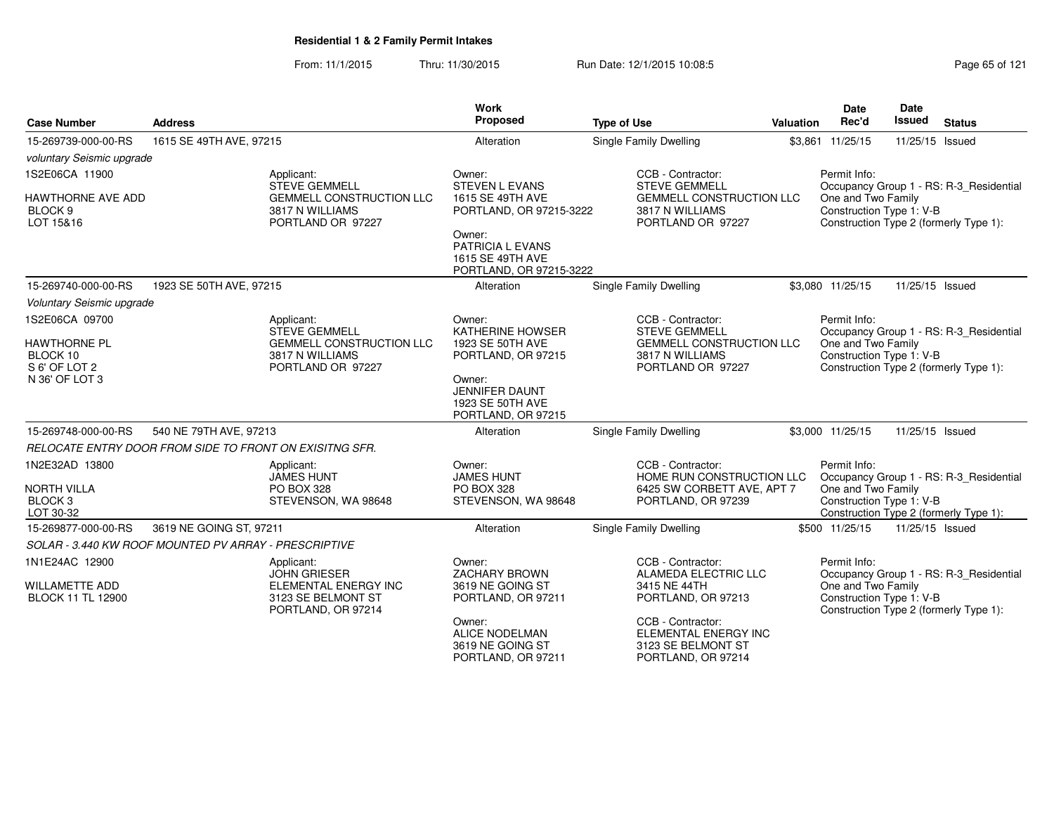## Residential 1 & 2 Family Permit Intakes

From: 11/1/2015 Thru: 11/30/2015 Run Date: 12/1/2015 10:08:5

| Case Number | Address | Work Proposed | Type of Use | Valuation | Date Rec'd | Date Issued | Status |
|---|---|---|---|---|---|---|---|
| 15-269739-000-00-RS | 1615 SE 49TH AVE, 97215 | Alteration | Single Family Dwelling | $3,861 | 11/25/15 | 11/25/15 | Issued |

voluntary Seismic upgrade

1S2E06CA 11900
HAWTHORNE AVE ADD
BLOCK 9
LOT 15&16

Applicant: STEVE GEMMELL, GEMMELL CONSTRUCTION LLC, 3817 N WILLIAMS, PORTLAND OR 97227

Owner: STEVEN L EVANS, 1615 SE 49TH AVE, PORTLAND, OR 97215-3222

Owner: PATRICIA L EVANS, 1615 SE 49TH AVE, PORTLAND, OR 97215-3222

CCB - Contractor: STEVE GEMMELL, GEMMELL CONSTRUCTION LLC, 3817 N WILLIAMS, PORTLAND OR 97227

Permit Info: Occupancy Group 1 - RS: R-3_Residential One and Two Family; Construction Type 1: V-B; Construction Type 2 (formerly Type 1):

| Case Number | Address | Work Proposed | Type of Use | Valuation | Date Rec'd | Date Issued | Status |
|---|---|---|---|---|---|---|---|
| 15-269740-000-00-RS | 1923 SE 50TH AVE, 97215 | Alteration | Single Family Dwelling | $3,080 | 11/25/15 | 11/25/15 | Issued |

Voluntary Seismic upgrade

1S2E06CA 09700
HAWTHORNE PL
BLOCK 10
S 6' OF LOT 2
N 36' OF LOT 3

Applicant: STEVE GEMMELL, GEMMELL CONSTRUCTION LLC, 3817 N WILLIAMS, PORTLAND OR 97227

Owner: KATHERINE HOWSER, 1923 SE 50TH AVE, PORTLAND, OR 97215

Owner: JENNIFER DAUNT, 1923 SE 50TH AVE, PORTLAND, OR 97215

CCB - Contractor: STEVE GEMMELL, GEMMELL CONSTRUCTION LLC, 3817 N WILLIAMS, PORTLAND OR 97227

Permit Info: Occupancy Group 1 - RS: R-3_Residential One and Two Family; Construction Type 1: V-B; Construction Type 2 (formerly Type 1):

| Case Number | Address | Work Proposed | Type of Use | Valuation | Date Rec'd | Date Issued | Status |
|---|---|---|---|---|---|---|---|
| 15-269748-000-00-RS | 540 NE 79TH AVE, 97213 | Alteration | Single Family Dwelling | $3,000 | 11/25/15 | 11/25/15 | Issued |

RELOCATE ENTRY DOOR FROM SIDE TO FRONT ON EXISITNG SFR.

1N2E32AD 13800
NORTH VILLA
BLOCK 3
LOT 30-32

Applicant: JAMES HUNT, PO BOX 328, STEVENSON, WA 98648

Owner: JAMES HUNT, PO BOX 328, STEVENSON, WA 98648

CCB - Contractor: HOME RUN CONSTRUCTION LLC, 6425 SW CORBETT AVE, APT 7, PORTLAND, OR 97239

Permit Info: Occupancy Group 1 - RS: R-3_Residential One and Two Family; Construction Type 1: V-B; Construction Type 2 (formerly Type 1):

| Case Number | Address | Work Proposed | Type of Use | Valuation | Date Rec'd | Date Issued | Status |
|---|---|---|---|---|---|---|---|
| 15-269877-000-00-RS | 3619 NE GOING ST, 97211 | Alteration | Single Family Dwelling | $500 | 11/25/15 | 11/25/15 | Issued |

SOLAR - 3.440 KW ROOF MOUNTED PV ARRAY - PRESCRIPTIVE

1N1E24AC 12900
WILLAMETTE ADD
BLOCK 11 TL 12900

Applicant: JOHN GRIESER, ELEMENTAL ENERGY INC, 3123 SE BELMONT ST, PORTLAND, OR 97214

Owner: ZACHARY BROWN, 3619 NE GOING ST, PORTLAND, OR 97211

Owner: ALICE NODELMAN, 3619 NE GOING ST, PORTLAND, OR 97211

CCB - Contractor: ALAMEDA ELECTRIC LLC, 3415 NE 44TH, PORTLAND, OR 97213

CCB - Contractor: ELEMENTAL ENERGY INC, 3123 SE BELMONT ST, PORTLAND, OR 97214

Permit Info: Occupancy Group 1 - RS: R-3_Residential One and Two Family; Construction Type 1: V-B; Construction Type 2 (formerly Type 1):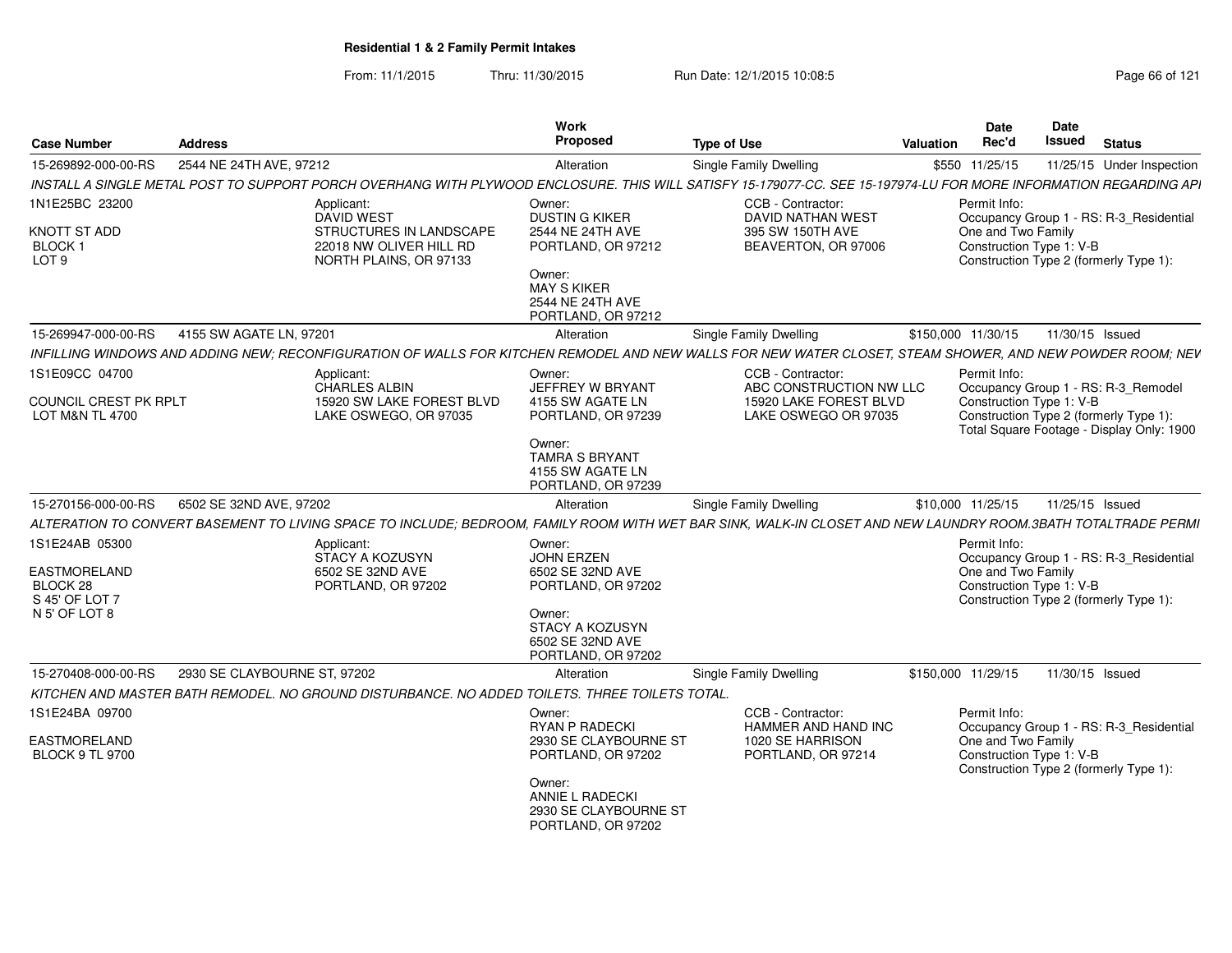**Residential 1 & 2 Family Permit Intakes**

From: 11/1/2015 Thru: 11/30/2015 Run Date: 12/1/2015 10:08:5

| Case Number | Address | Work Proposed | Type of Use | Valuation | Date Rec'd | Date Issued | Status |
|---|---|---|---|---|---|---|---|
| 15-269892-000-00-RS | 2544 NE 24TH AVE, 97212 | Alteration | Single Family Dwelling | $550 | 11/25/15 | 11/25/15 | Under Inspection |

INSTALL A SINGLE METAL POST TO SUPPORT PORCH OVERHANG WITH PLYWOOD ENCLOSURE. THIS WILL SATISFY 15-179077-CC. SEE 15-197974-LU FOR MORE INFORMATION REGARDING API

1N1E25BC 23200
KNOTT ST ADD
BLOCK 1
LOT 9

Applicant:
DAVID WEST
STRUCTURES IN LANDSCAPE
22018 NW OLIVER HILL RD
NORTH PLAINS, OR 97133

Owner:
DUSTIN G KIKER
2544 NE 24TH AVE
PORTLAND, OR 97212

Owner:
MAY S KIKER
2544 NE 24TH AVE
PORTLAND, OR 97212

CCB - Contractor:
DAVID NATHAN WEST
395 SW 150TH AVE
BEAVERTON, OR 97006

Permit Info:
Occupancy Group 1 - RS: R-3_Residential One and Two Family
Construction Type 1: V-B
Construction Type 2 (formerly Type 1):

| Case Number | Address | Work Proposed | Type of Use | Valuation | Date Rec'd | Date Issued | Status |
|---|---|---|---|---|---|---|---|
| 15-269947-000-00-RS | 4155 SW AGATE LN, 97201 | Alteration | Single Family Dwelling | $150,000 | 11/30/15 | 11/30/15 | Issued |

INFILLING WINDOWS AND ADDING NEW; RECONFIGURATION OF WALLS FOR KITCHEN REMODEL AND NEW WALLS FOR NEW WATER CLOSET, STEAM SHOWER, AND NEW POWDER ROOM; NEV

1S1E09CC 04700
COUNCIL CREST PK RPLT
LOT M&N TL 4700

Applicant:
CHARLES ALBIN
15920 SW LAKE FOREST BLVD
LAKE OSWEGO, OR 97035

Owner:
JEFFREY W BRYANT
4155 SW AGATE LN
PORTLAND, OR 97239

Owner:
TAMRA S BRYANT
4155 SW AGATE LN
PORTLAND, OR 97239

CCB - Contractor:
ABC CONSTRUCTION NW LLC
15920 LAKE FOREST BLVD
LAKE OSWEGO OR 97035

Permit Info:
Occupancy Group 1 - RS: R-3_Remodel
Construction Type 1: V-B
Construction Type 2 (formerly Type 1):
Total Square Footage - Display Only: 1900

| Case Number | Address | Work Proposed | Type of Use | Valuation | Date Rec'd | Date Issued | Status |
|---|---|---|---|---|---|---|---|
| 15-270156-000-00-RS | 6502 SE 32ND AVE, 97202 | Alteration | Single Family Dwelling | $10,000 | 11/25/15 | 11/25/15 | Issued |

ALTERATION TO CONVERT BASEMENT TO LIVING SPACE TO INCLUDE; BEDROOM, FAMILY ROOM WITH WET BAR SINK, WALK-IN CLOSET AND NEW LAUNDRY ROOM.3BATH TOTALTRADE PERMI

1S1E24AB 05300
EASTMORELAND
BLOCK 28
S 45' OF LOT 7
N 5' OF LOT 8

Applicant:
STACY A KOZUSYN
6502 SE 32ND AVE
PORTLAND, OR 97202

Owner:
JOHN ERZEN
6502 SE 32ND AVE
PORTLAND, OR 97202

Owner:
STACY A KOZUSYN
6502 SE 32ND AVE
PORTLAND, OR 97202

Permit Info:
Occupancy Group 1 - RS: R-3_Residential One and Two Family
Construction Type 1: V-B
Construction Type 2 (formerly Type 1):

| Case Number | Address | Work Proposed | Type of Use | Valuation | Date Rec'd | Date Issued | Status |
|---|---|---|---|---|---|---|---|
| 15-270408-000-00-RS | 2930 SE CLAYBOURNE ST, 97202 | Alteration | Single Family Dwelling | $150,000 | 11/29/15 | 11/30/15 | Issued |

KITCHEN AND MASTER BATH REMODEL. NO GROUND DISTURBANCE. NO ADDED TOILETS. THREE TOILETS TOTAL.

1S1E24BA 09700
EASTMORELAND
BLOCK 9 TL 9700

Owner:
RYAN P RADECKI
2930 SE CLAYBOURNE ST
PORTLAND, OR 97202

Owner:
ANNIE L RADECKI
2930 SE CLAYBOURNE ST
PORTLAND, OR 97202

CCB - Contractor:
HAMMER AND HAND INC
1020 SE HARRISON
PORTLAND, OR 97214

Permit Info:
Occupancy Group 1 - RS: R-3_Residential One and Two Family
Construction Type 1: V-B
Construction Type 2 (formerly Type 1):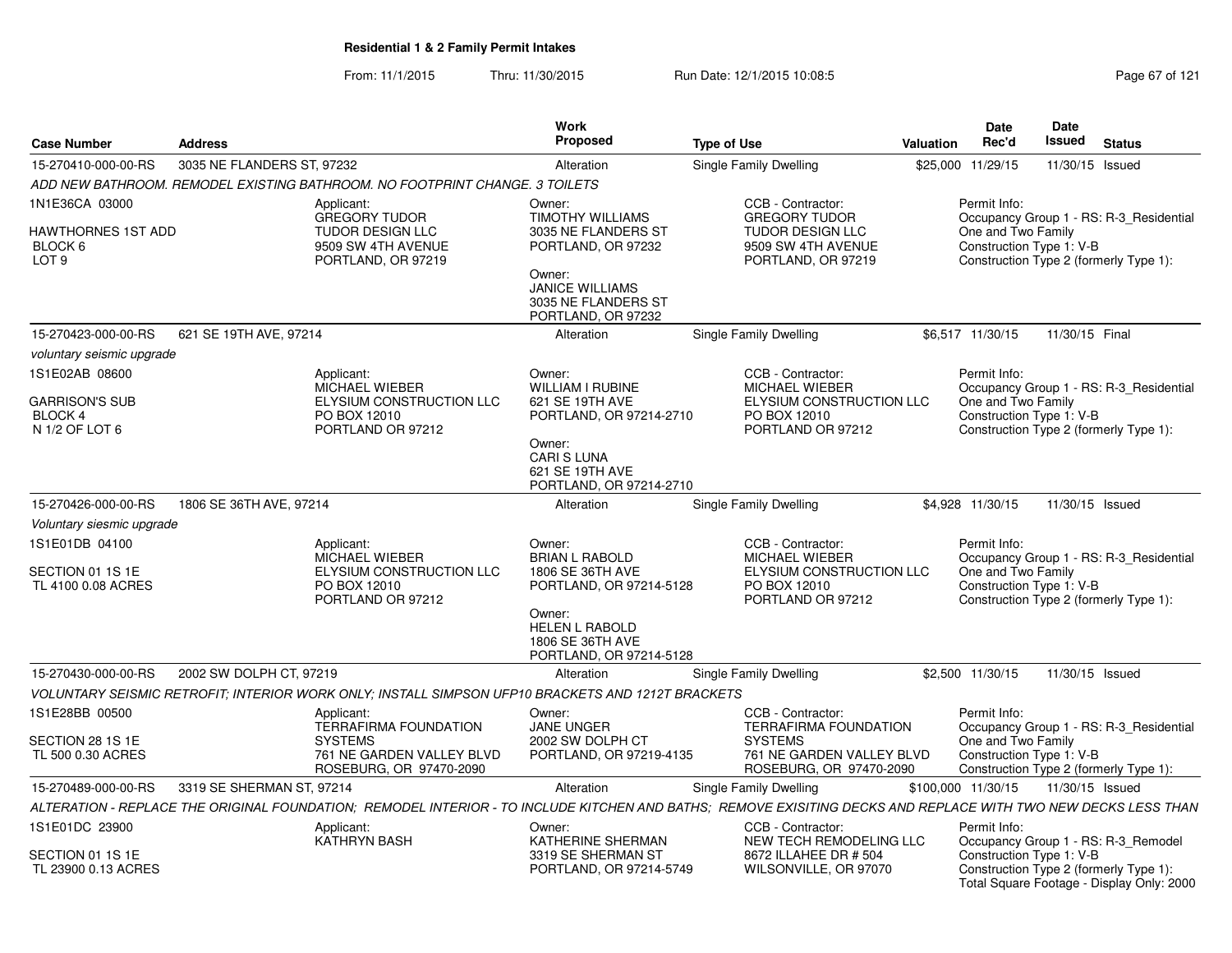**Residential 1 & 2 Family Permit Intakes**

From: 11/1/2015 Thru: 11/30/2015 Run Date: 12/1/2015 10:08:5

| Case Number | Address | Work Proposed | Type of Use | Valuation | Date Rec'd | Date Issued | Status |
|---|---|---|---|---|---|---|---|
| 15-270410-000-00-RS | 3035 NE FLANDERS ST, 97232 | Alteration | Single Family Dwelling | $25,000 | 11/29/15 | 11/30/15 | Issued |

ADD NEW BATHROOM. REMODEL EXISTING BATHROOM. NO FOOTPRINT CHANGE. 3 TOILETS

1N1E36CA 03000
HAWTHORNES 1ST ADD
BLOCK 6
LOT 9

Applicant:
GREGORY TUDOR
TUDOR DESIGN LLC
9509 SW 4TH AVENUE
PORTLAND, OR 97219

Owner:
TIMOTHY WILLIAMS
3035 NE FLANDERS ST
PORTLAND, OR 97232

Owner:
JANICE WILLIAMS
3035 NE FLANDERS ST
PORTLAND, OR 97232

CCB - Contractor:
GREGORY TUDOR
TUDOR DESIGN LLC
9509 SW 4TH AVENUE
PORTLAND, OR 97219

Permit Info:
Occupancy Group 1 - RS: R-3_Residential One and Two Family
Construction Type 1: V-B
Construction Type 2 (formerly Type 1):

| Case Number | Address | Work Proposed | Type of Use | Valuation | Date Rec'd | Date Issued | Status |
|---|---|---|---|---|---|---|---|
| 15-270423-000-00-RS | 621 SE 19TH AVE, 97214 | Alteration | Single Family Dwelling | $6,517 | 11/30/15 | 11/30/15 | Final |

voluntary seismic upgrade

1S1E02AB 08600
GARRISON'S SUB
BLOCK 4
N 1/2 OF LOT 6

Applicant:
MICHAEL WIEBER
ELYSIUM CONSTRUCTION LLC
PO BOX 12010
PORTLAND OR 97212

Owner:
WILLIAM I RUBINE
621 SE 19TH AVE
PORTLAND, OR 97214-2710

Owner:
CARI S LUNA
621 SE 19TH AVE
PORTLAND, OR 97214-2710

CCB - Contractor:
MICHAEL WIEBER
ELYSIUM CONSTRUCTION LLC
PO BOX 12010
PORTLAND OR 97212

Permit Info:
Occupancy Group 1 - RS: R-3_Residential One and Two Family
Construction Type 1: V-B
Construction Type 2 (formerly Type 1):

| Case Number | Address | Work Proposed | Type of Use | Valuation | Date Rec'd | Date Issued | Status |
|---|---|---|---|---|---|---|---|
| 15-270426-000-00-RS | 1806 SE 36TH AVE, 97214 | Alteration | Single Family Dwelling | $4,928 | 11/30/15 | 11/30/15 | Issued |

Voluntary siesmic upgrade

1S1E01DB 04100
SECTION 01 1S 1E
TL 4100 0.08 ACRES

Applicant:
MICHAEL WIEBER
ELYSIUM CONSTRUCTION LLC
PO BOX 12010
PORTLAND OR 97212

Owner:
BRIAN L RABOLD
1806 SE 36TH AVE
PORTLAND, OR 97214-5128

Owner:
HELEN L RABOLD
1806 SE 36TH AVE
PORTLAND, OR 97214-5128

CCB - Contractor:
MICHAEL WIEBER
ELYSIUM CONSTRUCTION LLC
PO BOX 12010
PORTLAND OR 97212

Permit Info:
Occupancy Group 1 - RS: R-3_Residential One and Two Family
Construction Type 1: V-B
Construction Type 2 (formerly Type 1):

| Case Number | Address | Work Proposed | Type of Use | Valuation | Date Rec'd | Date Issued | Status |
|---|---|---|---|---|---|---|---|
| 15-270430-000-00-RS | 2002 SW DOLPH CT, 97219 | Alteration | Single Family Dwelling | $2,500 | 11/30/15 | 11/30/15 | Issued |

VOLUNTARY SEISMIC RETROFIT; INTERIOR WORK ONLY; INSTALL SIMPSON UFP10 BRACKETS AND 1212T BRACKETS

1S1E28BB 00500
SECTION 28 1S 1E
TL 500 0.30 ACRES

Applicant:
TERRAFIRMA FOUNDATION SYSTEMS
761 NE GARDEN VALLEY BLVD
ROSEBURG, OR 97470-2090

Owner:
JANE UNGER
2002 SW DOLPH CT
PORTLAND, OR 97219-4135

CCB - Contractor:
TERRAFIRMA FOUNDATION SYSTEMS
761 NE GARDEN VALLEY BLVD
ROSEBURG, OR 97470-2090

Permit Info:
Occupancy Group 1 - RS: R-3_Residential One and Two Family
Construction Type 1: V-B
Construction Type 2 (formerly Type 1):

| Case Number | Address | Work Proposed | Type of Use | Valuation | Date Rec'd | Date Issued | Status |
|---|---|---|---|---|---|---|---|
| 15-270489-000-00-RS | 3319 SE SHERMAN ST, 97214 | Alteration | Single Family Dwelling | $100,000 | 11/30/15 | 11/30/15 | Issued |

ALTERATION - REPLACE THE ORIGINAL FOUNDATION; REMODEL INTERIOR - TO INCLUDE KITCHEN AND BATHS; REMOVE EXISITING DECKS AND REPLACE WITH TWO NEW DECKS LESS THAN

1S1E01DC 23900
SECTION 01 1S 1E
TL 23900 0.13 ACRES

Applicant:
KATHRYN BASH

Owner:
KATHERINE SHERMAN
3319 SE SHERMAN ST
PORTLAND, OR 97214-5749

CCB - Contractor:
NEW TECH REMODELING LLC
8672 ILLAHEE DR # 504
WILSONVILLE, OR 97070

Permit Info:
Occupancy Group 1 - RS: R-3_Remodel
Construction Type 1: V-B
Construction Type 2 (formerly Type 1):
Total Square Footage - Display Only: 2000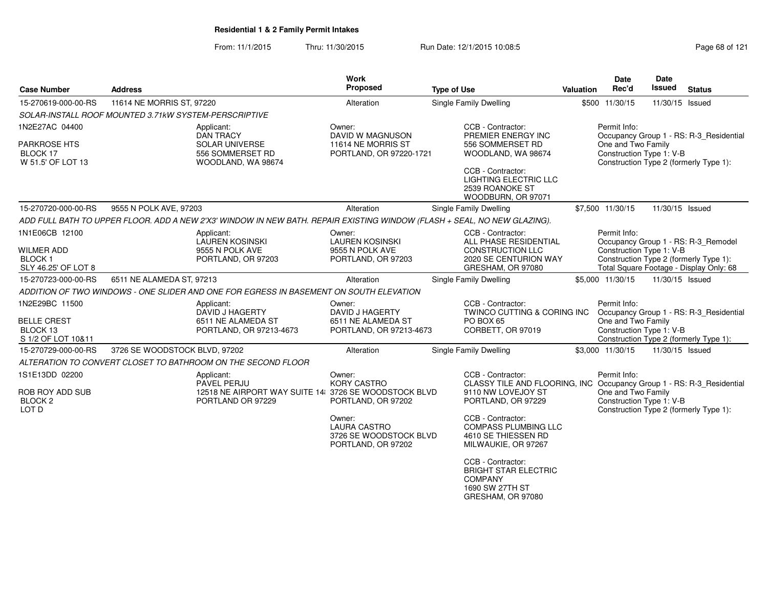**Residential 1 & 2 Family Permit Intakes**

From: 11/1/2015 Thru: 11/30/2015 Run Date: 12/1/2015 10:08:5

| Case Number | Address | Work Proposed | Type of Use | Valuation | Date Rec'd | Date Issued | Status |
|---|---|---|---|---|---|---|---|
| 15-270619-000-00-RS | 11614 NE MORRIS ST, 97220 | Alteration | Single Family Dwelling | $500 | 11/30/15 | 11/30/15 | Issued |

*SOLAR-INSTALL ROOF MOUNTED 3.71kW SYSTEM-PERSCRIPTIVE*

1N2E27AC 04400
PARKROSE HTS
BLOCK 17
W 51.5' OF LOT 13

Applicant:
DAN TRACY
SOLAR UNIVERSE
556 SOMMERSET RD
WOODLAND, WA 98674

Owner:
DAVID W MAGNUSON
11614 NE MORRIS ST
PORTLAND, OR 97220-1721

CCB - Contractor:
PREMIER ENERGY INC
556 SOMMERSET RD
WOODLAND, WA 98674

CCB - Contractor:
LIGHTING ELECTRIC LLC
2539 ROANOKE ST
WOODBURN, OR 97071

Permit Info:
Occupancy Group 1 - RS: R-3_Residential One and Two Family
Construction Type 1: V-B
Construction Type 2 (formerly Type 1):

| Case Number | Address | Work Proposed | Type of Use | Valuation | Date Rec'd | Date Issued | Status |
|---|---|---|---|---|---|---|---|
| 15-270720-000-00-RS | 9555 N POLK AVE, 97203 | Alteration | Single Family Dwelling | $7,500 | 11/30/15 | 11/30/15 | Issued |

*ADD FULL BATH TO UPPER FLOOR. ADD A NEW 2'X3' WINDOW IN NEW BATH. REPAIR EXISTING WINDOW (FLASH + SEAL, NO NEW GLAZING).*

1N1E06CB 12100
WILMER ADD
BLOCK 1
SLY 46.25' OF LOT 8

Applicant:
LAUREN KOSINSKI
9555 N POLK AVE
PORTLAND, OR 97203

Owner:
LAUREN KOSINSKI
9555 N POLK AVE
PORTLAND, OR 97203

CCB - Contractor:
ALL PHASE RESIDENTIAL CONSTRUCTION LLC
2020 SE CENTURION WAY
GRESHAM, OR 97080

Permit Info:
Occupancy Group 1 - RS: R-3_Remodel
Construction Type 1: V-B
Construction Type 2 (formerly Type 1):
Total Square Footage - Display Only: 68

| Case Number | Address | Work Proposed | Type of Use | Valuation | Date Rec'd | Date Issued | Status |
|---|---|---|---|---|---|---|---|
| 15-270723-000-00-RS | 6511 NE ALAMEDA ST, 97213 | Alteration | Single Family Dwelling | $5,000 | 11/30/15 | 11/30/15 | Issued |

*ADDITION OF TWO WINDOWS - ONE SLIDER AND ONE FOR EGRESS IN BASEMENT ON SOUTH ELEVATION*

1N2E29BC 11500
BELLE CREST
BLOCK 13
S 1/2 OF LOT 10&11

Applicant:
DAVID J HAGERTY
6511 NE ALAMEDA ST
PORTLAND, OR 97213-4673

Owner:
DAVID J HAGERTY
6511 NE ALAMEDA ST
PORTLAND, OR 97213-4673

CCB - Contractor:
TWINCO CUTTING & CORING INC
PO BOX 65
CORBETT, OR 97019

Permit Info:
Occupancy Group 1 - RS: R-3_Residential One and Two Family
Construction Type 1: V-B
Construction Type 2 (formerly Type 1):

| Case Number | Address | Work Proposed | Type of Use | Valuation | Date Rec'd | Date Issued | Status |
|---|---|---|---|---|---|---|---|
| 15-270729-000-00-RS | 3726 SE WOODSTOCK BLVD, 97202 | Alteration | Single Family Dwelling | $3,000 | 11/30/15 | 11/30/15 | Issued |

*ALTERATION TO CONVERT CLOSET TO BATHROOM ON THE SECOND FLOOR*

1S1E13DD 02200
ROB ROY ADD SUB
BLOCK 2
LOT D

Applicant:
PAVEL PERJU
12518 NE AIRPORT WAY SUITE 14
PORTLAND OR 97229

Owner:
KORY CASTRO
3726 SE WOODSTOCK BLVD
PORTLAND, OR 97202

Owner:
LAURA CASTRO
3726 SE WOODSTOCK BLVD
PORTLAND, OR 97202

CCB - Contractor:
CLASSY TILE AND FLOORING, INC
9110 NW LOVEJOY ST
PORTLAND, OR 97229

CCB - Contractor:
COMPASS PLUMBING LLC
4610 SE THIESSEN RD
MILWAUKIE, OR 97267

CCB - Contractor:
BRIGHT STAR ELECTRIC COMPANY
1690 SW 27TH ST
GRESHAM, OR 97080

Permit Info:
Occupancy Group 1 - RS: R-3_Residential One and Two Family
Construction Type 1: V-B
Construction Type 2 (formerly Type 1):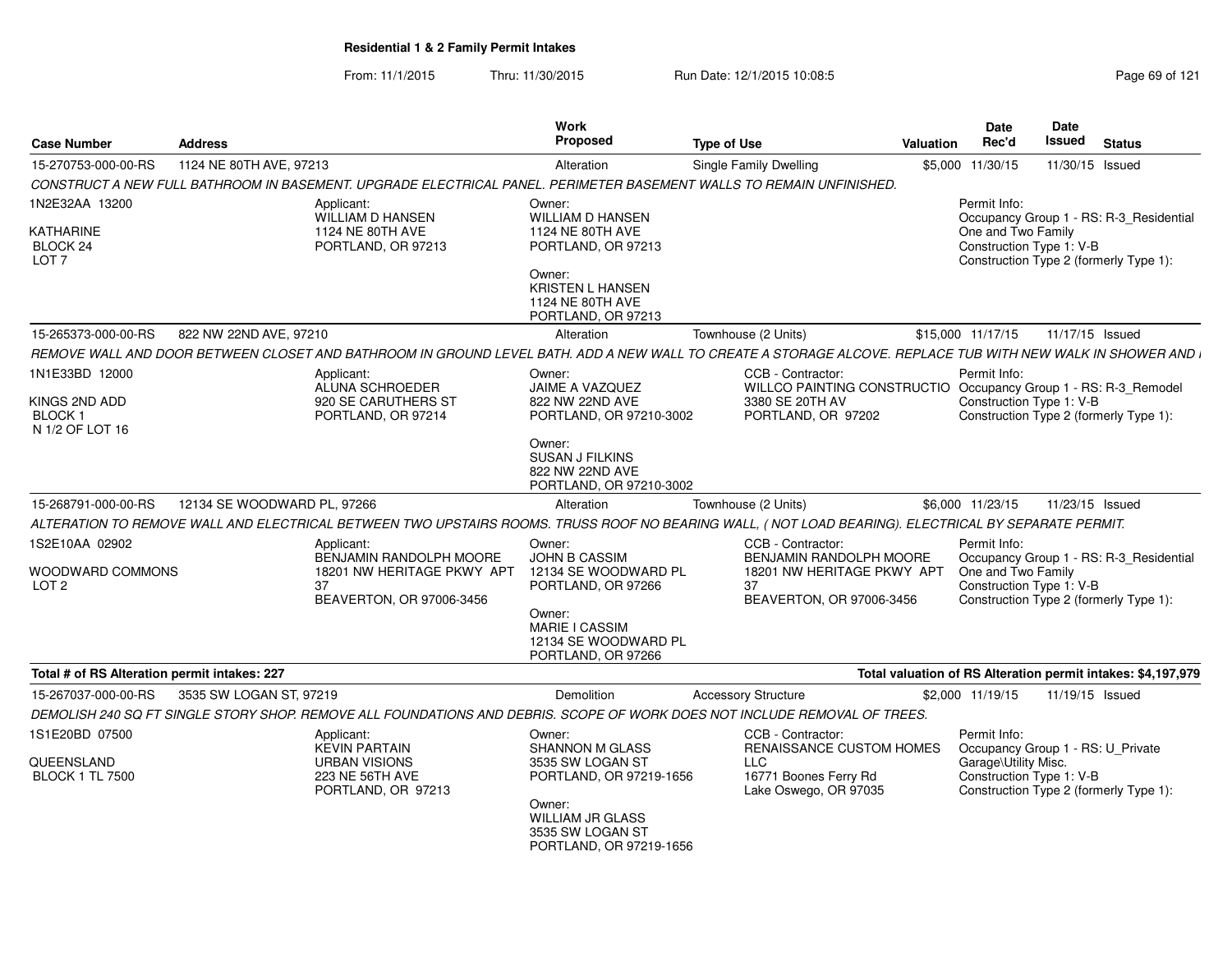**Residential 1 & 2 Family Permit Intakes**

From: 11/1/2015 Thru: 11/30/2015 Run Date: 12/1/2015 10:08:5

| Case Number | Address | Work Proposed | Type of Use | Valuation | Date Rec'd | Date Issued | Status |
|---|---|---|---|---|---|---|---|
| 15-270753-000-00-RS | 1124 NE 80TH AVE, 97213 | Alteration | Single Family Dwelling | $5,000 | 11/30/15 | 11/30/15 | Issued |

*CONSTRUCT A NEW FULL BATHROOM IN BASEMENT. UPGRADE ELECTRICAL PANEL. PERIMETER BASEMENT WALLS TO REMAIN UNFINISHED.*

1N2E32AA 13200
KATHARINE
BLOCK 24
LOT 7

Applicant:
WILLIAM D HANSEN
1124 NE 80TH AVE
PORTLAND, OR 97213

Owner:
WILLIAM D HANSEN
1124 NE 80TH AVE
PORTLAND, OR 97213

Owner:
KRISTEN L HANSEN
1124 NE 80TH AVE
PORTLAND, OR 97213

Permit Info:
Occupancy Group 1 - RS: R-3_Residential One and Two Family
Construction Type 1: V-B
Construction Type 2 (formerly Type 1):

| Case Number | Address | Work Proposed | Type of Use | Valuation | Date Rec'd | Date Issued | Status |
|---|---|---|---|---|---|---|---|
| 15-265373-000-00-RS | 822 NW 22ND AVE, 97210 | Alteration | Townhouse (2 Units) | $15,000 | 11/17/15 | 11/17/15 | Issued |

*REMOVE WALL AND DOOR BETWEEN CLOSET AND BATHROOM IN GROUND LEVEL BATH. ADD A NEW WALL TO CREATE A STORAGE ALCOVE. REPLACE TUB WITH NEW WALK IN SHOWER AND I*

1N1E33BD 12000
KINGS 2ND ADD
BLOCK 1
N 1/2 OF LOT 16

Applicant:
ALUNA SCHROEDER
920 SE CARUTHERS ST
PORTLAND, OR 97214

Owner:
JAIME A VAZQUEZ
822 NW 22ND AVE
PORTLAND, OR 97210-3002

Owner:
SUSAN J FILKINS
822 NW 22ND AVE
PORTLAND, OR 97210-3002

CCB - Contractor:
WILLCO PAINTING CONSTRUCTIO
3380 SE 20TH AV
PORTLAND, OR 97202

Permit Info:
Occupancy Group 1 - RS: R-3_Remodel
Construction Type 1: V-B
Construction Type 2 (formerly Type 1):

| Case Number | Address | Work Proposed | Type of Use | Valuation | Date Rec'd | Date Issued | Status |
|---|---|---|---|---|---|---|---|
| 15-268791-000-00-RS | 12134 SE WOODWARD PL, 97266 | Alteration | Townhouse (2 Units) | $6,000 | 11/23/15 | 11/23/15 | Issued |

*ALTERATION TO REMOVE WALL AND ELECTRICAL BETWEEN TWO UPSTAIRS ROOMS. TRUSS ROOF NO BEARING WALL, ( NOT LOAD BEARING). ELECTRICAL BY SEPARATE PERMIT.*

1S2E10AA 02902
WOODWARD COMMONS
LOT 2

Applicant:
BENJAMIN RANDOLPH MOORE
18201 NW HERITAGE PKWY APT 37
BEAVERTON, OR 97006-3456

Owner:
JOHN B CASSIM
12134 SE WOODWARD PL
PORTLAND, OR 97266

Owner:
MARIE I CASSIM
12134 SE WOODWARD PL
PORTLAND, OR 97266

CCB - Contractor:
BENJAMIN RANDOLPH MOORE
18201 NW HERITAGE PKWY APT 37
BEAVERTON, OR 97006-3456

Permit Info:
Occupancy Group 1 - RS: R-3_Residential One and Two Family
Construction Type 1: V-B
Construction Type 2 (formerly Type 1):

**Total # of RS Alteration permit intakes: 227** | **Total valuation of RS Alteration permit intakes: $4,197,979**

| Case Number | Address | Work Proposed | Type of Use | Valuation | Date Rec'd | Date Issued | Status |
|---|---|---|---|---|---|---|---|
| 15-267037-000-00-RS | 3535 SW LOGAN ST, 97219 | Demolition | Accessory Structure | $2,000 | 11/19/15 | 11/19/15 | Issued |

*DEMOLISH 240 SQ FT SINGLE STORY SHOP. REMOVE ALL FOUNDATIONS AND DEBRIS. SCOPE OF WORK DOES NOT INCLUDE REMOVAL OF TREES.*

1S1E20BD 07500
QUEENSLAND
BLOCK 1 TL 7500

Applicant:
KEVIN PARTAIN
URBAN VISIONS
223 NE 56TH AVE
PORTLAND, OR 97213

Owner:
SHANNON M GLASS
3535 SW LOGAN ST
PORTLAND, OR 97219-1656

Owner:
WILLIAM JR GLASS
3535 SW LOGAN ST
PORTLAND, OR 97219-1656

CCB - Contractor:
RENAISSANCE CUSTOM HOMES LLC
16771 Boones Ferry Rd
Lake Oswego, OR 97035

Permit Info:
Occupancy Group 1 - RS: U_Private Garage\Utility Misc.
Construction Type 1: V-B
Construction Type 2 (formerly Type 1):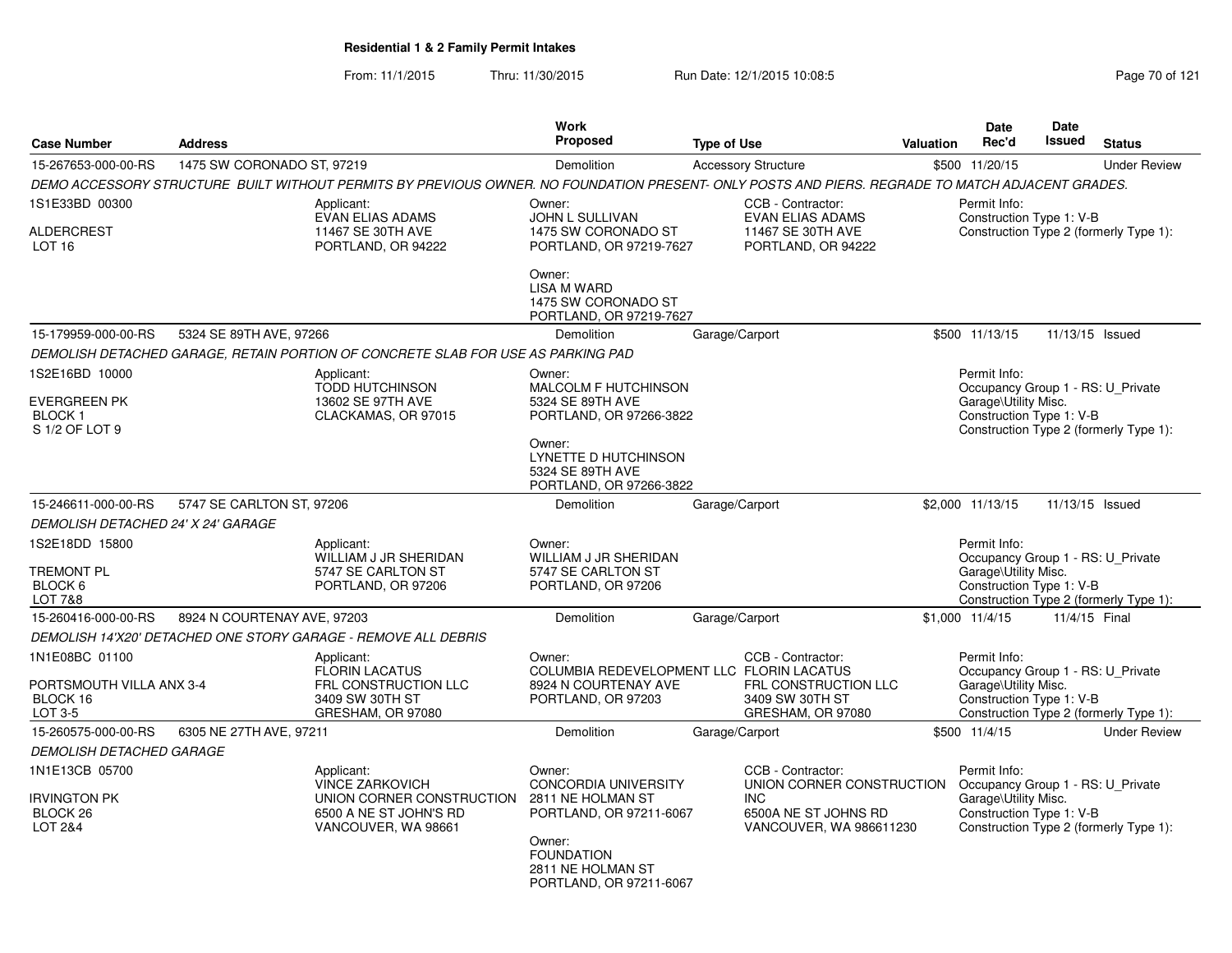**Residential 1 & 2 Family Permit Intakes**

From: 11/1/2015 Thru: 11/30/2015 Run Date: 12/1/2015 10:08:5

| Case Number | Address | Work Proposed | Type of Use | Valuation | Date Rec'd | Date Issued | Status |
|---|---|---|---|---|---|---|---|
| 15-267653-000-00-RS | 1475 SW CORONADO ST, 97219 | Demolition | Accessory Structure | $500 | 11/20/15 | | Under Review |

DEMO ACCESSORY STRUCTURE BUILT WITHOUT PERMITS BY PREVIOUS OWNER. NO FOUNDATION PRESENT- ONLY POSTS AND PIERS. REGRADE TO MATCH ADJACENT GRADES.

1S1E33BD 00300
ALDERCREST
LOT 16

Applicant: EVAN ELIAS ADAMS, 11467 SE 30TH AVE, PORTLAND, OR 94222

Owner: JOHN L SULLIVAN, 1475 SW CORONADO ST, PORTLAND, OR 97219-7627

Owner: LISA M WARD, 1475 SW CORONADO ST, PORTLAND, OR 97219-7627

CCB - Contractor: EVAN ELIAS ADAMS, 11467 SE 30TH AVE, PORTLAND, OR 94222

Permit Info: Construction Type 1: V-B; Construction Type 2 (formerly Type 1):

| Case Number | Address | Work Proposed | Type of Use | Valuation | Date Rec'd | Date Issued | Status |
|---|---|---|---|---|---|---|---|
| 15-179959-000-00-RS | 5324 SE 89TH AVE, 97266 | Demolition | Garage/Carport | $500 | 11/13/15 | 11/13/15 | Issued |

DEMOLISH DETACHED GARAGE, RETAIN PORTION OF CONCRETE SLAB FOR USE AS PARKING PAD

1S2E16BD 10000
EVERGREEN PK
BLOCK 1
S 1/2 OF LOT 9

Applicant: TODD HUTCHINSON, 13602 SE 97TH AVE, CLACKAMAS, OR 97015

Owner: MALCOLM F HUTCHINSON, 5324 SE 89TH AVE, PORTLAND, OR 97266-3822

Owner: LYNETTE D HUTCHINSON, 5324 SE 89TH AVE, PORTLAND, OR 97266-3822

Permit Info: Occupancy Group 1 - RS: U_Private Garage\Utility Misc.; Construction Type 1: V-B; Construction Type 2 (formerly Type 1):

| Case Number | Address | Work Proposed | Type of Use | Valuation | Date Rec'd | Date Issued | Status |
|---|---|---|---|---|---|---|---|
| 15-246611-000-00-RS | 5747 SE CARLTON ST, 97206 | Demolition | Garage/Carport | $2,000 | 11/13/15 | 11/13/15 | Issued |

DEMOLISH DETACHED 24' X 24' GARAGE

1S2E18DD 15800
TREMONT PL
BLOCK 6
LOT 7&8

Applicant: WILLIAM J JR SHERIDAN, 5747 SE CARLTON ST, PORTLAND, OR 97206

Owner: WILLIAM J JR SHERIDAN, 5747 SE CARLTON ST, PORTLAND, OR 97206

Permit Info: Occupancy Group 1 - RS: U_Private Garage\Utility Misc.; Construction Type 1: V-B; Construction Type 2 (formerly Type 1):

| Case Number | Address | Work Proposed | Type of Use | Valuation | Date Rec'd | Date Issued | Status |
|---|---|---|---|---|---|---|---|
| 15-260416-000-00-RS | 8924 N COURTENAY AVE, 97203 | Demolition | Garage/Carport | $1,000 | 11/4/15 | 11/4/15 | Final |

DEMOLISH 14'X20' DETACHED ONE STORY GARAGE - REMOVE ALL DEBRIS

1N1E08BC 01100
PORTSMOUTH VILLA ANX 3-4
BLOCK 16
LOT 3-5

Applicant: FLORIN LACATUS, FRL CONSTRUCTION LLC, 3409 SW 30TH ST, GRESHAM, OR 97080

Owner: COLUMBIA REDEVELOPMENT LLC, 8924 N COURTENAY AVE, PORTLAND, OR 97203

CCB - Contractor: FLORIN LACATUS, FRL CONSTRUCTION LLC, 3409 SW 30TH ST, GRESHAM, OR 97080

Permit Info: Occupancy Group 1 - RS: U_Private Garage\Utility Misc.; Construction Type 1: V-B; Construction Type 2 (formerly Type 1):

| Case Number | Address | Work Proposed | Type of Use | Valuation | Date Rec'd | Date Issued | Status |
|---|---|---|---|---|---|---|---|
| 15-260575-000-00-RS | 6305 NE 27TH AVE, 97211 | Demolition | Garage/Carport | $500 | 11/4/15 | | Under Review |

DEMOLISH DETACHED GARAGE

1N1E13CB 05700
IRVINGTON PK
BLOCK 26
LOT 2&4

Applicant: VINCE ZARKOVICH, UNION CORNER CONSTRUCTION, 6500 A NE ST JOHN'S RD, VANCOUVER, WA 98661

Owner: CONCORDIA UNIVERSITY, 2811 NE HOLMAN ST, PORTLAND, OR 97211-6067

Owner: FOUNDATION, 2811 NE HOLMAN ST, PORTLAND, OR 97211-6067

CCB - Contractor: UNION CORNER CONSTRUCTION INC, 6500A NE ST JOHNS RD, VANCOUVER, WA 986611230

Permit Info: Occupancy Group 1 - RS: U_Private Garage\Utility Misc.; Construction Type 1: V-B; Construction Type 2 (formerly Type 1):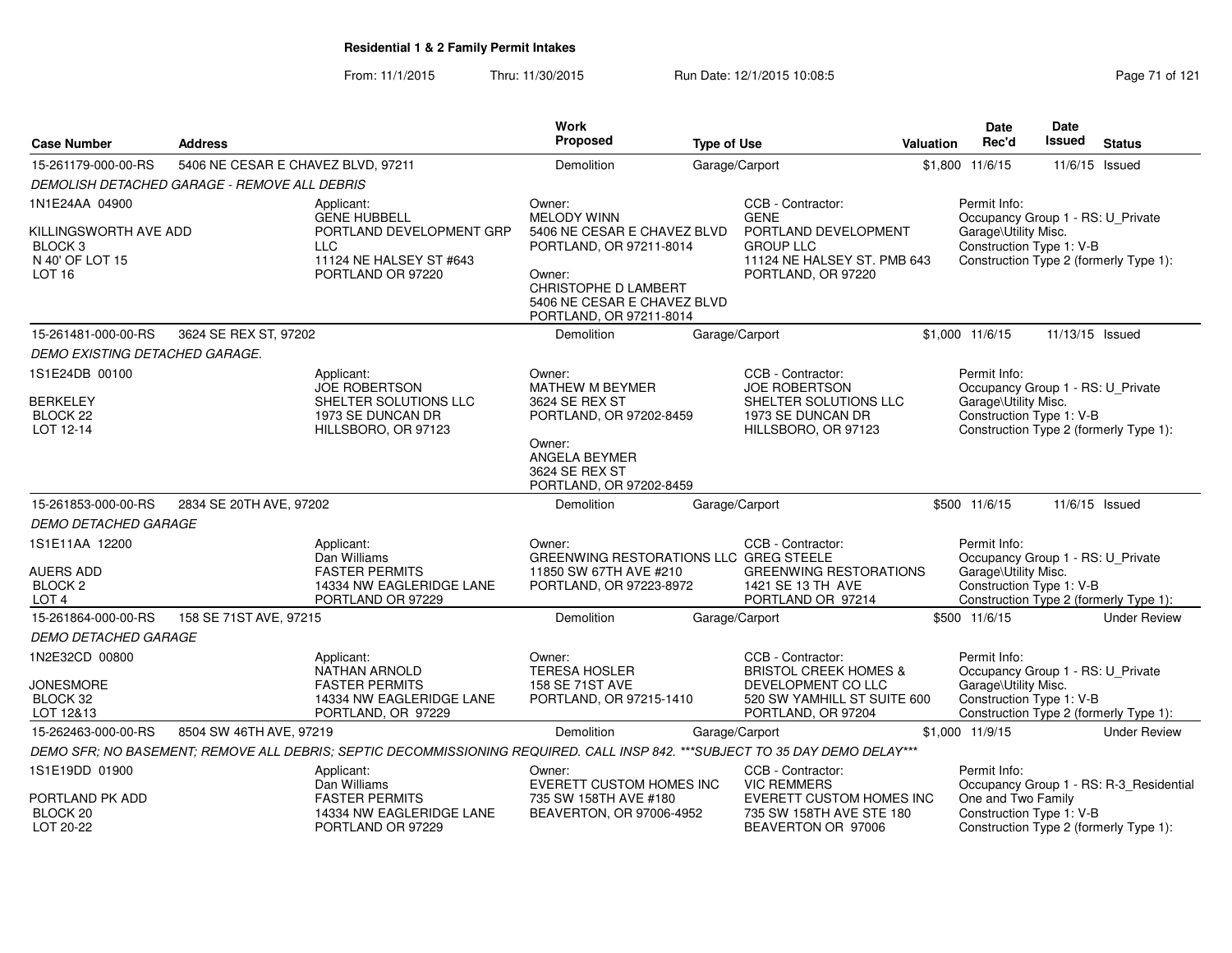## Residential 1 & 2 Family Permit Intakes

From: 11/1/2015 Thru: 11/30/2015 Run Date: 12/1/2015 10:08:5

| Case Number | Address | Work Proposed | Type of Use | Valuation | Date Rec'd | Date Issued | Status |
|---|---|---|---|---|---|---|---|
| 15-261179-000-00-RS | 5406 NE CESAR E CHAVEZ BLVD, 97211 | Demolition | Garage/Carport | $1,800 | 11/6/15 | 11/6/15 | Issued |

*DEMOLISH DETACHED GARAGE - REMOVE ALL DEBRIS*

1N1E24AA 04900

KILLINGSWORTH AVE ADD
BLOCK 3
N 40' OF LOT 15
LOT 16

Applicant:
GENE HUBBELL
PORTLAND DEVELOPMENT GRP LLC
11124 NE HALSEY ST #643
PORTLAND OR 97220

Owner:
MELODY WINN
5406 NE CESAR E CHAVEZ BLVD
PORTLAND, OR 97211-8014

Owner:
CHRISTOPHE D LAMBERT
5406 NE CESAR E CHAVEZ BLVD
PORTLAND, OR 97211-8014

CCB - Contractor:
GENE
PORTLAND DEVELOPMENT GROUP LLC
11124 NE HALSEY ST. PMB 643
PORTLAND, OR 97220

Permit Info:
Occupancy Group 1 - RS: U_Private Garage\Utility Misc.
Construction Type 1: V-B
Construction Type 2 (formerly Type 1):

| Case Number | Address | Work Proposed | Type of Use | Valuation | Date Rec'd | Date Issued | Status |
|---|---|---|---|---|---|---|---|
| 15-261481-000-00-RS | 3624 SE REX ST, 97202 | Demolition | Garage/Carport | $1,000 | 11/6/15 | 11/13/15 | Issued |

*DEMO EXISTING DETACHED GARAGE.*

1S1E24DB 00100

BERKELEY
BLOCK 22
LOT 12-14

Applicant:
JOE ROBERTSON
SHELTER SOLUTIONS LLC
1973 SE DUNCAN DR
HILLSBORO, OR 97123

Owner:
MATHEW M BEYMER
3624 SE REX ST
PORTLAND, OR 97202-8459

Owner:
ANGELA BEYMER
3624 SE REX ST
PORTLAND, OR 97202-8459

CCB - Contractor:
JOE ROBERTSON
SHELTER SOLUTIONS LLC
1973 SE DUNCAN DR
HILLSBORO, OR 97123

Permit Info:
Occupancy Group 1 - RS: U_Private Garage\Utility Misc.
Construction Type 1: V-B
Construction Type 2 (formerly Type 1):

| Case Number | Address | Work Proposed | Type of Use | Valuation | Date Rec'd | Date Issued | Status |
|---|---|---|---|---|---|---|---|
| 15-261853-000-00-RS | 2834 SE 20TH AVE, 97202 | Demolition | Garage/Carport | $500 | 11/6/15 | 11/6/15 | Issued |

*DEMO DETACHED GARAGE*

1S1E11AA 12200

AUERS ADD
BLOCK 2
LOT 4

Applicant:
Dan Williams
FASTER PERMITS
14334 NW EAGLERIDGE LANE
PORTLAND OR 97229

Owner:
GREENWING RESTORATIONS LLC
11850 SW 67TH AVE #210
PORTLAND, OR 97223-8972

CCB - Contractor:
GREG STEELE
GREENWING RESTORATIONS
1421 SE 13 TH AVE
PORTLAND OR 97214

Permit Info:
Occupancy Group 1 - RS: U_Private Garage\Utility Misc.
Construction Type 1: V-B
Construction Type 2 (formerly Type 1):

| Case Number | Address | Work Proposed | Type of Use | Valuation | Date Rec'd | Date Issued | Status |
|---|---|---|---|---|---|---|---|
| 15-261864-000-00-RS | 158 SE 71ST AVE, 97215 | Demolition | Garage/Carport | $500 | 11/6/15 | | Under Review |

*DEMO DETACHED GARAGE*

1N2E32CD 00800

JONESMORE
BLOCK 32
LOT 12&13

Applicant:
NATHAN ARNOLD
FASTER PERMITS
14334 NW EAGLERIDGE LANE
PORTLAND, OR 97229

Owner:
TERESA HOSLER
158 SE 71ST AVE
PORTLAND, OR 97215-1410

CCB - Contractor:
BRISTOL CREEK HOMES & DEVELOPMENT CO LLC
520 SW YAMHILL ST SUITE 600
PORTLAND, OR 97204

Permit Info:
Occupancy Group 1 - RS: U_Private Garage\Utility Misc.
Construction Type 1: V-B
Construction Type 2 (formerly Type 1):

| Case Number | Address | Work Proposed | Type of Use | Valuation | Date Rec'd | Date Issued | Status |
|---|---|---|---|---|---|---|---|
| 15-262463-000-00-RS | 8504 SW 46TH AVE, 97219 | Demolition | Garage/Carport | $1,000 | 11/9/15 | | Under Review |

*DEMO SFR; NO BASEMENT; REMOVE ALL DEBRIS; SEPTIC DECOMMISSIONING REQUIRED. CALL INSP 842. ***SUBJECT TO 35 DAY DEMO DELAY****

1S1E19DD 01900

PORTLAND PK ADD
BLOCK 20
LOT 20-22

Applicant:
Dan Williams
FASTER PERMITS
14334 NW EAGLERIDGE LANE
PORTLAND OR 97229

Owner:
EVERETT CUSTOM HOMES INC
735 SW 158TH AVE #180
BEAVERTON, OR 97006-4952

CCB - Contractor:
VIC REMMERS
EVERETT CUSTOM HOMES INC
735 SW 158TH AVE STE 180
BEAVERTON OR 97006

Permit Info:
Occupancy Group 1 - RS: R-3_Residential One and Two Family
Construction Type 1: V-B
Construction Type 2 (formerly Type 1):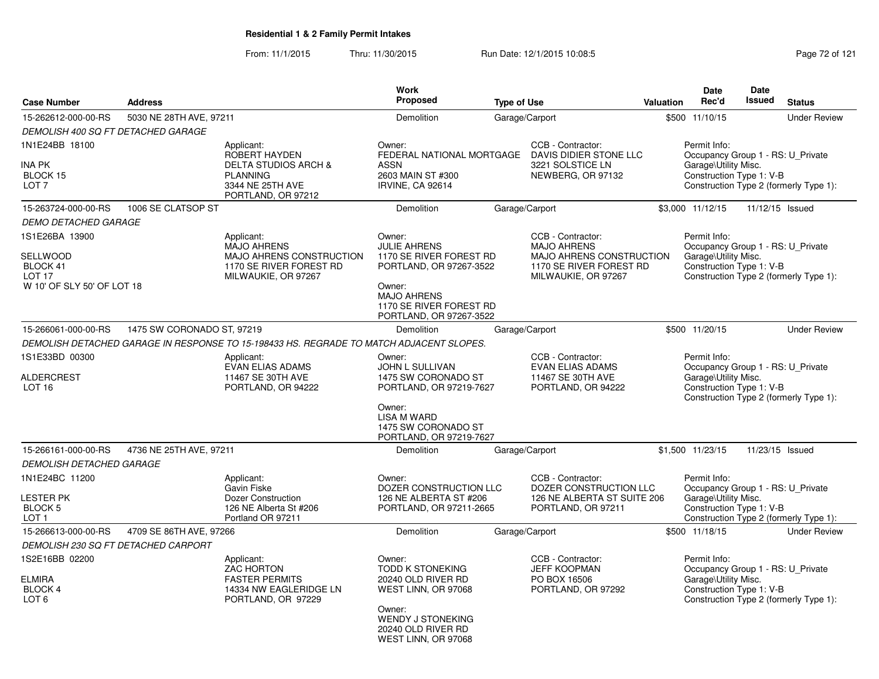**Residential 1 & 2 Family Permit Intakes**

From: 11/1/2015 Thru: 11/30/2015 Run Date: 12/1/2015 10:08:5

| Case Number | Address | Work Proposed | Type of Use | Valuation | Date Rec'd | Date Issued | Status |
|---|---|---|---|---|---|---|---|
| 15-262612-000-00-RS | 5030 NE 28TH AVE, 97211 | Demolition | Garage/Carport | $500 | 11/10/15 | | Under Review |

*DEMOLISH 400 SQ FT DETACHED GARAGE*

1N1E24BB 18100

INA PK
BLOCK 15
LOT 7

Applicant:
ROBERT HAYDEN
DELTA STUDIOS ARCH & PLANNING
3344 NE 25TH AVE
PORTLAND, OR 97212

Owner:
FEDERAL NATIONAL MORTGAGE ASSN
2603 MAIN ST #300
IRVINE, CA 92614

CCB - Contractor:
DAVIS DIDIER STONE LLC
3221 SOLSTICE LN
NEWBERG, OR 97132

Permit Info:
Occupancy Group 1 - RS: U_Private Garage\Utility Misc.
Construction Type 1: V-B
Construction Type 2 (formerly Type 1):

| Case Number | Address | Work Proposed | Type of Use | Valuation | Date Rec'd | Date Issued | Status |
|---|---|---|---|---|---|---|---|
| 15-263724-000-00-RS | 1006 SE CLATSOP ST | Demolition | Garage/Carport | $3,000 | 11/12/15 | 11/12/15 | Issued |

*DEMO DETACHED GARAGE*

1S1E26BA 13900

SELLWOOD
BLOCK 41
LOT 17
W 10' OF SLY 50' OF LOT 18

Applicant:
MAJO AHRENS
MAJO AHRENS CONSTRUCTION
1170 SE RIVER FOREST RD
MILWAUKIE, OR 97267

Owner:
JULIE AHRENS
1170 SE RIVER FOREST RD
PORTLAND, OR 97267-3522

Owner:
MAJO AHRENS
1170 SE RIVER FOREST RD
PORTLAND, OR 97267-3522

CCB - Contractor:
MAJO AHRENS
MAJO AHRENS CONSTRUCTION
1170 SE RIVER FOREST RD
MILWAUKIE, OR 97267

Permit Info:
Occupancy Group 1 - RS: U_Private Garage\Utility Misc.
Construction Type 1: V-B
Construction Type 2 (formerly Type 1):

| Case Number | Address | Work Proposed | Type of Use | Valuation | Date Rec'd | Date Issued | Status |
|---|---|---|---|---|---|---|---|
| 15-266061-000-00-RS | 1475 SW CORONADO ST, 97219 | Demolition | Garage/Carport | $500 | 11/20/15 | | Under Review |

*DEMOLISH DETACHED GARAGE IN RESPONSE TO 15-198433 HS. REGRADE TO MATCH ADJACENT SLOPES.*

1S1E33BD 00300

ALDERCREST
LOT 16

Applicant:
EVAN ELIAS ADAMS
11467 SE 30TH AVE
PORTLAND, OR 94222

Owner:
JOHN L SULLIVAN
1475 SW CORONADO ST
PORTLAND, OR 97219-7627

Owner:
LISA M WARD
1475 SW CORONADO ST
PORTLAND, OR 97219-7627

CCB - Contractor:
EVAN ELIAS ADAMS
11467 SE 30TH AVE
PORTLAND, OR 94222

Permit Info:
Occupancy Group 1 - RS: U_Private Garage\Utility Misc.
Construction Type 1: V-B
Construction Type 2 (formerly Type 1):

| Case Number | Address | Work Proposed | Type of Use | Valuation | Date Rec'd | Date Issued | Status |
|---|---|---|---|---|---|---|---|
| 15-266161-000-00-RS | 4736 NE 25TH AVE, 97211 | Demolition | Garage/Carport | $1,500 | 11/23/15 | 11/23/15 | Issued |

*DEMOLISH DETACHED GARAGE*

1N1E24BC 11200

LESTER PK
BLOCK 5
LOT 1

Applicant:
Gavin Fiske
Dozer Construction
126 NE Alberta St #206
Portland OR 97211

Owner:
DOZER CONSTRUCTION LLC
126 NE ALBERTA ST #206
PORTLAND, OR 97211-2665

CCB - Contractor:
DOZER CONSTRUCTION LLC
126 NE ALBERTA ST SUITE 206
PORTLAND, OR 97211

Permit Info:
Occupancy Group 1 - RS: U_Private Garage\Utility Misc.
Construction Type 1: V-B
Construction Type 2 (formerly Type 1):

| Case Number | Address | Work Proposed | Type of Use | Valuation | Date Rec'd | Date Issued | Status |
|---|---|---|---|---|---|---|---|
| 15-266613-000-00-RS | 4709 SE 86TH AVE, 97266 | Demolition | Garage/Carport | $500 | 11/18/15 | | Under Review |

*DEMOLISH 230 SQ FT DETACHED CARPORT*

1S2E16BB 02200

ELMIRA
BLOCK 4
LOT 6

Applicant:
ZAC HORTON
FASTER PERMITS
14334 NW EAGLERIDGE LN
PORTLAND, OR 97229

Owner:
TODD K STONEKING
20240 OLD RIVER RD
WEST LINN, OR 97068

Owner:
WENDY J STONEKING
20240 OLD RIVER RD
WEST LINN, OR 97068

CCB - Contractor:
JEFF KOOPMAN
PO BOX 16506
PORTLAND, OR 97292

Permit Info:
Occupancy Group 1 - RS: U_Private Garage\Utility Misc.
Construction Type 1: V-B
Construction Type 2 (formerly Type 1):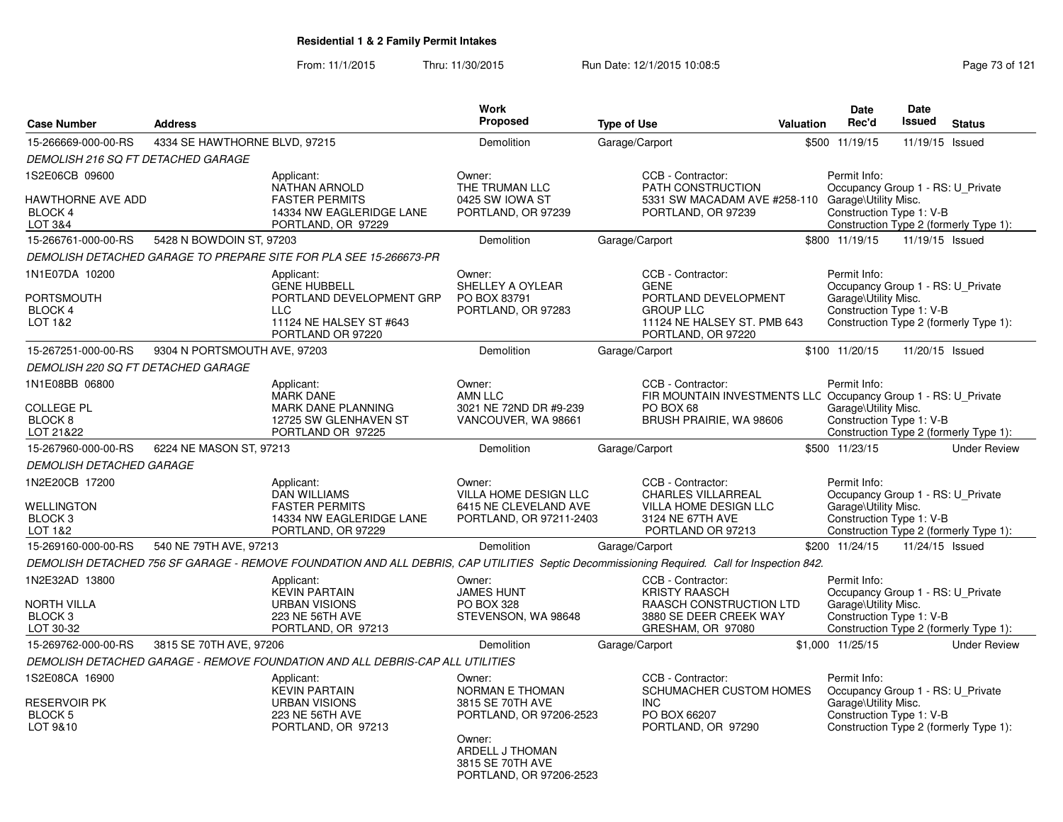## Residential 1 & 2 Family Permit Intakes

From: 11/1/2015 Thru: 11/30/2015 Run Date: 12/1/2015 10:08:5

| Case Number | Address | | Work Proposed | Type of Use | Valuation | Date Rec'd | Date Issued | Status |
|---|---|---|---|---|---|---|---|---|
| 15-266669-000-00-RS | 4334 SE HAWTHORNE BLVD, 97215 | | Demolition | Garage/Carport | $500 | 11/19/15 | 11/19/15 | Issued |
| *DEMOLISH 216 SQ FT DETACHED GARAGE* | | | | | | | | |
| 1S2E06CB 09600<br><br>HAWTHORNE AVE ADD<br>BLOCK 4<br>LOT 3&4 | | Applicant:<br>NATHAN ARNOLD<br>FASTER PERMITS<br>14334 NW EAGLERIDGE LANE<br>PORTLAND, OR 97229 | Owner:<br>THE TRUMAN LLC<br>0425 SW IOWA ST<br>PORTLAND, OR 97239 | CCB - Contractor:<br>PATH CONSTRUCTION<br>5331 SW MACADAM AVE #258-110<br>PORTLAND, OR 97239 | | Permit Info:<br>Occupancy Group 1 - RS: U_Private Garage\Utility Misc.<br>Construction Type 1: V-B<br>Construction Type 2 (formerly Type 1): | | |
| 15-266761-000-00-RS | 5428 N BOWDOIN ST, 97203 | | Demolition | Garage/Carport | $800 | 11/19/15 | 11/19/15 | Issued |
| *DEMOLISH DETACHED GARAGE TO PREPARE SITE FOR PLA SEE 15-266673-PR* | | | | | | | | |
| 1N1E07DA 10200<br><br>PORTSMOUTH<br>BLOCK 4<br>LOT 1&2 | | Applicant:<br>GENE HUBBELL<br>PORTLAND DEVELOPMENT GRP LLC<br>11124 NE HALSEY ST #643<br>PORTLAND OR 97220 | Owner:<br>SHELLEY A OYLEAR<br>PO BOX 83791<br>PORTLAND, OR 97283 | CCB - Contractor:<br>GENE<br>PORTLAND DEVELOPMENT GROUP LLC<br>11124 NE HALSEY ST. PMB 643<br>PORTLAND, OR 97220 | | Permit Info:<br>Occupancy Group 1 - RS: U_Private Garage\Utility Misc.<br>Construction Type 1: V-B<br>Construction Type 2 (formerly Type 1): | | |
| 15-267251-000-00-RS | 9304 N PORTSMOUTH AVE, 97203 | | Demolition | Garage/Carport | $100 | 11/20/15 | 11/20/15 | Issued |
| *DEMOLISH 220 SQ FT DETACHED GARAGE* | | | | | | | | |
| 1N1E08BB 06800<br><br>COLLEGE PL<br>BLOCK 8<br>LOT 21&22 | | Applicant:<br>MARK DANE<br>MARK DANE PLANNING<br>12725 SW GLENHAVEN ST<br>PORTLAND OR 97225 | Owner:<br>AMN LLC<br>3021 NE 72ND DR #9-239<br>VANCOUVER, WA 98661 | CCB - Contractor:<br>FIR MOUNTAIN INVESTMENTS LLC<br>PO BOX 68<br>BRUSH PRAIRIE, WA 98606 | | Permit Info:<br>Occupancy Group 1 - RS: U_Private Garage\Utility Misc.<br>Construction Type 1: V-B<br>Construction Type 2 (formerly Type 1): | | |
| 15-267960-000-00-RS | 6224 NE MASON ST, 97213 | | Demolition | Garage/Carport | $500 | 11/23/15 | | Under Review |
| *DEMOLISH DETACHED GARAGE* | | | | | | | | |
| 1N2E20CB 17200<br><br>WELLINGTON<br>BLOCK 3<br>LOT 1&2 | | Applicant:<br>DAN WILLIAMS<br>FASTER PERMITS<br>14334 NW EAGLERIDGE LANE<br>PORTLAND, OR 97229 | Owner:<br>VILLA HOME DESIGN LLC<br>6415 NE CLEVELAND AVE<br>PORTLAND, OR 97211-2403 | CCB - Contractor:<br>CHARLES VILLARREAL<br>VILLA HOME DESIGN LLC<br>3124 NE 67TH AVE<br>PORTLAND OR 97213 | | Permit Info:<br>Occupancy Group 1 - RS: U_Private Garage\Utility Misc.<br>Construction Type 1: V-B<br>Construction Type 2 (formerly Type 1): | | |
| 15-269160-000-00-RS | 540 NE 79TH AVE, 97213 | | Demolition | Garage/Carport | $200 | 11/24/15 | 11/24/15 | Issued |
| *DEMOLISH DETACHED 756 SF GARAGE - REMOVE FOUNDATION AND ALL DEBRIS, CAP UTILITIES Septic Decommissioning Required. Call for Inspection 842.* | | | | | | | | |
| 1N2E32AD 13800<br><br>NORTH VILLA<br>BLOCK 3<br>LOT 30-32 | | Applicant:<br>KEVIN PARTAIN<br>URBAN VISIONS<br>223 NE 56TH AVE<br>PORTLAND, OR 97213 | Owner:<br>JAMES HUNT<br>PO BOX 328<br>STEVENSON, WA 98648 | CCB - Contractor:<br>KRISTY RAASCH<br>RAASCH CONSTRUCTION LTD<br>3880 SE DEER CREEK WAY<br>GRESHAM, OR 97080 | | Permit Info:<br>Occupancy Group 1 - RS: U_Private Garage\Utility Misc.<br>Construction Type 1: V-B<br>Construction Type 2 (formerly Type 1): | | |
| 15-269762-000-00-RS | 3815 SE 70TH AVE, 97206 | | Demolition | Garage/Carport | $1,000 | 11/25/15 | | Under Review |
| *DEMOLISH DETACHED GARAGE - REMOVE FOUNDATION AND ALL DEBRIS-CAP ALL UTILITIES* | | | | | | | | |
| 1S2E08CA 16900<br><br>RESERVOIR PK<br>BLOCK 5<br>LOT 9&10 | | Applicant:<br>KEVIN PARTAIN<br>URBAN VISIONS<br>223 NE 56TH AVE<br>PORTLAND, OR 97213 | Owner:<br>NORMAN E THOMAN<br>3815 SE 70TH AVE<br>PORTLAND, OR 97206-2523<br><br>Owner:<br>ARDELL J THOMAN<br>3815 SE 70TH AVE<br>PORTLAND, OR 97206-2523 | CCB - Contractor:<br>SCHUMACHER CUSTOM HOMES INC<br>PO BOX 66207<br>PORTLAND, OR 97290 | | Permit Info:<br>Occupancy Group 1 - RS: U_Private Garage\Utility Misc.<br>Construction Type 1: V-B<br>Construction Type 2 (formerly Type 1): | | |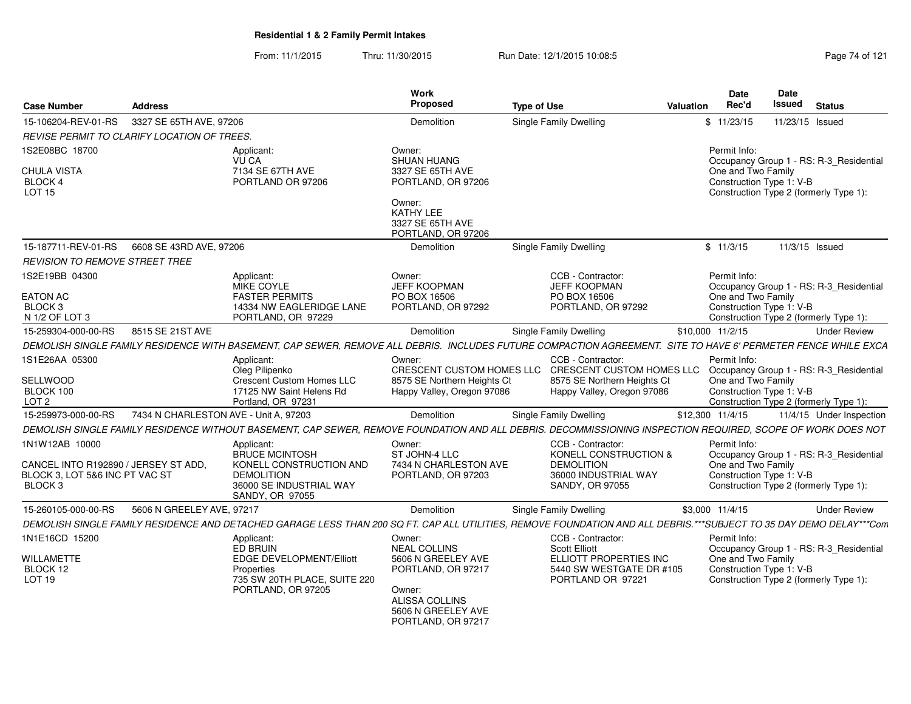**Residential 1 & 2 Family Permit Intakes**

From: 11/1/2015 Thru: 11/30/2015 Run Date: 12/1/2015 10:08:5

| Case Number | Address | | Work Proposed | Type of Use | Valuation | Date Rec'd | Date Issued | Status |
|---|---|---|---|---|---|---|---|---|
| 15-106204-REV-01-RS | 3327 SE 65TH AVE, 97206 | | Demolition | Single Family Dwelling | $ | 11/23/15 | 11/23/15 | Issued |
| *REVISE PERMIT TO CLARIFY LOCATION OF TREES.* | | | | | | | | |
| 1S2E08BC 18700<br><br>CHULA VISTA<br>BLOCK 4<br>LOT 15 | | Applicant:<br>VU CA<br>7134 SE 67TH AVE<br>PORTLAND OR 97206 | Owner:<br>SHUAN HUANG<br>3327 SE 65TH AVE<br>PORTLAND, OR 97206<br><br>Owner:<br>KATHY LEE<br>3327 SE 65TH AVE<br>PORTLAND, OR 97206 | | | Permit Info:<br>Occupancy Group 1 - RS: R-3_Residential One and Two Family<br>Construction Type 1: V-B<br>Construction Type 2 (formerly Type 1): | | |
| 15-187711-REV-01-RS | 6608 SE 43RD AVE, 97206 | | Demolition | Single Family Dwelling | $ | 11/3/15 | 11/3/15 | Issued |
| *REVISION TO REMOVE STREET TREE* | | | | | | | | |
| 1S2E19BB 04300<br><br>EATON AC<br>BLOCK 3<br>N 1/2 OF LOT 3 | | Applicant:<br>MIKE COYLE<br>FASTER PERMITS<br>14334 NW EAGLERIDGE LANE<br>PORTLAND, OR 97229 | Owner:<br>JEFF KOOPMAN<br>PO BOX 16506<br>PORTLAND, OR 97292 | CCB - Contractor:<br>JEFF KOOPMAN<br>PO BOX 16506<br>PORTLAND, OR 97292 | | Permit Info:<br>Occupancy Group 1 - RS: R-3_Residential One and Two Family<br>Construction Type 1: V-B<br>Construction Type 2 (formerly Type 1): | | |
| 15-259304-000-00-RS | 8515 SE 21ST AVE | | Demolition | Single Family Dwelling | $10,000 | 11/2/15 | | Under Review |
| *DEMOLISH SINGLE FAMILY RESIDENCE WITH BASEMENT, CAP SEWER, REMOVE ALL DEBRIS. INCLUDES FUTURE COMPACTION AGREEMENT. SITE TO HAVE 6' PERMETER FENCE WHILE EXCA* | | | | | | | | |
| 1S1E26AA 05300<br><br>SELLWOOD<br>BLOCK 100<br>LOT 2 | | Applicant:<br>Oleg Pilipenko<br>Crescent Custom Homes LLC<br>17125 NW Saint Helens Rd<br>Portland, OR 97231 | Owner:<br>CRESCENT CUSTOM HOMES LLC<br>8575 SE Northern Heights Ct<br>Happy Valley, Oregon 97086 | CCB - Contractor:<br>CRESCENT CUSTOM HOMES LLC<br>8575 SE Northern Heights Ct<br>Happy Valley, Oregon 97086 | | Permit Info:<br>Occupancy Group 1 - RS: R-3_Residential One and Two Family<br>Construction Type 1: V-B<br>Construction Type 2 (formerly Type 1): | | |
| 15-259973-000-00-RS | 7434 N CHARLESTON AVE - Unit A, 97203 | | Demolition | Single Family Dwelling | $12,300 | 11/4/15 | 11/4/15 | Under Inspection |
| *DEMOLISH SINGLE FAMILY RESIDENCE WITHOUT BASEMENT, CAP SEWER, REMOVE FOUNDATION AND ALL DEBRIS. DECOMMISSIONING INSPECTION REQUIRED, SCOPE OF WORK DOES NOT* | | | | | | | | |
| 1N1W12AB 10000<br><br>CANCEL INTO R192890 / JERSEY ST ADD, BLOCK 3, LOT 5&6 INC PT VAC ST<br>BLOCK 3 | | Applicant:<br>BRUCE MCINTOSH<br>KONELL CONSTRUCTION AND DEMOLITION<br>36000 SE INDUSTRIAL WAY<br>SANDY, OR 97055 | Owner:<br>ST JOHN-4 LLC<br>7434 N CHARLESTON AVE<br>PORTLAND, OR 97203 | CCB - Contractor:<br>KONELL CONSTRUCTION & DEMOLITION<br>36000 INDUSTRIAL WAY<br>SANDY, OR 97055 | | Permit Info:<br>Occupancy Group 1 - RS: R-3_Residential One and Two Family<br>Construction Type 1: V-B<br>Construction Type 2 (formerly Type 1): | | |
| 15-260105-000-00-RS | 5606 N GREELEY AVE, 97217 | | Demolition | Single Family Dwelling | $3,000 | 11/4/15 | | Under Review |
| *DEMOLISH SINGLE FAMILY RESIDENCE AND DETACHED GARAGE LESS THAN 200 SQ FT. CAP ALL UTILITIES, REMOVE FOUNDATION AND ALL DEBRIS.\*\*\*SUBJECT TO 35 DAY DEMO DELAY\*\*\*Com* | | | | | | | | |
| 1N1E16CD 15200<br><br>WILLAMETTE<br>BLOCK 12<br>LOT 19 | | Applicant:<br>ED BRUIN<br>EDGE DEVELOPMENT/Elliott Properties<br>735 SW 20TH PLACE, SUITE 220<br>PORTLAND, OR 97205 | Owner:<br>NEAL COLLINS<br>5606 N GREELEY AVE<br>PORTLAND, OR 97217<br><br>Owner:<br>ALISSA COLLINS<br>5606 N GREELEY AVE<br>PORTLAND, OR 97217 | CCB - Contractor:<br>Scott Elliott<br>ELLIOTT PROPERTIES INC<br>5440 SW WESTGATE DR #105<br>PORTLAND OR 97221 | | Permit Info:<br>Occupancy Group 1 - RS: R-3_Residential One and Two Family<br>Construction Type 1: V-B<br>Construction Type 2 (formerly Type 1): | | |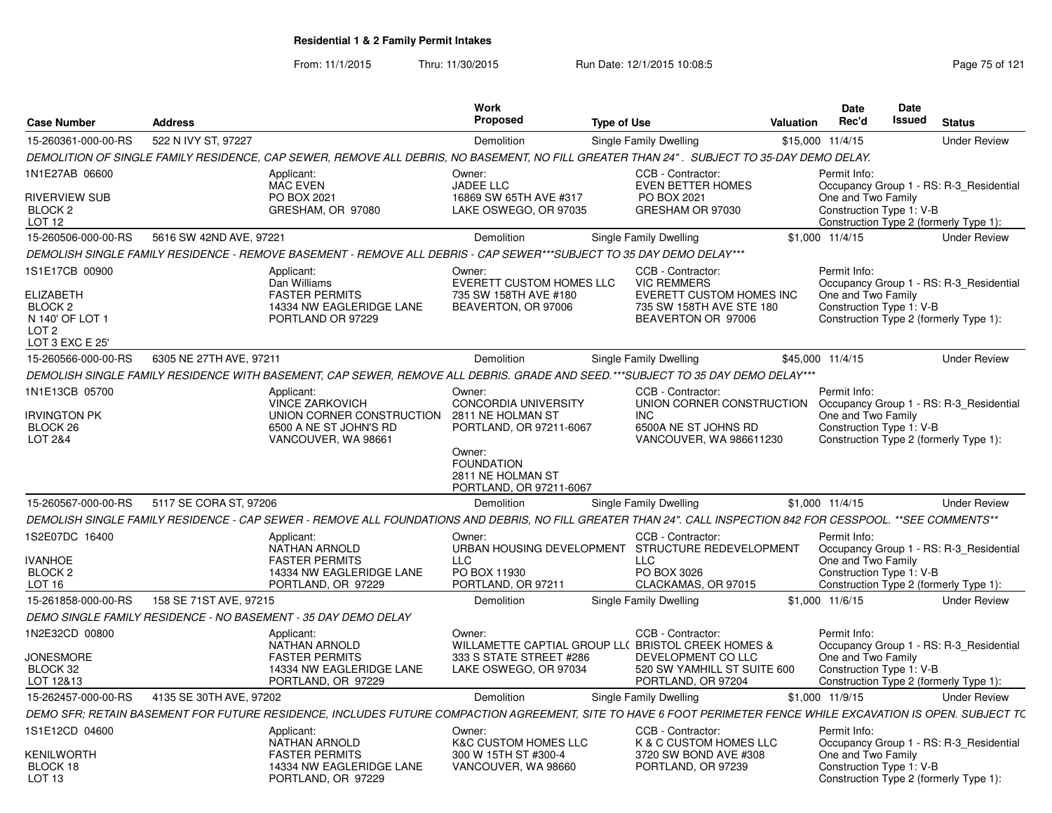# Residential 1 & 2 Family Permit Intakes

From: 11/1/2015 Thru: 11/30/2015 Run Date: 12/1/2015 10:08:5

| Case Number | Address | Work Proposed | Type of Use | Valuation | Date Rec'd | Date Issued | Status |
|---|---|---|---|---|---|---|---|
| 15-260361-000-00-RS | 522 N IVY ST, 97227 | Demolition | Single Family Dwelling | $15,000 | 11/4/15 | | Under Review |

*DEMOLITION OF SINGLE FAMILY RESIDENCE, CAP SEWER, REMOVE ALL DEBRIS, NO BASEMENT, NO FILL GREATER THAN 24" . SUBJECT TO 35-DAY DEMO DELAY.*

1N1E27AB 06600
RIVERVIEW SUB
BLOCK 2
LOT 12

Applicant: MAC EVEN, PO BOX 2021, GRESHAM, OR 97080

Owner: JADEE LLC, 16869 SW 65TH AVE #317, LAKE OSWEGO, OR 97035

CCB - Contractor: EVEN BETTER HOMES, PO BOX 2021, GRESHAM OR 97030

Permit Info: Occupancy Group 1 - RS: R-3_Residential One and Two Family; Construction Type 1: V-B; Construction Type 2 (formerly Type 1):

| Case Number | Address | Work Proposed | Type of Use | Valuation | Date Rec'd | Date Issued | Status |
|---|---|---|---|---|---|---|---|
| 15-260506-000-00-RS | 5616 SW 42ND AVE, 97221 | Demolition | Single Family Dwelling | $1,000 | 11/4/15 | | Under Review |

*DEMOLISH SINGLE FAMILY RESIDENCE - REMOVE BASEMENT - REMOVE ALL DEBRIS - CAP SEWER***SUBJECT TO 35 DAY DEMO DELAY****

1S1E17CB 00900
ELIZABETH
BLOCK 2
N 140' OF LOT 1
LOT 2
LOT 3 EXC E 25'

Applicant: Dan Williams, FASTER PERMITS, 14334 NW EAGLERIDGE LANE, PORTLAND OR 97229

Owner: EVERETT CUSTOM HOMES LLC, 735 SW 158TH AVE #180, BEAVERTON, OR 97006

CCB - Contractor: VIC REMMERS, EVERETT CUSTOM HOMES INC, 735 SW 158TH AVE STE 180, BEAVERTON OR 97006

Permit Info: Occupancy Group 1 - RS: R-3_Residential One and Two Family; Construction Type 1: V-B; Construction Type 2 (formerly Type 1):

| Case Number | Address | Work Proposed | Type of Use | Valuation | Date Rec'd | Date Issued | Status |
|---|---|---|---|---|---|---|---|
| 15-260566-000-00-RS | 6305 NE 27TH AVE, 97211 | Demolition | Single Family Dwelling | $45,000 | 11/4/15 | | Under Review |

*DEMOLISH SINGLE FAMILY RESIDENCE WITH BASEMENT, CAP SEWER, REMOVE ALL DEBRIS. GRADE AND SEED.***SUBJECT TO 35 DAY DEMO DELAY****

1N1E13CB 05700
IRVINGTON PK
BLOCK 26
LOT 2&4

Applicant: VINCE ZARKOVICH, UNION CORNER CONSTRUCTION, 6500 A NE ST JOHN'S RD, VANCOUVER, WA 98661

Owner: CONCORDIA UNIVERSITY, 2811 NE HOLMAN ST, PORTLAND, OR 97211-6067

Owner: FOUNDATION, 2811 NE HOLMAN ST, PORTLAND, OR 97211-6067

CCB - Contractor: UNION CORNER CONSTRUCTION INC, 6500A NE ST JOHNS RD, VANCOUVER, WA 986611230

Permit Info: Occupancy Group 1 - RS: R-3_Residential One and Two Family; Construction Type 1: V-B; Construction Type 2 (formerly Type 1):

| Case Number | Address | Work Proposed | Type of Use | Valuation | Date Rec'd | Date Issued | Status |
|---|---|---|---|---|---|---|---|
| 15-260567-000-00-RS | 5117 SE CORA ST, 97206 | Demolition | Single Family Dwelling | $1,000 | 11/4/15 | | Under Review |

*DEMOLISH SINGLE FAMILY RESIDENCE - CAP SEWER - REMOVE ALL FOUNDATIONS AND DEBRIS, NO FILL GREATER THAN 24". CALL INSPECTION 842 FOR CESSPOOL. **SEE COMMENTS***

1S2E07DC 16400
IVANHOE
BLOCK 2
LOT 16

Applicant: NATHAN ARNOLD, FASTER PERMITS, 14334 NW EAGLERIDGE LANE, PORTLAND, OR 97229

Owner: URBAN HOUSING DEVELOPMENT LLC, PO BOX 11930, PORTLAND, OR 97211

CCB - Contractor: STRUCTURE REDEVELOPMENT LLC, PO BOX 3026, CLACKAMAS, OR 97015

Permit Info: Occupancy Group 1 - RS: R-3_Residential One and Two Family; Construction Type 1: V-B; Construction Type 2 (formerly Type 1):

| Case Number | Address | Work Proposed | Type of Use | Valuation | Date Rec'd | Date Issued | Status |
|---|---|---|---|---|---|---|---|
| 15-261858-000-00-RS | 158 SE 71ST AVE, 97215 | Demolition | Single Family Dwelling | $1,000 | 11/6/15 | | Under Review |

*DEMO SINGLE FAMILY RESIDENCE - NO BASEMENT - 35 DAY DEMO DELAY*

1N2E32CD 00800
JONESMORE
BLOCK 32
LOT 12&13

Applicant: NATHAN ARNOLD, FASTER PERMITS, 14334 NW EAGLERIDGE LANE, PORTLAND, OR 97229

Owner: WILLAMETTE CAPTIAL GROUP LL(, 333 S STATE STREET #286, LAKE OSWEGO, OR 97034

CCB - Contractor: BRISTOL CREEK HOMES & DEVELOPMENT CO LLC, 520 SW YAMHILL ST SUITE 600, PORTLAND, OR 97204

Permit Info: Occupancy Group 1 - RS: R-3_Residential One and Two Family; Construction Type 1: V-B; Construction Type 2 (formerly Type 1):

| Case Number | Address | Work Proposed | Type of Use | Valuation | Date Rec'd | Date Issued | Status |
|---|---|---|---|---|---|---|---|
| 15-262457-000-00-RS | 4135 SE 30TH AVE, 97202 | Demolition | Single Family Dwelling | $1,000 | 11/9/15 | | Under Review |

*DEMO SFR; RETAIN BASEMENT FOR FUTURE RESIDENCE, INCLUDES FUTURE COMPACTION AGREEMENT, SITE TO HAVE 6 FOOT PERIMETER FENCE WHILE EXCAVATION IS OPEN. SUBJECT TC*

1S1E12CD 04600
KENILWORTH
BLOCK 18
LOT 13

Applicant: NATHAN ARNOLD, FASTER PERMITS, 14334 NW EAGLERIDGE LANE, PORTLAND, OR 97229

Owner: K&C CUSTOM HOMES LLC, 300 W 15TH ST #300-4, VANCOUVER, WA 98660

CCB - Contractor: K & C CUSTOM HOMES LLC, 3720 SW BOND AVE #308, PORTLAND, OR 97239

Permit Info: Occupancy Group 1 - RS: R-3_Residential One and Two Family; Construction Type 1: V-B; Construction Type 2 (formerly Type 1):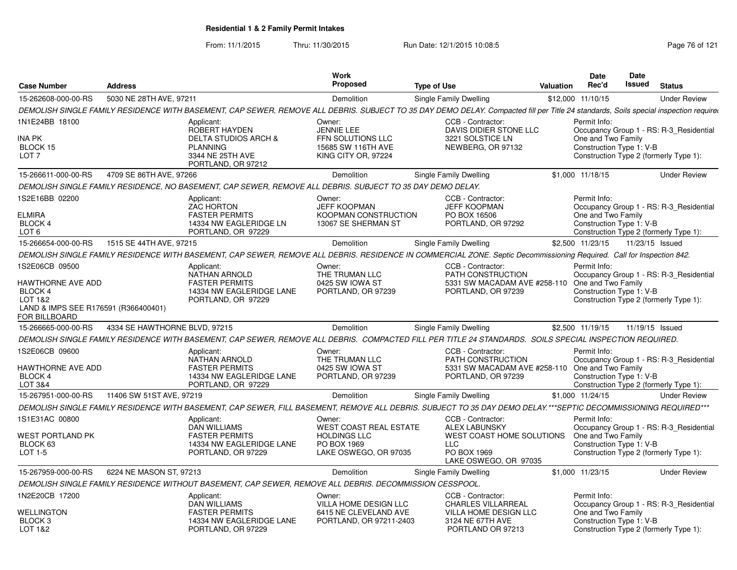**Residential 1 & 2 Family Permit Intakes**

From: 11/1/2015 Thru: 11/30/2015 Run Date: 12/1/2015 10:08:5

| Case Number | Address | Work Proposed | Type of Use | Valuation | Date Rec'd | Date Issued | Status |
|---|---|---|---|---|---|---|---|
| 15-262608-000-00-RS | 5030 NE 28TH AVE, 97211 | Demolition | Single Family Dwelling | $12,000 | 11/10/15 | | Under Review |

DEMOLISH SINGLE FAMILY RESIDENCE WITH BASEMENT, CAP SEWER, REMOVE ALL DEBRIS. SUBJECT TO 35 DAY DEMO DELAY. Compacted fill per Title 24 standards, Soils special inspection required

1N1E24BB 18100
INA PK
BLOCK 15
LOT 7

Applicant: ROBERT HAYDEN, DELTA STUDIOS ARCH & PLANNING, 3344 NE 25TH AVE, PORTLAND, OR 97212

Owner: JENNIE LEE, FFN SOLUTIONS LLC, 15685 SW 116TH AVE, KING CITY OR, 97224

CCB - Contractor: DAVIS DIDIER STONE LLC, 3221 SOLSTICE LN, NEWBERG, OR 97132

Permit Info: Occupancy Group 1 - RS: R-3_Residential One and Two Family; Construction Type 1: V-B; Construction Type 2 (formerly Type 1):

| Case Number | Address | Work Proposed | Type of Use | Valuation | Date Rec'd | Date Issued | Status |
|---|---|---|---|---|---|---|---|
| 15-266611-000-00-RS | 4709 SE 86TH AVE, 97266 | Demolition | Single Family Dwelling | $1,000 | 11/18/15 | | Under Review |

DEMOLISH SINGLE FAMILY RESIDENCE, NO BASEMENT, CAP SEWER, REMOVE ALL DEBRIS. SUBJECT TO 35 DAY DEMO DELAY.

1S2E16BB 02200
ELMIRA
BLOCK 4
LOT 6

Applicant: ZAC HORTON, FASTER PERMITS, 14334 NW EAGLERIDGE LN, PORTLAND, OR 97229

Owner: JEFF KOOPMAN, KOOPMAN CONSTRUCTION, 13067 SE SHERMAN ST

CCB - Contractor: JEFF KOOPMAN, PO BOX 16506, PORTLAND, OR 97292

Permit Info: Occupancy Group 1 - RS: R-3_Residential One and Two Family; Construction Type 1: V-B; Construction Type 2 (formerly Type 1):

| Case Number | Address | Work Proposed | Type of Use | Valuation | Date Rec'd | Date Issued | Status |
|---|---|---|---|---|---|---|---|
| 15-266654-000-00-RS | 1515 SE 44TH AVE, 97215 | Demolition | Single Family Dwelling | $2,500 | 11/23/15 | 11/23/15 | Issued |

DEMOLISH SINGLE FAMILY RESIDENCE WITH BASEMENT, CAP SEWER, REMOVE ALL DEBRIS. RESIDENCE IN COMMERCIAL ZONE. Septic Decommissioning Required. Call for Inspection 842.

1S2E06CB 09500
HAWTHORNE AVE ADD
BLOCK 4
LOT 1&2
LAND & IMPS SEE R176591 (R366400401) FOR BILLBOARD

Applicant: NATHAN ARNOLD, FASTER PERMITS, 14334 NW EAGLERIDGE LANE, PORTLAND, OR 97229

Owner: THE TRUMAN LLC, 0425 SW IOWA ST, PORTLAND, OR 97239

CCB - Contractor: PATH CONSTRUCTION, 5331 SW MACADAM AVE #258-110, PORTLAND, OR 97239

Permit Info: Occupancy Group 1 - RS: R-3_Residential One and Two Family; Construction Type 1: V-B; Construction Type 2 (formerly Type 1):

| Case Number | Address | Work Proposed | Type of Use | Valuation | Date Rec'd | Date Issued | Status |
|---|---|---|---|---|---|---|---|
| 15-266665-000-00-RS | 4334 SE HAWTHORNE BLVD, 97215 | Demolition | Single Family Dwelling | $2,500 | 11/19/15 | 11/19/15 | Issued |

DEMOLISH SINGLE FAMILY RESIDENCE WITH BASEMENT, CAP SEWER, REMOVE ALL DEBRIS. COMPACTED FILL PER TITLE 24 STANDARDS. SOILS SPECIAL INSPECTION REQUIRED.

1S2E06CB 09600
HAWTHORNE AVE ADD
BLOCK 4
LOT 3&4

Applicant: NATHAN ARNOLD, FASTER PERMITS, 14334 NW EAGLERIDGE LANE, PORTLAND, OR 97229

Owner: THE TRUMAN LLC, 0425 SW IOWA ST, PORTLAND, OR 97239

CCB - Contractor: PATH CONSTRUCTION, 5331 SW MACADAM AVE #258-110, PORTLAND, OR 97239

Permit Info: Occupancy Group 1 - RS: R-3_Residential One and Two Family; Construction Type 1: V-B; Construction Type 2 (formerly Type 1):

| Case Number | Address | Work Proposed | Type of Use | Valuation | Date Rec'd | Date Issued | Status |
|---|---|---|---|---|---|---|---|
| 15-267951-000-00-RS | 11406 SW 51ST AVE, 97219 | Demolition | Single Family Dwelling | $1,000 | 11/24/15 | | Under Review |

DEMOLISH SINGLE FAMILY RESIDENCE WITH BASEMENT, CAP SEWER, FILL BASEMENT, REMOVE ALL DEBRIS. SUBJECT TO 35 DAY DEMO DELAY.***SEPTIC DECOMMISSIONING REQUIRED***

1S1E31AC 00800
WEST PORTLAND PK
BLOCK 63
LOT 1-5

Applicant: DAN WILLIAMS, FASTER PERMITS, 14334 NW EAGLERIDGE LANE, PORTLAND, OR 97229

Owner: WEST COAST REAL ESTATE HOLDINGS LLC, PO BOX 1969, LAKE OSWEGO, OR 97035

CCB - Contractor: ALEX LABUNSKY, WEST COAST HOME SOLUTIONS LLC, PO BOX 1969, LAKE OSWEGO, OR 97035

Permit Info: Occupancy Group 1 - RS: R-3_Residential One and Two Family; Construction Type 1: V-B; Construction Type 2 (formerly Type 1):

| Case Number | Address | Work Proposed | Type of Use | Valuation | Date Rec'd | Date Issued | Status |
|---|---|---|---|---|---|---|---|
| 15-267959-000-00-RS | 6224 NE MASON ST, 97213 | Demolition | Single Family Dwelling | $1,000 | 11/23/15 | | Under Review |

DEMOLISH SINGLE FAMILY RESIDENCE WITHOUT BASEMENT, CAP SEWER, REMOVE ALL DEBRIS. DECOMMISSION CESSPOOL.

1N2E20CB 17200
WELLINGTON
BLOCK 3
LOT 1&2

Applicant: DAN WILLIAMS, FASTER PERMITS, 14334 NW EAGLERIDGE LANE, PORTLAND, OR 97229

Owner: VILLA HOME DESIGN LLC, 6415 NE CLEVELAND AVE, PORTLAND, OR 97211-2403

CCB - Contractor: CHARLES VILLARREAL, VILLA HOME DESIGN LLC, 3124 NE 67TH AVE, PORTLAND OR 97213

Permit Info: Occupancy Group 1 - RS: R-3_Residential One and Two Family; Construction Type 1: V-B; Construction Type 2 (formerly Type 1):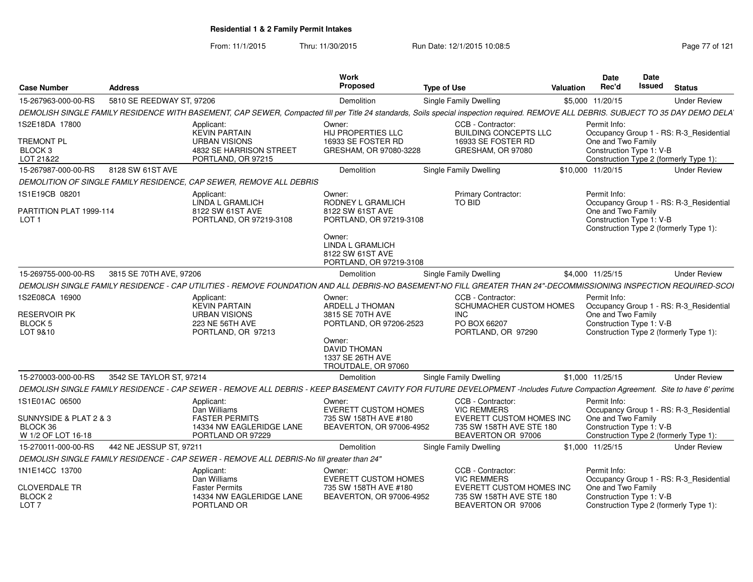## Residential 1 & 2 Family Permit Intakes

From: 11/1/2015 Thru: 11/30/2015 Run Date: 12/1/2015 10:08:5

| Case Number | Address | Work Proposed | Type of Use | Valuation | Date Rec'd | Date Issued | Status |
|---|---|---|---|---|---|---|---|
| 15-267963-000-00-RS | 5810 SE REEDWAY ST, 97206 | Demolition | Single Family Dwelling | $5,000 | 11/20/15 | | Under Review |

*DEMOLISH SINGLE FAMILY RESIDENCE WITH BASEMENT, CAP SEWER, Compacted fill per Title 24 standards, Soils special inspection required. REMOVE ALL DEBRIS. SUBJECT TO 35 DAY DEMO DELA*

1S2E18DA 17800
TREMONT PL
BLOCK 3
LOT 21&22

Applicant:
KEVIN PARTAIN
URBAN VISIONS
4832 SE HARRISON STREET
PORTLAND, OR 97215

Owner:
HIJ PROPERTIES LLC
16933 SE FOSTER RD
GRESHAM, OR 97080-3228

CCB - Contractor:
BUILDING CONCEPTS LLC
16933 SE FOSTER RD
GRESHAM, OR 97080

Permit Info:
Occupancy Group 1 - RS: R-3_Residential One and Two Family
Construction Type 1: V-B
Construction Type 2 (formerly Type 1):

| Case Number | Address | Work Proposed | Type of Use | Valuation | Date Rec'd | Date Issued | Status |
|---|---|---|---|---|---|---|---|
| 15-267987-000-00-RS | 8128 SW 61ST AVE | Demolition | Single Family Dwelling | $10,000 | 11/20/15 | | Under Review |

*DEMOLITION OF SINGLE FAMILY RESIDENCE, CAP SEWER, REMOVE ALL DEBRIS*

1S1E19CB 08201
PARTITION PLAT 1999-114
LOT 1

Applicant:
LINDA L GRAMLICH
8122 SW 61ST AVE
PORTLAND, OR 97219-3108

Owner:
RODNEY L GRAMLICH
8122 SW 61ST AVE
PORTLAND, OR 97219-3108

Owner:
LINDA L GRAMLICH
8122 SW 61ST AVE
PORTLAND, OR 97219-3108

Primary Contractor:
TO BID

Permit Info:
Occupancy Group 1 - RS: R-3_Residential One and Two Family
Construction Type 1: V-B
Construction Type 2 (formerly Type 1):

| Case Number | Address | Work Proposed | Type of Use | Valuation | Date Rec'd | Date Issued | Status |
|---|---|---|---|---|---|---|---|
| 15-269755-000-00-RS | 3815 SE 70TH AVE, 97206 | Demolition | Single Family Dwelling | $4,000 | 11/25/15 | | Under Review |

*DEMOLISH SINGLE FAMILY RESIDENCE - CAP UTILITIES - REMOVE FOUNDATION AND ALL DEBRIS-NO BASEMENT-NO FILL GREATER THAN 24"-DECOMMISSIONING INSPECTION REQUIRED-SCO*

1S2E08CA 16900
RESERVOIR PK
BLOCK 5
LOT 9&10

Applicant:
KEVIN PARTAIN
URBAN VISIONS
223 NE 56TH AVE
PORTLAND, OR 97213

Owner:
ARDELL J THOMAN
3815 SE 70TH AVE
PORTLAND, OR 97206-2523

Owner:
DAVID THOMAN
1337 SE 26TH AVE
TROUTDALE, OR 97060

CCB - Contractor:
SCHUMACHER CUSTOM HOMES INC
PO BOX 66207
PORTLAND, OR 97290

Permit Info:
Occupancy Group 1 - RS: R-3_Residential One and Two Family
Construction Type 1: V-B
Construction Type 2 (formerly Type 1):

| Case Number | Address | Work Proposed | Type of Use | Valuation | Date Rec'd | Date Issued | Status |
|---|---|---|---|---|---|---|---|
| 15-270003-000-00-RS | 3542 SE TAYLOR ST, 97214 | Demolition | Single Family Dwelling | $1,000 | 11/25/15 | | Under Review |

*DEMOLISH SINGLE FAMILY RESIDENCE - CAP SEWER - REMOVE ALL DEBRIS - KEEP BASEMENT CAVITY FOR FUTURE DEVELOPMENT -Includes Future Compaction Agreement. Site to have 6' perime*

1S1E01AC 06500
SUNNYSIDE & PLAT 2 & 3
BLOCK 36
W 1/2 OF LOT 16-18

Applicant:
Dan Williams
FASTER PERMITS
14334 NW EAGLERIDGE LANE
PORTLAND OR 97229

Owner:
EVERETT CUSTOM HOMES
735 SW 158TH AVE #180
BEAVERTON, OR 97006-4952

CCB - Contractor:
VIC REMMERS
EVERETT CUSTOM HOMES INC
735 SW 158TH AVE STE 180
BEAVERTON OR 97006

Permit Info:
Occupancy Group 1 - RS: R-3_Residential One and Two Family
Construction Type 1: V-B
Construction Type 2 (formerly Type 1):

| Case Number | Address | Work Proposed | Type of Use | Valuation | Date Rec'd | Date Issued | Status |
|---|---|---|---|---|---|---|---|
| 15-270011-000-00-RS | 442 NE JESSUP ST, 97211 | Demolition | Single Family Dwelling | $1,000 | 11/25/15 | | Under Review |

*DEMOLISH SINGLE FAMILY RESIDENCE - CAP SEWER - REMOVE ALL DEBRIS-No fill greater than 24"*

1N1E14CC 13700
CLOVERDALE TR
BLOCK 2
LOT 7

Applicant:
Dan Williams
Faster Permits
14334 NW EAGLERIDGE LANE
PORTLAND OR

Owner:
EVERETT CUSTOM HOMES
735 SW 158TH AVE #180
BEAVERTON, OR 97006-4952

CCB - Contractor:
VIC REMMERS
EVERETT CUSTOM HOMES INC
735 SW 158TH AVE STE 180
BEAVERTON OR 97006

Permit Info:
Occupancy Group 1 - RS: R-3_Residential One and Two Family
Construction Type 1: V-B
Construction Type 2 (formerly Type 1):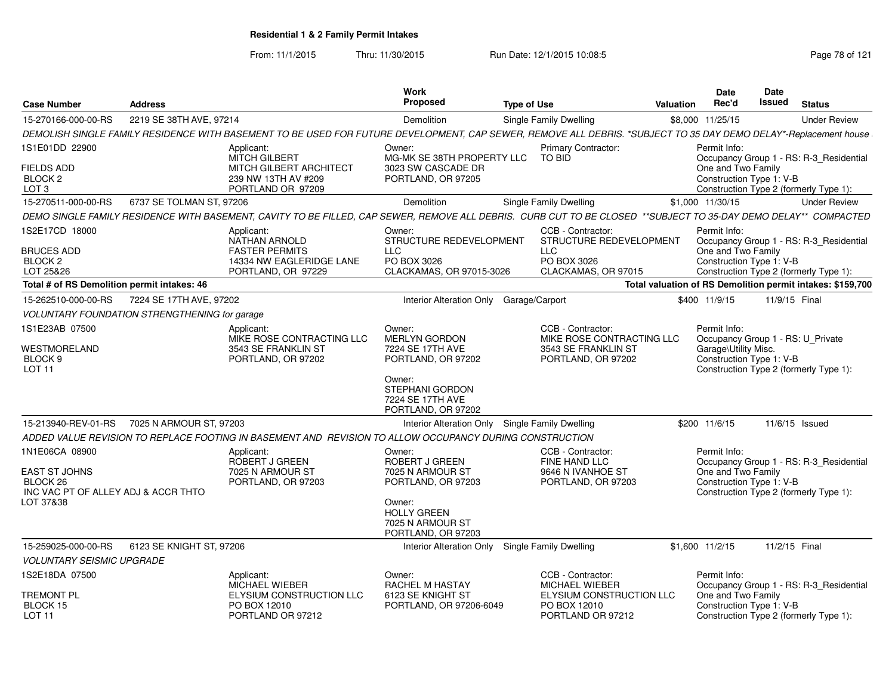**Residential 1 & 2 Family Permit Intakes**

From: 11/1/2015 Thru: 11/30/2015 Run Date: 12/1/2015 10:08:5

| Case Number | Address | Work Proposed | Type of Use | Valuation | Date Rec'd | Date Issued | Status |
|---|---|---|---|---|---|---|---|
| 15-270166-000-00-RS | 2219 SE 38TH AVE, 97214 | Demolition | Single Family Dwelling | $8,000 | 11/25/15 | | Under Review |

DEMOLISH SINGLE FAMILY RESIDENCE WITH BASEMENT TO BE USED FOR FUTURE DEVELOPMENT, CAP SEWER, REMOVE ALL DEBRIS. *SUBJECT TO 35 DAY DEMO DELAY*-Replacement house

1S1E01DD 22900
FIELDS ADD
BLOCK 2
LOT 3

Applicant: MITCH GILBERT, MITCH GILBERT ARCHITECT, 239 NW 13TH AV #209, PORTLAND OR 97209

Owner: MG-MK SE 38TH PROPERTY LLC, 3023 SW CASCADE DR, PORTLAND, OR 97205

Primary Contractor: TO BID

Permit Info: Occupancy Group 1 - RS: R-3_Residential One and Two Family; Construction Type 1: V-B; Construction Type 2 (formerly Type 1):

| Case Number | Address | Work Proposed | Type of Use | Valuation | Date Rec'd | Date Issued | Status |
|---|---|---|---|---|---|---|---|
| 15-270511-000-00-RS | 6737 SE TOLMAN ST, 97206 | Demolition | Single Family Dwelling | $1,000 | 11/30/15 | | Under Review |

DEMO SINGLE FAMILY RESIDENCE WITH BASEMENT, CAVITY TO BE FILLED, CAP SEWER, REMOVE ALL DEBRIS. CURB CUT TO BE CLOSED **SUBJECT TO 35-DAY DEMO DELAY** COMPACTED

1S2E17CD 18000
BRUCES ADD
BLOCK 2
LOT 25&26

Applicant: NATHAN ARNOLD, FASTER PERMITS, 14334 NW EAGLERIDGE LANE, PORTLAND, OR 97229

Owner: STRUCTURE REDEVELOPMENT LLC, PO BOX 3026, CLACKAMAS, OR 97015-3026

CCB - Contractor: STRUCTURE REDEVELOPMENT LLC, PO BOX 3026, CLACKAMAS, OR 97015

Permit Info: Occupancy Group 1 - RS: R-3_Residential One and Two Family; Construction Type 1: V-B; Construction Type 2 (formerly Type 1):

**Total # of RS Demolition permit intakes: 46** — **Total valuation of RS Demolition permit intakes: $159,700**

| Case Number | Address | Work Proposed | Type of Use | Valuation | Date Rec'd | Date Issued | Status |
|---|---|---|---|---|---|---|---|
| 15-262510-000-00-RS | 7224 SE 17TH AVE, 97202 | Interior Alteration Only | Garage/Carport | $400 | 11/9/15 | 11/9/15 | Final |

VOLUNTARY FOUNDATION STRENGTHENING for garage

1S1E23AB 07500
WESTMORELAND
BLOCK 9
LOT 11

Applicant: MIKE ROSE CONTRACTING LLC, 3543 SE FRANKLIN ST, PORTLAND, OR 97202

Owner: MERLYN GORDON, 7224 SE 17TH AVE, PORTLAND, OR 97202
Owner: STEPHANI GORDON, 7224 SE 17TH AVE, PORTLAND, OR 97202

CCB - Contractor: MIKE ROSE CONTRACTING LLC, 3543 SE FRANKLIN ST, PORTLAND, OR 97202

Permit Info: Occupancy Group 1 - RS: U_Private Garage\Utility Misc.; Construction Type 1: V-B; Construction Type 2 (formerly Type 1):

| Case Number | Address | Work Proposed | Type of Use | Valuation | Date Rec'd | Date Issued | Status |
|---|---|---|---|---|---|---|---|
| 15-213940-REV-01-RS | 7025 N ARMOUR ST, 97203 | Interior Alteration Only | Single Family Dwelling | $200 | 11/6/15 | 11/6/15 | Issued |

ADDED VALUE REVISION TO REPLACE FOOTING IN BASEMENT AND REVISION TO ALLOW OCCUPANCY DURING CONSTRUCTION

1N1E06CA 08900
EAST ST JOHNS
BLOCK 26
INC VAC PT OF ALLEY ADJ & ACCR THTO
LOT 37&38

Applicant: ROBERT J GREEN, 7025 N ARMOUR ST, PORTLAND, OR 97203

Owner: ROBERT J GREEN, 7025 N ARMOUR ST, PORTLAND, OR 97203
Owner: HOLLY GREEN, 7025 N ARMOUR ST, PORTLAND, OR 97203

CCB - Contractor: FINE HAND LLC, 9646 N IVANHOE ST, PORTLAND, OR 97203

Permit Info: Occupancy Group 1 - RS: R-3_Residential One and Two Family; Construction Type 1: V-B; Construction Type 2 (formerly Type 1):

| Case Number | Address | Work Proposed | Type of Use | Valuation | Date Rec'd | Date Issued | Status |
|---|---|---|---|---|---|---|---|
| 15-259025-000-00-RS | 6123 SE KNIGHT ST, 97206 | Interior Alteration Only | Single Family Dwelling | $1,600 | 11/2/15 | 11/2/15 | Final |

VOLUNTARY SEISMIC UPGRADE

1S2E18DA 07500
TREMONT PL
BLOCK 15
LOT 11

Applicant: MICHAEL WIEBER, ELYSIUM CONSTRUCTION LLC, PO BOX 12010, PORTLAND OR 97212

Owner: RACHEL M HASTAY, 6123 SE KNIGHT ST, PORTLAND, OR 97206-6049

CCB - Contractor: MICHAEL WIEBER, ELYSIUM CONSTRUCTION LLC, PO BOX 12010, PORTLAND OR 97212

Permit Info: Occupancy Group 1 - RS: R-3_Residential One and Two Family; Construction Type 1: V-B; Construction Type 2 (formerly Type 1):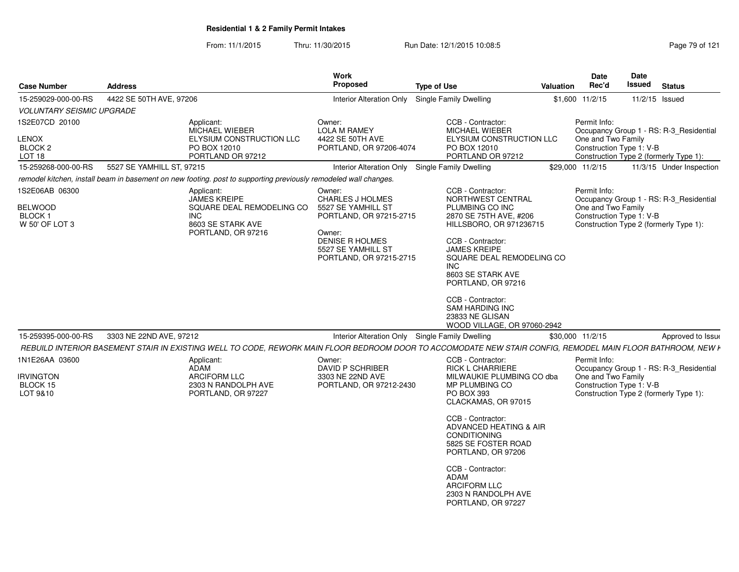**Residential 1 & 2 Family Permit Intakes**

From: 11/1/2015 Thru: 11/30/2015 Run Date: 12/1/2015 10:08:5

| Case Number | Address | Work Proposed | Type of Use | Valuation | Date Rec'd | Date Issued | Status |
|---|---|---|---|---|---|---|---|
| 15-259029-000-00-RS | 4422 SE 50TH AVE, 97206 | Interior Alteration Only | Single Family Dwelling | $1,600 | 11/2/15 | 11/2/15 | Issued |

*VOLUNTARY SEISMIC UPGRADE*

1S2E07CD 20100
LENOX
BLOCK 2
LOT 18

Applicant:
MICHAEL WIEBER
ELYSIUM CONSTRUCTION LLC
PO BOX 12010
PORTLAND OR 97212

Owner:
LOLA M RAMEY
4422 SE 50TH AVE
PORTLAND, OR 97206-4074

CCB - Contractor:
MICHAEL WIEBER
ELYSIUM CONSTRUCTION LLC
PO BOX 12010
PORTLAND OR 97212

Permit Info:
Occupancy Group 1 - RS: R-3_Residential One and Two Family
Construction Type 1: V-B
Construction Type 2 (formerly Type 1):

| Case Number | Address | Work Proposed | Type of Use | Valuation | Date Rec'd | Date Issued | Status |
|---|---|---|---|---|---|---|---|
| 15-259268-000-00-RS | 5527 SE YAMHILL ST, 97215 | Interior Alteration Only | Single Family Dwelling | $29,000 | 11/2/15 | 11/3/15 | Under Inspection |

*remodel kitchen, install beam in basement on new footing. post to supporting previously remodeled wall changes.*

1S2E06AB 06300
BELWOOD
BLOCK 1
W 50' OF LOT 3

Applicant:
JAMES KREIPE
SQUARE DEAL REMODELING CO INC
8603 SE STARK AVE
PORTLAND, OR 97216

Owner:
CHARLES J HOLMES
5527 SE YAMHILL ST
PORTLAND, OR 97215-2715

Owner:
DENISE R HOLMES
5527 SE YAMHILL ST
PORTLAND, OR 97215-2715

CCB - Contractor:
NORTHWEST CENTRAL PLUMBING CO INC
2870 SE 75TH AVE, #206
HILLSBORO, OR 971236715

CCB - Contractor:
JAMES KREIPE
SQUARE DEAL REMODELING CO INC
8603 SE STARK AVE
PORTLAND, OR 97216

CCB - Contractor:
SAM HARDING INC
23833 NE GLISAN
WOOD VILLAGE, OR 97060-2942

Permit Info:
Occupancy Group 1 - RS: R-3_Residential One and Two Family
Construction Type 1: V-B
Construction Type 2 (formerly Type 1):

| Case Number | Address | Work Proposed | Type of Use | Valuation | Date Rec'd | Date Issued | Status |
|---|---|---|---|---|---|---|---|
| 15-259395-000-00-RS | 3303 NE 22ND AVE, 97212 | Interior Alteration Only | Single Family Dwelling | $30,000 | 11/2/15 | | Approved to Issue |

*REBUILD INTERIOR BASEMENT STAIR IN EXISTING WELL TO CODE, REWORK MAIN FLOOR BEDROOM DOOR TO ACCOMODATE NEW STAIR CONFIG, REMODEL MAIN FLOOR BATHROOM, NEW K*

1N1E26AA 03600
IRVINGTON
BLOCK 15
LOT 9&10

Applicant:
ADAM
ARCIFORM LLC
2303 N RANDOLPH AVE
PORTLAND, OR 97227

Owner:
DAVID P SCHRIBER
3303 NE 22ND AVE
PORTLAND, OR 97212-2430

CCB - Contractor:
RICK L CHARRIERE
MILWAUKIE PLUMBING CO dba MP PLUMBING CO
PO BOX 393
CLACKAMAS, OR 97015

CCB - Contractor:
ADVANCED HEATING & AIR CONDITIONING
5825 SE FOSTER ROAD
PORTLAND, OR 97206

CCB - Contractor:
ADAM
ARCIFORM LLC
2303 N RANDOLPH AVE
PORTLAND, OR 97227

Permit Info:
Occupancy Group 1 - RS: R-3_Residential One and Two Family
Construction Type 1: V-B
Construction Type 2 (formerly Type 1):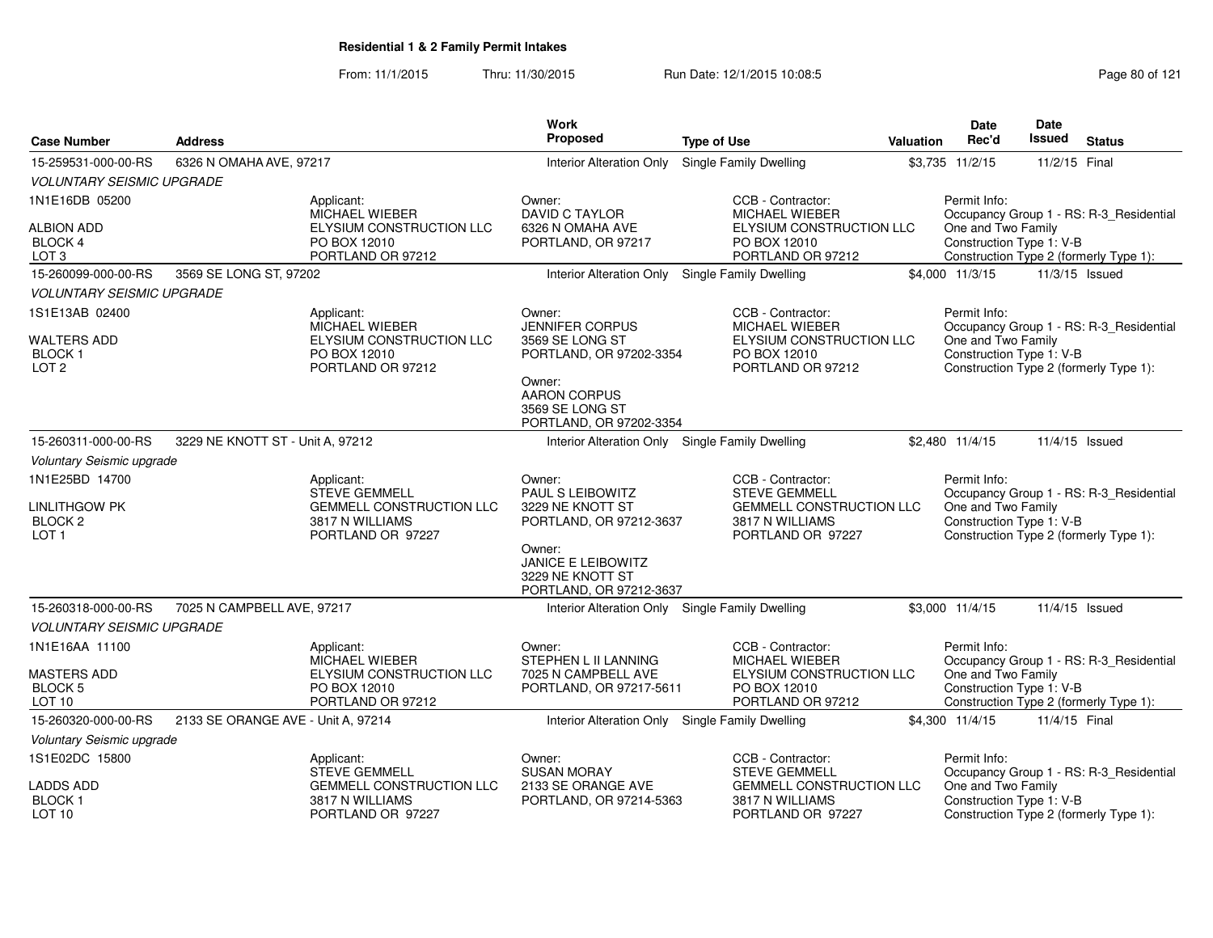## Residential 1 & 2 Family Permit Intakes

From: 11/1/2015 Thru: 11/30/2015 Run Date: 12/1/2015 10:08:5

| Case Number | Address | Work Proposed | Type of Use | Valuation | Date Rec'd | Date Issued | Status |
|---|---|---|---|---|---|---|---|
| 15-259531-000-00-RS | 6326 N OMAHA AVE, 97217 | Interior Alteration Only | Single Family Dwelling | $3,735 | 11/2/15 | 11/2/15 | Final |
| VOLUNTARY SEISMIC UPGRADE | | | | | | | |
| 1N1E16DB 05200<br>ALBION ADD<br>BLOCK 4<br>LOT 3 | Applicant:<br>MICHAEL WIEBER<br>ELYSIUM CONSTRUCTION LLC<br>PO BOX 12010<br>PORTLAND OR 97212 | Owner:<br>DAVID C TAYLOR<br>6326 N OMAHA AVE<br>PORTLAND, OR 97217 | CCB - Contractor:<br>MICHAEL WIEBER<br>ELYSIUM CONSTRUCTION LLC<br>PO BOX 12010<br>PORTLAND OR 97212 | Permit Info:<br>Occupancy Group 1 - RS: R-3_Residential One and Two Family<br>Construction Type 1: V-B<br>Construction Type 2 (formerly Type 1): | | | |
| 15-260099-000-00-RS | 3569 SE LONG ST, 97202 | Interior Alteration Only | Single Family Dwelling | $4,000 | 11/3/15 | 11/3/15 | Issued |
| VOLUNTARY SEISMIC UPGRADE | | | | | | | |
| 1S1E13AB 02400<br>WALTERS ADD<br>BLOCK 1<br>LOT 2 | Applicant:<br>MICHAEL WIEBER<br>ELYSIUM CONSTRUCTION LLC<br>PO BOX 12010<br>PORTLAND OR 97212 | Owner:<br>JENNIFER CORPUS<br>3569 SE LONG ST<br>PORTLAND, OR 97202-3354<br>Owner:<br>AARON CORPUS<br>3569 SE LONG ST<br>PORTLAND, OR 97202-3354 | CCB - Contractor:<br>MICHAEL WIEBER<br>ELYSIUM CONSTRUCTION LLC<br>PO BOX 12010<br>PORTLAND OR 97212 | Permit Info:<br>Occupancy Group 1 - RS: R-3_Residential One and Two Family<br>Construction Type 1: V-B<br>Construction Type 2 (formerly Type 1): | | | |
| 15-260311-000-00-RS | 3229 NE KNOTT ST - Unit A, 97212 | Interior Alteration Only | Single Family Dwelling | $2,480 | 11/4/15 | 11/4/15 | Issued |
| Voluntary Seismic upgrade | | | | | | | |
| 1N1E25BD 14700<br>LINLITHGOW PK<br>BLOCK 2<br>LOT 1 | Applicant:<br>STEVE GEMMELL<br>GEMMELL CONSTRUCTION LLC<br>3817 N WILLIAMS<br>PORTLAND OR 97227 | Owner:<br>PAUL S LEIBOWITZ<br>3229 NE KNOTT ST<br>PORTLAND, OR 97212-3637<br>Owner:<br>JANICE E LEIBOWITZ<br>3229 NE KNOTT ST<br>PORTLAND, OR 97212-3637 | CCB - Contractor:<br>STEVE GEMMELL<br>GEMMELL CONSTRUCTION LLC<br>3817 N WILLIAMS<br>PORTLAND OR 97227 | Permit Info:<br>Occupancy Group 1 - RS: R-3_Residential One and Two Family<br>Construction Type 1: V-B<br>Construction Type 2 (formerly Type 1): | | | |
| 15-260318-000-00-RS | 7025 N CAMPBELL AVE, 97217 | Interior Alteration Only | Single Family Dwelling | $3,000 | 11/4/15 | 11/4/15 | Issued |
| VOLUNTARY SEISMIC UPGRADE | | | | | | | |
| 1N1E16AA 11100<br>MASTERS ADD<br>BLOCK 5<br>LOT 10 | Applicant:<br>MICHAEL WIEBER<br>ELYSIUM CONSTRUCTION LLC<br>PO BOX 12010<br>PORTLAND OR 97212 | Owner:<br>STEPHEN L II LANNING<br>7025 N CAMPBELL AVE<br>PORTLAND, OR 97217-5611 | CCB - Contractor:<br>MICHAEL WIEBER<br>ELYSIUM CONSTRUCTION LLC<br>PO BOX 12010<br>PORTLAND OR 97212 | Permit Info:<br>Occupancy Group 1 - RS: R-3_Residential One and Two Family<br>Construction Type 1: V-B<br>Construction Type 2 (formerly Type 1): | | | |
| 15-260320-000-00-RS | 2133 SE ORANGE AVE - Unit A, 97214 | Interior Alteration Only | Single Family Dwelling | $4,300 | 11/4/15 | 11/4/15 | Final |
| Voluntary Seismic upgrade | | | | | | | |
| 1S1E02DC 15800<br>LADDS ADD<br>BLOCK 1<br>LOT 10 | Applicant:<br>STEVE GEMMELL<br>GEMMELL CONSTRUCTION LLC<br>3817 N WILLIAMS<br>PORTLAND OR 97227 | Owner:<br>SUSAN MORAY<br>2133 SE ORANGE AVE<br>PORTLAND, OR 97214-5363 | CCB - Contractor:<br>STEVE GEMMELL<br>GEMMELL CONSTRUCTION LLC<br>3817 N WILLIAMS<br>PORTLAND OR 97227 | Permit Info:<br>Occupancy Group 1 - RS: R-3_Residential One and Two Family<br>Construction Type 1: V-B<br>Construction Type 2 (formerly Type 1): | | | |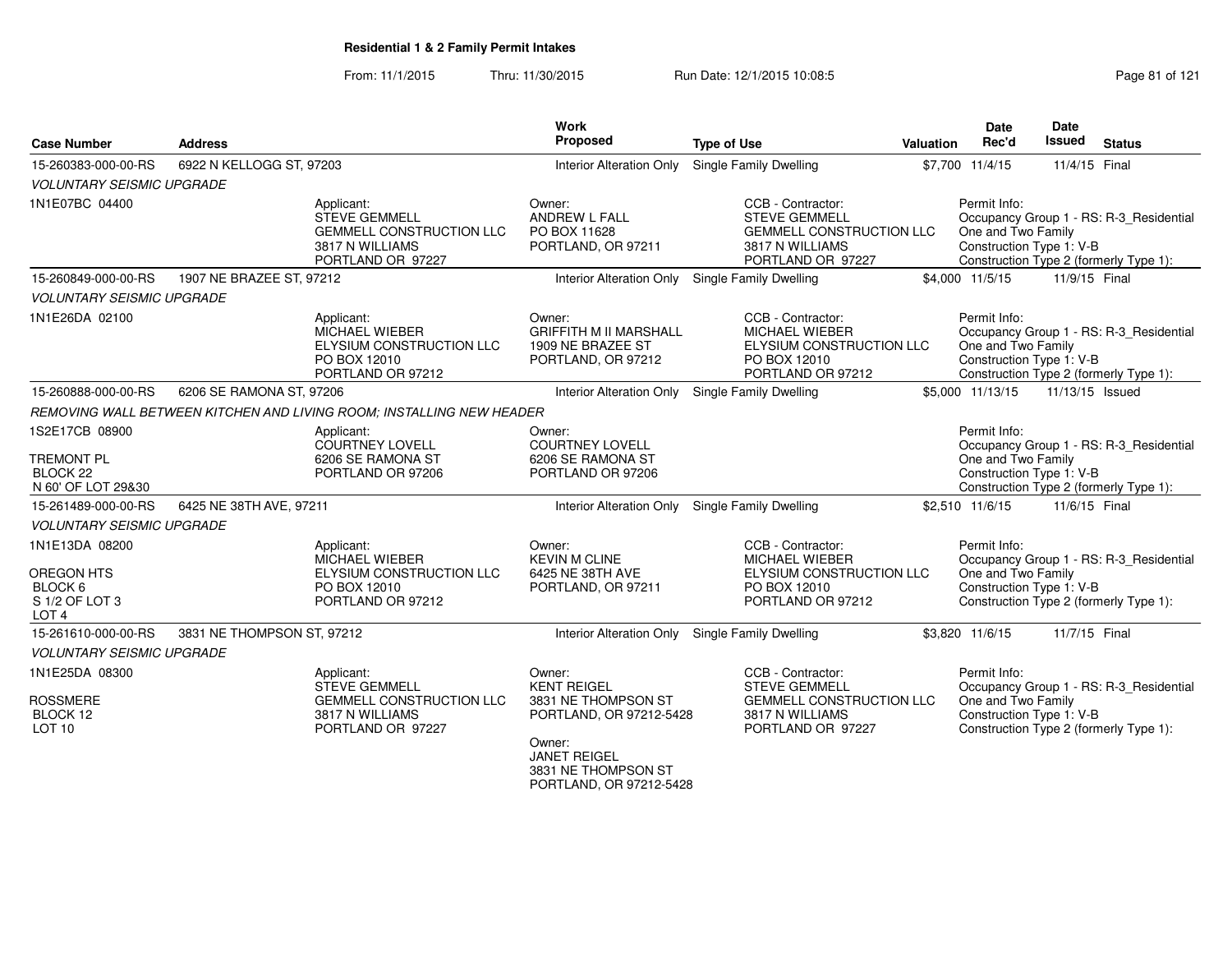**Residential 1 & 2 Family Permit Intakes**

From: 11/1/2015 Thru: 11/30/2015 Run Date: 12/1/2015 10:08:5

| Case Number | Address | | Work Proposed | Type of Use | Valuation | Date Rec'd | Date Issued | Status |
|---|---|---|---|---|---|---|---|---|
| 15-260383-000-00-RS | 6922 N KELLOGG ST, 97203 | | Interior Alteration Only | Single Family Dwelling | $7,700 | 11/4/15 | 11/4/15 | Final |
| *VOLUNTARY SEISMIC UPGRADE* | | | | | | | | |
| 1N1E07BC 04400 | | Applicant: STEVE GEMMELL GEMMELL CONSTRUCTION LLC 3817 N WILLIAMS PORTLAND OR 97227 | Owner: ANDREW L FALL PO BOX 11628 PORTLAND, OR 97211 | CCB - Contractor: STEVE GEMMELL GEMMELL CONSTRUCTION LLC 3817 N WILLIAMS PORTLAND OR 97227 | | Permit Info: Occupancy Group 1 - RS: R-3_Residential One and Two Family Construction Type 1: V-B Construction Type 2 (formerly Type 1): | | |
| 15-260849-000-00-RS | 1907 NE BRAZEE ST, 97212 | | Interior Alteration Only | Single Family Dwelling | $4,000 | 11/5/15 | 11/9/15 | Final |
| *VOLUNTARY SEISMIC UPGRADE* | | | | | | | | |
| 1N1E26DA 02100 | | Applicant: MICHAEL WIEBER ELYSIUM CONSTRUCTION LLC PO BOX 12010 PORTLAND OR 97212 | Owner: GRIFFITH M II MARSHALL 1909 NE BRAZEE ST PORTLAND, OR 97212 | CCB - Contractor: MICHAEL WIEBER ELYSIUM CONSTRUCTION LLC PO BOX 12010 PORTLAND OR 97212 | | Permit Info: Occupancy Group 1 - RS: R-3_Residential One and Two Family Construction Type 1: V-B Construction Type 2 (formerly Type 1): | | |
| 15-260888-000-00-RS | 6206 SE RAMONA ST, 97206 | | Interior Alteration Only | Single Family Dwelling | $5,000 | 11/13/15 | 11/13/15 | Issued |
| *REMOVING WALL BETWEEN KITCHEN AND LIVING ROOM; INSTALLING NEW HEADER* | | | | | | | | |
| 1S2E17CB 08900 TREMONT PL BLOCK 22 N 60' OF LOT 29&30 | | Applicant: COURTNEY LOVELL 6206 SE RAMONA ST PORTLAND OR 97206 | Owner: COURTNEY LOVELL 6206 SE RAMONA ST PORTLAND OR 97206 | | | Permit Info: Occupancy Group 1 - RS: R-3_Residential One and Two Family Construction Type 1: V-B Construction Type 2 (formerly Type 1): | | |
| 15-261489-000-00-RS | 6425 NE 38TH AVE, 97211 | | Interior Alteration Only | Single Family Dwelling | $2,510 | 11/6/15 | 11/6/15 | Final |
| *VOLUNTARY SEISMIC UPGRADE* | | | | | | | | |
| 1N1E13DA 08200 OREGON HTS BLOCK 6 S 1/2 OF LOT 3 LOT 4 | | Applicant: MICHAEL WIEBER ELYSIUM CONSTRUCTION LLC PO BOX 12010 PORTLAND OR 97212 | Owner: KEVIN M CLINE 6425 NE 38TH AVE PORTLAND, OR 97211 | CCB - Contractor: MICHAEL WIEBER ELYSIUM CONSTRUCTION LLC PO BOX 12010 PORTLAND OR 97212 | | Permit Info: Occupancy Group 1 - RS: R-3_Residential One and Two Family Construction Type 1: V-B Construction Type 2 (formerly Type 1): | | |
| 15-261610-000-00-RS | 3831 NE THOMPSON ST, 97212 | | Interior Alteration Only | Single Family Dwelling | $3,820 | 11/6/15 | 11/7/15 | Final |
| *VOLUNTARY SEISMIC UPGRADE* | | | | | | | | |
| 1N1E25DA 08300 ROSSMERE BLOCK 12 LOT 10 | | Applicant: STEVE GEMMELL GEMMELL CONSTRUCTION LLC 3817 N WILLIAMS PORTLAND OR 97227 | Owner: KENT REIGEL 3831 NE THOMPSON ST PORTLAND, OR 97212-5428 Owner: JANET REIGEL 3831 NE THOMPSON ST PORTLAND, OR 97212-5428 | CCB - Contractor: STEVE GEMMELL GEMMELL CONSTRUCTION LLC 3817 N WILLIAMS PORTLAND OR 97227 | | Permit Info: Occupancy Group 1 - RS: R-3_Residential One and Two Family Construction Type 1: V-B Construction Type 2 (formerly Type 1): | | |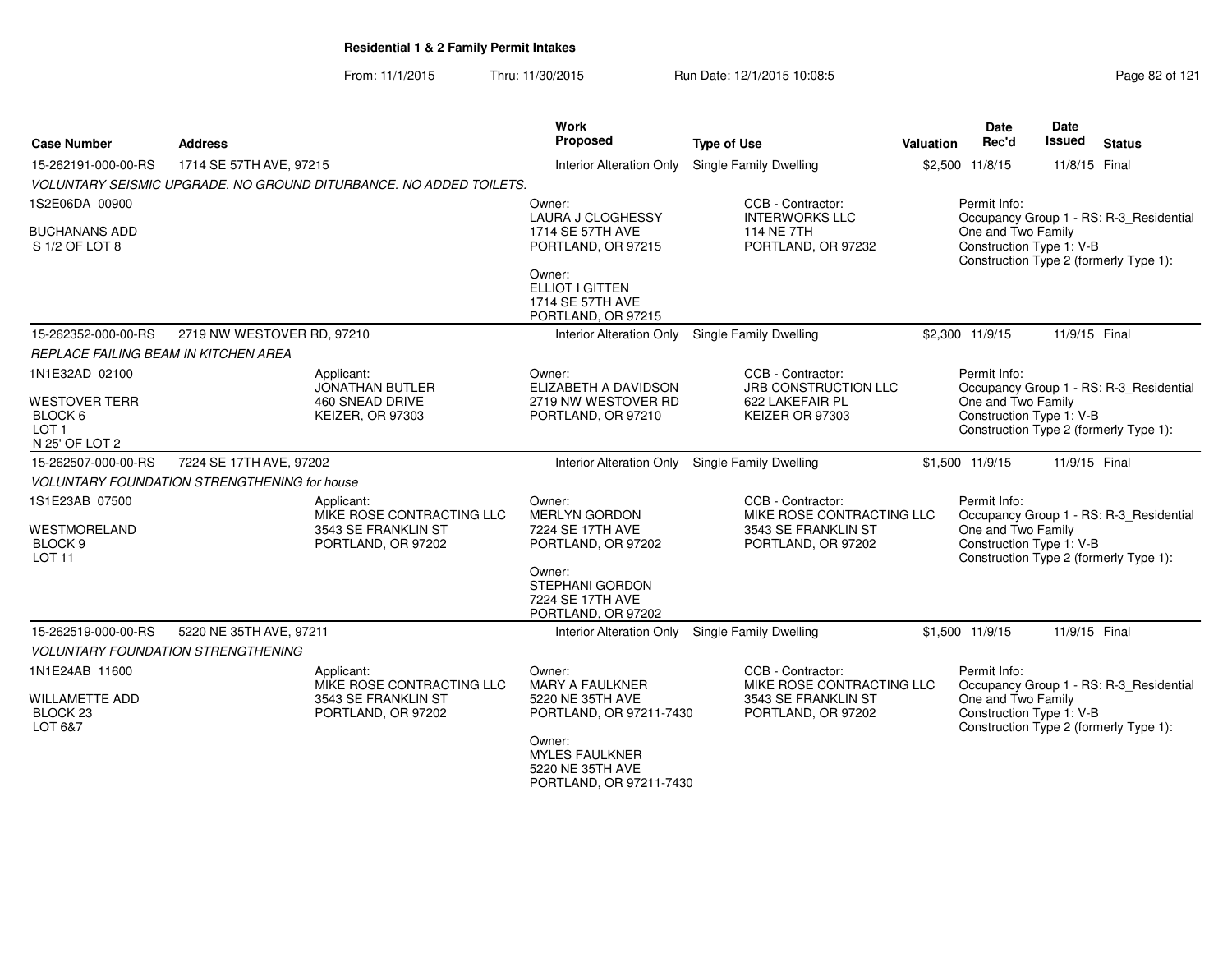**Residential 1 & 2 Family Permit Intakes**

From: 11/1/2015 Thru: 11/30/2015 Run Date: 12/1/2015 10:08:5

| Case Number | Address | | Work Proposed | Type of Use | Valuation | Date Rec'd | Date Issued | Status |
|---|---|---|---|---|---|---|---|---|
| 15-262191-000-00-RS | 1714 SE 57TH AVE, 97215 | | Interior Alteration Only | Single Family Dwelling | $2,500 | 11/8/15 | 11/8/15 | Final |
| VOLUNTARY SEISMIC UPGRADE. NO GROUND DITURBANCE. NO ADDED TOILETS. | | | | | | | | |
| 1S2E06DA 00900<br><br>BUCHANANS ADD<br>S 1/2 OF LOT 8 | | | Owner:<br>LAURA J CLOGHESSY<br>1714 SE 57TH AVE<br>PORTLAND, OR 97215<br><br>Owner:<br>ELLIOT I GITTEN<br>1714 SE 57TH AVE<br>PORTLAND, OR 97215 | CCB - Contractor:<br>INTERWORKS LLC<br>114 NE 7TH<br>PORTLAND, OR 97232 | | Permit Info:<br>Occupancy Group 1 - RS: R-3_Residential One and Two Family<br>Construction Type 1: V-B<br>Construction Type 2 (formerly Type 1): | | |
| 15-262352-000-00-RS | 2719 NW WESTOVER RD, 97210 | | Interior Alteration Only | Single Family Dwelling | $2,300 | 11/9/15 | 11/9/15 | Final |
| REPLACE FAILING BEAM IN KITCHEN AREA | | | | | | | | |
| 1N1E32AD 02100<br><br>WESTOVER TERR<br>BLOCK 6<br>LOT 1<br>N 25' OF LOT 2 | | Applicant:<br>JONATHAN BUTLER<br>460 SNEAD DRIVE<br>KEIZER, OR 97303 | Owner:<br>ELIZABETH A DAVIDSON<br>2719 NW WESTOVER RD<br>PORTLAND, OR 97210 | CCB - Contractor:<br>JRB CONSTRUCTION LLC<br>622 LAKEFAIR PL<br>KEIZER OR 97303 | | Permit Info:<br>Occupancy Group 1 - RS: R-3_Residential One and Two Family<br>Construction Type 1: V-B<br>Construction Type 2 (formerly Type 1): | | |
| 15-262507-000-00-RS | 7224 SE 17TH AVE, 97202 | | Interior Alteration Only | Single Family Dwelling | $1,500 | 11/9/15 | 11/9/15 | Final |
| VOLUNTARY FOUNDATION STRENGTHENING for house | | | | | | | | |
| 1S1E23AB 07500<br><br>WESTMORELAND<br>BLOCK 9<br>LOT 11 | | Applicant:<br>MIKE ROSE CONTRACTING LLC<br>3543 SE FRANKLIN ST<br>PORTLAND, OR 97202 | Owner:<br>MERLYN GORDON<br>7224 SE 17TH AVE<br>PORTLAND, OR 97202<br><br>Owner:<br>STEPHANI GORDON<br>7224 SE 17TH AVE<br>PORTLAND, OR 97202 | CCB - Contractor:<br>MIKE ROSE CONTRACTING LLC<br>3543 SE FRANKLIN ST<br>PORTLAND, OR 97202 | | Permit Info:<br>Occupancy Group 1 - RS: R-3_Residential One and Two Family<br>Construction Type 1: V-B<br>Construction Type 2 (formerly Type 1): | | |
| 15-262519-000-00-RS | 5220 NE 35TH AVE, 97211 | | Interior Alteration Only | Single Family Dwelling | $1,500 | 11/9/15 | 11/9/15 | Final |
| VOLUNTARY FOUNDATION STRENGTHENING | | | | | | | | |
| 1N1E24AB 11600<br><br>WILLAMETTE ADD<br>BLOCK 23<br>LOT 6&7 | | Applicant:<br>MIKE ROSE CONTRACTING LLC<br>3543 SE FRANKLIN ST<br>PORTLAND, OR 97202 | Owner:<br>MARY A FAULKNER<br>5220 NE 35TH AVE<br>PORTLAND, OR 97211-7430<br><br>Owner:<br>MYLES FAULKNER<br>5220 NE 35TH AVE<br>PORTLAND, OR 97211-7430 | CCB - Contractor:<br>MIKE ROSE CONTRACTING LLC<br>3543 SE FRANKLIN ST<br>PORTLAND, OR 97202 | | Permit Info:<br>Occupancy Group 1 - RS: R-3_Residential One and Two Family<br>Construction Type 1: V-B<br>Construction Type 2 (formerly Type 1): | | |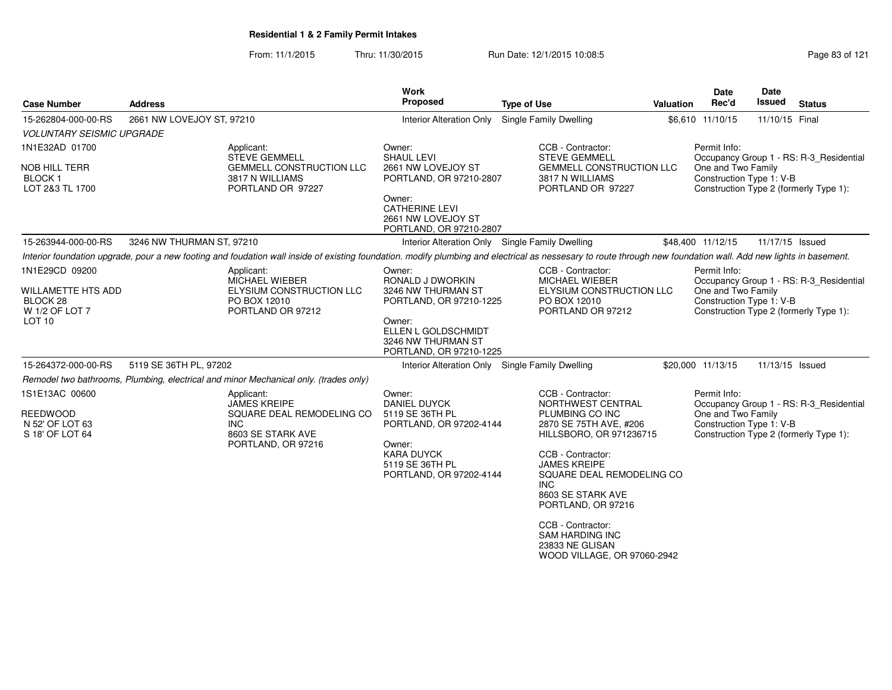**Residential 1 & 2 Family Permit Intakes**

From: 11/1/2015 Thru: 11/30/2015 Run Date: 12/1/2015 10:08:5

| Case Number | Address | Work Proposed | Type of Use | Valuation | Date Rec'd | Date Issued | Status |
|---|---|---|---|---|---|---|---|
| 15-262804-000-00-RS | 2661 NW LOVEJOY ST, 97210 | Interior Alteration Only | Single Family Dwelling | $6,610 | 11/10/15 | 11/10/15 | Final |

*VOLUNTARY SEISMIC UPGRADE*

1N1E32AD 01700
NOB HILL TERR
BLOCK 1
LOT 2&3 TL 1700

Applicant:
STEVE GEMMELL
GEMMELL CONSTRUCTION LLC
3817 N WILLIAMS
PORTLAND OR 97227

Owner:
SHAUL LEVI
2661 NW LOVEJOY ST
PORTLAND, OR 97210-2807

Owner:
CATHERINE LEVI
2661 NW LOVEJOY ST
PORTLAND, OR 97210-2807

CCB - Contractor:
STEVE GEMMELL
GEMMELL CONSTRUCTION LLC
3817 N WILLIAMS
PORTLAND OR 97227

Permit Info:
Occupancy Group 1 - RS: R-3_Residential One and Two Family
Construction Type 1: V-B
Construction Type 2 (formerly Type 1):

| Case Number | Address | Work Proposed | Type of Use | Valuation | Date Rec'd | Date Issued | Status |
|---|---|---|---|---|---|---|---|
| 15-263944-000-00-RS | 3246 NW THURMAN ST, 97210 | Interior Alteration Only | Single Family Dwelling | $48,400 | 11/12/15 | 11/17/15 | Issued |

*Interior foundation upgrade, pour a new footing and foudation wall inside of existing foundation. modify plumbing and electrical as nessesary to route through new foundation wall. Add new lights in basement.*

1N1E29CD 09200
WILLAMETTE HTS ADD
BLOCK 28
W 1/2 OF LOT 7
LOT 10

Applicant:
MICHAEL WIEBER
ELYSIUM CONSTRUCTION LLC
PO BOX 12010
PORTLAND OR 97212

Owner:
RONALD J DWORKIN
3246 NW THURMAN ST
PORTLAND, OR 97210-1225

Owner:
ELLEN L GOLDSCHMIDT
3246 NW THURMAN ST
PORTLAND, OR 97210-1225

CCB - Contractor:
MICHAEL WIEBER
ELYSIUM CONSTRUCTION LLC
PO BOX 12010
PORTLAND OR 97212

Permit Info:
Occupancy Group 1 - RS: R-3_Residential One and Two Family
Construction Type 1: V-B
Construction Type 2 (formerly Type 1):

| Case Number | Address | Work Proposed | Type of Use | Valuation | Date Rec'd | Date Issued | Status |
|---|---|---|---|---|---|---|---|
| 15-264372-000-00-RS | 5119 SE 36TH PL, 97202 | Interior Alteration Only | Single Family Dwelling | $20,000 | 11/13/15 | 11/13/15 | Issued |

*Remodel two bathrooms, Plumbing, electrical and minor Mechanical only. (trades only)*

1S1E13AC 00600
REEDWOOD
N 52' OF LOT 63
S 18' OF LOT 64

Applicant:
JAMES KREIPE
SQUARE DEAL REMODELING CO INC
8603 SE STARK AVE
PORTLAND, OR 97216

Owner:
DANIEL DUYCK
5119 SE 36TH PL
PORTLAND, OR 97202-4144

Owner:
KARA DUYCK
5119 SE 36TH PL
PORTLAND, OR 97202-4144

CCB - Contractor:
NORTHWEST CENTRAL PLUMBING CO INC
2870 SE 75TH AVE, #206
HILLSBORO, OR 971236715

CCB - Contractor:
JAMES KREIPE
SQUARE DEAL REMODELING CO INC
8603 SE STARK AVE
PORTLAND, OR 97216

CCB - Contractor:
SAM HARDING INC
23833 NE GLISAN
WOOD VILLAGE, OR 97060-2942

Permit Info:
Occupancy Group 1 - RS: R-3_Residential One and Two Family
Construction Type 1: V-B
Construction Type 2 (formerly Type 1):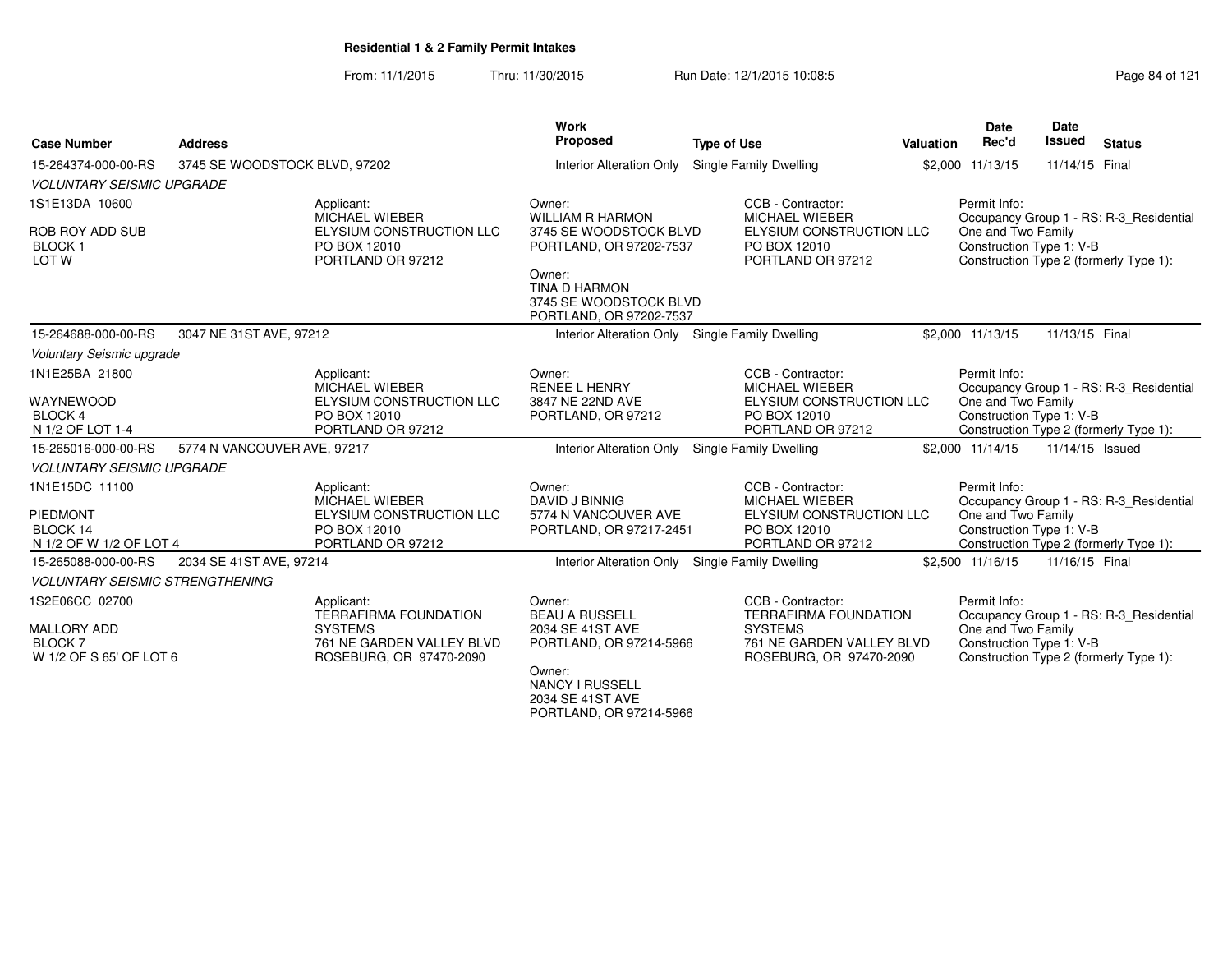**Residential 1 & 2 Family Permit Intakes**

From: 11/1/2015 Thru: 11/30/2015 Run Date: 12/1/2015 10:08:5

| Case Number | Address | Work Proposed | Type of Use | Valuation | Date Rec'd | Date Issued | Status |
|---|---|---|---|---|---|---|---|
| 15-264374-000-00-RS | 3745 SE WOODSTOCK BLVD, 97202 | Interior Alteration Only | Single Family Dwelling | $2,000 | 11/13/15 | 11/14/15 | Final |

*VOLUNTARY SEISMIC UPGRADE*

1S1E13DA 10600
ROB ROY ADD SUB
BLOCK 1
LOT W

Applicant:
MICHAEL WIEBER
ELYSIUM CONSTRUCTION LLC
PO BOX 12010
PORTLAND OR 97212

Owner:
WILLIAM R HARMON
3745 SE WOODSTOCK BLVD
PORTLAND, OR 97202-7537

Owner:
TINA D HARMON
3745 SE WOODSTOCK BLVD
PORTLAND, OR 97202-7537

CCB - Contractor:
MICHAEL WIEBER
ELYSIUM CONSTRUCTION LLC
PO BOX 12010
PORTLAND OR 97212

Permit Info:
Occupancy Group 1 - RS: R-3_Residential One and Two Family
Construction Type 1: V-B
Construction Type 2 (formerly Type 1):

| Case Number | Address | Work Proposed | Type of Use | Valuation | Date Rec'd | Date Issued | Status |
|---|---|---|---|---|---|---|---|
| 15-264688-000-00-RS | 3047 NE 31ST AVE, 97212 | Interior Alteration Only | Single Family Dwelling | $2,000 | 11/13/15 | 11/13/15 | Final |

*Voluntary Seismic upgrade*

1N1E25BA 21800
WAYNEWOOD
BLOCK 4
N 1/2 OF LOT 1-4

Applicant:
MICHAEL WIEBER
ELYSIUM CONSTRUCTION LLC
PO BOX 12010
PORTLAND OR 97212

Owner:
RENEE L HENRY
3847 NE 22ND AVE
PORTLAND, OR 97212

CCB - Contractor:
MICHAEL WIEBER
ELYSIUM CONSTRUCTION LLC
PO BOX 12010
PORTLAND OR 97212

Permit Info:
Occupancy Group 1 - RS: R-3_Residential One and Two Family
Construction Type 1: V-B
Construction Type 2 (formerly Type 1):

| Case Number | Address | Work Proposed | Type of Use | Valuation | Date Rec'd | Date Issued | Status |
|---|---|---|---|---|---|---|---|
| 15-265016-000-00-RS | 5774 N VANCOUVER AVE, 97217 | Interior Alteration Only | Single Family Dwelling | $2,000 | 11/14/15 | 11/14/15 | Issued |

*VOLUNTARY SEISMIC UPGRADE*

1N1E15DC 11100
PIEDMONT
BLOCK 14
N 1/2 OF W 1/2 OF LOT 4

Applicant:
MICHAEL WIEBER
ELYSIUM CONSTRUCTION LLC
PO BOX 12010
PORTLAND OR 97212

Owner:
DAVID J BINNIG
5774 N VANCOUVER AVE
PORTLAND, OR 97217-2451

CCB - Contractor:
MICHAEL WIEBER
ELYSIUM CONSTRUCTION LLC
PO BOX 12010
PORTLAND OR 97212

Permit Info:
Occupancy Group 1 - RS: R-3_Residential One and Two Family
Construction Type 1: V-B
Construction Type 2 (formerly Type 1):

| Case Number | Address | Work Proposed | Type of Use | Valuation | Date Rec'd | Date Issued | Status |
|---|---|---|---|---|---|---|---|
| 15-265088-000-00-RS | 2034 SE 41ST AVE, 97214 | Interior Alteration Only | Single Family Dwelling | $2,500 | 11/16/15 | 11/16/15 | Final |

*VOLUNTARY SEISMIC STRENGTHENING*

1S2E06CC 02700
MALLORY ADD
BLOCK 7
W 1/2 OF S 65' OF LOT 6

Applicant:
TERRAFIRMA FOUNDATION SYSTEMS
761 NE GARDEN VALLEY BLVD
ROSEBURG, OR 97470-2090

Owner:
BEAU A RUSSELL
2034 SE 41ST AVE
PORTLAND, OR 97214-5966

Owner:
NANCY I RUSSELL
2034 SE 41ST AVE
PORTLAND, OR 97214-5966

CCB - Contractor:
TERRAFIRMA FOUNDATION SYSTEMS
761 NE GARDEN VALLEY BLVD
ROSEBURG, OR 97470-2090

Permit Info:
Occupancy Group 1 - RS: R-3_Residential One and Two Family
Construction Type 1: V-B
Construction Type 2 (formerly Type 1):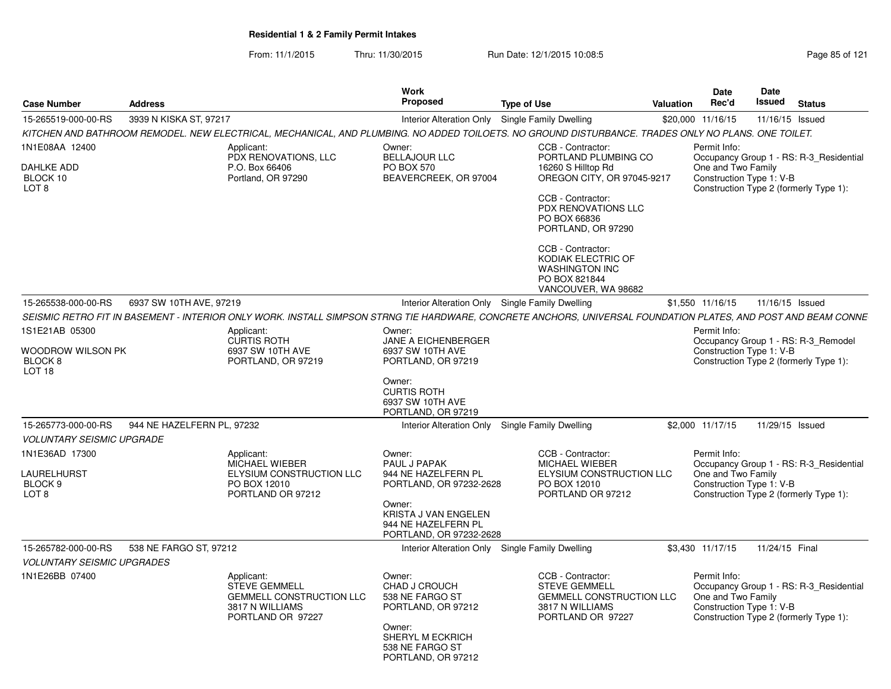**Residential 1 & 2 Family Permit Intakes**

From: 11/1/2015 Thru: 11/30/2015 Run Date: 12/1/2015 10:08:5

| Case Number | Address | Work Proposed | Type of Use | Valuation | Date Rec'd | Date Issued | Status |
|---|---|---|---|---|---|---|---|
| 15-265519-000-00-RS | 3939 N KISKA ST, 97217 | Interior Alteration Only | Single Family Dwelling | $20,000 | 11/16/15 | 11/16/15 | Issued |

*KITCHEN AND BATHROOM REMODEL. NEW ELECTRICAL, MECHANICAL, AND PLUMBING. NO ADDED TOILOETS. NO GROUND DISTURBANCE. TRADES ONLY NO PLANS. ONE TOILET.*

1N1E08AA 12400
DAHLKE ADD
BLOCK 10
LOT 8

Applicant:
PDX RENOVATIONS, LLC
P.O. Box 66406
Portland, OR 97290

Owner:
BELLAJOUR LLC
PO BOX 570
BEAVERCREEK, OR 97004

CCB - Contractor:
PORTLAND PLUMBING CO
16260 S Hilltop Rd
OREGON CITY, OR 97045-9217

CCB - Contractor:
PDX RENOVATIONS LLC
PO BOX 66836
PORTLAND, OR 97290

CCB - Contractor:
KODIAK ELECTRIC OF WASHINGTON INC
PO BOX 821844
VANCOUVER, WA 98682

Permit Info:
Occupancy Group 1 - RS: R-3_Residential One and Two Family
Construction Type 1: V-B
Construction Type 2 (formerly Type 1):

| Case Number | Address | Work Proposed | Type of Use | Valuation | Date Rec'd | Date Issued | Status |
|---|---|---|---|---|---|---|---|
| 15-265538-000-00-RS | 6937 SW 10TH AVE, 97219 | Interior Alteration Only | Single Family Dwelling | $1,550 | 11/16/15 | 11/16/15 | Issued |

*SEISMIC RETRO FIT IN BASEMENT - INTERIOR ONLY WORK. INSTALL SIMPSON STRNG TIE HARDWARE, CONCRETE ANCHORS, UNIVERSAL FOUNDATION PLATES, AND POST AND BEAM CONNE*

1S1E21AB 05300
WOODROW WILSON PK
BLOCK 8
LOT 18

Applicant:
CURTIS ROTH
6937 SW 10TH AVE
PORTLAND, OR 97219

Owner:
JANE A EICHENBERGER
6937 SW 10TH AVE
PORTLAND, OR 97219

Owner:
CURTIS ROTH
6937 SW 10TH AVE
PORTLAND, OR 97219

Permit Info:
Occupancy Group 1 - RS: R-3_Remodel
Construction Type 1: V-B
Construction Type 2 (formerly Type 1):

| Case Number | Address | Work Proposed | Type of Use | Valuation | Date Rec'd | Date Issued | Status |
|---|---|---|---|---|---|---|---|
| 15-265773-000-00-RS | 944 NE HAZELFERN PL, 97232 | Interior Alteration Only | Single Family Dwelling | $2,000 | 11/17/15 | 11/29/15 | Issued |

*VOLUNTARY SEISMIC UPGRADE*

1N1E36AD 17300
LAURELHURST
BLOCK 9
LOT 8

Applicant:
MICHAEL WIEBER
ELYSIUM CONSTRUCTION LLC
PO BOX 12010
PORTLAND OR 97212

Owner:
PAUL J PAPAK
944 NE HAZELFERN PL
PORTLAND, OR 97232-2628

Owner:
KRISTA J VAN ENGELEN
944 NE HAZELFERN PL
PORTLAND, OR 97232-2628

CCB - Contractor:
MICHAEL WIEBER
ELYSIUM CONSTRUCTION LLC
PO BOX 12010
PORTLAND OR 97212

Permit Info:
Occupancy Group 1 - RS: R-3_Residential One and Two Family
Construction Type 1: V-B
Construction Type 2 (formerly Type 1):

| Case Number | Address | Work Proposed | Type of Use | Valuation | Date Rec'd | Date Issued | Status |
|---|---|---|---|---|---|---|---|
| 15-265782-000-00-RS | 538 NE FARGO ST, 97212 | Interior Alteration Only | Single Family Dwelling | $3,430 | 11/17/15 | 11/24/15 | Final |

*VOLUNTARY SEISMIC UPGRADES*

1N1E26BB 07400

Applicant:
STEVE GEMMELL
GEMMELL CONSTRUCTION LLC
3817 N WILLIAMS
PORTLAND OR 97227

Owner:
CHAD J CROUCH
538 NE FARGO ST
PORTLAND, OR 97212

Owner:
SHERYL M ECKRICH
538 NE FARGO ST
PORTLAND, OR 97212

CCB - Contractor:
STEVE GEMMELL
GEMMELL CONSTRUCTION LLC
3817 N WILLIAMS
PORTLAND OR 97227

Permit Info:
Occupancy Group 1 - RS: R-3_Residential One and Two Family
Construction Type 1: V-B
Construction Type 2 (formerly Type 1):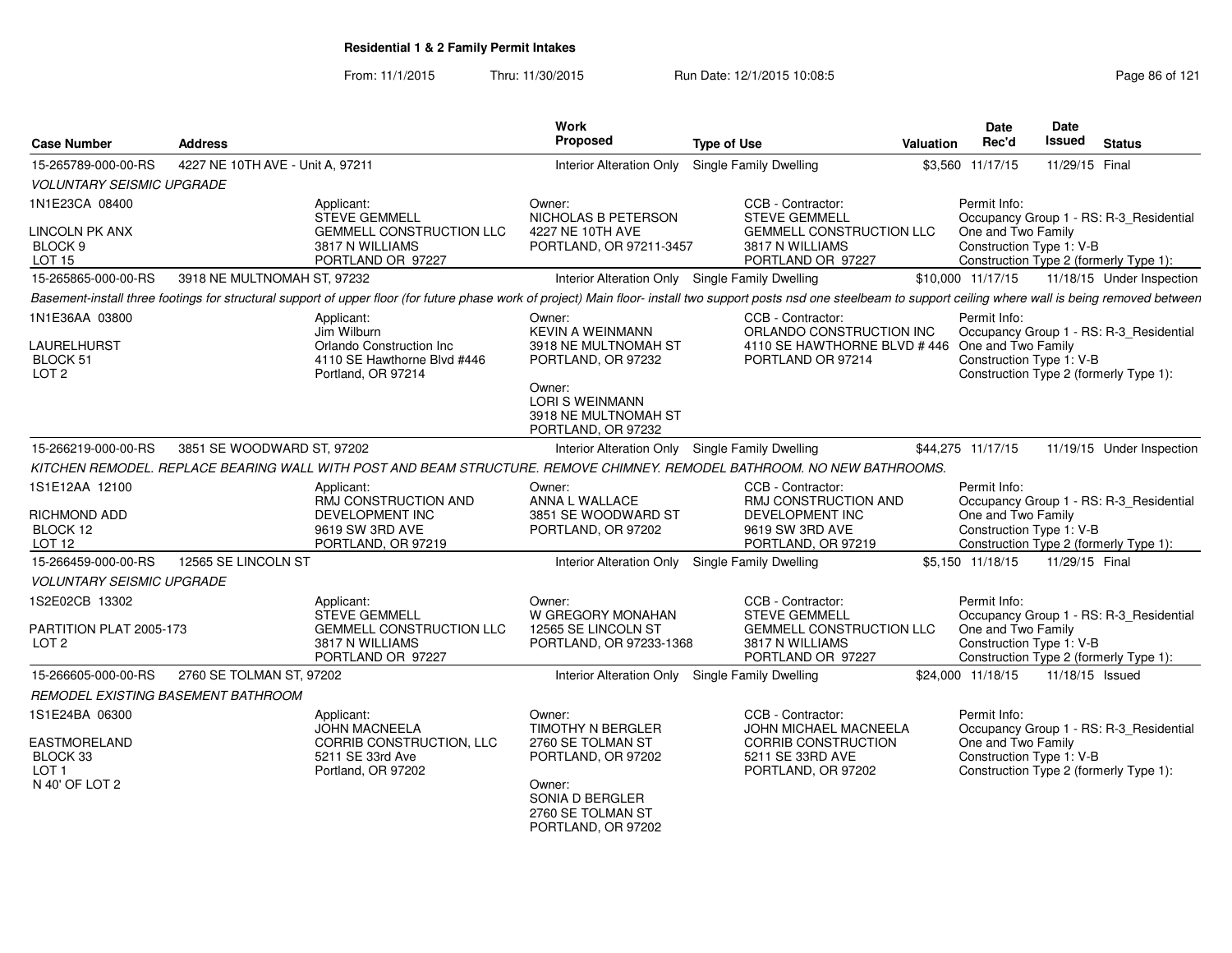# Residential 1 & 2 Family Permit Intakes

From: 11/1/2015 Thru: 11/30/2015 Run Date: 12/1/2015 10:08:5

| Case Number | Address | Work Proposed | Type of Use | Valuation | Date Rec'd | Date Issued | Status |
|---|---|---|---|---|---|---|---|
| 15-265789-000-00-RS | 4227 NE 10TH AVE - Unit A, 97211 | Interior Alteration Only | Single Family Dwelling | $3,560 | 11/17/15 | 11/29/15 | Final |

*VOLUNTARY SEISMIC UPGRADE*

1N1E23CA 08400
LINCOLN PK ANX
BLOCK 9
LOT 15

Applicant:
STEVE GEMMELL
GEMMELL CONSTRUCTION LLC
3817 N WILLIAMS
PORTLAND OR 97227

Owner:
NICHOLAS B PETERSON
4227 NE 10TH AVE
PORTLAND, OR 97211-3457

CCB - Contractor:
STEVE GEMMELL
GEMMELL CONSTRUCTION LLC
3817 N WILLIAMS
PORTLAND OR 97227

Permit Info:
Occupancy Group 1 - RS: R-3_Residential One and Two Family
Construction Type 1: V-B
Construction Type 2 (formerly Type 1):

| Case Number | Address | Work Proposed | Type of Use | Valuation | Date Rec'd | Date Issued | Status |
|---|---|---|---|---|---|---|---|
| 15-265865-000-00-RS | 3918 NE MULTNOMAH ST, 97232 | Interior Alteration Only | Single Family Dwelling | $10,000 | 11/17/15 | 11/18/15 | Under Inspection |

*Basement-install three footings for structural support of upper floor (for future phase work of project) Main floor- install two support posts nsd one steelbeam to support ceiling where wall is being removed between*

1N1E36AA 03800
LAURELHURST
BLOCK 51
LOT 2

Applicant:
Jim Wilburn
Orlando Construction Inc
4110 SE Hawthorne Blvd #446
Portland, OR 97214

Owner:
KEVIN A WEINMANN
3918 NE MULTNOMAH ST
PORTLAND, OR 97232

Owner:
LORI S WEINMANN
3918 NE MULTNOMAH ST
PORTLAND, OR 97232

CCB - Contractor:
ORLANDO CONSTRUCTION INC
4110 SE HAWTHORNE BLVD # 446
PORTLAND OR 97214

Permit Info:
Occupancy Group 1 - RS: R-3_Residential One and Two Family
Construction Type 1: V-B
Construction Type 2 (formerly Type 1):

| Case Number | Address | Work Proposed | Type of Use | Valuation | Date Rec'd | Date Issued | Status |
|---|---|---|---|---|---|---|---|
| 15-266219-000-00-RS | 3851 SE WOODWARD ST, 97202 | Interior Alteration Only | Single Family Dwelling | $44,275 | 11/17/15 | 11/19/15 | Under Inspection |

*KITCHEN REMODEL. REPLACE BEARING WALL WITH POST AND BEAM STRUCTURE. REMOVE CHIMNEY. REMODEL BATHROOM. NO NEW BATHROOMS.*

1S1E12AA 12100
RICHMOND ADD
BLOCK 12
LOT 12

Applicant:
RMJ CONSTRUCTION AND DEVELOPMENT INC
9619 SW 3RD AVE
PORTLAND, OR 97219

Owner:
ANNA L WALLACE
3851 SE WOODWARD ST
PORTLAND, OR 97202

CCB - Contractor:
RMJ CONSTRUCTION AND DEVELOPMENT INC
9619 SW 3RD AVE
PORTLAND, OR 97219

Permit Info:
Occupancy Group 1 - RS: R-3_Residential One and Two Family
Construction Type 1: V-B
Construction Type 2 (formerly Type 1):

| Case Number | Address | Work Proposed | Type of Use | Valuation | Date Rec'd | Date Issued | Status |
|---|---|---|---|---|---|---|---|
| 15-266459-000-00-RS | 12565 SE LINCOLN ST | Interior Alteration Only | Single Family Dwelling | $5,150 | 11/18/15 | 11/29/15 | Final |

*VOLUNTARY SEISMIC UPGRADE*

1S2E02CB 13302
PARTITION PLAT 2005-173
LOT 2

Applicant:
STEVE GEMMELL
GEMMELL CONSTRUCTION LLC
3817 N WILLIAMS
PORTLAND OR 97227

Owner:
W GREGORY MONAHAN
12565 SE LINCOLN ST
PORTLAND, OR 97233-1368

CCB - Contractor:
STEVE GEMMELL
GEMMELL CONSTRUCTION LLC
3817 N WILLIAMS
PORTLAND OR 97227

Permit Info:
Occupancy Group 1 - RS: R-3_Residential One and Two Family
Construction Type 1: V-B
Construction Type 2 (formerly Type 1):

| Case Number | Address | Work Proposed | Type of Use | Valuation | Date Rec'd | Date Issued | Status |
|---|---|---|---|---|---|---|---|
| 15-266605-000-00-RS | 2760 SE TOLMAN ST, 97202 | Interior Alteration Only | Single Family Dwelling | $24,000 | 11/18/15 | 11/18/15 | Issued |

*REMODEL EXISTING BASEMENT BATHROOM*

1S1E24BA 06300
EASTMORELAND
BLOCK 33
LOT 1
N 40' OF LOT 2

Applicant:
JOHN MACNEELA
CORRIB CONSTRUCTION, LLC
5211 SE 33rd Ave
Portland, OR 97202

Owner:
TIMOTHY N BERGLER
2760 SE TOLMAN ST
PORTLAND, OR 97202

Owner:
SONIA D BERGLER
2760 SE TOLMAN ST
PORTLAND, OR 97202

CCB - Contractor:
JOHN MICHAEL MACNEELA
CORRIB CONSTRUCTION
5211 SE 33RD AVE
PORTLAND, OR 97202

Permit Info:
Occupancy Group 1 - RS: R-3_Residential One and Two Family
Construction Type 1: V-B
Construction Type 2 (formerly Type 1):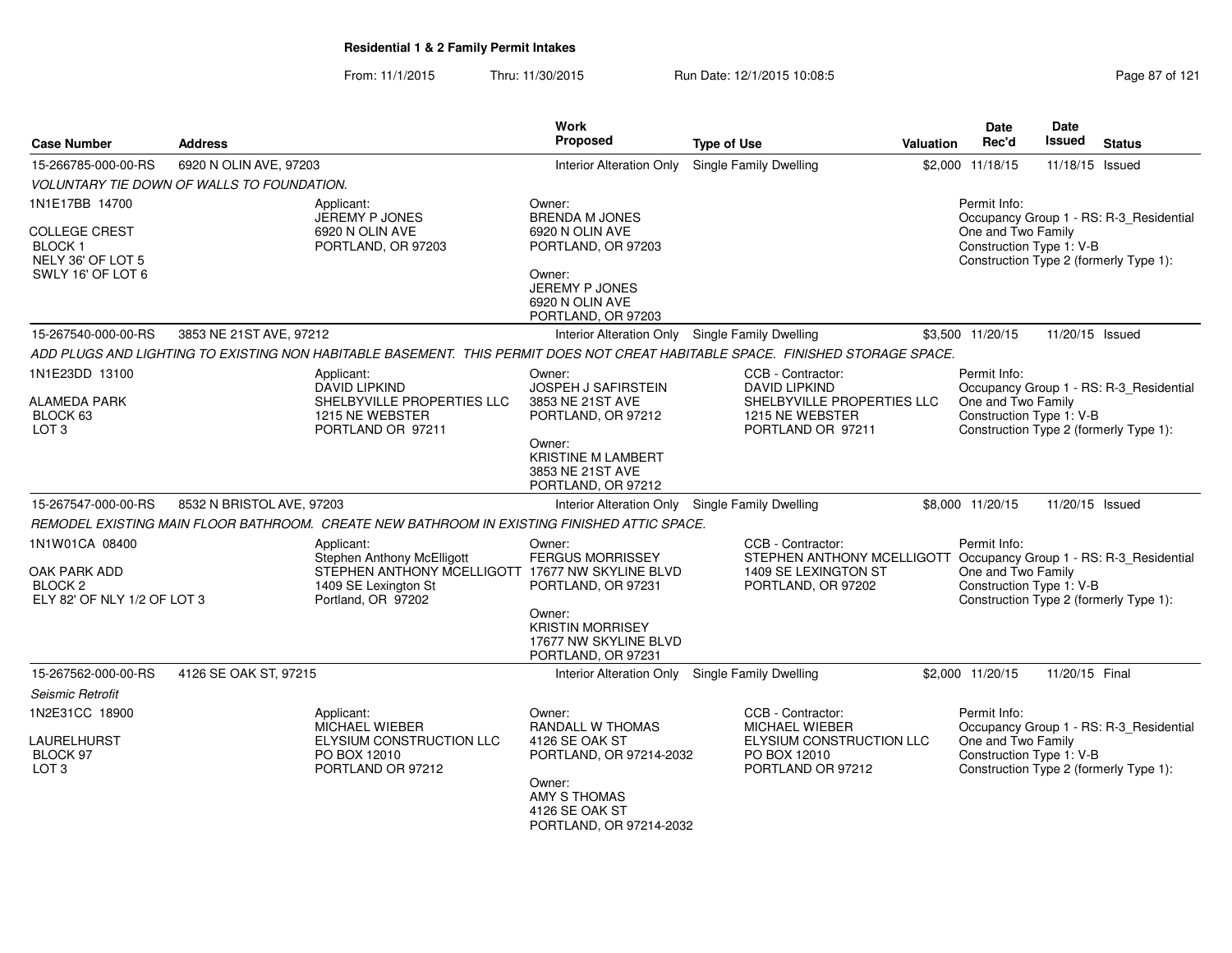**Residential 1 & 2 Family Permit Intakes**

From: 11/1/2015 Thru: 11/30/2015 Run Date: 12/1/2015 10:08:5

| Case Number | Address | Work Proposed | Type of Use | Valuation | Date Rec'd | Date Issued | Status |
|---|---|---|---|---|---|---|---|
| 15-266785-000-00-RS | 6920 N OLIN AVE, 97203 | Interior Alteration Only | Single Family Dwelling | $2,000 | 11/18/15 | 11/18/15 | Issued |

*VOLUNTARY TIE DOWN OF WALLS TO FOUNDATION.*

1N1E17BB 14700
COLLEGE CREST
BLOCK 1
NELY 36' OF LOT 5
SWLY 16' OF LOT 6

Applicant:
JEREMY P JONES
6920 N OLIN AVE
PORTLAND, OR 97203

Owner:
BRENDA M JONES
6920 N OLIN AVE
PORTLAND, OR 97203

Owner:
JEREMY P JONES
6920 N OLIN AVE
PORTLAND, OR 97203

Permit Info:
Occupancy Group 1 - RS: R-3_Residential One and Two Family
Construction Type 1: V-B
Construction Type 2 (formerly Type 1):

---

| Case Number | Address | Work Proposed | Type of Use | Valuation | Date Rec'd | Date Issued | Status |
|---|---|---|---|---|---|---|---|
| 15-267540-000-00-RS | 3853 NE 21ST AVE, 97212 | Interior Alteration Only | Single Family Dwelling | $3,500 | 11/20/15 | 11/20/15 | Issued |

*ADD PLUGS AND LIGHTING TO EXISTING NON HABITABLE BASEMENT. THIS PERMIT DOES NOT CREAT HABITABLE SPACE. FINISHED STORAGE SPACE.*

1N1E23DD 13100
ALAMEDA PARK
BLOCK 63
LOT 3

Applicant:
DAVID LIPKIND
SHELBYVILLE PROPERTIES LLC
1215 NE WEBSTER
PORTLAND OR 97211

Owner:
JOSPEH J SAFIRSTEIN
3853 NE 21ST AVE
PORTLAND, OR 97212

Owner:
KRISTINE M LAMBERT
3853 NE 21ST AVE
PORTLAND, OR 97212

CCB - Contractor:
DAVID LIPKIND
SHELBYVILLE PROPERTIES LLC
1215 NE WEBSTER
PORTLAND OR 97211

Permit Info:
Occupancy Group 1 - RS: R-3_Residential One and Two Family
Construction Type 1: V-B
Construction Type 2 (formerly Type 1):

---

| Case Number | Address | Work Proposed | Type of Use | Valuation | Date Rec'd | Date Issued | Status |
|---|---|---|---|---|---|---|---|
| 15-267547-000-00-RS | 8532 N BRISTOL AVE, 97203 | Interior Alteration Only | Single Family Dwelling | $8,000 | 11/20/15 | 11/20/15 | Issued |

*REMODEL EXISTING MAIN FLOOR BATHROOM. CREATE NEW BATHROOM IN EXISTING FINISHED ATTIC SPACE.*

1N1W01CA 08400
OAK PARK ADD
BLOCK 2
ELY 82' OF NLY 1/2 OF LOT 3

Applicant:
Stephen Anthony McElligott
STEPHEN ANTHONY MCELLIGOTT
1409 SE Lexington St
Portland, OR 97202

Owner:
FERGUS MORRISSEY
17677 NW SKYLINE BLVD
PORTLAND, OR 97231

Owner:
KRISTIN MORRISSEY
17677 NW SKYLINE BLVD
PORTLAND, OR 97231

CCB - Contractor:
STEPHEN ANTHONY MCELLIGOTT
1409 SE LEXINGTON ST
PORTLAND, OR 97202

Permit Info:
Occupancy Group 1 - RS: R-3_Residential One and Two Family
Construction Type 1: V-B
Construction Type 2 (formerly Type 1):

---

| Case Number | Address | Work Proposed | Type of Use | Valuation | Date Rec'd | Date Issued | Status |
|---|---|---|---|---|---|---|---|
| 15-267562-000-00-RS | 4126 SE OAK ST, 97215 | Interior Alteration Only | Single Family Dwelling | $2,000 | 11/20/15 | 11/20/15 | Final |

*Seismic Retrofit*

1N2E31CC 18900
LAURELHURST
BLOCK 97
LOT 3

Applicant:
MICHAEL WIEBER
ELYSIUM CONSTRUCTION LLC
PO BOX 12010
PORTLAND OR 97212

Owner:
RANDALL W THOMAS
4126 SE OAK ST
PORTLAND, OR 97214-2032

Owner:
AMY S THOMAS
4126 SE OAK ST
PORTLAND, OR 97214-2032

CCB - Contractor:
MICHAEL WIEBER
ELYSIUM CONSTRUCTION LLC
PO BOX 12010
PORTLAND OR 97212

Permit Info:
Occupancy Group 1 - RS: R-3_Residential One and Two Family
Construction Type 1: V-B
Construction Type 2 (formerly Type 1):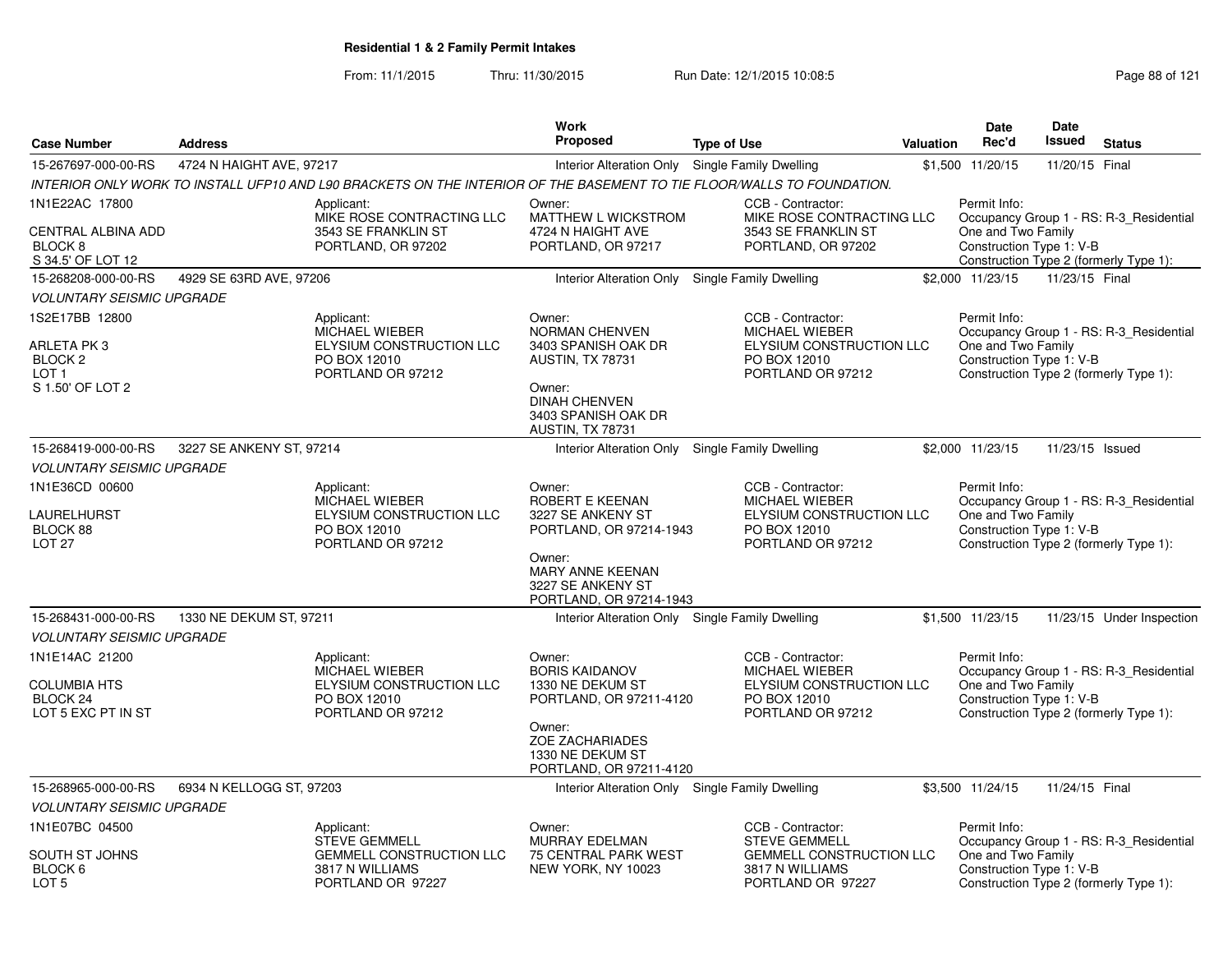# Residential 1 & 2 Family Permit Intakes

From: 11/1/2015 Thru: 11/30/2015 Run Date: 12/1/2015 10:08:5

| Case Number | Address | Work Proposed | Type of Use | Valuation | Date Rec'd | Date Issued | Status |
|---|---|---|---|---|---|---|---|
| 15-267697-000-00-RS | 4724 N HAIGHT AVE, 97217 | Interior Alteration Only | Single Family Dwelling | $1,500 | 11/20/15 | 11/20/15 | Final |
| 15-268208-000-00-RS | 4929 SE 63RD AVE, 97206 | Interior Alteration Only | Single Family Dwelling | $2,000 | 11/23/15 | 11/23/15 | Final |
| 15-268419-000-00-RS | 3227 SE ANKENY ST, 97214 | Interior Alteration Only | Single Family Dwelling | $2,000 | 11/23/15 | 11/23/15 | Issued |
| 15-268431-000-00-RS | 1330 NE DEKUM ST, 97211 | Interior Alteration Only | Single Family Dwelling | $1,500 | 11/23/15 | 11/23/15 | Under Inspection |
| 15-268965-000-00-RS | 6934 N KELLOGG ST, 97203 | Interior Alteration Only | Single Family Dwelling | $3,500 | 11/24/15 | 11/24/15 | Final |

**15-267697-000-00-RS** — 4724 N HAIGHT AVE, 97217

*INTERIOR ONLY WORK TO INSTALL UFP10 AND L90 BRACKETS ON THE INTERIOR OF THE BASEMENT TO TIE FLOOR/WALLS TO FOUNDATION.*

1N1E22AC 17800
CENTRAL ALBINA ADD
BLOCK 8
S 34.5' OF LOT 12

Applicant: MIKE ROSE CONTRACTING LLC, 3543 SE FRANKLIN ST, PORTLAND, OR 97202

Owner: MATTHEW L WICKSTROM, 4724 N HAIGHT AVE, PORTLAND, OR 97217

CCB - Contractor: MIKE ROSE CONTRACTING LLC, 3543 SE FRANKLIN ST, PORTLAND, OR 97202

Permit Info: Occupancy Group 1 - RS: R-3_Residential One and Two Family; Construction Type 1: V-B; Construction Type 2 (formerly Type 1):

**15-268208-000-00-RS** — 4929 SE 63RD AVE, 97206

*VOLUNTARY SEISMIC UPGRADE*

1S2E17BB 12800
ARLETA PK 3
BLOCK 2
LOT 1
S 1.50' OF LOT 2

Applicant: MICHAEL WIEBER, ELYSIUM CONSTRUCTION LLC, PO BOX 12010, PORTLAND OR 97212

Owner: NORMAN CHENVEN, 3403 SPANISH OAK DR, AUSTIN, TX 78731

Owner: DINAH CHENVEN, 3403 SPANISH OAK DR, AUSTIN, TX 78731

CCB - Contractor: MICHAEL WIEBER, ELYSIUM CONSTRUCTION LLC, PO BOX 12010, PORTLAND OR 97212

Permit Info: Occupancy Group 1 - RS: R-3_Residential One and Two Family; Construction Type 1: V-B; Construction Type 2 (formerly Type 1):

**15-268419-000-00-RS** — 3227 SE ANKENY ST, 97214

*VOLUNTARY SEISMIC UPGRADE*

1N1E36CD 00600
LAURELHURST
BLOCK 88
LOT 27

Applicant: MICHAEL WIEBER, ELYSIUM CONSTRUCTION LLC, PO BOX 12010, PORTLAND OR 97212

Owner: ROBERT E KEENAN, 3227 SE ANKENY ST, PORTLAND, OR 97214-1943

Owner: MARY ANNE KEENAN, 3227 SE ANKENY ST, PORTLAND, OR 97214-1943

CCB - Contractor: MICHAEL WIEBER, ELYSIUM CONSTRUCTION LLC, PO BOX 12010, PORTLAND OR 97212

Permit Info: Occupancy Group 1 - RS: R-3_Residential One and Two Family; Construction Type 1: V-B; Construction Type 2 (formerly Type 1):

**15-268431-000-00-RS** — 1330 NE DEKUM ST, 97211

*VOLUNTARY SEISMIC UPGRADE*

1N1E14AC 21200
COLUMBIA HTS
BLOCK 24
LOT 5 EXC PT IN ST

Applicant: MICHAEL WIEBER, ELYSIUM CONSTRUCTION LLC, PO BOX 12010, PORTLAND OR 97212

Owner: BORIS KAIDANOV, 1330 NE DEKUM ST, PORTLAND, OR 97211-4120

Owner: ZOE ZACHARIADES, 1330 NE DEKUM ST, PORTLAND, OR 97211-4120

CCB - Contractor: MICHAEL WIEBER, ELYSIUM CONSTRUCTION LLC, PO BOX 12010, PORTLAND OR 97212

Permit Info: Occupancy Group 1 - RS: R-3_Residential One and Two Family; Construction Type 1: V-B; Construction Type 2 (formerly Type 1):

**15-268965-000-00-RS** — 6934 N KELLOGG ST, 97203

*VOLUNTARY SEISMIC UPGRADE*

1N1E07BC 04500
SOUTH ST JOHNS
BLOCK 6
LOT 5

Applicant: STEVE GEMMELL, GEMMELL CONSTRUCTION LLC, 3817 N WILLIAMS, PORTLAND OR 97227

Owner: MURRAY EDELMAN, 75 CENTRAL PARK WEST, NEW YORK, NY 10023

CCB - Contractor: STEVE GEMMELL, GEMMELL CONSTRUCTION LLC, 3817 N WILLIAMS, PORTLAND OR 97227

Permit Info: Occupancy Group 1 - RS: R-3_Residential One and Two Family; Construction Type 1: V-B; Construction Type 2 (formerly Type 1):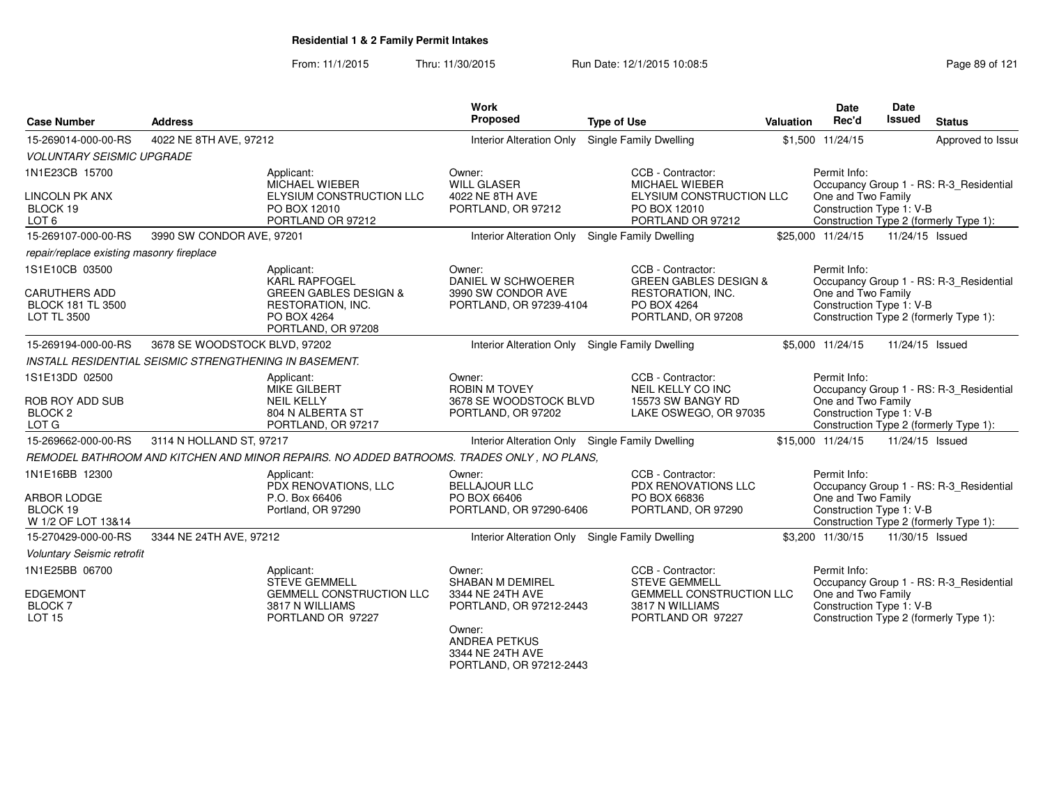# Residential 1 & 2 Family Permit Intakes

From: 11/1/2015 Thru: 11/30/2015 Run Date: 12/1/2015 10:08:5

| Case Number | Address | Work Proposed | Type of Use | Valuation | Date Rec'd | Date Issued | Status |
|---|---|---|---|---|---|---|---|
| 15-269014-000-00-RS | 4022 NE 8TH AVE, 97212 | Interior Alteration Only | Single Family Dwelling | $1,500 | 11/24/15 | | Approved to Issue |
| 15-269107-000-00-RS | 3990 SW CONDOR AVE, 97201 | Interior Alteration Only | Single Family Dwelling | $25,000 | 11/24/15 | 11/24/15 | Issued |
| 15-269194-000-00-RS | 3678 SE WOODSTOCK BLVD, 97202 | Interior Alteration Only | Single Family Dwelling | $5,000 | 11/24/15 | 11/24/15 | Issued |
| 15-269662-000-00-RS | 3114 N HOLLAND ST, 97217 | Interior Alteration Only | Single Family Dwelling | $15,000 | 11/24/15 | 11/24/15 | Issued |
| 15-270429-000-00-RS | 3344 NE 24TH AVE, 97212 | Interior Alteration Only | Single Family Dwelling | $3,200 | 11/30/15 | 11/30/15 | Issued |

## 15-269014-000-00-RS — 4022 NE 8TH AVE, 97212

*VOLUNTARY SEISMIC UPGRADE*

1N1E23CB 15700

LINCOLN PK ANX
BLOCK 19
LOT 6

Applicant:
MICHAEL WIEBER
ELYSIUM CONSTRUCTION LLC
PO BOX 12010
PORTLAND OR 97212

Owner:
WILL GLASER
4022 NE 8TH AVE
PORTLAND, OR 97212

CCB - Contractor:
MICHAEL WIEBER
ELYSIUM CONSTRUCTION LLC
PO BOX 12010
PORTLAND OR 97212

Permit Info:
Occupancy Group 1 - RS: R-3_Residential One and Two Family
Construction Type 1: V-B
Construction Type 2 (formerly Type 1):

## 15-269107-000-00-RS — 3990 SW CONDOR AVE, 97201

*repair/replace existing masonry fireplace*

1S1E10CB 03500

CARUTHERS ADD
BLOCK 181 TL 3500
LOT TL 3500

Applicant:
KARL RAPPOGEL
GREEN GABLES DESIGN & RESTORATION, INC.
PO BOX 4264
PORTLAND, OR 97208

Owner:
DANIEL W SCHWOERER
3990 SW CONDOR AVE
PORTLAND, OR 97239-4104

CCB - Contractor:
GREEN GABLES DESIGN & RESTORATION, INC.
PO BOX 4264
PORTLAND, OR 97208

Permit Info:
Occupancy Group 1 - RS: R-3_Residential One and Two Family
Construction Type 1: V-B
Construction Type 2 (formerly Type 1):

## 15-269194-000-00-RS — 3678 SE WOODSTOCK BLVD, 97202

*INSTALL RESIDENTIAL SEISMIC STRENGTHENING IN BASEMENT.*

1S1E13DD 02500

ROB ROY ADD SUB
BLOCK 2
LOT G

Applicant:
MIKE GILBERT
NEIL KELLY
804 N ALBERTA ST
PORTLAND, OR 97217

Owner:
ROBIN M TOVEY
3678 SE WOODSTOCK BLVD
PORTLAND, OR 97202

CCB - Contractor:
NEIL KELLY CO INC
15573 SW BANGY RD
LAKE OSWEGO, OR 97035

Permit Info:
Occupancy Group 1 - RS: R-3_Residential One and Two Family
Construction Type 1: V-B
Construction Type 2 (formerly Type 1):

## 15-269662-000-00-RS — 3114 N HOLLAND ST, 97217

*REMODEL BATHROOM AND KITCHEN AND MINOR REPAIRS. NO ADDED BATROOMS. TRADES ONLY , NO PLANS,*

1N1E16BB 12300

ARBOR LODGE
BLOCK 19
W 1/2 OF LOT 13&14

Applicant:
PDX RENOVATIONS, LLC
P.O. Box 66406
Portland, OR 97290

Owner:
BELLAJOUR LLC
PO BOX 66406
PORTLAND, OR 97290-6406

CCB - Contractor:
PDX RENOVATIONS LLC
PO BOX 66836
PORTLAND, OR 97290

Permit Info:
Occupancy Group 1 - RS: R-3_Residential One and Two Family
Construction Type 1: V-B
Construction Type 2 (formerly Type 1):

## 15-270429-000-00-RS — 3344 NE 24TH AVE, 97212

*Voluntary Seismic retrofit*

1N1E25BB 06700

EDGEMONT
BLOCK 7
LOT 15

Applicant:
STEVE GEMMELL
GEMMELL CONSTRUCTION LLC
3817 N WILLIAMS
PORTLAND OR 97227

Owner:
SHABAN M DEMIREL
3344 NE 24TH AVE
PORTLAND, OR 97212-2443

Owner:
ANDREA PETKUS
3344 NE 24TH AVE
PORTLAND, OR 97212-2443

CCB - Contractor:
STEVE GEMMELL
GEMMELL CONSTRUCTION LLC
3817 N WILLIAMS
PORTLAND OR 97227

Permit Info:
Occupancy Group 1 - RS: R-3_Residential One and Two Family
Construction Type 1: V-B
Construction Type 2 (formerly Type 1):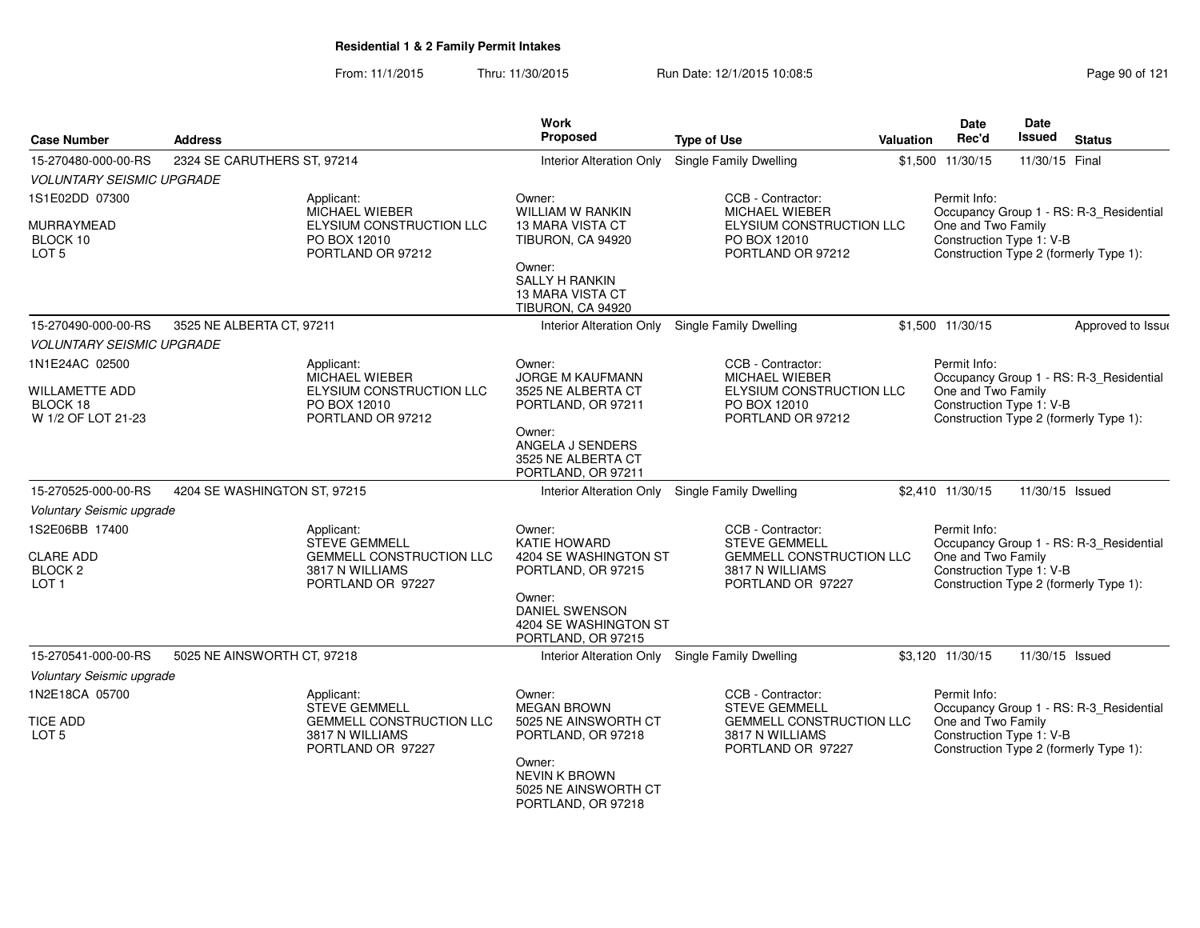# Residential 1 & 2 Family Permit Intakes

From: 11/1/2015 Thru: 11/30/2015 Run Date: 12/1/2015 10:08:5

| Case Number | Address | Work Proposed | Type of Use | Valuation | Date Rec'd | Date Issued | Status |
|---|---|---|---|---|---|---|---|
| 15-270480-000-00-RS | 2324 SE CARUTHERS ST, 97214 | Interior Alteration Only | Single Family Dwelling | $1,500 | 11/30/15 | 11/30/15 | Final |

*VOLUNTARY SEISMIC UPGRADE*

1S1E02DD 07300

MURRAYMEAD
BLOCK 10
LOT 5

Applicant:
MICHAEL WIEBER
ELYSIUM CONSTRUCTION LLC
PO BOX 12010
PORTLAND OR 97212

Owner:
WILLIAM W RANKIN
13 MARA VISTA CT
TIBURON, CA 94920

Owner:
SALLY H RANKIN
13 MARA VISTA CT
TIBURON, CA 94920

CCB - Contractor:
MICHAEL WIEBER
ELYSIUM CONSTRUCTION LLC
PO BOX 12010
PORTLAND OR 97212

Permit Info:
Occupancy Group 1 - RS: R-3_Residential One and Two Family
Construction Type 1: V-B
Construction Type 2 (formerly Type 1):

| Case Number | Address | Work Proposed | Type of Use | Valuation | Date Rec'd | Date Issued | Status |
|---|---|---|---|---|---|---|---|
| 15-270490-000-00-RS | 3525 NE ALBERTA CT, 97211 | Interior Alteration Only | Single Family Dwelling | $1,500 | 11/30/15 | | Approved to Issue |

*VOLUNTARY SEISMIC UPGRADE*

1N1E24AC 02500

WILLAMETTE ADD
BLOCK 18
W 1/2 OF LOT 21-23

Applicant:
MICHAEL WIEBER
ELYSIUM CONSTRUCTION LLC
PO BOX 12010
PORTLAND OR 97212

Owner:
JORGE M KAUFMANN
3525 NE ALBERTA CT
PORTLAND, OR 97211

Owner:
ANGELA J SENDERS
3525 NE ALBERTA CT
PORTLAND, OR 97211

CCB - Contractor:
MICHAEL WIEBER
ELYSIUM CONSTRUCTION LLC
PO BOX 12010
PORTLAND OR 97212

Permit Info:
Occupancy Group 1 - RS: R-3_Residential One and Two Family
Construction Type 1: V-B
Construction Type 2 (formerly Type 1):

| Case Number | Address | Work Proposed | Type of Use | Valuation | Date Rec'd | Date Issued | Status |
|---|---|---|---|---|---|---|---|
| 15-270525-000-00-RS | 4204 SE WASHINGTON ST, 97215 | Interior Alteration Only | Single Family Dwelling | $2,410 | 11/30/15 | 11/30/15 | Issued |

*Voluntary Seismic upgrade*

1S2E06BB 17400

CLARE ADD
BLOCK 2
LOT 1

Applicant:
STEVE GEMMELL
GEMMELL CONSTRUCTION LLC
3817 N WILLIAMS
PORTLAND OR 97227

Owner:
KATIE HOWARD
4204 SE WASHINGTON ST
PORTLAND, OR 97215

Owner:
DANIEL SWENSON
4204 SE WASHINGTON ST
PORTLAND, OR 97215

CCB - Contractor:
STEVE GEMMELL
GEMMELL CONSTRUCTION LLC
3817 N WILLIAMS
PORTLAND OR 97227

Permit Info:
Occupancy Group 1 - RS: R-3_Residential One and Two Family
Construction Type 1: V-B
Construction Type 2 (formerly Type 1):

| Case Number | Address | Work Proposed | Type of Use | Valuation | Date Rec'd | Date Issued | Status |
|---|---|---|---|---|---|---|---|
| 15-270541-000-00-RS | 5025 NE AINSWORTH CT, 97218 | Interior Alteration Only | Single Family Dwelling | $3,120 | 11/30/15 | 11/30/15 | Issued |

*Voluntary Seismic upgrade*

1N2E18CA 05700

TICE ADD
LOT 5

Applicant:
STEVE GEMMELL
GEMMELL CONSTRUCTION LLC
3817 N WILLIAMS
PORTLAND OR 97227

Owner:
MEGAN BROWN
5025 NE AINSWORTH CT
PORTLAND, OR 97218

Owner:
NEVIN K BROWN
5025 NE AINSWORTH CT
PORTLAND, OR 97218

CCB - Contractor:
STEVE GEMMELL
GEMMELL CONSTRUCTION LLC
3817 N WILLIAMS
PORTLAND OR 97227

Permit Info:
Occupancy Group 1 - RS: R-3_Residential One and Two Family
Construction Type 1: V-B
Construction Type 2 (formerly Type 1):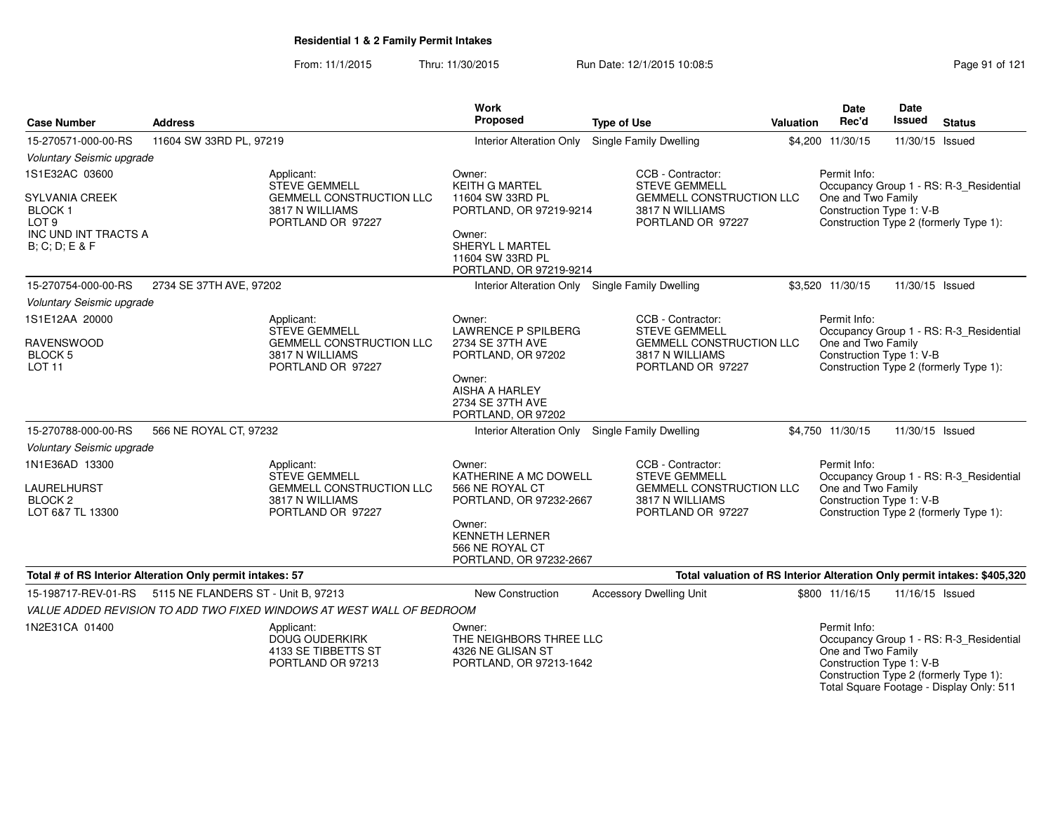**Residential 1 & 2 Family Permit Intakes**

From: 11/1/2015 Thru: 11/30/2015 Run Date: 12/1/2015 10:08:5

| Case Number | Address | Work Proposed | Type of Use | Valuation | Date Rec'd | Date Issued | Status |
|---|---|---|---|---|---|---|---|
| 15-270571-000-00-RS | 11604 SW 33RD PL, 97219 | Interior Alteration Only | Single Family Dwelling | $4,200 | 11/30/15 | 11/30/15 | Issued |

*Voluntary Seismic upgrade*

1S1E32AC 03600
SYLVANIA CREEK
BLOCK 1
LOT 9
INC UND INT TRACTS A
B; C; D; E & F

Applicant: STEVE GEMMELL, GEMMELL CONSTRUCTION LLC, 3817 N WILLIAMS, PORTLAND OR 97227

Owner: KEITH G MARTEL, 11604 SW 33RD PL, PORTLAND, OR 97219-9214

Owner: SHERYL L MARTEL, 11604 SW 33RD PL, PORTLAND, OR 97219-9214

CCB - Contractor: STEVE GEMMELL, GEMMELL CONSTRUCTION LLC, 3817 N WILLIAMS, PORTLAND OR 97227

Permit Info: Occupancy Group 1 - RS: R-3_Residential One and Two Family; Construction Type 1: V-B; Construction Type 2 (formerly Type 1):

| Case Number | Address | Work Proposed | Type of Use | Valuation | Date Rec'd | Date Issued | Status |
|---|---|---|---|---|---|---|---|
| 15-270754-000-00-RS | 2734 SE 37TH AVE, 97202 | Interior Alteration Only | Single Family Dwelling | $3,520 | 11/30/15 | 11/30/15 | Issued |

*Voluntary Seismic upgrade*

1S1E12AA 20000
RAVENSWOOD
BLOCK 5
LOT 11

Applicant: STEVE GEMMELL, GEMMELL CONSTRUCTION LLC, 3817 N WILLIAMS, PORTLAND OR 97227

Owner: LAWRENCE P SPILBERG, 2734 SE 37TH AVE, PORTLAND, OR 97202

Owner: AISHA A HARLEY, 2734 SE 37TH AVE, PORTLAND, OR 97202

CCB - Contractor: STEVE GEMMELL, GEMMELL CONSTRUCTION LLC, 3817 N WILLIAMS, PORTLAND OR 97227

Permit Info: Occupancy Group 1 - RS: R-3_Residential One and Two Family; Construction Type 1: V-B; Construction Type 2 (formerly Type 1):

| Case Number | Address | Work Proposed | Type of Use | Valuation | Date Rec'd | Date Issued | Status |
|---|---|---|---|---|---|---|---|
| 15-270788-000-00-RS | 566 NE ROYAL CT, 97232 | Interior Alteration Only | Single Family Dwelling | $4,750 | 11/30/15 | 11/30/15 | Issued |

*Voluntary Seismic upgrade*

1N1E36AD 13300
LAURELHURST
BLOCK 2
LOT 6&7 TL 13300

Applicant: STEVE GEMMELL, GEMMELL CONSTRUCTION LLC, 3817 N WILLIAMS, PORTLAND OR 97227

Owner: KATHERINE A MC DOWELL, 566 NE ROYAL CT, PORTLAND, OR 97232-2667

Owner: KENNETH LERNER, 566 NE ROYAL CT, PORTLAND, OR 97232-2667

CCB - Contractor: STEVE GEMMELL, GEMMELL CONSTRUCTION LLC, 3817 N WILLIAMS, PORTLAND OR 97227

Permit Info: Occupancy Group 1 - RS: R-3_Residential One and Two Family; Construction Type 1: V-B; Construction Type 2 (formerly Type 1):

**Total # of RS Interior Alteration Only permit intakes: 57**

**Total valuation of RS Interior Alteration Only permit intakes: $405,320**

| Case Number | Address | Work Proposed | Type of Use | Valuation | Date Rec'd | Date Issued | Status |
|---|---|---|---|---|---|---|---|
| 15-198717-REV-01-RS | 5115 NE FLANDERS ST - Unit B, 97213 | New Construction | Accessory Dwelling Unit | $800 | 11/16/15 | 11/16/15 | Issued |

*VALUE ADDED REVISION TO ADD TWO FIXED WINDOWS AT WEST WALL OF BEDROOM*

1N2E31CA 01400

Applicant: DOUG OUDERKIRK, 4133 SE TIBBETTS ST, PORTLAND OR 97213

Owner: THE NEIGHBORS THREE LLC, 4326 NE GLISAN ST, PORTLAND, OR 97213-1642

Permit Info: Occupancy Group 1 - RS: R-3_Residential One and Two Family; Construction Type 1: V-B; Construction Type 2 (formerly Type 1):; Total Square Footage - Display Only: 511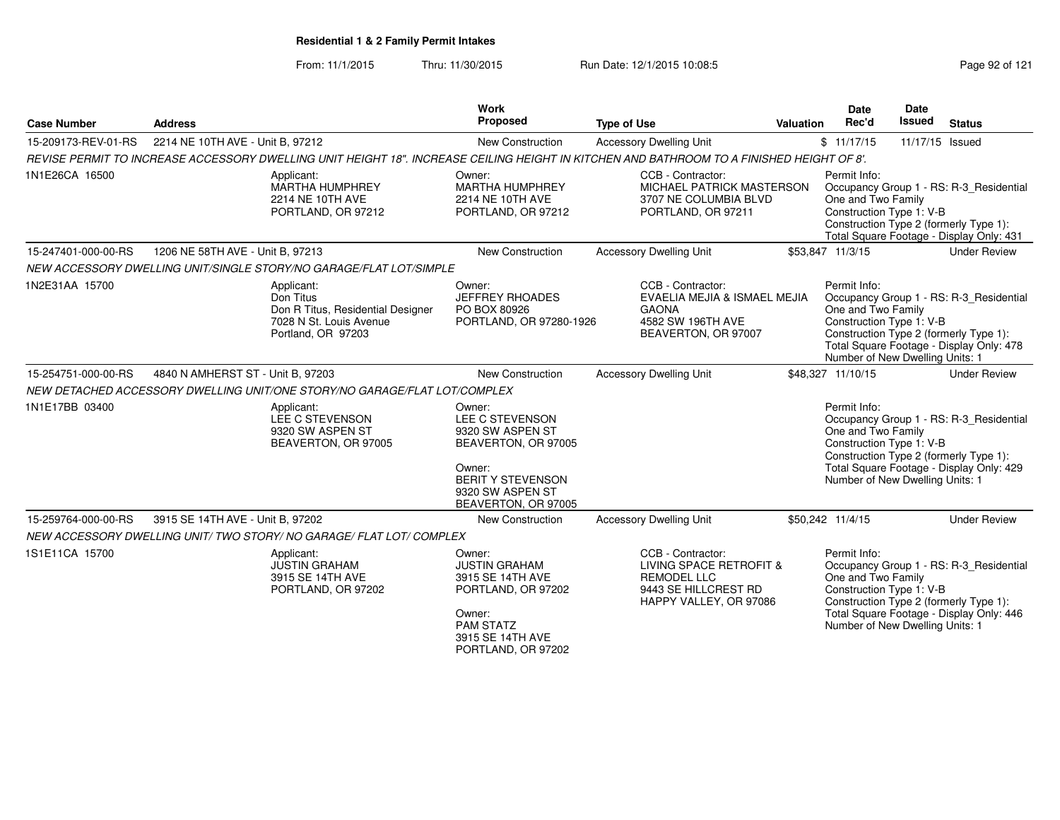**Residential 1 & 2 Family Permit Intakes**

From: 11/1/2015 Thru: 11/30/2015 Run Date: 12/1/2015 10:08:5

| Case Number | Address | Work Proposed | Type of Use | Valuation | Date Rec'd | Date Issued | Status |
|---|---|---|---|---|---|---|---|
| 15-209173-REV-01-RS | 2214 NE 10TH AVE - Unit B, 97212 | New Construction | Accessory Dwelling Unit | $ | 11/17/15 | 11/17/15 | Issued |

REVISE PERMIT TO INCREASE ACCESSORY DWELLING UNIT HEIGHT 18". INCREASE CEILING HEIGHT IN KITCHEN AND BATHROOM TO A FINISHED HEIGHT OF 8'.

1N1E26CA 16500

Applicant: MARTHA HUMPHREY, 2214 NE 10TH AVE, PORTLAND, OR 97212

Owner: MARTHA HUMPHREY, 2214 NE 10TH AVE, PORTLAND, OR 97212

CCB - Contractor: MICHAEL PATRICK MASTERSON, 3707 NE COLUMBIA BLVD, PORTLAND, OR 97211

Permit Info: Occupancy Group 1 - RS: R-3_Residential One and Two Family; Construction Type 1: V-B; Construction Type 2 (formerly Type 1):; Total Square Footage - Display Only: 431

| Case Number | Address | Work Proposed | Type of Use | Valuation | Date Rec'd | Date Issued | Status |
|---|---|---|---|---|---|---|---|
| 15-247401-000-00-RS | 1206 NE 58TH AVE - Unit B, 97213 | New Construction | Accessory Dwelling Unit | $53,847 | 11/3/15 | | Under Review |

NEW ACCESSORY DWELLING UNIT/SINGLE STORY/NO GARAGE/FLAT LOT/SIMPLE

1N2E31AA 15700

Applicant: Don Titus, Don R Titus, Residential Designer, 7028 N St. Louis Avenue, Portland, OR 97203

Owner: JEFFREY RHOADES, PO BOX 80926, PORTLAND, OR 97280-1926

CCB - Contractor: EVAELIA MEJIA & ISMAEL MEJIA GAONA, 4582 SW 196TH AVE, BEAVERTON, OR 97007

Permit Info: Occupancy Group 1 - RS: R-3_Residential One and Two Family; Construction Type 1: V-B; Construction Type 2 (formerly Type 1):; Total Square Footage - Display Only: 478; Number of New Dwelling Units: 1

| Case Number | Address | Work Proposed | Type of Use | Valuation | Date Rec'd | Date Issued | Status |
|---|---|---|---|---|---|---|---|
| 15-254751-000-00-RS | 4840 N AMHERST ST - Unit B, 97203 | New Construction | Accessory Dwelling Unit | $48,327 | 11/10/15 | | Under Review |

NEW DETACHED ACCESSORY DWELLING UNIT/ONE STORY/NO GARAGE/FLAT LOT/COMPLEX

1N1E17BB 03400

Applicant: LEE C STEVENSON, 9320 SW ASPEN ST, BEAVERTON, OR 97005

Owner: LEE C STEVENSON, 9320 SW ASPEN ST, BEAVERTON, OR 97005

Owner: BERIT Y STEVENSON, 9320 SW ASPEN ST, BEAVERTON, OR 97005

Permit Info: Occupancy Group 1 - RS: R-3_Residential One and Two Family; Construction Type 1: V-B; Construction Type 2 (formerly Type 1):; Total Square Footage - Display Only: 429; Number of New Dwelling Units: 1

| Case Number | Address | Work Proposed | Type of Use | Valuation | Date Rec'd | Date Issued | Status |
|---|---|---|---|---|---|---|---|
| 15-259764-000-00-RS | 3915 SE 14TH AVE - Unit B, 97202 | New Construction | Accessory Dwelling Unit | $50,242 | 11/4/15 | | Under Review |

NEW ACCESSORY DWELLING UNIT/ TWO STORY/ NO GARAGE/ FLAT LOT/ COMPLEX

1S1E11CA 15700

Applicant: JUSTIN GRAHAM, 3915 SE 14TH AVE, PORTLAND, OR 97202

Owner: JUSTIN GRAHAM, 3915 SE 14TH AVE, PORTLAND, OR 97202

Owner: PAM STATZ, 3915 SE 14TH AVE, PORTLAND, OR 97202

CCB - Contractor: LIVING SPACE RETROFIT & REMODEL LLC, 9443 SE HILLCREST RD, HAPPY VALLEY, OR 97086

Permit Info: Occupancy Group 1 - RS: R-3_Residential One and Two Family; Construction Type 1: V-B; Construction Type 2 (formerly Type 1):; Total Square Footage - Display Only: 446; Number of New Dwelling Units: 1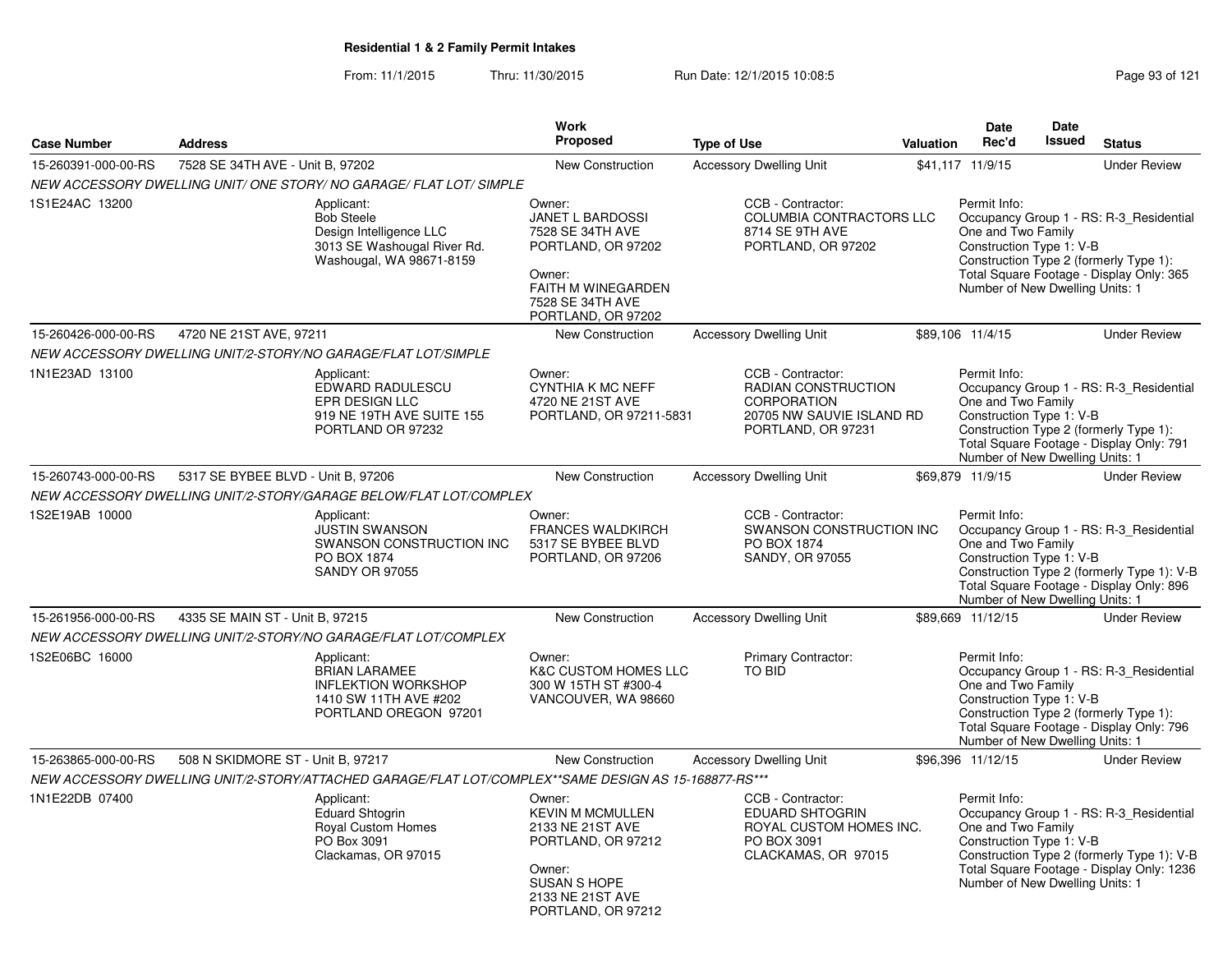**Residential 1 & 2 Family Permit Intakes**

From: 11/1/2015 Thru: 11/30/2015 Run Date: 12/1/2015 10:08:5

| Case Number | Address | Work Proposed | Type of Use | Valuation | Date Rec'd | Date Issued | Status |
|---|---|---|---|---|---|---|---|
| 15-260391-000-00-RS | 7528 SE 34TH AVE - Unit B, 97202 | New Construction | Accessory Dwelling Unit | $41,117 | 11/9/15 | | Under Review |

*NEW ACCESSORY DWELLING UNIT/ ONE STORY/ NO GARAGE/ FLAT LOT/ SIMPLE*

1S1E24AC 13200

Applicant:
Bob Steele
Design Intelligence LLC
3013 SE Washougal River Rd.
Washougal, WA 98671-8159

Owner:
JANET L BARDOSSI
7528 SE 34TH AVE
PORTLAND, OR 97202

Owner:
FAITH M WINEGARDEN
7528 SE 34TH AVE
PORTLAND, OR 97202

CCB - Contractor:
COLUMBIA CONTRACTORS LLC
8714 SE 9TH AVE
PORTLAND, OR 97202

Permit Info:
Occupancy Group 1 - RS: R-3_Residential One and Two Family
Construction Type 1: V-B
Construction Type 2 (formerly Type 1):
Total Square Footage - Display Only: 365
Number of New Dwelling Units: 1

| Case Number | Address | Work Proposed | Type of Use | Valuation | Date Rec'd | Date Issued | Status |
|---|---|---|---|---|---|---|---|
| 15-260426-000-00-RS | 4720 NE 21ST AVE, 97211 | New Construction | Accessory Dwelling Unit | $89,106 | 11/4/15 | | Under Review |

*NEW ACCESSORY DWELLING UNIT/2-STORY/NO GARAGE/FLAT LOT/SIMPLE*

1N1E23AD 13100

Applicant:
EDWARD RADULESCU
EPR DESIGN LLC
919 NE 19TH AVE SUITE 155
PORTLAND OR 97232

Owner:
CYNTHIA K MC NEFF
4720 NE 21ST AVE
PORTLAND, OR 97211-5831

CCB - Contractor:
RADIAN CONSTRUCTION CORPORATION
20705 NW SAUVIE ISLAND RD
PORTLAND, OR 97231

Permit Info:
Occupancy Group 1 - RS: R-3_Residential One and Two Family
Construction Type 1: V-B
Construction Type 2 (formerly Type 1):
Total Square Footage - Display Only: 791
Number of New Dwelling Units: 1

| Case Number | Address | Work Proposed | Type of Use | Valuation | Date Rec'd | Date Issued | Status |
|---|---|---|---|---|---|---|---|
| 15-260743-000-00-RS | 5317 SE BYBEE BLVD - Unit B, 97206 | New Construction | Accessory Dwelling Unit | $69,879 | 11/9/15 | | Under Review |

*NEW ACCESSORY DWELLING UNIT/2-STORY/GARAGE BELOW/FLAT LOT/COMPLEX*

1S2E19AB 10000

Applicant:
JUSTIN SWANSON
SWANSON CONSTRUCTION INC
PO BOX 1874
SANDY OR 97055

Owner:
FRANCES WALDKIRCH
5317 SE BYBEE BLVD
PORTLAND, OR 97206

CCB - Contractor:
SWANSON CONSTRUCTION INC
PO BOX 1874
SANDY, OR 97055

Permit Info:
Occupancy Group 1 - RS: R-3_Residential One and Two Family
Construction Type 1: V-B
Construction Type 2 (formerly Type 1): V-B
Total Square Footage - Display Only: 896
Number of New Dwelling Units: 1

| Case Number | Address | Work Proposed | Type of Use | Valuation | Date Rec'd | Date Issued | Status |
|---|---|---|---|---|---|---|---|
| 15-261956-000-00-RS | 4335 SE MAIN ST - Unit B, 97215 | New Construction | Accessory Dwelling Unit | $89,669 | 11/12/15 | | Under Review |

*NEW ACCESSORY DWELLING UNIT/2-STORY/NO GARAGE/FLAT LOT/COMPLEX*

1S2E06BC 16000

Applicant:
BRIAN LARAMEE
INFLEKTION WORKSHOP
1410 SW 11TH AVE #202
PORTLAND OREGON 97201

Owner:
K&C CUSTOM HOMES LLC
300 W 15TH ST #300-4
VANCOUVER, WA 98660

Primary Contractor:
TO BID

Permit Info:
Occupancy Group 1 - RS: R-3_Residential One and Two Family
Construction Type 1: V-B
Construction Type 2 (formerly Type 1):
Total Square Footage - Display Only: 796
Number of New Dwelling Units: 1

| Case Number | Address | Work Proposed | Type of Use | Valuation | Date Rec'd | Date Issued | Status |
|---|---|---|---|---|---|---|---|
| 15-263865-000-00-RS | 508 N SKIDMORE ST - Unit B, 97217 | New Construction | Accessory Dwelling Unit | $96,396 | 11/12/15 | | Under Review |

*NEW ACCESSORY DWELLING UNIT/2-STORY/ATTACHED GARAGE/FLAT LOT/COMPLEX**SAME DESIGN AS 15-168877-RS****

1N1E22DB 07400

Applicant:
Eduard Shtogrin
Royal Custom Homes
PO Box 3091
Clackamas, OR 97015

Owner:
KEVIN M MCMULLEN
2133 NE 21ST AVE
PORTLAND, OR 97212

Owner:
SUSAN S HOPE
2133 NE 21ST AVE
PORTLAND, OR 97212

CCB - Contractor:
EDUARD SHTOGRIN
ROYAL CUSTOM HOMES INC.
PO BOX 3091
CLACKAMAS, OR 97015

Permit Info:
Occupancy Group 1 - RS: R-3_Residential One and Two Family
Construction Type 1: V-B
Construction Type 2 (formerly Type 1): V-B
Total Square Footage - Display Only: 1236
Number of New Dwelling Units: 1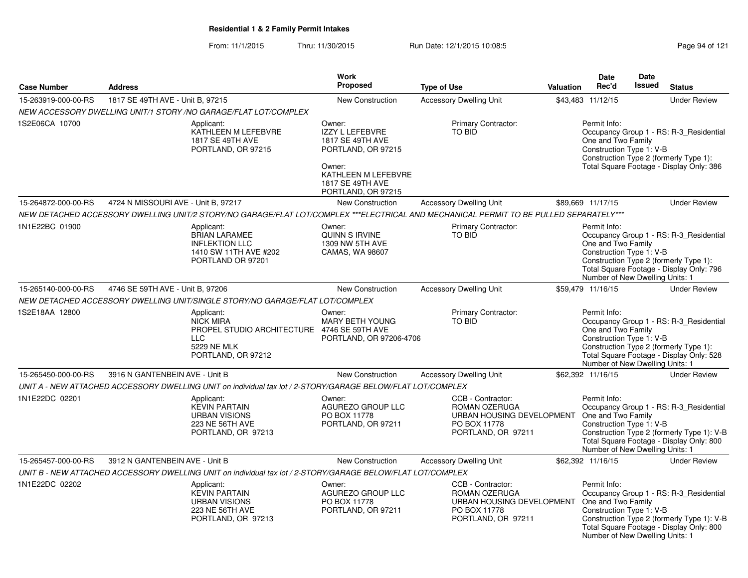## Residential 1 & 2 Family Permit Intakes

From: 11/1/2015 Thru: 11/30/2015 Run Date: 12/1/2015 10:08:5

| Case Number | Address | Work Proposed | Type of Use | Valuation | Date Rec'd | Date Issued | Status |
|---|---|---|---|---|---|---|---|
| 15-263919-000-00-RS | 1817 SE 49TH AVE - Unit B, 97215 | New Construction | Accessory Dwelling Unit | $43,483 | 11/12/15 | | Under Review |

NEW ACCESSORY DWELLING UNIT/1 STORY /NO GARAGE/FLAT LOT/COMPLEX

1S2E06CA 10700

Applicant: KATHLEEN M LEFEBVRE, 1817 SE 49TH AVE, PORTLAND, OR 97215

Owner: IZZY L LEFEBVRE, 1817 SE 49TH AVE, PORTLAND, OR 97215

Owner: KATHLEEN M LEFEBVRE, 1817 SE 49TH AVE, PORTLAND, OR 97215

Primary Contractor: TO BID

Permit Info:
Occupancy Group 1 - RS: R-3_Residential One and Two Family
Construction Type 1: V-B
Construction Type 2 (formerly Type 1):
Total Square Footage - Display Only: 386

| Case Number | Address | Work Proposed | Type of Use | Valuation | Date Rec'd | Date Issued | Status |
|---|---|---|---|---|---|---|---|
| 15-264872-000-00-RS | 4724 N MISSOURI AVE - Unit B, 97217 | New Construction | Accessory Dwelling Unit | $89,669 | 11/17/15 | | Under Review |

NEW DETACHED ACCESSORY DWELLING UNIT/2 STORY/NO GARAGE/FLAT LOT/COMPLEX ***ELECTRICAL AND MECHANICAL PERMIT TO BE PULLED SEPARATELY***

1N1E22BC 01900

Applicant: BRIAN LARAMEE, INFLEKTION LLC, 1410 SW 11TH AVE #202, PORTLAND OR 97201

Owner: QUINN S IRVINE, 1309 NW 5TH AVE, CAMAS, WA 98607

Primary Contractor: TO BID

Permit Info:
Occupancy Group 1 - RS: R-3_Residential One and Two Family
Construction Type 1: V-B
Construction Type 2 (formerly Type 1):
Total Square Footage - Display Only: 796
Number of New Dwelling Units: 1

| Case Number | Address | Work Proposed | Type of Use | Valuation | Date Rec'd | Date Issued | Status |
|---|---|---|---|---|---|---|---|
| 15-265140-000-00-RS | 4746 SE 59TH AVE - Unit B, 97206 | New Construction | Accessory Dwelling Unit | $59,479 | 11/16/15 | | Under Review |

NEW DETACHED ACCESSORY DWELLING UNIT/SINGLE STORY/NO GARAGE/FLAT LOT/COMPLEX

1S2E18AA 12800

Applicant: NICK MIRA, PROPEL STUDIO ARCHITECTURE LLC, 5229 NE MLK, PORTLAND, OR 97212

Owner: MARY BETH YOUNG, 4746 SE 59TH AVE, PORTLAND, OR 97206-4706

Primary Contractor: TO BID

Permit Info:
Occupancy Group 1 - RS: R-3_Residential One and Two Family
Construction Type 1: V-B
Construction Type 2 (formerly Type 1):
Total Square Footage - Display Only: 528
Number of New Dwelling Units: 1

| Case Number | Address | Work Proposed | Type of Use | Valuation | Date Rec'd | Date Issued | Status |
|---|---|---|---|---|---|---|---|
| 15-265450-000-00-RS | 3916 N GANTENBEIN AVE - Unit B | New Construction | Accessory Dwelling Unit | $62,392 | 11/16/15 | | Under Review |

UNIT A - NEW ATTACHED ACCESSORY DWELLING UNIT on individual tax lot / 2-STORY/GARAGE BELOW/FLAT LOT/COMPLEX

1N1E22DC 02201

Applicant: KEVIN PARTAIN, URBAN VISIONS, 223 NE 56TH AVE, PORTLAND, OR 97213

Owner: AGUREZO GROUP LLC, PO BOX 11778, PORTLAND, OR 97211

CCB - Contractor: ROMAN OZERUGA, URBAN HOUSING DEVELOPMENT, PO BOX 11778, PORTLAND, OR 97211

Permit Info:
Occupancy Group 1 - RS: R-3_Residential One and Two Family
Construction Type 1: V-B
Construction Type 2 (formerly Type 1): V-B
Total Square Footage - Display Only: 800
Number of New Dwelling Units: 1

| Case Number | Address | Work Proposed | Type of Use | Valuation | Date Rec'd | Date Issued | Status |
|---|---|---|---|---|---|---|---|
| 15-265457-000-00-RS | 3912 N GANTENBEIN AVE - Unit B | New Construction | Accessory Dwelling Unit | $62,392 | 11/16/15 | | Under Review |

UNIT B - NEW ATTACHED ACCESSORY DWELLING UNIT on individual tax lot / 2-STORY/GARAGE BELOW/FLAT LOT/COMPLEX

1N1E22DC 02202

Applicant: KEVIN PARTAIN, URBAN VISIONS, 223 NE 56TH AVE, PORTLAND, OR 97213

Owner: AGUREZO GROUP LLC, PO BOX 11778, PORTLAND, OR 97211

CCB - Contractor: ROMAN OZERUGA, URBAN HOUSING DEVELOPMENT, PO BOX 11778, PORTLAND, OR 97211

Permit Info:
Occupancy Group 1 - RS: R-3_Residential One and Two Family
Construction Type 1: V-B
Construction Type 2 (formerly Type 1): V-B
Total Square Footage - Display Only: 800
Number of New Dwelling Units: 1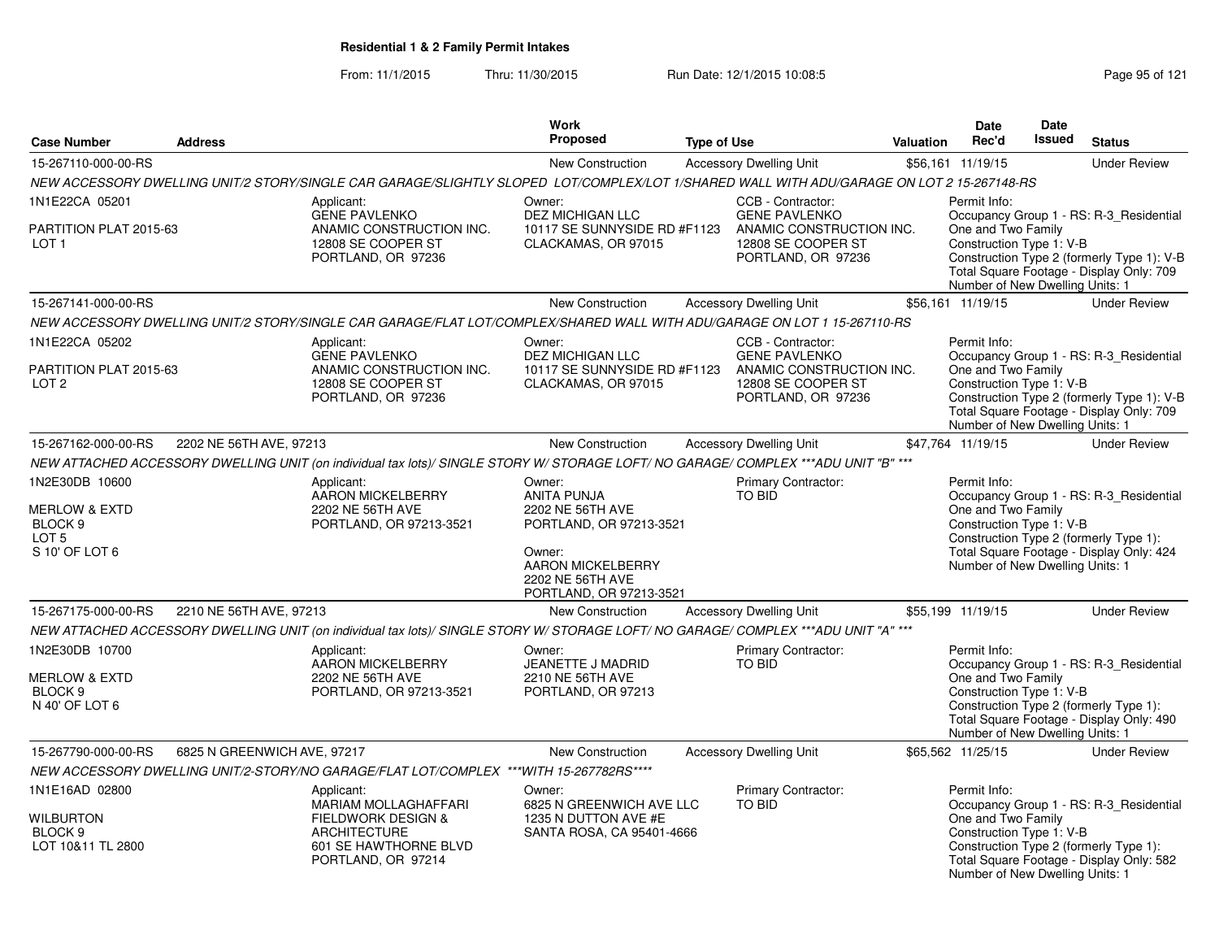**Residential 1 & 2 Family Permit Intakes**

From: 11/1/2015 Thru: 11/30/2015 Run Date: 12/1/2015 10:08:5

| Case Number | Address | Work Proposed | Type of Use | Valuation | Date Rec'd | Date Issued | Status |
|---|---|---|---|---|---|---|---|
| 15-267110-000-00-RS | | New Construction | Accessory Dwelling Unit | $56,161 | 11/19/15 | | Under Review |

NEW ACCESSORY DWELLING UNIT/2 STORY/SINGLE CAR GARAGE/SLIGHTLY SLOPED LOT/COMPLEX/LOT 1/SHARED WALL WITH ADU/GARAGE ON LOT 2 15-267148-RS

1N1E22CA 05201
PARTITION PLAT 2015-63
LOT 1

Applicant: GENE PAVLENKO, ANAMIC CONSTRUCTION INC., 12808 SE COOPER ST, PORTLAND, OR 97236

Owner: DEZ MICHIGAN LLC, 10117 SE SUNNYSIDE RD #F1123, CLACKAMAS, OR 97015

CCB - Contractor: GENE PAVLENKO, ANAMIC CONSTRUCTION INC., 12808 SE COOPER ST, PORTLAND, OR 97236

Permit Info:
Occupancy Group 1 - RS: R-3_Residential One and Two Family
Construction Type 1: V-B
Construction Type 2 (formerly Type 1): V-B
Total Square Footage - Display Only: 709
Number of New Dwelling Units: 1

---

| Case Number | Address | Work Proposed | Type of Use | Valuation | Date Rec'd | Date Issued | Status |
|---|---|---|---|---|---|---|---|
| 15-267141-000-00-RS | | New Construction | Accessory Dwelling Unit | $56,161 | 11/19/15 | | Under Review |

NEW ACCESSORY DWELLING UNIT/2 STORY/SINGLE CAR GARAGE/FLAT LOT/COMPLEX/SHARED WALL WITH ADU/GARAGE ON LOT 1 15-267110-RS

1N1E22CA 05202
PARTITION PLAT 2015-63
LOT 2

Applicant: GENE PAVLENKO, ANAMIC CONSTRUCTION INC., 12808 SE COOPER ST, PORTLAND, OR 97236

Owner: DEZ MICHIGAN LLC, 10117 SE SUNNYSIDE RD #F1123, CLACKAMAS, OR 97015

CCB - Contractor: GENE PAVLENKO, ANAMIC CONSTRUCTION INC., 12808 SE COOPER ST, PORTLAND, OR 97236

Permit Info:
Occupancy Group 1 - RS: R-3_Residential One and Two Family
Construction Type 1: V-B
Construction Type 2 (formerly Type 1): V-B
Total Square Footage - Display Only: 709
Number of New Dwelling Units: 1

---

| Case Number | Address | Work Proposed | Type of Use | Valuation | Date Rec'd | Date Issued | Status |
|---|---|---|---|---|---|---|---|
| 15-267162-000-00-RS | 2202 NE 56TH AVE, 97213 | New Construction | Accessory Dwelling Unit | $47,764 | 11/19/15 | | Under Review |

NEW ATTACHED ACCESSORY DWELLING UNIT (on individual tax lots)/ SINGLE STORY W/ STORAGE LOFT/ NO GARAGE/ COMPLEX ***ADU UNIT "B" ***

1N2E30DB 10600
MERLOW & EXTD
BLOCK 9
LOT 5
S 10' OF LOT 6

Applicant: AARON MICKELBERRY, 2202 NE 56TH AVE, PORTLAND, OR 97213-3521

Owner: ANITA PUNJA, 2202 NE 56TH AVE, PORTLAND, OR 97213-3521

Owner: AARON MICKELBERRY, 2202 NE 56TH AVE, PORTLAND, OR 97213-3521

Primary Contractor: TO BID

Permit Info:
Occupancy Group 1 - RS: R-3_Residential One and Two Family
Construction Type 1: V-B
Construction Type 2 (formerly Type 1):
Total Square Footage - Display Only: 424
Number of New Dwelling Units: 1

---

| Case Number | Address | Work Proposed | Type of Use | Valuation | Date Rec'd | Date Issued | Status |
|---|---|---|---|---|---|---|---|
| 15-267175-000-00-RS | 2210 NE 56TH AVE, 97213 | New Construction | Accessory Dwelling Unit | $55,199 | 11/19/15 | | Under Review |

NEW ATTACHED ACCESSORY DWELLING UNIT (on individual tax lots)/ SINGLE STORY W/ STORAGE LOFT/ NO GARAGE/ COMPLEX ***ADU UNIT "A" ***

1N2E30DB 10700
MERLOW & EXTD
BLOCK 9
N 40' OF LOT 6

Applicant: AARON MICKELBERRY, 2202 NE 56TH AVE, PORTLAND, OR 97213-3521

Owner: JEANETTE J MADRID, 2210 NE 56TH AVE, PORTLAND, OR 97213

Primary Contractor: TO BID

Permit Info:
Occupancy Group 1 - RS: R-3_Residential One and Two Family
Construction Type 1: V-B
Construction Type 2 (formerly Type 1):
Total Square Footage - Display Only: 490
Number of New Dwelling Units: 1

---

| Case Number | Address | Work Proposed | Type of Use | Valuation | Date Rec'd | Date Issued | Status |
|---|---|---|---|---|---|---|---|
| 15-267790-000-00-RS | 6825 N GREENWICH AVE, 97217 | New Construction | Accessory Dwelling Unit | $65,562 | 11/25/15 | | Under Review |

NEW ACCESSORY DWELLING UNIT/2-STORY/NO GARAGE/FLAT LOT/COMPLEX ***WITH 15-267782RS****

1N1E16AD 02800
WILBURTON
BLOCK 9
LOT 10&11 TL 2800

Applicant: MARIAM MOLLAGHAFFARI, FIELDWORK DESIGN & ARCHITECTURE, 601 SE HAWTHORNE BLVD, PORTLAND, OR 97214

Owner: 6825 N GREENWICH AVE LLC, 1235 N DUTTON AVE #E, SANTA ROSA, CA 95401-4666

Primary Contractor: TO BID

Permit Info:
Occupancy Group 1 - RS: R-3_Residential One and Two Family
Construction Type 1: V-B
Construction Type 2 (formerly Type 1):
Total Square Footage - Display Only: 582
Number of New Dwelling Units: 1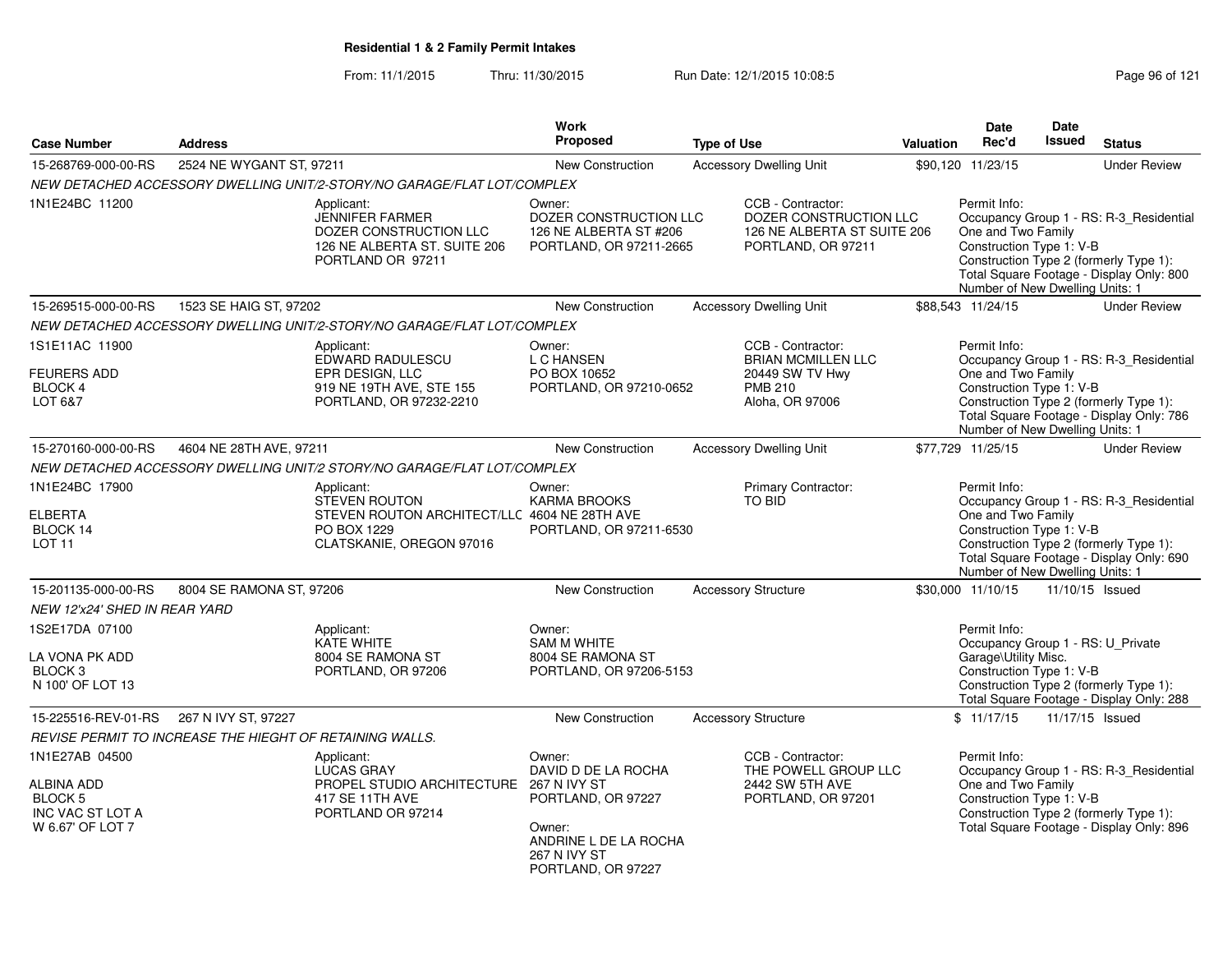**Residential 1 & 2 Family Permit Intakes**

From: 11/1/2015 Thru: 11/30/2015 Run Date: 12/1/2015 10:08:5

| Case Number | Address | | Work Proposed | Type of Use | Valuation | Date Rec'd | Date Issued | Status |
|---|---|---|---|---|---|---|---|---|
| 15-268769-000-00-RS | 2524 NE WYGANT ST, 97211 | | New Construction | Accessory Dwelling Unit | $90,120 | 11/23/15 | | Under Review |
| *NEW DETACHED ACCESSORY DWELLING UNIT/2-STORY/NO GARAGE/FLAT LOT/COMPLEX* | | | | | | | | |
| 1N1E24BC 11200 | | Applicant: JENNIFER FARMER DOZER CONSTRUCTION LLC 126 NE ALBERTA ST. SUITE 206 PORTLAND OR 97211 | Owner: DOZER CONSTRUCTION LLC 126 NE ALBERTA ST #206 PORTLAND, OR 97211-2665 | CCB - Contractor: DOZER CONSTRUCTION LLC 126 NE ALBERTA ST SUITE 206 PORTLAND, OR 97211 | | Permit Info: Occupancy Group 1 - RS: R-3_Residential One and Two Family Construction Type 1: V-B Construction Type 2 (formerly Type 1): Total Square Footage - Display Only: 800 Number of New Dwelling Units: 1 | | |
| 15-269515-000-00-RS | 1523 SE HAIG ST, 97202 | | New Construction | Accessory Dwelling Unit | $88,543 | 11/24/15 | | Under Review |
| *NEW DETACHED ACCESSORY DWELLING UNIT/2-STORY/NO GARAGE/FLAT LOT/COMPLEX* | | | | | | | | |
| 1S1E11AC 11900 FEURERS ADD BLOCK 4 LOT 6&7 | | Applicant: EDWARD RADULESCU EPR DESIGN, LLC 919 NE 19TH AVE, STE 155 PORTLAND, OR 97232-2210 | Owner: L C HANSEN PO BOX 10652 PORTLAND, OR 97210-0652 | CCB - Contractor: BRIAN MCMILLEN LLC 20449 SW TV Hwy PMB 210 Aloha, OR 97006 | | Permit Info: Occupancy Group 1 - RS: R-3_Residential One and Two Family Construction Type 1: V-B Construction Type 2 (formerly Type 1): Total Square Footage - Display Only: 786 Number of New Dwelling Units: 1 | | |
| 15-270160-000-00-RS | 4604 NE 28TH AVE, 97211 | | New Construction | Accessory Dwelling Unit | $77,729 | 11/25/15 | | Under Review |
| *NEW DETACHED ACCESSORY DWELLING UNIT/2 STORY/NO GARAGE/FLAT LOT/COMPLEX* | | | | | | | | |
| 1N1E24BC 17900 ELBERTA BLOCK 14 LOT 11 | | Applicant: STEVEN ROUTON STEVEN ROUTON ARCHITECT/LLC PO BOX 1229 CLATSKANIE, OREGON 97016 | Owner: KARMA BROOKS 4604 NE 28TH AVE PORTLAND, OR 97211-6530 | Primary Contractor: TO BID | | Permit Info: Occupancy Group 1 - RS: R-3_Residential One and Two Family Construction Type 1: V-B Construction Type 2 (formerly Type 1): Total Square Footage - Display Only: 690 Number of New Dwelling Units: 1 | | |
| 15-201135-000-00-RS | 8004 SE RAMONA ST, 97206 | | New Construction | Accessory Structure | $30,000 | 11/10/15 | 11/10/15 | Issued |
| *NEW 12'x24' SHED IN REAR YARD* | | | | | | | | |
| 1S2E17DA 07100 LA VONA PK ADD BLOCK 3 N 100' OF LOT 13 | | Applicant: KATE WHITE 8004 SE RAMONA ST PORTLAND, OR 97206 | Owner: SAM M WHITE 8004 SE RAMONA ST PORTLAND, OR 97206-5153 | | | Permit Info: Occupancy Group 1 - RS: U_Private Garage\Utility Misc. Construction Type 1: V-B Construction Type 2 (formerly Type 1): Total Square Footage - Display Only: 288 | | |
| 15-225516-REV-01-RS | 267 N IVY ST, 97227 | | New Construction | Accessory Structure | $ | 11/17/15 | 11/17/15 | Issued |
| *REVISE PERMIT TO INCREASE THE HIEGHT OF RETAINING WALLS.* | | | | | | | | |
| 1N1E27AB 04500 ALBINA ADD BLOCK 5 INC VAC ST LOT A W 6.67' OF LOT 7 | | Applicant: LUCAS GRAY PROPEL STUDIO ARCHITECTURE 417 SE 11TH AVE PORTLAND OR 97214 | Owner: DAVID D DE LA ROCHA 267 N IVY ST PORTLAND, OR 97227 Owner: ANDRINE L DE LA ROCHA 267 N IVY ST PORTLAND, OR 97227 | CCB - Contractor: THE POWELL GROUP LLC 2442 SW 5TH AVE PORTLAND, OR 97201 | | Permit Info: Occupancy Group 1 - RS: R-3_Residential One and Two Family Construction Type 1: V-B Construction Type 2 (formerly Type 1): Total Square Footage - Display Only: 896 | | |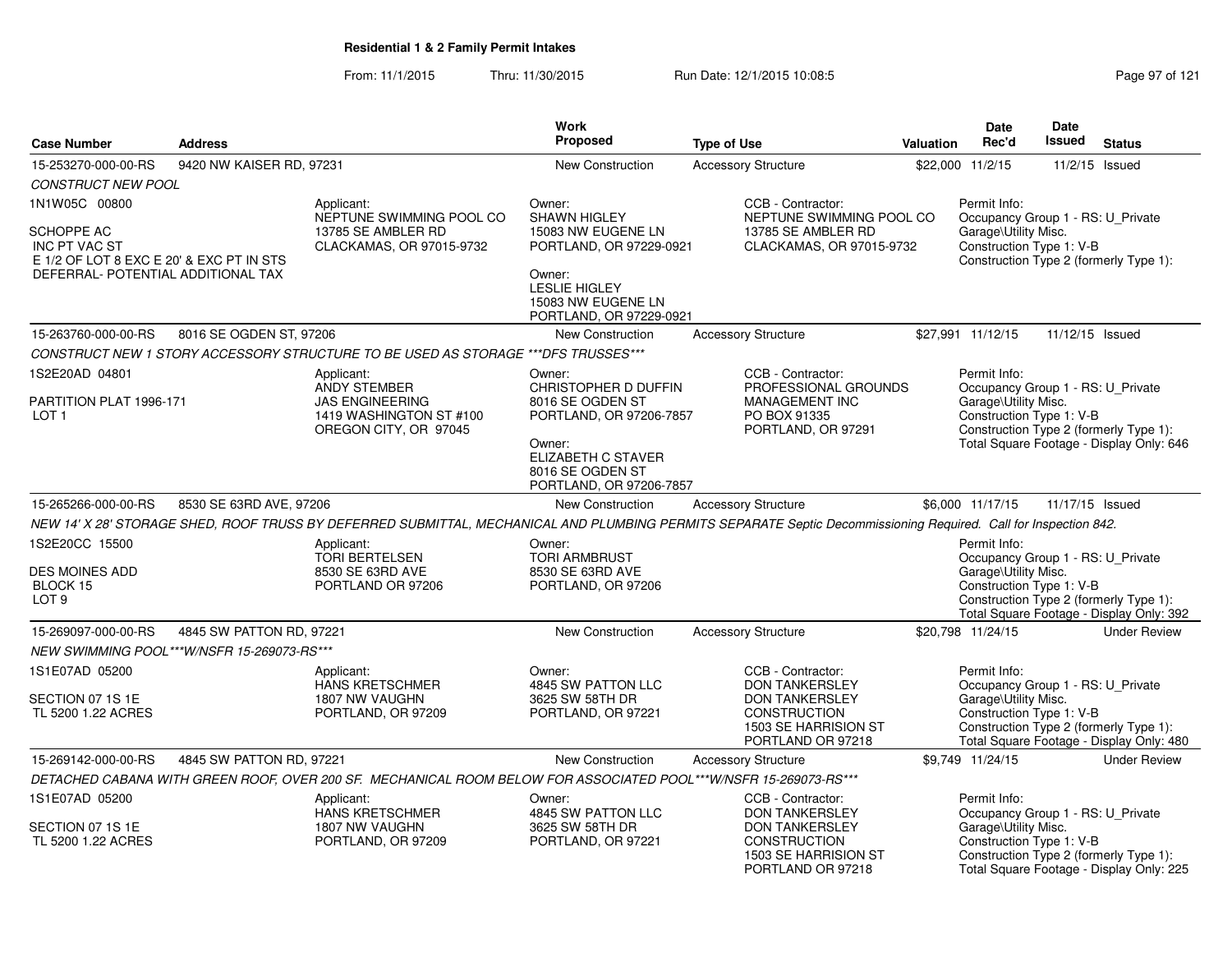# Residential 1 & 2 Family Permit Intakes

From: 11/1/2015 Thru: 11/30/2015 Run Date: 12/1/2015 10:08:5

| Case Number | Address | Work Proposed | Type of Use | Valuation | Date Rec'd | Date Issued | Status |
|---|---|---|---|---|---|---|---|
| 15-253270-000-00-RS | 9420 NW KAISER RD, 97231 | New Construction | Accessory Structure | $22,000 | 11/2/15 | 11/2/15 | Issued |

CONSTRUCT NEW POOL

1N1W05C 00800

SCHOPPE AC
INC PT VAC ST
E 1/2 OF LOT 8 EXC E 20' & EXC PT IN STS
DEFERRAL- POTENTIAL ADDITIONAL TAX

Applicant:
NEPTUNE SWIMMING POOL CO
13785 SE AMBLER RD
CLACKAMAS, OR 97015-9732

Owner:
SHAWN HIGLEY
15083 NW EUGENE LN
PORTLAND, OR 97229-0921

Owner:
LESLIE HIGLEY
15083 NW EUGENE LN
PORTLAND, OR 97229-0921

CCB - Contractor:
NEPTUNE SWIMMING POOL CO
13785 SE AMBLER RD
CLACKAMAS, OR 97015-9732

Permit Info:
Occupancy Group 1 - RS: U_Private Garage\Utility Misc.
Construction Type 1: V-B
Construction Type 2 (formerly Type 1):

---

| Case Number | Address | Work Proposed | Type of Use | Valuation | Date Rec'd | Date Issued | Status |
|---|---|---|---|---|---|---|---|
| 15-263760-000-00-RS | 8016 SE OGDEN ST, 97206 | New Construction | Accessory Structure | $27,991 | 11/12/15 | 11/12/15 | Issued |

CONSTRUCT NEW 1 STORY ACCESSORY STRUCTURE TO BE USED AS STORAGE ***DFS TRUSSES***

1S2E20AD 04801

PARTITION PLAT 1996-171
LOT 1

Applicant:
ANDY STEMBER
JAS ENGINEERING
1419 WASHINGTON ST #100
OREGON CITY, OR 97045

Owner:
CHRISTOPHER D DUFFIN
8016 SE OGDEN ST
PORTLAND, OR 97206-7857

Owner:
ELIZABETH C STAVER
8016 SE OGDEN ST
PORTLAND, OR 97206-7857

CCB - Contractor:
PROFESSIONAL GROUNDS MANAGEMENT INC
PO BOX 91335
PORTLAND, OR 97291

Permit Info:
Occupancy Group 1 - RS: U_Private Garage\Utility Misc.
Construction Type 1: V-B
Construction Type 2 (formerly Type 1):
Total Square Footage - Display Only: 646

---

| Case Number | Address | Work Proposed | Type of Use | Valuation | Date Rec'd | Date Issued | Status |
|---|---|---|---|---|---|---|---|
| 15-265266-000-00-RS | 8530 SE 63RD AVE, 97206 | New Construction | Accessory Structure | $6,000 | 11/17/15 | 11/17/15 | Issued |

NEW 14' X 28' STORAGE SHED, ROOF TRUSS BY DEFERRED SUBMITTAL, MECHANICAL AND PLUMBING PERMITS SEPARATE Septic Decommissioning Required. Call for Inspection 842.

1S2E20CC 15500

DES MOINES ADD
BLOCK 15
LOT 9

Applicant:
TORI BERTELSEN
8530 SE 63RD AVE
PORTLAND OR 97206

Owner:
TORI ARMBRUST
8530 SE 63RD AVE
PORTLAND, OR 97206

Permit Info:
Occupancy Group 1 - RS: U_Private Garage\Utility Misc.
Construction Type 1: V-B
Construction Type 2 (formerly Type 1):
Total Square Footage - Display Only: 392

---

| Case Number | Address | Work Proposed | Type of Use | Valuation | Date Rec'd | Date Issued | Status |
|---|---|---|---|---|---|---|---|
| 15-269097-000-00-RS | 4845 SW PATTON RD, 97221 | New Construction | Accessory Structure | $20,798 | 11/24/15 | | Under Review |

NEW SWIMMING POOL***W/NSFR 15-269073-RS***

1S1E07AD 05200

SECTION 07 1S 1E
TL 5200 1.22 ACRES

Applicant:
HANS KRETSCHMER
1807 NW VAUGHN
PORTLAND, OR 97209

Owner:
4845 SW PATTON LLC
3625 SW 58TH DR
PORTLAND, OR 97221

CCB - Contractor:
DON TANKERSLEY
DON TANKERSLEY CONSTRUCTION
1503 SE HARRISION ST
PORTLAND OR 97218

Permit Info:
Occupancy Group 1 - RS: U_Private Garage\Utility Misc.
Construction Type 1: V-B
Construction Type 2 (formerly Type 1):
Total Square Footage - Display Only: 480

---

| Case Number | Address | Work Proposed | Type of Use | Valuation | Date Rec'd | Date Issued | Status |
|---|---|---|---|---|---|---|---|
| 15-269142-000-00-RS | 4845 SW PATTON RD, 97221 | New Construction | Accessory Structure | $9,749 | 11/24/15 | | Under Review |

DETACHED CABANA WITH GREEN ROOF, OVER 200 SF. MECHANICAL ROOM BELOW FOR ASSOCIATED POOL***W/NSFR 15-269073-RS***

1S1E07AD 05200

SECTION 07 1S 1E
TL 5200 1.22 ACRES

Applicant:
HANS KRETSCHMER
1807 NW VAUGHN
PORTLAND, OR 97209

Owner:
4845 SW PATTON LLC
3625 SW 58TH DR
PORTLAND, OR 97221

CCB - Contractor:
DON TANKERSLEY
DON TANKERSLEY CONSTRUCTION
1503 SE HARRISION ST
PORTLAND OR 97218

Permit Info:
Occupancy Group 1 - RS: U_Private Garage\Utility Misc.
Construction Type 1: V-B
Construction Type 2 (formerly Type 1):
Total Square Footage - Display Only: 225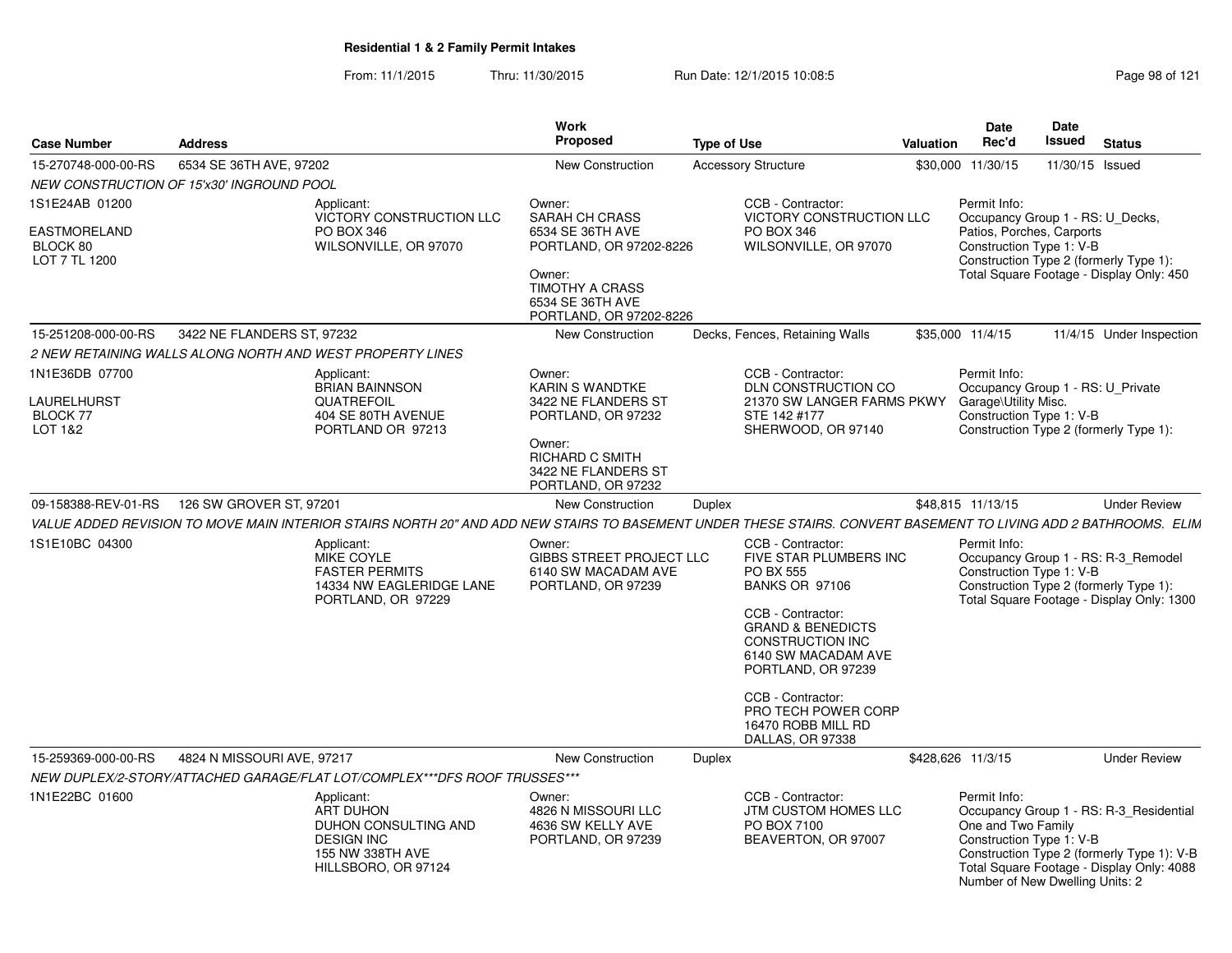## Residential 1 & 2 Family Permit Intakes

From: 11/1/2015 Thru: 11/30/2015 Run Date: 12/1/2015 10:08:5

| Case Number | Address | Work Proposed | Type of Use | Valuation | Date Rec'd | Date Issued | Status |
|---|---|---|---|---|---|---|---|
| 15-270748-000-00-RS | 6534 SE 36TH AVE, 97202 | New Construction | Accessory Structure | $30,000 | 11/30/15 | 11/30/15 | Issued |

*NEW CONSTRUCTION OF 15'x30' INGROUND POOL*

1S1E24AB 01200
EASTMORELAND
BLOCK 80
LOT 7 TL 1200

Applicant:
VICTORY CONSTRUCTION LLC
PO BOX 346
WILSONVILLE, OR 97070

Owner:
SARAH CH CRASS
6534 SE 36TH AVE
PORTLAND, OR 97202-8226

Owner:
TIMOTHY A CRASS
6534 SE 36TH AVE
PORTLAND, OR 97202-8226

CCB - Contractor:
VICTORY CONSTRUCTION LLC
PO BOX 346
WILSONVILLE, OR 97070

Permit Info:
Occupancy Group 1 - RS: U_Decks, Patios, Porches, Carports
Construction Type 1: V-B
Construction Type 2 (formerly Type 1):
Total Square Footage - Display Only: 450

| Case Number | Address | Work Proposed | Type of Use | Valuation | Date Rec'd | Date Issued | Status |
|---|---|---|---|---|---|---|---|
| 15-251208-000-00-RS | 3422 NE FLANDERS ST, 97232 | New Construction | Decks, Fences, Retaining Walls | $35,000 | 11/4/15 | 11/4/15 | Under Inspection |

*2 NEW RETAINING WALLS ALONG NORTH AND WEST PROPERTY LINES*

1N1E36DB 07700
LAURELHURST
BLOCK 77
LOT 1&2

Applicant:
BRIAN BAINNSON
QUATREFOIL
404 SE 80TH AVENUE
PORTLAND OR 97213

Owner:
KARIN S WANDTKE
3422 NE FLANDERS ST
PORTLAND, OR 97232

Owner:
RICHARD C SMITH
3422 NE FLANDERS ST
PORTLAND, OR 97232

CCB - Contractor:
DLN CONSTRUCTION CO
21370 SW LANGER FARMS PKWY
STE 142 #177
SHERWOOD, OR 97140

Permit Info:
Occupancy Group 1 - RS: U_Private Garage\Utility Misc.
Construction Type 1: V-B
Construction Type 2 (formerly Type 1):

| Case Number | Address | Work Proposed | Type of Use | Valuation | Date Rec'd | Date Issued | Status |
|---|---|---|---|---|---|---|---|
| 09-158388-REV-01-RS | 126 SW GROVER ST, 97201 | New Construction | Duplex | $48,815 | 11/13/15 | | Under Review |

*VALUE ADDED REVISION TO MOVE MAIN INTERIOR STAIRS NORTH 20" AND ADD NEW STAIRS TO BASEMENT UNDER THESE STAIRS. CONVERT BASEMENT TO LIVING ADD 2 BATHROOMS. ELIM*

1S1E10BC 04300

Applicant:
MIKE COYLE
FASTER PERMITS
14334 NW EAGLERIDGE LANE
PORTLAND, OR 97229

Owner:
GIBBS STREET PROJECT LLC
6140 SW MACADAM AVE
PORTLAND, OR 97239

CCB - Contractor:
FIVE STAR PLUMBERS INC
PO BX 555
BANKS OR 97106

CCB - Contractor:
GRAND & BENEDICTS CONSTRUCTION INC
6140 SW MACADAM AVE
PORTLAND, OR 97239

CCB - Contractor:
PRO TECH POWER CORP
16470 ROBB MILL RD
DALLAS, OR 97338

Permit Info:
Occupancy Group 1 - RS: R-3_Remodel
Construction Type 1: V-B
Construction Type 2 (formerly Type 1):
Total Square Footage - Display Only: 1300

| Case Number | Address | Work Proposed | Type of Use | Valuation | Date Rec'd | Date Issued | Status |
|---|---|---|---|---|---|---|---|
| 15-259369-000-00-RS | 4824 N MISSOURI AVE, 97217 | New Construction | Duplex | $428,626 | 11/3/15 | | Under Review |

*NEW DUPLEX/2-STORY/ATTACHED GARAGE/FLAT LOT/COMPLEX***DFS ROOF TRUSSES****

1N1E22BC 01600

Applicant:
ART DUHON
DUHON CONSULTING AND DESIGN INC
155 NW 338TH AVE
HILLSBORO, OR 97124

Owner:
4826 N MISSOURI LLC
4636 SW KELLY AVE
PORTLAND, OR 97239

CCB - Contractor:
JTM CUSTOM HOMES LLC
PO BOX 7100
BEAVERTON, OR 97007

Permit Info:
Occupancy Group 1 - RS: R-3_Residential One and Two Family
Construction Type 1: V-B
Construction Type 2 (formerly Type 1): V-B
Total Square Footage - Display Only: 4088
Number of New Dwelling Units: 2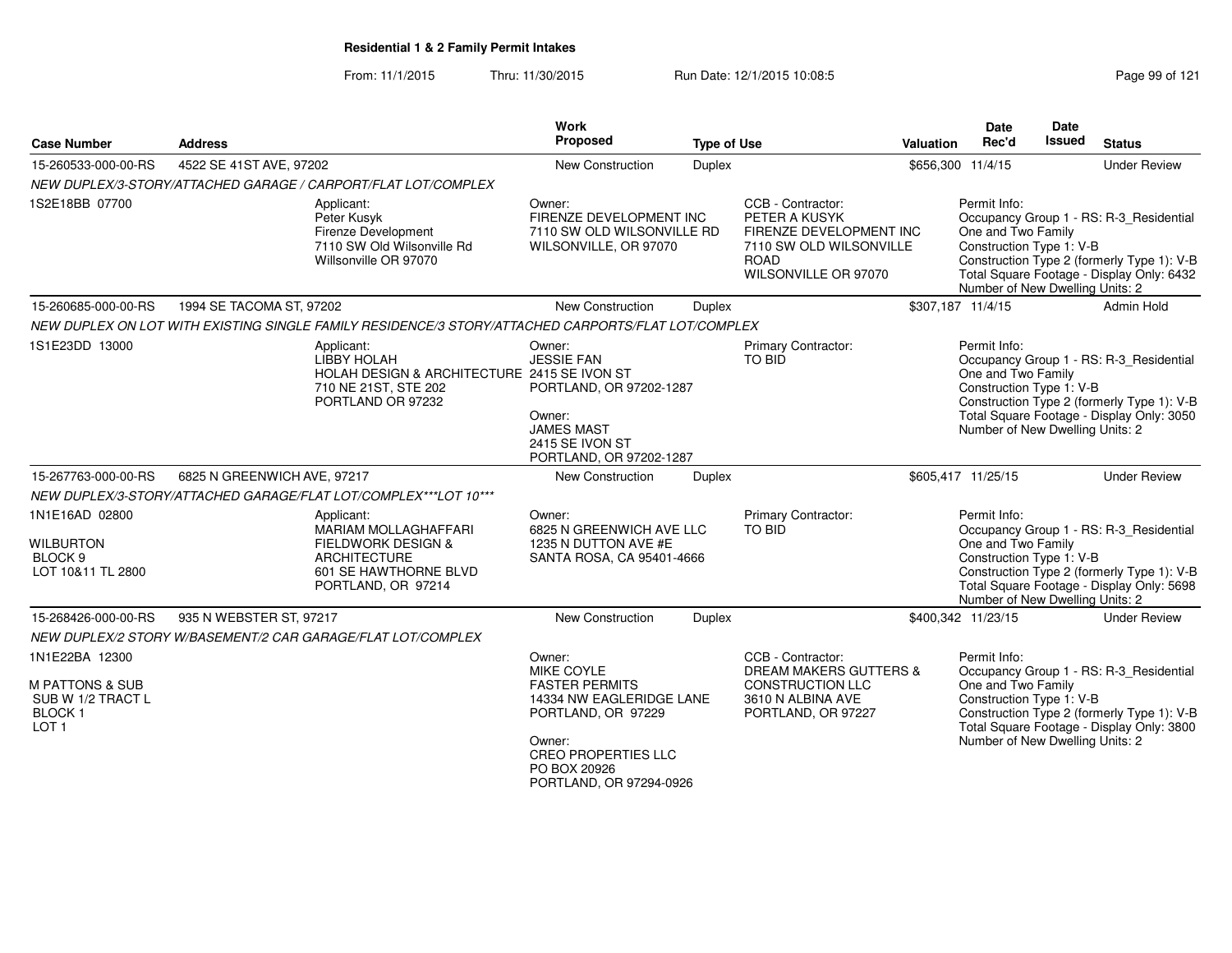**Residential 1 & 2 Family Permit Intakes**

From: 11/1/2015 Thru: 11/30/2015 Run Date: 12/1/2015 10:08:5

| Case Number | Address | Work Proposed | Type of Use | Valuation | Date Rec'd | Date Issued | Status |
|---|---|---|---|---|---|---|---|
| 15-260533-000-00-RS | 4522 SE 41ST AVE, 97202 | New Construction | Duplex | $656,300 | 11/4/15 | | Under Review |
| | *NEW DUPLEX/3-STORY/ATTACHED GARAGE / CARPORT/FLAT LOT/COMPLEX* | | | | | | |
| 1S2E18BB 07700 | Applicant: Peter Kusyk Firenze Development 7110 SW Old Wilsonville Rd Willsonville OR 97070 | Owner: FIRENZE DEVELOPMENT INC 7110 SW OLD WILSONVILLE RD WILSONVILLE, OR 97070 | CCB - Contractor: PETER A KUSYK FIRENZE DEVELOPMENT INC 7110 SW OLD WILSONVILLE ROAD WILSONVILLE OR 97070 | | Permit Info: Occupancy Group 1 - RS: R-3_Residential One and Two Family Construction Type 1: V-B Construction Type 2 (formerly Type 1): V-B Total Square Footage - Display Only: 6432 Number of New Dwelling Units: 2 | | |
| 15-260685-000-00-RS | 1994 SE TACOMA ST, 97202 | New Construction | Duplex | $307,187 | 11/4/15 | | Admin Hold |
| | *NEW DUPLEX ON LOT WITH EXISTING SINGLE FAMILY RESIDENCE/3 STORY/ATTACHED CARPORTS/FLAT LOT/COMPLEX* | | | | | | |
| 1S1E23DD 13000 | Applicant: LIBBY HOLAH HOLAH DESIGN & ARCHITECTURE 710 NE 21ST, STE 202 PORTLAND OR 97232 | Owner: JESSIE FAN 2415 SE IVON ST PORTLAND, OR 97202-1287 Owner: JAMES MAST 2415 SE IVON ST PORTLAND, OR 97202-1287 | Primary Contractor: TO BID | | Permit Info: Occupancy Group 1 - RS: R-3_Residential One and Two Family Construction Type 1: V-B Construction Type 2 (formerly Type 1): V-B Total Square Footage - Display Only: 3050 Number of New Dwelling Units: 2 | | |
| 15-267763-000-00-RS | 6825 N GREENWICH AVE, 97217 | New Construction | Duplex | $605,417 | 11/25/15 | | Under Review |
| | *NEW DUPLEX/3-STORY/ATTACHED GARAGE/FLAT LOT/COMPLEX***LOT 10**** | | | | | | |
| 1N1E16AD 02800 WILBURTON BLOCK 9 LOT 10&11 TL 2800 | Applicant: MARIAM MOLLAGHAFFARI FIELDWORK DESIGN & ARCHITECTURE 601 SE HAWTHORNE BLVD PORTLAND, OR 97214 | Owner: 6825 N GREENWICH AVE LLC 1235 N DUTTON AVE #E SANTA ROSA, CA 95401-4666 | Primary Contractor: TO BID | | Permit Info: Occupancy Group 1 - RS: R-3_Residential One and Two Family Construction Type 1: V-B Construction Type 2 (formerly Type 1): V-B Total Square Footage - Display Only: 5698 Number of New Dwelling Units: 2 | | |
| 15-268426-000-00-RS | 935 N WEBSTER ST, 97217 | New Construction | Duplex | $400,342 | 11/23/15 | | Under Review |
| | *NEW DUPLEX/2 STORY W/BASEMENT/2 CAR GARAGE/FLAT LOT/COMPLEX* | | | | | | |
| 1N1E22BA 12300 M PATTONS & SUB SUB W 1/2 TRACT L BLOCK 1 LOT 1 | | Owner: MIKE COYLE FASTER PERMITS 14334 NW EAGLERIDGE LANE PORTLAND, OR 97229 Owner: CREO PROPERTIES LLC PO BOX 20926 PORTLAND, OR 97294-0926 | CCB - Contractor: DREAM MAKERS GUTTERS & CONSTRUCTION LLC 3610 N ALBINA AVE PORTLAND, OR 97227 | | Permit Info: Occupancy Group 1 - RS: R-3_Residential One and Two Family Construction Type 1: V-B Construction Type 2 (formerly Type 1): V-B Total Square Footage - Display Only: 3800 Number of New Dwelling Units: 2 | | |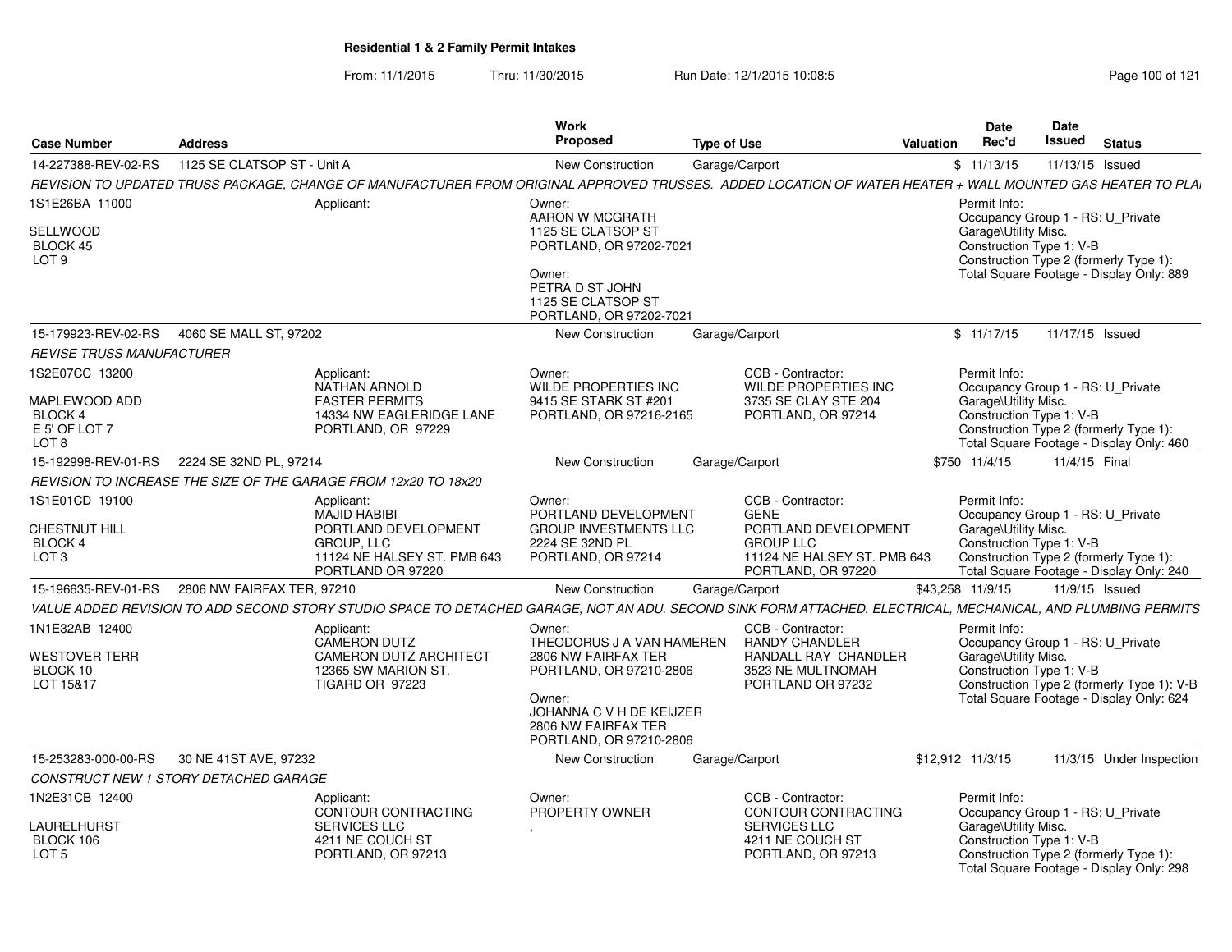**Residential 1 & 2 Family Permit Intakes**

From: 11/1/2015 Thru: 11/30/2015 Run Date: 12/1/2015 10:08:5

| Case Number | Address | Work Proposed | Type of Use | Valuation | Date Rec'd | Date Issued | Status |
|---|---|---|---|---|---|---|---|
| 14-227388-REV-02-RS | 1125 SE CLATSOP ST - Unit A | New Construction | Garage/Carport | $ | 11/13/15 | 11/13/15 | Issued |

*REVISION TO UPDATED TRUSS PACKAGE, CHANGE OF MANUFACTURER FROM ORIGINAL APPROVED TRUSSES. ADDED LOCATION OF WATER HEATER + WALL MOUNTED GAS HEATER TO PLA*

1S1E26BA 11000
SELLWOOD
BLOCK 45
LOT 9

Applicant:

Owner:
AARON W MCGRATH
1125 SE CLATSOP ST
PORTLAND, OR 97202-7021

Owner:
PETRA D ST JOHN
1125 SE CLATSOP ST
PORTLAND, OR 97202-7021

Permit Info:
Occupancy Group 1 - RS: U_Private
Garage\Utility Misc.
Construction Type 1: V-B
Construction Type 2 (formerly Type 1):
Total Square Footage - Display Only: 889

| Case Number | Address | Work Proposed | Type of Use | Valuation | Date Rec'd | Date Issued | Status |
|---|---|---|---|---|---|---|---|
| 15-179923-REV-02-RS | 4060 SE MALL ST, 97202 | New Construction | Garage/Carport | $ | 11/17/15 | 11/17/15 | Issued |

*REVISE TRUSS MANUFACTURER*

1S2E07CC 13200
MAPLEWOOD ADD
BLOCK 4
E 5' OF LOT 7
LOT 8

Applicant:
NATHAN ARNOLD
FASTER PERMITS
14334 NW EAGLERIDGE LANE
PORTLAND, OR 97229

Owner:
WILDE PROPERTIES INC
9415 SE STARK ST #201
PORTLAND, OR 97216-2165

CCB - Contractor:
WILDE PROPERTIES INC
3735 SE CLAY STE 204
PORTLAND, OR 97214

Permit Info:
Occupancy Group 1 - RS: U_Private
Garage\Utility Misc.
Construction Type 1: V-B
Construction Type 2 (formerly Type 1):
Total Square Footage - Display Only: 460

| Case Number | Address | Work Proposed | Type of Use | Valuation | Date Rec'd | Date Issued | Status |
|---|---|---|---|---|---|---|---|
| 15-192998-REV-01-RS | 2224 SE 32ND PL, 97214 | New Construction | Garage/Carport | $750 | 11/4/15 | 11/4/15 | Final |

*REVISION TO INCREASE THE SIZE OF THE GARAGE FROM 12x20 TO 18x20*

1S1E01CD 19100
CHESTNUT HILL
BLOCK 4
LOT 3

Applicant:
MAJID HABIBI
PORTLAND DEVELOPMENT
GROUP, LLC
11124 NE HALSEY ST. PMB 643
PORTLAND OR 97220

Owner:
PORTLAND DEVELOPMENT
GROUP INVESTMENTS LLC
2224 SE 32ND PL
PORTLAND, OR 97214

CCB - Contractor:
GENE
PORTLAND DEVELOPMENT
GROUP LLC
11124 NE HALSEY ST. PMB 643
PORTLAND, OR 97220

Permit Info:
Occupancy Group 1 - RS: U_Private
Garage\Utility Misc.
Construction Type 1: V-B
Construction Type 2 (formerly Type 1):
Total Square Footage - Display Only: 240

| Case Number | Address | Work Proposed | Type of Use | Valuation | Date Rec'd | Date Issued | Status |
|---|---|---|---|---|---|---|---|
| 15-196635-REV-01-RS | 2806 NW FAIRFAX TER, 97210 | New Construction | Garage/Carport | $43,258 | 11/9/15 | 11/9/15 | Issued |

*VALUE ADDED REVISION TO ADD SECOND STORY STUDIO SPACE TO DETACHED GARAGE, NOT AN ADU. SECOND SINK FORM ATTACHED. ELECTRICAL, MECHANICAL, AND PLUMBING PERMITS*

1N1E32AB 12400
WESTOVER TERR
BLOCK 10
LOT 15&17

Applicant:
CAMERON DUTZ
CAMERON DUTZ ARCHITECT
12365 SW MARION ST.
TIGARD OR 97223

Owner:
THEODORUS J A VAN HAMEREN
2806 NW FAIRFAX TER
PORTLAND, OR 97210-2806

Owner:
JOHANNA C V H DE KEIJZER
2806 NW FAIRFAX TER
PORTLAND, OR 97210-2806

CCB - Contractor:
RANDY CHANDLER
RANDALL RAY CHANDLER
3523 NE MULTNOMAH
PORTLAND OR 97232

Permit Info:
Occupancy Group 1 - RS: U_Private
Garage\Utility Misc.
Construction Type 1: V-B
Construction Type 2 (formerly Type 1): V-B
Total Square Footage - Display Only: 624

| Case Number | Address | Work Proposed | Type of Use | Valuation | Date Rec'd | Date Issued | Status |
|---|---|---|---|---|---|---|---|
| 15-253283-000-00-RS | 30 NE 41ST AVE, 97232 | New Construction | Garage/Carport | $12,912 | 11/3/15 | 11/3/15 | Under Inspection |

*CONSTRUCT NEW 1 STORY DETACHED GARAGE*

1N2E31CB 12400
LAURELHURST
BLOCK 106
LOT 5

Applicant:
CONTOUR CONTRACTING
SERVICES LLC
4211 NE COUCH ST
PORTLAND, OR 97213

Owner:
PROPERTY OWNER
,

CCB - Contractor:
CONTOUR CONTRACTING
SERVICES LLC
4211 NE COUCH ST
PORTLAND, OR 97213

Permit Info:
Occupancy Group 1 - RS: U_Private
Garage\Utility Misc.
Construction Type 1: V-B
Construction Type 2 (formerly Type 1):
Total Square Footage - Display Only: 298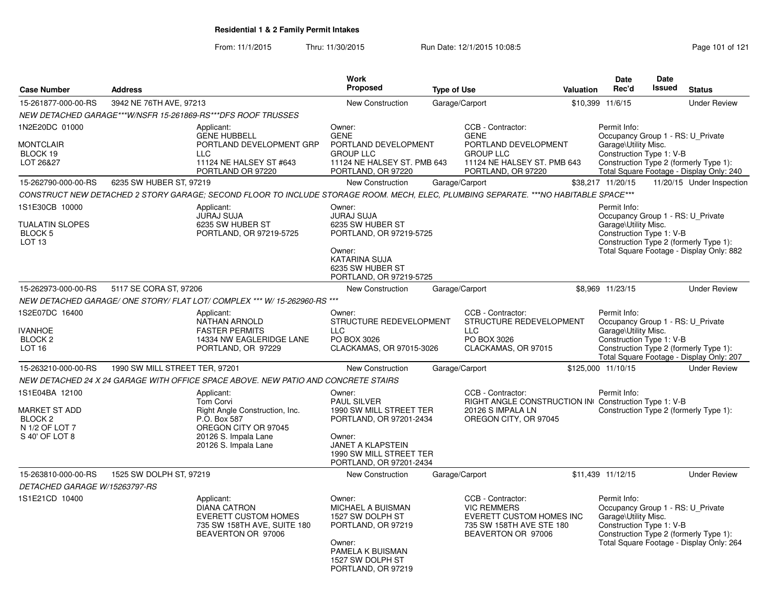# Residential 1 & 2 Family Permit Intakes

From: 11/1/2015 Thru: 11/30/2015 Run Date: 12/1/2015 10:08:5

| Case Number | Address | Work Proposed | Type of Use | Valuation | Date Rec'd | Date Issued | Status |
|---|---|---|---|---|---|---|---|
| 15-261877-000-00-RS | 3942 NE 76TH AVE, 97213 | New Construction | Garage/Carport | $10,399 | 11/6/15 | | Under Review |
| 15-262790-000-00-RS | 6235 SW HUBER ST, 97219 | New Construction | Garage/Carport | $38,217 | 11/20/15 | 11/20/15 | Under Inspection |
| 15-262973-000-00-RS | 5117 SE CORA ST, 97206 | New Construction | Garage/Carport | $8,969 | 11/23/15 | | Under Review |
| 15-263210-000-00-RS | 1990 SW MILL STREET TER, 97201 | New Construction | Garage/Carport | $125,000 | 11/10/15 | | Under Review |
| 15-263810-000-00-RS | 1525 SW DOLPH ST, 97219 | New Construction | Garage/Carport | $11,439 | 11/12/15 | | Under Review |

## 15-261877-000-00-RS — 3942 NE 76TH AVE, 97213

*NEW DETACHED GARAGE***W/NSFR 15-261869-RS***DFS ROOF TRUSSES*

1N2E20DC 01000
MONTCLAIR
BLOCK 19
LOT 26&27

Applicant:
GENE HUBBELL
PORTLAND DEVELOPMENT GRP LLC
11124 NE HALSEY ST #643
PORTLAND OR 97220

Owner:
GENE
PORTLAND DEVELOPMENT GROUP LLC
11124 NE HALSEY ST. PMB 643
PORTLAND, OR 97220

CCB - Contractor:
GENE
PORTLAND DEVELOPMENT GROUP LLC
11124 NE HALSEY ST. PMB 643
PORTLAND, OR 97220

Permit Info:
Occupancy Group 1 - RS: U_Private Garage\Utility Misc.
Construction Type 1: V-B
Construction Type 2 (formerly Type 1):
Total Square Footage - Display Only: 240

## 15-262790-000-00-RS — 6235 SW HUBER ST, 97219

*CONSTRUCT NEW DETACHED 2 STORY GARAGE; SECOND FLOOR TO INCLUDE STORAGE ROOM. MECH, ELEC, PLUMBING SEPARATE. ***NO HABITABLE SPACE****

1S1E30CB 10000
TUALATIN SLOPES
BLOCK 5
LOT 13

Applicant:
JURAJ SUJA
6235 SW HUBER ST
PORTLAND, OR 97219-5725

Owner:
JURAJ SUJA
6235 SW HUBER ST
PORTLAND, OR 97219-5725

Owner:
KATARINA SUJA
6235 SW HUBER ST
PORTLAND, OR 97219-5725

Permit Info:
Occupancy Group 1 - RS: U_Private Garage\Utility Misc.
Construction Type 1: V-B
Construction Type 2 (formerly Type 1):
Total Square Footage - Display Only: 882

## 15-262973-000-00-RS — 5117 SE CORA ST, 97206

*NEW DETACHED GARAGE/ ONE STORY/ FLAT LOT/ COMPLEX *** W/ 15-262960-RS ****

1S2E07DC 16400
IVANHOE
BLOCK 2
LOT 16

Applicant:
NATHAN ARNOLD
FASTER PERMITS
14334 NW EAGLERIDGE LANE
PORTLAND, OR 97229

Owner:
STRUCTURE REDEVELOPMENT LLC
PO BOX 3026
CLACKAMAS, OR 97015-3026

CCB - Contractor:
STRUCTURE REDEVELOPMENT LLC
PO BOX 3026
CLACKAMAS, OR 97015

Permit Info:
Occupancy Group 1 - RS: U_Private Garage\Utility Misc.
Construction Type 1: V-B
Construction Type 2 (formerly Type 1):
Total Square Footage - Display Only: 207

## 15-263210-000-00-RS — 1990 SW MILL STREET TER, 97201

*NEW DETACHED 24 X 24 GARAGE WITH OFFICE SPACE ABOVE. NEW PATIO AND CONCRETE STAIRS*

1S1E04BA 12100
MARKET ST ADD
BLOCK 2
N 1/2 OF LOT 7
S 40' OF LOT 8

Applicant:
Tom Corvi
Right Angle Construction, Inc.
P.O. Box 587
OREGON CITY OR 97045
20126 S. Impala Lane
20126 S. Impala Lane

Owner:
PAUL SILVER
1990 SW MILL STREET TER
PORTLAND, OR 97201-2434

Owner:
JANET A KLAPSTEIN
1990 SW MILL STREET TER
PORTLAND, OR 97201-2434

CCB - Contractor:
RIGHT ANGLE CONSTRUCTION IN(
20126 S IMPALA LN
OREGON CITY, OR 97045

Permit Info:
Construction Type 1: V-B
Construction Type 2 (formerly Type 1):

## 15-263810-000-00-RS — 1525 SW DOLPH ST, 97219

*DETACHED GARAGE W/15263797-RS*

1S1E21CD 10400

Applicant:
DIANA CATRON
EVERETT CUSTOM HOMES
735 SW 158TH AVE, SUITE 180
BEAVERTON OR 97006

Owner:
MICHAEL A BUISMAN
1527 SW DOLPH ST
PORTLAND, OR 97219

Owner:
PAMELA K BUISMAN
1527 SW DOLPH ST
PORTLAND, OR 97219

CCB - Contractor:
VIC REMMERS
EVERETT CUSTOM HOMES INC
735 SW 158TH AVE STE 180
BEAVERTON OR 97006

Permit Info:
Occupancy Group 1 - RS: U_Private Garage\Utility Misc.
Construction Type 1: V-B
Construction Type 2 (formerly Type 1):
Total Square Footage - Display Only: 264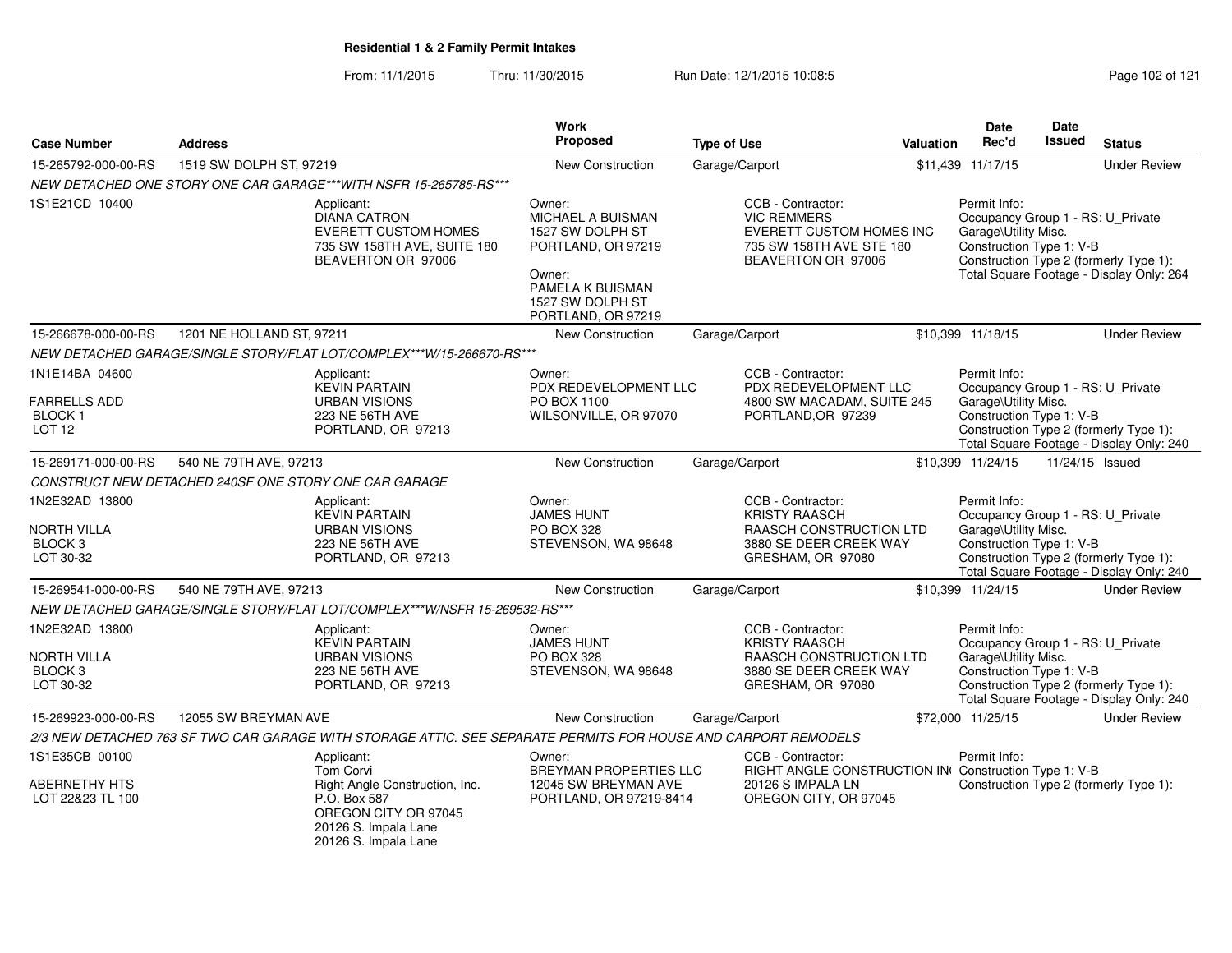**Residential 1 & 2 Family Permit Intakes**

From: 11/1/2015 Thru: 11/30/2015 Run Date: 12/1/2015 10:08:5

| Case Number | Address | | Work Proposed | Type of Use | Valuation | Date Rec'd | Date Issued | Status |
|---|---|---|---|---|---|---|---|---|
| 15-265792-000-00-RS | 1519 SW DOLPH ST, 97219 | | New Construction | Garage/Carport | $11,439 | 11/17/15 | | Under Review |
| *NEW DETACHED ONE STORY ONE CAR GARAGE***WITH NSFR 15-265785-RS**** | | | | | | | | |
| 1S1E21CD 10400 | Applicant: DIANA CATRON EVERETT CUSTOM HOMES 735 SW 158TH AVE, SUITE 180 BEAVERTON OR 97006 | | Owner: MICHAEL A BUISMAN 1527 SW DOLPH ST PORTLAND, OR 97219 Owner: PAMELA K BUISMAN 1527 SW DOLPH ST PORTLAND, OR 97219 | CCB - Contractor: VIC REMMERS EVERETT CUSTOM HOMES INC 735 SW 158TH AVE STE 180 BEAVERTON OR 97006 | | Permit Info: Occupancy Group 1 - RS: U_Private Garage\Utility Misc. Construction Type 1: V-B Construction Type 2 (formerly Type 1): Total Square Footage - Display Only: 264 | | |
| 15-266678-000-00-RS | 1201 NE HOLLAND ST, 97211 | | New Construction | Garage/Carport | $10,399 | 11/18/15 | | Under Review |
| *NEW DETACHED GARAGE/SINGLE STORY/FLAT LOT/COMPLEX***W/15-266670-RS**** | | | | | | | | |
| 1N1E14BA 04600 FARRELLS ADD BLOCK 1 LOT 12 | Applicant: KEVIN PARTAIN URBAN VISIONS 223 NE 56TH AVE PORTLAND, OR 97213 | | Owner: PDX REDEVELOPMENT LLC PO BOX 1100 WILSONVILLE, OR 97070 | CCB - Contractor: PDX REDEVELOPMENT LLC 4800 SW MACADAM, SUITE 245 PORTLAND,OR 97239 | | Permit Info: Occupancy Group 1 - RS: U_Private Garage\Utility Misc. Construction Type 1: V-B Construction Type 2 (formerly Type 1): Total Square Footage - Display Only: 240 | | |
| 15-269171-000-00-RS | 540 NE 79TH AVE, 97213 | | New Construction | Garage/Carport | $10,399 | 11/24/15 | 11/24/15 | Issued |
| *CONSTRUCT NEW DETACHED 240SF ONE STORY ONE CAR GARAGE* | | | | | | | | |
| 1N2E32AD 13800 NORTH VILLA BLOCK 3 LOT 30-32 | Applicant: KEVIN PARTAIN URBAN VISIONS 223 NE 56TH AVE PORTLAND, OR 97213 | | Owner: JAMES HUNT PO BOX 328 STEVENSON, WA 98648 | CCB - Contractor: KRISTY RAASCH RAASCH CONSTRUCTION LTD 3880 SE DEER CREEK WAY GRESHAM, OR 97080 | | Permit Info: Occupancy Group 1 - RS: U_Private Garage\Utility Misc. Construction Type 1: V-B Construction Type 2 (formerly Type 1): Total Square Footage - Display Only: 240 | | |
| 15-269541-000-00-RS | 540 NE 79TH AVE, 97213 | | New Construction | Garage/Carport | $10,399 | 11/24/15 | | Under Review |
| *NEW DETACHED GARAGE/SINGLE STORY/FLAT LOT/COMPLEX***W/NSFR 15-269532-RS**** | | | | | | | | |
| 1N2E32AD 13800 NORTH VILLA BLOCK 3 LOT 30-32 | Applicant: KEVIN PARTAIN URBAN VISIONS 223 NE 56TH AVE PORTLAND, OR 97213 | | Owner: JAMES HUNT PO BOX 328 STEVENSON, WA 98648 | CCB - Contractor: KRISTY RAASCH RAASCH CONSTRUCTION LTD 3880 SE DEER CREEK WAY GRESHAM, OR 97080 | | Permit Info: Occupancy Group 1 - RS: U_Private Garage\Utility Misc. Construction Type 1: V-B Construction Type 2 (formerly Type 1): Total Square Footage - Display Only: 240 | | |
| 15-269923-000-00-RS | 12055 SW BREYMAN AVE | | New Construction | Garage/Carport | $72,000 | 11/25/15 | | Under Review |
| *2/3 NEW DETACHED 763 SF TWO CAR GARAGE WITH STORAGE ATTIC. SEE SEPARATE PERMITS FOR HOUSE AND CARPORT REMODELS* | | | | | | | | |
| 1S1E35CB 00100 ABERNETHY HTS LOT 22&23 TL 100 | Applicant: Tom Corvi Right Angle Construction, Inc. P.O. Box 587 OREGON CITY OR 97045 20126 S. Impala Lane 20126 S. Impala Lane | | Owner: BREYMAN PROPERTIES LLC 12045 SW BREYMAN AVE PORTLAND, OR 97219-8414 | CCB - Contractor: RIGHT ANGLE CONSTRUCTION IN( 20126 S IMPALA LN OREGON CITY, OR 97045 | | Permit Info: Construction Type 1: V-B Construction Type 2 (formerly Type 1): | | |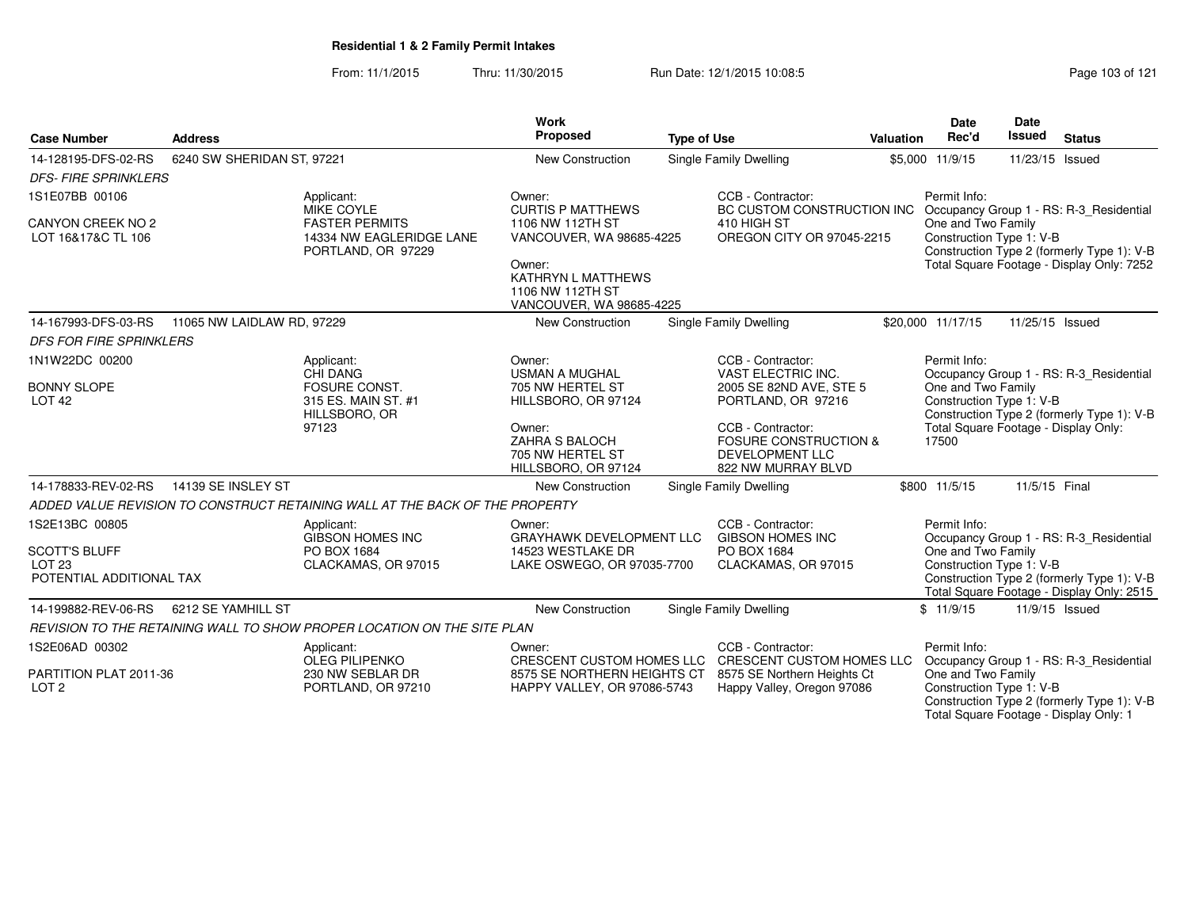## Residential 1 & 2 Family Permit Intakes

From: 11/1/2015 Thru: 11/30/2015 Run Date: 12/1/2015 10:08:5

| Case Number | Address | Work Proposed | Type of Use | Valuation | Date Rec'd | Date Issued | Status |
|---|---|---|---|---|---|---|---|
| 14-128195-DFS-02-RS | 6240 SW SHERIDAN ST, 97221 | New Construction | Single Family Dwelling | $5,000 | 11/9/15 | 11/23/15 | Issued |
| 14-167993-DFS-03-RS | 11065 NW LAIDLAW RD, 97229 | New Construction | Single Family Dwelling | $20,000 | 11/17/15 | 11/25/15 | Issued |
| 14-178833-REV-02-RS | 14139 SE INSLEY ST | New Construction | Single Family Dwelling | $800 | 11/5/15 | 11/5/15 | Final |
| 14-199882-REV-06-RS | 6212 SE YAMHILL ST | New Construction | Single Family Dwelling | $ | 11/9/15 | 11/9/15 | Issued |

**14-128195-DFS-02-RS** — *DFS- FIRE SPRINKLERS*

1S1E07BB 00106
CANYON CREEK NO 2
LOT 16&17&C TL 106

Applicant: MIKE COYLE, FASTER PERMITS, 14334 NW EAGLERIDGE LANE, PORTLAND, OR 97229

Owner: CURTIS P MATTHEWS, 1106 NW 112TH ST, VANCOUVER, WA 98685-4225

Owner: KATHRYN L MATTHEWS, 1106 NW 112TH ST, VANCOUVER, WA 98685-4225

CCB - Contractor: BC CUSTOM CONSTRUCTION INC, 410 HIGH ST, OREGON CITY OR 97045-2215

Permit Info: Occupancy Group 1 - RS: R-3_Residential One and Two Family; Construction Type 1: V-B; Construction Type 2 (formerly Type 1): V-B; Total Square Footage - Display Only: 7252

**14-167993-DFS-03-RS** — *DFS FOR FIRE SPRINKLERS*

1N1W22DC 00200
BONNY SLOPE
LOT 42

Applicant: CHI DANG, FOSURE CONST., 315 ES. MAIN ST. #1, HILLSBORO, OR 97123

Owner: USMAN A MUGHAL, 705 NW HERTEL ST, HILLSBORO, OR 97124

Owner: ZAHRA S BALOCH, 705 NW HERTEL ST, HILLSBORO, OR 97124

CCB - Contractor: VAST ELECTRIC INC., 2005 SE 82ND AVE, STE 5, PORTLAND, OR 97216

CCB - Contractor: FOSURE CONSTRUCTION & DEVELOPMENT LLC, 822 NW MURRAY BLVD

Permit Info: Occupancy Group 1 - RS: R-3_Residential One and Two Family; Construction Type 1: V-B; Construction Type 2 (formerly Type 1): V-B; Total Square Footage - Display Only: 17500

**14-178833-REV-02-RS** — *ADDED VALUE REVISION TO CONSTRUCT RETAINING WALL AT THE BACK OF THE PROPERTY*

1S2E13BC 00805
SCOTT'S BLUFF
LOT 23
POTENTIAL ADDITIONAL TAX

Applicant: GIBSON HOMES INC, PO BOX 1684, CLACKAMAS, OR 97015

Owner: GRAYHAWK DEVELOPMENT LLC, 14523 WESTLAKE DR, LAKE OSWEGO, OR 97035-7700

CCB - Contractor: GIBSON HOMES INC, PO BOX 1684, CLACKAMAS, OR 97015

Permit Info: Occupancy Group 1 - RS: R-3_Residential One and Two Family; Construction Type 1: V-B; Construction Type 2 (formerly Type 1): V-B; Total Square Footage - Display Only: 2515

**14-199882-REV-06-RS** — *REVISION TO THE RETAINING WALL TO SHOW PROPER LOCATION ON THE SITE PLAN*

1S2E06AD 00302
PARTITION PLAT 2011-36
LOT 2

Applicant: OLEG PILIPENKO, 230 NW SEBLAR DR, PORTLAND, OR 97210

Owner: CRESCENT CUSTOM HOMES LLC, 8575 SE NORTHERN HEIGHTS CT, HAPPY VALLEY, OR 97086-5743

CCB - Contractor: CRESCENT CUSTOM HOMES LLC, 8575 SE Northern Heights Ct, Happy Valley, Oregon 97086

Permit Info: Occupancy Group 1 - RS: R-3_Residential One and Two Family; Construction Type 1: V-B; Construction Type 2 (formerly Type 1): V-B; Total Square Footage - Display Only: 1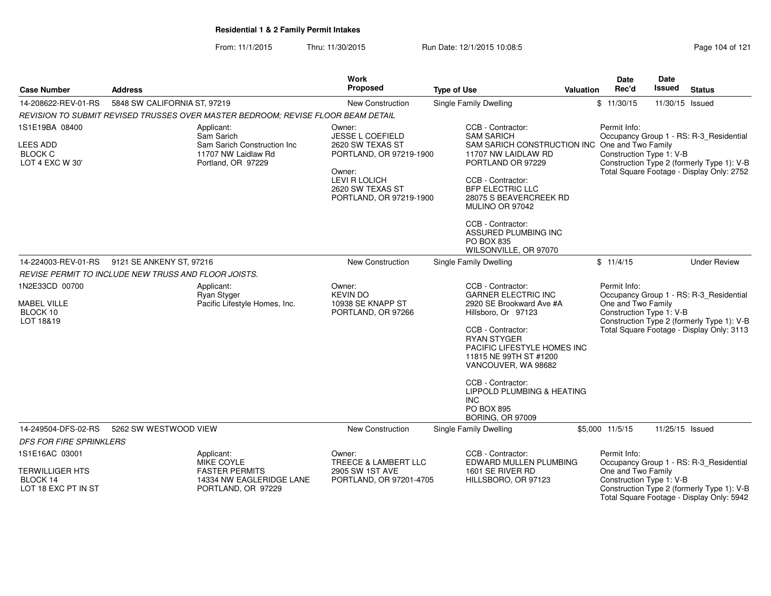**Residential 1 & 2 Family Permit Intakes**

From: 11/1/2015 Thru: 11/30/2015 Run Date: 12/1/2015 10:08:5

| Case Number | Address | Work Proposed | Type of Use | Valuation | Date Rec'd | Date Issued | Status |
|---|---|---|---|---|---|---|---|
| 14-208622-REV-01-RS | 5848 SW CALIFORNIA ST, 97219 | New Construction | Single Family Dwelling | $ | 11/30/15 | 11/30/15 | Issued |

*REVISION TO SUBMIT REVISED TRUSSES OVER MASTER BEDROOM; REVISE FLOOR BEAM DETAIL*

1S1E19BA 08400
LEES ADD
BLOCK C
LOT 4 EXC W 30'

Applicant:
Sam Sarich
Sam Sarich Construction Inc
11707 NW Laidlaw Rd
Portland, OR 97229

Owner:
JESSE L COEFIELD
2620 SW TEXAS ST
PORTLAND, OR 97219-1900

Owner:
LEVI R LOLICH
2620 SW TEXAS ST
PORTLAND, OR 97219-1900

CCB - Contractor:
SAM SARICH
SAM SARICH CONSTRUCTION INC
11707 NW LAIDLAW RD
PORTLAND OR 97229

CCB - Contractor:
BFP ELECTRIC LLC
28075 S BEAVERCREEK RD
MULINO OR 97042

CCB - Contractor:
ASSURED PLUMBING INC
PO BOX 835
WILSONVILLE, OR 97070

Permit Info:
Occupancy Group 1 - RS: R-3_Residential One and Two Family
Construction Type 1: V-B
Construction Type 2 (formerly Type 1): V-B
Total Square Footage - Display Only: 2752

| Case Number | Address | Work Proposed | Type of Use | Valuation | Date Rec'd | Date Issued | Status |
|---|---|---|---|---|---|---|---|
| 14-224003-REV-01-RS | 9121 SE ANKENY ST, 97216 | New Construction | Single Family Dwelling | $ | 11/4/15 | | Under Review |

*REVISE PERMIT TO INCLUDE NEW TRUSS AND FLOOR JOISTS.*

1N2E33CD 00700
MABEL VILLE
BLOCK 10
LOT 18&19

Applicant:
Ryan Styger
Pacific Lifestyle Homes, Inc.

Owner:
KEVIN DO
10938 SE KNAPP ST
PORTLAND, OR 97266

CCB - Contractor:
GARNER ELECTRIC INC
2920 SE Brookward Ave #A
Hillsboro, Or 97123

CCB - Contractor:
RYAN STYGER
PACIFIC LIFESTYLE HOMES INC
11815 NE 99TH ST #1200
VANCOUVER, WA 98682

CCB - Contractor:
LIPPOLD PLUMBING & HEATING INC
PO BOX 895
BORING, OR 97009

Permit Info:
Occupancy Group 1 - RS: R-3_Residential One and Two Family
Construction Type 1: V-B
Construction Type 2 (formerly Type 1): V-B
Total Square Footage - Display Only: 3113

| Case Number | Address | Work Proposed | Type of Use | Valuation | Date Rec'd | Date Issued | Status |
|---|---|---|---|---|---|---|---|
| 14-249504-DFS-02-RS | 5262 SW WESTWOOD VIEW | New Construction | Single Family Dwelling | $5,000 | 11/5/15 | 11/25/15 | Issued |

*DFS FOR FIRE SPRINKLERS*

1S1E16AC 03001
TERWILLIGER HTS
BLOCK 14
LOT 18 EXC PT IN ST

Applicant:
MIKE COYLE
FASTER PERMITS
14334 NW EAGLERIDGE LANE
PORTLAND, OR 97229

Owner:
TREECE & LAMBERT LLC
2905 SW 1ST AVE
PORTLAND, OR 97201-4705

CCB - Contractor:
EDWARD MULLEN PLUMBING
1601 SE RIVER RD
HILLSBORO, OR 97123

Permit Info:
Occupancy Group 1 - RS: R-3_Residential One and Two Family
Construction Type 1: V-B
Construction Type 2 (formerly Type 1): V-B
Total Square Footage - Display Only: 5942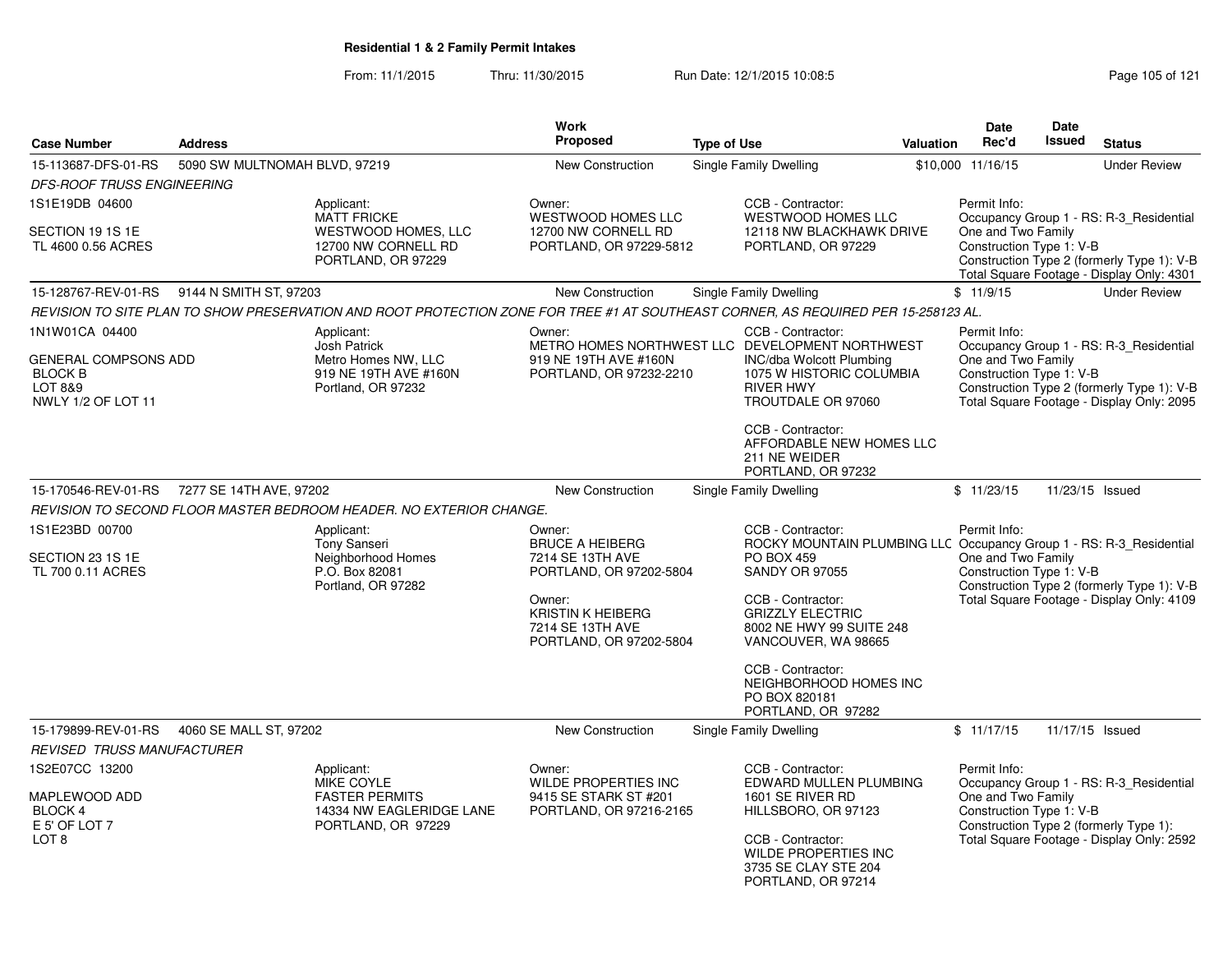**Residential 1 & 2 Family Permit Intakes**

From: 11/1/2015 Thru: 11/30/2015 Run Date: 12/1/2015 10:08:5

| Case Number | Address | Work Proposed | Type of Use | Valuation | Date Rec'd | Date Issued | Status |
|---|---|---|---|---|---|---|---|
| 15-113687-DFS-01-RS | 5090 SW MULTNOMAH BLVD, 97219 | New Construction | Single Family Dwelling | $10,000 | 11/16/15 | | Under Review |

*DFS-ROOF TRUSS ENGINEERING*

1S1E19DB 04600

SECTION 19 1S 1E
TL 4600 0.56 ACRES

Applicant:
MATT FRICKE
WESTWOOD HOMES, LLC
12700 NW CORNELL RD
PORTLAND, OR 97229

Owner:
WESTWOOD HOMES LLC
12700 NW CORNELL RD
PORTLAND, OR 97229-5812

CCB - Contractor:
WESTWOOD HOMES LLC
12118 NW BLACKHAWK DRIVE
PORTLAND, OR 97229

Permit Info:
Occupancy Group 1 - RS: R-3_Residential One and Two Family
Construction Type 1: V-B
Construction Type 2 (formerly Type 1): V-B
Total Square Footage - Display Only: 4301

| Case Number | Address | Work Proposed | Type of Use | Valuation | Date Rec'd | Date Issued | Status |
|---|---|---|---|---|---|---|---|
| 15-128767-REV-01-RS | 9144 N SMITH ST, 97203 | New Construction | Single Family Dwelling | $ | 11/9/15 | | Under Review |

*REVISION TO SITE PLAN TO SHOW PRESERVATION AND ROOT PROTECTION ZONE FOR TREE #1 AT SOUTHEAST CORNER, AS REQUIRED PER 15-258123 AL.*

1N1W01CA 04400

GENERAL COMPSONS ADD
BLOCK B
LOT 8&9
NWLY 1/2 OF LOT 11

Applicant:
Josh Patrick
Metro Homes NW, LLC
919 NE 19TH AVE #160N
Portland, OR 97232

Owner:
METRO HOMES NORTHWEST LLC
919 NE 19TH AVE #160N
PORTLAND, OR 97232-2210

CCB - Contractor:
DEVELOPMENT NORTHWEST INC/dba Wolcott Plumbing
1075 W HISTORIC COLUMBIA RIVER HWY
TROUTDALE OR 97060

CCB - Contractor:
AFFORDABLE NEW HOMES LLC
211 NE WEIDER
PORTLAND, OR 97232

Permit Info:
Occupancy Group 1 - RS: R-3_Residential One and Two Family
Construction Type 1: V-B
Construction Type 2 (formerly Type 1): V-B
Total Square Footage - Display Only: 2095

| Case Number | Address | Work Proposed | Type of Use | Valuation | Date Rec'd | Date Issued | Status |
|---|---|---|---|---|---|---|---|
| 15-170546-REV-01-RS | 7277 SE 14TH AVE, 97202 | New Construction | Single Family Dwelling | $ | 11/23/15 | 11/23/15 | Issued |

*REVISION TO SECOND FLOOR MASTER BEDROOM HEADER. NO EXTERIOR CHANGE.*

1S1E23BD 00700

SECTION 23 1S 1E
TL 700 0.11 ACRES

Applicant:
Tony Sanseri
Neighborhood Homes
P.O. Box 82081
Portland, OR 97282

Owner:
BRUCE A HEIBERG
7214 SE 13TH AVE
PORTLAND, OR 97202-5804

Owner:
KRISTIN K HEIBERG
7214 SE 13TH AVE
PORTLAND, OR 97202-5804

CCB - Contractor:
ROCKY MOUNTAIN PLUMBING LLC
PO BOX 459
SANDY OR 97055

CCB - Contractor:
GRIZZLY ELECTRIC
8002 NE HWY 99 SUITE 248
VANCOUVER, WA 98665

CCB - Contractor:
NEIGHBORHOOD HOMES INC
PO BOX 820181
PORTLAND, OR 97282

Permit Info:
Occupancy Group 1 - RS: R-3_Residential One and Two Family
Construction Type 1: V-B
Construction Type 2 (formerly Type 1): V-B
Total Square Footage - Display Only: 4109

| Case Number | Address | Work Proposed | Type of Use | Valuation | Date Rec'd | Date Issued | Status |
|---|---|---|---|---|---|---|---|
| 15-179899-REV-01-RS | 4060 SE MALL ST, 97202 | New Construction | Single Family Dwelling | $ | 11/17/15 | 11/17/15 | Issued |

*REVISED TRUSS MANUFACTURER*

1S2E07CC 13200

MAPLEWOOD ADD
BLOCK 4
E 5' OF LOT 7
LOT 8

Applicant:
MIKE COYLE
FASTER PERMITS
14334 NW EAGLERIDGE LANE
PORTLAND, OR 97229

Owner:
WILDE PROPERTIES INC
9415 SE STARK ST #201
PORTLAND, OR 97216-2165

CCB - Contractor:
EDWARD MULLEN PLUMBING
1601 SE RIVER RD
HILLSBORO, OR 97123

CCB - Contractor:
WILDE PROPERTIES INC
3735 SE CLAY STE 204
PORTLAND, OR 97214

Permit Info:
Occupancy Group 1 - RS: R-3_Residential One and Two Family
Construction Type 1: V-B
Construction Type 2 (formerly Type 1):
Total Square Footage - Display Only: 2592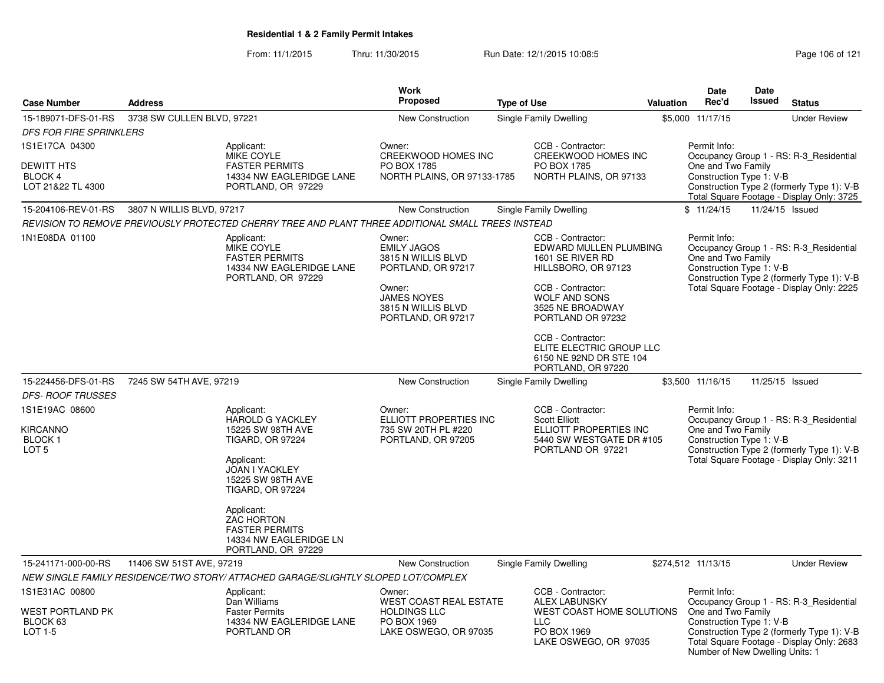**Residential 1 & 2 Family Permit Intakes**

From: 11/1/2015 Thru: 11/30/2015 Run Date: 12/1/2015 10:08:5

| Case Number | Address | Work Proposed | Type of Use | Valuation | Date Rec'd | Date Issued | Status |
|---|---|---|---|---|---|---|---|
| 15-189071-DFS-01-RS | 3738 SW CULLEN BLVD, 97221 | New Construction | Single Family Dwelling | $5,000 | 11/17/15 | | Under Review |

*DFS FOR FIRE SPRINKLERS*

1S1E17CA 04300
DEWITT HTS
BLOCK 4
LOT 21&22 TL 4300

Applicant: MIKE COYLE, FASTER PERMITS, 14334 NW EAGLERIDGE LANE, PORTLAND, OR 97229

Owner: CREEKWOOD HOMES INC, PO BOX 1785, NORTH PLAINS, OR 97133-1785

CCB - Contractor: CREEKWOOD HOMES INC, PO BOX 1785, NORTH PLAINS, OR 97133

Permit Info:
Occupancy Group 1 - RS: R-3_Residential One and Two Family
Construction Type 1: V-B
Construction Type 2 (formerly Type 1): V-B
Total Square Footage - Display Only: 3725

| Case Number | Address | Work Proposed | Type of Use | Valuation | Date Rec'd | Date Issued | Status |
|---|---|---|---|---|---|---|---|
| 15-204106-REV-01-RS | 3807 N WILLIS BLVD, 97217 | New Construction | Single Family Dwelling | $ | 11/24/15 | 11/24/15 | Issued |

*REVISION TO REMOVE PREVIOUSLY PROTECTED CHERRY TREE AND PLANT THREE ADDITIONAL SMALL TREES INSTEAD*

1N1E08DA 01100

Applicant: MIKE COYLE, FASTER PERMITS, 14334 NW EAGLERIDGE LANE, PORTLAND, OR 97229

Owner: EMILY JAGOS, 3815 N WILLIS BLVD, PORTLAND, OR 97217

Owner: JAMES NOYES, 3815 N WILLIS BLVD, PORTLAND, OR 97217

CCB - Contractor: EDWARD MULLEN PLUMBING, 1601 SE RIVER RD, HILLSBORO, OR 97123

CCB - Contractor: WOLF AND SONS, 3525 NE BROADWAY, PORTLAND OR 97232

CCB - Contractor: ELITE ELECTRIC GROUP LLC, 6150 NE 92ND DR STE 104, PORTLAND, OR 97220

Permit Info:
Occupancy Group 1 - RS: R-3_Residential One and Two Family
Construction Type 1: V-B
Construction Type 2 (formerly Type 1): V-B
Total Square Footage - Display Only: 2225

| Case Number | Address | Work Proposed | Type of Use | Valuation | Date Rec'd | Date Issued | Status |
|---|---|---|---|---|---|---|---|
| 15-224456-DFS-01-RS | 7245 SW 54TH AVE, 97219 | New Construction | Single Family Dwelling | $3,500 | 11/16/15 | 11/25/15 | Issued |

*DFS- ROOF TRUSSES*

1S1E19AC 08600
KIRCANNO
BLOCK 1
LOT 5

Applicant: HAROLD G YACKLEY, 15225 SW 98TH AVE, TIGARD, OR 97224

Applicant: JOAN I YACKLEY, 15225 SW 98TH AVE, TIGARD, OR 97224

Applicant: ZAC HORTON, FASTER PERMITS, 14334 NW EAGLERIDGE LN, PORTLAND, OR 97229

Owner: ELLIOTT PROPERTIES INC, 735 SW 20TH PL #220, PORTLAND, OR 97205

CCB - Contractor: Scott Elliott, ELLIOTT PROPERTIES INC, 5440 SW WESTGATE DR #105, PORTLAND OR 97221

Permit Info:
Occupancy Group 1 - RS: R-3_Residential One and Two Family
Construction Type 1: V-B
Construction Type 2 (formerly Type 1): V-B
Total Square Footage - Display Only: 3211

| Case Number | Address | Work Proposed | Type of Use | Valuation | Date Rec'd | Date Issued | Status |
|---|---|---|---|---|---|---|---|
| 15-241171-000-00-RS | 11406 SW 51ST AVE, 97219 | New Construction | Single Family Dwelling | $274,512 | 11/13/15 | | Under Review |

*NEW SINGLE FAMILY RESIDENCE/TWO STORY/ ATTACHED GARAGE/SLIGHTLY SLOPED LOT/COMPLEX*

1S1E31AC 00800
WEST PORTLAND PK
BLOCK 63
LOT 1-5

Applicant: Dan Williams, Faster Permits, 14334 NW EAGLERIDGE LANE, PORTLAND OR

Owner: WEST COAST REAL ESTATE HOLDINGS LLC, PO BOX 1969, LAKE OSWEGO, OR 97035

CCB - Contractor: ALEX LABUNSKY, WEST COAST HOME SOLUTIONS LLC, PO BOX 1969, LAKE OSWEGO, OR 97035

Permit Info:
Occupancy Group 1 - RS: R-3_Residential One and Two Family
Construction Type 1: V-B
Construction Type 2 (formerly Type 1): V-B
Total Square Footage - Display Only: 2683
Number of New Dwelling Units: 1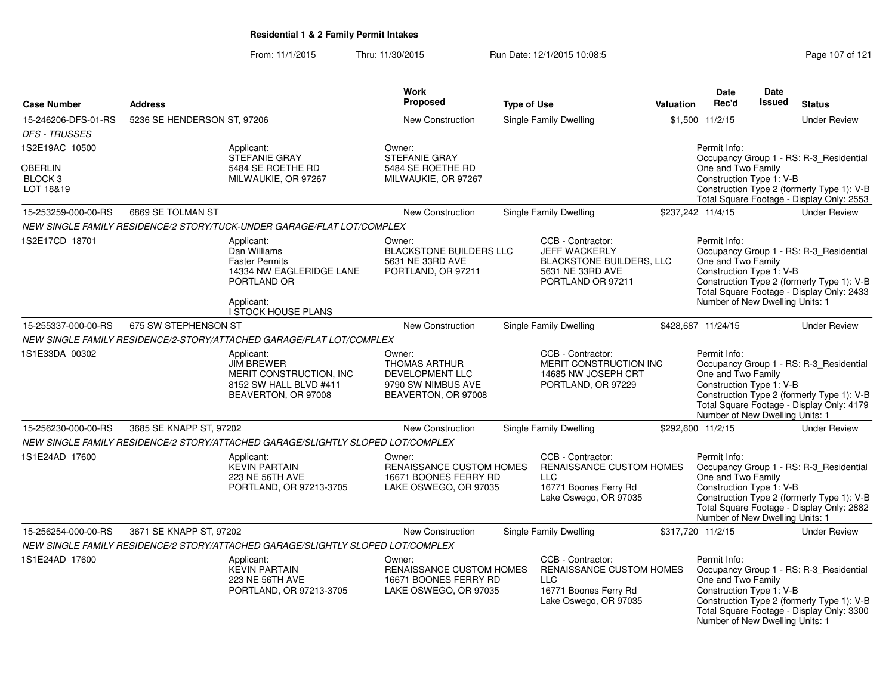**Residential 1 & 2 Family Permit Intakes**

From: 11/1/2015 Thru: 11/30/2015 Run Date: 12/1/2015 10:08:5

| Case Number | Address | Work Proposed | Type of Use | Valuation | Date Rec'd | Date Issued | Status |
|---|---|---|---|---|---|---|---|
| 15-246206-DFS-01-RS | 5236 SE HENDERSON ST, 97206 | New Construction | Single Family Dwelling | $1,500 | 11/2/15 | | Under Review |
| *DFS - TRUSSES* | | | | | | | |
| 1S2E19AC 10500<br>OBERLIN<br>BLOCK 3<br>LOT 18&19 | Applicant:<br>STEFANIE GRAY<br>5484 SE ROETHE RD<br>MILWAUKIE, OR 97267 | Owner:<br>STEFANIE GRAY<br>5484 SE ROETHE RD<br>MILWAUKIE, OR 97267 | | | Permit Info:<br>Occupancy Group 1 - RS: R-3_Residential One and Two Family<br>Construction Type 1: V-B<br>Construction Type 2 (formerly Type 1): V-B<br>Total Square Footage - Display Only: 2553 | | |
| 15-253259-000-00-RS | 6869 SE TOLMAN ST | New Construction | Single Family Dwelling | $237,242 | 11/4/15 | | Under Review |
| *NEW SINGLE FAMILY RESIDENCE/2 STORY/TUCK-UNDER GARAGE/FLAT LOT/COMPLEX* | | | | | | | |
| 1S2E17CD 18701 | Applicant:<br>Dan Williams<br>Faster Permits<br>14334 NW EAGLERIDGE LANE<br>PORTLAND OR<br><br>Applicant:<br>I STOCK HOUSE PLANS | Owner:<br>BLACKSTONE BUILDERS LLC<br>5631 NE 33RD AVE<br>PORTLAND, OR 97211 | CCB - Contractor:<br>JEFF WACKERLY<br>BLACKSTONE BUILDERS, LLC<br>5631 NE 33RD AVE<br>PORTLAND OR 97211 | | Permit Info:<br>Occupancy Group 1 - RS: R-3_Residential One and Two Family<br>Construction Type 1: V-B<br>Construction Type 2 (formerly Type 1): V-B<br>Total Square Footage - Display Only: 2433<br>Number of New Dwelling Units: 1 | | |
| 15-255337-000-00-RS | 675 SW STEPHENSON ST | New Construction | Single Family Dwelling | $428,687 | 11/24/15 | | Under Review |
| *NEW SINGLE FAMILY RESIDENCE/2-STORY/ATTACHED GARAGE/FLAT LOT/COMPLEX* | | | | | | | |
| 1S1E33DA 00302 | Applicant:<br>JIM BREWER<br>MERIT CONSTRUCTION, INC<br>8152 SW HALL BLVD #411<br>BEAVERTON, OR 97008 | Owner:<br>THOMAS ARTHUR DEVELOPMENT LLC<br>9790 SW NIMBUS AVE<br>BEAVERTON, OR 97008 | CCB - Contractor:<br>MERIT CONSTRUCTION INC<br>14685 NW JOSEPH CRT<br>PORTLAND, OR 97229 | | Permit Info:<br>Occupancy Group 1 - RS: R-3_Residential One and Two Family<br>Construction Type 1: V-B<br>Construction Type 2 (formerly Type 1): V-B<br>Total Square Footage - Display Only: 4179<br>Number of New Dwelling Units: 1 | | |
| 15-256230-000-00-RS | 3685 SE KNAPP ST, 97202 | New Construction | Single Family Dwelling | $292,600 | 11/2/15 | | Under Review |
| *NEW SINGLE FAMILY RESIDENCE/2 STORY/ATTACHED GARAGE/SLIGHTLY SLOPED LOT/COMPLEX* | | | | | | | |
| 1S1E24AD 17600 | Applicant:<br>KEVIN PARTAIN<br>223 NE 56TH AVE<br>PORTLAND, OR 97213-3705 | Owner:<br>RENAISSANCE CUSTOM HOMES<br>16671 BOONES FERRY RD<br>LAKE OSWEGO, OR 97035 | CCB - Contractor:<br>RENAISSANCE CUSTOM HOMES LLC<br>16771 Boones Ferry Rd<br>Lake Oswego, OR 97035 | | Permit Info:<br>Occupancy Group 1 - RS: R-3_Residential One and Two Family<br>Construction Type 1: V-B<br>Construction Type 2 (formerly Type 1): V-B<br>Total Square Footage - Display Only: 2882<br>Number of New Dwelling Units: 1 | | |
| 15-256254-000-00-RS | 3671 SE KNAPP ST, 97202 | New Construction | Single Family Dwelling | $317,720 | 11/2/15 | | Under Review |
| *NEW SINGLE FAMILY RESIDENCE/2 STORY/ATTACHED GARAGE/SLIGHTLY SLOPED LOT/COMPLEX* | | | | | | | |
| 1S1E24AD 17600 | Applicant:<br>KEVIN PARTAIN<br>223 NE 56TH AVE<br>PORTLAND, OR 97213-3705 | Owner:<br>RENAISSANCE CUSTOM HOMES<br>16671 BOONES FERRY RD<br>LAKE OSWEGO, OR 97035 | CCB - Contractor:<br>RENAISSANCE CUSTOM HOMES LLC<br>16771 Boones Ferry Rd<br>Lake Oswego, OR 97035 | | Permit Info:<br>Occupancy Group 1 - RS: R-3_Residential One and Two Family<br>Construction Type 1: V-B<br>Construction Type 2 (formerly Type 1): V-B<br>Total Square Footage - Display Only: 3300<br>Number of New Dwelling Units: 1 | | |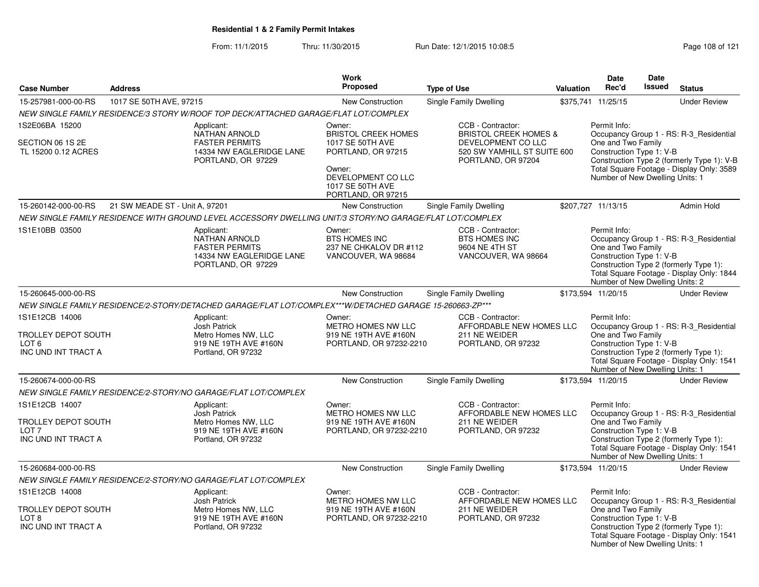**Residential 1 & 2 Family Permit Intakes**

From: 11/1/2015 Thru: 11/30/2015 Run Date: 12/1/2015 10:08:5

| Case Number | Address | Work Proposed | Type of Use | Valuation | Date Rec'd | Date Issued | Status |
|---|---|---|---|---|---|---|---|
| 15-257981-000-00-RS | 1017 SE 50TH AVE, 97215 | New Construction | Single Family Dwelling | $375,741 | 11/25/15 | | Under Review |

*NEW SINGLE FAMILY RESIDENCE/3 STORY W/ROOF TOP DECK/ATTACHED GARAGE/FLAT LOT/COMPLEX*

1S2E06BA 15200

SECTION 06 1S 2E
TL 15200 0.12 ACRES

Applicant:
NATHAN ARNOLD
FASTER PERMITS
14334 NW EAGLERIDGE LANE
PORTLAND, OR 97229

Owner:
BRISTOL CREEK HOMES
1017 SE 50TH AVE
PORTLAND, OR 97215

Owner:
DEVELOPMENT CO LLC
1017 SE 50TH AVE
PORTLAND, OR 97215

CCB - Contractor:
BRISTOL CREEK HOMES &
DEVELOPMENT CO LLC
520 SW YAMHILL ST SUITE 600
PORTLAND, OR 97204

Permit Info:
Occupancy Group 1 - RS: R-3_Residential One and Two Family
Construction Type 1: V-B
Construction Type 2 (formerly Type 1): V-B
Total Square Footage - Display Only: 3589
Number of New Dwelling Units: 1

| Case Number | Address | Work Proposed | Type of Use | Valuation | Date Rec'd | Date Issued | Status |
|---|---|---|---|---|---|---|---|
| 15-260142-000-00-RS | 21 SW MEADE ST - Unit A, 97201 | New Construction | Single Family Dwelling | $207,727 | 11/13/15 | | Admin Hold |

*NEW SINGLE FAMILY RESIDENCE WITH GROUND LEVEL ACCESSORY DWELLING UNIT/3 STORY/NO GARAGE/FLAT LOT/COMPLEX*

1S1E10BB 03500

Applicant:
NATHAN ARNOLD
FASTER PERMITS
14334 NW EAGLERIDGE LANE
PORTLAND, OR 97229

Owner:
BTS HOMES INC
237 NE CHKALOV DR #112
VANCOUVER, WA 98684

CCB - Contractor:
BTS HOMES INC
9604 NE 4TH ST
VANCOUVER, WA 98664

Permit Info:
Occupancy Group 1 - RS: R-3_Residential One and Two Family
Construction Type 1: V-B
Construction Type 2 (formerly Type 1):
Total Square Footage - Display Only: 1844
Number of New Dwelling Units: 2

| Case Number | Address | Work Proposed | Type of Use | Valuation | Date Rec'd | Date Issued | Status |
|---|---|---|---|---|---|---|---|
| 15-260645-000-00-RS | | New Construction | Single Family Dwelling | $173,594 | 11/20/15 | | Under Review |

*NEW SINGLE FAMILY RESIDENCE/2-STORY/DETACHED GARAGE/FLAT LOT/COMPLEX***W/DETACHED GARAGE 15-260663-ZP****

1S1E12CB 14006

TROLLEY DEPOT SOUTH
LOT 6
INC UND INT TRACT A

Applicant:
Josh Patrick
Metro Homes NW, LLC
919 NE 19TH AVE #160N
Portland, OR 97232

Owner:
METRO HOMES NW LLC
919 NE 19TH AVE #160N
PORTLAND, OR 97232-2210

CCB - Contractor:
AFFORDABLE NEW HOMES LLC
211 NE WEIDER
PORTLAND, OR 97232

Permit Info:
Occupancy Group 1 - RS: R-3_Residential One and Two Family
Construction Type 1: V-B
Construction Type 2 (formerly Type 1):
Total Square Footage - Display Only: 1541
Number of New Dwelling Units: 1

| Case Number | Address | Work Proposed | Type of Use | Valuation | Date Rec'd | Date Issued | Status |
|---|---|---|---|---|---|---|---|
| 15-260674-000-00-RS | | New Construction | Single Family Dwelling | $173,594 | 11/20/15 | | Under Review |

*NEW SINGLE FAMILY RESIDENCE/2-STORY/NO GARAGE/FLAT LOT/COMPLEX*

1S1E12CB 14007

TROLLEY DEPOT SOUTH
LOT 7
INC UND INT TRACT A

Applicant:
Josh Patrick
Metro Homes NW, LLC
919 NE 19TH AVE #160N
Portland, OR 97232

Owner:
METRO HOMES NW LLC
919 NE 19TH AVE #160N
PORTLAND, OR 97232-2210

CCB - Contractor:
AFFORDABLE NEW HOMES LLC
211 NE WEIDER
PORTLAND, OR 97232

Permit Info:
Occupancy Group 1 - RS: R-3_Residential One and Two Family
Construction Type 1: V-B
Construction Type 2 (formerly Type 1):
Total Square Footage - Display Only: 1541
Number of New Dwelling Units: 1

| Case Number | Address | Work Proposed | Type of Use | Valuation | Date Rec'd | Date Issued | Status |
|---|---|---|---|---|---|---|---|
| 15-260684-000-00-RS | | New Construction | Single Family Dwelling | $173,594 | 11/20/15 | | Under Review |

*NEW SINGLE FAMILY RESIDENCE/2-STORY/NO GARAGE/FLAT LOT/COMPLEX*

1S1E12CB 14008

TROLLEY DEPOT SOUTH
LOT 8
INC UND INT TRACT A

Applicant:
Josh Patrick
Metro Homes NW, LLC
919 NE 19TH AVE #160N
Portland, OR 97232

Owner:
METRO HOMES NW LLC
919 NE 19TH AVE #160N
PORTLAND, OR 97232-2210

CCB - Contractor:
AFFORDABLE NEW HOMES LLC
211 NE WEIDER
PORTLAND, OR 97232

Permit Info:
Occupancy Group 1 - RS: R-3_Residential One and Two Family
Construction Type 1: V-B
Construction Type 2 (formerly Type 1):
Total Square Footage - Display Only: 1541
Number of New Dwelling Units: 1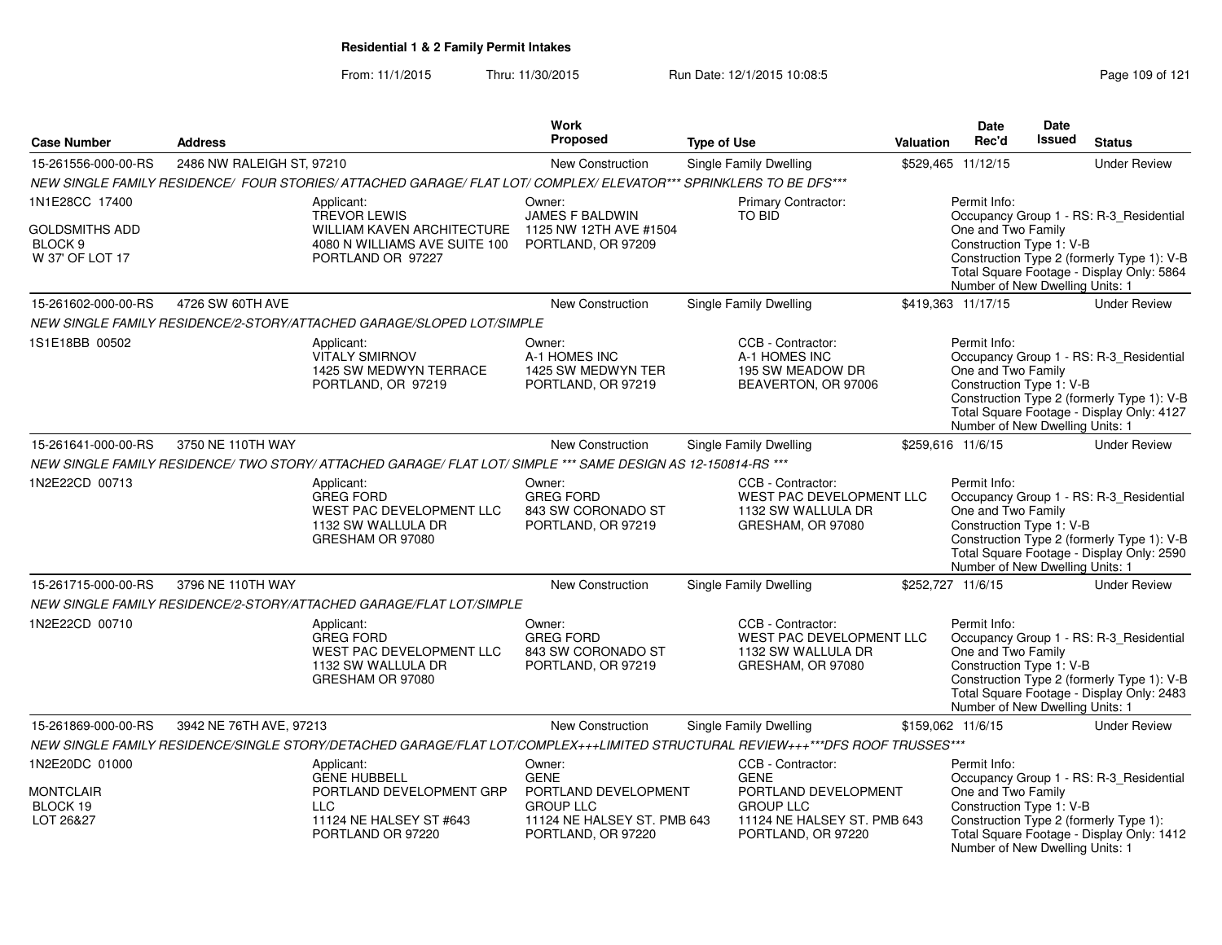# Residential 1 & 2 Family Permit Intakes

From: 11/1/2015 Thru: 11/30/2015 Run Date: 12/1/2015 10:08:5

| Case Number | Address | Work Proposed | Type of Use | Valuation | Date Rec'd | Date Issued | Status |
|---|---|---|---|---|---|---|---|
| 15-261556-000-00-RS | 2486 NW RALEIGH ST, 97210 | New Construction | Single Family Dwelling | $529,465 | 11/12/15 | | Under Review |

NEW SINGLE FAMILY RESIDENCE/ FOUR STORIES/ ATTACHED GARAGE/ FLAT LOT/ COMPLEX/ ELEVATOR*** SPRINKLERS TO BE DFS***

1N1E28CC 17400
GOLDSMITHS ADD
BLOCK 9
W 37' OF LOT 17

Applicant: TREVOR LEWIS, WILLIAM KAVEN ARCHITECTURE, 4080 N WILLIAMS AVE SUITE 100, PORTLAND OR 97227

Owner: JAMES F BALDWIN, 1125 NW 12TH AVE #1504, PORTLAND, OR 97209

Primary Contractor: TO BID

Permit Info:
Occupancy Group 1 - RS: R-3_Residential One and Two Family
Construction Type 1: V-B
Construction Type 2 (formerly Type 1): V-B
Total Square Footage - Display Only: 5864
Number of New Dwelling Units: 1

| Case Number | Address | Work Proposed | Type of Use | Valuation | Date Rec'd | Date Issued | Status |
|---|---|---|---|---|---|---|---|
| 15-261602-000-00-RS | 4726 SW 60TH AVE | New Construction | Single Family Dwelling | $419,363 | 11/17/15 | | Under Review |

NEW SINGLE FAMILY RESIDENCE/2-STORY/ATTACHED GARAGE/SLOPED LOT/SIMPLE

1S1E18BB 00502

Applicant: VITALY SMIRNOV, 1425 SW MEDWYN TERRACE, PORTLAND, OR 97219

Owner: A-1 HOMES INC, 1425 SW MEDWYN TER, PORTLAND, OR 97219

CCB - Contractor: A-1 HOMES INC, 195 SW MEADOW DR, BEAVERTON, OR 97006

Permit Info:
Occupancy Group 1 - RS: R-3_Residential One and Two Family
Construction Type 1: V-B
Construction Type 2 (formerly Type 1): V-B
Total Square Footage - Display Only: 4127
Number of New Dwelling Units: 1

| Case Number | Address | Work Proposed | Type of Use | Valuation | Date Rec'd | Date Issued | Status |
|---|---|---|---|---|---|---|---|
| 15-261641-000-00-RS | 3750 NE 110TH WAY | New Construction | Single Family Dwelling | $259,616 | 11/6/15 | | Under Review |

NEW SINGLE FAMILY RESIDENCE/ TWO STORY/ ATTACHED GARAGE/ FLAT LOT/ SIMPLE *** SAME DESIGN AS 12-150814-RS ***

1N2E22CD 00713

Applicant: GREG FORD, WEST PAC DEVELOPMENT LLC, 1132 SW WALLULA DR, GRESHAM OR 97080

Owner: GREG FORD, 843 SW CORONADO ST, PORTLAND, OR 97219

CCB - Contractor: WEST PAC DEVELOPMENT LLC, 1132 SW WALLULA DR, GRESHAM, OR 97080

Permit Info:
Occupancy Group 1 - RS: R-3_Residential One and Two Family
Construction Type 1: V-B
Construction Type 2 (formerly Type 1): V-B
Total Square Footage - Display Only: 2590
Number of New Dwelling Units: 1

| Case Number | Address | Work Proposed | Type of Use | Valuation | Date Rec'd | Date Issued | Status |
|---|---|---|---|---|---|---|---|
| 15-261715-000-00-RS | 3796 NE 110TH WAY | New Construction | Single Family Dwelling | $252,727 | 11/6/15 | | Under Review |

NEW SINGLE FAMILY RESIDENCE/2-STORY/ATTACHED GARAGE/FLAT LOT/SIMPLE

1N2E22CD 00710

Applicant: GREG FORD, WEST PAC DEVELOPMENT LLC, 1132 SW WALLULA DR, GRESHAM OR 97080

Owner: GREG FORD, 843 SW CORONADO ST, PORTLAND, OR 97219

CCB - Contractor: WEST PAC DEVELOPMENT LLC, 1132 SW WALLULA DR, GRESHAM, OR 97080

Permit Info:
Occupancy Group 1 - RS: R-3_Residential One and Two Family
Construction Type 1: V-B
Construction Type 2 (formerly Type 1): V-B
Total Square Footage - Display Only: 2483
Number of New Dwelling Units: 1

| Case Number | Address | Work Proposed | Type of Use | Valuation | Date Rec'd | Date Issued | Status |
|---|---|---|---|---|---|---|---|
| 15-261869-000-00-RS | 3942 NE 76TH AVE, 97213 | New Construction | Single Family Dwelling | $159,062 | 11/6/15 | | Under Review |

NEW SINGLE FAMILY RESIDENCE/SINGLE STORY/DETACHED GARAGE/FLAT LOT/COMPLEX+++LIMITED STRUCTURAL REVIEW+++***DFS ROOF TRUSSES***

1N2E20DC 01000
MONTCLAIR
BLOCK 19
LOT 26&27

Applicant: GENE HUBBELL, PORTLAND DEVELOPMENT GRP LLC, 11124 NE HALSEY ST #643, PORTLAND OR 97220

Owner: GENE, PORTLAND DEVELOPMENT GROUP LLC, 11124 NE HALSEY ST. PMB 643, PORTLAND, OR 97220

CCB - Contractor: GENE, PORTLAND DEVELOPMENT GROUP LLC, 11124 NE HALSEY ST. PMB 643, PORTLAND, OR 97220

Permit Info:
Occupancy Group 1 - RS: R-3_Residential One and Two Family
Construction Type 1: V-B
Construction Type 2 (formerly Type 1):
Total Square Footage - Display Only: 1412
Number of New Dwelling Units: 1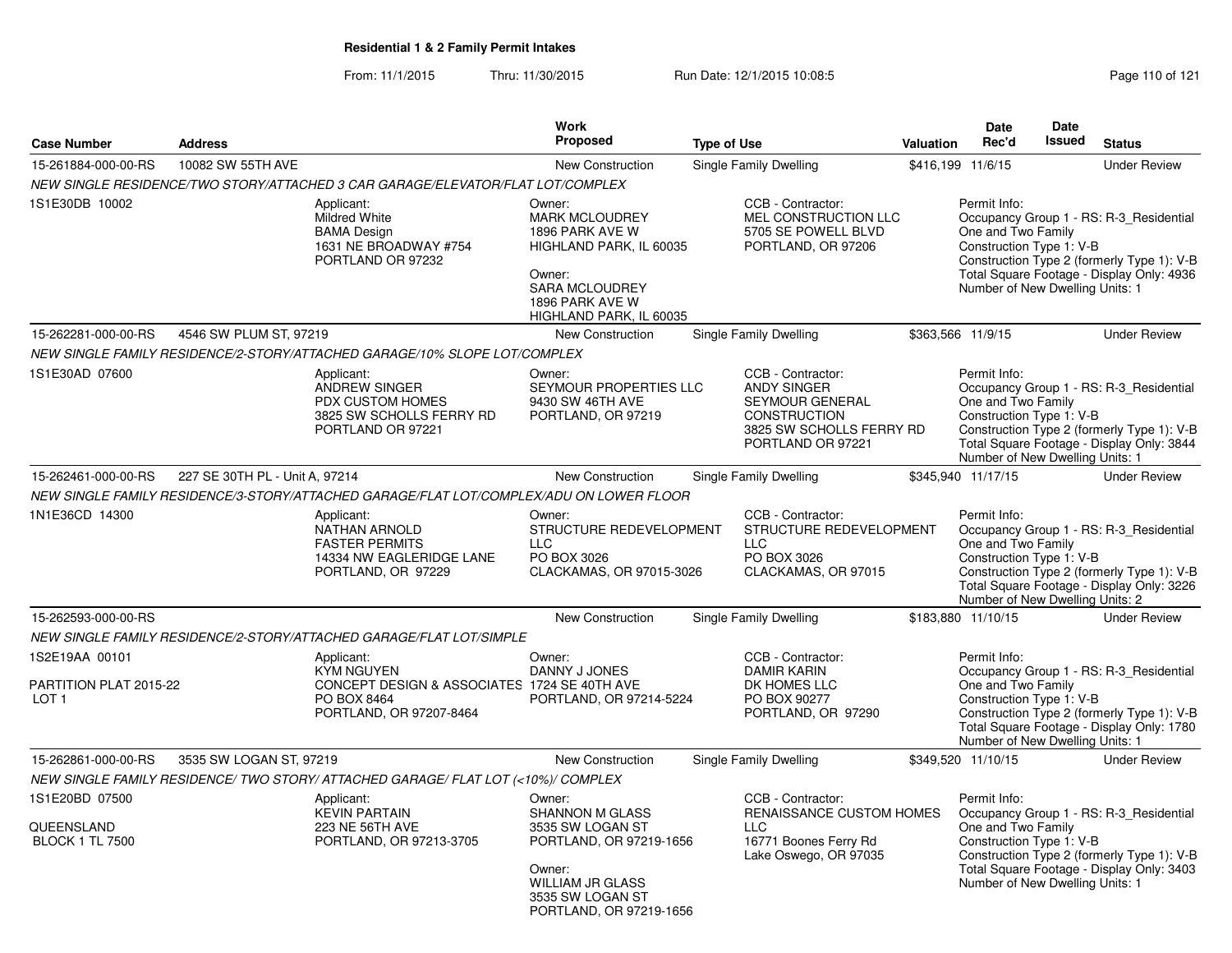## Residential 1 & 2 Family Permit Intakes

From: 11/1/2015 Thru: 11/30/2015 Run Date: 12/1/2015 10:08:5

| Case Number | Address | Work Proposed | Type of Use | Valuation | Date Rec'd | Date Issued | Status |
|---|---|---|---|---|---|---|---|
| 15-261884-000-00-RS | 10082 SW 55TH AVE | New Construction | Single Family Dwelling | $416,199 | 11/6/15 | | Under Review |

*NEW SINGLE RESIDENCE/TWO STORY/ATTACHED 3 CAR GARAGE/ELEVATOR/FLAT LOT/COMPLEX*

1S1E30DB 10002

Applicant:
Mildred White
BAMA Design
1631 NE BROADWAY #754
PORTLAND OR 97232

Owner:
MARK MCLOUDREY
1896 PARK AVE W
HIGHLAND PARK, IL 60035

Owner:
SARA MCLOUDREY
1896 PARK AVE W
HIGHLAND PARK, IL 60035

CCB - Contractor:
MEL CONSTRUCTION LLC
5705 SE POWELL BLVD
PORTLAND, OR 97206

Permit Info:
Occupancy Group 1 - RS: R-3_Residential One and Two Family
Construction Type 1: V-B
Construction Type 2 (formerly Type 1): V-B
Total Square Footage - Display Only: 4936
Number of New Dwelling Units: 1

---

| Case Number | Address | Work Proposed | Type of Use | Valuation | Date Rec'd | Date Issued | Status |
|---|---|---|---|---|---|---|---|
| 15-262281-000-00-RS | 4546 SW PLUM ST, 97219 | New Construction | Single Family Dwelling | $363,566 | 11/9/15 | | Under Review |

*NEW SINGLE FAMILY RESIDENCE/2-STORY/ATTACHED GARAGE/10% SLOPE LOT/COMPLEX*

1S1E30AD 07600

Applicant:
ANDREW SINGER
PDX CUSTOM HOMES
3825 SW SCHOLLS FERRY RD
PORTLAND OR 97221

Owner:
SEYMOUR PROPERTIES LLC
9430 SW 46TH AVE
PORTLAND, OR 97219

CCB - Contractor:
ANDY SINGER
SEYMOUR GENERAL CONSTRUCTION
3825 SW SCHOLLS FERRY RD
PORTLAND OR 97221

Permit Info:
Occupancy Group 1 - RS: R-3_Residential One and Two Family
Construction Type 1: V-B
Construction Type 2 (formerly Type 1): V-B
Total Square Footage - Display Only: 3844
Number of New Dwelling Units: 1

---

| Case Number | Address | Work Proposed | Type of Use | Valuation | Date Rec'd | Date Issued | Status |
|---|---|---|---|---|---|---|---|
| 15-262461-000-00-RS | 227 SE 30TH PL - Unit A, 97214 | New Construction | Single Family Dwelling | $345,940 | 11/17/15 | | Under Review |

*NEW SINGLE FAMILY RESIDENCE/3-STORY/ATTACHED GARAGE/FLAT LOT/COMPLEX/ADU ON LOWER FLOOR*

1N1E36CD 14300

Applicant:
NATHAN ARNOLD
FASTER PERMITS
14334 NW EAGLERIDGE LANE
PORTLAND, OR 97229

Owner:
STRUCTURE REDEVELOPMENT LLC
PO BOX 3026
CLACKAMAS, OR 97015-3026

CCB - Contractor:
STRUCTURE REDEVELOPMENT LLC
PO BOX 3026
CLACKAMAS, OR 97015

Permit Info:
Occupancy Group 1 - RS: R-3_Residential One and Two Family
Construction Type 1: V-B
Construction Type 2 (formerly Type 1): V-B
Total Square Footage - Display Only: 3226
Number of New Dwelling Units: 2

---

| Case Number | Address | Work Proposed | Type of Use | Valuation | Date Rec'd | Date Issued | Status |
|---|---|---|---|---|---|---|---|
| 15-262593-000-00-RS | | New Construction | Single Family Dwelling | $183,880 | 11/10/15 | | Under Review |

*NEW SINGLE FAMILY RESIDENCE/2-STORY/ATTACHED GARAGE/FLAT LOT/SIMPLE*

1S2E19AA 00101

PARTITION PLAT 2015-22
LOT 1

Applicant:
KYM NGUYEN
CONCEPT DESIGN & ASSOCIATES
PO BOX 8464
PORTLAND, OR 97207-8464

Owner:
DANNY J JONES
1724 SE 40TH AVE
PORTLAND, OR 97214-5224

CCB - Contractor:
DAMIR KARIN
DK HOMES LLC
PO BOX 90277
PORTLAND, OR 97290

Permit Info:
Occupancy Group 1 - RS: R-3_Residential One and Two Family
Construction Type 1: V-B
Construction Type 2 (formerly Type 1): V-B
Total Square Footage - Display Only: 1780
Number of New Dwelling Units: 1

---

| Case Number | Address | Work Proposed | Type of Use | Valuation | Date Rec'd | Date Issued | Status |
|---|---|---|---|---|---|---|---|
| 15-262861-000-00-RS | 3535 SW LOGAN ST, 97219 | New Construction | Single Family Dwelling | $349,520 | 11/10/15 | | Under Review |

*NEW SINGLE FAMILY RESIDENCE/ TWO STORY/ ATTACHED GARAGE/ FLAT LOT (<10%)/ COMPLEX*

1S1E20BD 07500

QUEENSLAND
BLOCK 1 TL 7500

Applicant:
KEVIN PARTAIN
223 NE 56TH AVE
PORTLAND, OR 97213-3705

Owner:
SHANNON M GLASS
3535 SW LOGAN ST
PORTLAND, OR 97219-1656

Owner:
WILLIAM JR GLASS
3535 SW LOGAN ST
PORTLAND, OR 97219-1656

CCB - Contractor:
RENAISSANCE CUSTOM HOMES LLC
16771 Boones Ferry Rd
Lake Oswego, OR 97035

Permit Info:
Occupancy Group 1 - RS: R-3_Residential One and Two Family
Construction Type 1: V-B
Construction Type 2 (formerly Type 1): V-B
Total Square Footage - Display Only: 3403
Number of New Dwelling Units: 1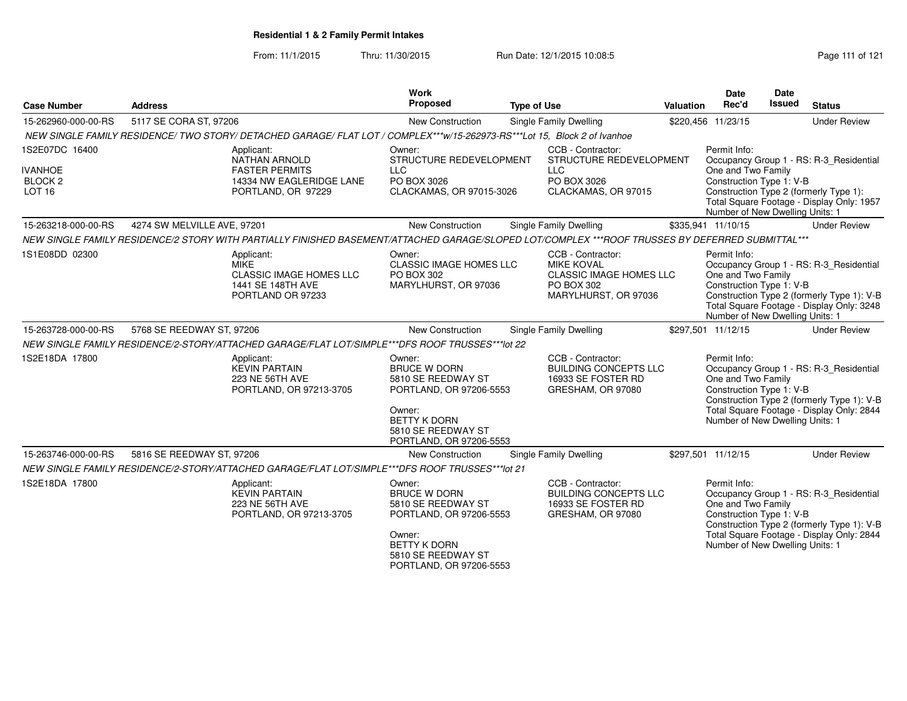**Residential 1 & 2 Family Permit Intakes**

From: 11/1/2015 Thru: 11/30/2015 Run Date: 12/1/2015 10:08:5

| Case Number | Address | Work Proposed | Type of Use | Valuation | Date Rec'd | Date Issued | Status |
|---|---|---|---|---|---|---|---|
| 15-262960-000-00-RS | 5117 SE CORA ST, 97206 | New Construction | Single Family Dwelling | $220,456 | 11/23/15 | | Under Review |

NEW SINGLE FAMILY RESIDENCE/ TWO STORY/ DETACHED GARAGE/ FLAT LOT / COMPLEX***w/15-262973-RS***Lot 15, Block 2 of Ivanhoe

1S2E07DC 16400
IVANHOE
BLOCK 2
LOT 16

Applicant:
NATHAN ARNOLD
FASTER PERMITS
14334 NW EAGLERIDGE LANE
PORTLAND, OR 97229

Owner:
STRUCTURE REDEVELOPMENT LLC
PO BOX 3026
CLACKAMAS, OR 97015-3026

CCB - Contractor:
STRUCTURE REDEVELOPMENT LLC
PO BOX 3026
CLACKAMAS, OR 97015

Permit Info:
Occupancy Group 1 - RS: R-3_Residential One and Two Family
Construction Type 1: V-B
Construction Type 2 (formerly Type 1):
Total Square Footage - Display Only: 1957
Number of New Dwelling Units: 1

| Case Number | Address | Work Proposed | Type of Use | Valuation | Date Rec'd | Date Issued | Status |
|---|---|---|---|---|---|---|---|
| 15-263218-000-00-RS | 4274 SW MELVILLE AVE, 97201 | New Construction | Single Family Dwelling | $335,941 | 11/10/15 | | Under Review |

NEW SINGLE FAMILY RESIDENCE/2 STORY WITH PARTIALLY FINISHED BASEMENT/ATTACHED GARAGE/SLOPED LOT/COMPLEX ***ROOF TRUSSES BY DEFERRED SUBMITTAL***

1S1E08DD 02300

Applicant:
MIKE
CLASSIC IMAGE HOMES LLC
1441 SE 148TH AVE
PORTLAND OR 97233

Owner:
CLASSIC IMAGE HOMES LLC
PO BOX 302
MARYLHURST, OR 97036

CCB - Contractor:
MIKE KOVAL
CLASSIC IMAGE HOMES LLC
PO BOX 302
MARYLHURST, OR 97036

Permit Info:
Occupancy Group 1 - RS: R-3_Residential One and Two Family
Construction Type 1: V-B
Construction Type 2 (formerly Type 1): V-B
Total Square Footage - Display Only: 3248
Number of New Dwelling Units: 1

| Case Number | Address | Work Proposed | Type of Use | Valuation | Date Rec'd | Date Issued | Status |
|---|---|---|---|---|---|---|---|
| 15-263728-000-00-RS | 5768 SE REEDWAY ST, 97206 | New Construction | Single Family Dwelling | $297,501 | 11/12/15 | | Under Review |

NEW SINGLE FAMILY RESIDENCE/2-STORY/ATTACHED GARAGE/FLAT LOT/SIMPLE***DFS ROOF TRUSSES***lot 22

1S2E18DA 17800

Applicant:
KEVIN PARTAIN
223 NE 56TH AVE
PORTLAND, OR 97213-3705

Owner:
BRUCE W DORN
5810 SE REEDWAY ST
PORTLAND, OR 97206-5553

Owner:
BETTY K DORN
5810 SE REEDWAY ST
PORTLAND, OR 97206-5553

CCB - Contractor:
BUILDING CONCEPTS LLC
16933 SE FOSTER RD
GRESHAM, OR 97080

Permit Info:
Occupancy Group 1 - RS: R-3_Residential One and Two Family
Construction Type 1: V-B
Construction Type 2 (formerly Type 1): V-B
Total Square Footage - Display Only: 2844
Number of New Dwelling Units: 1

| Case Number | Address | Work Proposed | Type of Use | Valuation | Date Rec'd | Date Issued | Status |
|---|---|---|---|---|---|---|---|
| 15-263746-000-00-RS | 5816 SE REEDWAY ST, 97206 | New Construction | Single Family Dwelling | $297,501 | 11/12/15 | | Under Review |

NEW SINGLE FAMILY RESIDENCE/2-STORY/ATTACHED GARAGE/FLAT LOT/SIMPLE***DFS ROOF TRUSSES***lot 21

1S2E18DA 17800

Applicant:
KEVIN PARTAIN
223 NE 56TH AVE
PORTLAND, OR 97213-3705

Owner:
BRUCE W DORN
5810 SE REEDWAY ST
PORTLAND, OR 97206-5553

Owner:
BETTY K DORN
5810 SE REEDWAY ST
PORTLAND, OR 97206-5553

CCB - Contractor:
BUILDING CONCEPTS LLC
16933 SE FOSTER RD
GRESHAM, OR 97080

Permit Info:
Occupancy Group 1 - RS: R-3_Residential One and Two Family
Construction Type 1: V-B
Construction Type 2 (formerly Type 1): V-B
Total Square Footage - Display Only: 2844
Number of New Dwelling Units: 1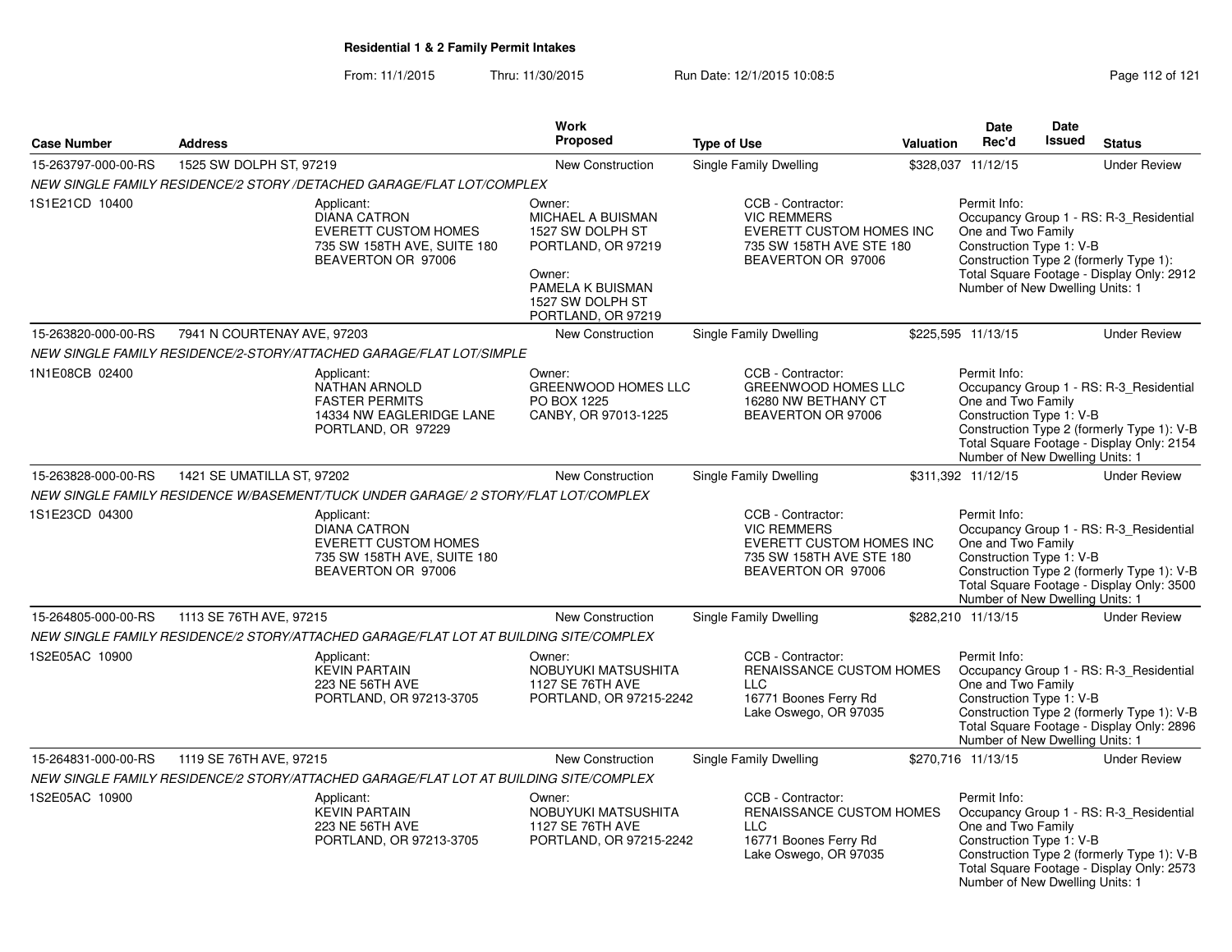**Residential 1 & 2 Family Permit Intakes**

From: 11/1/2015 Thru: 11/30/2015 Run Date: 12/1/2015 10:08:5

| Case Number | Address | Work Proposed | Type of Use | Valuation | Date Rec'd | Date Issued | Status |
|---|---|---|---|---|---|---|---|
| 15-263797-000-00-RS | 1525 SW DOLPH ST, 97219 | New Construction | Single Family Dwelling | $328,037 | 11/12/15 | | Under Review |

NEW SINGLE FAMILY RESIDENCE/2 STORY /DETACHED GARAGE/FLAT LOT/COMPLEX

1S1E21CD 10400

Applicant: DIANA CATRON, EVERETT CUSTOM HOMES, 735 SW 158TH AVE, SUITE 180, BEAVERTON OR 97006

Owner: MICHAEL A BUISMAN, 1527 SW DOLPH ST, PORTLAND, OR 97219

Owner: PAMELA K BUISMAN, 1527 SW DOLPH ST, PORTLAND, OR 97219

CCB - Contractor: VIC REMMERS, EVERETT CUSTOM HOMES INC, 735 SW 158TH AVE STE 180, BEAVERTON OR 97006

Permit Info: Occupancy Group 1 - RS: R-3_Residential One and Two Family; Construction Type 1: V-B; Construction Type 2 (formerly Type 1):; Total Square Footage - Display Only: 2912; Number of New Dwelling Units: 1

| Case Number | Address | Work Proposed | Type of Use | Valuation | Date Rec'd | Date Issued | Status |
|---|---|---|---|---|---|---|---|
| 15-263820-000-00-RS | 7941 N COURTENAY AVE, 97203 | New Construction | Single Family Dwelling | $225,595 | 11/13/15 | | Under Review |

NEW SINGLE FAMILY RESIDENCE/2-STORY/ATTACHED GARAGE/FLAT LOT/SIMPLE

1N1E08CB 02400

Applicant: NATHAN ARNOLD, FASTER PERMITS, 14334 NW EAGLERIDGE LANE, PORTLAND, OR 97229

Owner: GREENWOOD HOMES LLC, PO BOX 1225, CANBY, OR 97013-1225

CCB - Contractor: GREENWOOD HOMES LLC, 16280 NW BETHANY CT, BEAVERTON OR 97006

Permit Info: Occupancy Group 1 - RS: R-3_Residential One and Two Family; Construction Type 1: V-B; Construction Type 2 (formerly Type 1): V-B; Total Square Footage - Display Only: 2154; Number of New Dwelling Units: 1

| Case Number | Address | Work Proposed | Type of Use | Valuation | Date Rec'd | Date Issued | Status |
|---|---|---|---|---|---|---|---|
| 15-263828-000-00-RS | 1421 SE UMATILLA ST, 97202 | New Construction | Single Family Dwelling | $311,392 | 11/12/15 | | Under Review |

NEW SINGLE FAMILY RESIDENCE W/BASEMENT/TUCK UNDER GARAGE/ 2 STORY/FLAT LOT/COMPLEX

1S1E23CD 04300

Applicant: DIANA CATRON, EVERETT CUSTOM HOMES, 735 SW 158TH AVE, SUITE 180, BEAVERTON OR 97006

CCB - Contractor: VIC REMMERS, EVERETT CUSTOM HOMES INC, 735 SW 158TH AVE STE 180, BEAVERTON OR 97006

Permit Info: Occupancy Group 1 - RS: R-3_Residential One and Two Family; Construction Type 1: V-B; Construction Type 2 (formerly Type 1): V-B; Total Square Footage - Display Only: 3500; Number of New Dwelling Units: 1

| Case Number | Address | Work Proposed | Type of Use | Valuation | Date Rec'd | Date Issued | Status |
|---|---|---|---|---|---|---|---|
| 15-264805-000-00-RS | 1113 SE 76TH AVE, 97215 | New Construction | Single Family Dwelling | $282,210 | 11/13/15 | | Under Review |

NEW SINGLE FAMILY RESIDENCE/2 STORY/ATTACHED GARAGE/FLAT LOT AT BUILDING SITE/COMPLEX

1S2E05AC 10900

Applicant: KEVIN PARTAIN, 223 NE 56TH AVE, PORTLAND, OR 97213-3705

Owner: NOBUYUKI MATSUSHITA, 1127 SE 76TH AVE, PORTLAND, OR 97215-2242

CCB - Contractor: RENAISSANCE CUSTOM HOMES LLC, 16771 Boones Ferry Rd, Lake Oswego, OR 97035

Permit Info: Occupancy Group 1 - RS: R-3_Residential One and Two Family; Construction Type 1: V-B; Construction Type 2 (formerly Type 1): V-B; Total Square Footage - Display Only: 2896; Number of New Dwelling Units: 1

| Case Number | Address | Work Proposed | Type of Use | Valuation | Date Rec'd | Date Issued | Status |
|---|---|---|---|---|---|---|---|
| 15-264831-000-00-RS | 1119 SE 76TH AVE, 97215 | New Construction | Single Family Dwelling | $270,716 | 11/13/15 | | Under Review |

NEW SINGLE FAMILY RESIDENCE/2 STORY/ATTACHED GARAGE/FLAT LOT AT BUILDING SITE/COMPLEX

1S2E05AC 10900

Applicant: KEVIN PARTAIN, 223 NE 56TH AVE, PORTLAND, OR 97213-3705

Owner: NOBUYUKI MATSUSHITA, 1127 SE 76TH AVE, PORTLAND, OR 97215-2242

CCB - Contractor: RENAISSANCE CUSTOM HOMES LLC, 16771 Boones Ferry Rd, Lake Oswego, OR 97035

Permit Info: Occupancy Group 1 - RS: R-3_Residential One and Two Family; Construction Type 1: V-B; Construction Type 2 (formerly Type 1): V-B; Total Square Footage - Display Only: 2573; Number of New Dwelling Units: 1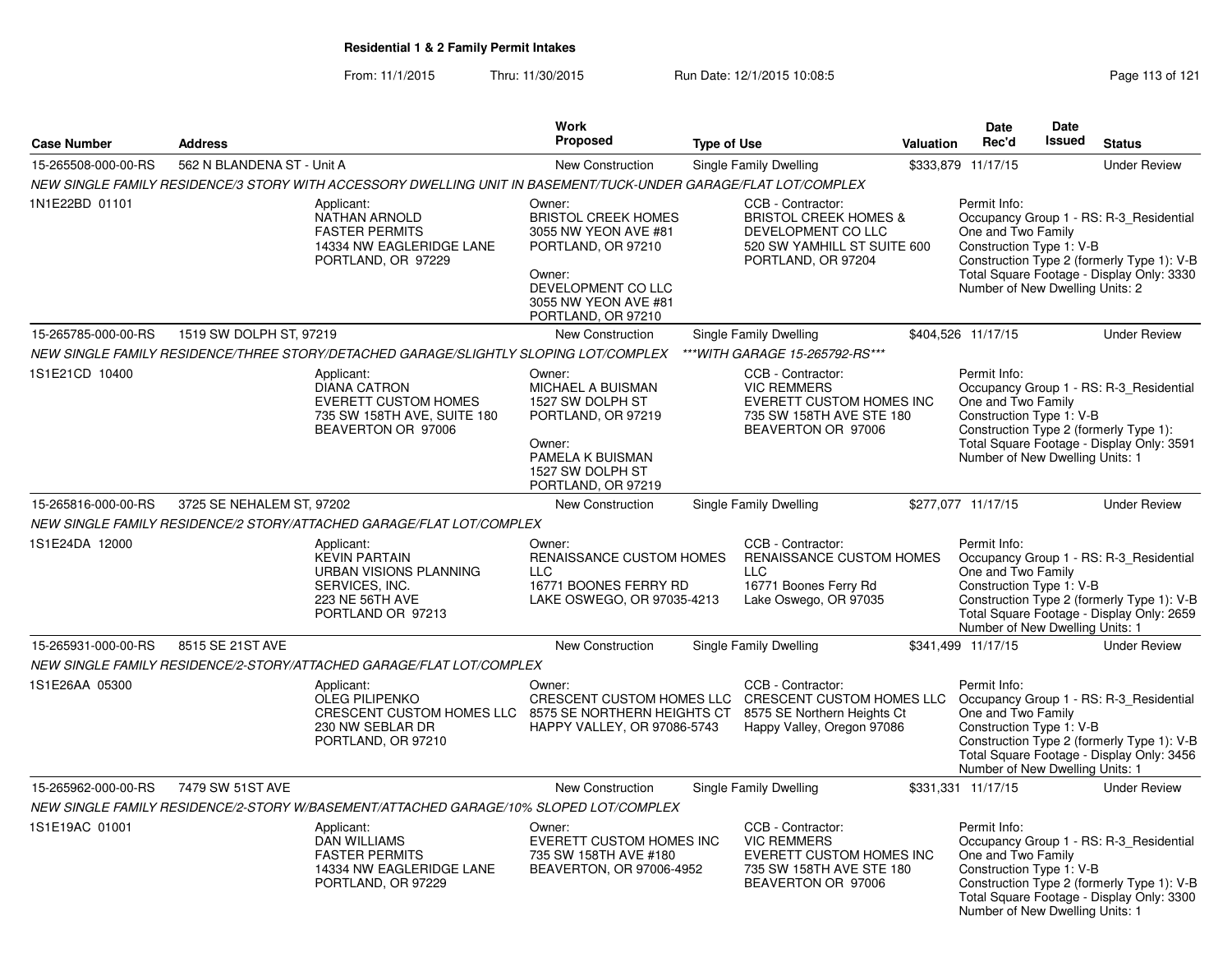## Residential 1 & 2 Family Permit Intakes

From: 11/1/2015 Thru: 11/30/2015 Run Date: 12/1/2015 10:08:5

| Case Number | Address | Work Proposed | Type of Use | Valuation | Date Rec'd | Date Issued | Status |
|---|---|---|---|---|---|---|---|
| 15-265508-000-00-RS | 562 N BLANDENA ST - Unit A | New Construction | Single Family Dwelling | $333,879 | 11/17/15 | | Under Review |

NEW SINGLE FAMILY RESIDENCE/3 STORY WITH ACCESSORY DWELLING UNIT IN BASEMENT/TUCK-UNDER GARAGE/FLAT LOT/COMPLEX

1N1E22BD 01101

Applicant:
NATHAN ARNOLD
FASTER PERMITS
14334 NW EAGLERIDGE LANE
PORTLAND, OR 97229

Owner:
BRISTOL CREEK HOMES
3055 NW YEON AVE #81
PORTLAND, OR 97210

Owner:
DEVELOPMENT CO LLC
3055 NW YEON AVE #81
PORTLAND, OR 97210

CCB - Contractor:
BRISTOL CREEK HOMES &
DEVELOPMENT CO LLC
520 SW YAMHILL ST SUITE 600
PORTLAND, OR 97204

Permit Info:
Occupancy Group 1 - RS: R-3_Residential One and Two Family
Construction Type 1: V-B
Construction Type 2 (formerly Type 1): V-B
Total Square Footage - Display Only: 3330
Number of New Dwelling Units: 2

| Case Number | Address | Work Proposed | Type of Use | Valuation | Date Rec'd | Date Issued | Status |
|---|---|---|---|---|---|---|---|
| 15-265785-000-00-RS | 1519 SW DOLPH ST, 97219 | New Construction | Single Family Dwelling | $404,526 | 11/17/15 | | Under Review |

NEW SINGLE FAMILY RESIDENCE/THREE STORY/DETACHED GARAGE/SLIGHTLY SLOPING LOT/COMPLEX ***WITH GARAGE 15-265792-RS***

1S1E21CD 10400

Applicant:
DIANA CATRON
EVERETT CUSTOM HOMES
735 SW 158TH AVE, SUITE 180
BEAVERTON OR 97006

Owner:
MICHAEL A BUISMAN
1527 SW DOLPH ST
PORTLAND, OR 97219

Owner:
PAMELA K BUISMAN
1527 SW DOLPH ST
PORTLAND, OR 97219

CCB - Contractor:
VIC REMMERS
EVERETT CUSTOM HOMES INC
735 SW 158TH AVE STE 180
BEAVERTON OR 97006

Permit Info:
Occupancy Group 1 - RS: R-3_Residential One and Two Family
Construction Type 1: V-B
Construction Type 2 (formerly Type 1):
Total Square Footage - Display Only: 3591
Number of New Dwelling Units: 1

| Case Number | Address | Work Proposed | Type of Use | Valuation | Date Rec'd | Date Issued | Status |
|---|---|---|---|---|---|---|---|
| 15-265816-000-00-RS | 3725 SE NEHALEM ST, 97202 | New Construction | Single Family Dwelling | $277,077 | 11/17/15 | | Under Review |

NEW SINGLE FAMILY RESIDENCE/2 STORY/ATTACHED GARAGE/FLAT LOT/COMPLEX

1S1E24DA 12000

Applicant:
KEVIN PARTAIN
URBAN VISIONS PLANNING SERVICES, INC.
223 NE 56TH AVE
PORTLAND OR 97213

Owner:
RENAISSANCE CUSTOM HOMES LLC
16771 BOONES FERRY RD
LAKE OSWEGO, OR 97035-4213

CCB - Contractor:
RENAISSANCE CUSTOM HOMES LLC
16771 Boones Ferry Rd
Lake Oswego, OR 97035

Permit Info:
Occupancy Group 1 - RS: R-3_Residential One and Two Family
Construction Type 1: V-B
Construction Type 2 (formerly Type 1): V-B
Total Square Footage - Display Only: 2659
Number of New Dwelling Units: 1

| Case Number | Address | Work Proposed | Type of Use | Valuation | Date Rec'd | Date Issued | Status |
|---|---|---|---|---|---|---|---|
| 15-265931-000-00-RS | 8515 SE 21ST AVE | New Construction | Single Family Dwelling | $341,499 | 11/17/15 | | Under Review |

NEW SINGLE FAMILY RESIDENCE/2-STORY/ATTACHED GARAGE/FLAT LOT/COMPLEX

1S1E26AA 05300

Applicant:
OLEG PILIPENKO
CRESCENT CUSTOM HOMES LLC
230 NW SEBLAR DR
PORTLAND, OR 97210

Owner:
CRESCENT CUSTOM HOMES LLC
8575 SE NORTHERN HEIGHTS CT
HAPPY VALLEY, OR 97086-5743

CCB - Contractor:
CRESCENT CUSTOM HOMES LLC
8575 SE Northern Heights Ct
Happy Valley, Oregon 97086

Permit Info:
Occupancy Group 1 - RS: R-3_Residential One and Two Family
Construction Type 1: V-B
Construction Type 2 (formerly Type 1): V-B
Total Square Footage - Display Only: 3456
Number of New Dwelling Units: 1

| Case Number | Address | Work Proposed | Type of Use | Valuation | Date Rec'd | Date Issued | Status |
|---|---|---|---|---|---|---|---|
| 15-265962-000-00-RS | 7479 SW 51ST AVE | New Construction | Single Family Dwelling | $331,331 | 11/17/15 | | Under Review |

NEW SINGLE FAMILY RESIDENCE/2-STORY W/BASEMENT/ATTACHED GARAGE/10% SLOPED LOT/COMPLEX

1S1E19AC 01001

Applicant:
DAN WILLIAMS
FASTER PERMITS
14334 NW EAGLERIDGE LANE
PORTLAND, OR 97229

Owner:
EVERETT CUSTOM HOMES INC
735 SW 158TH AVE #180
BEAVERTON, OR 97006-4952

CCB - Contractor:
VIC REMMERS
EVERETT CUSTOM HOMES INC
735 SW 158TH AVE STE 180
BEAVERTON OR 97006

Permit Info:
Occupancy Group 1 - RS: R-3_Residential One and Two Family
Construction Type 1: V-B
Construction Type 2 (formerly Type 1): V-B
Total Square Footage - Display Only: 3300
Number of New Dwelling Units: 1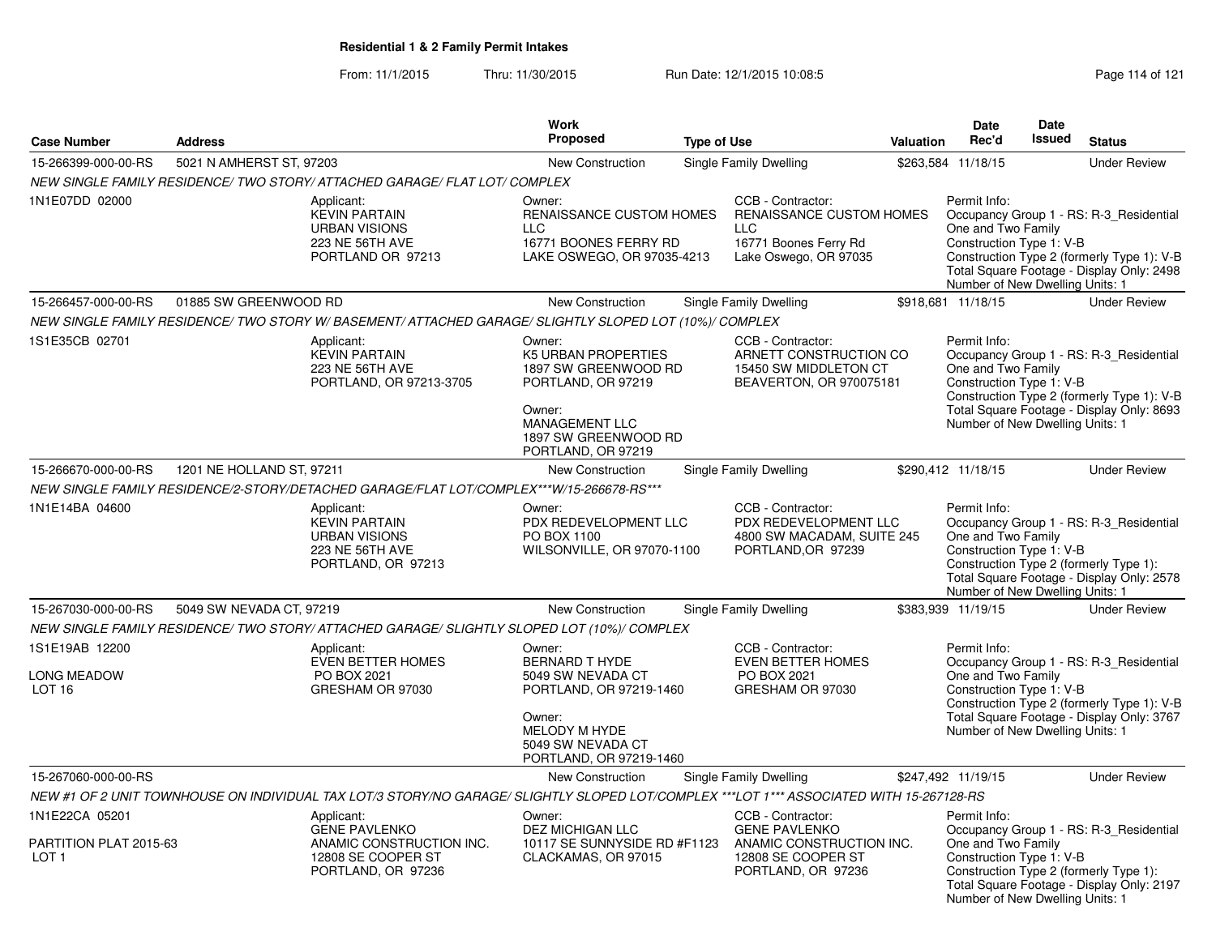## Residential 1 & 2 Family Permit Intakes

From: 11/1/2015 Thru: 11/30/2015 Run Date: 12/1/2015 10:08:5

| Case Number | Address | Work Proposed | Type of Use | Valuation | Date Rec'd | Date Issued | Status |
|---|---|---|---|---|---|---|---|
| 15-266399-000-00-RS | 5021 N AMHERST ST, 97203 | New Construction | Single Family Dwelling | $263,584 | 11/18/15 | | Under Review |

NEW SINGLE FAMILY RESIDENCE/ TWO STORY/ ATTACHED GARAGE/ FLAT LOT/ COMPLEX

1N1E07DD 02000

Applicant: KEVIN PARTAIN, URBAN VISIONS, 223 NE 56TH AVE, PORTLAND OR 97213

Owner: RENAISSANCE CUSTOM HOMES LLC, 16771 BOONES FERRY RD, LAKE OSWEGO, OR 97035-4213

CCB - Contractor: RENAISSANCE CUSTOM HOMES LLC, 16771 Boones Ferry Rd, Lake Oswego, OR 97035

Permit Info: Occupancy Group 1 - RS: R-3_Residential One and Two Family; Construction Type 1: V-B; Construction Type 2 (formerly Type 1): V-B; Total Square Footage - Display Only: 2498; Number of New Dwelling Units: 1

| Case Number | Address | Work Proposed | Type of Use | Valuation | Date Rec'd | Date Issued | Status |
|---|---|---|---|---|---|---|---|
| 15-266457-000-00-RS | 01885 SW GREENWOOD RD | New Construction | Single Family Dwelling | $918,681 | 11/18/15 | | Under Review |

NEW SINGLE FAMILY RESIDENCE/ TWO STORY W/ BASEMENT/ ATTACHED GARAGE/ SLIGHTLY SLOPED LOT (10%)/ COMPLEX

1S1E35CB 02701

Applicant: KEVIN PARTAIN, 223 NE 56TH AVE, PORTLAND, OR 97213-3705

Owner: K5 URBAN PROPERTIES, 1897 SW GREENWOOD RD, PORTLAND, OR 97219

Owner: MANAGEMENT LLC, 1897 SW GREENWOOD RD, PORTLAND, OR 97219

CCB - Contractor: ARNETT CONSTRUCTION CO, 15450 SW MIDDLETON CT, BEAVERTON, OR 970075181

Permit Info: Occupancy Group 1 - RS: R-3_Residential One and Two Family; Construction Type 1: V-B; Construction Type 2 (formerly Type 1): V-B; Total Square Footage - Display Only: 8693; Number of New Dwelling Units: 1

| Case Number | Address | Work Proposed | Type of Use | Valuation | Date Rec'd | Date Issued | Status |
|---|---|---|---|---|---|---|---|
| 15-266670-000-00-RS | 1201 NE HOLLAND ST, 97211 | New Construction | Single Family Dwelling | $290,412 | 11/18/15 | | Under Review |

NEW SINGLE FAMILY RESIDENCE/2-STORY/DETACHED GARAGE/FLAT LOT/COMPLEX***W/15-266678-RS***

1N1E14BA 04600

Applicant: KEVIN PARTAIN, URBAN VISIONS, 223 NE 56TH AVE, PORTLAND, OR 97213

Owner: PDX REDEVELOPMENT LLC, PO BOX 1100, WILSONVILLE, OR 97070-1100

CCB - Contractor: PDX REDEVELOPMENT LLC, 4800 SW MACADAM, SUITE 245, PORTLAND,OR 97239

Permit Info: Occupancy Group 1 - RS: R-3_Residential One and Two Family; Construction Type 1: V-B; Construction Type 2 (formerly Type 1):; Total Square Footage - Display Only: 2578; Number of New Dwelling Units: 1

| Case Number | Address | Work Proposed | Type of Use | Valuation | Date Rec'd | Date Issued | Status |
|---|---|---|---|---|---|---|---|
| 15-267030-000-00-RS | 5049 SW NEVADA CT, 97219 | New Construction | Single Family Dwelling | $383,939 | 11/19/15 | | Under Review |

NEW SINGLE FAMILY RESIDENCE/ TWO STORY/ ATTACHED GARAGE/ SLIGHTLY SLOPED LOT (10%)/ COMPLEX

1S1E19AB 12200

LONG MEADOW
LOT 16

Applicant: EVEN BETTER HOMES, PO BOX 2021, GRESHAM OR 97030

Owner: BERNARD T HYDE, 5049 SW NEVADA CT, PORTLAND, OR 97219-1460

Owner: MELODY M HYDE, 5049 SW NEVADA CT, PORTLAND, OR 97219-1460

CCB - Contractor: EVEN BETTER HOMES, PO BOX 2021, GRESHAM OR 97030

Permit Info: Occupancy Group 1 - RS: R-3_Residential One and Two Family; Construction Type 1: V-B; Construction Type 2 (formerly Type 1): V-B; Total Square Footage - Display Only: 3767; Number of New Dwelling Units: 1

| Case Number | Address | Work Proposed | Type of Use | Valuation | Date Rec'd | Date Issued | Status |
|---|---|---|---|---|---|---|---|
| 15-267060-000-00-RS | | New Construction | Single Family Dwelling | $247,492 | 11/19/15 | | Under Review |

NEW #1 OF 2 UNIT TOWNHOUSE ON INDIVIDUAL TAX LOT/3 STORY/NO GARAGE/ SLIGHTLY SLOPED LOT/COMPLEX ***LOT 1*** ASSOCIATED WITH 15-267128-RS

1N1E22CA 05201

PARTITION PLAT 2015-63
LOT 1

Applicant: GENE PAVLENKO, ANAMIC CONSTRUCTION INC., 12808 SE COOPER ST, PORTLAND, OR 97236

Owner: DEZ MICHIGAN LLC, 10117 SE SUNNYSIDE RD #F1123, CLACKAMAS, OR 97015

CCB - Contractor: GENE PAVLENKO, ANAMIC CONSTRUCTION INC., 12808 SE COOPER ST, PORTLAND, OR 97236

Permit Info: Occupancy Group 1 - RS: R-3_Residential One and Two Family; Construction Type 1: V-B; Construction Type 2 (formerly Type 1):; Total Square Footage - Display Only: 2197; Number of New Dwelling Units: 1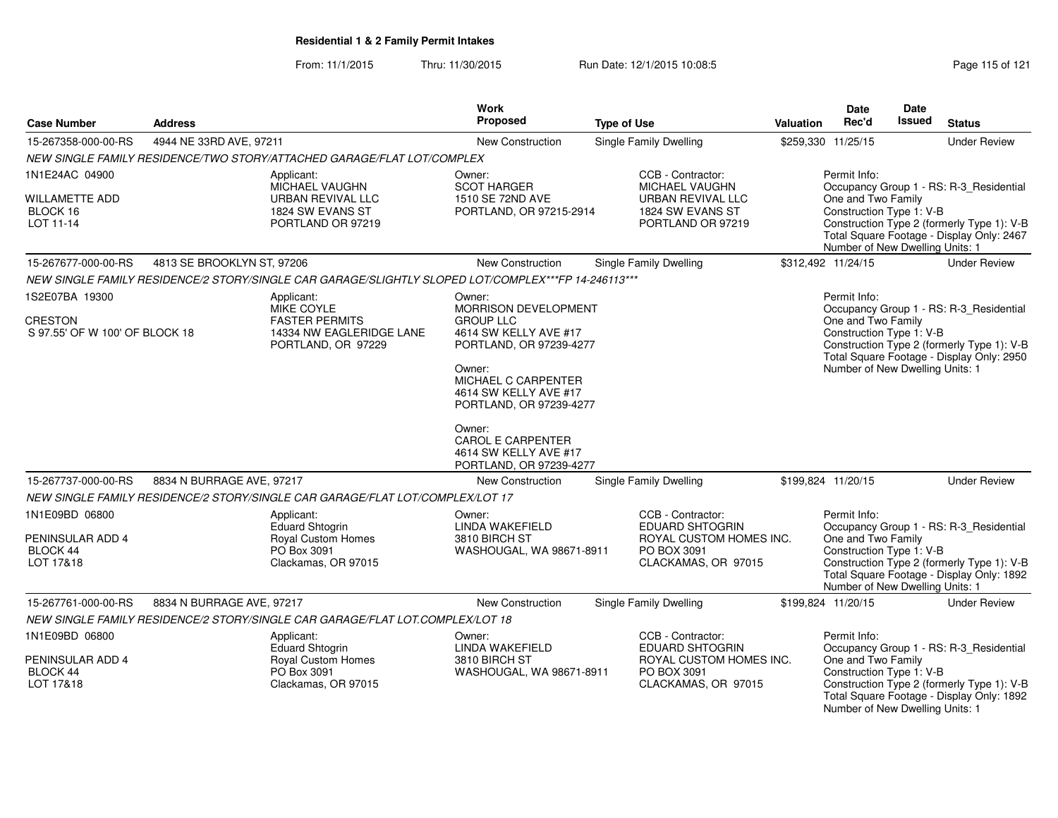## Residential 1 & 2 Family Permit Intakes

From: 11/1/2015 Thru: 11/30/2015 Run Date: 12/1/2015 10:08:5

| Case Number | Address | Work Proposed | Type of Use | Valuation | Date Rec'd | Date Issued | Status |
|---|---|---|---|---|---|---|---|
| 15-267358-000-00-RS | 4944 NE 33RD AVE, 97211 | New Construction | Single Family Dwelling | $259,330 | 11/25/15 | | Under Review |
| 15-267677-000-00-RS | 4813 SE BROOKLYN ST, 97206 | New Construction | Single Family Dwelling | $312,492 | 11/24/15 | | Under Review |
| 15-267737-000-00-RS | 8834 N BURRAGE AVE, 97217 | New Construction | Single Family Dwelling | $199,824 | 11/20/15 | | Under Review |
| 15-267761-000-00-RS | 8834 N BURRAGE AVE, 97217 | New Construction | Single Family Dwelling | $199,824 | 11/20/15 | | Under Review |

### 15-267358-000-00-RS

*NEW SINGLE FAMILY RESIDENCE/TWO STORY/ATTACHED GARAGE/FLAT LOT/COMPLEX*

1N1E24AC 04900
WILLAMETTE ADD
BLOCK 16
LOT 11-14

Applicant:
MICHAEL VAUGHN
URBAN REVIVAL LLC
1824 SW EVANS ST
PORTLAND OR 97219

Owner:
SCOT HARGER
1510 SE 72ND AVE
PORTLAND, OR 97215-2914

CCB - Contractor:
MICHAEL VAUGHN
URBAN REVIVAL LLC
1824 SW EVANS ST
PORTLAND OR 97219

Permit Info:
Occupancy Group 1 - RS: R-3_Residential One and Two Family
Construction Type 1: V-B
Construction Type 2 (formerly Type 1): V-B
Total Square Footage - Display Only: 2467
Number of New Dwelling Units: 1

### 15-267677-000-00-RS

*NEW SINGLE FAMILY RESIDENCE/2 STORY/SINGLE CAR GARAGE/SLIGHTLY SLOPED LOT/COMPLEX***FP 14-246113****

1S2E07BA 19300
CRESTON
S 97.55' OF W 100' OF BLOCK 18

Applicant:
MIKE COYLE
FASTER PERMITS
14334 NW EAGLERIDGE LANE
PORTLAND, OR 97229

Owner:
MORRISON DEVELOPMENT GROUP LLC
4614 SW KELLY AVE #17
PORTLAND, OR 97239-4277

Owner:
MICHAEL C CARPENTER
4614 SW KELLY AVE #17
PORTLAND, OR 97239-4277

Owner:
CAROL E CARPENTER
4614 SW KELLY AVE #17
PORTLAND, OR 97239-4277

Permit Info:
Occupancy Group 1 - RS: R-3_Residential One and Two Family
Construction Type 1: V-B
Construction Type 2 (formerly Type 1): V-B
Total Square Footage - Display Only: 2950
Number of New Dwelling Units: 1

### 15-267737-000-00-RS

*NEW SINGLE FAMILY RESIDENCE/2 STORY/SINGLE CAR GARAGE/FLAT LOT/COMPLEX/LOT 17*

1N1E09BD 06800
PENINSULAR ADD 4
BLOCK 44
LOT 17&18

Applicant:
Eduard Shtogrin
Royal Custom Homes
PO Box 3091
Clackamas, OR 97015

Owner:
LINDA WAKEFIELD
3810 BIRCH ST
WASHOUGAL, WA 98671-8911

CCB - Contractor:
EDUARD SHTOGRIN
ROYAL CUSTOM HOMES INC.
PO BOX 3091
CLACKAMAS, OR 97015

Permit Info:
Occupancy Group 1 - RS: R-3_Residential One and Two Family
Construction Type 1: V-B
Construction Type 2 (formerly Type 1): V-B
Total Square Footage - Display Only: 1892
Number of New Dwelling Units: 1

### 15-267761-000-00-RS

*NEW SINGLE FAMILY RESIDENCE/2 STORY/SINGLE CAR GARAGE/FLAT LOT.COMPLEX/LOT 18*

1N1E09BD 06800
PENINSULAR ADD 4
BLOCK 44
LOT 17&18

Applicant:
Eduard Shtogrin
Royal Custom Homes
PO Box 3091
Clackamas, OR 97015

Owner:
LINDA WAKEFIELD
3810 BIRCH ST
WASHOUGAL, WA 98671-8911

CCB - Contractor:
EDUARD SHTOGRIN
ROYAL CUSTOM HOMES INC.
PO BOX 3091
CLACKAMAS, OR 97015

Permit Info:
Occupancy Group 1 - RS: R-3_Residential One and Two Family
Construction Type 1: V-B
Construction Type 2 (formerly Type 1): V-B
Total Square Footage - Display Only: 1892
Number of New Dwelling Units: 1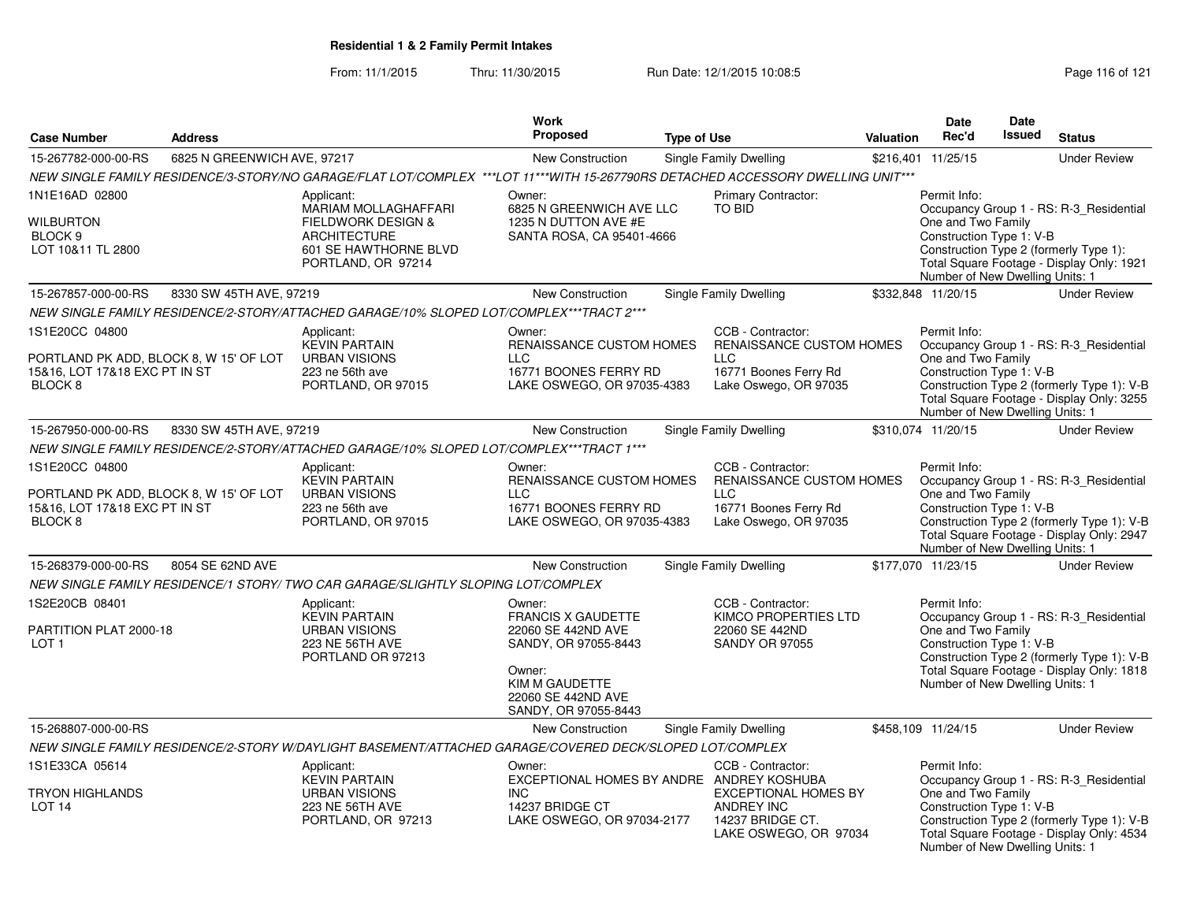## Residential 1 & 2 Family Permit Intakes

From: 11/1/2015 Thru: 11/30/2015 Run Date: 12/1/2015 10:08:5

| Case Number | Address | Work Proposed | Type of Use | Valuation | Date Rec'd | Date Issued | Status |
|---|---|---|---|---|---|---|---|
| 15-267782-000-00-RS | 6825 N GREENWICH AVE, 97217 | New Construction | Single Family Dwelling | $216,401 | 11/25/15 | | Under Review |

NEW SINGLE FAMILY RESIDENCE/3-STORY/NO GARAGE/FLAT LOT/COMPLEX ***LOT 11***WITH 15-267790RS DETACHED ACCESSORY DWELLING UNIT***

1N1E16AD 02800
WILBURTON
BLOCK 9
LOT 10&11 TL 2800

Applicant: MARIAM MOLLAGHAFFARI, FIELDWORK DESIGN & ARCHITECTURE, 601 SE HAWTHORNE BLVD, PORTLAND, OR 97214

Owner: 6825 N GREENWICH AVE LLC, 1235 N DUTTON AVE #E, SANTA ROSA, CA 95401-4666

Primary Contractor: TO BID

Permit Info: Occupancy Group 1 - RS: R-3_Residential One and Two Family; Construction Type 1: V-B; Construction Type 2 (formerly Type 1):; Total Square Footage - Display Only: 1921; Number of New Dwelling Units: 1

| Case Number | Address | Work Proposed | Type of Use | Valuation | Date Rec'd | Date Issued | Status |
|---|---|---|---|---|---|---|---|
| 15-267857-000-00-RS | 8330 SW 45TH AVE, 97219 | New Construction | Single Family Dwelling | $332,848 | 11/20/15 | | Under Review |

NEW SINGLE FAMILY RESIDENCE/2-STORY/ATTACHED GARAGE/10% SLOPED LOT/COMPLEX***TRACT 2***

1S1E20CC 04800
PORTLAND PK ADD, BLOCK 8, W 15' OF LOT 15&16, LOT 17&18 EXC PT IN ST
BLOCK 8

Applicant: KEVIN PARTAIN, URBAN VISIONS, 223 ne 56th ave, PORTLAND, OR 97015

Owner: RENAISSANCE CUSTOM HOMES LLC, 16771 BOONES FERRY RD, LAKE OSWEGO, OR 97035-4383

CCB - Contractor: RENAISSANCE CUSTOM HOMES LLC, 16771 Boones Ferry Rd, Lake Oswego, OR 97035

Permit Info: Occupancy Group 1 - RS: R-3_Residential One and Two Family; Construction Type 1: V-B; Construction Type 2 (formerly Type 1): V-B; Total Square Footage - Display Only: 3255; Number of New Dwelling Units: 1

| Case Number | Address | Work Proposed | Type of Use | Valuation | Date Rec'd | Date Issued | Status |
|---|---|---|---|---|---|---|---|
| 15-267950-000-00-RS | 8330 SW 45TH AVE, 97219 | New Construction | Single Family Dwelling | $310,074 | 11/20/15 | | Under Review |

NEW SINGLE FAMILY RESIDENCE/2-STORY/ATTACHED GARAGE/10% SLOPED LOT/COMPLEX***TRACT 1***

1S1E20CC 04800
PORTLAND PK ADD, BLOCK 8, W 15' OF LOT 15&16, LOT 17&18 EXC PT IN ST
BLOCK 8

Applicant: KEVIN PARTAIN, URBAN VISIONS, 223 ne 56th ave, PORTLAND, OR 97015

Owner: RENAISSANCE CUSTOM HOMES LLC, 16771 BOONES FERRY RD, LAKE OSWEGO, OR 97035-4383

CCB - Contractor: RENAISSANCE CUSTOM HOMES LLC, 16771 Boones Ferry Rd, Lake Oswego, OR 97035

Permit Info: Occupancy Group 1 - RS: R-3_Residential One and Two Family; Construction Type 1: V-B; Construction Type 2 (formerly Type 1): V-B; Total Square Footage - Display Only: 2947; Number of New Dwelling Units: 1

| Case Number | Address | Work Proposed | Type of Use | Valuation | Date Rec'd | Date Issued | Status |
|---|---|---|---|---|---|---|---|
| 15-268379-000-00-RS | 8054 SE 62ND AVE | New Construction | Single Family Dwelling | $177,070 | 11/23/15 | | Under Review |

NEW SINGLE FAMILY RESIDENCE/1 STORY/ TWO CAR GARAGE/SLIGHTLY SLOPING LOT/COMPLEX

1S2E20CB 08401
PARTITION PLAT 2000-18
LOT 1

Applicant: KEVIN PARTAIN, URBAN VISIONS, 223 NE 56TH AVE, PORTLAND OR 97213

Owner: FRANCIS X GAUDETTE, 22060 SE 442ND AVE, SANDY, OR 97055-8443

Owner: KIM M GAUDETTE, 22060 SE 442ND AVE, SANDY, OR 97055-8443

CCB - Contractor: KIMCO PROPERTIES LTD, 22060 SE 442ND, SANDY OR 97055

Permit Info: Occupancy Group 1 - RS: R-3_Residential One and Two Family; Construction Type 1: V-B; Construction Type 2 (formerly Type 1): V-B; Total Square Footage - Display Only: 1818; Number of New Dwelling Units: 1

| Case Number | Address | Work Proposed | Type of Use | Valuation | Date Rec'd | Date Issued | Status |
|---|---|---|---|---|---|---|---|
| 15-268807-000-00-RS | | New Construction | Single Family Dwelling | $458,109 | 11/24/15 | | Under Review |

NEW SINGLE FAMILY RESIDENCE/2-STORY W/DAYLIGHT BASEMENT/ATTACHED GARAGE/COVERED DECK/SLOPED LOT/COMPLEX

1S1E33CA 05614
TRYON HIGHLANDS
LOT 14

Applicant: KEVIN PARTAIN, URBAN VISIONS, 223 NE 56TH AVE, PORTLAND, OR 97213

Owner: EXCEPTIONAL HOMES BY ANDRE INC, 14237 BRIDGE CT, LAKE OSWEGO, OR 97034-2177

CCB - Contractor: ANDREY KOSHUBA, EXCEPTIONAL HOMES BY ANDREY INC, 14237 BRIDGE CT., LAKE OSWEGO, OR 97034

Permit Info: Occupancy Group 1 - RS: R-3_Residential One and Two Family; Construction Type 1: V-B; Construction Type 2 (formerly Type 1): V-B; Total Square Footage - Display Only: 4534; Number of New Dwelling Units: 1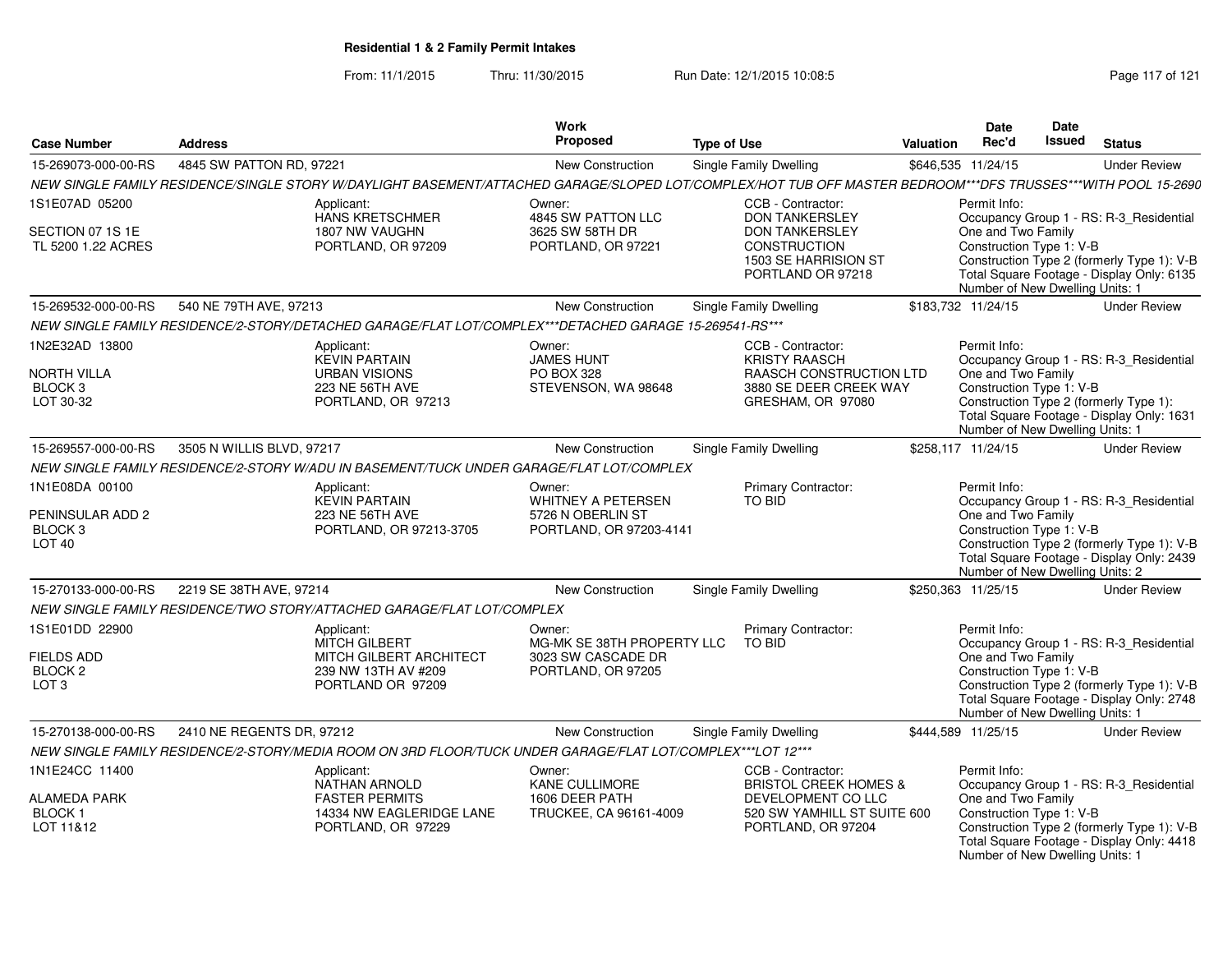**Residential 1 & 2 Family Permit Intakes**

From: 11/1/2015 Thru: 11/30/2015 Run Date: 12/1/2015 10:08:5

| Case Number | Address | Work Proposed | Type of Use | Valuation | Date Rec'd | Date Issued | Status |
|---|---|---|---|---|---|---|---|
| 15-269073-000-00-RS | 4845 SW PATTON RD, 97221 | New Construction | Single Family Dwelling | $646,535 | 11/24/15 | | Under Review |

NEW SINGLE FAMILY RESIDENCE/SINGLE STORY W/DAYLIGHT BASEMENT/ATTACHED GARAGE/SLOPED LOT/COMPLEX/HOT TUB OFF MASTER BEDROOM***DFS TRUSSES***WITH POOL 15-2690

1S1E07AD 05200
SECTION 07 1S 1E
TL 5200 1.22 ACRES

Applicant: HANS KRETSCHMER, 1807 NW VAUGHN, PORTLAND, OR 97209

Owner: 4845 SW PATTON LLC, 3625 SW 58TH DR, PORTLAND, OR 97221

CCB - Contractor: DON TANKERSLEY, DON TANKERSLEY CONSTRUCTION, 1503 SE HARRISION ST, PORTLAND OR 97218

Permit Info:
Occupancy Group 1 - RS: R-3_Residential One and Two Family
Construction Type 1: V-B
Construction Type 2 (formerly Type 1): V-B
Total Square Footage - Display Only: 6135
Number of New Dwelling Units: 1

| Case Number | Address | Work Proposed | Type of Use | Valuation | Date Rec'd | Date Issued | Status |
|---|---|---|---|---|---|---|---|
| 15-269532-000-00-RS | 540 NE 79TH AVE, 97213 | New Construction | Single Family Dwelling | $183,732 | 11/24/15 | | Under Review |

NEW SINGLE FAMILY RESIDENCE/2-STORY/DETACHED GARAGE/FLAT LOT/COMPLEX***DETACHED GARAGE 15-269541-RS***

1N2E32AD 13800
NORTH VILLA
BLOCK 3
LOT 30-32

Applicant: KEVIN PARTAIN, URBAN VISIONS, 223 NE 56TH AVE, PORTLAND, OR 97213

Owner: JAMES HUNT, PO BOX 328, STEVENSON, WA 98648

CCB - Contractor: KRISTY RAASCH, RAASCH CONSTRUCTION LTD, 3880 SE DEER CREEK WAY, GRESHAM, OR 97080

Permit Info:
Occupancy Group 1 - RS: R-3_Residential One and Two Family
Construction Type 1: V-B
Construction Type 2 (formerly Type 1):
Total Square Footage - Display Only: 1631
Number of New Dwelling Units: 1

| Case Number | Address | Work Proposed | Type of Use | Valuation | Date Rec'd | Date Issued | Status |
|---|---|---|---|---|---|---|---|
| 15-269557-000-00-RS | 3505 N WILLIS BLVD, 97217 | New Construction | Single Family Dwelling | $258,117 | 11/24/15 | | Under Review |

NEW SINGLE FAMILY RESIDENCE/2-STORY W/ADU IN BASEMENT/TUCK UNDER GARAGE/FLAT LOT/COMPLEX

1N1E08DA 00100
PENINSULAR ADD 2
BLOCK 3
LOT 40

Applicant: KEVIN PARTAIN, 223 NE 56TH AVE, PORTLAND, OR 97213-3705

Owner: WHITNEY A PETERSEN, 5726 N OBERLIN ST, PORTLAND, OR 97203-4141

Primary Contractor: TO BID

Permit Info:
Occupancy Group 1 - RS: R-3_Residential One and Two Family
Construction Type 1: V-B
Construction Type 2 (formerly Type 1): V-B
Total Square Footage - Display Only: 2439
Number of New Dwelling Units: 2

| Case Number | Address | Work Proposed | Type of Use | Valuation | Date Rec'd | Date Issued | Status |
|---|---|---|---|---|---|---|---|
| 15-270133-000-00-RS | 2219 SE 38TH AVE, 97214 | New Construction | Single Family Dwelling | $250,363 | 11/25/15 | | Under Review |

NEW SINGLE FAMILY RESIDENCE/TWO STORY/ATTACHED GARAGE/FLAT LOT/COMPLEX

1S1E01DD 22900
FIELDS ADD
BLOCK 2
LOT 3

Applicant: MITCH GILBERT, MITCH GILBERT ARCHITECT, 239 NW 13TH AV #209, PORTLAND OR 97209

Owner: MG-MK SE 38TH PROPERTY LLC, 3023 SW CASCADE DR, PORTLAND, OR 97205

Primary Contractor: TO BID

Permit Info:
Occupancy Group 1 - RS: R-3_Residential One and Two Family
Construction Type 1: V-B
Construction Type 2 (formerly Type 1): V-B
Total Square Footage - Display Only: 2748
Number of New Dwelling Units: 1

| Case Number | Address | Work Proposed | Type of Use | Valuation | Date Rec'd | Date Issued | Status |
|---|---|---|---|---|---|---|---|
| 15-270138-000-00-RS | 2410 NE REGENTS DR, 97212 | New Construction | Single Family Dwelling | $444,589 | 11/25/15 | | Under Review |

NEW SINGLE FAMILY RESIDENCE/2-STORY/MEDIA ROOM ON 3RD FLOOR/TUCK UNDER GARAGE/FLAT LOT/COMPLEX***LOT 12***

1N1E24CC 11400
ALAMEDA PARK
BLOCK 1
LOT 11&12

Applicant: NATHAN ARNOLD, FASTER PERMITS, 14334 NW EAGLERIDGE LANE, PORTLAND, OR 97229

Owner: KANE CULLIMORE, 1606 DEER PATH, TRUCKEE, CA 96161-4009

CCB - Contractor: BRISTOL CREEK HOMES & DEVELOPMENT CO LLC, 520 SW YAMHILL ST SUITE 600, PORTLAND, OR 97204

Permit Info:
Occupancy Group 1 - RS: R-3_Residential One and Two Family
Construction Type 1: V-B
Construction Type 2 (formerly Type 1): V-B
Total Square Footage - Display Only: 4418
Number of New Dwelling Units: 1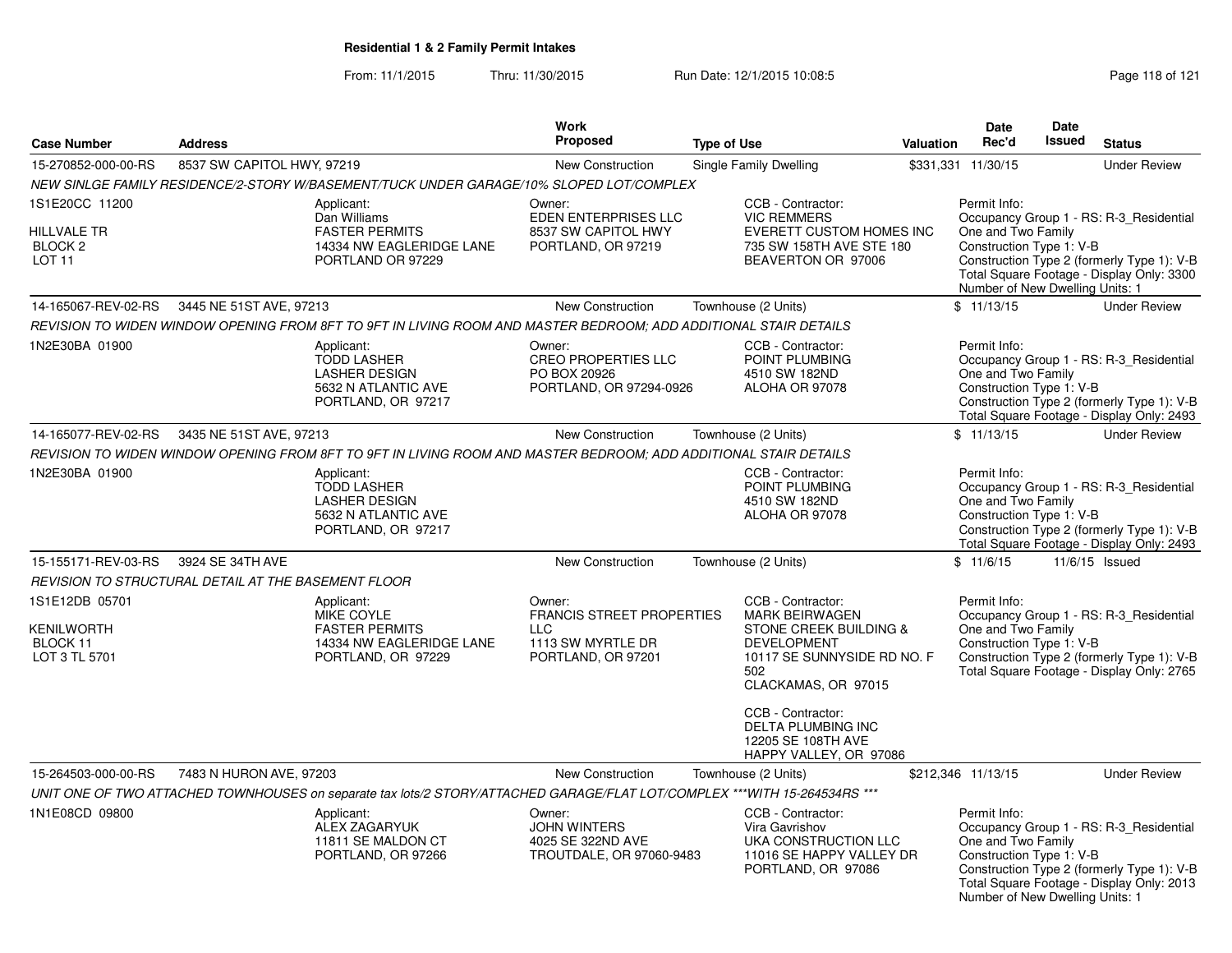# Residential 1 & 2 Family Permit Intakes

From: 11/1/2015 Thru: 11/30/2015 Run Date: 12/1/2015 10:08:5

| Case Number | Address | Work Proposed | Type of Use | Valuation | Date Rec'd | Date Issued | Status |
|---|---|---|---|---|---|---|---|
| 15-270852-000-00-RS | 8537 SW CAPITOL HWY, 97219 | New Construction | Single Family Dwelling | $331,331 | 11/30/15 | | Under Review |

*NEW SINLGE FAMILY RESIDENCE/2-STORY W/BASEMENT/TUCK UNDER GARAGE/10% SLOPED LOT/COMPLEX*

1S1E20CC 11200
HILLVALE TR
BLOCK 2
LOT 11

Applicant:
Dan Williams
FASTER PERMITS
14334 NW EAGLERIDGE LANE
PORTLAND OR 97229

Owner:
EDEN ENTERPRISES LLC
8537 SW CAPITOL HWY
PORTLAND, OR 97219

CCB - Contractor:
VIC REMMERS
EVERETT CUSTOM HOMES INC
735 SW 158TH AVE STE 180
BEAVERTON OR 97006

Permit Info:
Occupancy Group 1 - RS: R-3_Residential One and Two Family
Construction Type 1: V-B
Construction Type 2 (formerly Type 1): V-B
Total Square Footage - Display Only: 3300
Number of New Dwelling Units: 1

| Case Number | Address | Work Proposed | Type of Use | Valuation | Date Rec'd | Date Issued | Status |
|---|---|---|---|---|---|---|---|
| 14-165067-REV-02-RS | 3445 NE 51ST AVE, 97213 | New Construction | Townhouse (2 Units) | $ | 11/13/15 | | Under Review |

*REVISION TO WIDEN WINDOW OPENING FROM 8FT TO 9FT IN LIVING ROOM AND MASTER BEDROOM; ADD ADDITIONAL STAIR DETAILS*

1N2E30BA 01900

Applicant:
TODD LASHER
LASHER DESIGN
5632 N ATLANTIC AVE
PORTLAND, OR 97217

Owner:
CREO PROPERTIES LLC
PO BOX 20926
PORTLAND, OR 97294-0926

CCB - Contractor:
POINT PLUMBING
4510 SW 182ND
ALOHA OR 97078

Permit Info:
Occupancy Group 1 - RS: R-3_Residential One and Two Family
Construction Type 1: V-B
Construction Type 2 (formerly Type 1): V-B
Total Square Footage - Display Only: 2493

| Case Number | Address | Work Proposed | Type of Use | Valuation | Date Rec'd | Date Issued | Status |
|---|---|---|---|---|---|---|---|
| 14-165077-REV-02-RS | 3435 NE 51ST AVE, 97213 | New Construction | Townhouse (2 Units) | $ | 11/13/15 | | Under Review |

*REVISION TO WIDEN WINDOW OPENING FROM 8FT TO 9FT IN LIVING ROOM AND MASTER BEDROOM; ADD ADDITIONAL STAIR DETAILS*

1N2E30BA 01900

Applicant:
TODD LASHER
LASHER DESIGN
5632 N ATLANTIC AVE
PORTLAND, OR 97217

CCB - Contractor:
POINT PLUMBING
4510 SW 182ND
ALOHA OR 97078

Permit Info:
Occupancy Group 1 - RS: R-3_Residential One and Two Family
Construction Type 1: V-B
Construction Type 2 (formerly Type 1): V-B
Total Square Footage - Display Only: 2493

| Case Number | Address | Work Proposed | Type of Use | Valuation | Date Rec'd | Date Issued | Status |
|---|---|---|---|---|---|---|---|
| 15-155171-REV-03-RS | 3924 SE 34TH AVE | New Construction | Townhouse (2 Units) | $ | 11/6/15 | 11/6/15 | Issued |

*REVISION TO STRUCTURAL DETAIL AT THE BASEMENT FLOOR*

1S1E12DB 05701
KENILWORTH
BLOCK 11
LOT 3 TL 5701

Applicant:
MIKE COYLE
FASTER PERMITS
14334 NW EAGLERIDGE LANE
PORTLAND, OR 97229

Owner:
FRANCIS STREET PROPERTIES LLC
1113 SW MYRTLE DR
PORTLAND, OR 97201

CCB - Contractor:
MARK BEIRWAGEN
STONE CREEK BUILDING & DEVELOPMENT
10117 SE SUNNYSIDE RD NO. F 502
CLACKAMAS, OR 97015

CCB - Contractor:
DELTA PLUMBING INC
12205 SE 108TH AVE
HAPPY VALLEY, OR 97086

Permit Info:
Occupancy Group 1 - RS: R-3_Residential One and Two Family
Construction Type 1: V-B
Construction Type 2 (formerly Type 1): V-B
Total Square Footage - Display Only: 2765

| Case Number | Address | Work Proposed | Type of Use | Valuation | Date Rec'd | Date Issued | Status |
|---|---|---|---|---|---|---|---|
| 15-264503-000-00-RS | 7483 N HURON AVE, 97203 | New Construction | Townhouse (2 Units) | $212,346 | 11/13/15 | | Under Review |

*UNIT ONE OF TWO ATTACHED TOWNHOUSES on separate tax lots/2 STORY/ATTACHED GARAGE/FLAT LOT/COMPLEX ***WITH 15-264534RS ****

1N1E08CD 09800

Applicant:
ALEX ZAGARYUK
11811 SE MALDON CT
PORTLAND, OR 97266

Owner:
JOHN WINTERS
4025 SE 322ND AVE
TROUTDALE, OR 97060-9483

CCB - Contractor:
Vira Gavrishov
UKA CONSTRUCTION LLC
11016 SE HAPPY VALLEY DR
PORTLAND, OR 97086

Permit Info:
Occupancy Group 1 - RS: R-3_Residential One and Two Family
Construction Type 1: V-B
Construction Type 2 (formerly Type 1): V-B
Total Square Footage - Display Only: 2013
Number of New Dwelling Units: 1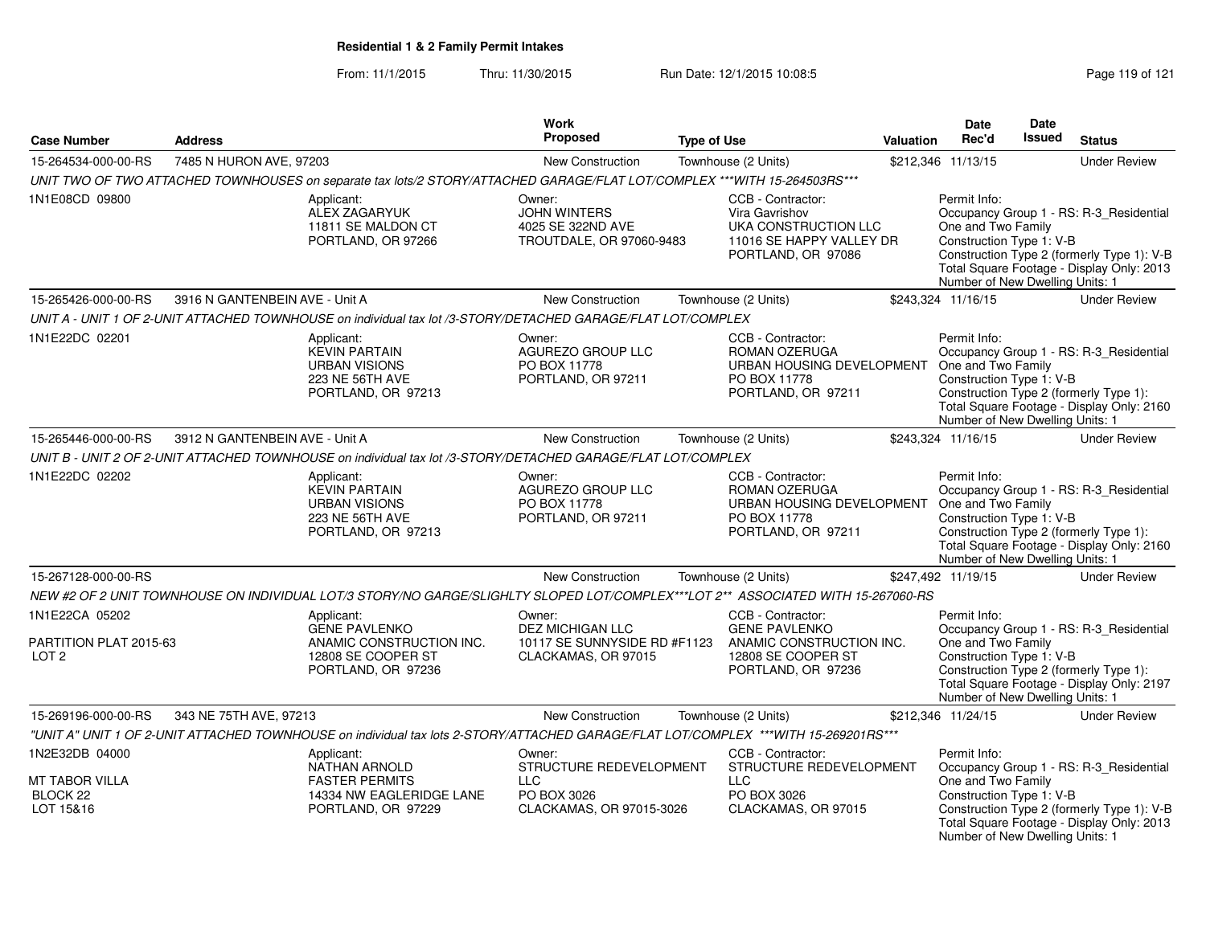**Residential 1 & 2 Family Permit Intakes**

From: 11/1/2015 Thru: 11/30/2015 Run Date: 12/1/2015 10:08:5

| Case Number | Address | Work Proposed | Type of Use | Valuation | Date Rec'd | Date Issued | Status |
|---|---|---|---|---|---|---|---|
| 15-264534-000-00-RS | 7485 N HURON AVE, 97203 | New Construction | Townhouse (2 Units) | $212,346 | 11/13/15 | | Under Review |

*UNIT TWO OF TWO ATTACHED TOWNHOUSES on separate tax lots/2 STORY/ATTACHED GARAGE/FLAT LOT/COMPLEX \*\*\*WITH 15-264503RS\*\*\**

1N1E08CD 09800

Applicant: ALEX ZAGARYUK, 11811 SE MALDON CT, PORTLAND, OR 97266

Owner: JOHN WINTERS, 4025 SE 322ND AVE, TROUTDALE, OR 97060-9483

CCB - Contractor: Vira Gavrishov, UKA CONSTRUCTION LLC, 11016 SE HAPPY VALLEY DR, PORTLAND, OR 97086

Permit Info: Occupancy Group 1 - RS: R-3_Residential One and Two Family; Construction Type 1: V-B; Construction Type 2 (formerly Type 1): V-B; Total Square Footage - Display Only: 2013; Number of New Dwelling Units: 1

| Case Number | Address | Work Proposed | Type of Use | Valuation | Date Rec'd | Date Issued | Status |
|---|---|---|---|---|---|---|---|
| 15-265426-000-00-RS | 3916 N GANTENBEIN AVE - Unit A | New Construction | Townhouse (2 Units) | $243,324 | 11/16/15 | | Under Review |

*UNIT A - UNIT 1 OF 2-UNIT ATTACHED TOWNHOUSE on individual tax lot /3-STORY/DETACHED GARAGE/FLAT LOT/COMPLEX*

1N1E22DC 02201

Applicant: KEVIN PARTAIN, URBAN VISIONS, 223 NE 56TH AVE, PORTLAND, OR 97213

Owner: AGUREZO GROUP LLC, PO BOX 11778, PORTLAND, OR 97211

CCB - Contractor: ROMAN OZERUGA, URBAN HOUSING DEVELOPMENT, PO BOX 11778, PORTLAND, OR 97211

Permit Info: Occupancy Group 1 - RS: R-3_Residential One and Two Family; Construction Type 1: V-B; Construction Type 2 (formerly Type 1):; Total Square Footage - Display Only: 2160; Number of New Dwelling Units: 1

| Case Number | Address | Work Proposed | Type of Use | Valuation | Date Rec'd | Date Issued | Status |
|---|---|---|---|---|---|---|---|
| 15-265446-000-00-RS | 3912 N GANTENBEIN AVE - Unit A | New Construction | Townhouse (2 Units) | $243,324 | 11/16/15 | | Under Review |

*UNIT B - UNIT 2 OF 2-UNIT ATTACHED TOWNHOUSE on individual tax lot /3-STORY/DETACHED GARAGE/FLAT LOT/COMPLEX*

1N1E22DC 02202

Applicant: KEVIN PARTAIN, URBAN VISIONS, 223 NE 56TH AVE, PORTLAND, OR 97213

Owner: AGUREZO GROUP LLC, PO BOX 11778, PORTLAND, OR 97211

CCB - Contractor: ROMAN OZERUGA, URBAN HOUSING DEVELOPMENT, PO BOX 11778, PORTLAND, OR 97211

Permit Info: Occupancy Group 1 - RS: R-3_Residential One and Two Family; Construction Type 1: V-B; Construction Type 2 (formerly Type 1):; Total Square Footage - Display Only: 2160; Number of New Dwelling Units: 1

| Case Number | Address | Work Proposed | Type of Use | Valuation | Date Rec'd | Date Issued | Status |
|---|---|---|---|---|---|---|---|
| 15-267128-000-00-RS | | New Construction | Townhouse (2 Units) | $247,492 | 11/19/15 | | Under Review |

*NEW #2 OF 2 UNIT TOWNHOUSE ON INDIVIDUAL LOT/3 STORY/NO GARAGE/SLIGHLTY SLOPED LOT/COMPLEX\*\*\*LOT 2\*\* ASSOCIATED WITH 15-267060-RS*

1N1E22CA 05202
PARTITION PLAT 2015-63
LOT 2

Applicant: GENE PAVLENKO, ANAMIC CONSTRUCTION INC., 12808 SE COOPER ST, PORTLAND, OR 97236

Owner: DEZ MICHIGAN LLC, 10117 SE SUNNYSIDE RD #F1123, CLACKAMAS, OR 97015

CCB - Contractor: GENE PAVLENKO, ANAMIC CONSTRUCTION INC., 12808 SE COOPER ST, PORTLAND, OR 97236

Permit Info: Occupancy Group 1 - RS: R-3_Residential One and Two Family; Construction Type 1: V-B; Construction Type 2 (formerly Type 1):; Total Square Footage - Display Only: 2197; Number of New Dwelling Units: 1

| Case Number | Address | Work Proposed | Type of Use | Valuation | Date Rec'd | Date Issued | Status |
|---|---|---|---|---|---|---|---|
| 15-269196-000-00-RS | 343 NE 75TH AVE, 97213 | New Construction | Townhouse (2 Units) | $212,346 | 11/24/15 | | Under Review |

*"UNIT A" UNIT 1 OF 2-UNIT ATTACHED TOWNHOUSE on individual tax lots 2-STORY/ATTACHED GARAGE/FLAT LOT/COMPLEX \*\*\*WITH 15-269201RS\*\*\**

1N2E32DB 04000
MT TABOR VILLA
BLOCK 22
LOT 15&16

Applicant: NATHAN ARNOLD, FASTER PERMITS, 14334 NW EAGLERIDGE LANE, PORTLAND, OR 97229

Owner: STRUCTURE REDEVELOPMENT LLC, PO BOX 3026, CLACKAMAS, OR 97015-3026

CCB - Contractor: STRUCTURE REDEVELOPMENT LLC, PO BOX 3026, CLACKAMAS, OR 97015

Permit Info: Occupancy Group 1 - RS: R-3_Residential One and Two Family; Construction Type 1: V-B; Construction Type 2 (formerly Type 1): V-B; Total Square Footage - Display Only: 2013; Number of New Dwelling Units: 1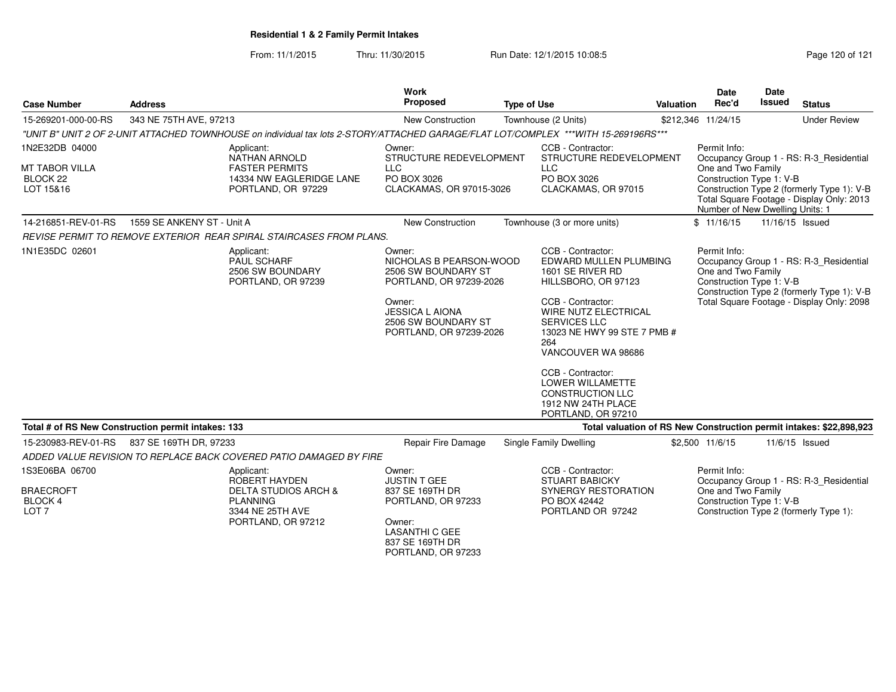## Residential 1 & 2 Family Permit Intakes

From: 11/1/2015 Thru: 11/30/2015 Run Date: 12/1/2015 10:08:5

| Case Number | Address | Work Proposed | Type of Use | Valuation | Date Rec'd | Date Issued | Status |
|---|---|---|---|---|---|---|---|
| 15-269201-000-00-RS | 343 NE 75TH AVE, 97213 | New Construction | Townhouse (2 Units) | $212,346 | 11/24/15 | | Under Review |

*"UNIT B" UNIT 2 OF 2-UNIT ATTACHED TOWNHOUSE on individual tax lots 2-STORY/ATTACHED GARAGE/FLAT LOT/COMPLEX \*\*\*WITH 15-269196RS\*\*\**

1N2E32DB 04000
MT TABOR VILLA
BLOCK 22
LOT 15&16

Applicant:
NATHAN ARNOLD
FASTER PERMITS
14334 NW EAGLERIDGE LANE
PORTLAND, OR 97229

Owner:
STRUCTURE REDEVELOPMENT LLC
PO BOX 3026
CLACKAMAS, OR 97015-3026

CCB - Contractor:
STRUCTURE REDEVELOPMENT LLC
PO BOX 3026
CLACKAMAS, OR 97015

Permit Info:
Occupancy Group 1 - RS: R-3_Residential One and Two Family
Construction Type 1: V-B
Construction Type 2 (formerly Type 1): V-B
Total Square Footage - Display Only: 2013
Number of New Dwelling Units: 1

| Case Number | Address | Work Proposed | Type of Use | Valuation | Date Rec'd | Date Issued | Status |
|---|---|---|---|---|---|---|---|
| 14-216851-REV-01-RS | 1559 SE ANKENY ST - Unit A | New Construction | Townhouse (3 or more units) | $ | 11/16/15 | 11/16/15 | Issued |

*REVISE PERMIT TO REMOVE EXTERIOR REAR SPIRAL STAIRCASES FROM PLANS.*

1N1E35DC 02601

Applicant:
PAUL SCHARF
2506 SW BOUNDARY
PORTLAND, OR 97239

Owner:
NICHOLAS B PEARSON-WOOD
2506 SW BOUNDARY ST
PORTLAND, OR 97239-2026

Owner:
JESSICA L AIONA
2506 SW BOUNDARY ST
PORTLAND, OR 97239-2026

CCB - Contractor:
EDWARD MULLEN PLUMBING
1601 SE RIVER RD
HILLSBORO, OR 97123

CCB - Contractor:
WIRE NUTZ ELECTRICAL SERVICES LLC
13023 NE HWY 99 STE 7 PMB # 264
VANCOUVER WA 98686

CCB - Contractor:
LOWER WILLAMETTE CONSTRUCTION LLC
1912 NW 24TH PLACE
PORTLAND, OR 97210

Permit Info:
Occupancy Group 1 - RS: R-3_Residential One and Two Family
Construction Type 1: V-B
Construction Type 2 (formerly Type 1): V-B
Total Square Footage - Display Only: 2098

**Total # of RS New Construction permit intakes: 133**

**Total valuation of RS New Construction permit intakes: $22,898,923**

| Case Number | Address | Work Proposed | Type of Use | Valuation | Date Rec'd | Date Issued | Status |
|---|---|---|---|---|---|---|---|
| 15-230983-REV-01-RS | 837 SE 169TH DR, 97233 | Repair Fire Damage | Single Family Dwelling | $2,500 | 11/6/15 | 11/6/15 | Issued |

*ADDED VALUE REVISION TO REPLACE BACK COVERED PATIO DAMAGED BY FIRE*

1S3E06BA 06700
BRAECROFT
BLOCK 4
LOT 7

Applicant:
ROBERT HAYDEN
DELTA STUDIOS ARCH & PLANNING
3344 NE 25TH AVE
PORTLAND, OR 97212

Owner:
JUSTIN T GEE
837 SE 169TH DR
PORTLAND, OR 97233

Owner:
LASANTHI C GEE
837 SE 169TH DR
PORTLAND, OR 97233

CCB - Contractor:
STUART BABICKY
SYNERGY RESTORATION
PO BOX 42442
PORTLAND OR 97242

Permit Info:
Occupancy Group 1 - RS: R-3_Residential One and Two Family
Construction Type 1: V-B
Construction Type 2 (formerly Type 1):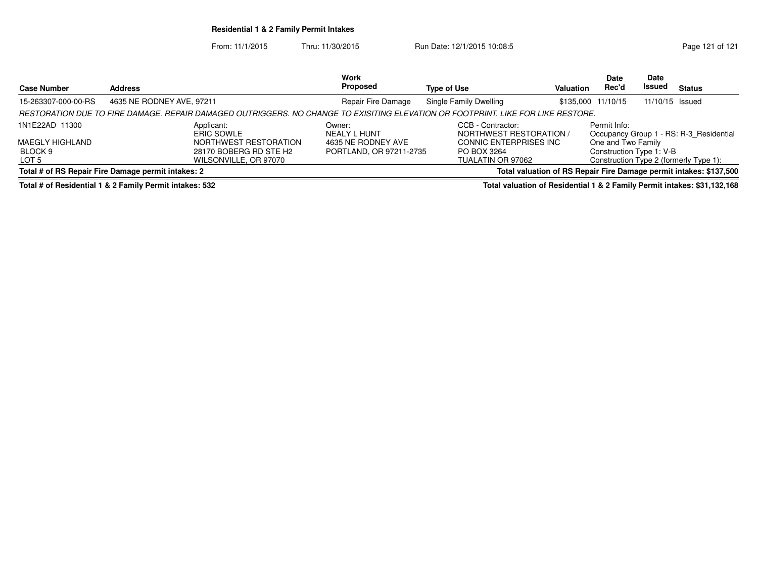**Residential 1 & 2 Family Permit Intakes**

From: 11/1/2015 Thru: 11/30/2015 Run Date: 12/1/2015 10:08:5

| Case Number | Address | Work Proposed | Type of Use | Valuation | Date Rec'd | Date Issued | Status |
|---|---|---|---|---|---|---|---|
| 15-263307-000-00-RS | 4635 NE RODNEY AVE, 97211 | Repair Fire Damage | Single Family Dwelling | $135,000 | 11/10/15 | 11/10/15 | Issued |

*RESTORATION DUE TO FIRE DAMAGE. REPAIR DAMAGED OUTRIGGERS. NO CHANGE TO EXISITING ELEVATION OR FOOTPRINT. LIKE FOR LIKE RESTORE.*

| | Applicant: | Owner: | CCB - Contractor: | Permit Info: |
|---|---|---|---|---|
| 1N1E22AD 11300 | ERIC SOWLE | NEALY L HUNT | NORTHWEST RESTORATION / | Occupancy Group 1 - RS: R-3_Residential |
| MAEGLY HIGHLAND | NORTHWEST RESTORATION | 4635 NE RODNEY AVE | CONNIC ENTERPRISES INC | One and Two Family |
| BLOCK 9 | 28170 BOBERG RD STE H2 | PORTLAND, OR 97211-2735 | PO BOX 3264 | Construction Type 1: V-B |
| LOT 5 | WILSONVILLE, OR 97070 | | TUALATIN OR 97062 | Construction Type 2 (formerly Type 1): |

**Total # of RS Repair Fire Damage permit intakes: 2** **Total valuation of RS Repair Fire Damage permit intakes: $137,500**

**Total # of Residential 1 & 2 Family Permit intakes: 532** **Total valuation of Residential 1 & 2 Family Permit intakes: $31,132,168**